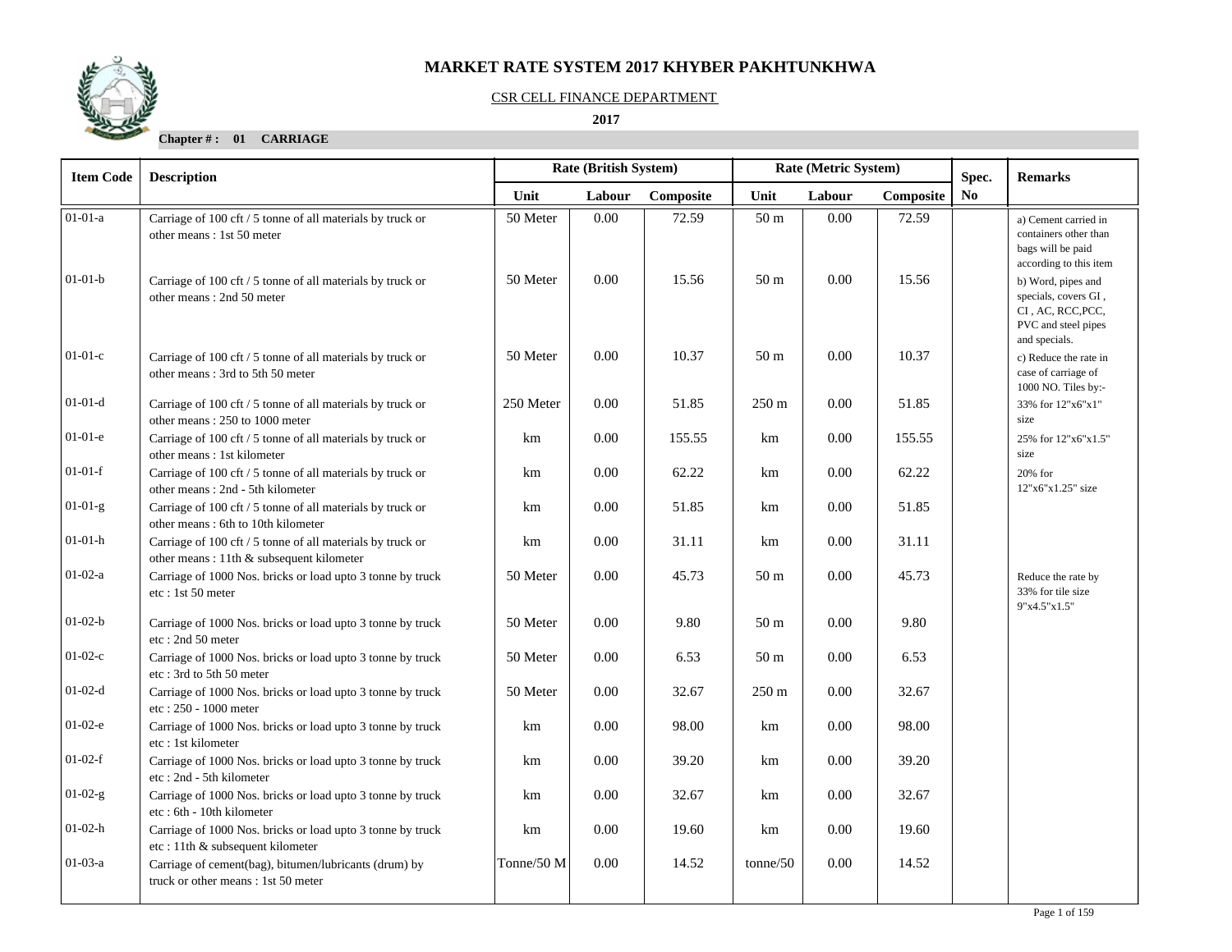# MARKET RATE SYSTEM 2017 KHYBER PAKHTUNKHWA

CSR CELL FINANCE DEPARTMENT

**2017**

**Chapter # : 01 CARRIAGE**

| Item Code | Description | Rate (British System) | | | Rate (Metric System) | | | Spec. No | Remarks |
|---|---|---|---|---|---|---|---|---|---|
| | | Unit | Labour | Composite | Unit | Labour | Composite | | |
| 01-01-a | Carriage of 100 cft / 5 tonne of all materials by truck or other means : 1st 50 meter | 50 Meter | 0.00 | 72.59 | 50 m | 0.00 | 72.59 | | a) Cement carried in containers other than bags will be paid according to this item |
| 01-01-b | Carriage of 100 cft / 5 tonne of all materials by truck or other means : 2nd 50 meter | 50 Meter | 0.00 | 15.56 | 50 m | 0.00 | 15.56 | | b) Word, pipes and specials, covers GI , CI , AC, RCC,PCC, PVC and steel pipes and specials. |
| 01-01-c | Carriage of 100 cft / 5 tonne of all materials by truck or other means : 3rd to 5th 50 meter | 50 Meter | 0.00 | 10.37 | 50 m | 0.00 | 10.37 | | c) Reduce the rate in case of carriage of 1000 NO. Tiles by:- |
| 01-01-d | Carriage of 100 cft / 5 tonne of all materials by truck or other means : 250 to 1000 meter | 250 Meter | 0.00 | 51.85 | 250 m | 0.00 | 51.85 | | 33% for 12"x6"x1" size |
| 01-01-e | Carriage of 100 cft / 5 tonne of all materials by truck or other means : 1st kilometer | km | 0.00 | 155.55 | km | 0.00 | 155.55 | | 25% for 12"x6"x1.5" size |
| 01-01-f | Carriage of 100 cft / 5 tonne of all materials by truck or other means : 2nd - 5th kilometer | km | 0.00 | 62.22 | km | 0.00 | 62.22 | | 20% for 12"x6"x1.25" size |
| 01-01-g | Carriage of 100 cft / 5 tonne of all materials by truck or other means : 6th to 10th kilometer | km | 0.00 | 51.85 | km | 0.00 | 51.85 | | |
| 01-01-h | Carriage of 100 cft / 5 tonne of all materials by truck or other means : 11th & subsequent kilometer | km | 0.00 | 31.11 | km | 0.00 | 31.11 | | |
| 01-02-a | Carriage of 1000 Nos. bricks or load upto 3 tonne by truck etc : 1st 50 meter | 50 Meter | 0.00 | 45.73 | 50 m | 0.00 | 45.73 | | Reduce the rate by 33% for tile size 9"x4.5"x1.5" |
| 01-02-b | Carriage of 1000 Nos. bricks or load upto 3 tonne by truck etc : 2nd 50 meter | 50 Meter | 0.00 | 9.80 | 50 m | 0.00 | 9.80 | | |
| 01-02-c | Carriage of 1000 Nos. bricks or load upto 3 tonne by truck etc : 3rd to 5th 50 meter | 50 Meter | 0.00 | 6.53 | 50 m | 0.00 | 6.53 | | |
| 01-02-d | Carriage of 1000 Nos. bricks or load upto 3 tonne by truck etc : 250 - 1000 meter | 50 Meter | 0.00 | 32.67 | 250 m | 0.00 | 32.67 | | |
| 01-02-e | Carriage of 1000 Nos. bricks or load upto 3 tonne by truck etc : 1st kilometer | km | 0.00 | 98.00 | km | 0.00 | 98.00 | | |
| 01-02-f | Carriage of 1000 Nos. bricks or load upto 3 tonne by truck etc : 2nd - 5th kilometer | km | 0.00 | 39.20 | km | 0.00 | 39.20 | | |
| 01-02-g | Carriage of 1000 Nos. bricks or load upto 3 tonne by truck etc : 6th - 10th kilometer | km | 0.00 | 32.67 | km | 0.00 | 32.67 | | |
| 01-02-h | Carriage of 1000 Nos. bricks or load upto 3 tonne by truck etc : 11th & subsequent kilometer | km | 0.00 | 19.60 | km | 0.00 | 19.60 | | |
| 01-03-a | Carriage of cement(bag), bitumen/lubricants (drum) by truck or other means : 1st 50 meter | Tonne/50 M | 0.00 | 14.52 | tonne/50 | 0.00 | 14.52 | | |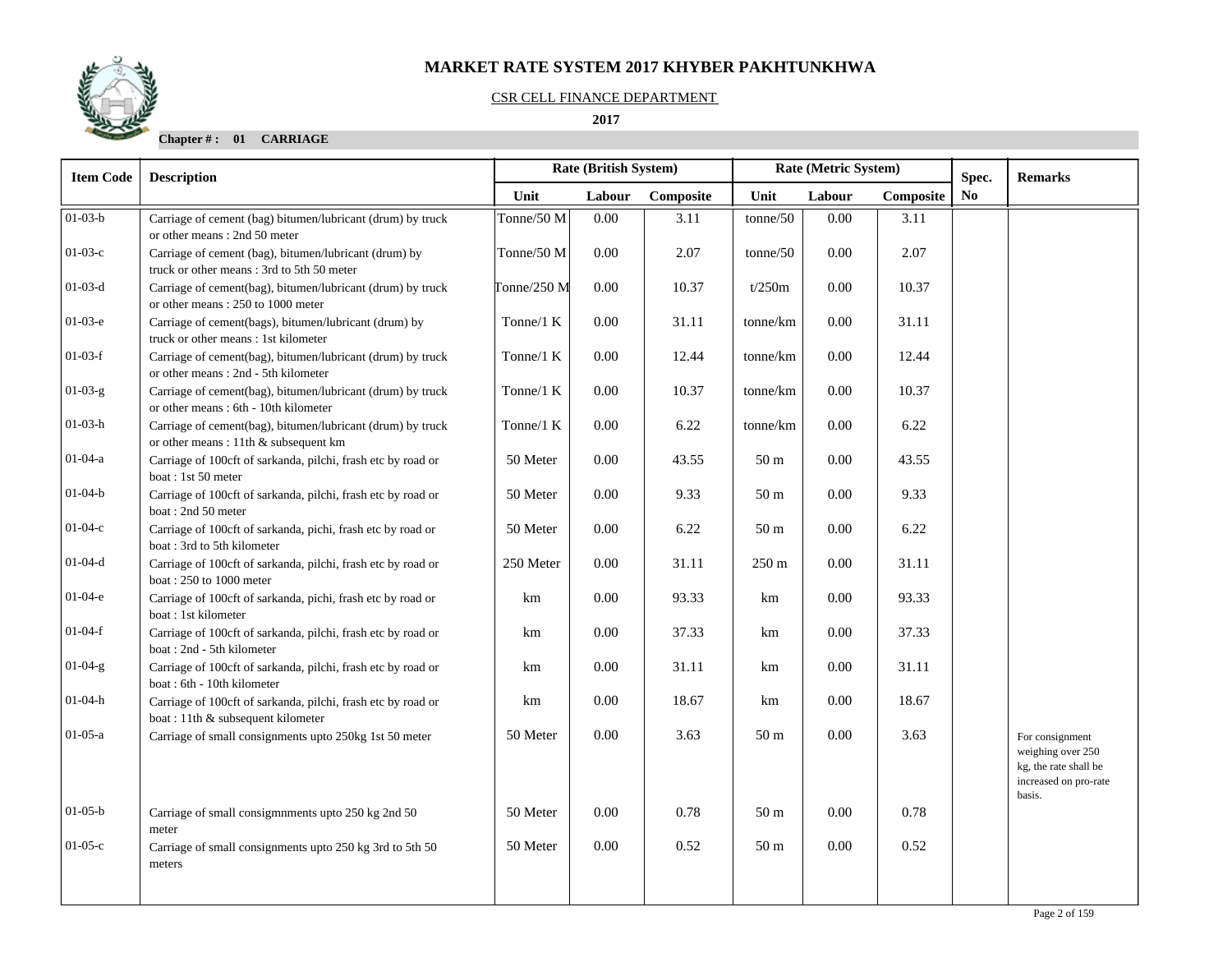# MARKET RATE SYSTEM 2017 KHYBER PAKHTUNKHWA

CSR CELL FINANCE DEPARTMENT

**2017**

**Chapter # : 01 CARRIAGE**

| Item Code | Description | Rate (British System) | | | Rate (Metric System) | | | Spec. No | Remarks |
|---|---|---|---|---|---|---|---|---|---|
| | | Unit | Labour | Composite | Unit | Labour | Composite | | |
| 01-03-b | Carriage of cement (bag) bitumen/lubricant (drum) by truck or other means : 2nd 50 meter | Tonne/50 M | 0.00 | 3.11 | tonne/50 | 0.00 | 3.11 | | |
| 01-03-c | Carriage of cement (bag), bitumen/lubricant (drum) by truck or other means : 3rd to 5th 50 meter | Tonne/50 M | 0.00 | 2.07 | tonne/50 | 0.00 | 2.07 | | |
| 01-03-d | Carriage of cement(bag), bitumen/lubricant (drum) by truck or other means : 250 to 1000 meter | Tonne/250 M | 0.00 | 10.37 | t/250m | 0.00 | 10.37 | | |
| 01-03-e | Carriage of cement(bags), bitumen/lubricant (drum) by truck or other means : 1st kilometer | Tonne/1 K | 0.00 | 31.11 | tonne/km | 0.00 | 31.11 | | |
| 01-03-f | Carriage of cement(bag), bitumen/lubricant (drum) by truck or other means : 2nd - 5th kilometer | Tonne/1 K | 0.00 | 12.44 | tonne/km | 0.00 | 12.44 | | |
| 01-03-g | Carriage of cement(bag), bitumen/lubricant (drum) by truck or other means : 6th - 10th kilometer | Tonne/1 K | 0.00 | 10.37 | tonne/km | 0.00 | 10.37 | | |
| 01-03-h | Carriage of cement(bag), bitumen/lubricant (drum) by truck or other means : 11th & subsequent km | Tonne/1 K | 0.00 | 6.22 | tonne/km | 0.00 | 6.22 | | |
| 01-04-a | Carriage of 100cft of sarkanda, pilchi, frash etc by road or boat : 1st 50 meter | 50 Meter | 0.00 | 43.55 | 50 m | 0.00 | 43.55 | | |
| 01-04-b | Carriage of 100cft of sarkanda, pilchi, frash etc by road or boat : 2nd 50 meter | 50 Meter | 0.00 | 9.33 | 50 m | 0.00 | 9.33 | | |
| 01-04-c | Carriage of 100cft of sarkanda, pichi, frash etc by road or boat : 3rd to 5th kilometer | 50 Meter | 0.00 | 6.22 | 50 m | 0.00 | 6.22 | | |
| 01-04-d | Carriage of 100cft of sarkanda, pilchi, frash etc by road or boat : 250 to 1000 meter | 250 Meter | 0.00 | 31.11 | 250 m | 0.00 | 31.11 | | |
| 01-04-e | Carriage of 100cft of sarkanda, pichi, frash etc by road or boat : 1st kilometer | km | 0.00 | 93.33 | km | 0.00 | 93.33 | | |
| 01-04-f | Carriage of 100cft of sarkanda, pilchi, frash etc by road or boat : 2nd - 5th kilometer | km | 0.00 | 37.33 | km | 0.00 | 37.33 | | |
| 01-04-g | Carriage of 100cft of sarkanda, pilchi, frash etc by road or boat : 6th - 10th kilometer | km | 0.00 | 31.11 | km | 0.00 | 31.11 | | |
| 01-04-h | Carriage of 100cft of sarkanda, pilchi, frash etc by road or boat : 11th & subsequent kilometer | km | 0.00 | 18.67 | km | 0.00 | 18.67 | | |
| 01-05-a | Carriage of small consignments upto 250kg 1st 50 meter | 50 Meter | 0.00 | 3.63 | 50 m | 0.00 | 3.63 | | For consignment weighing over 250 kg, the rate shall be increased on pro-rate basis. |
| 01-05-b | Carriage of small consigmnments upto 250 kg 2nd 50 meter | 50 Meter | 0.00 | 0.78 | 50 m | 0.00 | 0.78 | | |
| 01-05-c | Carriage of small consignments upto 250 kg 3rd to 5th 50 meters | 50 Meter | 0.00 | 0.52 | 50 m | 0.00 | 0.52 | | |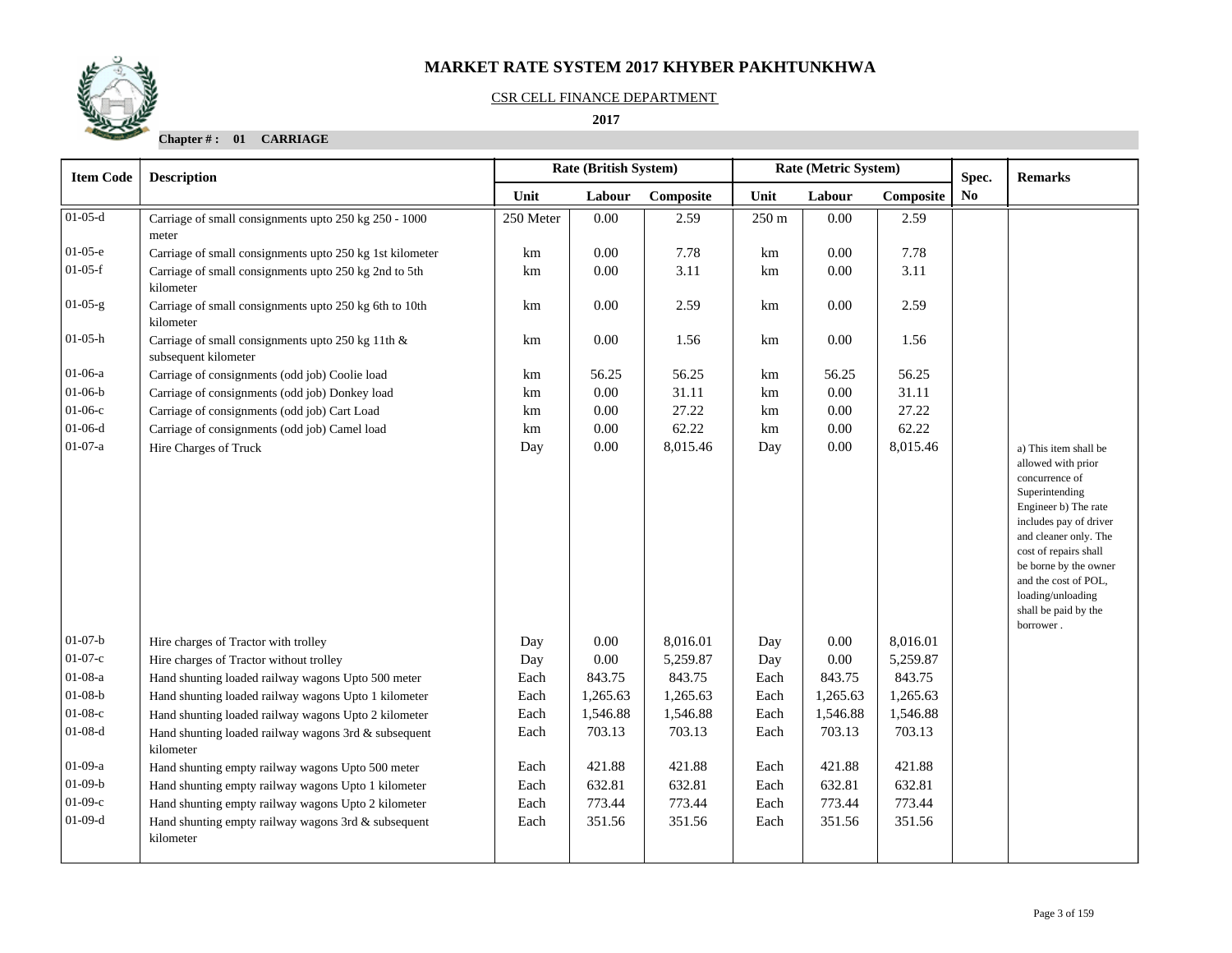# MARKET RATE SYSTEM 2017 KHYBER PAKHTUNKHWA

CSR CELL FINANCE DEPARTMENT

**2017**

**Chapter # : 01 CARRIAGE**

| Item Code | Description | Rate (British System) | | | Rate (Metric System) | | | Spec. No | Remarks |
|---|---|---|---|---|---|---|---|---|---|
| | | Unit | Labour | Composite | Unit | Labour | Composite | | |
| 01-05-d | Carriage of small consignments upto 250 kg 250 - 1000 meter | 250 Meter | 0.00 | 2.59 | 250 m | 0.00 | 2.59 | | |
| 01-05-e | Carriage of small consignments upto 250 kg 1st kilometer | km | 0.00 | 7.78 | km | 0.00 | 7.78 | | |
| 01-05-f | Carriage of small consignments upto 250 kg 2nd to 5th kilometer | km | 0.00 | 3.11 | km | 0.00 | 3.11 | | |
| 01-05-g | Carriage of small consignments upto 250 kg 6th to 10th kilometer | km | 0.00 | 2.59 | km | 0.00 | 2.59 | | |
| 01-05-h | Carriage of small consignments upto 250 kg 11th & subsequent kilometer | km | 0.00 | 1.56 | km | 0.00 | 1.56 | | |
| 01-06-a | Carriage of consignments (odd job) Coolie load | km | 56.25 | 56.25 | km | 56.25 | 56.25 | | |
| 01-06-b | Carriage of consignments (odd job) Donkey load | km | 0.00 | 31.11 | km | 0.00 | 31.11 | | |
| 01-06-c | Carriage of consignments (odd job) Cart Load | km | 0.00 | 27.22 | km | 0.00 | 27.22 | | |
| 01-06-d | Carriage of consignments (odd job) Camel load | km | 0.00 | 62.22 | km | 0.00 | 62.22 | | |
| 01-07-a | Hire Charges of Truck | Day | 0.00 | 8,015.46 | Day | 0.00 | 8,015.46 | | a) This item shall be allowed with prior concurrence of Superintending Engineer b) The rate includes pay of driver and cleaner only. The cost of repairs shall be borne by the owner and the cost of POL, loading/unloading shall be paid by the borrower . |
| 01-07-b | Hire charges of Tractor with trolley | Day | 0.00 | 8,016.01 | Day | 0.00 | 8,016.01 | | |
| 01-07-c | Hire charges of Tractor without trolley | Day | 0.00 | 5,259.87 | Day | 0.00 | 5,259.87 | | |
| 01-08-a | Hand shunting loaded railway wagons Upto 500 meter | Each | 843.75 | 843.75 | Each | 843.75 | 843.75 | | |
| 01-08-b | Hand shunting loaded railway wagons Upto 1 kilometer | Each | 1,265.63 | 1,265.63 | Each | 1,265.63 | 1,265.63 | | |
| 01-08-c | Hand shunting loaded railway wagons Upto 2 kilometer | Each | 1,546.88 | 1,546.88 | Each | 1,546.88 | 1,546.88 | | |
| 01-08-d | Hand shunting loaded railway wagons 3rd & subsequent kilometer | Each | 703.13 | 703.13 | Each | 703.13 | 703.13 | | |
| 01-09-a | Hand shunting empty railway wagons Upto 500 meter | Each | 421.88 | 421.88 | Each | 421.88 | 421.88 | | |
| 01-09-b | Hand shunting empty railway wagons Upto 1 kilometer | Each | 632.81 | 632.81 | Each | 632.81 | 632.81 | | |
| 01-09-c | Hand shunting empty railway wagons Upto 2 kilometer | Each | 773.44 | 773.44 | Each | 773.44 | 773.44 | | |
| 01-09-d | Hand shunting empty railway wagons 3rd & subsequent kilometer | Each | 351.56 | 351.56 | Each | 351.56 | 351.56 | | |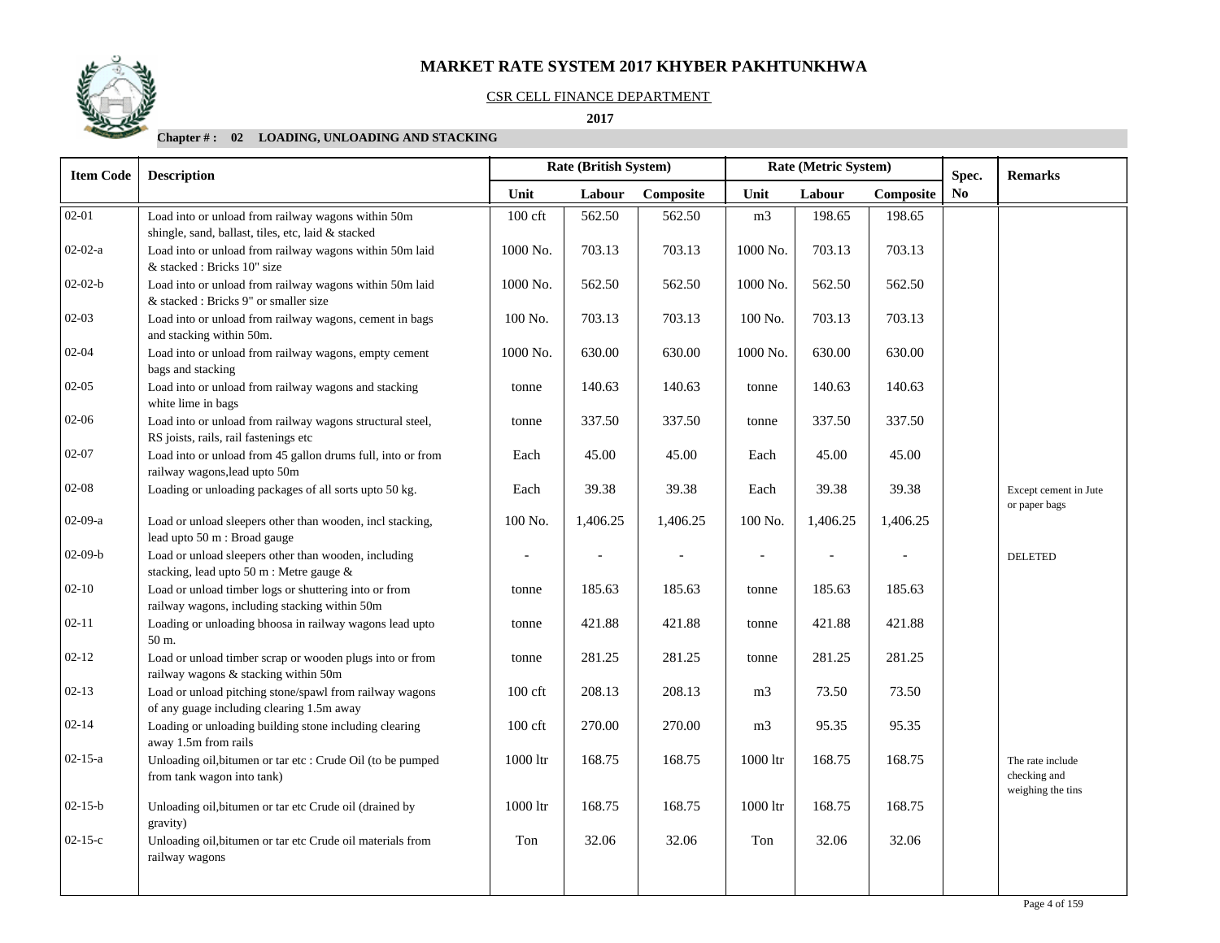# MARKET RATE SYSTEM 2017 KHYBER PAKHTUNKHWA

CSR CELL FINANCE DEPARTMENT

**2017**

**Chapter # : 02 LOADING, UNLOADING AND STACKING**

| Item Code | Description | Rate (British System) | | | Rate (Metric System) | | | Spec. No | Remarks |
|---|---|---|---|---|---|---|---|---|---|
| | | Unit | Labour | Composite | Unit | Labour | Composite | | |
| 02-01 | Load into or unload from railway wagons within 50m shingle, sand, ballast, tiles, etc, laid & stacked | 100 cft | 562.50 | 562.50 | m3 | 198.65 | 198.65 | | |
| 02-02-a | Load into or unload from railway wagons within 50m laid & stacked : Bricks 10" size | 1000 No. | 703.13 | 703.13 | 1000 No. | 703.13 | 703.13 | | |
| 02-02-b | Load into or unload from railway wagons within 50m laid & stacked : Bricks 9" or smaller size | 1000 No. | 562.50 | 562.50 | 1000 No. | 562.50 | 562.50 | | |
| 02-03 | Load into or unload from railway wagons, cement in bags and stacking within 50m. | 100 No. | 703.13 | 703.13 | 100 No. | 703.13 | 703.13 | | |
| 02-04 | Load into or unload from railway wagons, empty cement bags and stacking | 1000 No. | 630.00 | 630.00 | 1000 No. | 630.00 | 630.00 | | |
| 02-05 | Load into or unload from railway wagons and stacking white lime in bags | tonne | 140.63 | 140.63 | tonne | 140.63 | 140.63 | | |
| 02-06 | Load into or unload from railway wagons structural steel, RS joists, rails, rail fastenings etc | tonne | 337.50 | 337.50 | tonne | 337.50 | 337.50 | | |
| 02-07 | Load into or unload from 45 gallon drums full, into or from railway wagons,lead upto 50m | Each | 45.00 | 45.00 | Each | 45.00 | 45.00 | | |
| 02-08 | Loading or unloading packages of all sorts upto 50 kg. | Each | 39.38 | 39.38 | Each | 39.38 | 39.38 | | Except cement in Jute or paper bags |
| 02-09-a | Load or unload sleepers other than wooden, incl stacking, lead upto 50 m : Broad gauge | 100 No. | 1,406.25 | 1,406.25 | 100 No. | 1,406.25 | 1,406.25 | | |
| 02-09-b | Load or unload sleepers other than wooden, including stacking, lead upto 50 m : Metre gauge & | - | - | - | - | - | - | | DELETED |
| 02-10 | Load or unload timber logs or shuttering into or from railway wagons, including stacking within 50m | tonne | 185.63 | 185.63 | tonne | 185.63 | 185.63 | | |
| 02-11 | Loading or unloading bhoosa in railway wagons lead upto 50 m. | tonne | 421.88 | 421.88 | tonne | 421.88 | 421.88 | | |
| 02-12 | Load or unload timber scrap or wooden plugs into or from railway wagons & stacking within 50m | tonne | 281.25 | 281.25 | tonne | 281.25 | 281.25 | | |
| 02-13 | Load or unload pitching stone/spawl from railway wagons of any guage including clearing 1.5m away | 100 cft | 208.13 | 208.13 | m3 | 73.50 | 73.50 | | |
| 02-14 | Loading or unloading building stone including clearing away 1.5m from rails | 100 cft | 270.00 | 270.00 | m3 | 95.35 | 95.35 | | |
| 02-15-a | Unloading oil,bitumen or tar etc : Crude Oil (to be pumped from tank wagon into tank) | 1000 ltr | 168.75 | 168.75 | 1000 ltr | 168.75 | 168.75 | | The rate include checking and weighing the tins |
| 02-15-b | Unloading oil,bitumen or tar etc Crude oil (drained by gravity) | 1000 ltr | 168.75 | 168.75 | 1000 ltr | 168.75 | 168.75 | | |
| 02-15-c | Unloading oil,bitumen or tar etc Crude oil materials from railway wagons | Ton | 32.06 | 32.06 | Ton | 32.06 | 32.06 | | |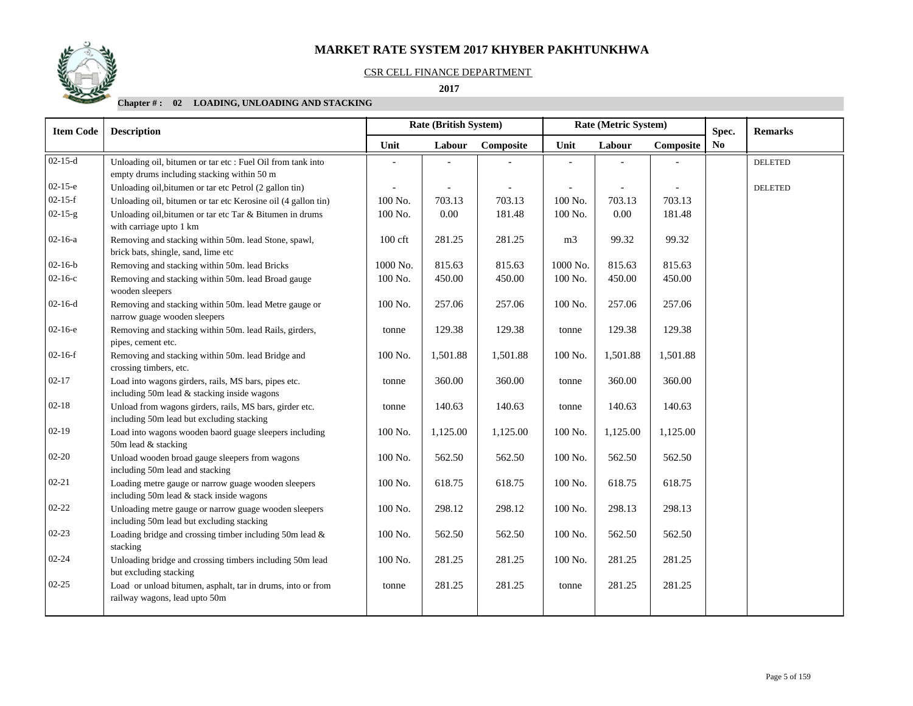# MARKET RATE SYSTEM 2017 KHYBER PAKHTUNKHWA

CSR CELL FINANCE DEPARTMENT

**2017**

**Chapter # : 02 LOADING, UNLOADING AND STACKING**

| Item Code | Description | Rate (British System) | | | Rate (Metric System) | | | Spec. No | Remarks |
|---|---|---|---|---|---|---|---|---|---|
| | | Unit | Labour | Composite | Unit | Labour | Composite | | |
| 02-15-d | Unloading oil, bitumen or tar etc : Fuel Oil from tank into empty drums including stacking within 50 m | - | - | - | - | - | - | | DELETED |
| 02-15-e | Unloading oil,bitumen or tar etc Petrol (2 gallon tin) | - | - | - | - | - | - | | DELETED |
| 02-15-f | Unloading oil, bitumen or tar etc Kerosine oil (4 gallon tin) | 100 No. | 703.13 | 703.13 | 100 No. | 703.13 | 703.13 | | |
| 02-15-g | Unloading oil,bitumen or tar etc Tar & Bitumen in drums with carriage upto 1 km | 100 No. | 0.00 | 181.48 | 100 No. | 0.00 | 181.48 | | |
| 02-16-a | Removing and stacking within 50m. lead Stone, spawl, brick bats, shingle, sand, lime etc | 100 cft | 281.25 | 281.25 | m3 | 99.32 | 99.32 | | |
| 02-16-b | Removing and stacking within 50m. lead Bricks | 1000 No. | 815.63 | 815.63 | 1000 No. | 815.63 | 815.63 | | |
| 02-16-c | Removing and stacking within 50m. lead Broad gauge wooden sleepers | 100 No. | 450.00 | 450.00 | 100 No. | 450.00 | 450.00 | | |
| 02-16-d | Removing and stacking within 50m. lead Metre gauge or narrow guage wooden sleepers | 100 No. | 257.06 | 257.06 | 100 No. | 257.06 | 257.06 | | |
| 02-16-e | Removing and stacking within 50m. lead Rails, girders, pipes, cement etc. | tonne | 129.38 | 129.38 | tonne | 129.38 | 129.38 | | |
| 02-16-f | Removing and stacking within 50m. lead Bridge and crossing timbers, etc. | 100 No. | 1,501.88 | 1,501.88 | 100 No. | 1,501.88 | 1,501.88 | | |
| 02-17 | Load into wagons girders, rails, MS bars, pipes etc. including 50m lead & stacking inside wagons | tonne | 360.00 | 360.00 | tonne | 360.00 | 360.00 | | |
| 02-18 | Unload from wagons girders, rails, MS bars, girder etc. including 50m lead but excluding stacking | tonne | 140.63 | 140.63 | tonne | 140.63 | 140.63 | | |
| 02-19 | Load into wagons wooden baord guage sleepers including 50m lead & stacking | 100 No. | 1,125.00 | 1,125.00 | 100 No. | 1,125.00 | 1,125.00 | | |
| 02-20 | Unload wooden broad gauge sleepers from wagons including 50m lead and stacking | 100 No. | 562.50 | 562.50 | 100 No. | 562.50 | 562.50 | | |
| 02-21 | Loading metre gauge or narrow guage wooden sleepers including 50m lead & stack inside wagons | 100 No. | 618.75 | 618.75 | 100 No. | 618.75 | 618.75 | | |
| 02-22 | Unloading metre gauge or narrow guage wooden sleepers including 50m lead but excluding stacking | 100 No. | 298.12 | 298.12 | 100 No. | 298.13 | 298.13 | | |
| 02-23 | Loading bridge and crossing timber including 50m lead & stacking | 100 No. | 562.50 | 562.50 | 100 No. | 562.50 | 562.50 | | |
| 02-24 | Unloading bridge and crossing timbers including 50m lead but excluding stacking | 100 No. | 281.25 | 281.25 | 100 No. | 281.25 | 281.25 | | |
| 02-25 | Load or unload bitumen, asphalt, tar in drums, into or from railway wagons, lead upto 50m | tonne | 281.25 | 281.25 | tonne | 281.25 | 281.25 | | |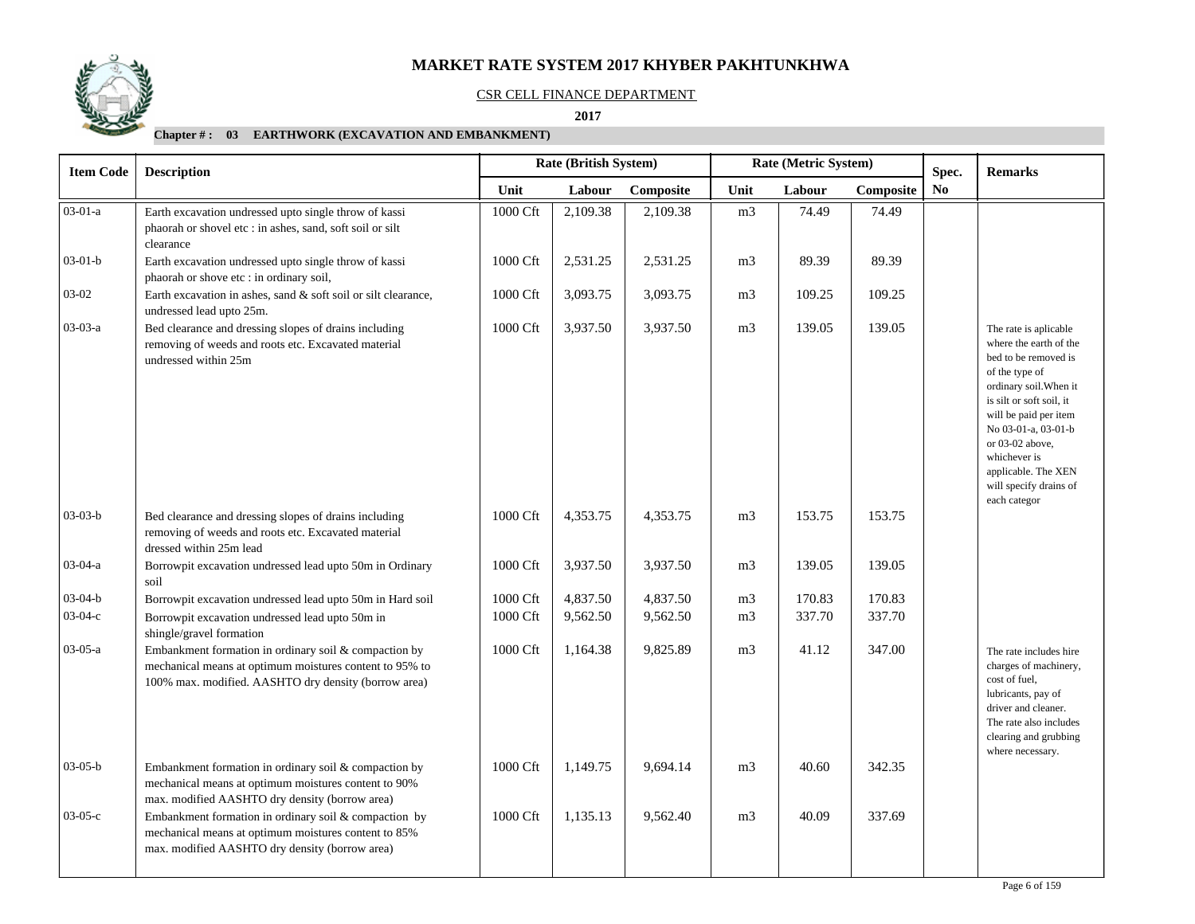# MARKET RATE SYSTEM 2017 KHYBER PAKHTUNKHWA

CSR CELL FINANCE DEPARTMENT

**2017**

**Chapter # : 03 EARTHWORK (EXCAVATION AND EMBANKMENT)**

| Item Code | Description | Rate (British System) | | | Rate (Metric System) | | | Spec. No | Remarks |
|---|---|---|---|---|---|---|---|---|---|
| | | Unit | Labour | Composite | Unit | Labour | Composite | | |
| 03-01-a | Earth excavation undressed upto single throw of kassi phaorah or shovel etc : in ashes, sand, soft soil or silt clearance | 1000 Cft | 2,109.38 | 2,109.38 | m3 | 74.49 | 74.49 | | |
| 03-01-b | Earth excavation undressed upto single throw of kassi phaorah or shove etc : in ordinary soil, | 1000 Cft | 2,531.25 | 2,531.25 | m3 | 89.39 | 89.39 | | |
| 03-02 | Earth excavation in ashes, sand & soft soil or silt clearance, undressed lead upto 25m. | 1000 Cft | 3,093.75 | 3,093.75 | m3 | 109.25 | 109.25 | | |
| 03-03-a | Bed clearance and dressing slopes of drains including removing of weeds and roots etc. Excavated material undressed within 25m | 1000 Cft | 3,937.50 | 3,937.50 | m3 | 139.05 | 139.05 | | The rate is aplicable where the earth of the bed to be removed is of the type of ordinary soil.When it is silt or soft soil, it will be paid per item No 03-01-a, 03-01-b or 03-02 above, whichever is applicable. The XEN will specify drains of each categor |
| 03-03-b | Bed clearance and dressing slopes of drains including removing of weeds and roots etc. Excavated material dressed within 25m lead | 1000 Cft | 4,353.75 | 4,353.75 | m3 | 153.75 | 153.75 | | |
| 03-04-a | Borrowpit excavation undressed lead upto 50m in Ordinary soil | 1000 Cft | 3,937.50 | 3,937.50 | m3 | 139.05 | 139.05 | | |
| 03-04-b | Borrowpit excavation undressed lead upto 50m in Hard soil | 1000 Cft | 4,837.50 | 4,837.50 | m3 | 170.83 | 170.83 | | |
| 03-04-c | Borrowpit excavation undressed lead upto 50m in shingle/gravel formation | 1000 Cft | 9,562.50 | 9,562.50 | m3 | 337.70 | 337.70 | | |
| 03-05-a | Embankment formation in ordinary soil & compaction by mechanical means at optimum moistures content to 95% to 100% max. modified. AASHTO dry density (borrow area) | 1000 Cft | 1,164.38 | 9,825.89 | m3 | 41.12 | 347.00 | | The rate includes hire charges of machinery, cost of fuel, lubricants, pay of driver and cleaner. The rate also includes clearing and grubbing where necessary. |
| 03-05-b | Embankment formation in ordinary soil & compaction by mechanical means at optimum moistures content to 90% max. modified AASHTO dry density (borrow area) | 1000 Cft | 1,149.75 | 9,694.14 | m3 | 40.60 | 342.35 | | |
| 03-05-c | Embankment formation in ordinary soil & compaction by mechanical means at optimum moistures content to 85% max. modified AASHTO dry density (borrow area) | 1000 Cft | 1,135.13 | 9,562.40 | m3 | 40.09 | 337.69 | | |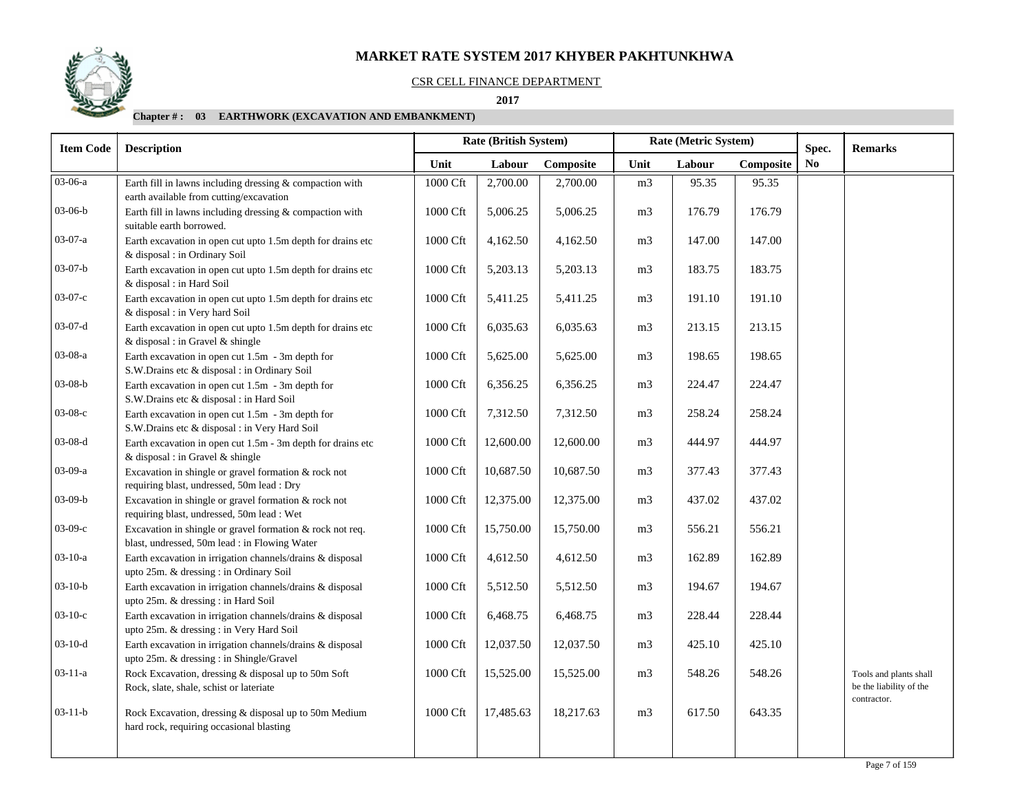# MARKET RATE SYSTEM 2017 KHYBER PAKHTUNKHWA

CSR CELL FINANCE DEPARTMENT

**2017**

**Chapter # : 03 EARTHWORK (EXCAVATION AND EMBANKMENT)**

| Item Code | Description | Rate (British System) | | | Rate (Metric System) | | | Spec. No | Remarks |
|---|---|---|---|---|---|---|---|---|---|
| | | Unit | Labour | Composite | Unit | Labour | Composite | | |
| 03-06-a | Earth fill in lawns including dressing & compaction with earth available from cutting/excavation | 1000 Cft | 2,700.00 | 2,700.00 | m3 | 95.35 | 95.35 | | |
| 03-06-b | Earth fill in lawns including dressing & compaction with suitable earth borrowed. | 1000 Cft | 5,006.25 | 5,006.25 | m3 | 176.79 | 176.79 | | |
| 03-07-a | Earth excavation in open cut upto 1.5m depth for drains etc & disposal : in Ordinary Soil | 1000 Cft | 4,162.50 | 4,162.50 | m3 | 147.00 | 147.00 | | |
| 03-07-b | Earth excavation in open cut upto 1.5m depth for drains etc & disposal : in Hard Soil | 1000 Cft | 5,203.13 | 5,203.13 | m3 | 183.75 | 183.75 | | |
| 03-07-c | Earth excavation in open cut upto 1.5m depth for drains etc & disposal : in Very hard Soil | 1000 Cft | 5,411.25 | 5,411.25 | m3 | 191.10 | 191.10 | | |
| 03-07-d | Earth excavation in open cut upto 1.5m depth for drains etc & disposal : in Gravel & shingle | 1000 Cft | 6,035.63 | 6,035.63 | m3 | 213.15 | 213.15 | | |
| 03-08-a | Earth excavation in open cut 1.5m - 3m depth for S.W.Drains etc & disposal : in Ordinary Soil | 1000 Cft | 5,625.00 | 5,625.00 | m3 | 198.65 | 198.65 | | |
| 03-08-b | Earth excavation in open cut 1.5m - 3m depth for S.W.Drains etc & disposal : in Hard Soil | 1000 Cft | 6,356.25 | 6,356.25 | m3 | 224.47 | 224.47 | | |
| 03-08-c | Earth excavation in open cut 1.5m - 3m depth for S.W.Drains etc & disposal : in Very Hard Soil | 1000 Cft | 7,312.50 | 7,312.50 | m3 | 258.24 | 258.24 | | |
| 03-08-d | Earth excavation in open cut 1.5m - 3m depth for drains etc & disposal : in Gravel & shingle | 1000 Cft | 12,600.00 | 12,600.00 | m3 | 444.97 | 444.97 | | |
| 03-09-a | Excavation in shingle or gravel formation & rock not requiring blast, undressed, 50m lead : Dry | 1000 Cft | 10,687.50 | 10,687.50 | m3 | 377.43 | 377.43 | | |
| 03-09-b | Excavation in shingle or gravel formation & rock not requiring blast, undressed, 50m lead : Wet | 1000 Cft | 12,375.00 | 12,375.00 | m3 | 437.02 | 437.02 | | |
| 03-09-c | Excavation in shingle or gravel formation & rock not req. blast, undressed, 50m lead : in Flowing Water | 1000 Cft | 15,750.00 | 15,750.00 | m3 | 556.21 | 556.21 | | |
| 03-10-a | Earth excavation in irrigation channels/drains & disposal upto 25m. & dressing : in Ordinary Soil | 1000 Cft | 4,612.50 | 4,612.50 | m3 | 162.89 | 162.89 | | |
| 03-10-b | Earth excavation in irrigation channels/drains & disposal upto 25m. & dressing : in Hard Soil | 1000 Cft | 5,512.50 | 5,512.50 | m3 | 194.67 | 194.67 | | |
| 03-10-c | Earth excavation in irrigation channels/drains & disposal upto 25m. & dressing : in Very Hard Soil | 1000 Cft | 6,468.75 | 6,468.75 | m3 | 228.44 | 228.44 | | |
| 03-10-d | Earth excavation in irrigation channels/drains & disposal upto 25m. & dressing : in Shingle/Gravel | 1000 Cft | 12,037.50 | 12,037.50 | m3 | 425.10 | 425.10 | | |
| 03-11-a | Rock Excavation, dressing & disposal up to 50m Soft Rock, slate, shale, schist or lateriate | 1000 Cft | 15,525.00 | 15,525.00 | m3 | 548.26 | 548.26 | | Tools and plants shall be the liability of the contractor. |
| 03-11-b | Rock Excavation, dressing & disposal up to 50m Medium hard rock, requiring occasional blasting | 1000 Cft | 17,485.63 | 18,217.63 | m3 | 617.50 | 643.35 | | |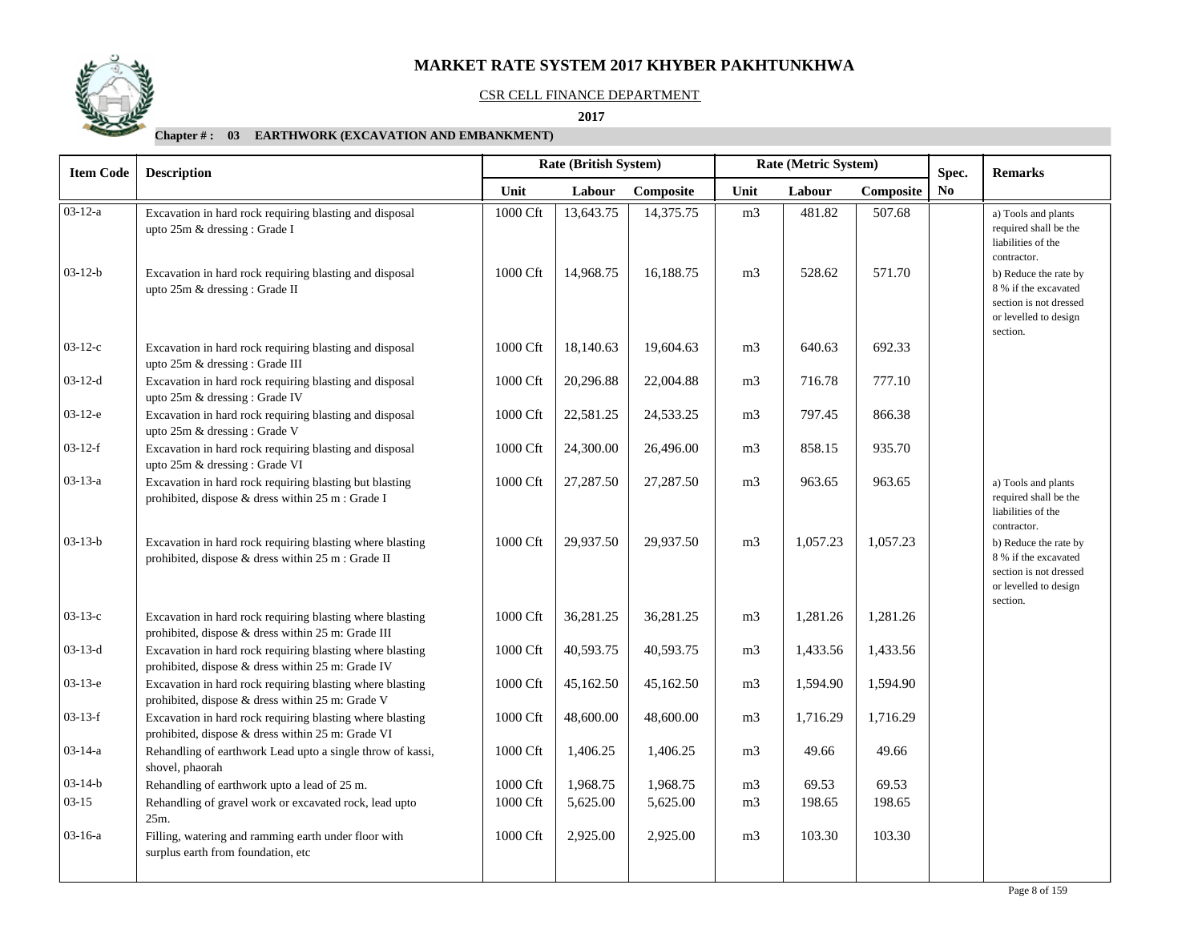# MARKET RATE SYSTEM 2017 KHYBER PAKHTUNKHWA

CSR CELL FINANCE DEPARTMENT

**2017**

**Chapter # : 03 EARTHWORK (EXCAVATION AND EMBANKMENT)**

| Item Code | Description | Rate (British System) | | | Rate (Metric System) | | | Spec. No | Remarks |
|---|---|---|---|---|---|---|---|---|---|
| | | Unit | Labour | Composite | Unit | Labour | Composite | | |
| 03-12-a | Excavation in hard rock requiring blasting and disposal upto 25m & dressing : Grade I | 1000 Cft | 13,643.75 | 14,375.75 | m3 | 481.82 | 507.68 | | a) Tools and plants required shall be the liabilities of the contractor. |
| 03-12-b | Excavation in hard rock requiring blasting and disposal upto 25m & dressing : Grade II | 1000 Cft | 14,968.75 | 16,188.75 | m3 | 528.62 | 571.70 | | b) Reduce the rate by 8 % if the excavated section is not dressed or levelled to design section. |
| 03-12-c | Excavation in hard rock requiring blasting and disposal upto 25m & dressing : Grade III | 1000 Cft | 18,140.63 | 19,604.63 | m3 | 640.63 | 692.33 | | |
| 03-12-d | Excavation in hard rock requiring blasting and disposal upto 25m & dressing : Grade IV | 1000 Cft | 20,296.88 | 22,004.88 | m3 | 716.78 | 777.10 | | |
| 03-12-e | Excavation in hard rock requiring blasting and disposal upto 25m & dressing : Grade V | 1000 Cft | 22,581.25 | 24,533.25 | m3 | 797.45 | 866.38 | | |
| 03-12-f | Excavation in hard rock requiring blasting and disposal upto 25m & dressing : Grade VI | 1000 Cft | 24,300.00 | 26,496.00 | m3 | 858.15 | 935.70 | | |
| 03-13-a | Excavation in hard rock requiring blasting but blasting prohibited, dispose & dress within 25 m : Grade I | 1000 Cft | 27,287.50 | 27,287.50 | m3 | 963.65 | 963.65 | | a) Tools and plants required shall be the liabilities of the contractor. |
| 03-13-b | Excavation in hard rock requiring blasting where blasting prohibited, dispose & dress within 25 m : Grade II | 1000 Cft | 29,937.50 | 29,937.50 | m3 | 1,057.23 | 1,057.23 | | b) Reduce the rate by 8 % if the excavated section is not dressed or levelled to design section. |
| 03-13-c | Excavation in hard rock requiring blasting where blasting prohibited, dispose & dress within 25 m: Grade III | 1000 Cft | 36,281.25 | 36,281.25 | m3 | 1,281.26 | 1,281.26 | | |
| 03-13-d | Excavation in hard rock requiring blasting where blasting prohibited, dispose & dress within 25 m: Grade IV | 1000 Cft | 40,593.75 | 40,593.75 | m3 | 1,433.56 | 1,433.56 | | |
| 03-13-e | Excavation in hard rock requiring blasting where blasting prohibited, dispose & dress within 25 m: Grade V | 1000 Cft | 45,162.50 | 45,162.50 | m3 | 1,594.90 | 1,594.90 | | |
| 03-13-f | Excavation in hard rock requiring blasting where blasting prohibited, dispose & dress within 25 m: Grade VI | 1000 Cft | 48,600.00 | 48,600.00 | m3 | 1,716.29 | 1,716.29 | | |
| 03-14-a | Rehandling of earthwork Lead upto a single throw of kassi, shovel, phaorah | 1000 Cft | 1,406.25 | 1,406.25 | m3 | 49.66 | 49.66 | | |
| 03-14-b | Rehandling of earthwork upto a lead of 25 m. | 1000 Cft | 1,968.75 | 1,968.75 | m3 | 69.53 | 69.53 | | |
| 03-15 | Rehandling of gravel work or excavated rock, lead upto 25m. | 1000 Cft | 5,625.00 | 5,625.00 | m3 | 198.65 | 198.65 | | |
| 03-16-a | Filling, watering and ramming earth under floor with surplus earth from foundation, etc | 1000 Cft | 2,925.00 | 2,925.00 | m3 | 103.30 | 103.30 | | |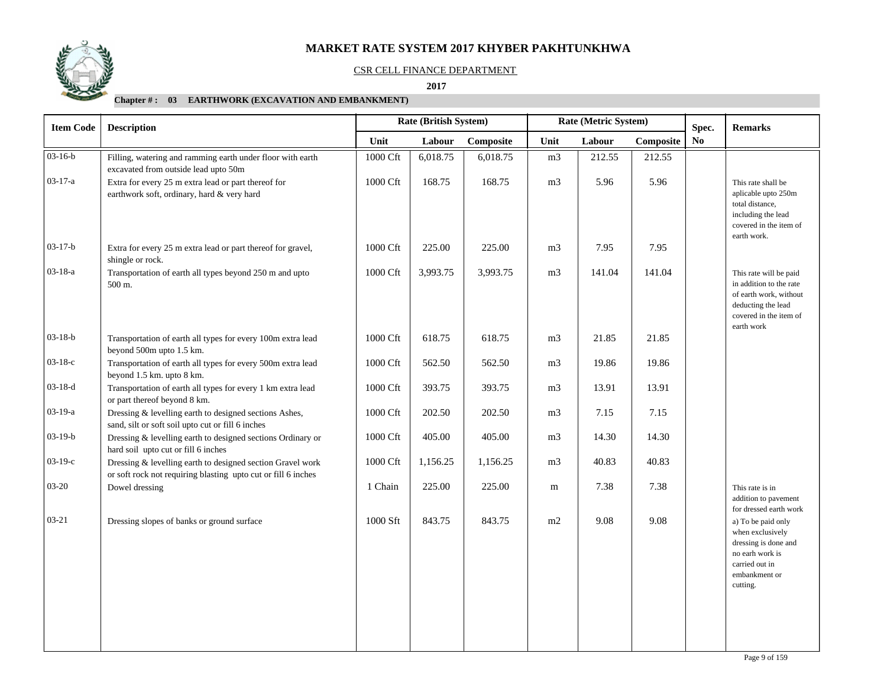# MARKET RATE SYSTEM 2017 KHYBER PAKHTUNKHWA

CSR CELL FINANCE DEPARTMENT

**2017**

**Chapter # : 03 EARTHWORK (EXCAVATION AND EMBANKMENT)**

| Item Code | Description | Rate (British System) | | | Rate (Metric System) | | | Spec. | Remarks |
|---|---|---|---|---|---|---|---|---|---|
| | | Unit | Labour | Composite | Unit | Labour | Composite | No | |
| 03-16-b | Filling, watering and ramming earth under floor with earth excavated from outside lead upto 50m | 1000 Cft | 6,018.75 | 6,018.75 | m3 | 212.55 | 212.55 | | |
| 03-17-a | Extra for every 25 m extra lead or part thereof for earthwork soft, ordinary, hard & very hard | 1000 Cft | 168.75 | 168.75 | m3 | 5.96 | 5.96 | | This rate shall be aplicable upto 250m total distance, including the lead covered in the item of earth work. |
| 03-17-b | Extra for every 25 m extra lead or part thereof for gravel, shingle or rock. | 1000 Cft | 225.00 | 225.00 | m3 | 7.95 | 7.95 | | |
| 03-18-a | Transportation of earth all types beyond 250 m and upto 500 m. | 1000 Cft | 3,993.75 | 3,993.75 | m3 | 141.04 | 141.04 | | This rate will be paid in addition to the rate of earth work, without deducting the lead covered in the item of earth work |
| 03-18-b | Transportation of earth all types for every 100m extra lead beyond 500m upto 1.5 km. | 1000 Cft | 618.75 | 618.75 | m3 | 21.85 | 21.85 | | |
| 03-18-c | Transportation of earth all types for every 500m extra lead beyond 1.5 km. upto 8 km. | 1000 Cft | 562.50 | 562.50 | m3 | 19.86 | 19.86 | | |
| 03-18-d | Transportation of earth all types for every 1 km extra lead or part thereof beyond 8 km. | 1000 Cft | 393.75 | 393.75 | m3 | 13.91 | 13.91 | | |
| 03-19-a | Dressing & levelling earth to designed sections Ashes, sand, silt or soft soil upto cut or fill 6 inches | 1000 Cft | 202.50 | 202.50 | m3 | 7.15 | 7.15 | | |
| 03-19-b | Dressing & levelling earth to designed sections Ordinary or hard soil upto cut or fill 6 inches | 1000 Cft | 405.00 | 405.00 | m3 | 14.30 | 14.30 | | |
| 03-19-c | Dressing & levelling earth to designed section Gravel work or soft rock not requiring blasting upto cut or fill 6 inches | 1000 Cft | 1,156.25 | 1,156.25 | m3 | 40.83 | 40.83 | | |
| 03-20 | Dowel dressing | 1 Chain | 225.00 | 225.00 | m | 7.38 | 7.38 | | This rate is in addition to pavement for dressed earth work |
| 03-21 | Dressing slopes of banks or ground surface | 1000 Sft | 843.75 | 843.75 | m2 | 9.08 | 9.08 | | a) To be paid only when exclusively dressing is done and no earh work is carried out in embankment or cutting. |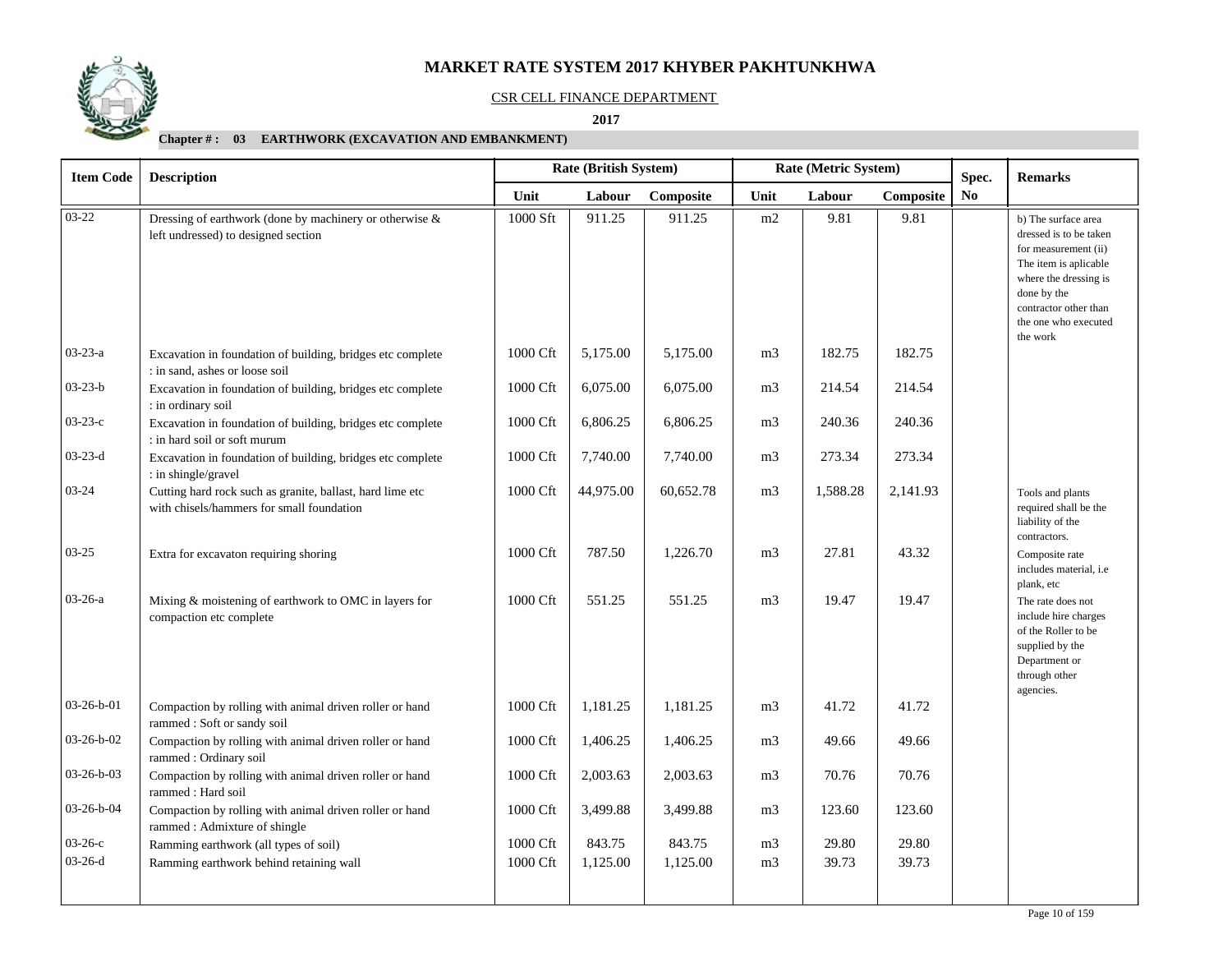# MARKET RATE SYSTEM 2017 KHYBER PAKHTUNKHWA

CSR CELL FINANCE DEPARTMENT

**2017**

**Chapter # : 03 EARTHWORK (EXCAVATION AND EMBANKMENT)**

| Item Code | Description | Rate (British System) | | | Rate (Metric System) | | | Spec. No | Remarks |
|---|---|---|---|---|---|---|---|---|---|
| | | Unit | Labour | Composite | Unit | Labour | Composite | | |
| 03-22 | Dressing of earthwork (done by machinery or otherwise & left undressed) to designed section | 1000 Sft | 911.25 | 911.25 | m2 | 9.81 | 9.81 | | b) The surface area dressed is to be taken for measurement (ii) The item is aplicable where the dressing is done by the contractor other than the one who executed the work |
| 03-23-a | Excavation in foundation of building, bridges etc complete : in sand, ashes or loose soil | 1000 Cft | 5,175.00 | 5,175.00 | m3 | 182.75 | 182.75 | | |
| 03-23-b | Excavation in foundation of building, bridges etc complete : in ordinary soil | 1000 Cft | 6,075.00 | 6,075.00 | m3 | 214.54 | 214.54 | | |
| 03-23-c | Excavation in foundation of building, bridges etc complete : in hard soil or soft murum | 1000 Cft | 6,806.25 | 6,806.25 | m3 | 240.36 | 240.36 | | |
| 03-23-d | Excavation in foundation of building, bridges etc complete : in shingle/gravel | 1000 Cft | 7,740.00 | 7,740.00 | m3 | 273.34 | 273.34 | | |
| 03-24 | Cutting hard rock such as granite, ballast, hard lime etc with chisels/hammers for small foundation | 1000 Cft | 44,975.00 | 60,652.78 | m3 | 1,588.28 | 2,141.93 | | Tools and plants required shall be the liability of the contractors. |
| 03-25 | Extra for excavaton requiring shoring | 1000 Cft | 787.50 | 1,226.70 | m3 | 27.81 | 43.32 | | Composite rate includes material, i.e plank, etc |
| 03-26-a | Mixing & moistening of earthwork to OMC in layers for compaction etc complete | 1000 Cft | 551.25 | 551.25 | m3 | 19.47 | 19.47 | | The rate does not include hire charges of the Roller to be supplied by the Department or through other agencies. |
| 03-26-b-01 | Compaction by rolling with animal driven roller or hand rammed : Soft or sandy soil | 1000 Cft | 1,181.25 | 1,181.25 | m3 | 41.72 | 41.72 | | |
| 03-26-b-02 | Compaction by rolling with animal driven roller or hand rammed : Ordinary soil | 1000 Cft | 1,406.25 | 1,406.25 | m3 | 49.66 | 49.66 | | |
| 03-26-b-03 | Compaction by rolling with animal driven roller or hand rammed : Hard soil | 1000 Cft | 2,003.63 | 2,003.63 | m3 | 70.76 | 70.76 | | |
| 03-26-b-04 | Compaction by rolling with animal driven roller or hand rammed : Admixture of shingle | 1000 Cft | 3,499.88 | 3,499.88 | m3 | 123.60 | 123.60 | | |
| 03-26-c | Ramming earthwork (all types of soil) | 1000 Cft | 843.75 | 843.75 | m3 | 29.80 | 29.80 | | |
| 03-26-d | Ramming earthwork behind retaining wall | 1000 Cft | 1,125.00 | 1,125.00 | m3 | 39.73 | 39.73 | | |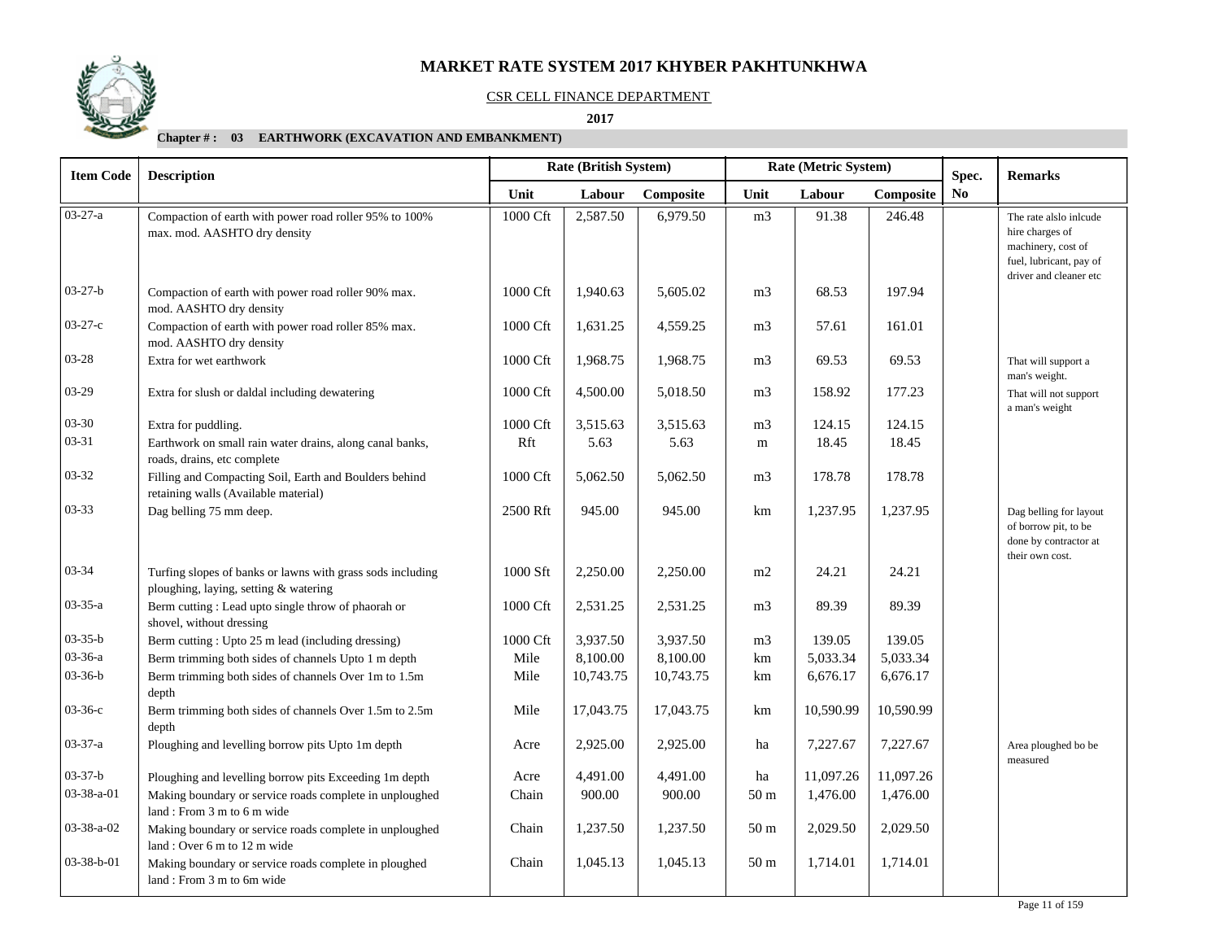# MARKET RATE SYSTEM 2017 KHYBER PAKHTUNKHWA

CSR CELL FINANCE DEPARTMENT

**2017**

**Chapter # : 03 EARTHWORK (EXCAVATION AND EMBANKMENT)**

| Item Code | Description | Rate (British System) | | | Rate (Metric System) | | | Spec. No | Remarks |
|---|---|---|---|---|---|---|---|---|---|
| | | Unit | Labour | Composite | Unit | Labour | Composite | | |
| 03-27-a | Compaction of earth with power road roller 95% to 100% max. mod. AASHTO dry density | 1000 Cft | 2,587.50 | 6,979.50 | m3 | 91.38 | 246.48 | | The rate alslo inlcude hire charges of machinery, cost of fuel, lubricant, pay of driver and cleaner etc |
| 03-27-b | Compaction of earth with power road roller 90% max. mod. AASHTO dry density | 1000 Cft | 1,940.63 | 5,605.02 | m3 | 68.53 | 197.94 | | |
| 03-27-c | Compaction of earth with power road roller 85% max. mod. AASHTO dry density | 1000 Cft | 1,631.25 | 4,559.25 | m3 | 57.61 | 161.01 | | |
| 03-28 | Extra for wet earthwork | 1000 Cft | 1,968.75 | 1,968.75 | m3 | 69.53 | 69.53 | | That will support a man's weight. |
| 03-29 | Extra for slush or daldal including dewatering | 1000 Cft | 4,500.00 | 5,018.50 | m3 | 158.92 | 177.23 | | That will not support a man's weight |
| 03-30 | Extra for puddling. | 1000 Cft | 3,515.63 | 3,515.63 | m3 | 124.15 | 124.15 | | |
| 03-31 | Earthwork on small rain water drains, along canal banks, roads, drains, etc complete | Rft | 5.63 | 5.63 | m | 18.45 | 18.45 | | |
| 03-32 | Filling and Compacting Soil, Earth and Boulders behind retaining walls (Available material) | 1000 Cft | 5,062.50 | 5,062.50 | m3 | 178.78 | 178.78 | | |
| 03-33 | Dag belling 75 mm deep. | 2500 Rft | 945.00 | 945.00 | km | 1,237.95 | 1,237.95 | | Dag belling for layout of borrow pit, to be done by contractor at their own cost. |
| 03-34 | Turfing slopes of banks or lawns with grass sods including ploughing, laying, setting & watering | 1000 Sft | 2,250.00 | 2,250.00 | m2 | 24.21 | 24.21 | | |
| 03-35-a | Berm cutting : Lead upto single throw of phaorah or shovel, without dressing | 1000 Cft | 2,531.25 | 2,531.25 | m3 | 89.39 | 89.39 | | |
| 03-35-b | Berm cutting : Upto 25 m lead (including dressing) | 1000 Cft | 3,937.50 | 3,937.50 | m3 | 139.05 | 139.05 | | |
| 03-36-a | Berm trimming both sides of channels Upto 1 m depth | Mile | 8,100.00 | 8,100.00 | km | 5,033.34 | 5,033.34 | | |
| 03-36-b | Berm trimming both sides of channels Over 1m to 1.5m depth | Mile | 10,743.75 | 10,743.75 | km | 6,676.17 | 6,676.17 | | |
| 03-36-c | Berm trimming both sides of channels Over 1.5m to 2.5m depth | Mile | 17,043.75 | 17,043.75 | km | 10,590.99 | 10,590.99 | | |
| 03-37-a | Ploughing and levelling borrow pits Upto 1m depth | Acre | 2,925.00 | 2,925.00 | ha | 7,227.67 | 7,227.67 | | Area ploughed bo be measured |
| 03-37-b | Ploughing and levelling borrow pits Exceeding 1m depth | Acre | 4,491.00 | 4,491.00 | ha | 11,097.26 | 11,097.26 | | |
| 03-38-a-01 | Making boundary or service roads complete in unploughed land : From 3 m to 6 m wide | Chain | 900.00 | 900.00 | 50 m | 1,476.00 | 1,476.00 | | |
| 03-38-a-02 | Making boundary or service roads complete in unploughed land : Over 6 m to 12 m wide | Chain | 1,237.50 | 1,237.50 | 50 m | 2,029.50 | 2,029.50 | | |
| 03-38-b-01 | Making boundary or service roads complete in ploughed land : From 3 m to 6m wide | Chain | 1,045.13 | 1,045.13 | 50 m | 1,714.01 | 1,714.01 | | |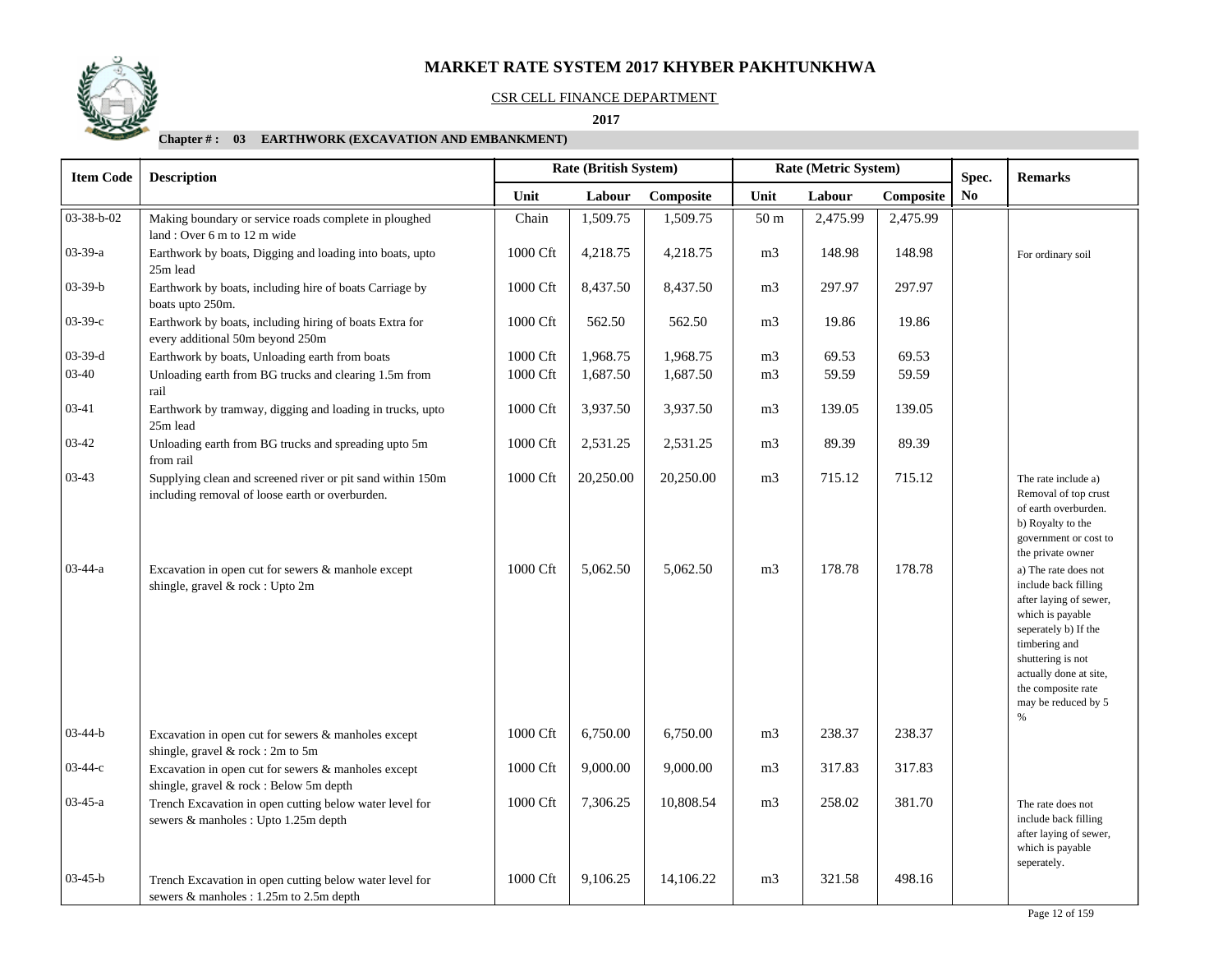# MARKET RATE SYSTEM 2017 KHYBER PAKHTUNKHWA

CSR CELL FINANCE DEPARTMENT

**2017**

**Chapter # : 03 EARTHWORK (EXCAVATION AND EMBANKMENT)**

| Item Code | Description | Rate (British System) | | | Rate (Metric System) | | | Spec. No | Remarks |
|---|---|---|---|---|---|---|---|---|---|
| | | Unit | Labour | Composite | Unit | Labour | Composite | | |
| 03-38-b-02 | Making boundary or service roads complete in ploughed land : Over 6 m to 12 m wide | Chain | 1,509.75 | 1,509.75 | 50 m | 2,475.99 | 2,475.99 | | |
| 03-39-a | Earthwork by boats, Digging and loading into boats, upto 25m lead | 1000 Cft | 4,218.75 | 4,218.75 | m3 | 148.98 | 148.98 | | For ordinary soil |
| 03-39-b | Earthwork by boats, including hire of boats Carriage by boats upto 250m. | 1000 Cft | 8,437.50 | 8,437.50 | m3 | 297.97 | 297.97 | | |
| 03-39-c | Earthwork by boats, including hiring of boats Extra for every additional 50m beyond 250m | 1000 Cft | 562.50 | 562.50 | m3 | 19.86 | 19.86 | | |
| 03-39-d | Earthwork by boats, Unloading earth from boats | 1000 Cft | 1,968.75 | 1,968.75 | m3 | 69.53 | 69.53 | | |
| 03-40 | Unloading earth from BG trucks and clearing 1.5m from rail | 1000 Cft | 1,687.50 | 1,687.50 | m3 | 59.59 | 59.59 | | |
| 03-41 | Earthwork by tramway, digging and loading in trucks, upto 25m lead | 1000 Cft | 3,937.50 | 3,937.50 | m3 | 139.05 | 139.05 | | |
| 03-42 | Unloading earth from BG trucks and spreading upto 5m from rail | 1000 Cft | 2,531.25 | 2,531.25 | m3 | 89.39 | 89.39 | | |
| 03-43 | Supplying clean and screened river or pit sand within 150m including removal of loose earth or overburden. | 1000 Cft | 20,250.00 | 20,250.00 | m3 | 715.12 | 715.12 | | The rate include a) Removal of top crust of earth overburden. b) Royalty to the government or cost to the private owner |
| 03-44-a | Excavation in open cut for sewers & manhole except shingle, gravel & rock : Upto 2m | 1000 Cft | 5,062.50 | 5,062.50 | m3 | 178.78 | 178.78 | | a) The rate does not include back filling after laying of sewer, which is payable seperately b) If the timbering and shuttering is not actually done at site, the composite rate may be reduced by 5 % |
| 03-44-b | Excavation in open cut for sewers & manholes except shingle, gravel & rock : 2m to 5m | 1000 Cft | 6,750.00 | 6,750.00 | m3 | 238.37 | 238.37 | | |
| 03-44-c | Excavation in open cut for sewers & manholes except shingle, gravel & rock : Below 5m depth | 1000 Cft | 9,000.00 | 9,000.00 | m3 | 317.83 | 317.83 | | |
| 03-45-a | Trench Excavation in open cutting below water level for sewers & manholes : Upto 1.25m depth | 1000 Cft | 7,306.25 | 10,808.54 | m3 | 258.02 | 381.70 | | The rate does not include back filling after laying of sewer, which is payable seperately. |
| 03-45-b | Trench Excavation in open cutting below water level for sewers & manholes : 1.25m to 2.5m depth | 1000 Cft | 9,106.25 | 14,106.22 | m3 | 321.58 | 498.16 | | |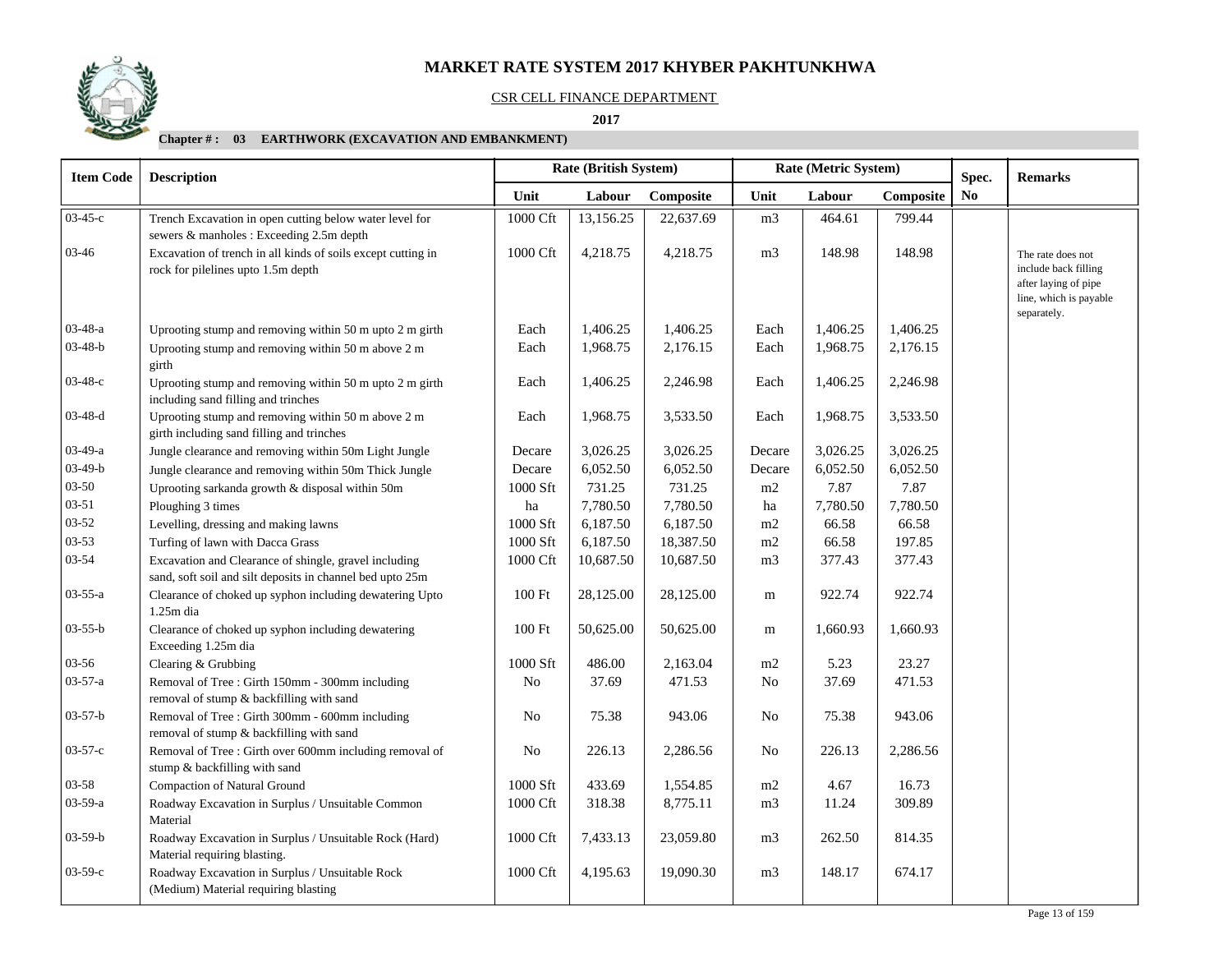# MARKET RATE SYSTEM 2017 KHYBER PAKHTUNKHWA

CSR CELL FINANCE DEPARTMENT

**2017**

**Chapter # : 03 EARTHWORK (EXCAVATION AND EMBANKMENT)**

| Item Code | Description | Rate (British System) | | | Rate (Metric System) | | | Spec. No | Remarks |
|---|---|---|---|---|---|---|---|---|---|
| | | Unit | Labour | Composite | Unit | Labour | Composite | | |
| 03-45-c | Trench Excavation in open cutting below water level for sewers & manholes : Exceeding 2.5m depth | 1000 Cft | 13,156.25 | 22,637.69 | m3 | 464.61 | 799.44 | | |
| 03-46 | Excavation of trench in all kinds of soils except cutting in rock for pipelines upto 1.5m depth | 1000 Cft | 4,218.75 | 4,218.75 | m3 | 148.98 | 148.98 | | The rate does not include back filling after laying of pipe line, which is payable separately. |
| 03-48-a | Uprooting stump and removing within 50 m upto 2 m girth | Each | 1,406.25 | 1,406.25 | Each | 1,406.25 | 1,406.25 | | |
| 03-48-b | Uprooting stump and removing within 50 m above 2 m girth | Each | 1,968.75 | 2,176.15 | Each | 1,968.75 | 2,176.15 | | |
| 03-48-c | Uprooting stump and removing within 50 m upto 2 m girth including sand filling and trinches | Each | 1,406.25 | 2,246.98 | Each | 1,406.25 | 2,246.98 | | |
| 03-48-d | Uprooting stump and removing within 50 m above 2 m girth including sand filling and trinches | Each | 1,968.75 | 3,533.50 | Each | 1,968.75 | 3,533.50 | | |
| 03-49-a | Jungle clearance and removing within 50m Light Jungle | Decare | 3,026.25 | 3,026.25 | Decare | 3,026.25 | 3,026.25 | | |
| 03-49-b | Jungle clearance and removing within 50m Thick Jungle | Decare | 6,052.50 | 6,052.50 | Decare | 6,052.50 | 6,052.50 | | |
| 03-50 | Uprooting sarkanda growth & disposal within 50m | 1000 Sft | 731.25 | 731.25 | m2 | 7.87 | 7.87 | | |
| 03-51 | Ploughing 3 times | ha | 7,780.50 | 7,780.50 | ha | 7,780.50 | 7,780.50 | | |
| 03-52 | Levelling, dressing and making lawns | 1000 Sft | 6,187.50 | 6,187.50 | m2 | 66.58 | 66.58 | | |
| 03-53 | Turfing of lawn with Dacca Grass | 1000 Sft | 6,187.50 | 18,387.50 | m2 | 66.58 | 197.85 | | |
| 03-54 | Excavation and Clearance of shingle, gravel including sand, soft soil and silt deposits in channel bed upto 25m | 1000 Cft | 10,687.50 | 10,687.50 | m3 | 377.43 | 377.43 | | |
| 03-55-a | Clearance of choked up syphon including dewatering Upto 1.25m dia | 100 Ft | 28,125.00 | 28,125.00 | m | 922.74 | 922.74 | | |
| 03-55-b | Clearance of choked up syphon including dewatering Exceeding 1.25m dia | 100 Ft | 50,625.00 | 50,625.00 | m | 1,660.93 | 1,660.93 | | |
| 03-56 | Clearing & Grubbing | 1000 Sft | 486.00 | 2,163.04 | m2 | 5.23 | 23.27 | | |
| 03-57-a | Removal of Tree : Girth 150mm - 300mm including removal of stump & backfilling with sand | No | 37.69 | 471.53 | No | 37.69 | 471.53 | | |
| 03-57-b | Removal of Tree : Girth 300mm - 600mm including removal of stump & backfilling with sand | No | 75.38 | 943.06 | No | 75.38 | 943.06 | | |
| 03-57-c | Removal of Tree : Girth over 600mm including removal of stump & backfilling with sand | No | 226.13 | 2,286.56 | No | 226.13 | 2,286.56 | | |
| 03-58 | Compaction of Natural Ground | 1000 Sft | 433.69 | 1,554.85 | m2 | 4.67 | 16.73 | | |
| 03-59-a | Roadway Excavation in Surplus / Unsuitable Common Material | 1000 Cft | 318.38 | 8,775.11 | m3 | 11.24 | 309.89 | | |
| 03-59-b | Roadway Excavation in Surplus / Unsuitable Rock (Hard) Material requiring blasting. | 1000 Cft | 7,433.13 | 23,059.80 | m3 | 262.50 | 814.35 | | |
| 03-59-c | Roadway Excavation in Surplus / Unsuitable Rock (Medium) Material requiring blasting | 1000 Cft | 4,195.63 | 19,090.30 | m3 | 148.17 | 674.17 | | |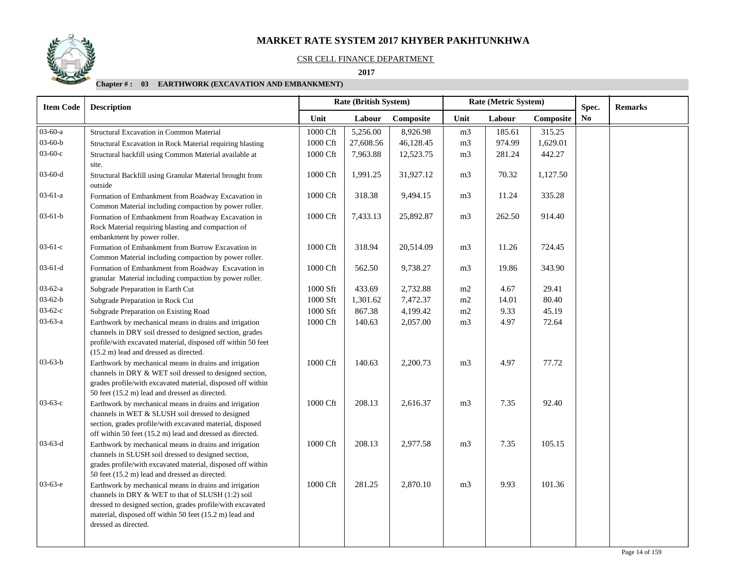# MARKET RATE SYSTEM 2017 KHYBER PAKHTUNKHWA

CSR CELL FINANCE DEPARTMENT

**2017**

**Chapter # : 03 EARTHWORK (EXCAVATION AND EMBANKMENT)**

| Item Code | Description | Rate (British System) | | | Rate (Metric System) | | | Spec. | Remarks |
|---|---|---|---|---|---|---|---|---|---|
| | | Unit | Labour | Composite | Unit | Labour | Composite | No | |
| 03-60-a | Structural Excavation in Common Material | 1000 Cft | 5,256.00 | 8,926.98 | m3 | 185.61 | 315.25 | | |
| 03-60-b | Structural Excavation in Rock Material requiring blasting | 1000 Cft | 27,608.56 | 46,128.45 | m3 | 974.99 | 1,629.01 | | |
| 03-60-c | Structural backfill using Common Material available at site. | 1000 Cft | 7,963.88 | 12,523.75 | m3 | 281.24 | 442.27 | | |
| 03-60-d | Structural Backfill using Granular Material brought from outside | 1000 Cft | 1,991.25 | 31,927.12 | m3 | 70.32 | 1,127.50 | | |
| 03-61-a | Formation of Embankment from Roadway Excavation in Common Material including compaction by power roller. | 1000 Cft | 318.38 | 9,494.15 | m3 | 11.24 | 335.28 | | |
| 03-61-b | Formation of Embankment from Roadway Excavation in Rock Material requiring blasting and compaction of embankment by power roller. | 1000 Cft | 7,433.13 | 25,892.87 | m3 | 262.50 | 914.40 | | |
| 03-61-c | Formation of Embankment from Borrow Excavation in Common Material including compaction by power roller. | 1000 Cft | 318.94 | 20,514.09 | m3 | 11.26 | 724.45 | | |
| 03-61-d | Formation of Embankment from Roadway Excavation in granular Material including compaction by power roller. | 1000 Cft | 562.50 | 9,738.27 | m3 | 19.86 | 343.90 | | |
| 03-62-a | Subgrade Preparation in Earth Cut | 1000 Sft | 433.69 | 2,732.88 | m2 | 4.67 | 29.41 | | |
| 03-62-b | Subgrade Preparation in Rock Cut | 1000 Sft | 1,301.62 | 7,472.37 | m2 | 14.01 | 80.40 | | |
| 03-62-c | Subgrade Preparation on Existing Road | 1000 Sft | 867.38 | 4,199.42 | m2 | 9.33 | 45.19 | | |
| 03-63-a | Earthwork by mechanical means in drains and irrigation channels in DRY soil dressed to designed section, grades profile/with excavated material, disposed off within 50 feet (15.2 m) lead and dressed as directed. | 1000 Cft | 140.63 | 2,057.00 | m3 | 4.97 | 72.64 | | |
| 03-63-b | Earthwork by mechanical means in drains and irrigation channels in DRY & WET soil dressed to designed section, grades profile/with excavated material, disposed off within 50 feet (15.2 m) lead and dressed as directed. | 1000 Cft | 140.63 | 2,200.73 | m3 | 4.97 | 77.72 | | |
| 03-63-c | Earthwork by mechanical means in drains and irrigation channels in WET & SLUSH soil dressed to designed section, grades profile/with excavated material, disposed off within 50 feet (15.2 m) lead and dressed as directed. | 1000 Cft | 208.13 | 2,616.37 | m3 | 7.35 | 92.40 | | |
| 03-63-d | Earthwork by mechanical means in drains and irrigation channels in SLUSH soil dressed to designed section, grades profile/with excavated material, disposed off within 50 feet (15.2 m) lead and dressed as directed. | 1000 Cft | 208.13 | 2,977.58 | m3 | 7.35 | 105.15 | | |
| 03-63-e | Earthwork by mechanical means in drains and irrigation channels in DRY & WET to that of SLUSH (1:2) soil dressed to designed section, grades profile/with excavated material, disposed off within 50 feet (15.2 m) lead and dressed as directed. | 1000 Cft | 281.25 | 2,870.10 | m3 | 9.93 | 101.36 | | |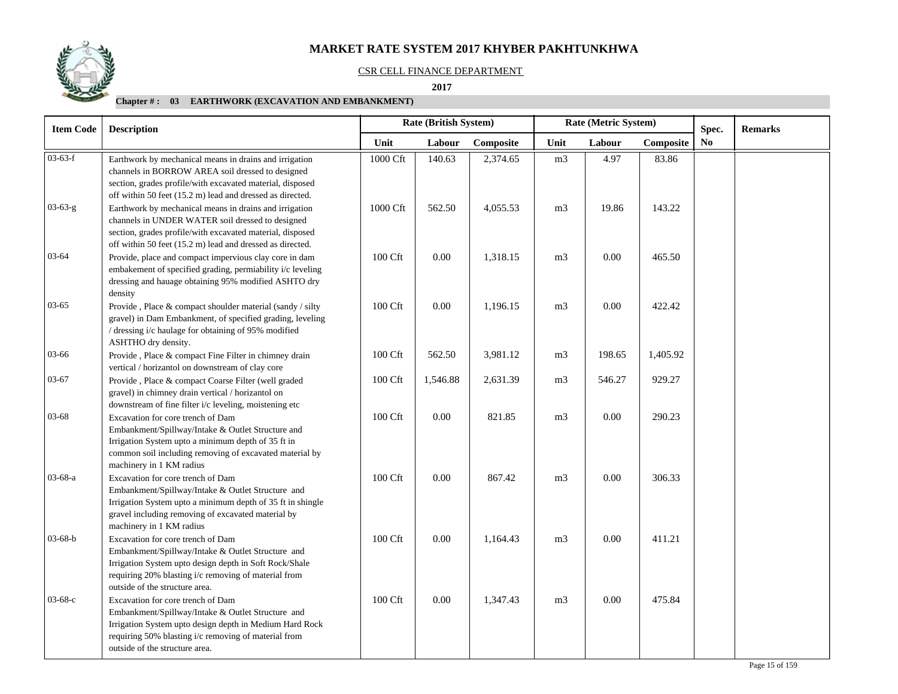# MARKET RATE SYSTEM 2017 KHYBER PAKHTUNKHWA

CSR CELL FINANCE DEPARTMENT

**2017**

**Chapter # : 03 EARTHWORK (EXCAVATION AND EMBANKMENT)**

| Item Code | Description | Rate (British System) | | | Rate (Metric System) | | | Spec. No | Remarks |
|---|---|---|---|---|---|---|---|---|---|
| | | Unit | Labour | Composite | Unit | Labour | Composite | | |
| 03-63-f | Earthwork by mechanical means in drains and irrigation channels in BORROW AREA soil dressed to designed section, grades profile/with excavated material, disposed off within 50 feet (15.2 m) lead and dressed as directed. | 1000 Cft | 140.63 | 2,374.65 | m3 | 4.97 | 83.86 | | |
| 03-63-g | Earthwork by mechanical means in drains and irrigation channels in UNDER WATER soil dressed to designed section, grades profile/with excavated material, disposed off within 50 feet (15.2 m) lead and dressed as directed. | 1000 Cft | 562.50 | 4,055.53 | m3 | 19.86 | 143.22 | | |
| 03-64 | Provide, place and compact impervious clay core in dam embakement of specified grading, permiability i/c leveling dressing and hauage obtaining 95% modified ASHTO dry density | 100 Cft | 0.00 | 1,318.15 | m3 | 0.00 | 465.50 | | |
| 03-65 | Provide , Place & compact shoulder material (sandy / silty gravel) in Dam Embankment, of specified grading, leveling / dressing i/c haulage for obtaining of 95% modified ASHTHO dry density. | 100 Cft | 0.00 | 1,196.15 | m3 | 0.00 | 422.42 | | |
| 03-66 | Provide , Place & compact Fine Filter in chimney drain vertical / horizantol on downstream of clay core | 100 Cft | 562.50 | 3,981.12 | m3 | 198.65 | 1,405.92 | | |
| 03-67 | Provide , Place & compact Coarse Filter (well graded gravel) in chimney drain vertical / horizantol on downstream of fine filter i/c leveling, moistening etc | 100 Cft | 1,546.88 | 2,631.39 | m3 | 546.27 | 929.27 | | |
| 03-68 | Excavation for core trench of Dam Embankment/Spillway/Intake & Outlet Structure and Irrigation System upto a minimum depth of 35 ft in common soil including removing of excavated material by machinery in 1 KM radius | 100 Cft | 0.00 | 821.85 | m3 | 0.00 | 290.23 | | |
| 03-68-a | Excavation for core trench of Dam Embankment/Spillway/Intake & Outlet Structure and Irrigation System upto a minimum depth of 35 ft in shingle gravel including removing of excavated material by machinery in 1 KM radius | 100 Cft | 0.00 | 867.42 | m3 | 0.00 | 306.33 | | |
| 03-68-b | Excavation for core trench of Dam Embankment/Spillway/Intake & Outlet Structure and Irrigation System upto design depth in Soft Rock/Shale requiring 20% blasting i/c removing of material from outside of the structure area. | 100 Cft | 0.00 | 1,164.43 | m3 | 0.00 | 411.21 | | |
| 03-68-c | Excavation for core trench of Dam Embankment/Spillway/Intake & Outlet Structure and Irrigation System upto design depth in Medium Hard Rock requiring 50% blasting i/c removing of material from outside of the structure area. | 100 Cft | 0.00 | 1,347.43 | m3 | 0.00 | 475.84 | | |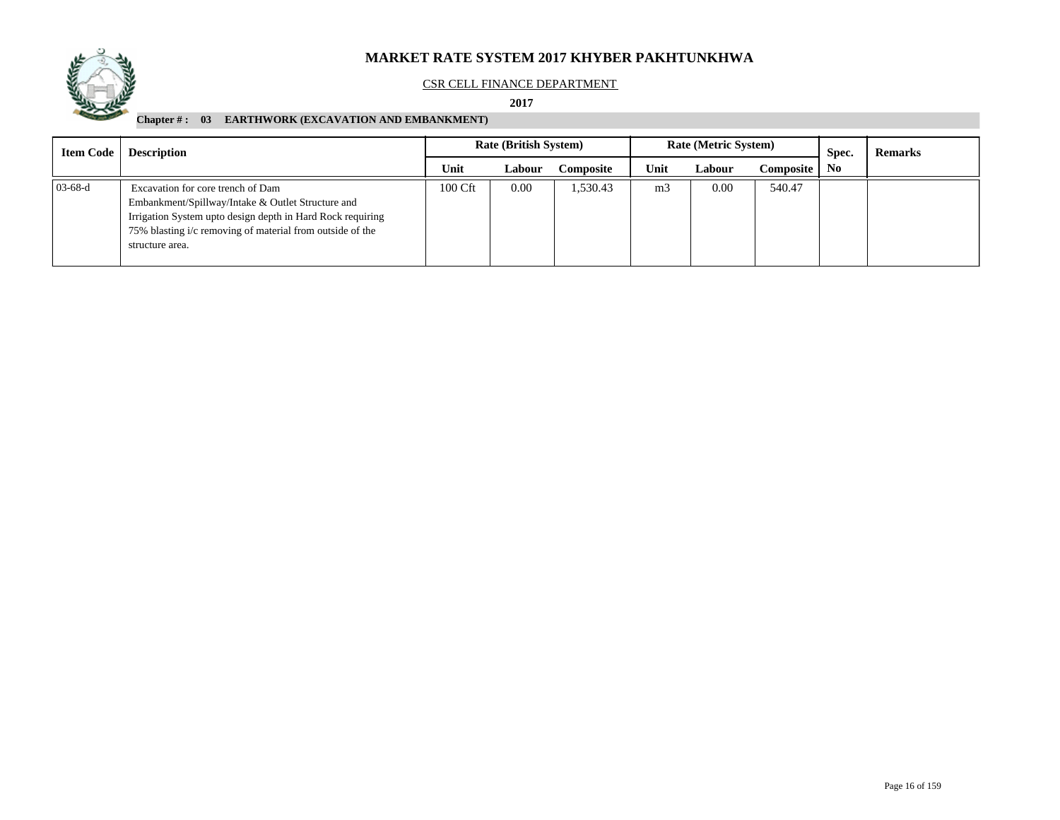# MARKET RATE SYSTEM 2017 KHYBER PAKHTUNKHWA

CSR CELL FINANCE DEPARTMENT

**2017**

**Chapter # : 03 EARTHWORK (EXCAVATION AND EMBANKMENT)**

| Item Code | Description | Rate (British System) | | | Rate (Metric System) | | | Spec. No | Remarks |
|---|---|---|---|---|---|---|---|---|---|
| | | Unit | Labour | Composite | Unit | Labour | Composite | | |
| 03-68-d | Excavation for core trench of Dam Embankment/Spillway/Intake & Outlet Structure and Irrigation System upto design depth in Hard Rock requiring 75% blasting i/c removing of material from outside of the structure area. | 100 Cft | 0.00 | 1,530.43 | m3 | 0.00 | 540.47 | | |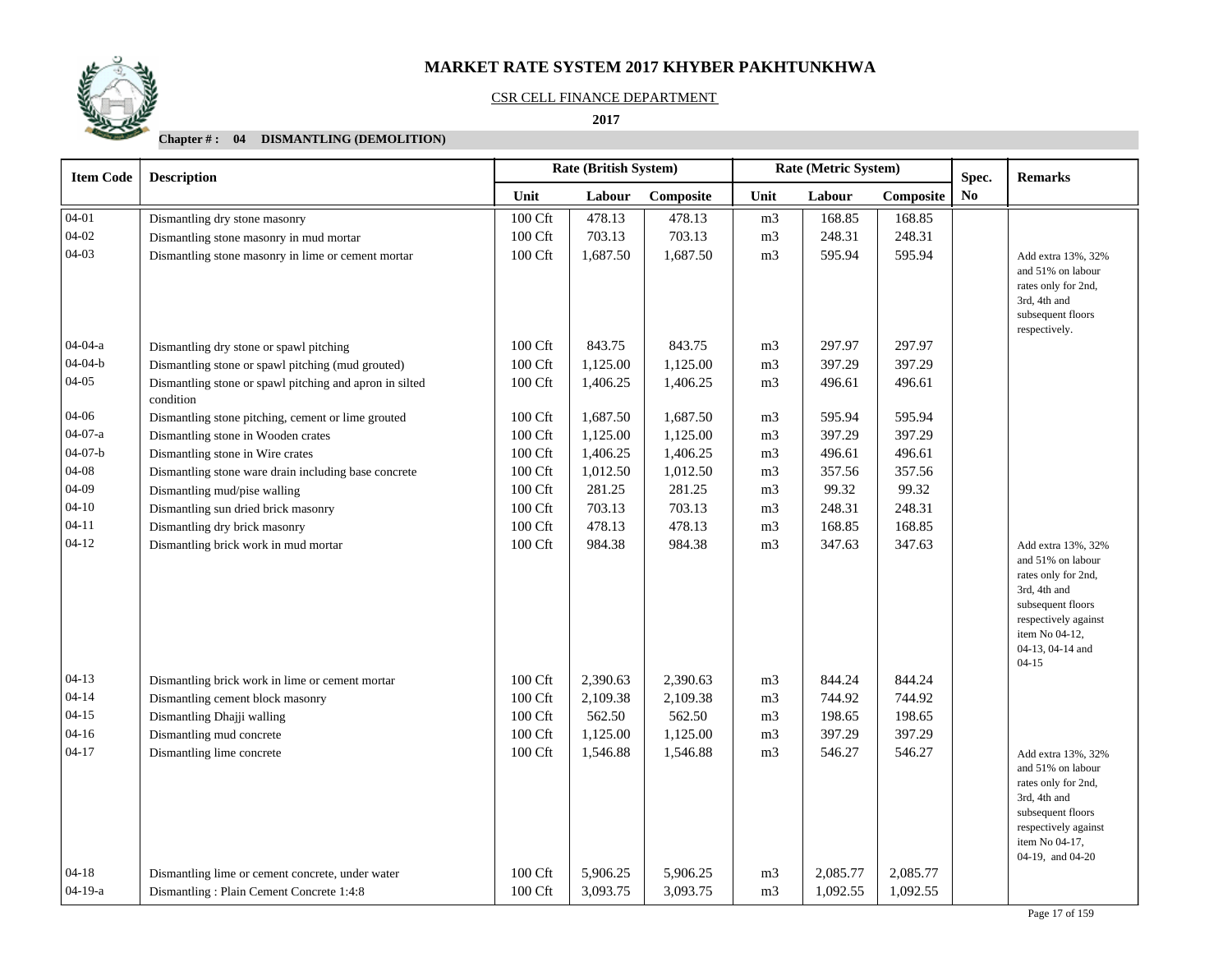# MARKET RATE SYSTEM 2017 KHYBER PAKHTUNKHWA

CSR CELL FINANCE DEPARTMENT

**2017**

**Chapter # : 04 DISMANTLING (DEMOLITION)**

| Item Code | Description | Rate (British System) | | | Rate (Metric System) | | | Spec. | Remarks |
|---|---|---|---|---|---|---|---|---|---|
| | | Unit | Labour | Composite | Unit | Labour | Composite | No | |
| 04-01 | Dismantling dry stone masonry | 100 Cft | 478.13 | 478.13 | m3 | 168.85 | 168.85 | | |
| 04-02 | Dismantling stone masonry in mud mortar | 100 Cft | 703.13 | 703.13 | m3 | 248.31 | 248.31 | | |
| 04-03 | Dismantling stone masonry in lime or cement mortar | 100 Cft | 1,687.50 | 1,687.50 | m3 | 595.94 | 595.94 | | Add extra 13%, 32% and 51% on labour rates only for 2nd, 3rd, 4th and subsequent floors respectively. |
| 04-04-a | Dismantling dry stone or spawl pitching | 100 Cft | 843.75 | 843.75 | m3 | 297.97 | 297.97 | | |
| 04-04-b | Dismantling stone or spawl pitching (mud grouted) | 100 Cft | 1,125.00 | 1,125.00 | m3 | 397.29 | 397.29 | | |
| 04-05 | Dismantling stone or spawl pitching and apron in silted condition | 100 Cft | 1,406.25 | 1,406.25 | m3 | 496.61 | 496.61 | | |
| 04-06 | Dismantling stone pitching, cement or lime grouted | 100 Cft | 1,687.50 | 1,687.50 | m3 | 595.94 | 595.94 | | |
| 04-07-a | Dismantling stone in Wooden crates | 100 Cft | 1,125.00 | 1,125.00 | m3 | 397.29 | 397.29 | | |
| 04-07-b | Dismantling stone in Wire crates | 100 Cft | 1,406.25 | 1,406.25 | m3 | 496.61 | 496.61 | | |
| 04-08 | Dismantling stone ware drain including base concrete | 100 Cft | 1,012.50 | 1,012.50 | m3 | 357.56 | 357.56 | | |
| 04-09 | Dismantling mud/pise walling | 100 Cft | 281.25 | 281.25 | m3 | 99.32 | 99.32 | | |
| 04-10 | Dismantling sun dried brick masonry | 100 Cft | 703.13 | 703.13 | m3 | 248.31 | 248.31 | | |
| 04-11 | Dismantling dry brick masonry | 100 Cft | 478.13 | 478.13 | m3 | 168.85 | 168.85 | | |
| 04-12 | Dismantling brick work in mud mortar | 100 Cft | 984.38 | 984.38 | m3 | 347.63 | 347.63 | | Add extra 13%, 32% and 51% on labour rates only for 2nd, 3rd, 4th and subsequent floors respectively against item No 04-12, 04-13, 04-14 and 04-15 |
| 04-13 | Dismantling brick work in lime or cement mortar | 100 Cft | 2,390.63 | 2,390.63 | m3 | 844.24 | 844.24 | | |
| 04-14 | Dismantling cement block masonry | 100 Cft | 2,109.38 | 2,109.38 | m3 | 744.92 | 744.92 | | |
| 04-15 | Dismantling Dhajji walling | 100 Cft | 562.50 | 562.50 | m3 | 198.65 | 198.65 | | |
| 04-16 | Dismantling mud concrete | 100 Cft | 1,125.00 | 1,125.00 | m3 | 397.29 | 397.29 | | |
| 04-17 | Dismantling lime concrete | 100 Cft | 1,546.88 | 1,546.88 | m3 | 546.27 | 546.27 | | Add extra 13%, 32% and 51% on labour rates only for 2nd, 3rd, 4th and subsequent floors respectively against item No 04-17, 04-19, and 04-20 |
| 04-18 | Dismantling lime or cement concrete, under water | 100 Cft | 5,906.25 | 5,906.25 | m3 | 2,085.77 | 2,085.77 | | |
| 04-19-a | Dismantling : Plain Cement Concrete 1:4:8 | 100 Cft | 3,093.75 | 3,093.75 | m3 | 1,092.55 | 1,092.55 | | |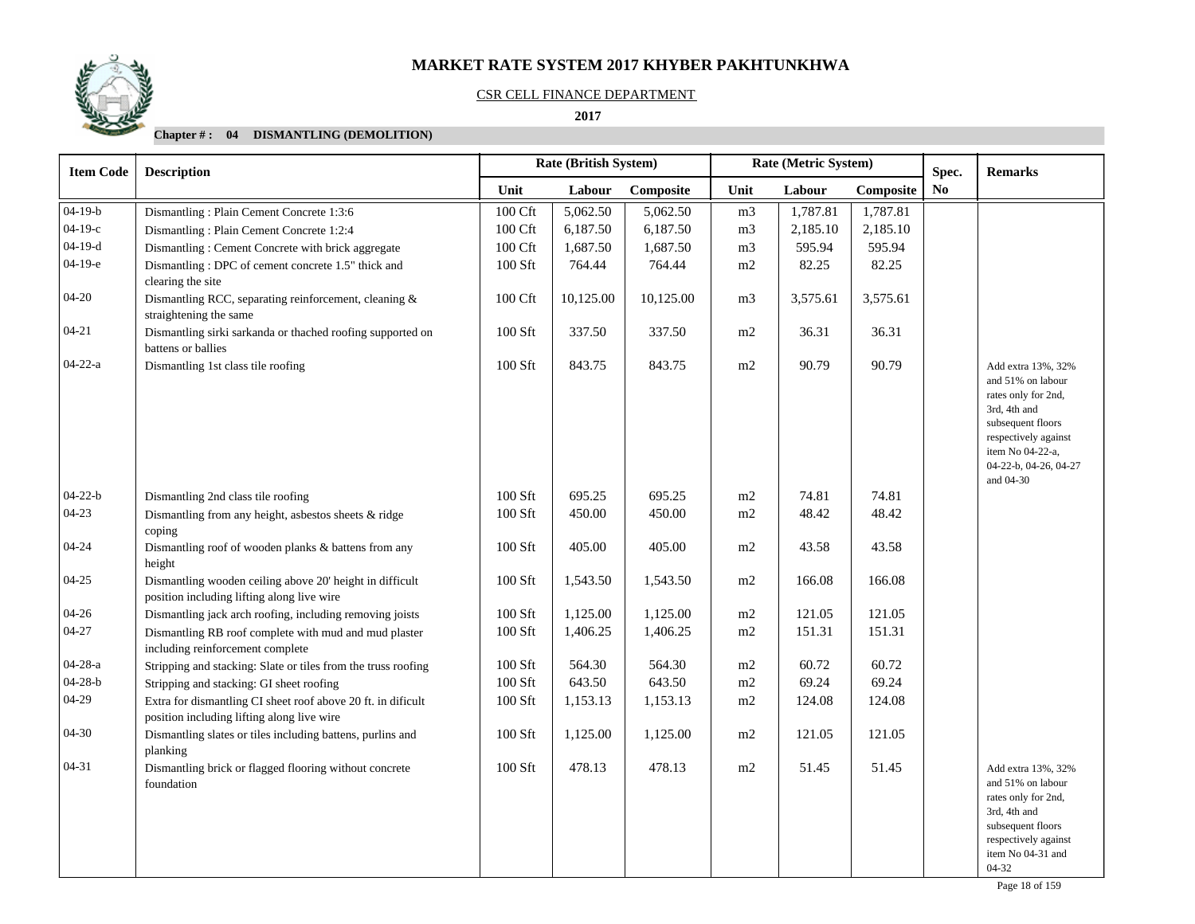# MARKET RATE SYSTEM 2017 KHYBER PAKHTUNKHWA

CSR CELL FINANCE DEPARTMENT

**2017**

**Chapter # : 04 DISMANTLING (DEMOLITION)**

| Item Code | Description | Rate (British System) | | | Rate (Metric System) | | | Spec. No | Remarks |
|---|---|---|---|---|---|---|---|---|---|
| | | Unit | Labour | Composite | Unit | Labour | Composite | | |
| 04-19-b | Dismantling : Plain Cement Concrete 1:3:6 | 100 Cft | 5,062.50 | 5,062.50 | m3 | 1,787.81 | 1,787.81 | | |
| 04-19-c | Dismantling : Plain Cement Concrete 1:2:4 | 100 Cft | 6,187.50 | 6,187.50 | m3 | 2,185.10 | 2,185.10 | | |
| 04-19-d | Dismantling : Cement Concrete with brick aggregate | 100 Cft | 1,687.50 | 1,687.50 | m3 | 595.94 | 595.94 | | |
| 04-19-e | Dismantling : DPC of cement concrete 1.5" thick and clearing the site | 100 Sft | 764.44 | 764.44 | m2 | 82.25 | 82.25 | | |
| 04-20 | Dismantling RCC, separating reinforcement, cleaning & straightening the same | 100 Cft | 10,125.00 | 10,125.00 | m3 | 3,575.61 | 3,575.61 | | |
| 04-21 | Dismantling sirki sarkanda or thached roofing supported on battens or ballies | 100 Sft | 337.50 | 337.50 | m2 | 36.31 | 36.31 | | |
| 04-22-a | Dismantling 1st class tile roofing | 100 Sft | 843.75 | 843.75 | m2 | 90.79 | 90.79 | | Add extra 13%, 32% and 51% on labour rates only for 2nd, 3rd, 4th and subsequent floors respectively against item No 04-22-a, 04-22-b, 04-26, 04-27 and 04-30 |
| 04-22-b | Dismantling 2nd class tile roofing | 100 Sft | 695.25 | 695.25 | m2 | 74.81 | 74.81 | | |
| 04-23 | Dismantling from any height, asbestos sheets & ridge coping | 100 Sft | 450.00 | 450.00 | m2 | 48.42 | 48.42 | | |
| 04-24 | Dismantling roof of wooden planks & battens from any height | 100 Sft | 405.00 | 405.00 | m2 | 43.58 | 43.58 | | |
| 04-25 | Dismantling wooden ceiling above 20' height in difficult position including lifting along live wire | 100 Sft | 1,543.50 | 1,543.50 | m2 | 166.08 | 166.08 | | |
| 04-26 | Dismantling jack arch roofing, including removing joists | 100 Sft | 1,125.00 | 1,125.00 | m2 | 121.05 | 121.05 | | |
| 04-27 | Dismantling RB roof complete with mud and mud plaster including reinforcement complete | 100 Sft | 1,406.25 | 1,406.25 | m2 | 151.31 | 151.31 | | |
| 04-28-a | Stripping and stacking: Slate or tiles from the truss roofing | 100 Sft | 564.30 | 564.30 | m2 | 60.72 | 60.72 | | |
| 04-28-b | Stripping and stacking: GI sheet roofing | 100 Sft | 643.50 | 643.50 | m2 | 69.24 | 69.24 | | |
| 04-29 | Extra for dismantling CI sheet roof above 20 ft. in dificult position including lifting along live wire | 100 Sft | 1,153.13 | 1,153.13 | m2 | 124.08 | 124.08 | | |
| 04-30 | Dismantling slates or tiles including battens, purlins and planking | 100 Sft | 1,125.00 | 1,125.00 | m2 | 121.05 | 121.05 | | |
| 04-31 | Dismantling brick or flagged flooring without concrete foundation | 100 Sft | 478.13 | 478.13 | m2 | 51.45 | 51.45 | | Add extra 13%, 32% and 51% on labour rates only for 2nd, 3rd, 4th and subsequent floors respectively against item No 04-31 and 04-32 |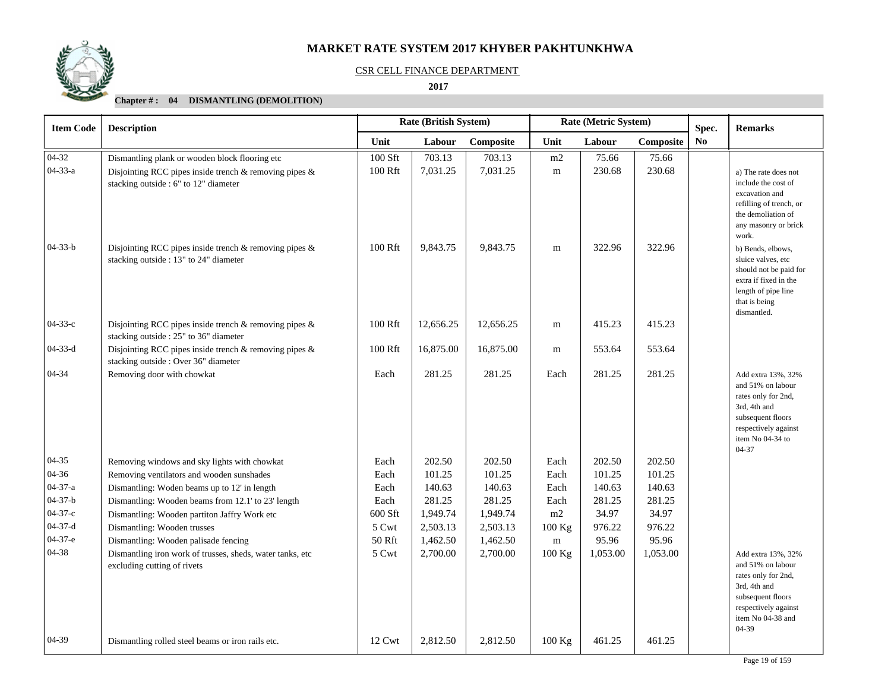# MARKET RATE SYSTEM 2017 KHYBER PAKHTUNKHWA

CSR CELL FINANCE DEPARTMENT

**2017**

**Chapter # : 04 DISMANTLING (DEMOLITION)**

| Item Code | Description | Rate (British System) | | | Rate (Metric System) | | | Spec. No | Remarks |
|---|---|---|---|---|---|---|---|---|---|
| | | Unit | Labour | Composite | Unit | Labour | Composite | | |
| 04-32 | Dismantling plank or wooden block flooring etc | 100 Sft | 703.13 | 703.13 | m2 | 75.66 | 75.66 | | |
| 04-33-a | Disjointing RCC pipes inside trench & removing pipes & stacking outside : 6" to 12" diameter | 100 Rft | 7,031.25 | 7,031.25 | m | 230.68 | 230.68 | | a) The rate does not include the cost of excavation and refilling of trench, or the demoliation of any masonry or brick work. |
| 04-33-b | Disjointing RCC pipes inside trench & removing pipes & stacking outside : 13" to 24" diameter | 100 Rft | 9,843.75 | 9,843.75 | m | 322.96 | 322.96 | | b) Bends, elbows, sluice valves, etc should not be paid for extra if fixed in the length of pipe line that is being dismantled. |
| 04-33-c | Disjointing RCC pipes inside trench & removing pipes & stacking outside : 25" to 36" diameter | 100 Rft | 12,656.25 | 12,656.25 | m | 415.23 | 415.23 | | |
| 04-33-d | Disjointing RCC pipes inside trench & removing pipes & stacking outside : Over 36" diameter | 100 Rft | 16,875.00 | 16,875.00 | m | 553.64 | 553.64 | | |
| 04-34 | Removing door with chowkat | Each | 281.25 | 281.25 | Each | 281.25 | 281.25 | | Add extra 13%, 32% and 51% on labour rates only for 2nd, 3rd, 4th and subsequent floors respectively against item No 04-34 to 04-37 |
| 04-35 | Removing windows and sky lights with chowkat | Each | 202.50 | 202.50 | Each | 202.50 | 202.50 | | |
| 04-36 | Removing ventilators and wooden sunshades | Each | 101.25 | 101.25 | Each | 101.25 | 101.25 | | |
| 04-37-a | Dismantling: Woden beams up to 12' in length | Each | 140.63 | 140.63 | Each | 140.63 | 140.63 | | |
| 04-37-b | Dismantling: Wooden beams from 12.1' to 23' length | Each | 281.25 | 281.25 | Each | 281.25 | 281.25 | | |
| 04-37-c | Dismantling: Wooden partiton Jaffry Work etc | 600 Sft | 1,949.74 | 1,949.74 | m2 | 34.97 | 34.97 | | |
| 04-37-d | Dismantling: Wooden trusses | 5 Cwt | 2,503.13 | 2,503.13 | 100 Kg | 976.22 | 976.22 | | |
| 04-37-e | Dismantling: Wooden palisade fencing | 50 Rft | 1,462.50 | 1,462.50 | m | 95.96 | 95.96 | | |
| 04-38 | Dismantling iron work of trusses, sheds, water tanks, etc excluding cutting of rivets | 5 Cwt | 2,700.00 | 2,700.00 | 100 Kg | 1,053.00 | 1,053.00 | | Add extra 13%, 32% and 51% on labour rates only for 2nd, 3rd, 4th and subsequent floors respectively against item No 04-38 and 04-39 |
| 04-39 | Dismantling rolled steel beams or iron rails etc. | 12 Cwt | 2,812.50 | 2,812.50 | 100 Kg | 461.25 | 461.25 | | |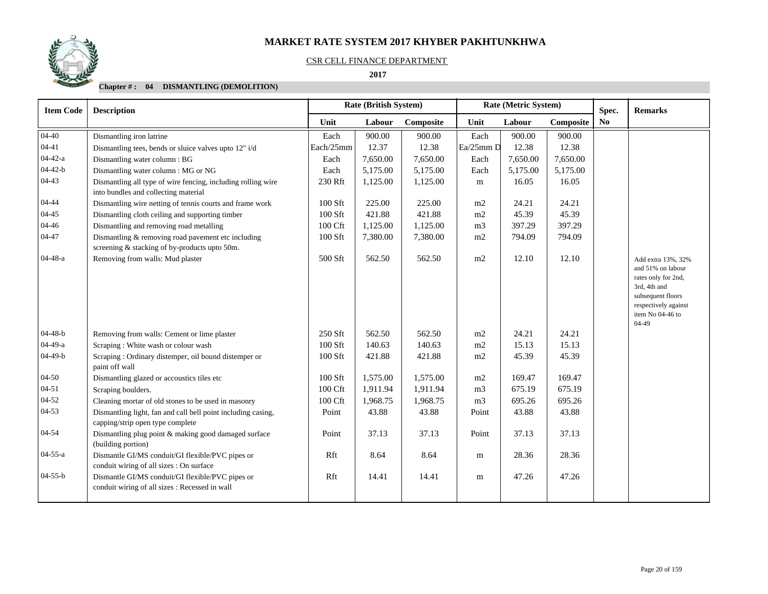# MARKET RATE SYSTEM 2017 KHYBER PAKHTUNKHWA

CSR CELL FINANCE DEPARTMENT

**2017**

**Chapter # : 04 DISMANTLING (DEMOLITION)**

| Item Code | Description | Rate (British System) | | | Rate (Metric System) | | | Spec. No | Remarks |
|---|---|---|---|---|---|---|---|---|---|
| | | Unit | Labour | Composite | Unit | Labour | Composite | | |
| 04-40 | Dismantling iron latrine | Each | 900.00 | 900.00 | Each | 900.00 | 900.00 | | |
| 04-41 | Dismantling tees, bends or sluice valves upto 12" i/d | Each/25mm | 12.37 | 12.38 | Ea/25mm D | 12.38 | 12.38 | | |
| 04-42-a | Dismantling water column : BG | Each | 7,650.00 | 7,650.00 | Each | 7,650.00 | 7,650.00 | | |
| 04-42-b | Dismantling water column : MG or NG | Each | 5,175.00 | 5,175.00 | Each | 5,175.00 | 5,175.00 | | |
| 04-43 | Dismantling all type of wire fencing, including rolling wire into bundles and collecting material | 230 Rft | 1,125.00 | 1,125.00 | m | 16.05 | 16.05 | | |
| 04-44 | Dismantling wire netting of tennis courts and frame work | 100 Sft | 225.00 | 225.00 | m2 | 24.21 | 24.21 | | |
| 04-45 | Dismantling cloth ceiling and supporting timber | 100 Sft | 421.88 | 421.88 | m2 | 45.39 | 45.39 | | |
| 04-46 | Dismantling and removing road metalling | 100 Cft | 1,125.00 | 1,125.00 | m3 | 397.29 | 397.29 | | |
| 04-47 | Dismantling & removing road pavement etc including screening & stacking of by-products upto 50m. | 100 Sft | 7,380.00 | 7,380.00 | m2 | 794.09 | 794.09 | | |
| 04-48-a | Removing from walls: Mud plaster | 500 Sft | 562.50 | 562.50 | m2 | 12.10 | 12.10 | | Add extra 13%, 32% and 51% on labour rates only for 2nd, 3rd, 4th and subsequent floors respectively against item No 04-46 to 04-49 |
| 04-48-b | Removing from walls: Cement or lime plaster | 250 Sft | 562.50 | 562.50 | m2 | 24.21 | 24.21 | | |
| 04-49-a | Scraping : White wash or colour wash | 100 Sft | 140.63 | 140.63 | m2 | 15.13 | 15.13 | | |
| 04-49-b | Scraping : Ordinary distemper, oil bound distemper or paint off wall | 100 Sft | 421.88 | 421.88 | m2 | 45.39 | 45.39 | | |
| 04-50 | Dismantling glazed or accoustics tiles etc | 100 Sft | 1,575.00 | 1,575.00 | m2 | 169.47 | 169.47 | | |
| 04-51 | Scraping boulders. | 100 Cft | 1,911.94 | 1,911.94 | m3 | 675.19 | 675.19 | | |
| 04-52 | Cleaning mortar of old stones to be used in masonry | 100 Cft | 1,968.75 | 1,968.75 | m3 | 695.26 | 695.26 | | |
| 04-53 | Dismantling light, fan and call bell point including casing, capping/strip open type complete | Point | 43.88 | 43.88 | Point | 43.88 | 43.88 | | |
| 04-54 | Dismantling plug point & making good damaged surface (building portion) | Point | 37.13 | 37.13 | Point | 37.13 | 37.13 | | |
| 04-55-a | Dismantle GI/MS conduit/GI flexible/PVC pipes or conduit wiring of all sizes : On surface | Rft | 8.64 | 8.64 | m | 28.36 | 28.36 | | |
| 04-55-b | Dismantle GI/MS conduit/GI flexible/PVC pipes or conduit wiring of all sizes : Recessed in wall | Rft | 14.41 | 14.41 | m | 47.26 | 47.26 | | |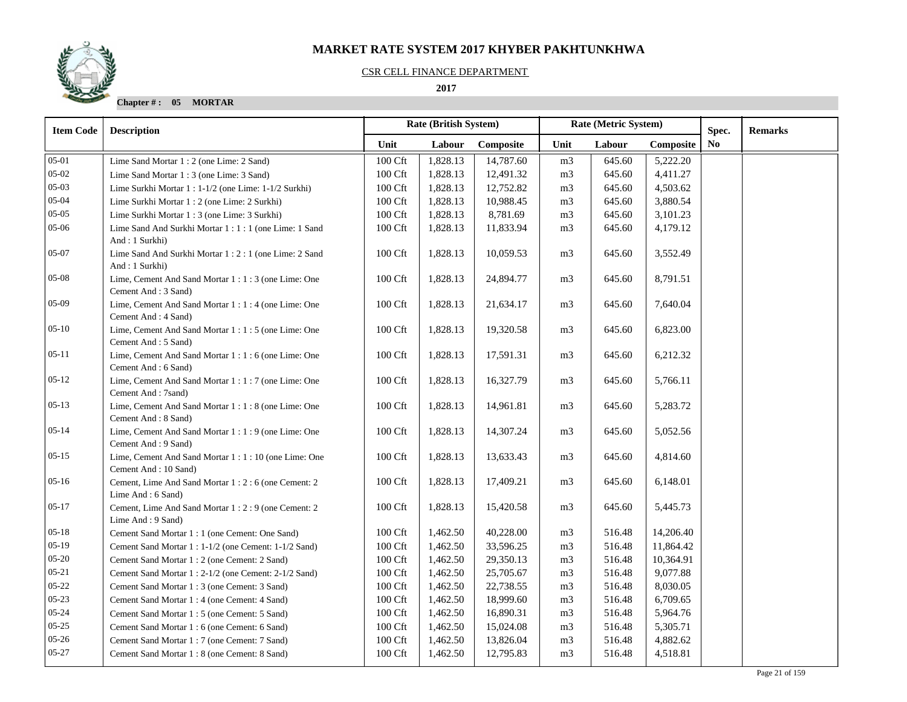# MARKET RATE SYSTEM 2017 KHYBER PAKHTUNKHWA

CSR CELL FINANCE DEPARTMENT

**2017**

**Chapter # : 05 MORTAR**

| Item Code | Description | Rate (British System) | | | Rate (Metric System) | | | Spec. No | Remarks |
|---|---|---|---|---|---|---|---|---|---|
| | | Unit | Labour | Composite | Unit | Labour | Composite | | |
| 05-01 | Lime Sand Mortar 1 : 2 (one Lime: 2 Sand) | 100 Cft | 1,828.13 | 14,787.60 | m3 | 645.60 | 5,222.20 | | |
| 05-02 | Lime Sand Mortar 1 : 3 (one Lime: 3 Sand) | 100 Cft | 1,828.13 | 12,491.32 | m3 | 645.60 | 4,411.27 | | |
| 05-03 | Lime Surkhi Mortar 1 : 1-1/2 (one Lime: 1-1/2 Surkhi) | 100 Cft | 1,828.13 | 12,752.82 | m3 | 645.60 | 4,503.62 | | |
| 05-04 | Lime Surkhi Mortar 1 : 2 (one Lime: 2 Surkhi) | 100 Cft | 1,828.13 | 10,988.45 | m3 | 645.60 | 3,880.54 | | |
| 05-05 | Lime Surkhi Mortar 1 : 3 (one Lime: 3 Surkhi) | 100 Cft | 1,828.13 | 8,781.69 | m3 | 645.60 | 3,101.23 | | |
| 05-06 | Lime Sand And Surkhi Mortar 1 : 1 : 1 (one Lime: 1 Sand And : 1 Surkhi) | 100 Cft | 1,828.13 | 11,833.94 | m3 | 645.60 | 4,179.12 | | |
| 05-07 | Lime Sand And Surkhi Mortar 1 : 2 : 1 (one Lime: 2 Sand And : 1 Surkhi) | 100 Cft | 1,828.13 | 10,059.53 | m3 | 645.60 | 3,552.49 | | |
| 05-08 | Lime, Cement And Sand Mortar 1 : 1 : 3 (one Lime: One Cement And : 3 Sand) | 100 Cft | 1,828.13 | 24,894.77 | m3 | 645.60 | 8,791.51 | | |
| 05-09 | Lime, Cement And Sand Mortar 1 : 1 : 4 (one Lime: One Cement And : 4 Sand) | 100 Cft | 1,828.13 | 21,634.17 | m3 | 645.60 | 7,640.04 | | |
| 05-10 | Lime, Cement And Sand Mortar 1 : 1 : 5 (one Lime: One Cement And : 5 Sand) | 100 Cft | 1,828.13 | 19,320.58 | m3 | 645.60 | 6,823.00 | | |
| 05-11 | Lime, Cement And Sand Mortar 1 : 1 : 6 (one Lime: One Cement And : 6 Sand) | 100 Cft | 1,828.13 | 17,591.31 | m3 | 645.60 | 6,212.32 | | |
| 05-12 | Lime, Cement And Sand Mortar 1 : 1 : 7 (one Lime: One Cement And : 7sand) | 100 Cft | 1,828.13 | 16,327.79 | m3 | 645.60 | 5,766.11 | | |
| 05-13 | Lime, Cement And Sand Mortar 1 : 1 : 8 (one Lime: One Cement And : 8 Sand) | 100 Cft | 1,828.13 | 14,961.81 | m3 | 645.60 | 5,283.72 | | |
| 05-14 | Lime, Cement And Sand Mortar 1 : 1 : 9 (one Lime: One Cement And : 9 Sand) | 100 Cft | 1,828.13 | 14,307.24 | m3 | 645.60 | 5,052.56 | | |
| 05-15 | Lime, Cement And Sand Mortar 1 : 1 : 10 (one Lime: One Cement And : 10 Sand) | 100 Cft | 1,828.13 | 13,633.43 | m3 | 645.60 | 4,814.60 | | |
| 05-16 | Cement, Lime And Sand Mortar 1 : 2 : 6 (one Cement: 2 Lime And : 6 Sand) | 100 Cft | 1,828.13 | 17,409.21 | m3 | 645.60 | 6,148.01 | | |
| 05-17 | Cement, Lime And Sand Mortar 1 : 2 : 9 (one Cement: 2 Lime And : 9 Sand) | 100 Cft | 1,828.13 | 15,420.58 | m3 | 645.60 | 5,445.73 | | |
| 05-18 | Cement Sand Mortar 1 : 1 (one Cement: One Sand) | 100 Cft | 1,462.50 | 40,228.00 | m3 | 516.48 | 14,206.40 | | |
| 05-19 | Cement Sand Mortar 1 : 1-1/2 (one Cement: 1-1/2 Sand) | 100 Cft | 1,462.50 | 33,596.25 | m3 | 516.48 | 11,864.42 | | |
| 05-20 | Cement Sand Mortar 1 : 2 (one Cement: 2 Sand) | 100 Cft | 1,462.50 | 29,350.13 | m3 | 516.48 | 10,364.91 | | |
| 05-21 | Cement Sand Mortar 1 : 2-1/2 (one Cement: 2-1/2 Sand) | 100 Cft | 1,462.50 | 25,705.67 | m3 | 516.48 | 9,077.88 | | |
| 05-22 | Cement Sand Mortar 1 : 3 (one Cement: 3 Sand) | 100 Cft | 1,462.50 | 22,738.55 | m3 | 516.48 | 8,030.05 | | |
| 05-23 | Cement Sand Mortar 1 : 4 (one Cement: 4 Sand) | 100 Cft | 1,462.50 | 18,999.60 | m3 | 516.48 | 6,709.65 | | |
| 05-24 | Cement Sand Mortar 1 : 5 (one Cement: 5 Sand) | 100 Cft | 1,462.50 | 16,890.31 | m3 | 516.48 | 5,964.76 | | |
| 05-25 | Cement Sand Mortar 1 : 6 (one Cement: 6 Sand) | 100 Cft | 1,462.50 | 15,024.08 | m3 | 516.48 | 5,305.71 | | |
| 05-26 | Cement Sand Mortar 1 : 7 (one Cement: 7 Sand) | 100 Cft | 1,462.50 | 13,826.04 | m3 | 516.48 | 4,882.62 | | |
| 05-27 | Cement Sand Mortar 1 : 8 (one Cement: 8 Sand) | 100 Cft | 1,462.50 | 12,795.83 | m3 | 516.48 | 4,518.81 | | |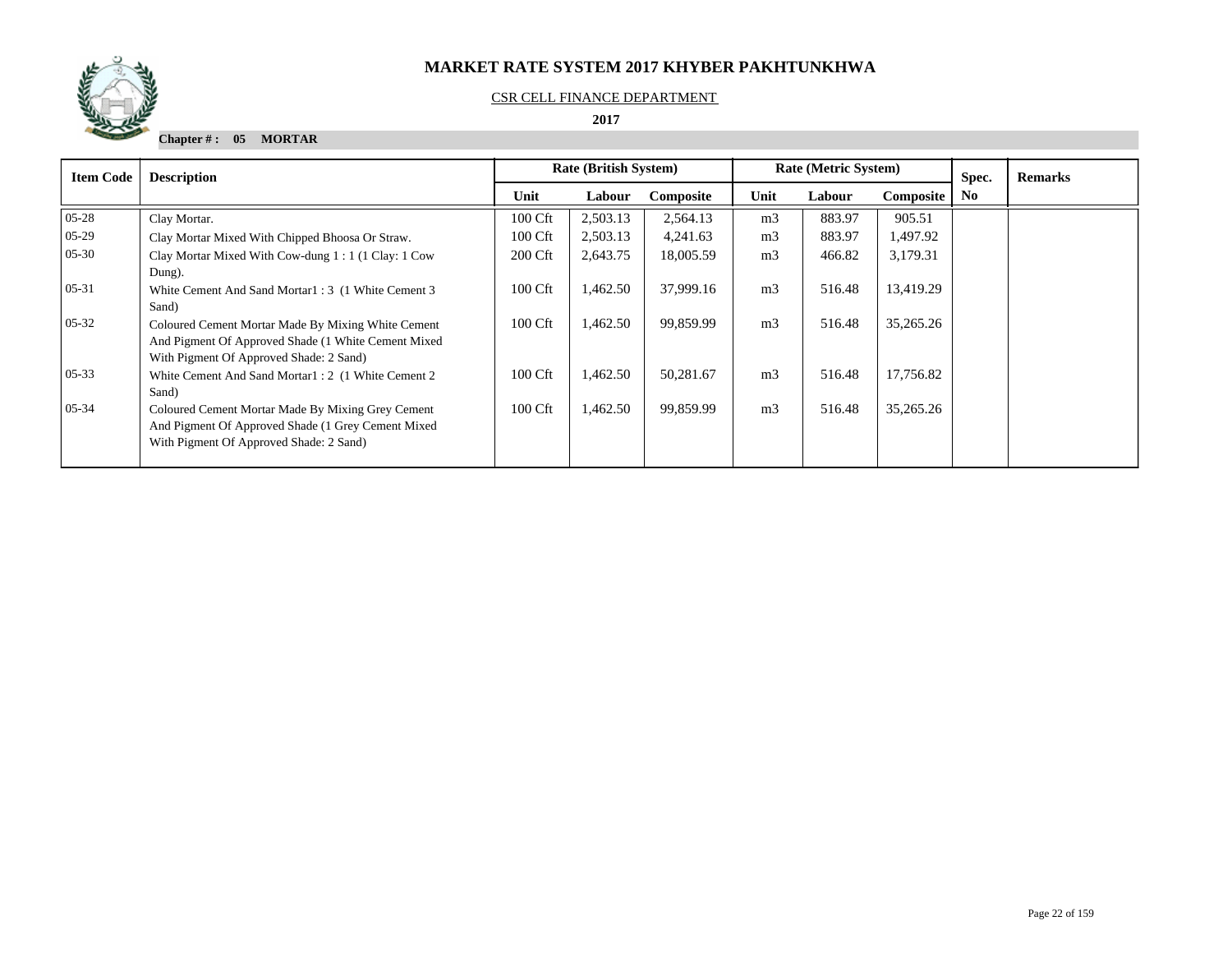# MARKET RATE SYSTEM 2017 KHYBER PAKHTUNKHWA

CSR CELL FINANCE DEPARTMENT

**2017**

**Chapter # : 05 MORTAR**

| Item Code | Description | Rate (British System) | | | Rate (Metric System) | | | Spec. No | Remarks |
|---|---|---|---|---|---|---|---|---|---|
| | | Unit | Labour | Composite | Unit | Labour | Composite | | |
| 05-28 | Clay Mortar. | 100 Cft | 2,503.13 | 2,564.13 | m3 | 883.97 | 905.51 | | |
| 05-29 | Clay Mortar Mixed With Chipped Bhoosa Or Straw. | 100 Cft | 2,503.13 | 4,241.63 | m3 | 883.97 | 1,497.92 | | |
| 05-30 | Clay Mortar Mixed With Cow-dung 1 : 1 (1 Clay: 1 Cow Dung). | 200 Cft | 2,643.75 | 18,005.59 | m3 | 466.82 | 3,179.31 | | |
| 05-31 | White Cement And Sand Mortar1 : 3 (1 White Cement 3 Sand) | 100 Cft | 1,462.50 | 37,999.16 | m3 | 516.48 | 13,419.29 | | |
| 05-32 | Coloured Cement Mortar Made By Mixing White Cement And Pigment Of Approved Shade (1 White Cement Mixed With Pigment Of Approved Shade: 2 Sand) | 100 Cft | 1,462.50 | 99,859.99 | m3 | 516.48 | 35,265.26 | | |
| 05-33 | White Cement And Sand Mortar1 : 2 (1 White Cement 2 Sand) | 100 Cft | 1,462.50 | 50,281.67 | m3 | 516.48 | 17,756.82 | | |
| 05-34 | Coloured Cement Mortar Made By Mixing Grey Cement And Pigment Of Approved Shade (1 Grey Cement Mixed With Pigment Of Approved Shade: 2 Sand) | 100 Cft | 1,462.50 | 99,859.99 | m3 | 516.48 | 35,265.26 | | |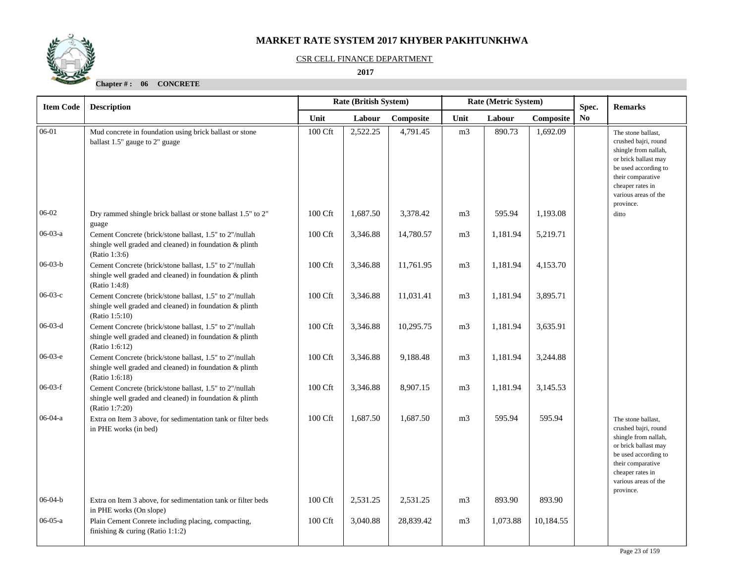# MARKET RATE SYSTEM 2017 KHYBER PAKHTUNKHWA

CSR CELL FINANCE DEPARTMENT

**2017**

**Chapter # : 06 CONCRETE**

| Item Code | Description | Rate (British System) | | | Rate (Metric System) | | | Spec. | Remarks |
|---|---|---|---|---|---|---|---|---|---|
| | | Unit | Labour | Composite | Unit | Labour | Composite | No | |
| 06-01 | Mud concrete in foundation using brick ballast or stone ballast 1.5" gauge to 2" guage | 100 Cft | 2,522.25 | 4,791.45 | m3 | 890.73 | 1,692.09 | | The stone ballast, crushed bajri, round shingle from nallah, or brick ballast may be used according to their comparative cheaper rates in various areas of the province. |
| 06-02 | Dry rammed shingle brick ballast or stone ballast 1.5" to 2" guage | 100 Cft | 1,687.50 | 3,378.42 | m3 | 595.94 | 1,193.08 | | ditto |
| 06-03-a | Cement Concrete (brick/stone ballast, 1.5" to 2"/nullah shingle well graded and cleaned) in foundation & plinth (Ratio 1:3:6) | 100 Cft | 3,346.88 | 14,780.57 | m3 | 1,181.94 | 5,219.71 | | |
| 06-03-b | Cement Concrete (brick/stone ballast, 1.5" to 2"/nullah shingle well graded and cleaned) in foundation & plinth (Ratio 1:4:8) | 100 Cft | 3,346.88 | 11,761.95 | m3 | 1,181.94 | 4,153.70 | | |
| 06-03-c | Cement Concrete (brick/stone ballast, 1.5" to 2"/nullah shingle well graded and cleaned) in foundation & plinth (Ratio 1:5:10) | 100 Cft | 3,346.88 | 11,031.41 | m3 | 1,181.94 | 3,895.71 | | |
| 06-03-d | Cement Concrete (brick/stone ballast, 1.5" to 2"/nullah shingle well graded and cleaned) in foundation & plinth (Ratio 1:6:12) | 100 Cft | 3,346.88 | 10,295.75 | m3 | 1,181.94 | 3,635.91 | | |
| 06-03-e | Cement Concrete (brick/stone ballast, 1.5" to 2"/nullah shingle well graded and cleaned) in foundation & plinth (Ratio 1:6:18) | 100 Cft | 3,346.88 | 9,188.48 | m3 | 1,181.94 | 3,244.88 | | |
| 06-03-f | Cement Concrete (brick/stone ballast, 1.5" to 2"/nullah shingle well graded and cleaned) in foundation & plinth (Ratio 1:7:20) | 100 Cft | 3,346.88 | 8,907.15 | m3 | 1,181.94 | 3,145.53 | | |
| 06-04-a | Extra on Item 3 above, for sedimentation tank or filter beds in PHE works (in bed) | 100 Cft | 1,687.50 | 1,687.50 | m3 | 595.94 | 595.94 | | The stone ballast, crushed bajri, round shingle from nallah, or brick ballast may be used according to their comparative cheaper rates in various areas of the province. |
| 06-04-b | Extra on Item 3 above, for sedimentation tank or filter beds in PHE works (On slope) | 100 Cft | 2,531.25 | 2,531.25 | m3 | 893.90 | 893.90 | | |
| 06-05-a | Plain Cement Conrete including placing, compacting, finishing & curing (Ratio 1:1:2) | 100 Cft | 3,040.88 | 28,839.42 | m3 | 1,073.88 | 10,184.55 | | |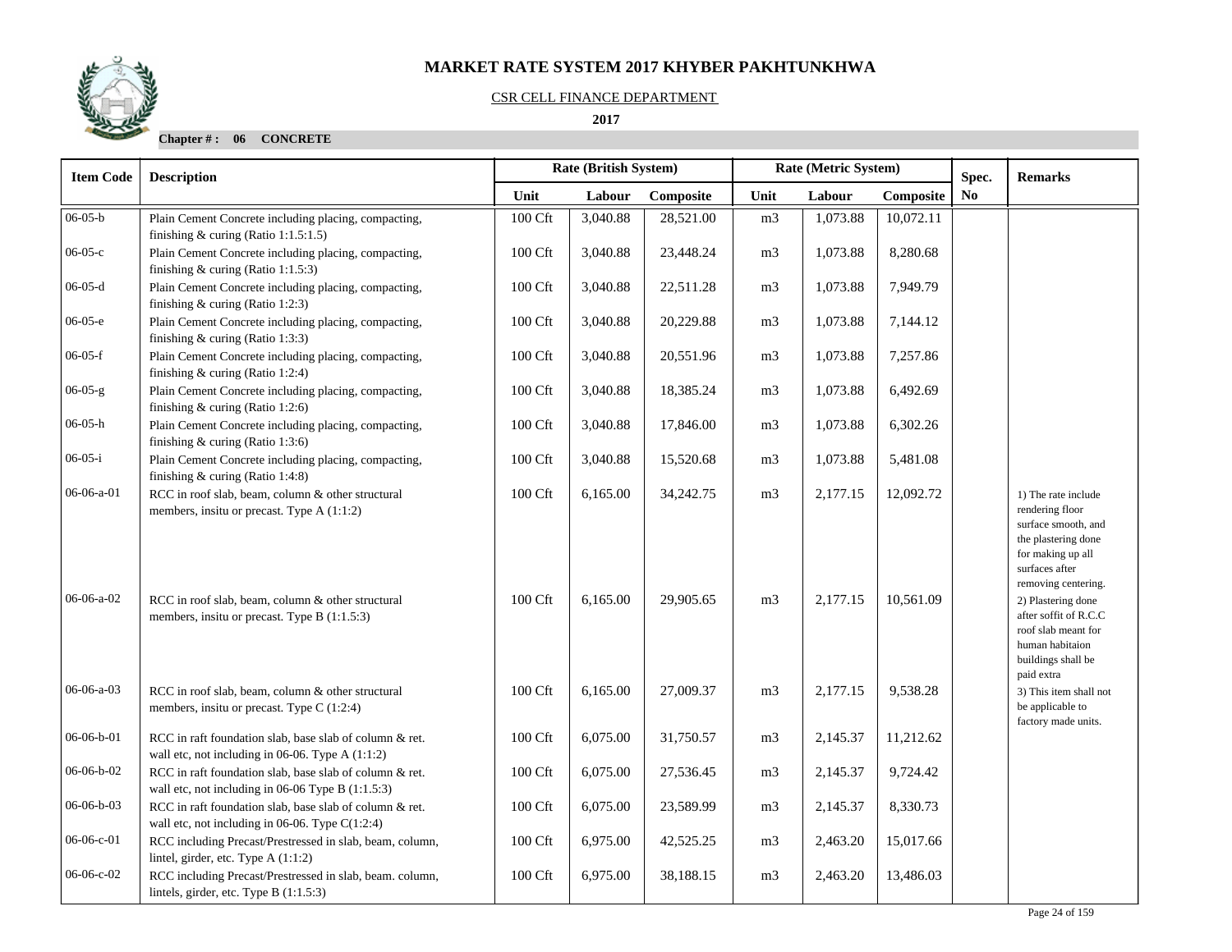# MARKET RATE SYSTEM 2017 KHYBER PAKHTUNKHWA

CSR CELL FINANCE DEPARTMENT

**2017**

**Chapter # : 06 CONCRETE**

| Item Code | Description | Rate (British System) | | | Rate (Metric System) | | | Spec. No | Remarks |
|---|---|---|---|---|---|---|---|---|---|
| | | Unit | Labour | Composite | Unit | Labour | Composite | | |
| 06-05-b | Plain Cement Concrete including placing, compacting, finishing & curing (Ratio 1:1.5:1.5) | 100 Cft | 3,040.88 | 28,521.00 | m3 | 1,073.88 | 10,072.11 | | |
| 06-05-c | Plain Cement Concrete including placing, compacting, finishing & curing (Ratio 1:1.5:3) | 100 Cft | 3,040.88 | 23,448.24 | m3 | 1,073.88 | 8,280.68 | | |
| 06-05-d | Plain Cement Concrete including placing, compacting, finishing & curing (Ratio 1:2:3) | 100 Cft | 3,040.88 | 22,511.28 | m3 | 1,073.88 | 7,949.79 | | |
| 06-05-e | Plain Cement Concrete including placing, compacting, finishing & curing (Ratio 1:3:3) | 100 Cft | 3,040.88 | 20,229.88 | m3 | 1,073.88 | 7,144.12 | | |
| 06-05-f | Plain Cement Concrete including placing, compacting, finishing & curing (Ratio 1:2:4) | 100 Cft | 3,040.88 | 20,551.96 | m3 | 1,073.88 | 7,257.86 | | |
| 06-05-g | Plain Cement Concrete including placing, compacting, finishing & curing (Ratio 1:2:6) | 100 Cft | 3,040.88 | 18,385.24 | m3 | 1,073.88 | 6,492.69 | | |
| 06-05-h | Plain Cement Concrete including placing, compacting, finishing & curing (Ratio 1:3:6) | 100 Cft | 3,040.88 | 17,846.00 | m3 | 1,073.88 | 6,302.26 | | |
| 06-05-i | Plain Cement Concrete including placing, compacting, finishing & curing (Ratio 1:4:8) | 100 Cft | 3,040.88 | 15,520.68 | m3 | 1,073.88 | 5,481.08 | | |
| 06-06-a-01 | RCC in roof slab, beam, column & other structural members, insitu or precast. Type A (1:1:2) | 100 Cft | 6,165.00 | 34,242.75 | m3 | 2,177.15 | 12,092.72 | | 1) The rate include rendering floor surface smooth, and the plastering done for making up all surfaces after removing centering. |
| 06-06-a-02 | RCC in roof slab, beam, column & other structural members, insitu or precast. Type B (1:1.5:3) | 100 Cft | 6,165.00 | 29,905.65 | m3 | 2,177.15 | 10,561.09 | | 2) Plastering done after soffit of R.C.C roof slab meant for human habitaion buildings shall be paid extra |
| 06-06-a-03 | RCC in roof slab, beam, column & other structural members, insitu or precast. Type C (1:2:4) | 100 Cft | 6,165.00 | 27,009.37 | m3 | 2,177.15 | 9,538.28 | | 3) This item shall not be applicable to factory made units. |
| 06-06-b-01 | RCC in raft foundation slab, base slab of column & ret. wall etc, not including in 06-06. Type A (1:1:2) | 100 Cft | 6,075.00 | 31,750.57 | m3 | 2,145.37 | 11,212.62 | | |
| 06-06-b-02 | RCC in raft foundation slab, base slab of column & ret. wall etc, not including in 06-06 Type B (1:1.5:3) | 100 Cft | 6,075.00 | 27,536.45 | m3 | 2,145.37 | 9,724.42 | | |
| 06-06-b-03 | RCC in raft foundation slab, base slab of column & ret. wall etc, not including in 06-06. Type C(1:2:4) | 100 Cft | 6,075.00 | 23,589.99 | m3 | 2,145.37 | 8,330.73 | | |
| 06-06-c-01 | RCC including Precast/Prestressed in slab, beam, column, lintel, girder, etc. Type A (1:1:2) | 100 Cft | 6,975.00 | 42,525.25 | m3 | 2,463.20 | 15,017.66 | | |
| 06-06-c-02 | RCC including Precast/Prestressed in slab, beam. column, lintels, girder, etc. Type B (1:1.5:3) | 100 Cft | 6,975.00 | 38,188.15 | m3 | 2,463.20 | 13,486.03 | | |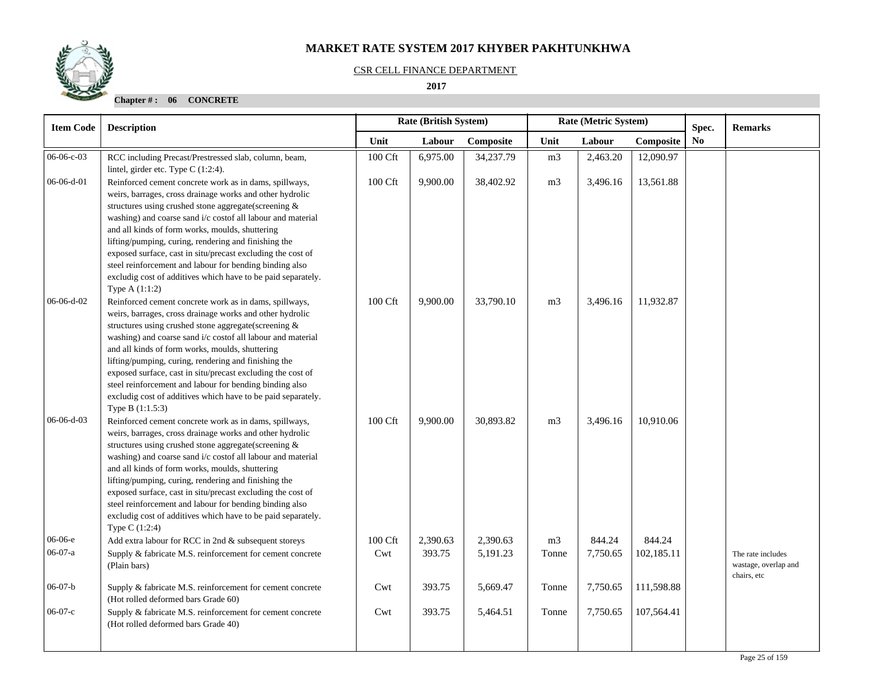# MARKET RATE SYSTEM 2017 KHYBER PAKHTUNKHWA

CSR CELL FINANCE DEPARTMENT

**2017**

**Chapter # : 06 CONCRETE**

| Item Code | Description | Rate (British System) | | | Rate (Metric System) | | | Spec. No | Remarks |
|---|---|---|---|---|---|---|---|---|---|
| | | Unit | Labour | Composite | Unit | Labour | Composite | | |
| 06-06-c-03 | RCC including Precast/Prestressed slab, column, beam, lintel, girder etc. Type C (1:2:4). | 100 Cft | 6,975.00 | 34,237.79 | m3 | 2,463.20 | 12,090.97 | | |
| 06-06-d-01 | Reinforced cement concrete work as in dams, spillways, weirs, barrages, cross drainage works and other hydrolic structures using crushed stone aggregate(screening & washing) and coarse sand i/c costof all labour and material and all kinds of form works, moulds, shuttering lifting/pumping, curing, rendering and finishing the exposed surface, cast in situ/precast excluding the cost of steel reinforcement and labour for bending binding also excludig cost of additives which have to be paid separately. Type A (1:1:2) | 100 Cft | 9,900.00 | 38,402.92 | m3 | 3,496.16 | 13,561.88 | | |
| 06-06-d-02 | Reinforced cement concrete work as in dams, spillways, weirs, barrages, cross drainage works and other hydrolic structures using crushed stone aggregate(screening & washing) and coarse sand i/c costof all labour and material and all kinds of form works, moulds, shuttering lifting/pumping, curing, rendering and finishing the exposed surface, cast in situ/precast excluding the cost of steel reinforcement and labour for bending binding also excludig cost of additives which have to be paid separately. Type B (1:1.5:3) | 100 Cft | 9,900.00 | 33,790.10 | m3 | 3,496.16 | 11,932.87 | | |
| 06-06-d-03 | Reinforced cement concrete work as in dams, spillways, weirs, barrages, cross drainage works and other hydrolic structures using crushed stone aggregate(screening & washing) and coarse sand i/c costof all labour and material and all kinds of form works, moulds, shuttering lifting/pumping, curing, rendering and finishing the exposed surface, cast in situ/precast excluding the cost of steel reinforcement and labour for bending binding also excludig cost of additives which have to be paid separately. Type C (1:2:4) | 100 Cft | 9,900.00 | 30,893.82 | m3 | 3,496.16 | 10,910.06 | | |
| 06-06-e | Add extra labour for RCC in 2nd & subsequent storeys | 100 Cft | 2,390.63 | 2,390.63 | m3 | 844.24 | 844.24 | | |
| 06-07-a | Supply & fabricate M.S. reinforcement for cement concrete (Plain bars) | Cwt | 393.75 | 5,191.23 | Tonne | 7,750.65 | 102,185.11 | | The rate includes wastage, overlap and chairs, etc |
| 06-07-b | Supply & fabricate M.S. reinforcement for cement concrete (Hot rolled deformed bars Grade 60) | Cwt | 393.75 | 5,669.47 | Tonne | 7,750.65 | 111,598.88 | | |
| 06-07-c | Supply & fabricate M.S. reinforcement for cement concrete (Hot rolled deformed bars Grade 40) | Cwt | 393.75 | 5,464.51 | Tonne | 7,750.65 | 107,564.41 | | |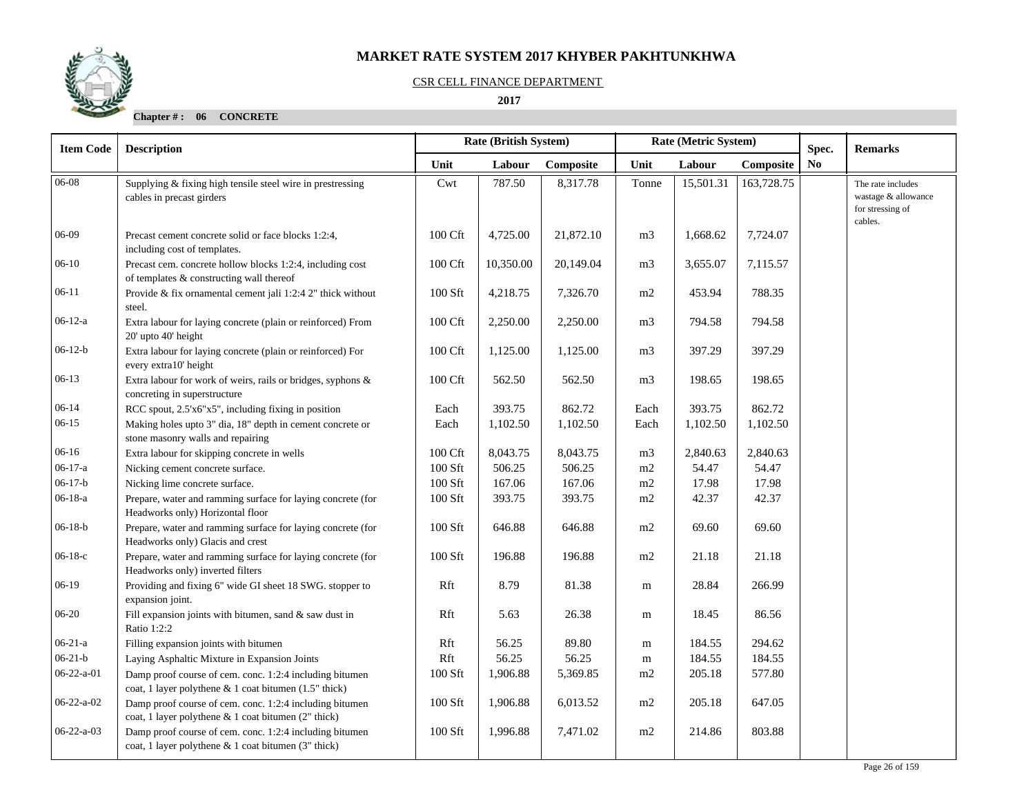# MARKET RATE SYSTEM 2017 KHYBER PAKHTUNKHWA

CSR CELL FINANCE DEPARTMENT

**2017**

**Chapter # : 06 CONCRETE**

| Item Code | Description | Rate (British System) | | | Rate (Metric System) | | | Spec. No | Remarks |
|---|---|---|---|---|---|---|---|---|---|
| | | Unit | Labour | Composite | Unit | Labour | Composite | | |
| 06-08 | Supplying & fixing high tensile steel wire in prestressing cables in precast girders | Cwt | 787.50 | 8,317.78 | Tonne | 15,501.31 | 163,728.75 | | The rate includes wastage & allowance for stressing of cables. |
| 06-09 | Precast cement concrete solid or face blocks 1:2:4, including cost of templates. | 100 Cft | 4,725.00 | 21,872.10 | m3 | 1,668.62 | 7,724.07 | | |
| 06-10 | Precast cem. concrete hollow blocks 1:2:4, including cost of templates & constructing wall thereof | 100 Cft | 10,350.00 | 20,149.04 | m3 | 3,655.07 | 7,115.57 | | |
| 06-11 | Provide & fix ornamental cement jali 1:2:4 2" thick without steel. | 100 Sft | 4,218.75 | 7,326.70 | m2 | 453.94 | 788.35 | | |
| 06-12-a | Extra labour for laying concrete (plain or reinforced) From 20' upto 40' height | 100 Cft | 2,250.00 | 2,250.00 | m3 | 794.58 | 794.58 | | |
| 06-12-b | Extra labour for laying concrete (plain or reinforced) For every extra10' height | 100 Cft | 1,125.00 | 1,125.00 | m3 | 397.29 | 397.29 | | |
| 06-13 | Extra labour for work of weirs, rails or bridges, syphons & concreting in superstructure | 100 Cft | 562.50 | 562.50 | m3 | 198.65 | 198.65 | | |
| 06-14 | RCC spout, 2.5'x6"x5", including fixing in position | Each | 393.75 | 862.72 | Each | 393.75 | 862.72 | | |
| 06-15 | Making holes upto 3" dia, 18" depth in cement concrete or stone masonry walls and repairing | Each | 1,102.50 | 1,102.50 | Each | 1,102.50 | 1,102.50 | | |
| 06-16 | Extra labour for skipping concrete in wells | 100 Cft | 8,043.75 | 8,043.75 | m3 | 2,840.63 | 2,840.63 | | |
| 06-17-a | Nicking cement concrete surface. | 100 Sft | 506.25 | 506.25 | m2 | 54.47 | 54.47 | | |
| 06-17-b | Nicking lime concrete surface. | 100 Sft | 167.06 | 167.06 | m2 | 17.98 | 17.98 | | |
| 06-18-a | Prepare, water and ramming surface for laying concrete (for Headworks only) Horizontal floor | 100 Sft | 393.75 | 393.75 | m2 | 42.37 | 42.37 | | |
| 06-18-b | Prepare, water and ramming surface for laying concrete (for Headworks only) Glacis and crest | 100 Sft | 646.88 | 646.88 | m2 | 69.60 | 69.60 | | |
| 06-18-c | Prepare, water and ramming surface for laying concrete (for Headworks only) inverted filters | 100 Sft | 196.88 | 196.88 | m2 | 21.18 | 21.18 | | |
| 06-19 | Providing and fixing 6" wide GI sheet 18 SWG. stopper to expansion joint. | Rft | 8.79 | 81.38 | m | 28.84 | 266.99 | | |
| 06-20 | Fill expansion joints with bitumen, sand & saw dust in Ratio 1:2:2 | Rft | 5.63 | 26.38 | m | 18.45 | 86.56 | | |
| 06-21-a | Filling expansion joints with bitumen | Rft | 56.25 | 89.80 | m | 184.55 | 294.62 | | |
| 06-21-b | Laying Asphaltic Mixture in Expansion Joints | Rft | 56.25 | 56.25 | m | 184.55 | 184.55 | | |
| 06-22-a-01 | Damp proof course of cem. conc. 1:2:4 including bitumen coat, 1 layer polythene & 1 coat bitumen (1.5" thick) | 100 Sft | 1,906.88 | 5,369.85 | m2 | 205.18 | 577.80 | | |
| 06-22-a-02 | Damp proof course of cem. conc. 1:2:4 including bitumen coat, 1 layer polythene & 1 coat bitumen (2" thick) | 100 Sft | 1,906.88 | 6,013.52 | m2 | 205.18 | 647.05 | | |
| 06-22-a-03 | Damp proof course of cem. conc. 1:2:4 including bitumen coat, 1 layer polythene & 1 coat bitumen (3" thick) | 100 Sft | 1,996.88 | 7,471.02 | m2 | 214.86 | 803.88 | | |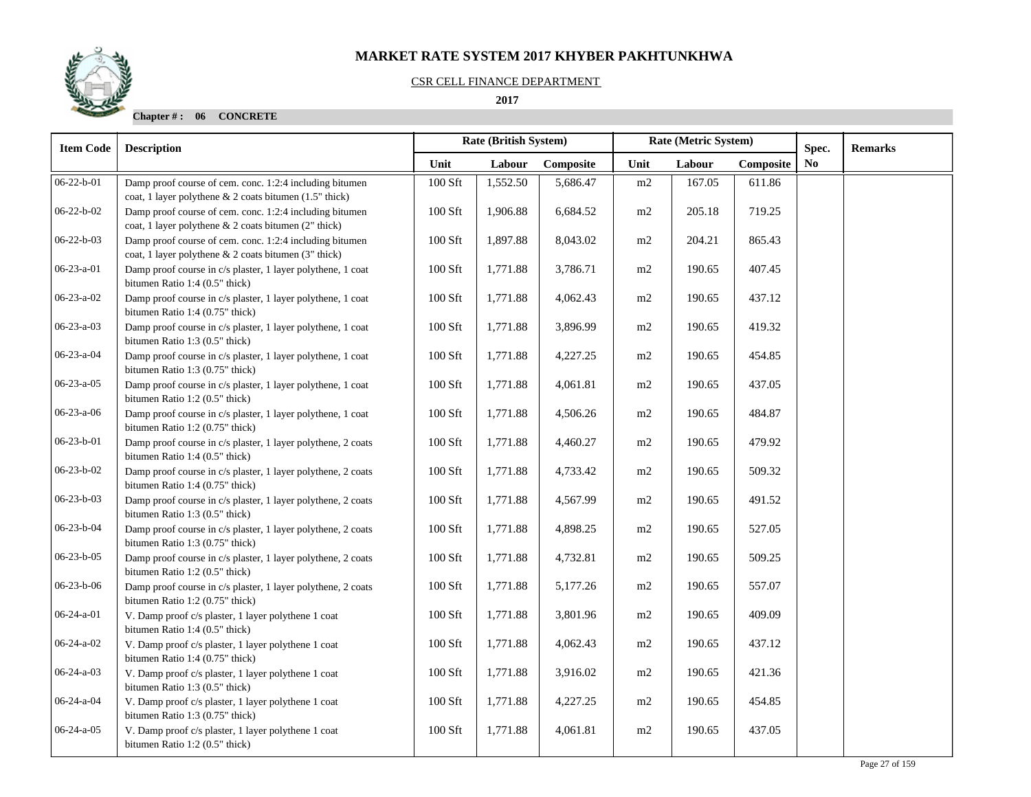# MARKET RATE SYSTEM 2017 KHYBER PAKHTUNKHWA

CSR CELL FINANCE DEPARTMENT

**2017**

**Chapter # : 06 CONCRETE**

| Item Code | Description | Rate (British System) | | | Rate (Metric System) | | | Spec. | Remarks |
|---|---|---|---|---|---|---|---|---|---|
| | | Unit | Labour | Composite | Unit | Labour | Composite | No | |
| 06-22-b-01 | Damp proof course of cem. conc. 1:2:4 including bitumen coat, 1 layer polythene & 2 coats bitumen (1.5" thick) | 100 Sft | 1,552.50 | 5,686.47 | m2 | 167.05 | 611.86 | | |
| 06-22-b-02 | Damp proof course of cem. conc. 1:2:4 including bitumen coat, 1 layer polythene & 2 coats bitumen (2" thick) | 100 Sft | 1,906.88 | 6,684.52 | m2 | 205.18 | 719.25 | | |
| 06-22-b-03 | Damp proof course of cem. conc. 1:2:4 including bitumen coat, 1 layer polythene & 2 coats bitumen (3" thick) | 100 Sft | 1,897.88 | 8,043.02 | m2 | 204.21 | 865.43 | | |
| 06-23-a-01 | Damp proof course in c/s plaster, 1 layer polythene, 1 coat bitumen Ratio 1:4 (0.5" thick) | 100 Sft | 1,771.88 | 3,786.71 | m2 | 190.65 | 407.45 | | |
| 06-23-a-02 | Damp proof course in c/s plaster, 1 layer polythene, 1 coat bitumen Ratio 1:4 (0.75" thick) | 100 Sft | 1,771.88 | 4,062.43 | m2 | 190.65 | 437.12 | | |
| 06-23-a-03 | Damp proof course in c/s plaster, 1 layer polythene, 1 coat bitumen Ratio 1:3 (0.5" thick) | 100 Sft | 1,771.88 | 3,896.99 | m2 | 190.65 | 419.32 | | |
| 06-23-a-04 | Damp proof course in c/s plaster, 1 layer polythene, 1 coat bitumen Ratio 1:3 (0.75" thick) | 100 Sft | 1,771.88 | 4,227.25 | m2 | 190.65 | 454.85 | | |
| 06-23-a-05 | Damp proof course in c/s plaster, 1 layer polythene, 1 coat bitumen Ratio 1:2 (0.5" thick) | 100 Sft | 1,771.88 | 4,061.81 | m2 | 190.65 | 437.05 | | |
| 06-23-a-06 | Damp proof course in c/s plaster, 1 layer polythene, 1 coat bitumen Ratio 1:2 (0.75" thick) | 100 Sft | 1,771.88 | 4,506.26 | m2 | 190.65 | 484.87 | | |
| 06-23-b-01 | Damp proof course in c/s plaster, 1 layer polythene, 2 coats bitumen Ratio 1:4 (0.5" thick) | 100 Sft | 1,771.88 | 4,460.27 | m2 | 190.65 | 479.92 | | |
| 06-23-b-02 | Damp proof course in c/s plaster, 1 layer polythene, 2 coats bitumen Ratio 1:4 (0.75" thick) | 100 Sft | 1,771.88 | 4,733.42 | m2 | 190.65 | 509.32 | | |
| 06-23-b-03 | Damp proof course in c/s plaster, 1 layer polythene, 2 coats bitumen Ratio 1:3 (0.5" thick) | 100 Sft | 1,771.88 | 4,567.99 | m2 | 190.65 | 491.52 | | |
| 06-23-b-04 | Damp proof course in c/s plaster, 1 layer polythene, 2 coats bitumen Ratio 1:3 (0.75" thick) | 100 Sft | 1,771.88 | 4,898.25 | m2 | 190.65 | 527.05 | | |
| 06-23-b-05 | Damp proof course in c/s plaster, 1 layer polythene, 2 coats bitumen Ratio 1:2 (0.5" thick) | 100 Sft | 1,771.88 | 4,732.81 | m2 | 190.65 | 509.25 | | |
| 06-23-b-06 | Damp proof course in c/s plaster, 1 layer polythene, 2 coats bitumen Ratio 1:2 (0.75" thick) | 100 Sft | 1,771.88 | 5,177.26 | m2 | 190.65 | 557.07 | | |
| 06-24-a-01 | V. Damp proof c/s plaster, 1 layer polythene 1 coat bitumen Ratio 1:4 (0.5" thick) | 100 Sft | 1,771.88 | 3,801.96 | m2 | 190.65 | 409.09 | | |
| 06-24-a-02 | V. Damp proof c/s plaster, 1 layer polythene 1 coat bitumen Ratio 1:4 (0.75" thick) | 100 Sft | 1,771.88 | 4,062.43 | m2 | 190.65 | 437.12 | | |
| 06-24-a-03 | V. Damp proof c/s plaster, 1 layer polythene 1 coat bitumen Ratio 1:3 (0.5" thick) | 100 Sft | 1,771.88 | 3,916.02 | m2 | 190.65 | 421.36 | | |
| 06-24-a-04 | V. Damp proof c/s plaster, 1 layer polythene 1 coat bitumen Ratio 1:3 (0.75" thick) | 100 Sft | 1,771.88 | 4,227.25 | m2 | 190.65 | 454.85 | | |
| 06-24-a-05 | V. Damp proof c/s plaster, 1 layer polythene 1 coat bitumen Ratio 1:2 (0.5" thick) | 100 Sft | 1,771.88 | 4,061.81 | m2 | 190.65 | 437.05 | | |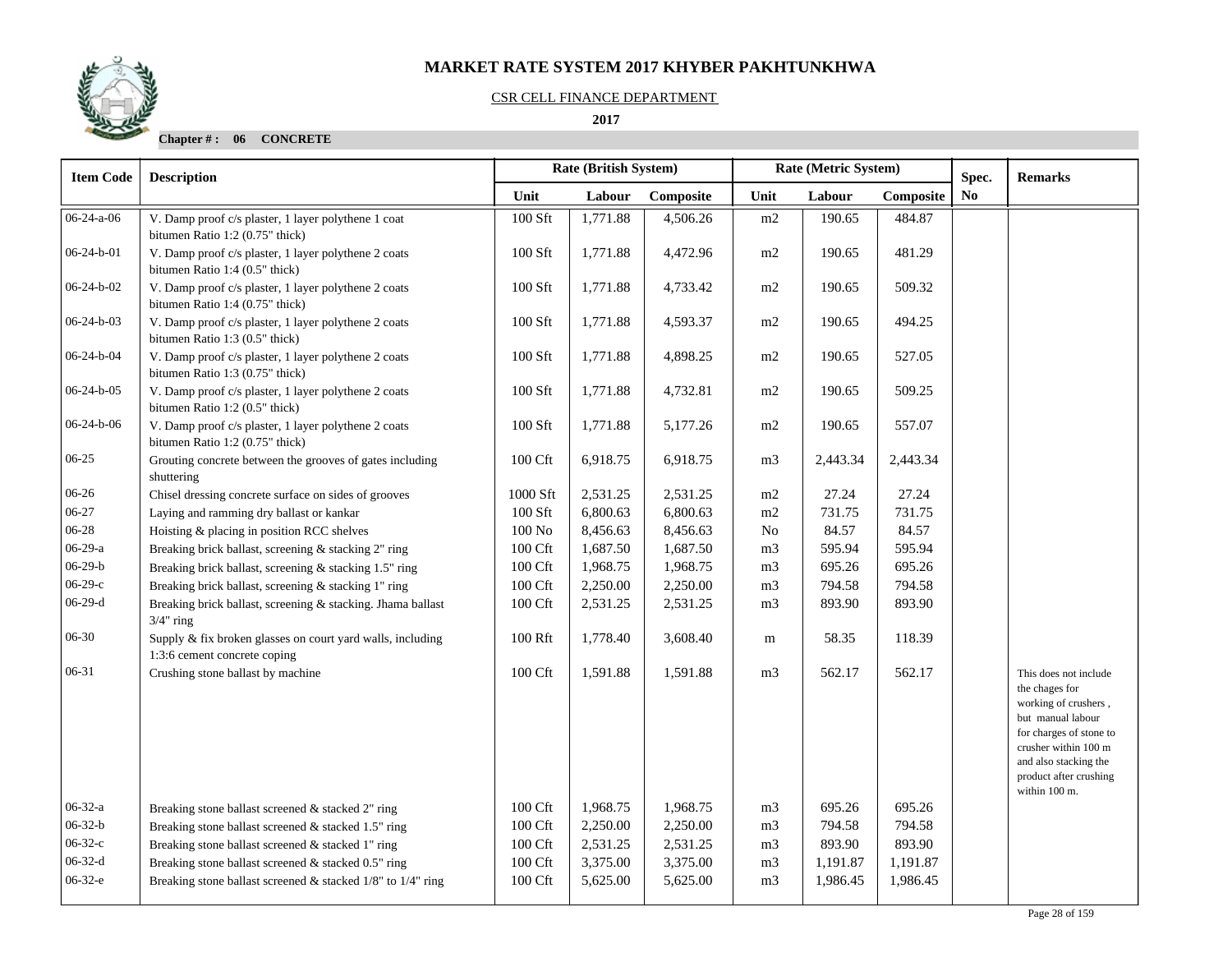# MARKET RATE SYSTEM 2017 KHYBER PAKHTUNKHWA

CSR CELL FINANCE DEPARTMENT

**2017**

**Chapter # : 06 CONCRETE**

| Item Code | Description | Rate (British System) | | | Rate (Metric System) | | | Spec. No | Remarks |
|---|---|---|---|---|---|---|---|---|---|
| | | Unit | Labour | Composite | Unit | Labour | Composite | | |
| 06-24-a-06 | V. Damp proof c/s plaster, 1 layer polythene 1 coat bitumen Ratio 1:2 (0.75" thick) | 100 Sft | 1,771.88 | 4,506.26 | m2 | 190.65 | 484.87 | | |
| 06-24-b-01 | V. Damp proof c/s plaster, 1 layer polythene 2 coats bitumen Ratio 1:4 (0.5" thick) | 100 Sft | 1,771.88 | 4,472.96 | m2 | 190.65 | 481.29 | | |
| 06-24-b-02 | V. Damp proof c/s plaster, 1 layer polythene 2 coats bitumen Ratio 1:4 (0.75" thick) | 100 Sft | 1,771.88 | 4,733.42 | m2 | 190.65 | 509.32 | | |
| 06-24-b-03 | V. Damp proof c/s plaster, 1 layer polythene 2 coats bitumen Ratio 1:3 (0.5" thick) | 100 Sft | 1,771.88 | 4,593.37 | m2 | 190.65 | 494.25 | | |
| 06-24-b-04 | V. Damp proof c/s plaster, 1 layer polythene 2 coats bitumen Ratio 1:3 (0.75" thick) | 100 Sft | 1,771.88 | 4,898.25 | m2 | 190.65 | 527.05 | | |
| 06-24-b-05 | V. Damp proof c/s plaster, 1 layer polythene 2 coats bitumen Ratio 1:2 (0.5" thick) | 100 Sft | 1,771.88 | 4,732.81 | m2 | 190.65 | 509.25 | | |
| 06-24-b-06 | V. Damp proof c/s plaster, 1 layer polythene 2 coats bitumen Ratio 1:2 (0.75" thick) | 100 Sft | 1,771.88 | 5,177.26 | m2 | 190.65 | 557.07 | | |
| 06-25 | Grouting concrete between the grooves of gates including shuttering | 100 Cft | 6,918.75 | 6,918.75 | m3 | 2,443.34 | 2,443.34 | | |
| 06-26 | Chisel dressing concrete surface on sides of grooves | 1000 Sft | 2,531.25 | 2,531.25 | m2 | 27.24 | 27.24 | | |
| 06-27 | Laying and ramming dry ballast or kankar | 100 Sft | 6,800.63 | 6,800.63 | m2 | 731.75 | 731.75 | | |
| 06-28 | Hoisting & placing in position RCC shelves | 100 No | 8,456.63 | 8,456.63 | No | 84.57 | 84.57 | | |
| 06-29-a | Breaking brick ballast, screening & stacking 2" ring | 100 Cft | 1,687.50 | 1,687.50 | m3 | 595.94 | 595.94 | | |
| 06-29-b | Breaking brick ballast, screening & stacking 1.5" ring | 100 Cft | 1,968.75 | 1,968.75 | m3 | 695.26 | 695.26 | | |
| 06-29-c | Breaking brick ballast, screening & stacking 1" ring | 100 Cft | 2,250.00 | 2,250.00 | m3 | 794.58 | 794.58 | | |
| 06-29-d | Breaking brick ballast, screening & stacking. Jhama ballast 3/4" ring | 100 Cft | 2,531.25 | 2,531.25 | m3 | 893.90 | 893.90 | | |
| 06-30 | Supply & fix broken glasses on court yard walls, including 1:3:6 cement concrete coping | 100 Rft | 1,778.40 | 3,608.40 | m | 58.35 | 118.39 | | |
| 06-31 | Crushing stone ballast by machine | 100 Cft | 1,591.88 | 1,591.88 | m3 | 562.17 | 562.17 | | This does not include the chages for working of crushers , but manual labour for charges of stone to crusher within 100 m and also stacking the product after crushing within 100 m. |
| 06-32-a | Breaking stone ballast screened & stacked 2" ring | 100 Cft | 1,968.75 | 1,968.75 | m3 | 695.26 | 695.26 | | |
| 06-32-b | Breaking stone ballast screened & stacked 1.5" ring | 100 Cft | 2,250.00 | 2,250.00 | m3 | 794.58 | 794.58 | | |
| 06-32-c | Breaking stone ballast screened & stacked 1" ring | 100 Cft | 2,531.25 | 2,531.25 | m3 | 893.90 | 893.90 | | |
| 06-32-d | Breaking stone ballast screened & stacked 0.5" ring | 100 Cft | 3,375.00 | 3,375.00 | m3 | 1,191.87 | 1,191.87 | | |
| 06-32-e | Breaking stone ballast screened & stacked 1/8" to 1/4" ring | 100 Cft | 5,625.00 | 5,625.00 | m3 | 1,986.45 | 1,986.45 | | |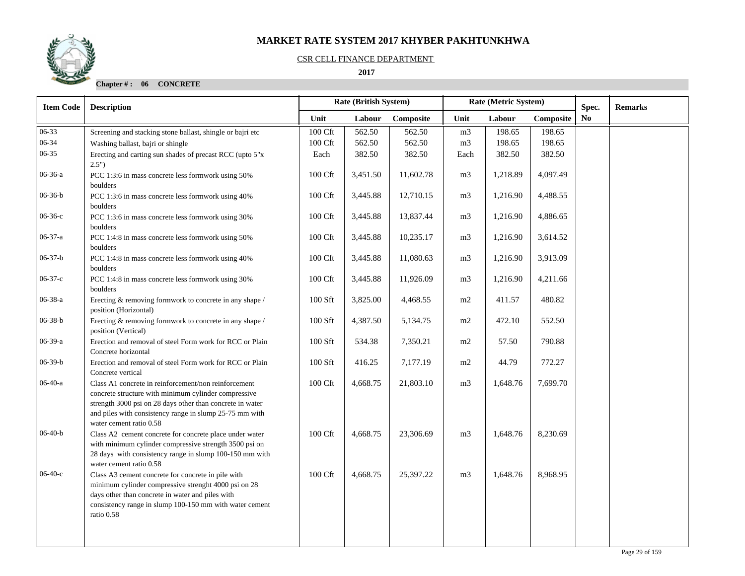# MARKET RATE SYSTEM 2017 KHYBER PAKHTUNKHWA

CSR CELL FINANCE DEPARTMENT

**2017**

**Chapter # : 06 CONCRETE**

| Item Code | Description | Rate (British System) | | | Rate (Metric System) | | | Spec. | Remarks |
|---|---|---|---|---|---|---|---|---|---|
| | | Unit | Labour | Composite | Unit | Labour | Composite | No | |
| 06-33 | Screening and stacking stone ballast, shingle or bajri etc | 100 Cft | 562.50 | 562.50 | m3 | 198.65 | 198.65 | | |
| 06-34 | Washing ballast, bajri or shingle | 100 Cft | 562.50 | 562.50 | m3 | 198.65 | 198.65 | | |
| 06-35 | Erecting and carting sun shades of precast RCC (upto 5"x 2.5") | Each | 382.50 | 382.50 | Each | 382.50 | 382.50 | | |
| 06-36-a | PCC 1:3:6 in mass concrete less formwork using 50% boulders | 100 Cft | 3,451.50 | 11,602.78 | m3 | 1,218.89 | 4,097.49 | | |
| 06-36-b | PCC 1:3:6 in mass concrete less formwork using 40% boulders | 100 Cft | 3,445.88 | 12,710.15 | m3 | 1,216.90 | 4,488.55 | | |
| 06-36-c | PCC 1:3:6 in mass concrete less formwork using 30% boulders | 100 Cft | 3,445.88 | 13,837.44 | m3 | 1,216.90 | 4,886.65 | | |
| 06-37-a | PCC 1:4:8 in mass concrete less formwork using 50% boulders | 100 Cft | 3,445.88 | 10,235.17 | m3 | 1,216.90 | 3,614.52 | | |
| 06-37-b | PCC 1:4:8 in mass concrete less formwork using 40% boulders | 100 Cft | 3,445.88 | 11,080.63 | m3 | 1,216.90 | 3,913.09 | | |
| 06-37-c | PCC 1:4:8 in mass concrete less formwork using 30% boulders | 100 Cft | 3,445.88 | 11,926.09 | m3 | 1,216.90 | 4,211.66 | | |
| 06-38-a | Erecting & removing formwork to concrete in any shape / position (Horizontal) | 100 Sft | 3,825.00 | 4,468.55 | m2 | 411.57 | 480.82 | | |
| 06-38-b | Erecting & removing formwork to concrete in any shape / position (Vertical) | 100 Sft | 4,387.50 | 5,134.75 | m2 | 472.10 | 552.50 | | |
| 06-39-a | Erection and removal of steel Form work for RCC or Plain Concrete horizontal | 100 Sft | 534.38 | 7,350.21 | m2 | 57.50 | 790.88 | | |
| 06-39-b | Erection and removal of steel Form work for RCC or Plain Concrete vertical | 100 Sft | 416.25 | 7,177.19 | m2 | 44.79 | 772.27 | | |
| 06-40-a | Class A1 concrete in reinforcement/non reinforcement concrete structure with minimum cylinder compressive strength 3000 psi on 28 days other than concrete in water and piles with consistency range in slump 25-75 mm with water cement ratio 0.58 | 100 Cft | 4,668.75 | 21,803.10 | m3 | 1,648.76 | 7,699.70 | | |
| 06-40-b | Class A2 cement concrete for concrete place under water with minimum cylinder compressive strength 3500 psi on 28 days with consistency range in slump 100-150 mm with water cement ratio 0.58 | 100 Cft | 4,668.75 | 23,306.69 | m3 | 1,648.76 | 8,230.69 | | |
| 06-40-c | Class A3 cement concrete for concrete in pile with minimum cylinder compressive strenght 4000 psi on 28 days other than concrete in water and piles with consistency range in slump 100-150 mm with water cement ratio 0.58 | 100 Cft | 4,668.75 | 25,397.22 | m3 | 1,648.76 | 8,968.95 | | |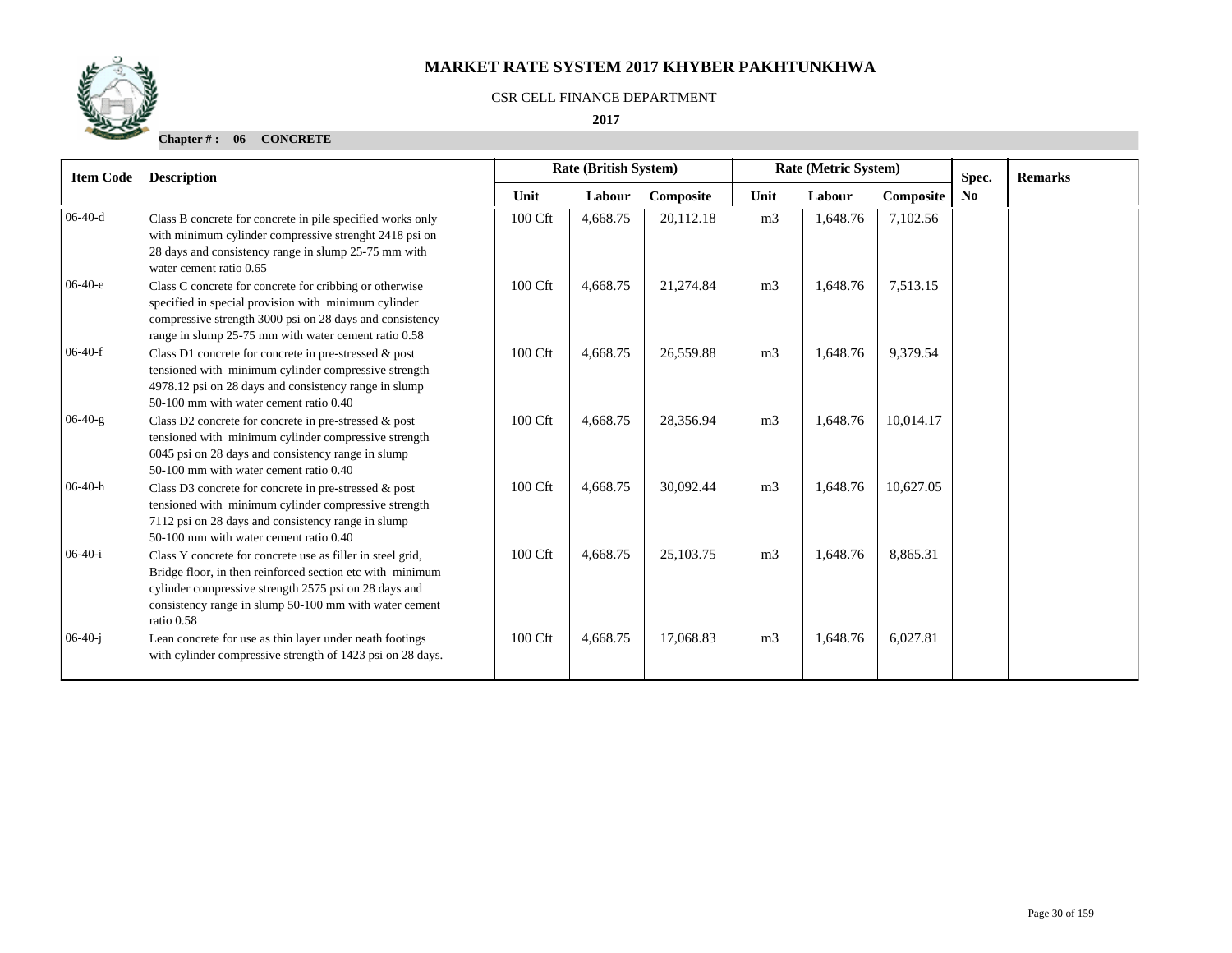# MARKET RATE SYSTEM 2017 KHYBER PAKHTUNKHWA

CSR CELL FINANCE DEPARTMENT

**2017**

**Chapter # : 06 CONCRETE**

| Item Code | Description | Rate (British System) | | | Rate (Metric System) | | | Spec. No | Remarks |
|---|---|---|---|---|---|---|---|---|---|
| | | Unit | Labour | Composite | Unit | Labour | Composite | | |
| 06-40-d | Class B concrete for concrete in pile specified works only with minimum cylinder compressive strenght 2418 psi on 28 days and consistency range in slump 25-75 mm with water cement ratio 0.65 | 100 Cft | 4,668.75 | 20,112.18 | m3 | 1,648.76 | 7,102.56 | | |
| 06-40-e | Class C concrete for concrete for cribbing or otherwise specified in special provision with minimum cylinder compressive strength 3000 psi on 28 days and consistency range in slump 25-75 mm with water cement ratio 0.58 | 100 Cft | 4,668.75 | 21,274.84 | m3 | 1,648.76 | 7,513.15 | | |
| 06-40-f | Class D1 concrete for concrete in pre-stressed & post tensioned with minimum cylinder compressive strength 4978.12 psi on 28 days and consistency range in slump 50-100 mm with water cement ratio 0.40 | 100 Cft | 4,668.75 | 26,559.88 | m3 | 1,648.76 | 9,379.54 | | |
| 06-40-g | Class D2 concrete for concrete in pre-stressed & post tensioned with minimum cylinder compressive strength 6045 psi on 28 days and consistency range in slump 50-100 mm with water cement ratio 0.40 | 100 Cft | 4,668.75 | 28,356.94 | m3 | 1,648.76 | 10,014.17 | | |
| 06-40-h | Class D3 concrete for concrete in pre-stressed & post tensioned with minimum cylinder compressive strength 7112 psi on 28 days and consistency range in slump 50-100 mm with water cement ratio 0.40 | 100 Cft | 4,668.75 | 30,092.44 | m3 | 1,648.76 | 10,627.05 | | |
| 06-40-i | Class Y concrete for concrete use as filler in steel grid, Bridge floor, in then reinforced section etc with minimum cylinder compressive strength 2575 psi on 28 days and consistency range in slump 50-100 mm with water cement ratio 0.58 | 100 Cft | 4,668.75 | 25,103.75 | m3 | 1,648.76 | 8,865.31 | | |
| 06-40-j | Lean concrete for use as thin layer under neath footings with cylinder compressive strength of 1423 psi on 28 days. | 100 Cft | 4,668.75 | 17,068.83 | m3 | 1,648.76 | 6,027.81 | | |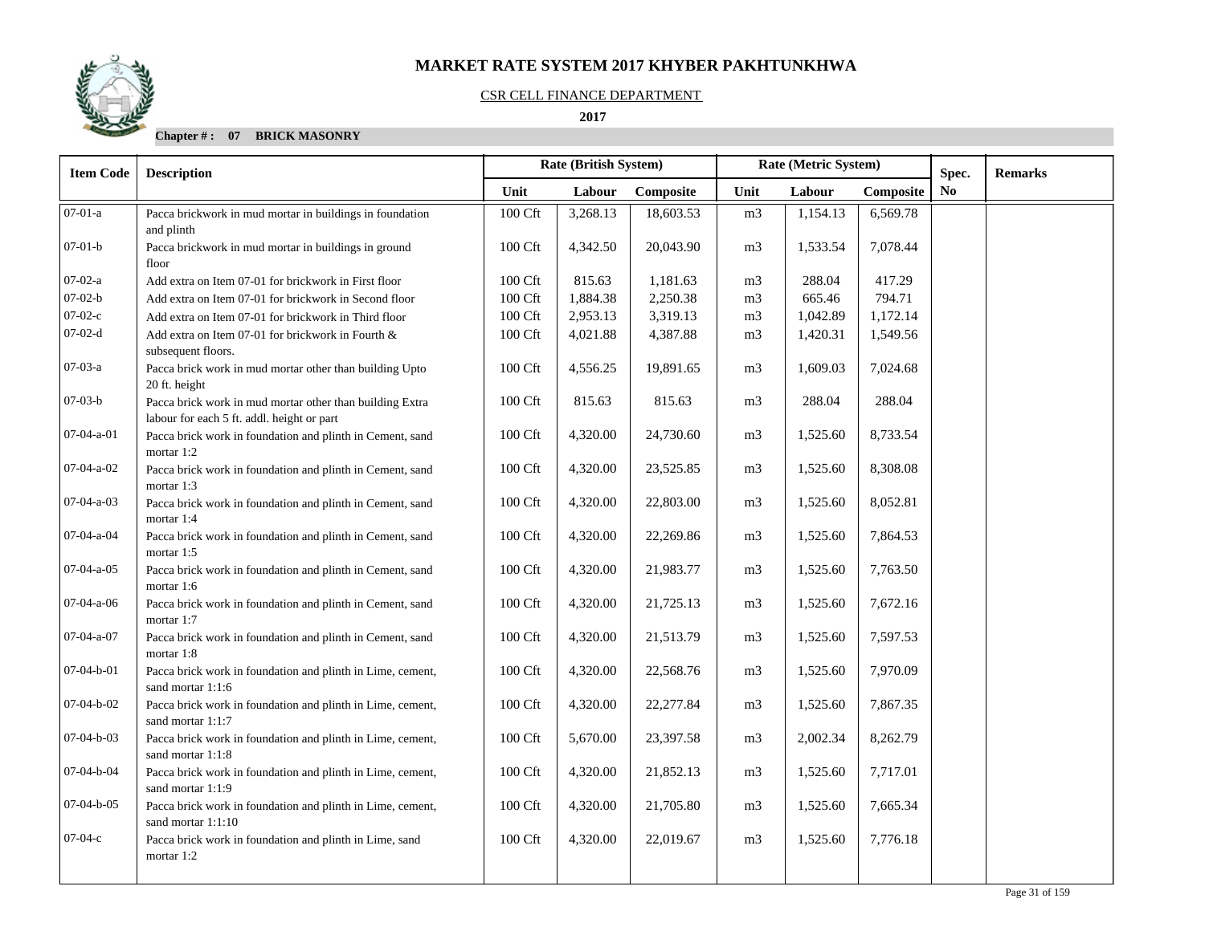# MARKET RATE SYSTEM 2017 KHYBER PAKHTUNKHWA

CSR CELL FINANCE DEPARTMENT

**2017**

**Chapter # : 07 BRICK MASONRY**

| Item Code | Description | Rate (British System) | | | Rate (Metric System) | | | Spec. | Remarks |
|---|---|---|---|---|---|---|---|---|---|
| | | Unit | Labour | Composite | Unit | Labour | Composite | No | |
| 07-01-a | Pacca brickwork in mud mortar in buildings in foundation and plinth | 100 Cft | 3,268.13 | 18,603.53 | m3 | 1,154.13 | 6,569.78 | | |
| 07-01-b | Pacca brickwork in mud mortar in buildings in ground floor | 100 Cft | 4,342.50 | 20,043.90 | m3 | 1,533.54 | 7,078.44 | | |
| 07-02-a | Add extra on Item 07-01 for brickwork in First floor | 100 Cft | 815.63 | 1,181.63 | m3 | 288.04 | 417.29 | | |
| 07-02-b | Add extra on Item 07-01 for brickwork in Second floor | 100 Cft | 1,884.38 | 2,250.38 | m3 | 665.46 | 794.71 | | |
| 07-02-c | Add extra on Item 07-01 for brickwork in Third floor | 100 Cft | 2,953.13 | 3,319.13 | m3 | 1,042.89 | 1,172.14 | | |
| 07-02-d | Add extra on Item 07-01 for brickwork in Fourth & subsequent floors. | 100 Cft | 4,021.88 | 4,387.88 | m3 | 1,420.31 | 1,549.56 | | |
| 07-03-a | Pacca brick work in mud mortar other than building Upto 20 ft. height | 100 Cft | 4,556.25 | 19,891.65 | m3 | 1,609.03 | 7,024.68 | | |
| 07-03-b | Pacca brick work in mud mortar other than building Extra labour for each 5 ft. addl. height or part | 100 Cft | 815.63 | 815.63 | m3 | 288.04 | 288.04 | | |
| 07-04-a-01 | Pacca brick work in foundation and plinth in Cement, sand mortar 1:2 | 100 Cft | 4,320.00 | 24,730.60 | m3 | 1,525.60 | 8,733.54 | | |
| 07-04-a-02 | Pacca brick work in foundation and plinth in Cement, sand mortar 1:3 | 100 Cft | 4,320.00 | 23,525.85 | m3 | 1,525.60 | 8,308.08 | | |
| 07-04-a-03 | Pacca brick work in foundation and plinth in Cement, sand mortar 1:4 | 100 Cft | 4,320.00 | 22,803.00 | m3 | 1,525.60 | 8,052.81 | | |
| 07-04-a-04 | Pacca brick work in foundation and plinth in Cement, sand mortar 1:5 | 100 Cft | 4,320.00 | 22,269.86 | m3 | 1,525.60 | 7,864.53 | | |
| 07-04-a-05 | Pacca brick work in foundation and plinth in Cement, sand mortar 1:6 | 100 Cft | 4,320.00 | 21,983.77 | m3 | 1,525.60 | 7,763.50 | | |
| 07-04-a-06 | Pacca brick work in foundation and plinth in Cement, sand mortar 1:7 | 100 Cft | 4,320.00 | 21,725.13 | m3 | 1,525.60 | 7,672.16 | | |
| 07-04-a-07 | Pacca brick work in foundation and plinth in Cement, sand mortar 1:8 | 100 Cft | 4,320.00 | 21,513.79 | m3 | 1,525.60 | 7,597.53 | | |
| 07-04-b-01 | Pacca brick work in foundation and plinth in Lime, cement, sand mortar 1:1:6 | 100 Cft | 4,320.00 | 22,568.76 | m3 | 1,525.60 | 7,970.09 | | |
| 07-04-b-02 | Pacca brick work in foundation and plinth in Lime, cement, sand mortar 1:1:7 | 100 Cft | 4,320.00 | 22,277.84 | m3 | 1,525.60 | 7,867.35 | | |
| 07-04-b-03 | Pacca brick work in foundation and plinth in Lime, cement, sand mortar 1:1:8 | 100 Cft | 5,670.00 | 23,397.58 | m3 | 2,002.34 | 8,262.79 | | |
| 07-04-b-04 | Pacca brick work in foundation and plinth in Lime, cement, sand mortar 1:1:9 | 100 Cft | 4,320.00 | 21,852.13 | m3 | 1,525.60 | 7,717.01 | | |
| 07-04-b-05 | Pacca brick work in foundation and plinth in Lime, cement, sand mortar 1:1:10 | 100 Cft | 4,320.00 | 21,705.80 | m3 | 1,525.60 | 7,665.34 | | |
| 07-04-c | Pacca brick work in foundation and plinth in Lime, sand mortar 1:2 | 100 Cft | 4,320.00 | 22,019.67 | m3 | 1,525.60 | 7,776.18 | | |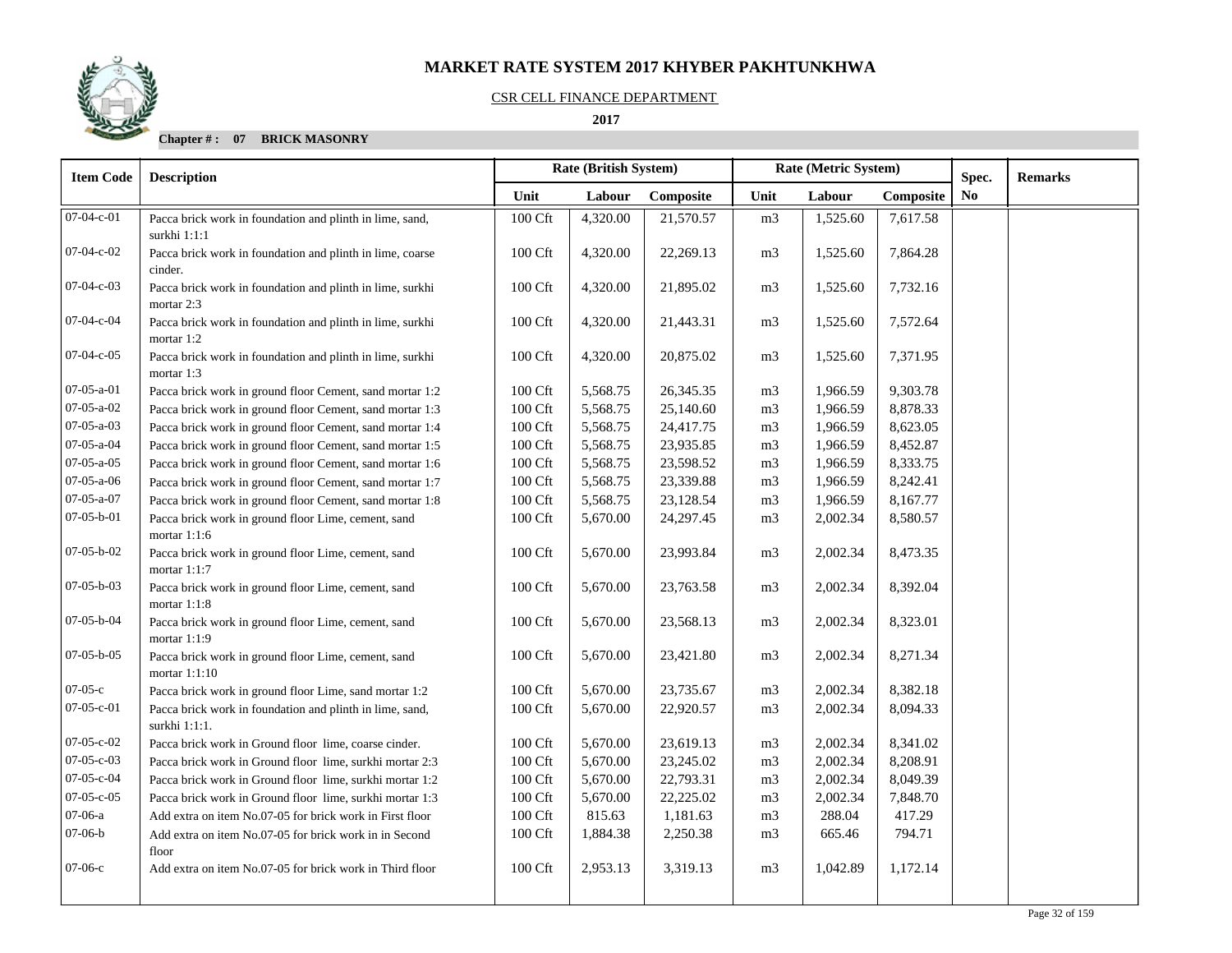# MARKET RATE SYSTEM 2017 KHYBER PAKHTUNKHWA

CSR CELL FINANCE DEPARTMENT

**2017**

**Chapter # : 07 BRICK MASONRY**

| Item Code | Description | Rate (British System) | | | Rate (Metric System) | | | Spec. | Remarks |
|---|---|---|---|---|---|---|---|---|---|
| | | Unit | Labour | Composite | Unit | Labour | Composite | No | |
| 07-04-c-01 | Pacca brick work in foundation and plinth in lime, sand, surkhi 1:1:1 | 100 Cft | 4,320.00 | 21,570.57 | m3 | 1,525.60 | 7,617.58 | | |
| 07-04-c-02 | Pacca brick work in foundation and plinth in lime, coarse cinder. | 100 Cft | 4,320.00 | 22,269.13 | m3 | 1,525.60 | 7,864.28 | | |
| 07-04-c-03 | Pacca brick work in foundation and plinth in lime, surkhi mortar 2:3 | 100 Cft | 4,320.00 | 21,895.02 | m3 | 1,525.60 | 7,732.16 | | |
| 07-04-c-04 | Pacca brick work in foundation and plinth in lime, surkhi mortar 1:2 | 100 Cft | 4,320.00 | 21,443.31 | m3 | 1,525.60 | 7,572.64 | | |
| 07-04-c-05 | Pacca brick work in foundation and plinth in lime, surkhi mortar 1:3 | 100 Cft | 4,320.00 | 20,875.02 | m3 | 1,525.60 | 7,371.95 | | |
| 07-05-a-01 | Pacca brick work in ground floor Cement, sand mortar 1:2 | 100 Cft | 5,568.75 | 26,345.35 | m3 | 1,966.59 | 9,303.78 | | |
| 07-05-a-02 | Pacca brick work in ground floor Cement, sand mortar 1:3 | 100 Cft | 5,568.75 | 25,140.60 | m3 | 1,966.59 | 8,878.33 | | |
| 07-05-a-03 | Pacca brick work in ground floor Cement, sand mortar 1:4 | 100 Cft | 5,568.75 | 24,417.75 | m3 | 1,966.59 | 8,623.05 | | |
| 07-05-a-04 | Pacca brick work in ground floor Cement, sand mortar 1:5 | 100 Cft | 5,568.75 | 23,935.85 | m3 | 1,966.59 | 8,452.87 | | |
| 07-05-a-05 | Pacca brick work in ground floor Cement, sand mortar 1:6 | 100 Cft | 5,568.75 | 23,598.52 | m3 | 1,966.59 | 8,333.75 | | |
| 07-05-a-06 | Pacca brick work in ground floor Cement, sand mortar 1:7 | 100 Cft | 5,568.75 | 23,339.88 | m3 | 1,966.59 | 8,242.41 | | |
| 07-05-a-07 | Pacca brick work in ground floor Cement, sand mortar 1:8 | 100 Cft | 5,568.75 | 23,128.54 | m3 | 1,966.59 | 8,167.77 | | |
| 07-05-b-01 | Pacca brick work in ground floor Lime, cement, sand mortar 1:1:6 | 100 Cft | 5,670.00 | 24,297.45 | m3 | 2,002.34 | 8,580.57 | | |
| 07-05-b-02 | Pacca brick work in ground floor Lime, cement, sand mortar 1:1:7 | 100 Cft | 5,670.00 | 23,993.84 | m3 | 2,002.34 | 8,473.35 | | |
| 07-05-b-03 | Pacca brick work in ground floor Lime, cement, sand mortar 1:1:8 | 100 Cft | 5,670.00 | 23,763.58 | m3 | 2,002.34 | 8,392.04 | | |
| 07-05-b-04 | Pacca brick work in ground floor Lime, cement, sand mortar 1:1:9 | 100 Cft | 5,670.00 | 23,568.13 | m3 | 2,002.34 | 8,323.01 | | |
| 07-05-b-05 | Pacca brick work in ground floor Lime, cement, sand mortar 1:1:10 | 100 Cft | 5,670.00 | 23,421.80 | m3 | 2,002.34 | 8,271.34 | | |
| 07-05-c | Pacca brick work in ground floor Lime, sand mortar 1:2 | 100 Cft | 5,670.00 | 23,735.67 | m3 | 2,002.34 | 8,382.18 | | |
| 07-05-c-01 | Pacca brick work in foundation and plinth in lime, sand, surkhi 1:1:1. | 100 Cft | 5,670.00 | 22,920.57 | m3 | 2,002.34 | 8,094.33 | | |
| 07-05-c-02 | Pacca brick work in Ground floor lime, coarse cinder. | 100 Cft | 5,670.00 | 23,619.13 | m3 | 2,002.34 | 8,341.02 | | |
| 07-05-c-03 | Pacca brick work in Ground floor lime, surkhi mortar 2:3 | 100 Cft | 5,670.00 | 23,245.02 | m3 | 2,002.34 | 8,208.91 | | |
| 07-05-c-04 | Pacca brick work in Ground floor lime, surkhi mortar 1:2 | 100 Cft | 5,670.00 | 22,793.31 | m3 | 2,002.34 | 8,049.39 | | |
| 07-05-c-05 | Pacca brick work in Ground floor lime, surkhi mortar 1:3 | 100 Cft | 5,670.00 | 22,225.02 | m3 | 2,002.34 | 7,848.70 | | |
| 07-06-a | Add extra on item No.07-05 for brick work in First floor | 100 Cft | 815.63 | 1,181.63 | m3 | 288.04 | 417.29 | | |
| 07-06-b | Add extra on item No.07-05 for brick work in in Second floor | 100 Cft | 1,884.38 | 2,250.38 | m3 | 665.46 | 794.71 | | |
| 07-06-c | Add extra on item No.07-05 for brick work in Third floor | 100 Cft | 2,953.13 | 3,319.13 | m3 | 1,042.89 | 1,172.14 | | |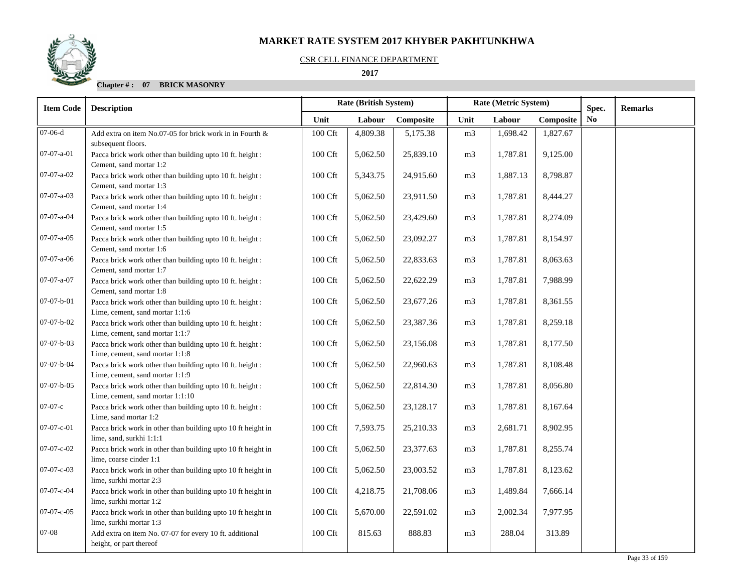# MARKET RATE SYSTEM 2017 KHYBER PAKHTUNKHWA

CSR CELL FINANCE DEPARTMENT

**2017**

**Chapter # : 07 BRICK MASONRY**

| Item Code | Description | Rate (British System) | | | Rate (Metric System) | | | Spec. No | Remarks |
|---|---|---|---|---|---|---|---|---|---|
| | | Unit | Labour | Composite | Unit | Labour | Composite | | |
| 07-06-d | Add extra on item No.07-05 for brick work in in Fourth & subsequent floors. | 100 Cft | 4,809.38 | 5,175.38 | m3 | 1,698.42 | 1,827.67 | | |
| 07-07-a-01 | Pacca brick work other than building upto 10 ft. height : Cement, sand mortar 1:2 | 100 Cft | 5,062.50 | 25,839.10 | m3 | 1,787.81 | 9,125.00 | | |
| 07-07-a-02 | Pacca brick work other than building upto 10 ft. height : Cement, sand mortar 1:3 | 100 Cft | 5,343.75 | 24,915.60 | m3 | 1,887.13 | 8,798.87 | | |
| 07-07-a-03 | Pacca brick work other than building upto 10 ft. height : Cement, sand mortar 1:4 | 100 Cft | 5,062.50 | 23,911.50 | m3 | 1,787.81 | 8,444.27 | | |
| 07-07-a-04 | Pacca brick work other than building upto 10 ft. height : Cement, sand mortar 1:5 | 100 Cft | 5,062.50 | 23,429.60 | m3 | 1,787.81 | 8,274.09 | | |
| 07-07-a-05 | Pacca brick work other than building upto 10 ft. height : Cement, sand mortar 1:6 | 100 Cft | 5,062.50 | 23,092.27 | m3 | 1,787.81 | 8,154.97 | | |
| 07-07-a-06 | Pacca brick work other than building upto 10 ft. height : Cement, sand mortar 1:7 | 100 Cft | 5,062.50 | 22,833.63 | m3 | 1,787.81 | 8,063.63 | | |
| 07-07-a-07 | Pacca brick work other than building upto 10 ft. height : Cement, sand mortar 1:8 | 100 Cft | 5,062.50 | 22,622.29 | m3 | 1,787.81 | 7,988.99 | | |
| 07-07-b-01 | Pacca brick work other than building upto 10 ft. height : Lime, cement, sand mortar 1:1:6 | 100 Cft | 5,062.50 | 23,677.26 | m3 | 1,787.81 | 8,361.55 | | |
| 07-07-b-02 | Pacca brick work other than building upto 10 ft. height : Lime, cement, sand mortar 1:1:7 | 100 Cft | 5,062.50 | 23,387.36 | m3 | 1,787.81 | 8,259.18 | | |
| 07-07-b-03 | Pacca brick work other than building upto 10 ft. height : Lime, cement, sand mortar 1:1:8 | 100 Cft | 5,062.50 | 23,156.08 | m3 | 1,787.81 | 8,177.50 | | |
| 07-07-b-04 | Pacca brick work other than building upto 10 ft. height : Lime, cement, sand mortar 1:1:9 | 100 Cft | 5,062.50 | 22,960.63 | m3 | 1,787.81 | 8,108.48 | | |
| 07-07-b-05 | Pacca brick work other than building upto 10 ft. height : Lime, cement, sand mortar 1:1:10 | 100 Cft | 5,062.50 | 22,814.30 | m3 | 1,787.81 | 8,056.80 | | |
| 07-07-c | Pacca brick work other than building upto 10 ft. height : Lime, sand mortar 1:2 | 100 Cft | 5,062.50 | 23,128.17 | m3 | 1,787.81 | 8,167.64 | | |
| 07-07-c-01 | Pacca brick work in other than building upto 10 ft height in lime, sand, surkhi 1:1:1 | 100 Cft | 7,593.75 | 25,210.33 | m3 | 2,681.71 | 8,902.95 | | |
| 07-07-c-02 | Pacca brick work in other than building upto 10 ft height in lime, coarse cinder 1:1 | 100 Cft | 5,062.50 | 23,377.63 | m3 | 1,787.81 | 8,255.74 | | |
| 07-07-c-03 | Pacca brick work in other than building upto 10 ft height in lime, surkhi mortar 2:3 | 100 Cft | 5,062.50 | 23,003.52 | m3 | 1,787.81 | 8,123.62 | | |
| 07-07-c-04 | Pacca brick work in other than building upto 10 ft height in lime, surkhi mortar 1:2 | 100 Cft | 4,218.75 | 21,708.06 | m3 | 1,489.84 | 7,666.14 | | |
| 07-07-c-05 | Pacca brick work in other than building upto 10 ft height in lime, surkhi mortar 1:3 | 100 Cft | 5,670.00 | 22,591.02 | m3 | 2,002.34 | 7,977.95 | | |
| 07-08 | Add extra on item No. 07-07 for every 10 ft. additional height, or part thereof | 100 Cft | 815.63 | 888.83 | m3 | 288.04 | 313.89 | | |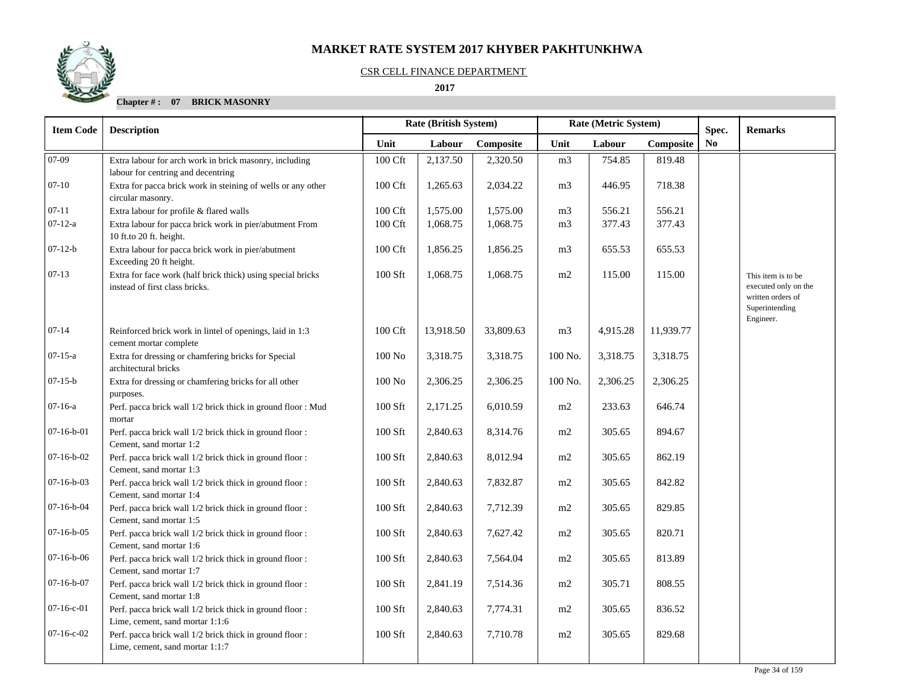# MARKET RATE SYSTEM 2017 KHYBER PAKHTUNKHWA

CSR CELL FINANCE DEPARTMENT

**2017**

**Chapter # : 07 BRICK MASONRY**

| Item Code | Description | Rate (British System) | | | Rate (Metric System) | | | Spec. No | Remarks |
|---|---|---|---|---|---|---|---|---|---|
| | | Unit | Labour | Composite | Unit | Labour | Composite | | |
| 07-09 | Extra labour for arch work in brick masonry, including labour for centring and decentring | 100 Cft | 2,137.50 | 2,320.50 | m3 | 754.85 | 819.48 | | |
| 07-10 | Extra for pacca brick work in steining of wells or any other circular masonry. | 100 Cft | 1,265.63 | 2,034.22 | m3 | 446.95 | 718.38 | | |
| 07-11 | Extra labour for profile & flared walls | 100 Cft | 1,575.00 | 1,575.00 | m3 | 556.21 | 556.21 | | |
| 07-12-a | Extra labour for pacca brick work in pier/abutment From 10 ft.to 20 ft. height. | 100 Cft | 1,068.75 | 1,068.75 | m3 | 377.43 | 377.43 | | |
| 07-12-b | Extra labour for pacca brick work in pier/abutment Exceeding 20 ft height. | 100 Cft | 1,856.25 | 1,856.25 | m3 | 655.53 | 655.53 | | |
| 07-13 | Extra for face work (half brick thick) using special bricks instead of first class bricks. | 100 Sft | 1,068.75 | 1,068.75 | m2 | 115.00 | 115.00 | | This item is to be executed only on the written orders of Superintending Engineer. |
| 07-14 | Reinforced brick work in lintel of openings, laid in 1:3 cement mortar complete | 100 Cft | 13,918.50 | 33,809.63 | m3 | 4,915.28 | 11,939.77 | | |
| 07-15-a | Extra for dressing or chamfering bricks for Special architectural bricks | 100 No | 3,318.75 | 3,318.75 | 100 No. | 3,318.75 | 3,318.75 | | |
| 07-15-b | Extra for dressing or chamfering bricks for all other purposes. | 100 No | 2,306.25 | 2,306.25 | 100 No. | 2,306.25 | 2,306.25 | | |
| 07-16-a | Perf. pacca brick wall 1/2 brick thick in ground floor : Mud mortar | 100 Sft | 2,171.25 | 6,010.59 | m2 | 233.63 | 646.74 | | |
| 07-16-b-01 | Perf. pacca brick wall 1/2 brick thick in ground floor : Cement, sand mortar 1:2 | 100 Sft | 2,840.63 | 8,314.76 | m2 | 305.65 | 894.67 | | |
| 07-16-b-02 | Perf. pacca brick wall 1/2 brick thick in ground floor : Cement, sand mortar 1:3 | 100 Sft | 2,840.63 | 8,012.94 | m2 | 305.65 | 862.19 | | |
| 07-16-b-03 | Perf. pacca brick wall 1/2 brick thick in ground floor : Cement, sand mortar 1:4 | 100 Sft | 2,840.63 | 7,832.87 | m2 | 305.65 | 842.82 | | |
| 07-16-b-04 | Perf. pacca brick wall 1/2 brick thick in ground floor : Cement, sand mortar 1:5 | 100 Sft | 2,840.63 | 7,712.39 | m2 | 305.65 | 829.85 | | |
| 07-16-b-05 | Perf. pacca brick wall 1/2 brick thick in ground floor : Cement, sand mortar 1:6 | 100 Sft | 2,840.63 | 7,627.42 | m2 | 305.65 | 820.71 | | |
| 07-16-b-06 | Perf. pacca brick wall 1/2 brick thick in ground floor : Cement, sand mortar 1:7 | 100 Sft | 2,840.63 | 7,564.04 | m2 | 305.65 | 813.89 | | |
| 07-16-b-07 | Perf. pacca brick wall 1/2 brick thick in ground floor : Cement, sand mortar 1:8 | 100 Sft | 2,841.19 | 7,514.36 | m2 | 305.71 | 808.55 | | |
| 07-16-c-01 | Perf. pacca brick wall 1/2 brick thick in ground floor : Lime, cement, sand mortar 1:1:6 | 100 Sft | 2,840.63 | 7,774.31 | m2 | 305.65 | 836.52 | | |
| 07-16-c-02 | Perf. pacca brick wall 1/2 brick thick in ground floor : Lime, cement, sand mortar 1:1:7 | 100 Sft | 2,840.63 | 7,710.78 | m2 | 305.65 | 829.68 | | |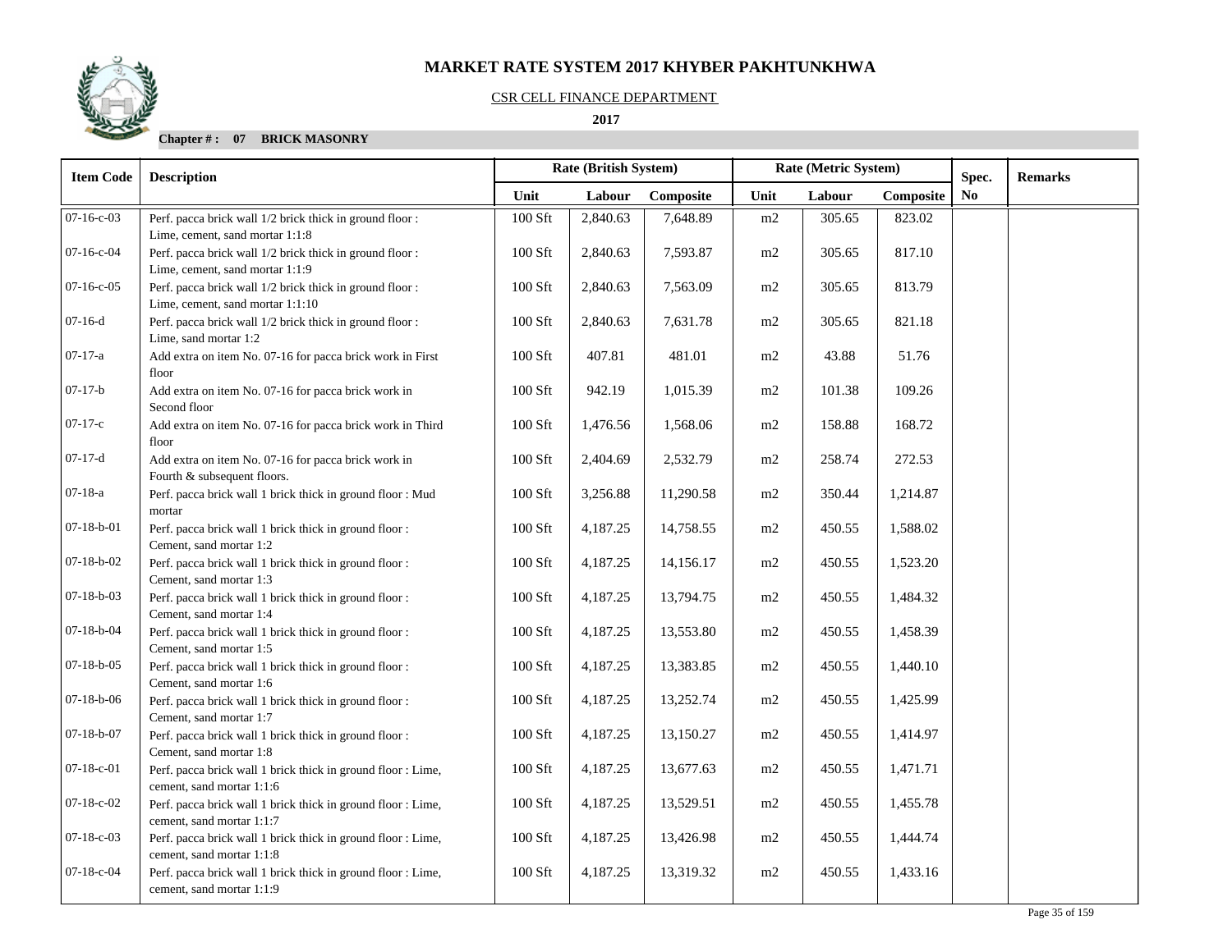# MARKET RATE SYSTEM 2017 KHYBER PAKHTUNKHWA

CSR CELL FINANCE DEPARTMENT

**2017**

**Chapter # : 07 BRICK MASONRY**

| Item Code | Description | Rate (British System) | | | Rate (Metric System) | | | Spec. | Remarks |
|---|---|---|---|---|---|---|---|---|---|
| | | Unit | Labour | Composite | Unit | Labour | Composite | No | |
| 07-16-c-03 | Perf. pacca brick wall 1/2 brick thick in ground floor : Lime, cement, sand mortar 1:1:8 | 100 Sft | 2,840.63 | 7,648.89 | m2 | 305.65 | 823.02 | | |
| 07-16-c-04 | Perf. pacca brick wall 1/2 brick thick in ground floor : Lime, cement, sand mortar 1:1:9 | 100 Sft | 2,840.63 | 7,593.87 | m2 | 305.65 | 817.10 | | |
| 07-16-c-05 | Perf. pacca brick wall 1/2 brick thick in ground floor : Lime, cement, sand mortar 1:1:10 | 100 Sft | 2,840.63 | 7,563.09 | m2 | 305.65 | 813.79 | | |
| 07-16-d | Perf. pacca brick wall 1/2 brick thick in ground floor : Lime, sand mortar 1:2 | 100 Sft | 2,840.63 | 7,631.78 | m2 | 305.65 | 821.18 | | |
| 07-17-a | Add extra on item No. 07-16 for pacca brick work in First floor | 100 Sft | 407.81 | 481.01 | m2 | 43.88 | 51.76 | | |
| 07-17-b | Add extra on item No. 07-16 for pacca brick work in Second floor | 100 Sft | 942.19 | 1,015.39 | m2 | 101.38 | 109.26 | | |
| 07-17-c | Add extra on item No. 07-16 for pacca brick work in Third floor | 100 Sft | 1,476.56 | 1,568.06 | m2 | 158.88 | 168.72 | | |
| 07-17-d | Add extra on item No. 07-16 for pacca brick work in Fourth & subsequent floors. | 100 Sft | 2,404.69 | 2,532.79 | m2 | 258.74 | 272.53 | | |
| 07-18-a | Perf. pacca brick wall 1 brick thick in ground floor : Mud mortar | 100 Sft | 3,256.88 | 11,290.58 | m2 | 350.44 | 1,214.87 | | |
| 07-18-b-01 | Perf. pacca brick wall 1 brick thick in ground floor : Cement, sand mortar 1:2 | 100 Sft | 4,187.25 | 14,758.55 | m2 | 450.55 | 1,588.02 | | |
| 07-18-b-02 | Perf. pacca brick wall 1 brick thick in ground floor : Cement, sand mortar 1:3 | 100 Sft | 4,187.25 | 14,156.17 | m2 | 450.55 | 1,523.20 | | |
| 07-18-b-03 | Perf. pacca brick wall 1 brick thick in ground floor : Cement, sand mortar 1:4 | 100 Sft | 4,187.25 | 13,794.75 | m2 | 450.55 | 1,484.32 | | |
| 07-18-b-04 | Perf. pacca brick wall 1 brick thick in ground floor : Cement, sand mortar 1:5 | 100 Sft | 4,187.25 | 13,553.80 | m2 | 450.55 | 1,458.39 | | |
| 07-18-b-05 | Perf. pacca brick wall 1 brick thick in ground floor : Cement, sand mortar 1:6 | 100 Sft | 4,187.25 | 13,383.85 | m2 | 450.55 | 1,440.10 | | |
| 07-18-b-06 | Perf. pacca brick wall 1 brick thick in ground floor : Cement, sand mortar 1:7 | 100 Sft | 4,187.25 | 13,252.74 | m2 | 450.55 | 1,425.99 | | |
| 07-18-b-07 | Perf. pacca brick wall 1 brick thick in ground floor : Cement, sand mortar 1:8 | 100 Sft | 4,187.25 | 13,150.27 | m2 | 450.55 | 1,414.97 | | |
| 07-18-c-01 | Perf. pacca brick wall 1 brick thick in ground floor : Lime, cement, sand mortar 1:1:6 | 100 Sft | 4,187.25 | 13,677.63 | m2 | 450.55 | 1,471.71 | | |
| 07-18-c-02 | Perf. pacca brick wall 1 brick thick in ground floor : Lime, cement, sand mortar 1:1:7 | 100 Sft | 4,187.25 | 13,529.51 | m2 | 450.55 | 1,455.78 | | |
| 07-18-c-03 | Perf. pacca brick wall 1 brick thick in ground floor : Lime, cement, sand mortar 1:1:8 | 100 Sft | 4,187.25 | 13,426.98 | m2 | 450.55 | 1,444.74 | | |
| 07-18-c-04 | Perf. pacca brick wall 1 brick thick in ground floor : Lime, cement, sand mortar 1:1:9 | 100 Sft | 4,187.25 | 13,319.32 | m2 | 450.55 | 1,433.16 | | |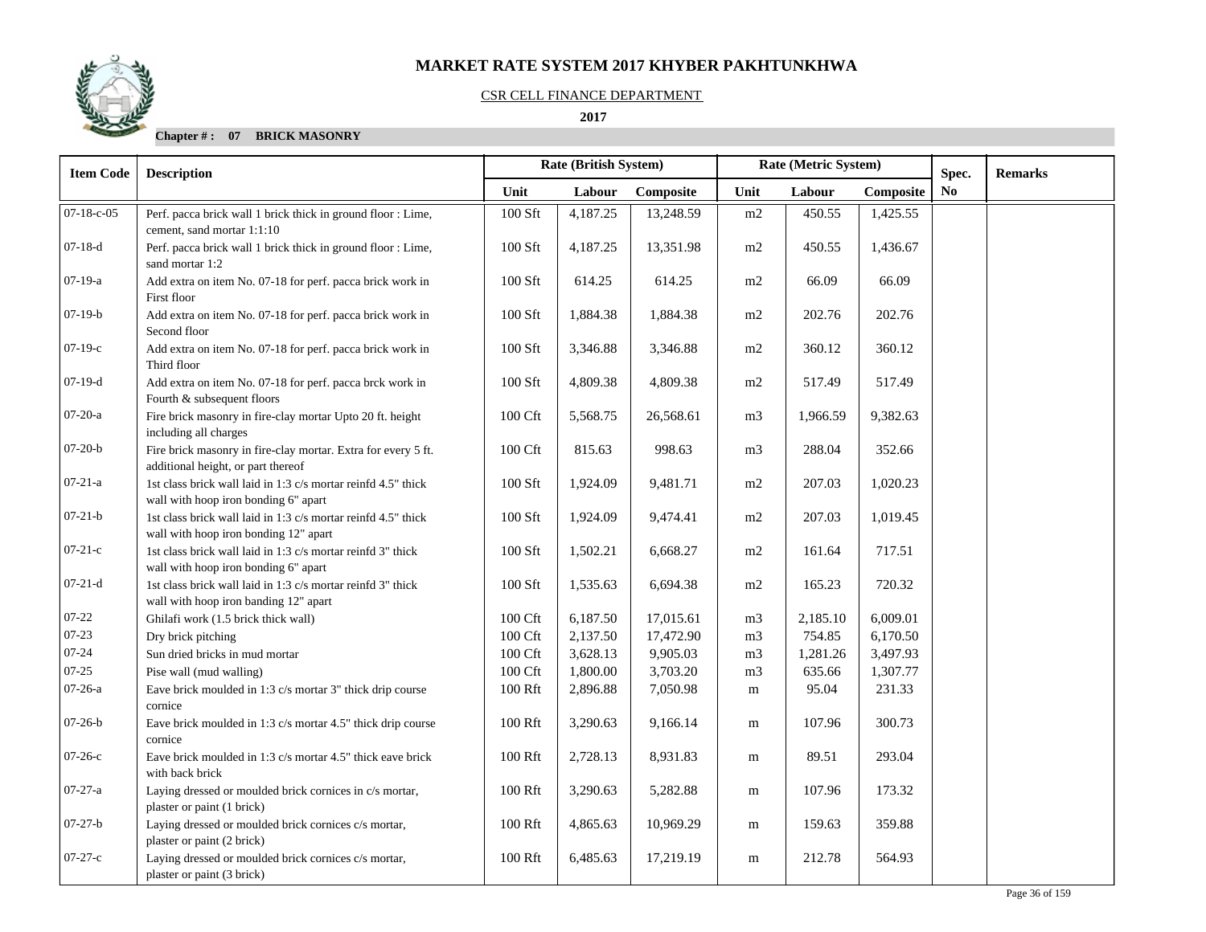# MARKET RATE SYSTEM 2017 KHYBER PAKHTUNKHWA

CSR CELL FINANCE DEPARTMENT

**2017**

**Chapter # : 07 BRICK MASONRY**

| Item Code | Description | Rate (British System) | | | Rate (Metric System) | | | Spec. No | Remarks |
|---|---|---|---|---|---|---|---|---|---|
| | | Unit | Labour | Composite | Unit | Labour | Composite | | |
| 07-18-c-05 | Perf. pacca brick wall 1 brick thick in ground floor : Lime, cement, sand mortar 1:1:10 | 100 Sft | 4,187.25 | 13,248.59 | m2 | 450.55 | 1,425.55 | | |
| 07-18-d | Perf. pacca brick wall 1 brick thick in ground floor : Lime, sand mortar 1:2 | 100 Sft | 4,187.25 | 13,351.98 | m2 | 450.55 | 1,436.67 | | |
| 07-19-a | Add extra on item No. 07-18 for perf. pacca brick work in First floor | 100 Sft | 614.25 | 614.25 | m2 | 66.09 | 66.09 | | |
| 07-19-b | Add extra on item No. 07-18 for perf. pacca brick work in Second floor | 100 Sft | 1,884.38 | 1,884.38 | m2 | 202.76 | 202.76 | | |
| 07-19-c | Add extra on item No. 07-18 for perf. pacca brick work in Third floor | 100 Sft | 3,346.88 | 3,346.88 | m2 | 360.12 | 360.12 | | |
| 07-19-d | Add extra on item No. 07-18 for perf. pacca brck work in Fourth & subsequent floors | 100 Sft | 4,809.38 | 4,809.38 | m2 | 517.49 | 517.49 | | |
| 07-20-a | Fire brick masonry in fire-clay mortar Upto 20 ft. height including all charges | 100 Cft | 5,568.75 | 26,568.61 | m3 | 1,966.59 | 9,382.63 | | |
| 07-20-b | Fire brick masonry in fire-clay mortar. Extra for every 5 ft. additional height, or part thereof | 100 Cft | 815.63 | 998.63 | m3 | 288.04 | 352.66 | | |
| 07-21-a | 1st class brick wall laid in 1:3 c/s mortar reinfd 4.5" thick wall with hoop iron bonding 6" apart | 100 Sft | 1,924.09 | 9,481.71 | m2 | 207.03 | 1,020.23 | | |
| 07-21-b | 1st class brick wall laid in 1:3 c/s mortar reinfd 4.5" thick wall with hoop iron bonding 12" apart | 100 Sft | 1,924.09 | 9,474.41 | m2 | 207.03 | 1,019.45 | | |
| 07-21-c | 1st class brick wall laid in 1:3 c/s mortar reinfd 3" thick wall with hoop iron bonding 6" apart | 100 Sft | 1,502.21 | 6,668.27 | m2 | 161.64 | 717.51 | | |
| 07-21-d | 1st class brick wall laid in 1:3 c/s mortar reinfd 3" thick wall with hoop iron banding 12" apart | 100 Sft | 1,535.63 | 6,694.38 | m2 | 165.23 | 720.32 | | |
| 07-22 | Ghilafi work (1.5 brick thick wall) | 100 Cft | 6,187.50 | 17,015.61 | m3 | 2,185.10 | 6,009.01 | | |
| 07-23 | Dry brick pitching | 100 Cft | 2,137.50 | 17,472.90 | m3 | 754.85 | 6,170.50 | | |
| 07-24 | Sun dried bricks in mud mortar | 100 Cft | 3,628.13 | 9,905.03 | m3 | 1,281.26 | 3,497.93 | | |
| 07-25 | Pise wall (mud walling) | 100 Cft | 1,800.00 | 3,703.20 | m3 | 635.66 | 1,307.77 | | |
| 07-26-a | Eave brick moulded in 1:3 c/s mortar 3" thick drip course cornice | 100 Rft | 2,896.88 | 7,050.98 | m | 95.04 | 231.33 | | |
| 07-26-b | Eave brick moulded in 1:3 c/s mortar 4.5" thick drip course cornice | 100 Rft | 3,290.63 | 9,166.14 | m | 107.96 | 300.73 | | |
| 07-26-c | Eave brick moulded in 1:3 c/s mortar 4.5" thick eave brick with back brick | 100 Rft | 2,728.13 | 8,931.83 | m | 89.51 | 293.04 | | |
| 07-27-a | Laying dressed or moulded brick cornices in c/s mortar, plaster or paint (1 brick) | 100 Rft | 3,290.63 | 5,282.88 | m | 107.96 | 173.32 | | |
| 07-27-b | Laying dressed or moulded brick cornices c/s mortar, plaster or paint (2 brick) | 100 Rft | 4,865.63 | 10,969.29 | m | 159.63 | 359.88 | | |
| 07-27-c | Laying dressed or moulded brick cornices c/s mortar, plaster or paint (3 brick) | 100 Rft | 6,485.63 | 17,219.19 | m | 212.78 | 564.93 | | |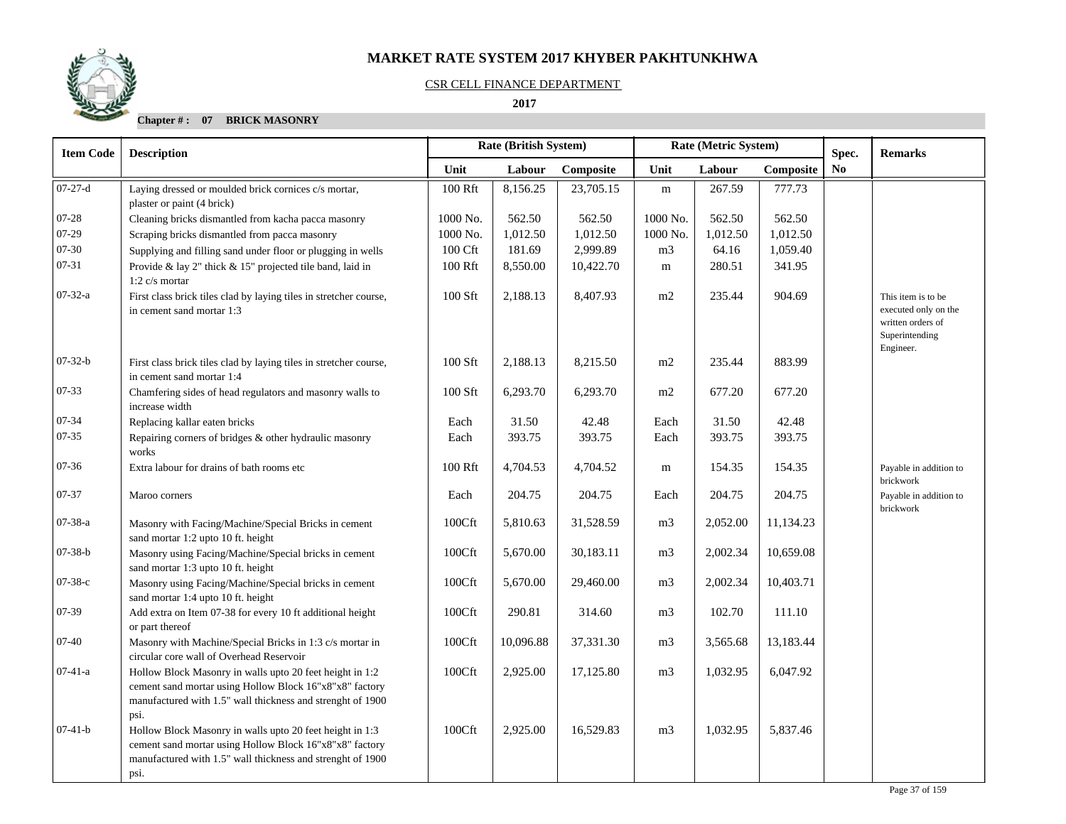# MARKET RATE SYSTEM 2017 KHYBER PAKHTUNKHWA

CSR CELL FINANCE DEPARTMENT

**2017**

**Chapter # : 07 BRICK MASONRY**

| Item Code | Description | Rate (British System) | | | Rate (Metric System) | | | Spec. No | Remarks |
|---|---|---|---|---|---|---|---|---|---|
| | | Unit | Labour | Composite | Unit | Labour | Composite | | |
| 07-27-d | Laying dressed or moulded brick cornices c/s mortar, plaster or paint (4 brick) | 100 Rft | 8,156.25 | 23,705.15 | m | 267.59 | 777.73 | | |
| 07-28 | Cleaning bricks dismantled from kacha pacca masonry | 1000 No. | 562.50 | 562.50 | 1000 No. | 562.50 | 562.50 | | |
| 07-29 | Scraping bricks dismantled from pacca masonry | 1000 No. | 1,012.50 | 1,012.50 | 1000 No. | 1,012.50 | 1,012.50 | | |
| 07-30 | Supplying and filling sand under floor or plugging in wells | 100 Cft | 181.69 | 2,999.89 | m3 | 64.16 | 1,059.40 | | |
| 07-31 | Provide & lay 2" thick & 15" projected tile band, laid in 1:2 c/s mortar | 100 Rft | 8,550.00 | 10,422.70 | m | 280.51 | 341.95 | | |
| 07-32-a | First class brick tiles clad by laying tiles in stretcher course, in cement sand mortar 1:3 | 100 Sft | 2,188.13 | 8,407.93 | m2 | 235.44 | 904.69 | | This item is to be executed only on the written orders of Superintending Engineer. |
| 07-32-b | First class brick tiles clad by laying tiles in stretcher course, in cement sand mortar 1:4 | 100 Sft | 2,188.13 | 8,215.50 | m2 | 235.44 | 883.99 | | |
| 07-33 | Chamfering sides of head regulators and masonry walls to increase width | 100 Sft | 6,293.70 | 6,293.70 | m2 | 677.20 | 677.20 | | |
| 07-34 | Replacing kallar eaten bricks | Each | 31.50 | 42.48 | Each | 31.50 | 42.48 | | |
| 07-35 | Repairing corners of bridges & other hydraulic masonry works | Each | 393.75 | 393.75 | Each | 393.75 | 393.75 | | |
| 07-36 | Extra labour for drains of bath rooms etc | 100 Rft | 4,704.53 | 4,704.52 | m | 154.35 | 154.35 | | Payable in addition to brickwork |
| 07-37 | Maroo corners | Each | 204.75 | 204.75 | Each | 204.75 | 204.75 | | Payable in addition to brickwork |
| 07-38-a | Masonry with Facing/Machine/Special Bricks in cement sand mortar 1:2 upto 10 ft. height | 100Cft | 5,810.63 | 31,528.59 | m3 | 2,052.00 | 11,134.23 | | |
| 07-38-b | Masonry using Facing/Machine/Special bricks in cement sand mortar 1:3 upto 10 ft. height | 100Cft | 5,670.00 | 30,183.11 | m3 | 2,002.34 | 10,659.08 | | |
| 07-38-c | Masonry using Facing/Machine/Special bricks in cement sand mortar 1:4 upto 10 ft. height | 100Cft | 5,670.00 | 29,460.00 | m3 | 2,002.34 | 10,403.71 | | |
| 07-39 | Add extra on Item 07-38 for every 10 ft additional height or part thereof | 100Cft | 290.81 | 314.60 | m3 | 102.70 | 111.10 | | |
| 07-40 | Masonry with Machine/Special Bricks in 1:3 c/s mortar in circular core wall of Overhead Reservoir | 100Cft | 10,096.88 | 37,331.30 | m3 | 3,565.68 | 13,183.44 | | |
| 07-41-a | Hollow Block Masonry in walls upto 20 feet height in 1:2 cement sand mortar using Hollow Block 16"x8"x8" factory manufactured with 1.5" wall thickness and strenght of 1900 psi. | 100Cft | 2,925.00 | 17,125.80 | m3 | 1,032.95 | 6,047.92 | | |
| 07-41-b | Hollow Block Masonry in walls upto 20 feet height in 1:3 cement sand mortar using Hollow Block 16"x8"x8" factory manufactured with 1.5" wall thickness and strenght of 1900 psi. | 100Cft | 2,925.00 | 16,529.83 | m3 | 1,032.95 | 5,837.46 | | |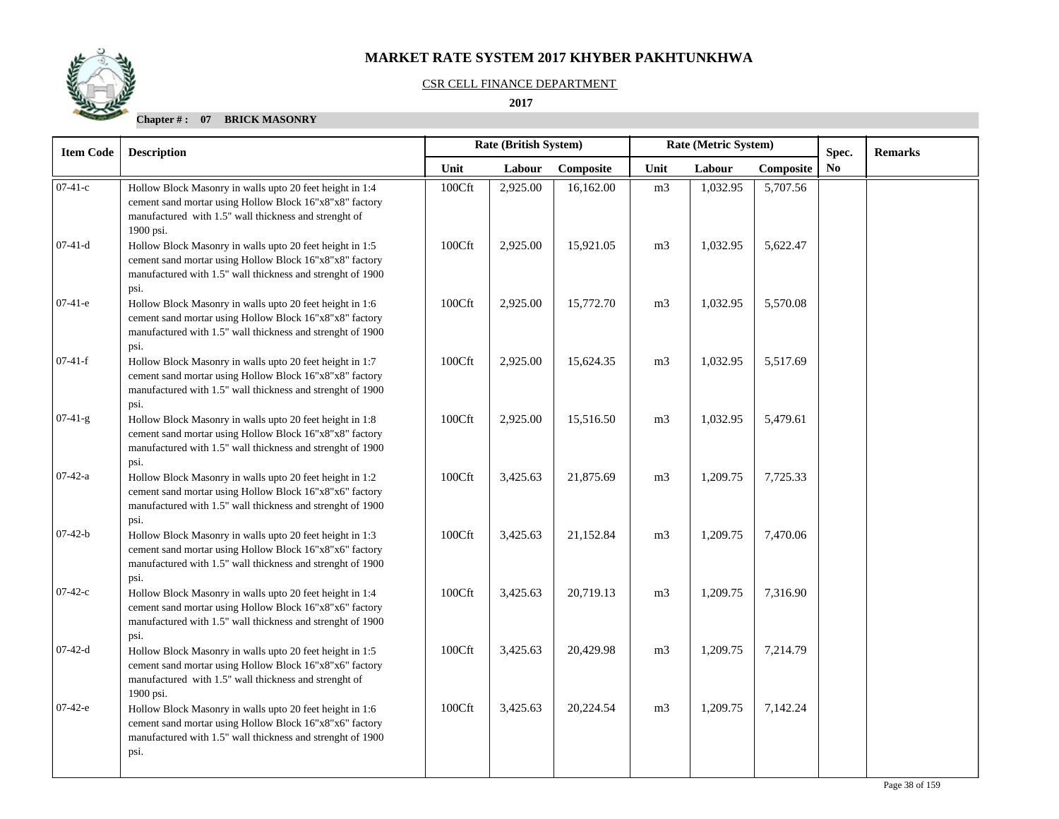# MARKET RATE SYSTEM 2017 KHYBER PAKHTUNKHWA

CSR CELL FINANCE DEPARTMENT

**2017**

**Chapter # : 07 BRICK MASONRY**

| Item Code | Description | Rate (British System) | | | Rate (Metric System) | | | Spec. No | Remarks |
|---|---|---|---|---|---|---|---|---|---|
| | | Unit | Labour | Composite | Unit | Labour | Composite | | |
| 07-41-c | Hollow Block Masonry in walls upto 20 feet height in 1:4 cement sand mortar using Hollow Block 16"x8"x8" factory manufactured with 1.5" wall thickness and strenght of 1900 psi. | 100Cft | 2,925.00 | 16,162.00 | m3 | 1,032.95 | 5,707.56 | | |
| 07-41-d | Hollow Block Masonry in walls upto 20 feet height in 1:5 cement sand mortar using Hollow Block 16"x8"x8" factory manufactured with 1.5" wall thickness and strenght of 1900 psi. | 100Cft | 2,925.00 | 15,921.05 | m3 | 1,032.95 | 5,622.47 | | |
| 07-41-e | Hollow Block Masonry in walls upto 20 feet height in 1:6 cement sand mortar using Hollow Block 16"x8"x8" factory manufactured with 1.5" wall thickness and strenght of 1900 psi. | 100Cft | 2,925.00 | 15,772.70 | m3 | 1,032.95 | 5,570.08 | | |
| 07-41-f | Hollow Block Masonry in walls upto 20 feet height in 1:7 cement sand mortar using Hollow Block 16"x8"x8" factory manufactured with 1.5" wall thickness and strenght of 1900 psi. | 100Cft | 2,925.00 | 15,624.35 | m3 | 1,032.95 | 5,517.69 | | |
| 07-41-g | Hollow Block Masonry in walls upto 20 feet height in 1:8 cement sand mortar using Hollow Block 16"x8"x8" factory manufactured with 1.5" wall thickness and strenght of 1900 psi. | 100Cft | 2,925.00 | 15,516.50 | m3 | 1,032.95 | 5,479.61 | | |
| 07-42-a | Hollow Block Masonry in walls upto 20 feet height in 1:2 cement sand mortar using Hollow Block 16"x8"x6" factory manufactured with 1.5" wall thickness and strenght of 1900 psi. | 100Cft | 3,425.63 | 21,875.69 | m3 | 1,209.75 | 7,725.33 | | |
| 07-42-b | Hollow Block Masonry in walls upto 20 feet height in 1:3 cement sand mortar using Hollow Block 16"x8"x6" factory manufactured with 1.5" wall thickness and strenght of 1900 psi. | 100Cft | 3,425.63 | 21,152.84 | m3 | 1,209.75 | 7,470.06 | | |
| 07-42-c | Hollow Block Masonry in walls upto 20 feet height in 1:4 cement sand mortar using Hollow Block 16"x8"x6" factory manufactured with 1.5" wall thickness and strenght of 1900 psi. | 100Cft | 3,425.63 | 20,719.13 | m3 | 1,209.75 | 7,316.90 | | |
| 07-42-d | Hollow Block Masonry in walls upto 20 feet height in 1:5 cement sand mortar using Hollow Block 16"x8"x6" factory manufactured with 1.5" wall thickness and strenght of 1900 psi. | 100Cft | 3,425.63 | 20,429.98 | m3 | 1,209.75 | 7,214.79 | | |
| 07-42-e | Hollow Block Masonry in walls upto 20 feet height in 1:6 cement sand mortar using Hollow Block 16"x8"x6" factory manufactured with 1.5" wall thickness and strenght of 1900 psi. | 100Cft | 3,425.63 | 20,224.54 | m3 | 1,209.75 | 7,142.24 | | |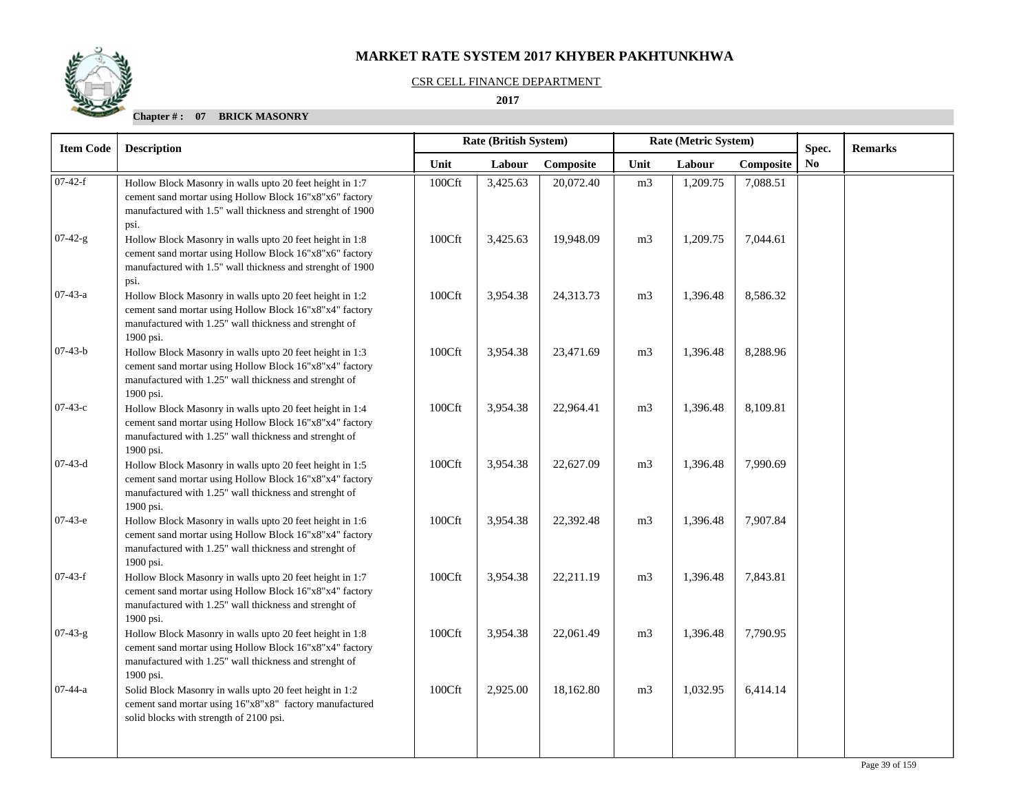# MARKET RATE SYSTEM 2017 KHYBER PAKHTUNKHWA

CSR CELL FINANCE DEPARTMENT

**2017**

**Chapter # : 07 BRICK MASONRY**

| Item Code | Description | Rate (British System) | | | Rate (Metric System) | | | Spec. No | Remarks |
|---|---|---|---|---|---|---|---|---|---|
| | | Unit | Labour | Composite | Unit | Labour | Composite | | |
| 07-42-f | Hollow Block Masonry in walls upto 20 feet height in 1:7 cement sand mortar using Hollow Block 16"x8"x6" factory manufactured with 1.5" wall thickness and strenght of 1900 psi. | 100Cft | 3,425.63 | 20,072.40 | m3 | 1,209.75 | 7,088.51 | | |
| 07-42-g | Hollow Block Masonry in walls upto 20 feet height in 1:8 cement sand mortar using Hollow Block 16"x8"x6" factory manufactured with 1.5" wall thickness and strenght of 1900 psi. | 100Cft | 3,425.63 | 19,948.09 | m3 | 1,209.75 | 7,044.61 | | |
| 07-43-a | Hollow Block Masonry in walls upto 20 feet height in 1:2 cement sand mortar using Hollow Block 16"x8"x4" factory manufactured with 1.25" wall thickness and strenght of 1900 psi. | 100Cft | 3,954.38 | 24,313.73 | m3 | 1,396.48 | 8,586.32 | | |
| 07-43-b | Hollow Block Masonry in walls upto 20 feet height in 1:3 cement sand mortar using Hollow Block 16"x8"x4" factory manufactured with 1.25" wall thickness and strenght of 1900 psi. | 100Cft | 3,954.38 | 23,471.69 | m3 | 1,396.48 | 8,288.96 | | |
| 07-43-c | Hollow Block Masonry in walls upto 20 feet height in 1:4 cement sand mortar using Hollow Block 16"x8"x4" factory manufactured with 1.25" wall thickness and strenght of 1900 psi. | 100Cft | 3,954.38 | 22,964.41 | m3 | 1,396.48 | 8,109.81 | | |
| 07-43-d | Hollow Block Masonry in walls upto 20 feet height in 1:5 cement sand mortar using Hollow Block 16"x8"x4" factory manufactured with 1.25" wall thickness and strenght of 1900 psi. | 100Cft | 3,954.38 | 22,627.09 | m3 | 1,396.48 | 7,990.69 | | |
| 07-43-e | Hollow Block Masonry in walls upto 20 feet height in 1:6 cement sand mortar using Hollow Block 16"x8"x4" factory manufactured with 1.25" wall thickness and strenght of 1900 psi. | 100Cft | 3,954.38 | 22,392.48 | m3 | 1,396.48 | 7,907.84 | | |
| 07-43-f | Hollow Block Masonry in walls upto 20 feet height in 1:7 cement sand mortar using Hollow Block 16"x8"x4" factory manufactured with 1.25" wall thickness and strenght of 1900 psi. | 100Cft | 3,954.38 | 22,211.19 | m3 | 1,396.48 | 7,843.81 | | |
| 07-43-g | Hollow Block Masonry in walls upto 20 feet height in 1:8 cement sand mortar using Hollow Block 16"x8"x4" factory manufactured with 1.25" wall thickness and strenght of 1900 psi. | 100Cft | 3,954.38 | 22,061.49 | m3 | 1,396.48 | 7,790.95 | | |
| 07-44-a | Solid Block Masonry in walls upto 20 feet height in 1:2 cement sand mortar using 16"x8"x8" factory manufactured solid blocks with strength of 2100 psi. | 100Cft | 2,925.00 | 18,162.80 | m3 | 1,032.95 | 6,414.14 | | |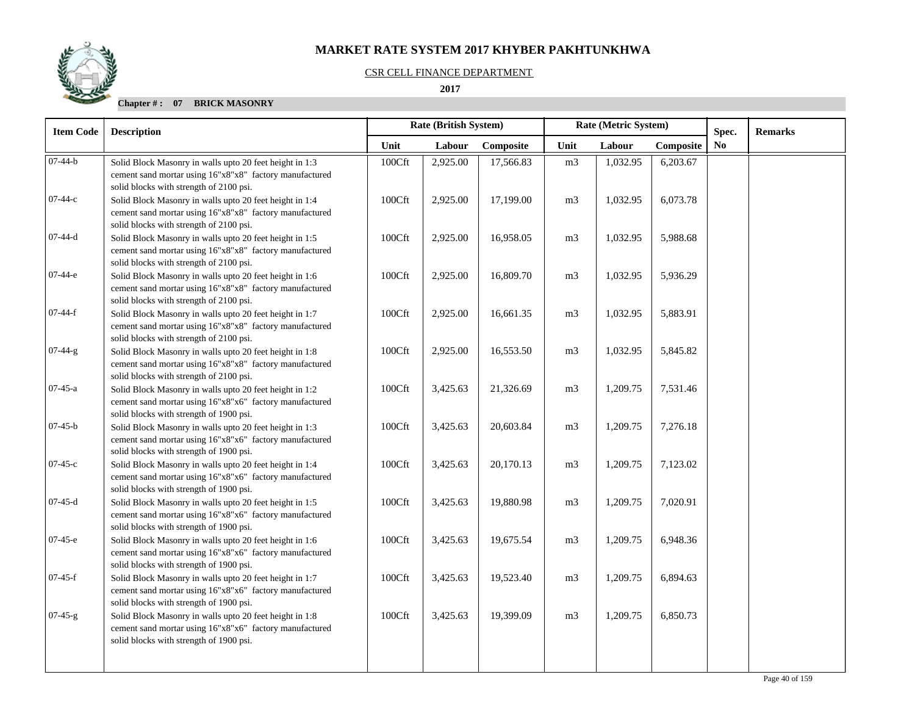# MARKET RATE SYSTEM 2017 KHYBER PAKHTUNKHWA

CSR CELL FINANCE DEPARTMENT

**2017**

**Chapter # : 07 BRICK MASONRY**

| Item Code | Description | Rate (British System) | | | Rate (Metric System) | | | Spec. No | Remarks |
|---|---|---|---|---|---|---|---|---|---|
| | | Unit | Labour | Composite | Unit | Labour | Composite | | |
| 07-44-b | Solid Block Masonry in walls upto 20 feet height in 1:3 cement sand mortar using 16"x8"x8" factory manufactured solid blocks with strength of 2100 psi. | 100Cft | 2,925.00 | 17,566.83 | m3 | 1,032.95 | 6,203.67 | | |
| 07-44-c | Solid Block Masonry in walls upto 20 feet height in 1:4 cement sand mortar using 16"x8"x8" factory manufactured solid blocks with strength of 2100 psi. | 100Cft | 2,925.00 | 17,199.00 | m3 | 1,032.95 | 6,073.78 | | |
| 07-44-d | Solid Block Masonry in walls upto 20 feet height in 1:5 cement sand mortar using 16"x8"x8" factory manufactured solid blocks with strength of 2100 psi. | 100Cft | 2,925.00 | 16,958.05 | m3 | 1,032.95 | 5,988.68 | | |
| 07-44-e | Solid Block Masonry in walls upto 20 feet height in 1:6 cement sand mortar using 16"x8"x8" factory manufactured solid blocks with strength of 2100 psi. | 100Cft | 2,925.00 | 16,809.70 | m3 | 1,032.95 | 5,936.29 | | |
| 07-44-f | Solid Block Masonry in walls upto 20 feet height in 1:7 cement sand mortar using 16"x8"x8" factory manufactured solid blocks with strength of 2100 psi. | 100Cft | 2,925.00 | 16,661.35 | m3 | 1,032.95 | 5,883.91 | | |
| 07-44-g | Solid Block Masonry in walls upto 20 feet height in 1:8 cement sand mortar using 16"x8"x8" factory manufactured solid blocks with strength of 2100 psi. | 100Cft | 2,925.00 | 16,553.50 | m3 | 1,032.95 | 5,845.82 | | |
| 07-45-a | Solid Block Masonry in walls upto 20 feet height in 1:2 cement sand mortar using 16"x8"x6" factory manufactured solid blocks with strength of 1900 psi. | 100Cft | 3,425.63 | 21,326.69 | m3 | 1,209.75 | 7,531.46 | | |
| 07-45-b | Solid Block Masonry in walls upto 20 feet height in 1:3 cement sand mortar using 16"x8"x6" factory manufactured solid blocks with strength of 1900 psi. | 100Cft | 3,425.63 | 20,603.84 | m3 | 1,209.75 | 7,276.18 | | |
| 07-45-c | Solid Block Masonry in walls upto 20 feet height in 1:4 cement sand mortar using 16"x8"x6" factory manufactured solid blocks with strength of 1900 psi. | 100Cft | 3,425.63 | 20,170.13 | m3 | 1,209.75 | 7,123.02 | | |
| 07-45-d | Solid Block Masonry in walls upto 20 feet height in 1:5 cement sand mortar using 16"x8"x6" factory manufactured solid blocks with strength of 1900 psi. | 100Cft | 3,425.63 | 19,880.98 | m3 | 1,209.75 | 7,020.91 | | |
| 07-45-e | Solid Block Masonry in walls upto 20 feet height in 1:6 cement sand mortar using 16"x8"x6" factory manufactured solid blocks with strength of 1900 psi. | 100Cft | 3,425.63 | 19,675.54 | m3 | 1,209.75 | 6,948.36 | | |
| 07-45-f | Solid Block Masonry in walls upto 20 feet height in 1:7 cement sand mortar using 16"x8"x6" factory manufactured solid blocks with strength of 1900 psi. | 100Cft | 3,425.63 | 19,523.40 | m3 | 1,209.75 | 6,894.63 | | |
| 07-45-g | Solid Block Masonry in walls upto 20 feet height in 1:8 cement sand mortar using 16"x8"x6" factory manufactured solid blocks with strength of 1900 psi. | 100Cft | 3,425.63 | 19,399.09 | m3 | 1,209.75 | 6,850.73 | | |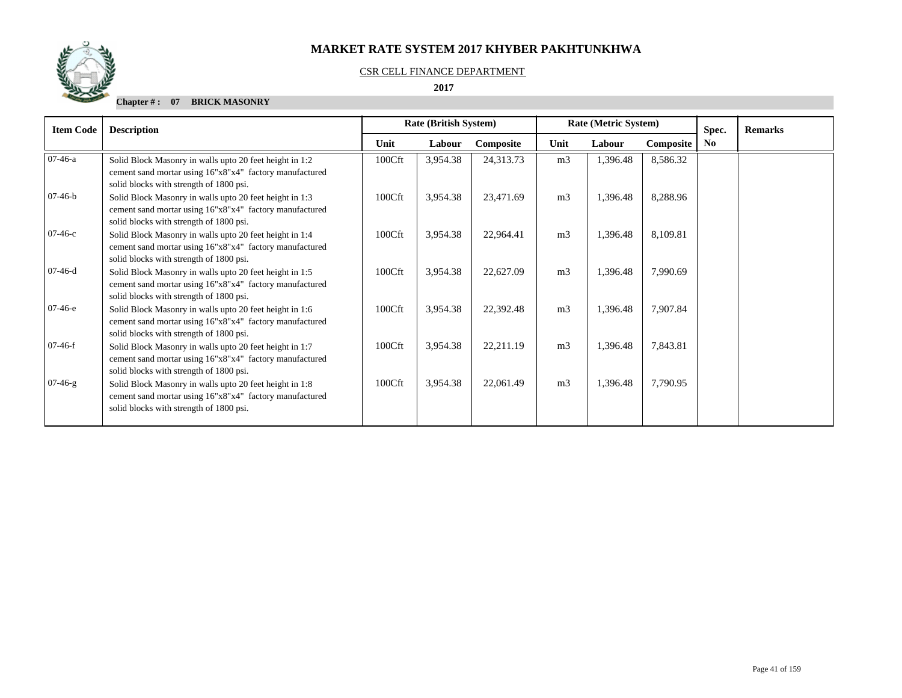# MARKET RATE SYSTEM 2017 KHYBER PAKHTUNKHWA

CSR CELL FINANCE DEPARTMENT

**2017**

**Chapter # : 07 BRICK MASONRY**

| Item Code | Description | Rate (British System) | | | Rate (Metric System) | | | Spec. | Remarks |
|---|---|---|---|---|---|---|---|---|---|
| | | Unit | Labour | Composite | Unit | Labour | Composite | No | |
| 07-46-a | Solid Block Masonry in walls upto 20 feet height in 1:2 cement sand mortar using 16"x8"x4" factory manufactured solid blocks with strength of 1800 psi. | 100Cft | 3,954.38 | 24,313.73 | m3 | 1,396.48 | 8,586.32 | | |
| 07-46-b | Solid Block Masonry in walls upto 20 feet height in 1:3 cement sand mortar using 16"x8"x4" factory manufactured solid blocks with strength of 1800 psi. | 100Cft | 3,954.38 | 23,471.69 | m3 | 1,396.48 | 8,288.96 | | |
| 07-46-c | Solid Block Masonry in walls upto 20 feet height in 1:4 cement sand mortar using 16"x8"x4" factory manufactured solid blocks with strength of 1800 psi. | 100Cft | 3,954.38 | 22,964.41 | m3 | 1,396.48 | 8,109.81 | | |
| 07-46-d | Solid Block Masonry in walls upto 20 feet height in 1:5 cement sand mortar using 16"x8"x4" factory manufactured solid blocks with strength of 1800 psi. | 100Cft | 3,954.38 | 22,627.09 | m3 | 1,396.48 | 7,990.69 | | |
| 07-46-e | Solid Block Masonry in walls upto 20 feet height in 1:6 cement sand mortar using 16"x8"x4" factory manufactured solid blocks with strength of 1800 psi. | 100Cft | 3,954.38 | 22,392.48 | m3 | 1,396.48 | 7,907.84 | | |
| 07-46-f | Solid Block Masonry in walls upto 20 feet height in 1:7 cement sand mortar using 16"x8"x4" factory manufactured solid blocks with strength of 1800 psi. | 100Cft | 3,954.38 | 22,211.19 | m3 | 1,396.48 | 7,843.81 | | |
| 07-46-g | Solid Block Masonry in walls upto 20 feet height in 1:8 cement sand mortar using 16"x8"x4" factory manufactured solid blocks with strength of 1800 psi. | 100Cft | 3,954.38 | 22,061.49 | m3 | 1,396.48 | 7,790.95 | | |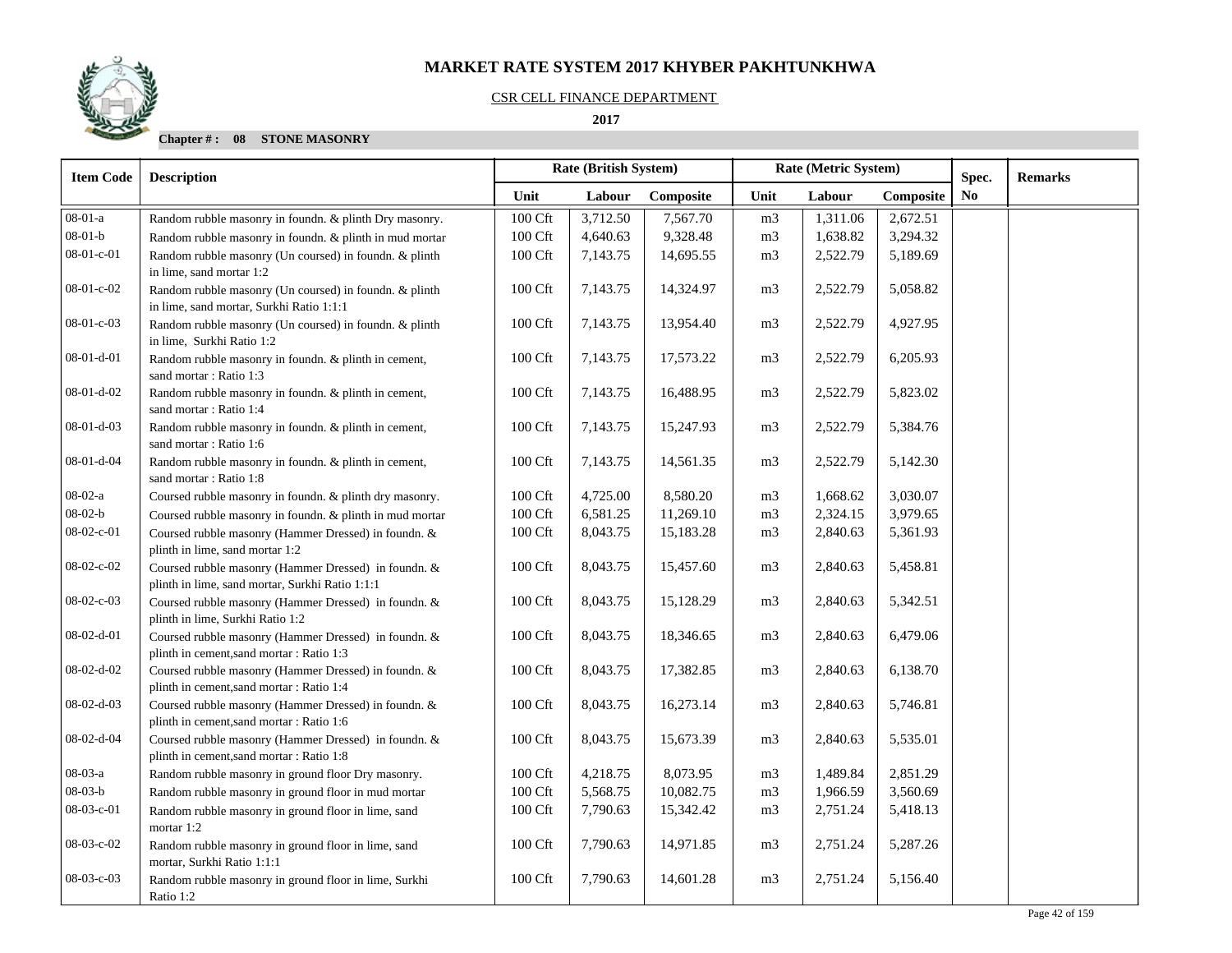# MARKET RATE SYSTEM 2017 KHYBER PAKHTUNKHWA

CSR CELL FINANCE DEPARTMENT

**2017**

**Chapter # : 08 STONE MASONRY**

| Item Code | Description | Rate (British System) | | | Rate (Metric System) | | | Spec. No | Remarks |
|---|---|---|---|---|---|---|---|---|---|
| | | Unit | Labour | Composite | Unit | Labour | Composite | | |
| 08-01-a | Random rubble masonry in foundn. & plinth Dry masonry. | 100 Cft | 3,712.50 | 7,567.70 | m3 | 1,311.06 | 2,672.51 | | |
| 08-01-b | Random rubble masonry in foundn. & plinth in mud mortar | 100 Cft | 4,640.63 | 9,328.48 | m3 | 1,638.82 | 3,294.32 | | |
| 08-01-c-01 | Random rubble masonry (Un coursed) in foundn. & plinth in lime, sand mortar 1:2 | 100 Cft | 7,143.75 | 14,695.55 | m3 | 2,522.79 | 5,189.69 | | |
| 08-01-c-02 | Random rubble masonry (Un coursed) in foundn. & plinth in lime, sand mortar, Surkhi Ratio 1:1:1 | 100 Cft | 7,143.75 | 14,324.97 | m3 | 2,522.79 | 5,058.82 | | |
| 08-01-c-03 | Random rubble masonry (Un coursed) in foundn. & plinth in lime, Surkhi Ratio 1:2 | 100 Cft | 7,143.75 | 13,954.40 | m3 | 2,522.79 | 4,927.95 | | |
| 08-01-d-01 | Random rubble masonry in foundn. & plinth in cement, sand mortar : Ratio 1:3 | 100 Cft | 7,143.75 | 17,573.22 | m3 | 2,522.79 | 6,205.93 | | |
| 08-01-d-02 | Random rubble masonry in foundn. & plinth in cement, sand mortar : Ratio 1:4 | 100 Cft | 7,143.75 | 16,488.95 | m3 | 2,522.79 | 5,823.02 | | |
| 08-01-d-03 | Random rubble masonry in foundn. & plinth in cement, sand mortar : Ratio 1:6 | 100 Cft | 7,143.75 | 15,247.93 | m3 | 2,522.79 | 5,384.76 | | |
| 08-01-d-04 | Random rubble masonry in foundn. & plinth in cement, sand mortar : Ratio 1:8 | 100 Cft | 7,143.75 | 14,561.35 | m3 | 2,522.79 | 5,142.30 | | |
| 08-02-a | Coursed rubble masonry in foundn. & plinth dry masonry. | 100 Cft | 4,725.00 | 8,580.20 | m3 | 1,668.62 | 3,030.07 | | |
| 08-02-b | Coursed rubble masonry in foundn. & plinth in mud mortar | 100 Cft | 6,581.25 | 11,269.10 | m3 | 2,324.15 | 3,979.65 | | |
| 08-02-c-01 | Coursed rubble masonry (Hammer Dressed) in foundn. & plinth in lime, sand mortar 1:2 | 100 Cft | 8,043.75 | 15,183.28 | m3 | 2,840.63 | 5,361.93 | | |
| 08-02-c-02 | Coursed rubble masonry (Hammer Dressed) in foundn. & plinth in lime, sand mortar, Surkhi Ratio 1:1:1 | 100 Cft | 8,043.75 | 15,457.60 | m3 | 2,840.63 | 5,458.81 | | |
| 08-02-c-03 | Coursed rubble masonry (Hammer Dressed) in foundn. & plinth in lime, Surkhi Ratio 1:2 | 100 Cft | 8,043.75 | 15,128.29 | m3 | 2,840.63 | 5,342.51 | | |
| 08-02-d-01 | Coursed rubble masonry (Hammer Dressed) in foundn. & plinth in cement,sand mortar : Ratio 1:3 | 100 Cft | 8,043.75 | 18,346.65 | m3 | 2,840.63 | 6,479.06 | | |
| 08-02-d-02 | Coursed rubble masonry (Hammer Dressed) in foundn. & plinth in cement,sand mortar : Ratio 1:4 | 100 Cft | 8,043.75 | 17,382.85 | m3 | 2,840.63 | 6,138.70 | | |
| 08-02-d-03 | Coursed rubble masonry (Hammer Dressed) in foundn. & plinth in cement,sand mortar : Ratio 1:6 | 100 Cft | 8,043.75 | 16,273.14 | m3 | 2,840.63 | 5,746.81 | | |
| 08-02-d-04 | Coursed rubble masonry (Hammer Dressed) in foundn. & plinth in cement,sand mortar : Ratio 1:8 | 100 Cft | 8,043.75 | 15,673.39 | m3 | 2,840.63 | 5,535.01 | | |
| 08-03-a | Random rubble masonry in ground floor Dry masonry. | 100 Cft | 4,218.75 | 8,073.95 | m3 | 1,489.84 | 2,851.29 | | |
| 08-03-b | Random rubble masonry in ground floor in mud mortar | 100 Cft | 5,568.75 | 10,082.75 | m3 | 1,966.59 | 3,560.69 | | |
| 08-03-c-01 | Random rubble masonry in ground floor in lime, sand mortar 1:2 | 100 Cft | 7,790.63 | 15,342.42 | m3 | 2,751.24 | 5,418.13 | | |
| 08-03-c-02 | Random rubble masonry in ground floor in lime, sand mortar, Surkhi Ratio 1:1:1 | 100 Cft | 7,790.63 | 14,971.85 | m3 | 2,751.24 | 5,287.26 | | |
| 08-03-c-03 | Random rubble masonry in ground floor in lime, Surkhi Ratio 1:2 | 100 Cft | 7,790.63 | 14,601.28 | m3 | 2,751.24 | 5,156.40 | | |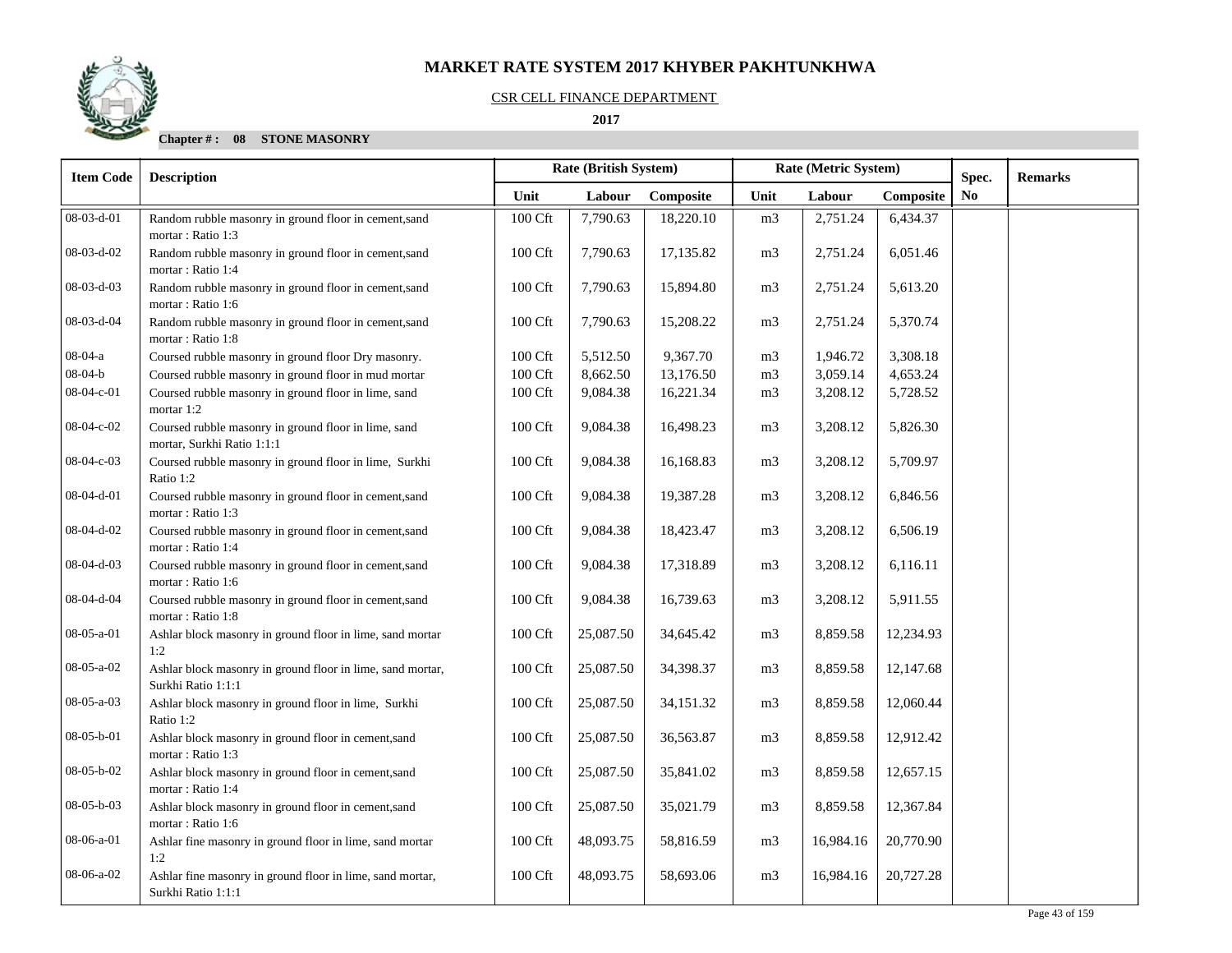# MARKET RATE SYSTEM 2017 KHYBER PAKHTUNKHWA

CSR CELL FINANCE DEPARTMENT

**2017**

**Chapter # : 08 STONE MASONRY**

| Item Code | Description | Rate (British System) | | | Rate (Metric System) | | | Spec. | Remarks |
|---|---|---|---|---|---|---|---|---|---|
| | | Unit | Labour | Composite | Unit | Labour | Composite | No | |
| 08-03-d-01 | Random rubble masonry in ground floor in cement,sand mortar : Ratio 1:3 | 100 Cft | 7,790.63 | 18,220.10 | m3 | 2,751.24 | 6,434.37 | | |
| 08-03-d-02 | Random rubble masonry in ground floor in cement,sand mortar : Ratio 1:4 | 100 Cft | 7,790.63 | 17,135.82 | m3 | 2,751.24 | 6,051.46 | | |
| 08-03-d-03 | Random rubble masonry in ground floor in cement,sand mortar : Ratio 1:6 | 100 Cft | 7,790.63 | 15,894.80 | m3 | 2,751.24 | 5,613.20 | | |
| 08-03-d-04 | Random rubble masonry in ground floor in cement,sand mortar : Ratio 1:8 | 100 Cft | 7,790.63 | 15,208.22 | m3 | 2,751.24 | 5,370.74 | | |
| 08-04-a | Coursed rubble masonry in ground floor Dry masonry. | 100 Cft | 5,512.50 | 9,367.70 | m3 | 1,946.72 | 3,308.18 | | |
| 08-04-b | Coursed rubble masonry in ground floor in mud mortar | 100 Cft | 8,662.50 | 13,176.50 | m3 | 3,059.14 | 4,653.24 | | |
| 08-04-c-01 | Coursed rubble masonry in ground floor in lime, sand mortar 1:2 | 100 Cft | 9,084.38 | 16,221.34 | m3 | 3,208.12 | 5,728.52 | | |
| 08-04-c-02 | Coursed rubble masonry in ground floor in lime, sand mortar, Surkhi Ratio 1:1:1 | 100 Cft | 9,084.38 | 16,498.23 | m3 | 3,208.12 | 5,826.30 | | |
| 08-04-c-03 | Coursed rubble masonry in ground floor in lime, Surkhi Ratio 1:2 | 100 Cft | 9,084.38 | 16,168.83 | m3 | 3,208.12 | 5,709.97 | | |
| 08-04-d-01 | Coursed rubble masonry in ground floor in cement,sand mortar : Ratio 1:3 | 100 Cft | 9,084.38 | 19,387.28 | m3 | 3,208.12 | 6,846.56 | | |
| 08-04-d-02 | Coursed rubble masonry in ground floor in cement,sand mortar : Ratio 1:4 | 100 Cft | 9,084.38 | 18,423.47 | m3 | 3,208.12 | 6,506.19 | | |
| 08-04-d-03 | Coursed rubble masonry in ground floor in cement,sand mortar : Ratio 1:6 | 100 Cft | 9,084.38 | 17,318.89 | m3 | 3,208.12 | 6,116.11 | | |
| 08-04-d-04 | Coursed rubble masonry in ground floor in cement,sand mortar : Ratio 1:8 | 100 Cft | 9,084.38 | 16,739.63 | m3 | 3,208.12 | 5,911.55 | | |
| 08-05-a-01 | Ashlar block masonry in ground floor in lime, sand mortar 1:2 | 100 Cft | 25,087.50 | 34,645.42 | m3 | 8,859.58 | 12,234.93 | | |
| 08-05-a-02 | Ashlar block masonry in ground floor in lime, sand mortar, Surkhi Ratio 1:1:1 | 100 Cft | 25,087.50 | 34,398.37 | m3 | 8,859.58 | 12,147.68 | | |
| 08-05-a-03 | Ashlar block masonry in ground floor in lime, Surkhi Ratio 1:2 | 100 Cft | 25,087.50 | 34,151.32 | m3 | 8,859.58 | 12,060.44 | | |
| 08-05-b-01 | Ashlar block masonry in ground floor in cement,sand mortar : Ratio 1:3 | 100 Cft | 25,087.50 | 36,563.87 | m3 | 8,859.58 | 12,912.42 | | |
| 08-05-b-02 | Ashlar block masonry in ground floor in cement,sand mortar : Ratio 1:4 | 100 Cft | 25,087.50 | 35,841.02 | m3 | 8,859.58 | 12,657.15 | | |
| 08-05-b-03 | Ashlar block masonry in ground floor in cement,sand mortar : Ratio 1:6 | 100 Cft | 25,087.50 | 35,021.79 | m3 | 8,859.58 | 12,367.84 | | |
| 08-06-a-01 | Ashlar fine masonry in ground floor in lime, sand mortar 1:2 | 100 Cft | 48,093.75 | 58,816.59 | m3 | 16,984.16 | 20,770.90 | | |
| 08-06-a-02 | Ashlar fine masonry in ground floor in lime, sand mortar, Surkhi Ratio 1:1:1 | 100 Cft | 48,093.75 | 58,693.06 | m3 | 16,984.16 | 20,727.28 | | |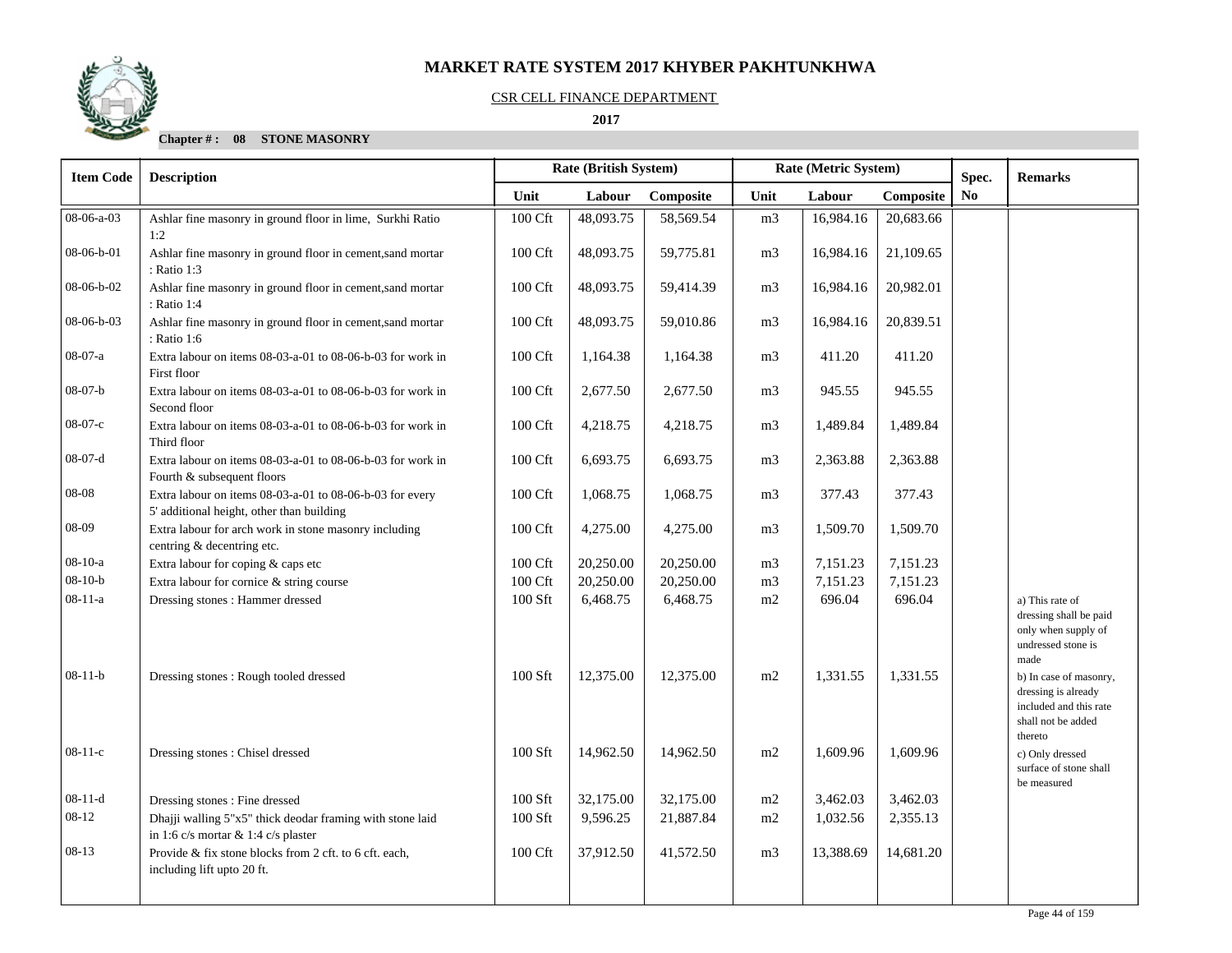# MARKET RATE SYSTEM 2017 KHYBER PAKHTUNKHWA

CSR CELL FINANCE DEPARTMENT

**2017**

**Chapter # : 08 STONE MASONRY**

| Item Code | Description | Rate (British System) | | | Rate (Metric System) | | | Spec. No | Remarks |
|---|---|---|---|---|---|---|---|---|---|
| | | Unit | Labour | Composite | Unit | Labour | Composite | | |
| 08-06-a-03 | Ashlar fine masonry in ground floor in lime, Surkhi Ratio 1:2 | 100 Cft | 48,093.75 | 58,569.54 | m3 | 16,984.16 | 20,683.66 | | |
| 08-06-b-01 | Ashlar fine masonry in ground floor in cement,sand mortar : Ratio 1:3 | 100 Cft | 48,093.75 | 59,775.81 | m3 | 16,984.16 | 21,109.65 | | |
| 08-06-b-02 | Ashlar fine masonry in ground floor in cement,sand mortar : Ratio 1:4 | 100 Cft | 48,093.75 | 59,414.39 | m3 | 16,984.16 | 20,982.01 | | |
| 08-06-b-03 | Ashlar fine masonry in ground floor in cement,sand mortar : Ratio 1:6 | 100 Cft | 48,093.75 | 59,010.86 | m3 | 16,984.16 | 20,839.51 | | |
| 08-07-a | Extra labour on items 08-03-a-01 to 08-06-b-03 for work in First floor | 100 Cft | 1,164.38 | 1,164.38 | m3 | 411.20 | 411.20 | | |
| 08-07-b | Extra labour on items 08-03-a-01 to 08-06-b-03 for work in Second floor | 100 Cft | 2,677.50 | 2,677.50 | m3 | 945.55 | 945.55 | | |
| 08-07-c | Extra labour on items 08-03-a-01 to 08-06-b-03 for work in Third floor | 100 Cft | 4,218.75 | 4,218.75 | m3 | 1,489.84 | 1,489.84 | | |
| 08-07-d | Extra labour on items 08-03-a-01 to 08-06-b-03 for work in Fourth & subsequent floors | 100 Cft | 6,693.75 | 6,693.75 | m3 | 2,363.88 | 2,363.88 | | |
| 08-08 | Extra labour on items 08-03-a-01 to 08-06-b-03 for every 5' additional height, other than building | 100 Cft | 1,068.75 | 1,068.75 | m3 | 377.43 | 377.43 | | |
| 08-09 | Extra labour for arch work in stone masonry including centring & decentring etc. | 100 Cft | 4,275.00 | 4,275.00 | m3 | 1,509.70 | 1,509.70 | | |
| 08-10-a | Extra labour for coping & caps etc | 100 Cft | 20,250.00 | 20,250.00 | m3 | 7,151.23 | 7,151.23 | | |
| 08-10-b | Extra labour for cornice & string course | 100 Cft | 20,250.00 | 20,250.00 | m3 | 7,151.23 | 7,151.23 | | |
| 08-11-a | Dressing stones : Hammer dressed | 100 Sft | 6,468.75 | 6,468.75 | m2 | 696.04 | 696.04 | | a) This rate of dressing shall be paid only when supply of undressed stone is made |
| 08-11-b | Dressing stones : Rough tooled dressed | 100 Sft | 12,375.00 | 12,375.00 | m2 | 1,331.55 | 1,331.55 | | b) In case of masonry, dressing is already included and this rate shall not be added thereto |
| 08-11-c | Dressing stones : Chisel dressed | 100 Sft | 14,962.50 | 14,962.50 | m2 | 1,609.96 | 1,609.96 | | c) Only dressed surface of stone shall be measured |
| 08-11-d | Dressing stones : Fine dressed | 100 Sft | 32,175.00 | 32,175.00 | m2 | 3,462.03 | 3,462.03 | | |
| 08-12 | Dhajji walling 5"x5" thick deodar framing with stone laid in 1:6 c/s mortar & 1:4 c/s plaster | 100 Sft | 9,596.25 | 21,887.84 | m2 | 1,032.56 | 2,355.13 | | |
| 08-13 | Provide & fix stone blocks from 2 cft. to 6 cft. each, including lift upto 20 ft. | 100 Cft | 37,912.50 | 41,572.50 | m3 | 13,388.69 | 14,681.20 | | |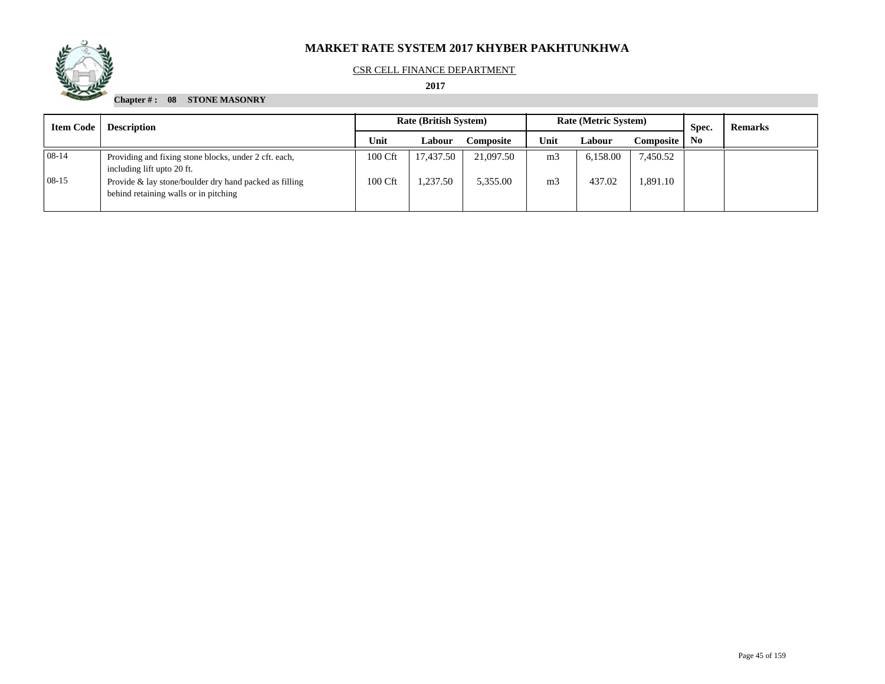# MARKET RATE SYSTEM 2017 KHYBER PAKHTUNKHWA

CSR CELL FINANCE DEPARTMENT

**2017**

**Chapter # : 08 STONE MASONRY**

| Item Code | Description | Rate (British System) | | | Rate (Metric System) | | | Spec. No | Remarks |
|---|---|---|---|---|---|---|---|---|---|
| | | Unit | Labour | Composite | Unit | Labour | Composite | | |
| 08-14 | Providing and fixing stone blocks, under 2 cft. each, including lift upto 20 ft. | 100 Cft | 17,437.50 | 21,097.50 | m3 | 6,158.00 | 7,450.52 | | |
| 08-15 | Provide & lay stone/boulder dry hand packed as filling behind retaining walls or in pitching | 100 Cft | 1,237.50 | 5,355.00 | m3 | 437.02 | 1,891.10 | | |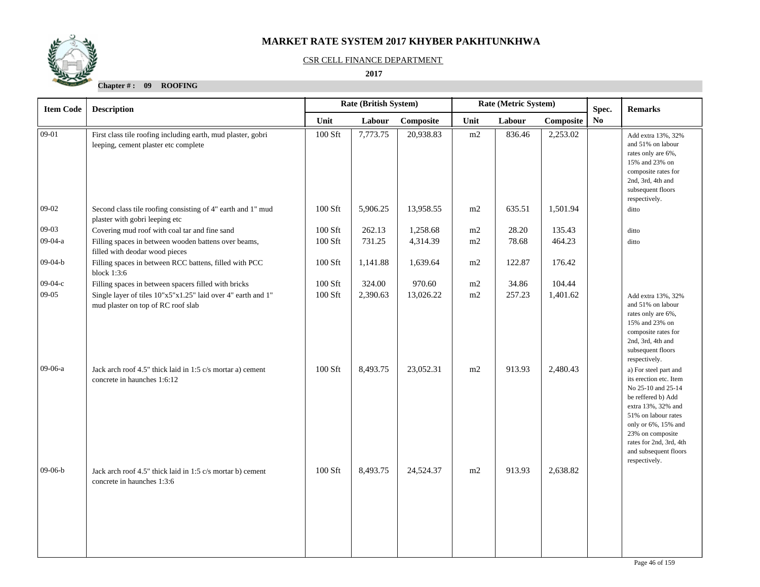# MARKET RATE SYSTEM 2017 KHYBER PAKHTUNKHWA

CSR CELL FINANCE DEPARTMENT

**2017**

**Chapter # : 09 ROOFING**

| Item Code | Description | Rate (British System) | | | Rate (Metric System) | | | Spec. No | Remarks |
|---|---|---|---|---|---|---|---|---|---|
| | | Unit | Labour | Composite | Unit | Labour | Composite | | |
| 09-01 | First class tile roofing including earth, mud plaster, gobri leeping, cement plaster etc complete | 100 Sft | 7,773.75 | 20,938.83 | m2 | 836.46 | 2,253.02 | | Add extra 13%, 32% and 51% on labour rates only are 6%, 15% and 23% on composite rates for 2nd, 3rd, 4th and subsequent floors respectively. |
| 09-02 | Second class tile roofing consisting of 4" earth and 1" mud plaster with gobri leeping etc | 100 Sft | 5,906.25 | 13,958.55 | m2 | 635.51 | 1,501.94 | | ditto |
| 09-03 | Covering mud roof with coal tar and fine sand | 100 Sft | 262.13 | 1,258.68 | m2 | 28.20 | 135.43 | | ditto |
| 09-04-a | Filling spaces in between wooden battens over beams, filled with deodar wood pieces | 100 Sft | 731.25 | 4,314.39 | m2 | 78.68 | 464.23 | | ditto |
| 09-04-b | Filling spaces in between RCC battens, filled with PCC block 1:3:6 | 100 Sft | 1,141.88 | 1,639.64 | m2 | 122.87 | 176.42 | | |
| 09-04-c | Filling spaces in between spacers filled with bricks | 100 Sft | 324.00 | 970.60 | m2 | 34.86 | 104.44 | | |
| 09-05 | Single layer of tiles 10"x5"x1.25" laid over 4" earth and 1" mud plaster on top of RC roof slab | 100 Sft | 2,390.63 | 13,026.22 | m2 | 257.23 | 1,401.62 | | Add extra 13%, 32% and 51% on labour rates only are 6%, 15% and 23% on composite rates for 2nd, 3rd, 4th and subsequent floors respectively. |
| 09-06-a | Jack arch roof 4.5" thick laid in 1:5 c/s mortar a) cement concrete in haunches 1:6:12 | 100 Sft | 8,493.75 | 23,052.31 | m2 | 913.93 | 2,480.43 | | a) For steel part and its erection etc. Item No 25-10 and 25-14 be reffered b) Add extra 13%, 32% and 51% on labour rates only or 6%, 15% and 23% on composite rates for 2nd, 3rd, 4th and subsequent floors respectively. |
| 09-06-b | Jack arch roof 4.5" thick laid in 1:5 c/s mortar b) cement concrete in haunches 1:3:6 | 100 Sft | 8,493.75 | 24,524.37 | m2 | 913.93 | 2,638.82 | | |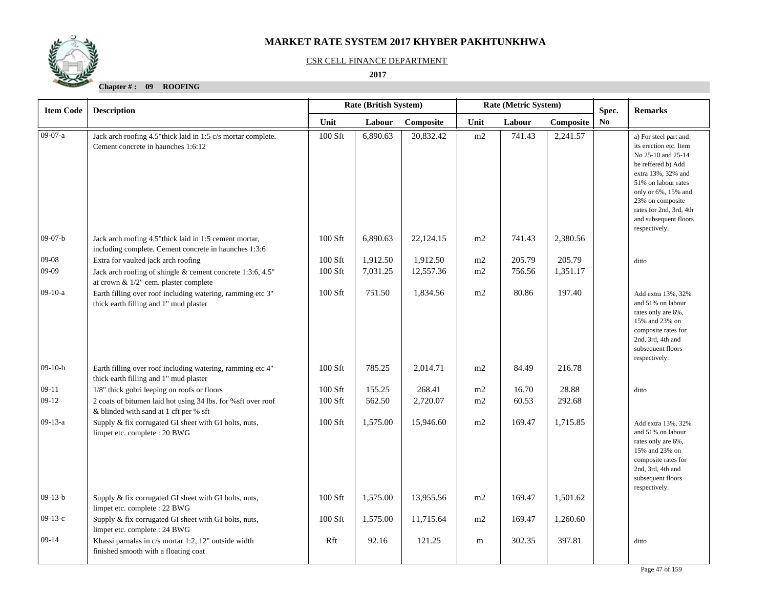# MARKET RATE SYSTEM 2017 KHYBER PAKHTUNKHWA

CSR CELL FINANCE DEPARTMENT

**2017**

**Chapter # : 09 ROOFING**

| Item Code | Description | Rate (British System) | | | Rate (Metric System) | | | Spec. | Remarks |
|---|---|---|---|---|---|---|---|---|---|
| | | Unit | Labour | Composite | Unit | Labour | Composite | No | |
| 09-07-a | Jack arch roofing 4.5"thick laid in 1:5 c/s mortar complete. Cement concrete in haunches 1:6:12 | 100 Sft | 6,890.63 | 20,832.42 | m2 | 741.43 | 2,241.57 | | a) For steel part and its erection etc. Item No 25-10 and 25-14 be reffered b) Add extra 13%, 32% and 51% on labour rates only or 6%, 15% and 23% on composite rates for 2nd, 3rd, 4th and subsequent floors respectively. |
| 09-07-b | Jack arch roofing 4.5"thick laid in 1:5 cement mortar, including complete. Cement concrete in haunches 1:3:6 | 100 Sft | 6,890.63 | 22,124.15 | m2 | 741.43 | 2,380.56 | | |
| 09-08 | Extra for vaulted jack arch roofing | 100 Sft | 1,912.50 | 1,912.50 | m2 | 205.79 | 205.79 | | ditto |
| 09-09 | Jack arch roofing of shingle & cement concrete 1:3:6, 4.5" at crown & 1/2" cem. plaster complete | 100 Sft | 7,031.25 | 12,557.36 | m2 | 756.56 | 1,351.17 | | |
| 09-10-a | Earth filling over roof including watering, ramming etc 3" thick earth filling and 1" mud plaster | 100 Sft | 751.50 | 1,834.56 | m2 | 80.86 | 197.40 | | Add extra 13%, 32% and 51% on labour rates only are 6%, 15% and 23% on composite rates for 2nd, 3rd, 4th and subsequent floors respectively. |
| 09-10-b | Earth filling over roof including watering, ramming etc 4" thick earth filling and 1" mud plaster | 100 Sft | 785.25 | 2,014.71 | m2 | 84.49 | 216.78 | | |
| 09-11 | 1/8" thick gobri leeping on roofs or floors | 100 Sft | 155.25 | 268.41 | m2 | 16.70 | 28.88 | | ditto |
| 09-12 | 2 coats of bitumen laid hot using 34 lbs. for %sft over roof & blinded with sand at 1 cft per % sft | 100 Sft | 562.50 | 2,720.07 | m2 | 60.53 | 292.68 | | |
| 09-13-a | Supply & fix corrugated GI sheet with GI bolts, nuts, limpet etc. complete : 20 BWG | 100 Sft | 1,575.00 | 15,946.60 | m2 | 169.47 | 1,715.85 | | Add extra 13%, 32% and 51% on labour rates only are 6%, 15% and 23% on composite rates for 2nd, 3rd, 4th and subsequent floors respectively. |
| 09-13-b | Supply & fix corrugated GI sheet with GI bolts, nuts, limpet etc. complete : 22 BWG | 100 Sft | 1,575.00 | 13,955.56 | m2 | 169.47 | 1,501.62 | | |
| 09-13-c | Supply & fix corrugated GI sheet with GI bolts, nuts, limpet etc. complete : 24 BWG | 100 Sft | 1,575.00 | 11,715.64 | m2 | 169.47 | 1,260.60 | | |
| 09-14 | Khassi parnalas in c/s mortar 1:2, 12" outside width finished smooth with a floating coat | Rft | 92.16 | 121.25 | m | 302.35 | 397.81 | | ditto |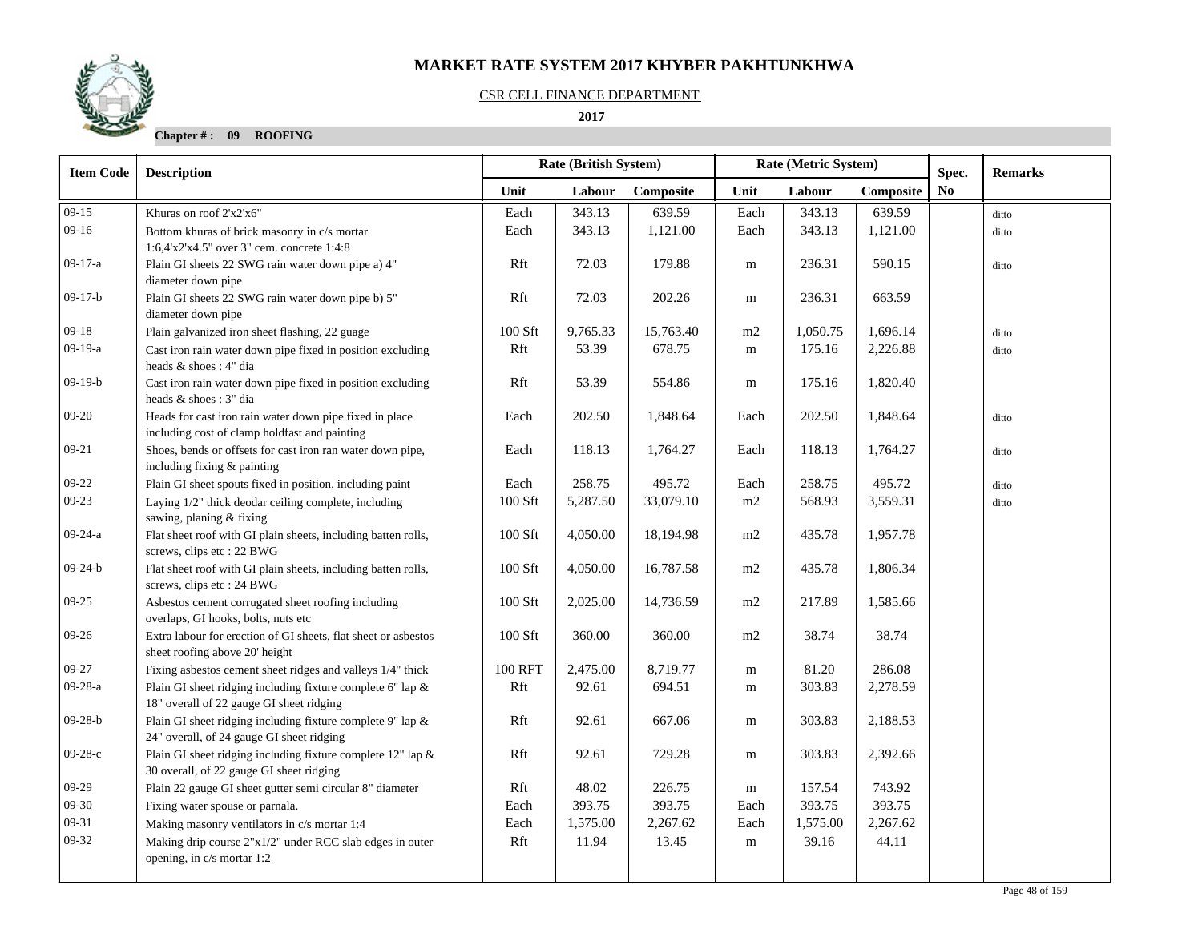# MARKET RATE SYSTEM 2017 KHYBER PAKHTUNKHWA

CSR CELL FINANCE DEPARTMENT

**2017**

**Chapter # : 09 ROOFING**

| Item Code | Description | Rate (British System) | | | Rate (Metric System) | | | Spec. | Remarks |
|---|---|---|---|---|---|---|---|---|---|
| | | Unit | Labour | Composite | Unit | Labour | Composite | No | |
| 09-15 | Khuras on roof 2'x2'x6" | Each | 343.13 | 639.59 | Each | 343.13 | 639.59 | | ditto |
| 09-16 | Bottom khuras of brick masonry in c/s mortar 1:6,4'x2'x4.5" over 3" cem. concrete 1:4:8 | Each | 343.13 | 1,121.00 | Each | 343.13 | 1,121.00 | | ditto |
| 09-17-a | Plain GI sheets 22 SWG rain water down pipe a) 4" diameter down pipe | Rft | 72.03 | 179.88 | m | 236.31 | 590.15 | | ditto |
| 09-17-b | Plain GI sheets 22 SWG rain water down pipe b) 5" diameter down pipe | Rft | 72.03 | 202.26 | m | 236.31 | 663.59 | | |
| 09-18 | Plain galvanized iron sheet flashing, 22 guage | 100 Sft | 9,765.33 | 15,763.40 | m2 | 1,050.75 | 1,696.14 | | ditto |
| 09-19-a | Cast iron rain water down pipe fixed in position excluding heads & shoes : 4" dia | Rft | 53.39 | 678.75 | m | 175.16 | 2,226.88 | | ditto |
| 09-19-b | Cast iron rain water down pipe fixed in position excluding heads & shoes : 3" dia | Rft | 53.39 | 554.86 | m | 175.16 | 1,820.40 | | |
| 09-20 | Heads for cast iron rain water down pipe fixed in place including cost of clamp holdfast and painting | Each | 202.50 | 1,848.64 | Each | 202.50 | 1,848.64 | | ditto |
| 09-21 | Shoes, bends or offsets for cast iron ran water down pipe, including fixing & painting | Each | 118.13 | 1,764.27 | Each | 118.13 | 1,764.27 | | ditto |
| 09-22 | Plain GI sheet spouts fixed in position, including paint | Each | 258.75 | 495.72 | Each | 258.75 | 495.72 | | ditto |
| 09-23 | Laying 1/2" thick deodar ceiling complete, including sawing, planing & fixing | 100 Sft | 5,287.50 | 33,079.10 | m2 | 568.93 | 3,559.31 | | ditto |
| 09-24-a | Flat sheet roof with GI plain sheets, including batten rolls, screws, clips etc : 22 BWG | 100 Sft | 4,050.00 | 18,194.98 | m2 | 435.78 | 1,957.78 | | |
| 09-24-b | Flat sheet roof with GI plain sheets, including batten rolls, screws, clips etc : 24 BWG | 100 Sft | 4,050.00 | 16,787.58 | m2 | 435.78 | 1,806.34 | | |
| 09-25 | Asbestos cement corrugated sheet roofing including overlaps, GI hooks, bolts, nuts etc | 100 Sft | 2,025.00 | 14,736.59 | m2 | 217.89 | 1,585.66 | | |
| 09-26 | Extra labour for erection of GI sheets, flat sheet or asbestos sheet roofing above 20' height | 100 Sft | 360.00 | 360.00 | m2 | 38.74 | 38.74 | | |
| 09-27 | Fixing asbestos cement sheet ridges and valleys 1/4" thick | 100 RFT | 2,475.00 | 8,719.77 | m | 81.20 | 286.08 | | |
| 09-28-a | Plain GI sheet ridging including fixture complete 6" lap & 18" overall of 22 gauge GI sheet ridging | Rft | 92.61 | 694.51 | m | 303.83 | 2,278.59 | | |
| 09-28-b | Plain GI sheet ridging including fixture complete 9" lap & 24" overall, of 24 gauge GI sheet ridging | Rft | 92.61 | 667.06 | m | 303.83 | 2,188.53 | | |
| 09-28-c | Plain GI sheet ridging including fixture complete 12" lap & 30 overall, of 22 gauge GI sheet ridging | Rft | 92.61 | 729.28 | m | 303.83 | 2,392.66 | | |
| 09-29 | Plain 22 gauge GI sheet gutter semi circular 8" diameter | Rft | 48.02 | 226.75 | m | 157.54 | 743.92 | | |
| 09-30 | Fixing water spouse or parnala. | Each | 393.75 | 393.75 | Each | 393.75 | 393.75 | | |
| 09-31 | Making masonry ventilators in c/s mortar 1:4 | Each | 1,575.00 | 2,267.62 | Each | 1,575.00 | 2,267.62 | | |
| 09-32 | Making drip course 2"x1/2" under RCC slab edges in outer opening, in c/s mortar 1:2 | Rft | 11.94 | 13.45 | m | 39.16 | 44.11 | | |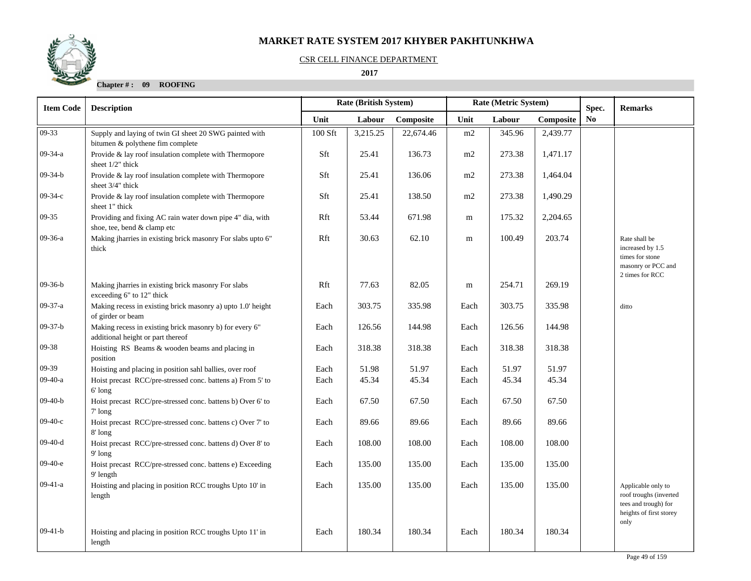# MARKET RATE SYSTEM 2017 KHYBER PAKHTUNKHWA

CSR CELL FINANCE DEPARTMENT

**2017**

**Chapter # : 09 ROOFING**

| Item Code | Description | Rate (British System) | | | Rate (Metric System) | | | Spec. | Remarks |
|---|---|---|---|---|---|---|---|---|---|
| | | Unit | Labour | Composite | Unit | Labour | Composite | No | |
| 09-33 | Supply and laying of twin GI sheet 20 SWG painted with bitumen & polythene fim complete | 100 Sft | 3,215.25 | 22,674.46 | m2 | 345.96 | 2,439.77 | | |
| 09-34-a | Provide & lay roof insulation complete with Thermopore sheet 1/2" thick | Sft | 25.41 | 136.73 | m2 | 273.38 | 1,471.17 | | |
| 09-34-b | Provide & lay roof insulation complete with Thermopore sheet 3/4" thick | Sft | 25.41 | 136.06 | m2 | 273.38 | 1,464.04 | | |
| 09-34-c | Provide & lay roof insulation complete with Thermopore sheet 1" thick | Sft | 25.41 | 138.50 | m2 | 273.38 | 1,490.29 | | |
| 09-35 | Providing and fixing AC rain water down pipe 4" dia, with shoe, tee, bend & clamp etc | Rft | 53.44 | 671.98 | m | 175.32 | 2,204.65 | | |
| 09-36-a | Making jharries in existing brick masonry For slabs upto 6" thick | Rft | 30.63 | 62.10 | m | 100.49 | 203.74 | | Rate shall be increased by 1.5 times for stone masonry or PCC and 2 times for RCC |
| 09-36-b | Making jharries in existing brick masonry For slabs exceeding 6" to 12" thick | Rft | 77.63 | 82.05 | m | 254.71 | 269.19 | | |
| 09-37-a | Making recess in existing brick masonry a) upto 1.0' height of girder or beam | Each | 303.75 | 335.98 | Each | 303.75 | 335.98 | | ditto |
| 09-37-b | Making recess in existing brick masonry b) for every 6" additional height or part thereof | Each | 126.56 | 144.98 | Each | 126.56 | 144.98 | | |
| 09-38 | Hoisting RS Beams & wooden beams and placing in position | Each | 318.38 | 318.38 | Each | 318.38 | 318.38 | | |
| 09-39 | Hoisting and placing in position sahl ballies, over roof | Each | 51.98 | 51.97 | Each | 51.97 | 51.97 | | |
| 09-40-a | Hoist precast RCC/pre-stressed conc. battens a) From 5' to 6' long | Each | 45.34 | 45.34 | Each | 45.34 | 45.34 | | |
| 09-40-b | Hoist precast RCC/pre-stressed conc. battens b) Over 6' to 7' long | Each | 67.50 | 67.50 | Each | 67.50 | 67.50 | | |
| 09-40-c | Hoist precast RCC/pre-stressed conc. battens c) Over 7' to 8' long | Each | 89.66 | 89.66 | Each | 89.66 | 89.66 | | |
| 09-40-d | Hoist precast RCC/pre-stressed conc. battens d) Over 8' to 9' long | Each | 108.00 | 108.00 | Each | 108.00 | 108.00 | | |
| 09-40-e | Hoist precast RCC/pre-stressed conc. battens e) Exceeding 9' length | Each | 135.00 | 135.00 | Each | 135.00 | 135.00 | | |
| 09-41-a | Hoisting and placing in position RCC troughs Upto 10' in length | Each | 135.00 | 135.00 | Each | 135.00 | 135.00 | | Applicable only to roof troughs (inverted tees and trough) for heights of first storey only |
| 09-41-b | Hoisting and placing in position RCC troughs Upto 11' in length | Each | 180.34 | 180.34 | Each | 180.34 | 180.34 | | |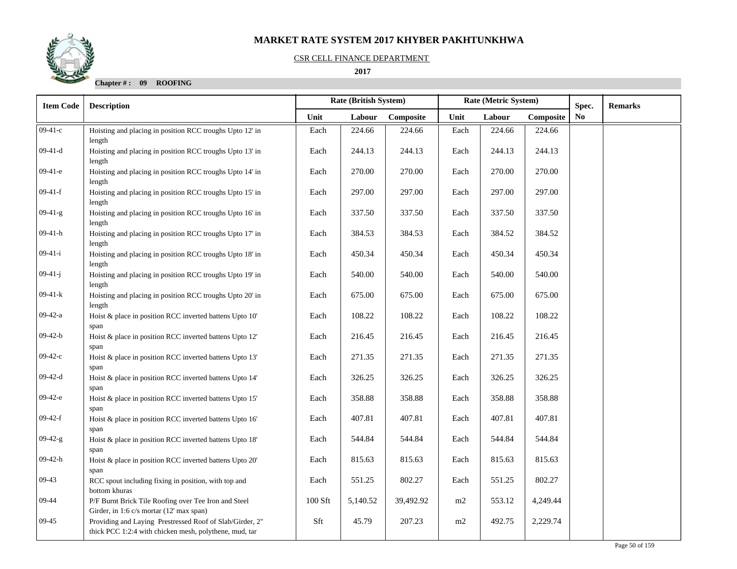# MARKET RATE SYSTEM 2017 KHYBER PAKHTUNKHWA

CSR CELL FINANCE DEPARTMENT

**2017**

**Chapter # : 09 ROOFING**

| Item Code | Description | Rate (British System) | | | Rate (Metric System) | | | Spec. No | Remarks |
|---|---|---|---|---|---|---|---|---|---|
| | | Unit | Labour | Composite | Unit | Labour | Composite | | |
| 09-41-c | Hoisting and placing in position RCC troughs Upto 12' in length | Each | 224.66 | 224.66 | Each | 224.66 | 224.66 | | |
| 09-41-d | Hoisting and placing in position RCC troughs Upto 13' in length | Each | 244.13 | 244.13 | Each | 244.13 | 244.13 | | |
| 09-41-e | Hoisting and placing in position RCC troughs Upto 14' in length | Each | 270.00 | 270.00 | Each | 270.00 | 270.00 | | |
| 09-41-f | Hoisting and placing in position RCC troughs Upto 15' in length | Each | 297.00 | 297.00 | Each | 297.00 | 297.00 | | |
| 09-41-g | Hoisting and placing in position RCC troughs Upto 16' in length | Each | 337.50 | 337.50 | Each | 337.50 | 337.50 | | |
| 09-41-h | Hoisting and placing in position RCC troughs Upto 17' in length | Each | 384.53 | 384.53 | Each | 384.52 | 384.52 | | |
| 09-41-i | Hoisting and placing in position RCC troughs Upto 18' in length | Each | 450.34 | 450.34 | Each | 450.34 | 450.34 | | |
| 09-41-j | Hoisting and placing in position RCC troughs Upto 19' in length | Each | 540.00 | 540.00 | Each | 540.00 | 540.00 | | |
| 09-41-k | Hoisting and placing in position RCC troughs Upto 20' in length | Each | 675.00 | 675.00 | Each | 675.00 | 675.00 | | |
| 09-42-a | Hoist & place in position RCC inverted battens Upto 10' span | Each | 108.22 | 108.22 | Each | 108.22 | 108.22 | | |
| 09-42-b | Hoist & place in position RCC inverted battens Upto 12' span | Each | 216.45 | 216.45 | Each | 216.45 | 216.45 | | |
| 09-42-c | Hoist & place in position RCC inverted battens Upto 13' span | Each | 271.35 | 271.35 | Each | 271.35 | 271.35 | | |
| 09-42-d | Hoist & place in position RCC inverted battens Upto 14' span | Each | 326.25 | 326.25 | Each | 326.25 | 326.25 | | |
| 09-42-e | Hoist & place in position RCC inverted battens Upto 15' span | Each | 358.88 | 358.88 | Each | 358.88 | 358.88 | | |
| 09-42-f | Hoist & place in position RCC inverted battens Upto 16' span | Each | 407.81 | 407.81 | Each | 407.81 | 407.81 | | |
| 09-42-g | Hoist & place in position RCC inverted battens Upto 18' span | Each | 544.84 | 544.84 | Each | 544.84 | 544.84 | | |
| 09-42-h | Hoist & place in position RCC inverted battens Upto 20' span | Each | 815.63 | 815.63 | Each | 815.63 | 815.63 | | |
| 09-43 | RCC spout including fixing in position, with top and bottom khuras | Each | 551.25 | 802.27 | Each | 551.25 | 802.27 | | |
| 09-44 | P/F Burnt Brick Tile Roofing over Tee Iron and Steel Girder, in 1:6 c/s mortar (12' max span) | 100 Sft | 5,140.52 | 39,492.92 | m2 | 553.12 | 4,249.44 | | |
| 09-45 | Providing and Laying Prestressed Roof of Slab/Girder, 2" thick PCC 1:2:4 with chicken mesh, polythene, mud, tar | Sft | 45.79 | 207.23 | m2 | 492.75 | 2,229.74 | | |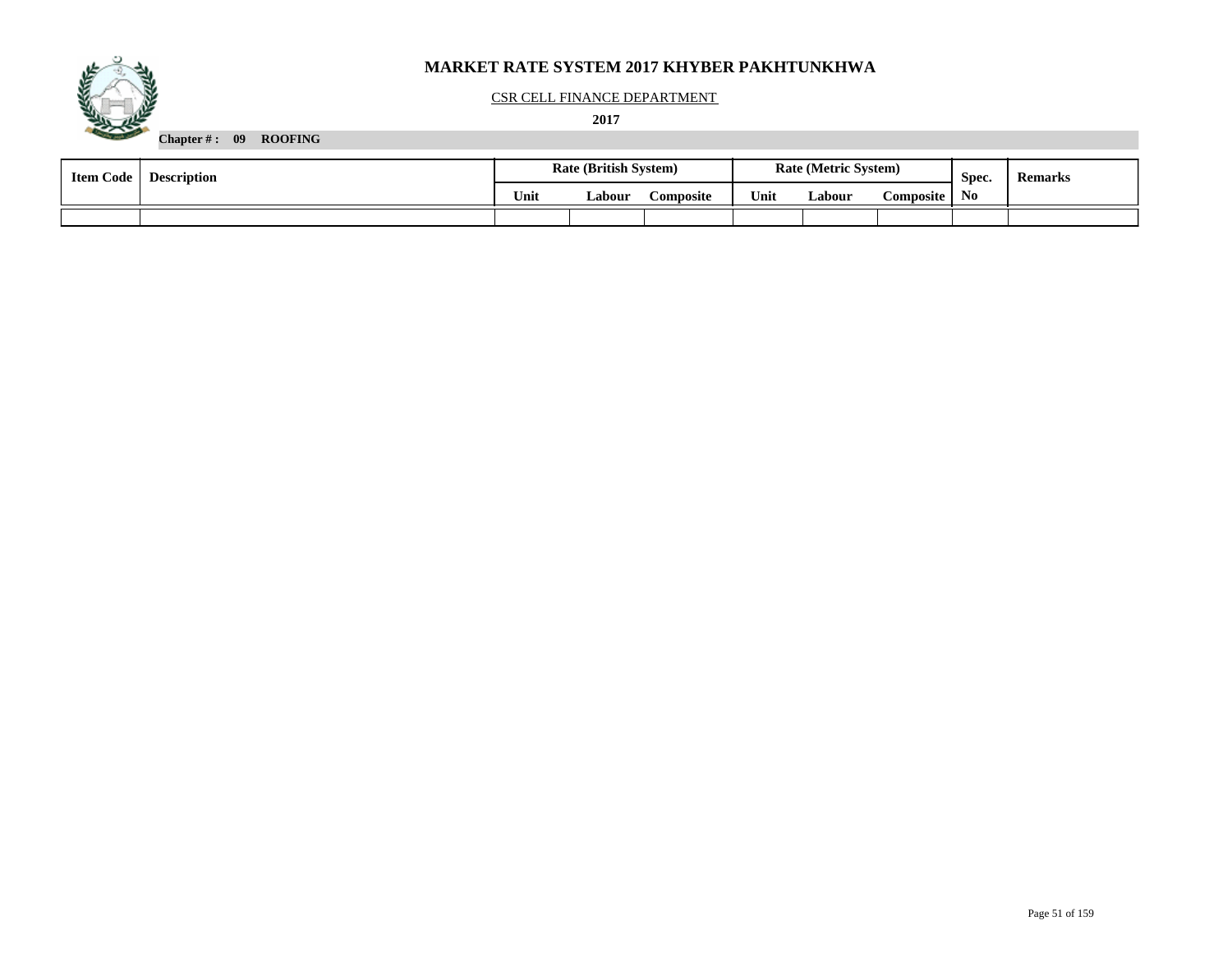# MARKET RATE SYSTEM 2017 KHYBER PAKHTUNKHWA

CSR CELL FINANCE DEPARTMENT

**2017**

**Chapter # : 09 ROOFING**

| Item Code | Description | Rate (British System) | | | Rate (Metric System) | | | Spec. No | Remarks |
|---|---|---|---|---|---|---|---|---|---|
| | | Unit | Labour | Composite | Unit | Labour | Composite | | |
| | | | | | | | | | |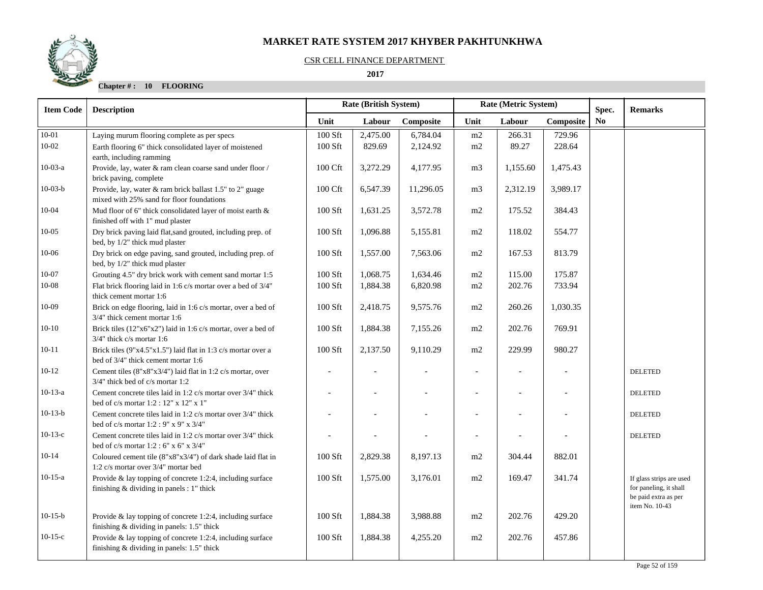# MARKET RATE SYSTEM 2017 KHYBER PAKHTUNKHWA

CSR CELL FINANCE DEPARTMENT

**2017**

**Chapter # : 10 FLOORING**

| Item Code | Description | Rate (British System) | | | Rate (Metric System) | | | Spec. No | Remarks |
|---|---|---|---|---|---|---|---|---|---|
| | | Unit | Labour | Composite | Unit | Labour | Composite | | |
| 10-01 | Laying murum flooring complete as per specs | 100 Sft | 2,475.00 | 6,784.04 | m2 | 266.31 | 729.96 | | |
| 10-02 | Earth flooring 6" thick consolidated layer of moistened earth, including ramming | 100 Sft | 829.69 | 2,124.92 | m2 | 89.27 | 228.64 | | |
| 10-03-a | Provide, lay, water & ram clean coarse sand under floor / brick paving, complete | 100 Cft | 3,272.29 | 4,177.95 | m3 | 1,155.60 | 1,475.43 | | |
| 10-03-b | Provide, lay, water & ram brick ballast 1.5" to 2" guage mixed with 25% sand for floor foundations | 100 Cft | 6,547.39 | 11,296.05 | m3 | 2,312.19 | 3,989.17 | | |
| 10-04 | Mud floor of 6" thick consolidated layer of moist earth & finished off with 1" mud plaster | 100 Sft | 1,631.25 | 3,572.78 | m2 | 175.52 | 384.43 | | |
| 10-05 | Dry brick paving laid flat,sand grouted, including prep. of bed, by 1/2" thick mud plaster | 100 Sft | 1,096.88 | 5,155.81 | m2 | 118.02 | 554.77 | | |
| 10-06 | Dry brick on edge paving, sand grouted, including prep. of bed, by 1/2" thick mud plaster | 100 Sft | 1,557.00 | 7,563.06 | m2 | 167.53 | 813.79 | | |
| 10-07 | Grouting 4.5" dry brick work with cement sand mortar 1:5 | 100 Sft | 1,068.75 | 1,634.46 | m2 | 115.00 | 175.87 | | |
| 10-08 | Flat brick flooring laid in 1:6 c/s mortar over a bed of 3/4" thick cement mortar 1:6 | 100 Sft | 1,884.38 | 6,820.98 | m2 | 202.76 | 733.94 | | |
| 10-09 | Brick on edge flooring, laid in 1:6 c/s mortar, over a bed of 3/4" thick cement mortar 1:6 | 100 Sft | 2,418.75 | 9,575.76 | m2 | 260.26 | 1,030.35 | | |
| 10-10 | Brick tiles (12"x6"x2") laid in 1:6 c/s mortar, over a bed of 3/4" thick c/s mortar 1:6 | 100 Sft | 1,884.38 | 7,155.26 | m2 | 202.76 | 769.91 | | |
| 10-11 | Brick tiles (9"x4.5"x1.5") laid flat in 1:3 c/s mortar over a bed of 3/4" thick cement mortar 1:6 | 100 Sft | 2,137.50 | 9,110.29 | m2 | 229.99 | 980.27 | | |
| 10-12 | Cement tiles (8"x8"x3/4") laid flat in 1:2 c/s mortar, over 3/4" thick bed of c/s mortar 1:2 | - | - | - | - | - | - | | DELETED |
| 10-13-a | Cement concrete tiles laid in 1:2 c/s mortar over 3/4" thick bed of c/s mortar 1:2 : 12" x 12" x 1" | - | - | - | - | - | - | | DELETED |
| 10-13-b | Cement concrete tiles laid in 1:2 c/s mortar over 3/4" thick bed of c/s mortar 1:2 : 9" x 9" x 3/4" | - | - | - | - | - | - | | DELETED |
| 10-13-c | Cement concrete tiles laid in 1:2 c/s mortar over 3/4" thick bed of c/s mortar 1:2 : 6" x 6" x 3/4" | - | - | - | - | - | - | | DELETED |
| 10-14 | Coloured cement tile (8"x8"x3/4") of dark shade laid flat in 1:2 c/s mortar over 3/4" mortar bed | 100 Sft | 2,829.38 | 8,197.13 | m2 | 304.44 | 882.01 | | |
| 10-15-a | Provide & lay topping of concrete 1:2:4, including surface finishing & dividing in panels : 1" thick | 100 Sft | 1,575.00 | 3,176.01 | m2 | 169.47 | 341.74 | | If glass strips are used for paneling, it shall be paid extra as per item No. 10-43 |
| 10-15-b | Provide & lay topping of concrete 1:2:4, including surface finishing & dividing in panels: 1.5" thick | 100 Sft | 1,884.38 | 3,988.88 | m2 | 202.76 | 429.20 | | |
| 10-15-c | Provide & lay topping of concrete 1:2:4, including surface finishing & dividing in panels: 1.5" thick | 100 Sft | 1,884.38 | 4,255.20 | m2 | 202.76 | 457.86 | | |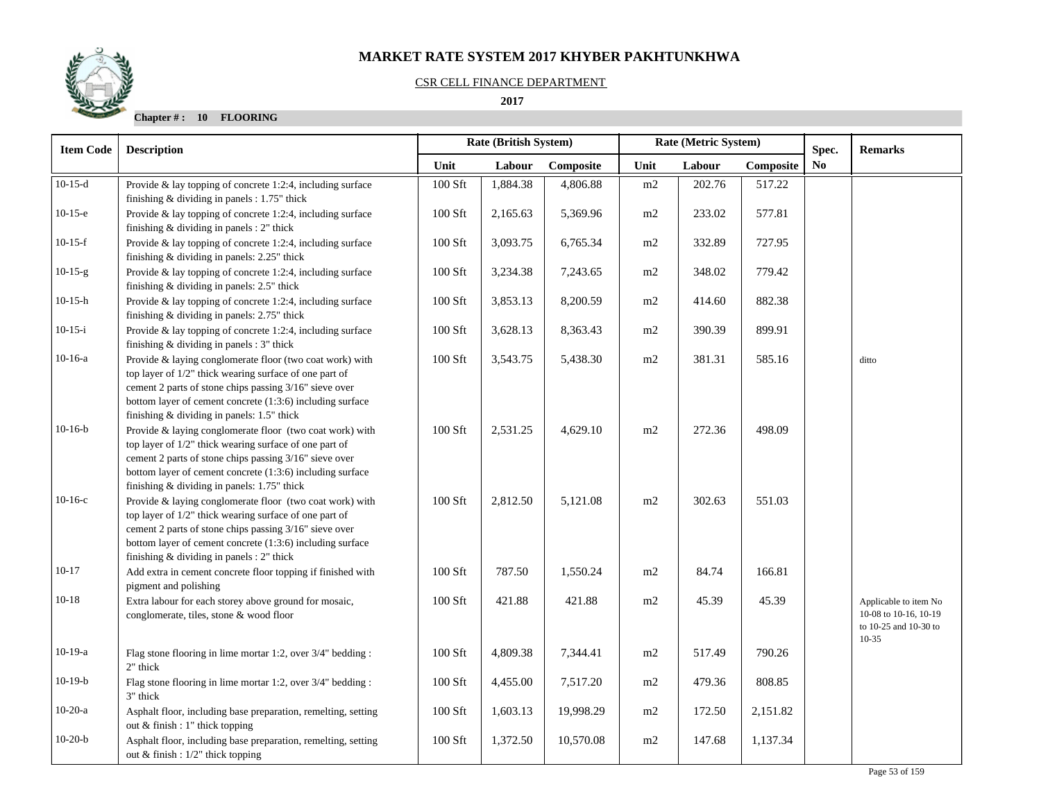# MARKET RATE SYSTEM 2017 KHYBER PAKHTUNKHWA

CSR CELL FINANCE DEPARTMENT

**2017**

**Chapter # : 10 FLOORING**

| Item Code | Description | Rate (British System) | | | Rate (Metric System) | | | Spec. | Remarks |
|---|---|---|---|---|---|---|---|---|---|
| | | Unit | Labour | Composite | Unit | Labour | Composite | No | |
| 10-15-d | Provide & lay topping of concrete 1:2:4, including surface finishing & dividing in panels : 1.75" thick | 100 Sft | 1,884.38 | 4,806.88 | m2 | 202.76 | 517.22 | | |
| 10-15-e | Provide & lay topping of concrete 1:2:4, including surface finishing & dividing in panels : 2" thick | 100 Sft | 2,165.63 | 5,369.96 | m2 | 233.02 | 577.81 | | |
| 10-15-f | Provide & lay topping of concrete 1:2:4, including surface finishing & dividing in panels: 2.25" thick | 100 Sft | 3,093.75 | 6,765.34 | m2 | 332.89 | 727.95 | | |
| 10-15-g | Provide & lay topping of concrete 1:2:4, including surface finishing & dividing in panels: 2.5" thick | 100 Sft | 3,234.38 | 7,243.65 | m2 | 348.02 | 779.42 | | |
| 10-15-h | Provide & lay topping of concrete 1:2:4, including surface finishing & dividing in panels: 2.75" thick | 100 Sft | 3,853.13 | 8,200.59 | m2 | 414.60 | 882.38 | | |
| 10-15-i | Provide & lay topping of concrete 1:2:4, including surface finishing & dividing in panels : 3" thick | 100 Sft | 3,628.13 | 8,363.43 | m2 | 390.39 | 899.91 | | |
| 10-16-a | Provide & laying conglomerate floor (two coat work) with top layer of 1/2" thick wearing surface of one part of cement 2 parts of stone chips passing 3/16" sieve over bottom layer of cement concrete (1:3:6) including surface finishing & dividing in panels: 1.5" thick | 100 Sft | 3,543.75 | 5,438.30 | m2 | 381.31 | 585.16 | | ditto |
| 10-16-b | Provide & laying conglomerate floor (two coat work) with top layer of 1/2" thick wearing surface of one part of cement 2 parts of stone chips passing 3/16" sieve over bottom layer of cement concrete (1:3:6) including surface finishing & dividing in panels: 1.75" thick | 100 Sft | 2,531.25 | 4,629.10 | m2 | 272.36 | 498.09 | | |
| 10-16-c | Provide & laying conglomerate floor (two coat work) with top layer of 1/2" thick wearing surface of one part of cement 2 parts of stone chips passing 3/16" sieve over bottom layer of cement concrete (1:3:6) including surface finishing & dividing in panels : 2" thick | 100 Sft | 2,812.50 | 5,121.08 | m2 | 302.63 | 551.03 | | |
| 10-17 | Add extra in cement concrete floor topping if finished with pigment and polishing | 100 Sft | 787.50 | 1,550.24 | m2 | 84.74 | 166.81 | | |
| 10-18 | Extra labour for each storey above ground for mosaic, conglomerate, tiles, stone & wood floor | 100 Sft | 421.88 | 421.88 | m2 | 45.39 | 45.39 | | Applicable to item No 10-08 to 10-16, 10-19 to 10-25 and 10-30 to 10-35 |
| 10-19-a | Flag stone flooring in lime mortar 1:2, over 3/4" bedding : 2" thick | 100 Sft | 4,809.38 | 7,344.41 | m2 | 517.49 | 790.26 | | |
| 10-19-b | Flag stone flooring in lime mortar 1:2, over 3/4" bedding : 3" thick | 100 Sft | 4,455.00 | 7,517.20 | m2 | 479.36 | 808.85 | | |
| 10-20-a | Asphalt floor, including base preparation, remelting, setting out & finish : 1" thick topping | 100 Sft | 1,603.13 | 19,998.29 | m2 | 172.50 | 2,151.82 | | |
| 10-20-b | Asphalt floor, including base preparation, remelting, setting out & finish : 1/2" thick topping | 100 Sft | 1,372.50 | 10,570.08 | m2 | 147.68 | 1,137.34 | | |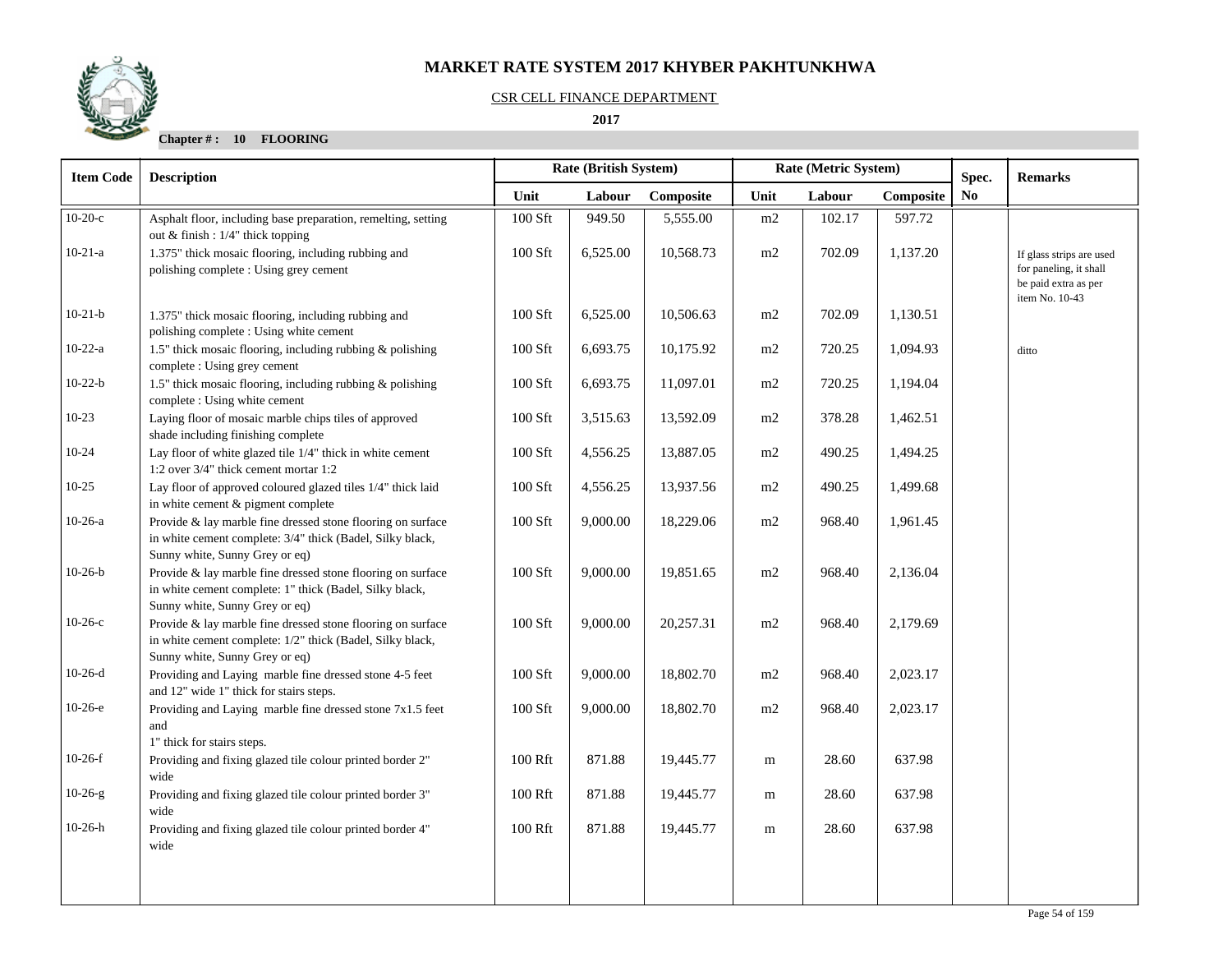# MARKET RATE SYSTEM 2017 KHYBER PAKHTUNKHWA

CSR CELL FINANCE DEPARTMENT

**2017**

**Chapter # : 10 FLOORING**

| Item Code | Description | Rate (British System) | | | Rate (Metric System) | | | Spec. No | Remarks |
|---|---|---|---|---|---|---|---|---|---|
| | | Unit | Labour | Composite | Unit | Labour | Composite | | |
| 10-20-c | Asphalt floor, including base preparation, remelting, setting out & finish : 1/4" thick topping | 100 Sft | 949.50 | 5,555.00 | m2 | 102.17 | 597.72 | | |
| 10-21-a | 1.375" thick mosaic flooring, including rubbing and polishing complete : Using grey cement | 100 Sft | 6,525.00 | 10,568.73 | m2 | 702.09 | 1,137.20 | | If glass strips are used for paneling, it shall be paid extra as per item No. 10-43 |
| 10-21-b | 1.375" thick mosaic flooring, including rubbing and polishing complete : Using white cement | 100 Sft | 6,525.00 | 10,506.63 | m2 | 702.09 | 1,130.51 | | |
| 10-22-a | 1.5" thick mosaic flooring, including rubbing & polishing complete : Using grey cement | 100 Sft | 6,693.75 | 10,175.92 | m2 | 720.25 | 1,094.93 | | ditto |
| 10-22-b | 1.5" thick mosaic flooring, including rubbing & polishing complete : Using white cement | 100 Sft | 6,693.75 | 11,097.01 | m2 | 720.25 | 1,194.04 | | |
| 10-23 | Laying floor of mosaic marble chips tiles of approved shade including finishing complete | 100 Sft | 3,515.63 | 13,592.09 | m2 | 378.28 | 1,462.51 | | |
| 10-24 | Lay floor of white glazed tile 1/4" thick in white cement 1:2 over 3/4" thick cement mortar 1:2 | 100 Sft | 4,556.25 | 13,887.05 | m2 | 490.25 | 1,494.25 | | |
| 10-25 | Lay floor of approved coloured glazed tiles 1/4" thick laid in white cement & pigment complete | 100 Sft | 4,556.25 | 13,937.56 | m2 | 490.25 | 1,499.68 | | |
| 10-26-a | Provide & lay marble fine dressed stone flooring on surface in white cement complete: 3/4" thick (Badel, Silky black, Sunny white, Sunny Grey or eq) | 100 Sft | 9,000.00 | 18,229.06 | m2 | 968.40 | 1,961.45 | | |
| 10-26-b | Provide & lay marble fine dressed stone flooring on surface in white cement complete: 1" thick (Badel, Silky black, Sunny white, Sunny Grey or eq) | 100 Sft | 9,000.00 | 19,851.65 | m2 | 968.40 | 2,136.04 | | |
| 10-26-c | Provide & lay marble fine dressed stone flooring on surface in white cement complete: 1/2" thick (Badel, Silky black, Sunny white, Sunny Grey or eq) | 100 Sft | 9,000.00 | 20,257.31 | m2 | 968.40 | 2,179.69 | | |
| 10-26-d | Providing and Laying marble fine dressed stone 4-5 feet and 12" wide 1" thick for stairs steps. | 100 Sft | 9,000.00 | 18,802.70 | m2 | 968.40 | 2,023.17 | | |
| 10-26-e | Providing and Laying marble fine dressed stone 7x1.5 feet and 1" thick for stairs steps. | 100 Sft | 9,000.00 | 18,802.70 | m2 | 968.40 | 2,023.17 | | |
| 10-26-f | Providing and fixing glazed tile colour printed border 2" wide | 100 Rft | 871.88 | 19,445.77 | m | 28.60 | 637.98 | | |
| 10-26-g | Providing and fixing glazed tile colour printed border 3" wide | 100 Rft | 871.88 | 19,445.77 | m | 28.60 | 637.98 | | |
| 10-26-h | Providing and fixing glazed tile colour printed border 4" wide | 100 Rft | 871.88 | 19,445.77 | m | 28.60 | 637.98 | | |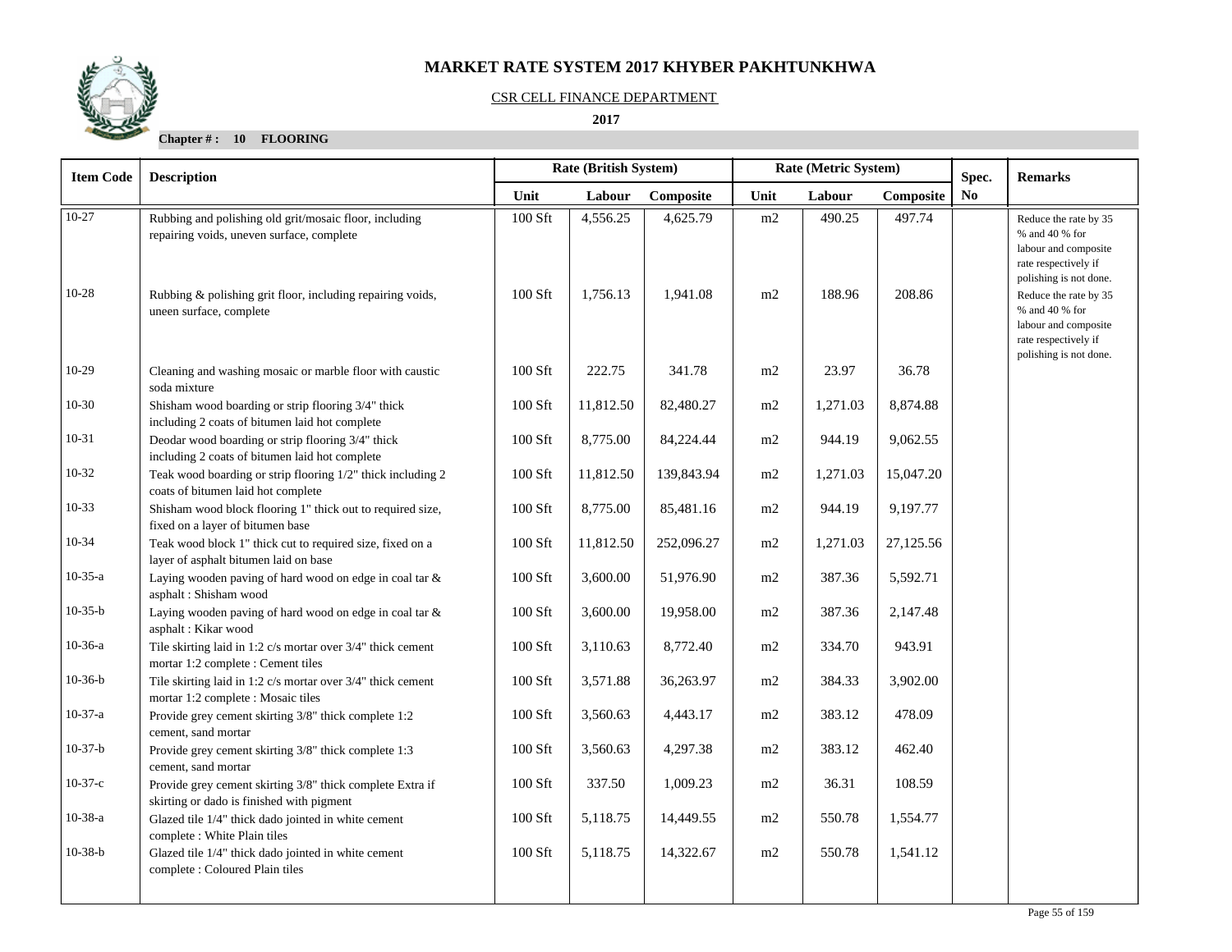# MARKET RATE SYSTEM 2017 KHYBER PAKHTUNKHWA

CSR CELL FINANCE DEPARTMENT

**2017**

**Chapter # : 10 FLOORING**

| Item Code | Description | Rate (British System) | | | Rate (Metric System) | | | Spec. No | Remarks |
|---|---|---|---|---|---|---|---|---|---|
| | | Unit | Labour | Composite | Unit | Labour | Composite | | |
| 10-27 | Rubbing and polishing old grit/mosaic floor, including repairing voids, uneven surface, complete | 100 Sft | 4,556.25 | 4,625.79 | m2 | 490.25 | 497.74 | | Reduce the rate by 35 % and 40 % for labour and composite rate respectively if polishing is not done. |
| 10-28 | Rubbing & polishing grit floor, including repairing voids, uneen surface, complete | 100 Sft | 1,756.13 | 1,941.08 | m2 | 188.96 | 208.86 | | Reduce the rate by 35 % and 40 % for labour and composite rate respectively if polishing is not done. |
| 10-29 | Cleaning and washing mosaic or marble floor with caustic soda mixture | 100 Sft | 222.75 | 341.78 | m2 | 23.97 | 36.78 | | |
| 10-30 | Shisham wood boarding or strip flooring 3/4" thick including 2 coats of bitumen laid hot complete | 100 Sft | 11,812.50 | 82,480.27 | m2 | 1,271.03 | 8,874.88 | | |
| 10-31 | Deodar wood boarding or strip flooring 3/4" thick including 2 coats of bitumen laid hot complete | 100 Sft | 8,775.00 | 84,224.44 | m2 | 944.19 | 9,062.55 | | |
| 10-32 | Teak wood boarding or strip flooring 1/2" thick including 2 coats of bitumen laid hot complete | 100 Sft | 11,812.50 | 139,843.94 | m2 | 1,271.03 | 15,047.20 | | |
| 10-33 | Shisham wood block flooring 1" thick out to required size, fixed on a layer of bitumen base | 100 Sft | 8,775.00 | 85,481.16 | m2 | 944.19 | 9,197.77 | | |
| 10-34 | Teak wood block 1" thick cut to required size, fixed on a layer of asphalt bitumen laid on base | 100 Sft | 11,812.50 | 252,096.27 | m2 | 1,271.03 | 27,125.56 | | |
| 10-35-a | Laying wooden paving of hard wood on edge in coal tar & asphalt : Shisham wood | 100 Sft | 3,600.00 | 51,976.90 | m2 | 387.36 | 5,592.71 | | |
| 10-35-b | Laying wooden paving of hard wood on edge in coal tar & asphalt : Kikar wood | 100 Sft | 3,600.00 | 19,958.00 | m2 | 387.36 | 2,147.48 | | |
| 10-36-a | Tile skirting laid in 1:2 c/s mortar over 3/4" thick cement mortar 1:2 complete : Cement tiles | 100 Sft | 3,110.63 | 8,772.40 | m2 | 334.70 | 943.91 | | |
| 10-36-b | Tile skirting laid in 1:2 c/s mortar over 3/4" thick cement mortar 1:2 complete : Mosaic tiles | 100 Sft | 3,571.88 | 36,263.97 | m2 | 384.33 | 3,902.00 | | |
| 10-37-a | Provide grey cement skirting 3/8" thick complete 1:2 cement, sand mortar | 100 Sft | 3,560.63 | 4,443.17 | m2 | 383.12 | 478.09 | | |
| 10-37-b | Provide grey cement skirting 3/8" thick complete 1:3 cement, sand mortar | 100 Sft | 3,560.63 | 4,297.38 | m2 | 383.12 | 462.40 | | |
| 10-37-c | Provide grey cement skirting 3/8" thick complete Extra if skirting or dado is finished with pigment | 100 Sft | 337.50 | 1,009.23 | m2 | 36.31 | 108.59 | | |
| 10-38-a | Glazed tile 1/4" thick dado jointed in white cement complete : White Plain tiles | 100 Sft | 5,118.75 | 14,449.55 | m2 | 550.78 | 1,554.77 | | |
| 10-38-b | Glazed tile 1/4" thick dado jointed in white cement complete : Coloured Plain tiles | 100 Sft | 5,118.75 | 14,322.67 | m2 | 550.78 | 1,541.12 | | |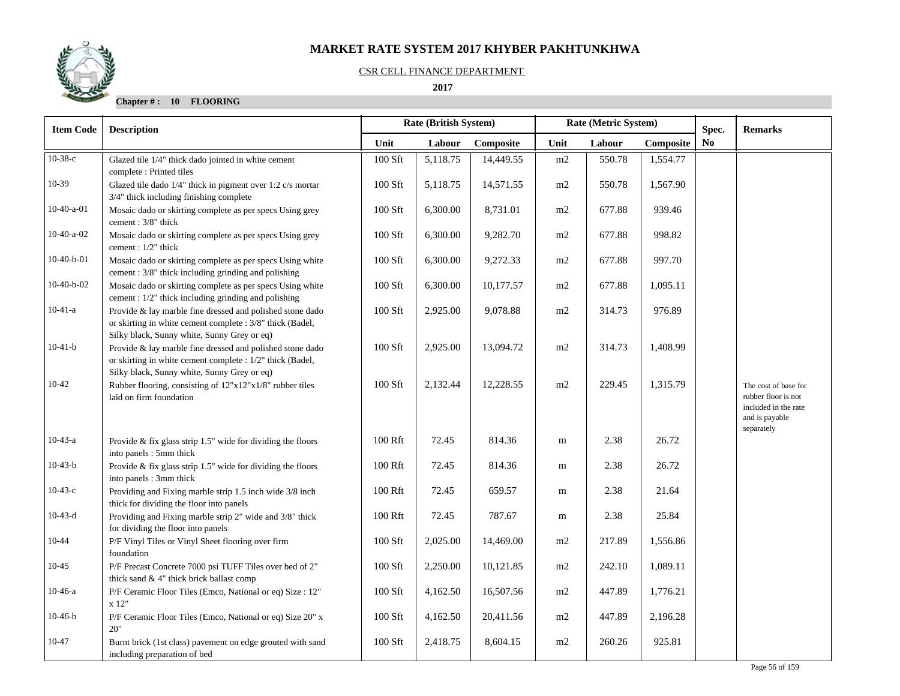# MARKET RATE SYSTEM 2017 KHYBER PAKHTUNKHWA

CSR CELL FINANCE DEPARTMENT

**2017**

**Chapter # : 10 FLOORING**

| Item Code | Description | Rate (British System) | | | Rate (Metric System) | | | Spec. No | Remarks |
|---|---|---|---|---|---|---|---|---|---|
| | | Unit | Labour | Composite | Unit | Labour | Composite | | |
| 10-38-c | Glazed tile 1/4" thick dado jointed in white cement complete : Printed tiles | 100 Sft | 5,118.75 | 14,449.55 | m2 | 550.78 | 1,554.77 | | |
| 10-39 | Glazed tile dado 1/4" thick in pigment over 1:2 c/s mortar 3/4" thick including finishing complete | 100 Sft | 5,118.75 | 14,571.55 | m2 | 550.78 | 1,567.90 | | |
| 10-40-a-01 | Mosaic dado or skirting complete as per specs Using grey cement : 3/8" thick | 100 Sft | 6,300.00 | 8,731.01 | m2 | 677.88 | 939.46 | | |
| 10-40-a-02 | Mosaic dado or skirting complete as per specs Using grey cement : 1/2" thick | 100 Sft | 6,300.00 | 9,282.70 | m2 | 677.88 | 998.82 | | |
| 10-40-b-01 | Mosaic dado or skirting complete as per specs Using white cement : 3/8" thick including grinding and polishing | 100 Sft | 6,300.00 | 9,272.33 | m2 | 677.88 | 997.70 | | |
| 10-40-b-02 | Mosaic dado or skirting complete as per specs Using white cement : 1/2" thick including grinding and polishing | 100 Sft | 6,300.00 | 10,177.57 | m2 | 677.88 | 1,095.11 | | |
| 10-41-a | Provide & lay marble fine dressed and polished stone dado or skirting in white cement complete : 3/8" thick (Badel, Silky black, Sunny white, Sunny Grey or eq) | 100 Sft | 2,925.00 | 9,078.88 | m2 | 314.73 | 976.89 | | |
| 10-41-b | Provide & lay marble fine dressed and polished stone dado or skirting in white cement complete : 1/2" thick (Badel, Silky black, Sunny white, Sunny Grey or eq) | 100 Sft | 2,925.00 | 13,094.72 | m2 | 314.73 | 1,408.99 | | |
| 10-42 | Rubber flooring, consisting of 12"x12"x1/8" rubber tiles laid on firm foundation | 100 Sft | 2,132.44 | 12,228.55 | m2 | 229.45 | 1,315.79 | | The cost of base for rubber floor is not included in the rate and is payable separately |
| 10-43-a | Provide & fix glass strip 1.5" wide for dividing the floors into panels : 5mm thick | 100 Rft | 72.45 | 814.36 | m | 2.38 | 26.72 | | |
| 10-43-b | Provide & fix glass strip 1.5" wide for dividing the floors into panels : 3mm thick | 100 Rft | 72.45 | 814.36 | m | 2.38 | 26.72 | | |
| 10-43-c | Providing and Fixing marble strip 1.5 inch wide 3/8 inch thick for dividing the floor into panels | 100 Rft | 72.45 | 659.57 | m | 2.38 | 21.64 | | |
| 10-43-d | Providing and Fixing marble strip 2" wide and 3/8" thick for dividing the floor into panels | 100 Rft | 72.45 | 787.67 | m | 2.38 | 25.84 | | |
| 10-44 | P/F Vinyl Tiles or Vinyl Sheet flooring over firm foundation | 100 Sft | 2,025.00 | 14,469.00 | m2 | 217.89 | 1,556.86 | | |
| 10-45 | P/F Precast Concrete 7000 psi TUFF Tiles over bed of 2" thick sand & 4" thick brick ballast comp | 100 Sft | 2,250.00 | 10,121.85 | m2 | 242.10 | 1,089.11 | | |
| 10-46-a | P/F Ceramic Floor Tiles (Emco, National or eq) Size : 12" x 12" | 100 Sft | 4,162.50 | 16,507.56 | m2 | 447.89 | 1,776.21 | | |
| 10-46-b | P/F Ceramic Floor Tiles (Emco, National or eq) Size 20" x 20" | 100 Sft | 4,162.50 | 20,411.56 | m2 | 447.89 | 2,196.28 | | |
| 10-47 | Burnt brick (1st class) pavement on edge grouted with sand including preparation of bed | 100 Sft | 2,418.75 | 8,604.15 | m2 | 260.26 | 925.81 | | |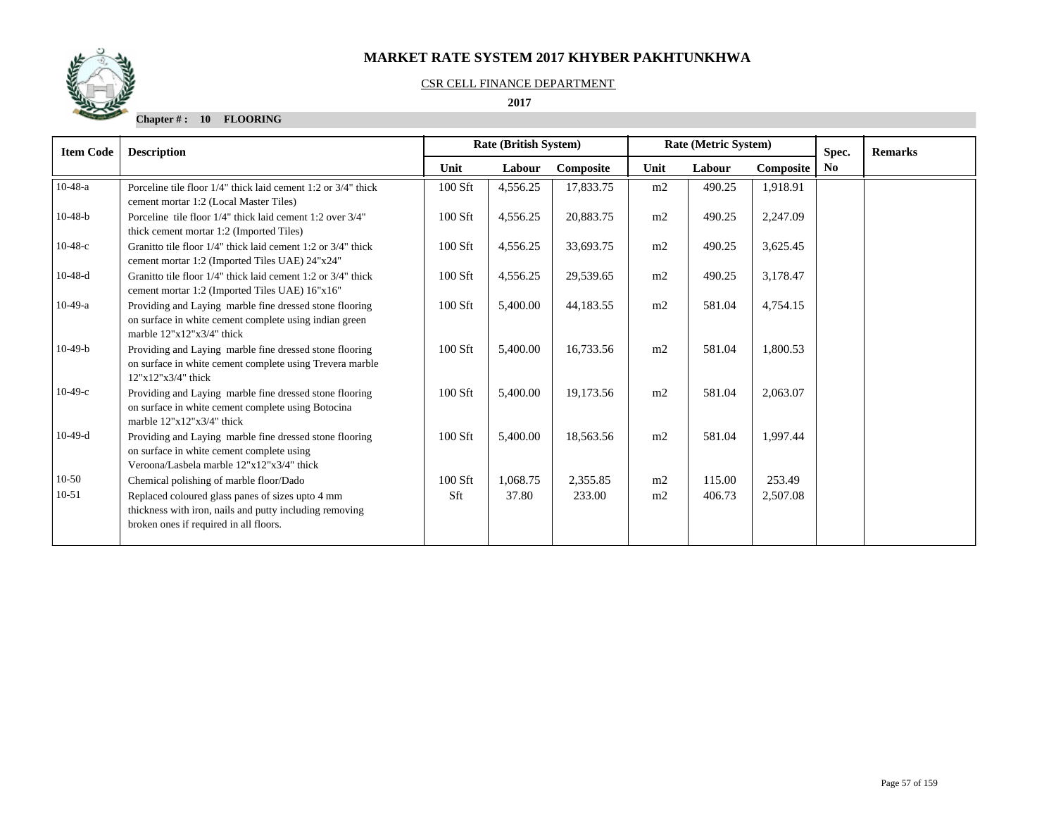# MARKET RATE SYSTEM 2017 KHYBER PAKHTUNKHWA

CSR CELL FINANCE DEPARTMENT

**2017**

**Chapter # : 10 FLOORING**

| Item Code | Description | Rate (British System) | | | Rate (Metric System) | | | Spec. | Remarks |
|---|---|---|---|---|---|---|---|---|---|
| | | Unit | Labour | Composite | Unit | Labour | Composite | No | |
| 10-48-a | Porceline tile floor 1/4" thick laid cement 1:2 or 3/4" thick cement mortar 1:2 (Local Master Tiles) | 100 Sft | 4,556.25 | 17,833.75 | m2 | 490.25 | 1,918.91 | | |
| 10-48-b | Porceline tile floor 1/4" thick laid cement 1:2 over 3/4" thick cement mortar 1:2 (Imported Tiles) | 100 Sft | 4,556.25 | 20,883.75 | m2 | 490.25 | 2,247.09 | | |
| 10-48-c | Granitto tile floor 1/4" thick laid cement 1:2 or 3/4" thick cement mortar 1:2 (Imported Tiles UAE) 24"x24" | 100 Sft | 4,556.25 | 33,693.75 | m2 | 490.25 | 3,625.45 | | |
| 10-48-d | Granitto tile floor 1/4" thick laid cement 1:2 or 3/4" thick cement mortar 1:2 (Imported Tiles UAE) 16"x16" | 100 Sft | 4,556.25 | 29,539.65 | m2 | 490.25 | 3,178.47 | | |
| 10-49-a | Providing and Laying marble fine dressed stone flooring on surface in white cement complete using indian green marble 12"x12"x3/4" thick | 100 Sft | 5,400.00 | 44,183.55 | m2 | 581.04 | 4,754.15 | | |
| 10-49-b | Providing and Laying marble fine dressed stone flooring on surface in white cement complete using Trevera marble 12"x12"x3/4" thick | 100 Sft | 5,400.00 | 16,733.56 | m2 | 581.04 | 1,800.53 | | |
| 10-49-c | Providing and Laying marble fine dressed stone flooring on surface in white cement complete using Botocina marble 12"x12"x3/4" thick | 100 Sft | 5,400.00 | 19,173.56 | m2 | 581.04 | 2,063.07 | | |
| 10-49-d | Providing and Laying marble fine dressed stone flooring on surface in white cement complete using Veroona/Lasbela marble 12"x12"x3/4" thick | 100 Sft | 5,400.00 | 18,563.56 | m2 | 581.04 | 1,997.44 | | |
| 10-50 | Chemical polishing of marble floor/Dado | 100 Sft | 1,068.75 | 2,355.85 | m2 | 115.00 | 253.49 | | |
| 10-51 | Replaced coloured glass panes of sizes upto 4 mm thickness with iron, nails and putty including removing broken ones if required in all floors. | Sft | 37.80 | 233.00 | m2 | 406.73 | 2,507.08 | | |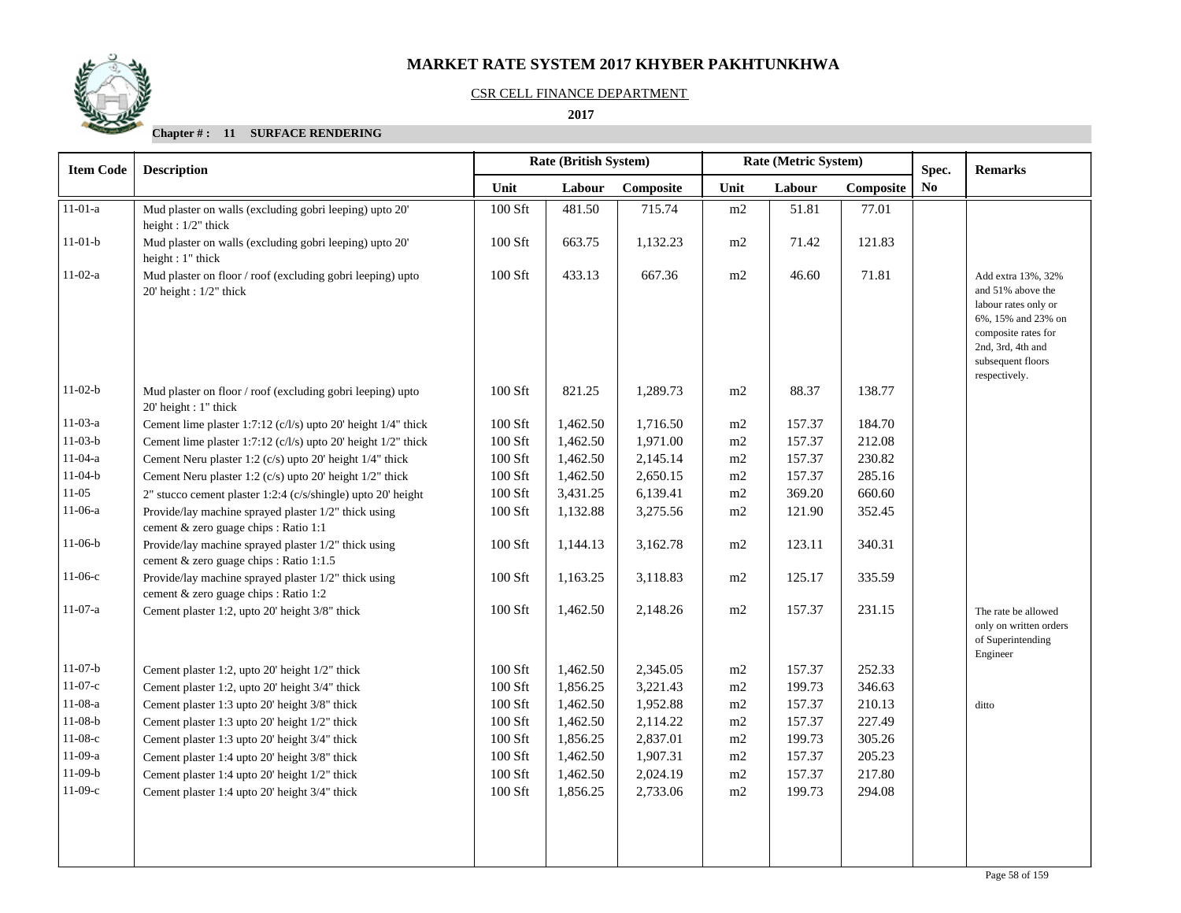# MARKET RATE SYSTEM 2017 KHYBER PAKHTUNKHWA

CSR CELL FINANCE DEPARTMENT

**2017**

**Chapter # : 11 SURFACE RENDERING**

| Item Code | Description | Rate (British System) | | | Rate (Metric System) | | | Spec. | Remarks |
|---|---|---|---|---|---|---|---|---|---|
| | | Unit | Labour | Composite | Unit | Labour | Composite | No | |
| 11-01-a | Mud plaster on walls (excluding gobri leeping) upto 20' height : 1/2" thick | 100 Sft | 481.50 | 715.74 | m2 | 51.81 | 77.01 | | |
| 11-01-b | Mud plaster on walls (excluding gobri leeping) upto 20' height : 1" thick | 100 Sft | 663.75 | 1,132.23 | m2 | 71.42 | 121.83 | | |
| 11-02-a | Mud plaster on floor / roof (excluding gobri leeping) upto 20' height : 1/2" thick | 100 Sft | 433.13 | 667.36 | m2 | 46.60 | 71.81 | | Add extra 13%, 32% and 51% above the labour rates only or 6%, 15% and 23% on composite rates for 2nd, 3rd, 4th and subsequent floors respectively. |
| 11-02-b | Mud plaster on floor / roof (excluding gobri leeping) upto 20' height : 1" thick | 100 Sft | 821.25 | 1,289.73 | m2 | 88.37 | 138.77 | | |
| 11-03-a | Cement lime plaster 1:7:12 (c/l/s) upto 20' height 1/4" thick | 100 Sft | 1,462.50 | 1,716.50 | m2 | 157.37 | 184.70 | | |
| 11-03-b | Cement lime plaster 1:7:12 (c/l/s) upto 20' height 1/2" thick | 100 Sft | 1,462.50 | 1,971.00 | m2 | 157.37 | 212.08 | | |
| 11-04-a | Cement Neru plaster 1:2 (c/s) upto 20' height 1/4" thick | 100 Sft | 1,462.50 | 2,145.14 | m2 | 157.37 | 230.82 | | |
| 11-04-b | Cement Neru plaster 1:2 (c/s) upto 20' height 1/2" thick | 100 Sft | 1,462.50 | 2,650.15 | m2 | 157.37 | 285.16 | | |
| 11-05 | 2" stucco cement plaster 1:2:4 (c/s/shingle) upto 20' height | 100 Sft | 3,431.25 | 6,139.41 | m2 | 369.20 | 660.60 | | |
| 11-06-a | Provide/lay machine sprayed plaster 1/2" thick using cement & zero guage chips : Ratio 1:1 | 100 Sft | 1,132.88 | 3,275.56 | m2 | 121.90 | 352.45 | | |
| 11-06-b | Provide/lay machine sprayed plaster 1/2" thick using cement & zero guage chips : Ratio 1:1.5 | 100 Sft | 1,144.13 | 3,162.78 | m2 | 123.11 | 340.31 | | |
| 11-06-c | Provide/lay machine sprayed plaster 1/2" thick using cement & zero guage chips : Ratio 1:2 | 100 Sft | 1,163.25 | 3,118.83 | m2 | 125.17 | 335.59 | | |
| 11-07-a | Cement plaster 1:2, upto 20' height 3/8" thick | 100 Sft | 1,462.50 | 2,148.26 | m2 | 157.37 | 231.15 | | The rate be allowed only on written orders of Superintending Engineer |
| 11-07-b | Cement plaster 1:2, upto 20' height 1/2" thick | 100 Sft | 1,462.50 | 2,345.05 | m2 | 157.37 | 252.33 | | |
| 11-07-c | Cement plaster 1:2, upto 20' height 3/4" thick | 100 Sft | 1,856.25 | 3,221.43 | m2 | 199.73 | 346.63 | | |
| 11-08-a | Cement plaster 1:3 upto 20' height 3/8" thick | 100 Sft | 1,462.50 | 1,952.88 | m2 | 157.37 | 210.13 | | ditto |
| 11-08-b | Cement plaster 1:3 upto 20' height 1/2" thick | 100 Sft | 1,462.50 | 2,114.22 | m2 | 157.37 | 227.49 | | |
| 11-08-c | Cement plaster 1:3 upto 20' height 3/4" thick | 100 Sft | 1,856.25 | 2,837.01 | m2 | 199.73 | 305.26 | | |
| 11-09-a | Cement plaster 1:4 upto 20' height 3/8" thick | 100 Sft | 1,462.50 | 1,907.31 | m2 | 157.37 | 205.23 | | |
| 11-09-b | Cement plaster 1:4 upto 20' height 1/2" thick | 100 Sft | 1,462.50 | 2,024.19 | m2 | 157.37 | 217.80 | | |
| 11-09-c | Cement plaster 1:4 upto 20' height 3/4" thick | 100 Sft | 1,856.25 | 2,733.06 | m2 | 199.73 | 294.08 | | |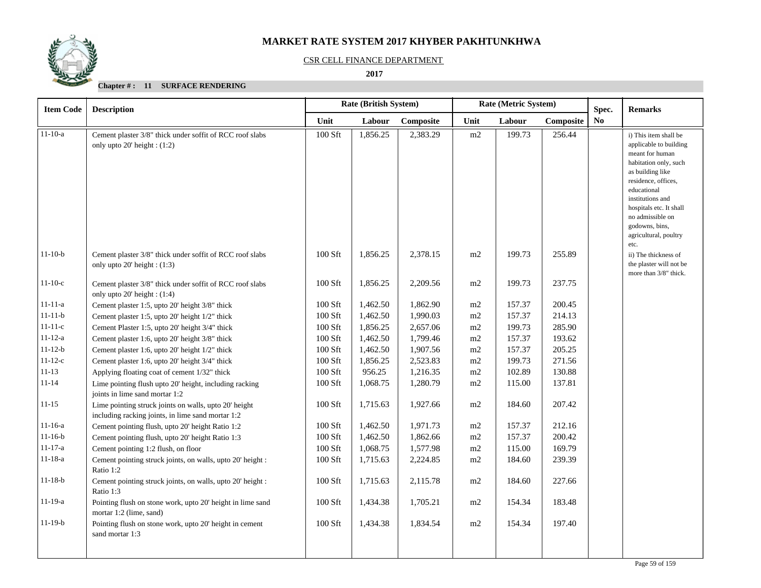# MARKET RATE SYSTEM 2017 KHYBER PAKHTUNKHWA

CSR CELL FINANCE DEPARTMENT

**2017**

**Chapter # : 11 SURFACE RENDERING**

| Item Code | Description | Rate (British System) | | | Rate (Metric System) | | | Spec. | Remarks |
|---|---|---|---|---|---|---|---|---|---|
| | | Unit | Labour | Composite | Unit | Labour | Composite | No | |
| 11-10-a | Cement plaster 3/8" thick under soffit of RCC roof slabs only upto 20' height : (1:2) | 100 Sft | 1,856.25 | 2,383.29 | m2 | 199.73 | 256.44 | | i) This item shall be applicable to building meant for human habitation only, such as building like residence, offices, educational institutions and hospitals etc. It shall no admissible on godowns, bins, agricultural, poultry etc. |
| 11-10-b | Cement plaster 3/8" thick under soffit of RCC roof slabs only upto 20' height : (1:3) | 100 Sft | 1,856.25 | 2,378.15 | m2 | 199.73 | 255.89 | | ii) The thickness of the plaster will not be more than 3/8" thick. |
| 11-10-c | Cement plaster 3/8" thick under soffit of RCC roof slabs only upto 20' height : (1:4) | 100 Sft | 1,856.25 | 2,209.56 | m2 | 199.73 | 237.75 | | |
| 11-11-a | Cement plaster 1:5, upto 20' height 3/8" thick | 100 Sft | 1,462.50 | 1,862.90 | m2 | 157.37 | 200.45 | | |
| 11-11-b | Cement plaster 1:5, upto 20' height 1/2" thick | 100 Sft | 1,462.50 | 1,990.03 | m2 | 157.37 | 214.13 | | |
| 11-11-c | Cement Plaster 1:5, upto 20' height 3/4" thick | 100 Sft | 1,856.25 | 2,657.06 | m2 | 199.73 | 285.90 | | |
| 11-12-a | Cement plaster 1:6, upto 20' height 3/8" thick | 100 Sft | 1,462.50 | 1,799.46 | m2 | 157.37 | 193.62 | | |
| 11-12-b | Cement plaster 1:6, upto 20' height 1/2" thick | 100 Sft | 1,462.50 | 1,907.56 | m2 | 157.37 | 205.25 | | |
| 11-12-c | Cement plaster 1:6, upto 20' height 3/4" thick | 100 Sft | 1,856.25 | 2,523.83 | m2 | 199.73 | 271.56 | | |
| 11-13 | Applying floating coat of cement 1/32" thick | 100 Sft | 956.25 | 1,216.35 | m2 | 102.89 | 130.88 | | |
| 11-14 | Lime pointing flush upto 20' height, including racking joints in lime sand mortar 1:2 | 100 Sft | 1,068.75 | 1,280.79 | m2 | 115.00 | 137.81 | | |
| 11-15 | Lime pointing struck joints on walls, upto 20' height including racking joints, in lime sand mortar 1:2 | 100 Sft | 1,715.63 | 1,927.66 | m2 | 184.60 | 207.42 | | |
| 11-16-a | Cement pointing flush, upto 20' height Ratio 1:2 | 100 Sft | 1,462.50 | 1,971.73 | m2 | 157.37 | 212.16 | | |
| 11-16-b | Cement pointing flush, upto 20' height Ratio 1:3 | 100 Sft | 1,462.50 | 1,862.66 | m2 | 157.37 | 200.42 | | |
| 11-17-a | Cement pointing 1:2 flush, on floor | 100 Sft | 1,068.75 | 1,577.98 | m2 | 115.00 | 169.79 | | |
| 11-18-a | Cement pointing struck joints, on walls, upto 20' height : Ratio 1:2 | 100 Sft | 1,715.63 | 2,224.85 | m2 | 184.60 | 239.39 | | |
| 11-18-b | Cement pointing struck joints, on walls, upto 20' height : Ratio 1:3 | 100 Sft | 1,715.63 | 2,115.78 | m2 | 184.60 | 227.66 | | |
| 11-19-a | Pointing flush on stone work, upto 20' height in lime sand mortar 1:2 (lime, sand) | 100 Sft | 1,434.38 | 1,705.21 | m2 | 154.34 | 183.48 | | |
| 11-19-b | Pointing flush on stone work, upto 20' height in cement sand mortar 1:3 | 100 Sft | 1,434.38 | 1,834.54 | m2 | 154.34 | 197.40 | | |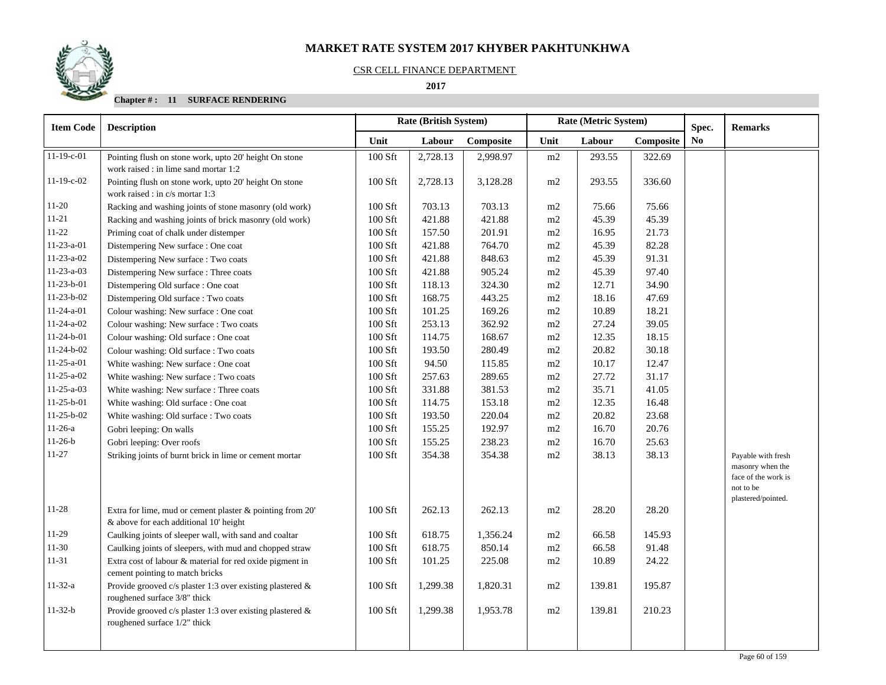# MARKET RATE SYSTEM 2017 KHYBER PAKHTUNKHWA

CSR CELL FINANCE DEPARTMENT

**2017**

**Chapter # : 11 SURFACE RENDERING**

| Item Code | Description | Rate (British System) | | | Rate (Metric System) | | | Spec. | Remarks |
|---|---|---|---|---|---|---|---|---|---|
| | | Unit | Labour | Composite | Unit | Labour | Composite | No | |
| 11-19-c-01 | Pointing flush on stone work, upto 20' height On stone work raised : in lime sand mortar 1:2 | 100 Sft | 2,728.13 | 2,998.97 | m2 | 293.55 | 322.69 | | |
| 11-19-c-02 | Pointing flush on stone work, upto 20' height On stone work raised : in c/s mortar 1:3 | 100 Sft | 2,728.13 | 3,128.28 | m2 | 293.55 | 336.60 | | |
| 11-20 | Racking and washing joints of stone masonry (old work) | 100 Sft | 703.13 | 703.13 | m2 | 75.66 | 75.66 | | |
| 11-21 | Racking and washing joints of brick masonry (old work) | 100 Sft | 421.88 | 421.88 | m2 | 45.39 | 45.39 | | |
| 11-22 | Priming coat of chalk under distemper | 100 Sft | 157.50 | 201.91 | m2 | 16.95 | 21.73 | | |
| 11-23-a-01 | Distempering New surface : One coat | 100 Sft | 421.88 | 764.70 | m2 | 45.39 | 82.28 | | |
| 11-23-a-02 | Distempering New surface : Two coats | 100 Sft | 421.88 | 848.63 | m2 | 45.39 | 91.31 | | |
| 11-23-a-03 | Distempering New surface : Three coats | 100 Sft | 421.88 | 905.24 | m2 | 45.39 | 97.40 | | |
| 11-23-b-01 | Distempering Old surface : One coat | 100 Sft | 118.13 | 324.30 | m2 | 12.71 | 34.90 | | |
| 11-23-b-02 | Distempering Old surface : Two coats | 100 Sft | 168.75 | 443.25 | m2 | 18.16 | 47.69 | | |
| 11-24-a-01 | Colour washing: New surface : One coat | 100 Sft | 101.25 | 169.26 | m2 | 10.89 | 18.21 | | |
| 11-24-a-02 | Colour washing: New surface : Two coats | 100 Sft | 253.13 | 362.92 | m2 | 27.24 | 39.05 | | |
| 11-24-b-01 | Colour washing: Old surface : One coat | 100 Sft | 114.75 | 168.67 | m2 | 12.35 | 18.15 | | |
| 11-24-b-02 | Colour washing: Old surface : Two coats | 100 Sft | 193.50 | 280.49 | m2 | 20.82 | 30.18 | | |
| 11-25-a-01 | White washing: New surface : One coat | 100 Sft | 94.50 | 115.85 | m2 | 10.17 | 12.47 | | |
| 11-25-a-02 | White washing: New surface : Two coats | 100 Sft | 257.63 | 289.65 | m2 | 27.72 | 31.17 | | |
| 11-25-a-03 | White washing: New surface : Three coats | 100 Sft | 331.88 | 381.53 | m2 | 35.71 | 41.05 | | |
| 11-25-b-01 | White washing: Old surface : One coat | 100 Sft | 114.75 | 153.18 | m2 | 12.35 | 16.48 | | |
| 11-25-b-02 | White washing: Old surface : Two coats | 100 Sft | 193.50 | 220.04 | m2 | 20.82 | 23.68 | | |
| 11-26-a | Gobri leeping: On walls | 100 Sft | 155.25 | 192.97 | m2 | 16.70 | 20.76 | | |
| 11-26-b | Gobri leeping: Over roofs | 100 Sft | 155.25 | 238.23 | m2 | 16.70 | 25.63 | | |
| 11-27 | Striking joints of burnt brick in lime or cement mortar | 100 Sft | 354.38 | 354.38 | m2 | 38.13 | 38.13 | | Payable with fresh masonry when the face of the work is not to be plastered/pointed. |
| 11-28 | Extra for lime, mud or cement plaster & pointing from 20' & above for each additional 10' height | 100 Sft | 262.13 | 262.13 | m2 | 28.20 | 28.20 | | |
| 11-29 | Caulking joints of sleeper wall, with sand and coaltar | 100 Sft | 618.75 | 1,356.24 | m2 | 66.58 | 145.93 | | |
| 11-30 | Caulking joints of sleepers, with mud and chopped straw | 100 Sft | 618.75 | 850.14 | m2 | 66.58 | 91.48 | | |
| 11-31 | Extra cost of labour & material for red oxide pigment in cement pointing to match bricks | 100 Sft | 101.25 | 225.08 | m2 | 10.89 | 24.22 | | |
| 11-32-a | Provide grooved c/s plaster 1:3 over existing plastered & roughened surface 3/8" thick | 100 Sft | 1,299.38 | 1,820.31 | m2 | 139.81 | 195.87 | | |
| 11-32-b | Provide grooved c/s plaster 1:3 over existing plastered & roughened surface 1/2" thick | 100 Sft | 1,299.38 | 1,953.78 | m2 | 139.81 | 210.23 | | |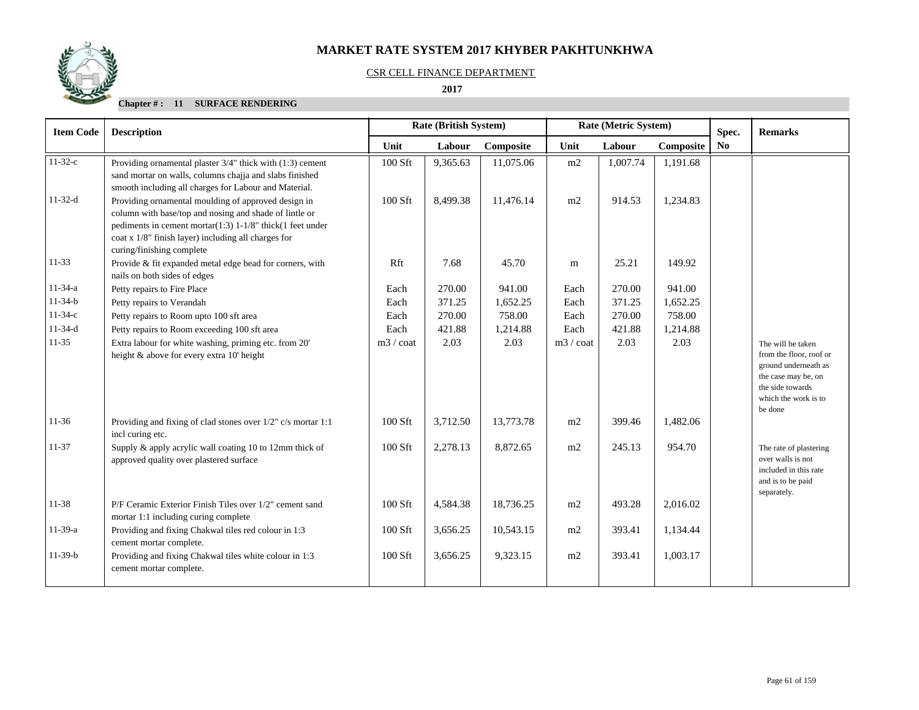# MARKET RATE SYSTEM 2017 KHYBER PAKHTUNKHWA

CSR CELL FINANCE DEPARTMENT

**2017**

**Chapter # : 11 SURFACE RENDERING**

| Item Code | Description | Rate (British System) | | | Rate (Metric System) | | | Spec. No | Remarks |
|---|---|---|---|---|---|---|---|---|---|
| | | Unit | Labour | Composite | Unit | Labour | Composite | | |
| 11-32-c | Providing ornamental plaster 3/4" thick with (1:3) cement sand mortar on walls, columns chajja and slabs finished smooth including all charges for Labour and Material. | 100 Sft | 9,365.63 | 11,075.06 | m2 | 1,007.74 | 1,191.68 | | |
| 11-32-d | Providing ornamental moulding of approved design in column with base/top and nosing and shade of lintle or pediments in cement mortar(1:3) 1-1/8" thick(1 feet under coat x 1/8" finish layer) including all charges for curing/finishing complete | 100 Sft | 8,499.38 | 11,476.14 | m2 | 914.53 | 1,234.83 | | |
| 11-33 | Provide & fit expanded metal edge bead for corners, with nails on both sides of edges | Rft | 7.68 | 45.70 | m | 25.21 | 149.92 | | |
| 11-34-a | Petty repairs to Fire Place | Each | 270.00 | 941.00 | Each | 270.00 | 941.00 | | |
| 11-34-b | Petty repairs to Verandah | Each | 371.25 | 1,652.25 | Each | 371.25 | 1,652.25 | | |
| 11-34-c | Petty repairs to Room upto 100 sft area | Each | 270.00 | 758.00 | Each | 270.00 | 758.00 | | |
| 11-34-d | Petty repairs to Room exceeding 100 sft area | Each | 421.88 | 1,214.88 | Each | 421.88 | 1,214.88 | | |
| 11-35 | Extra labour for white washing, priming etc. from 20' height & above for every extra 10' height | m3 / coat | 2.03 | 2.03 | m3 / coat | 2.03 | 2.03 | | The will be taken from the floor, roof or ground underneath as the case may be, on the side towards which the work is to be done |
| 11-36 | Providing and fixing of clad stones over 1/2" c/s mortar 1:1 incl curing etc. | 100 Sft | 3,712.50 | 13,773.78 | m2 | 399.46 | 1,482.06 | | |
| 11-37 | Supply & apply acrylic wall coating 10 to 12mm thick of approved quality over plastered surface | 100 Sft | 2,278.13 | 8,872.65 | m2 | 245.13 | 954.70 | | The rate of plastering over walls is not included in this rate and is to be paid separately. |
| 11-38 | P/F Ceramic Exterior Finish Tiles over 1/2" cement sand mortar 1:1 including curing complete | 100 Sft | 4,584.38 | 18,736.25 | m2 | 493.28 | 2,016.02 | | |
| 11-39-a | Providing and fixing Chakwal tiles red colour in 1:3 cement mortar complete. | 100 Sft | 3,656.25 | 10,543.15 | m2 | 393.41 | 1,134.44 | | |
| 11-39-b | Providing and fixing Chakwal tiles white colour in 1:3 cement mortar complete. | 100 Sft | 3,656.25 | 9,323.15 | m2 | 393.41 | 1,003.17 | | |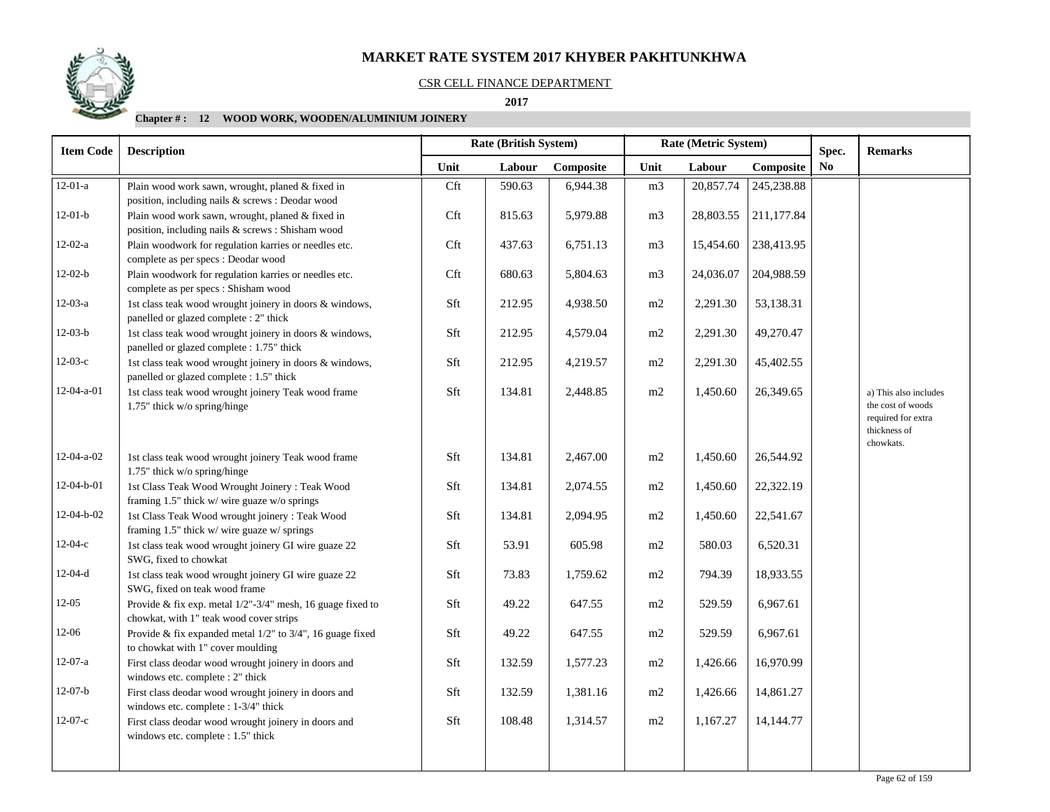# MARKET RATE SYSTEM 2017 KHYBER PAKHTUNKHWA

CSR CELL FINANCE DEPARTMENT

**2017**

**Chapter # : 12 WOOD WORK, WOODEN/ALUMINIUM JOINERY**

| Item Code | Description | Rate (British System) | | | Rate (Metric System) | | | Spec. No | Remarks |
|---|---|---|---|---|---|---|---|---|---|
| | | Unit | Labour | Composite | Unit | Labour | Composite | | |
| 12-01-a | Plain wood work sawn, wrought, planed & fixed in position, including nails & screws : Deodar wood | Cft | 590.63 | 6,944.38 | m3 | 20,857.74 | 245,238.88 | | |
| 12-01-b | Plain wood work sawn, wrought, planed & fixed in position, including nails & screws : Shisham wood | Cft | 815.63 | 5,979.88 | m3 | 28,803.55 | 211,177.84 | | |
| 12-02-a | Plain woodwork for regulation karries or needles etc. complete as per specs : Deodar wood | Cft | 437.63 | 6,751.13 | m3 | 15,454.60 | 238,413.95 | | |
| 12-02-b | Plain woodwork for regulation karries or needles etc. complete as per specs : Shisham wood | Cft | 680.63 | 5,804.63 | m3 | 24,036.07 | 204,988.59 | | |
| 12-03-a | 1st class teak wood wrought joinery in doors & windows, panelled or glazed complete : 2" thick | Sft | 212.95 | 4,938.50 | m2 | 2,291.30 | 53,138.31 | | |
| 12-03-b | 1st class teak wood wrought joinery in doors & windows, panelled or glazed complete : 1.75" thick | Sft | 212.95 | 4,579.04 | m2 | 2,291.30 | 49,270.47 | | |
| 12-03-c | 1st class teak wood wrought joinery in doors & windows, panelled or glazed complete : 1.5" thick | Sft | 212.95 | 4,219.57 | m2 | 2,291.30 | 45,402.55 | | |
| 12-04-a-01 | 1st class teak wood wrought joinery Teak wood frame 1.75" thick w/o spring/hinge | Sft | 134.81 | 2,448.85 | m2 | 1,450.60 | 26,349.65 | | a) This also includes the cost of woods required for extra thickness of chowkats. |
| 12-04-a-02 | 1st class teak wood wrought joinery Teak wood frame 1.75" thick w/o spring/hinge | Sft | 134.81 | 2,467.00 | m2 | 1,450.60 | 26,544.92 | | |
| 12-04-b-01 | 1st Class Teak Wood Wrought Joinery : Teak Wood framing 1.5" thick w/ wire guaze w/o springs | Sft | 134.81 | 2,074.55 | m2 | 1,450.60 | 22,322.19 | | |
| 12-04-b-02 | 1st Class Teak Wood wrought joinery : Teak Wood framing 1.5" thick w/ wire guaze w/ springs | Sft | 134.81 | 2,094.95 | m2 | 1,450.60 | 22,541.67 | | |
| 12-04-c | 1st class teak wood wrought joinery GI wire guaze 22 SWG, fixed to chowkat | Sft | 53.91 | 605.98 | m2 | 580.03 | 6,520.31 | | |
| 12-04-d | 1st class teak wood wrought joinery GI wire guaze 22 SWG, fixed on teak wood frame | Sft | 73.83 | 1,759.62 | m2 | 794.39 | 18,933.55 | | |
| 12-05 | Provide & fix exp. metal 1/2"-3/4" mesh, 16 guage fixed to chowkat, with 1" teak wood cover strips | Sft | 49.22 | 647.55 | m2 | 529.59 | 6,967.61 | | |
| 12-06 | Provide & fix expanded metal 1/2" to 3/4", 16 guage fixed to chowkat with 1" cover moulding | Sft | 49.22 | 647.55 | m2 | 529.59 | 6,967.61 | | |
| 12-07-a | First class deodar wood wrought joinery in doors and windows etc. complete : 2" thick | Sft | 132.59 | 1,577.23 | m2 | 1,426.66 | 16,970.99 | | |
| 12-07-b | First class deodar wood wrought joinery in doors and windows etc. complete : 1-3/4" thick | Sft | 132.59 | 1,381.16 | m2 | 1,426.66 | 14,861.27 | | |
| 12-07-c | First class deodar wood wrought joinery in doors and windows etc. complete : 1.5" thick | Sft | 108.48 | 1,314.57 | m2 | 1,167.27 | 14,144.77 | | |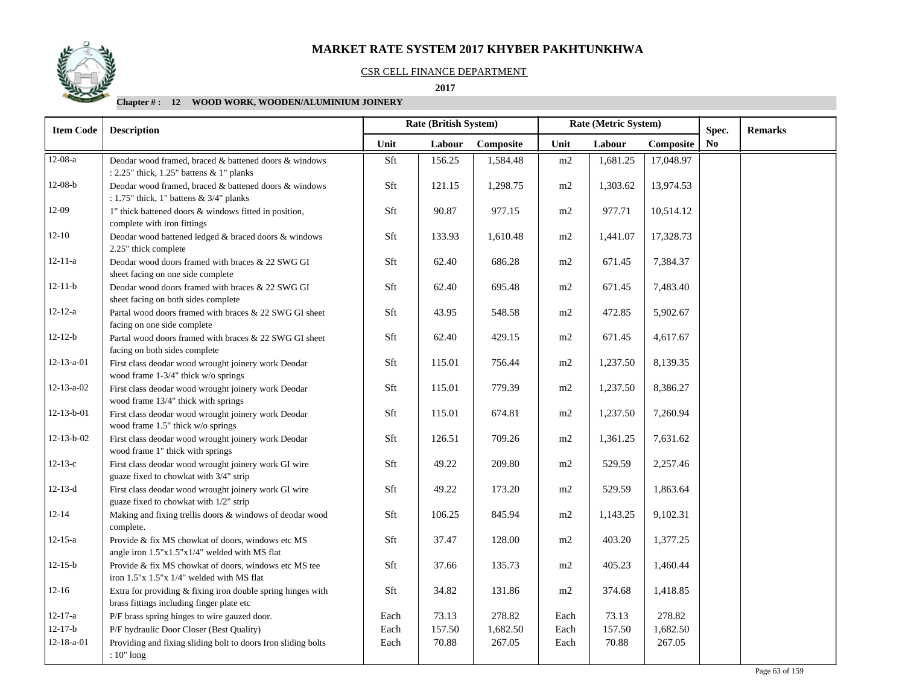# MARKET RATE SYSTEM 2017 KHYBER PAKHTUNKHWA

CSR CELL FINANCE DEPARTMENT

**2017**

**Chapter # : 12 WOOD WORK, WOODEN/ALUMINIUM JOINERY**

| Item Code | Description | Rate (British System) | | | Rate (Metric System) | | | Spec. | Remarks |
|---|---|---|---|---|---|---|---|---|---|
| | | Unit | Labour | Composite | Unit | Labour | Composite | No | |
| 12-08-a | Deodar wood framed, braced & battened doors & windows : 2.25" thick, 1.25" battens & 1" planks | Sft | 156.25 | 1,584.48 | m2 | 1,681.25 | 17,048.97 | | |
| 12-08-b | Deodar wood framed, braced & battened doors & windows : 1.75" thick, 1" battens & 3/4" planks | Sft | 121.15 | 1,298.75 | m2 | 1,303.62 | 13,974.53 | | |
| 12-09 | 1" thick battened doors & windows fitted in position, complete with iron fittings | Sft | 90.87 | 977.15 | m2 | 977.71 | 10,514.12 | | |
| 12-10 | Deodar wood battened ledged & braced doors & windows 2.25" thick complete | Sft | 133.93 | 1,610.48 | m2 | 1,441.07 | 17,328.73 | | |
| 12-11-a | Deodar wood doors framed with braces & 22 SWG GI sheet facing on one side complete | Sft | 62.40 | 686.28 | m2 | 671.45 | 7,384.37 | | |
| 12-11-b | Deodar wood doors framed with braces & 22 SWG GI sheet facing on both sides complete | Sft | 62.40 | 695.48 | m2 | 671.45 | 7,483.40 | | |
| 12-12-a | Partal wood doors framed with braces & 22 SWG GI sheet facing on one side complete | Sft | 43.95 | 548.58 | m2 | 472.85 | 5,902.67 | | |
| 12-12-b | Partal wood doors framed with braces & 22 SWG GI sheet facing on both sides complete | Sft | 62.40 | 429.15 | m2 | 671.45 | 4,617.67 | | |
| 12-13-a-01 | First class deodar wood wrought joinery work Deodar wood frame 1-3/4" thick w/o springs | Sft | 115.01 | 756.44 | m2 | 1,237.50 | 8,139.35 | | |
| 12-13-a-02 | First class deodar wood wrought joinery work Deodar wood frame 13/4" thick with springs | Sft | 115.01 | 779.39 | m2 | 1,237.50 | 8,386.27 | | |
| 12-13-b-01 | First class deodar wood wrought joinery work Deodar wood frame 1.5" thick w/o springs | Sft | 115.01 | 674.81 | m2 | 1,237.50 | 7,260.94 | | |
| 12-13-b-02 | First class deodar wood wrought joinery work Deodar wood frame 1" thick with springs | Sft | 126.51 | 709.26 | m2 | 1,361.25 | 7,631.62 | | |
| 12-13-c | First class deodar wood wrought joinery work GI wire guaze fixed to chowkat with 3/4" strip | Sft | 49.22 | 209.80 | m2 | 529.59 | 2,257.46 | | |
| 12-13-d | First class deodar wood wrought joinery work GI wire guaze fixed to chowkat with 1/2" strip | Sft | 49.22 | 173.20 | m2 | 529.59 | 1,863.64 | | |
| 12-14 | Making and fixing trellis doors & windows of deodar wood complete. | Sft | 106.25 | 845.94 | m2 | 1,143.25 | 9,102.31 | | |
| 12-15-a | Provide & fix MS chowkat of doors, windows etc MS angle iron 1.5"x1.5"x1/4" welded with MS flat | Sft | 37.47 | 128.00 | m2 | 403.20 | 1,377.25 | | |
| 12-15-b | Provide & fix MS chowkat of doors, windows etc MS tee iron 1.5"x 1.5"x 1/4" welded with MS flat | Sft | 37.66 | 135.73 | m2 | 405.23 | 1,460.44 | | |
| 12-16 | Extra for providing & fixing iron double spring hinges with brass fittings including finger plate etc | Sft | 34.82 | 131.86 | m2 | 374.68 | 1,418.85 | | |
| 12-17-a | P/F brass spring hinges to wire gauzed door. | Each | 73.13 | 278.82 | Each | 73.13 | 278.82 | | |
| 12-17-b | P/F hydraulic Door Closer (Best Quality) | Each | 157.50 | 1,682.50 | Each | 157.50 | 1,682.50 | | |
| 12-18-a-01 | Providing and fixing sliding bolt to doors Iron sliding bolts : 10" long | Each | 70.88 | 267.05 | Each | 70.88 | 267.05 | | |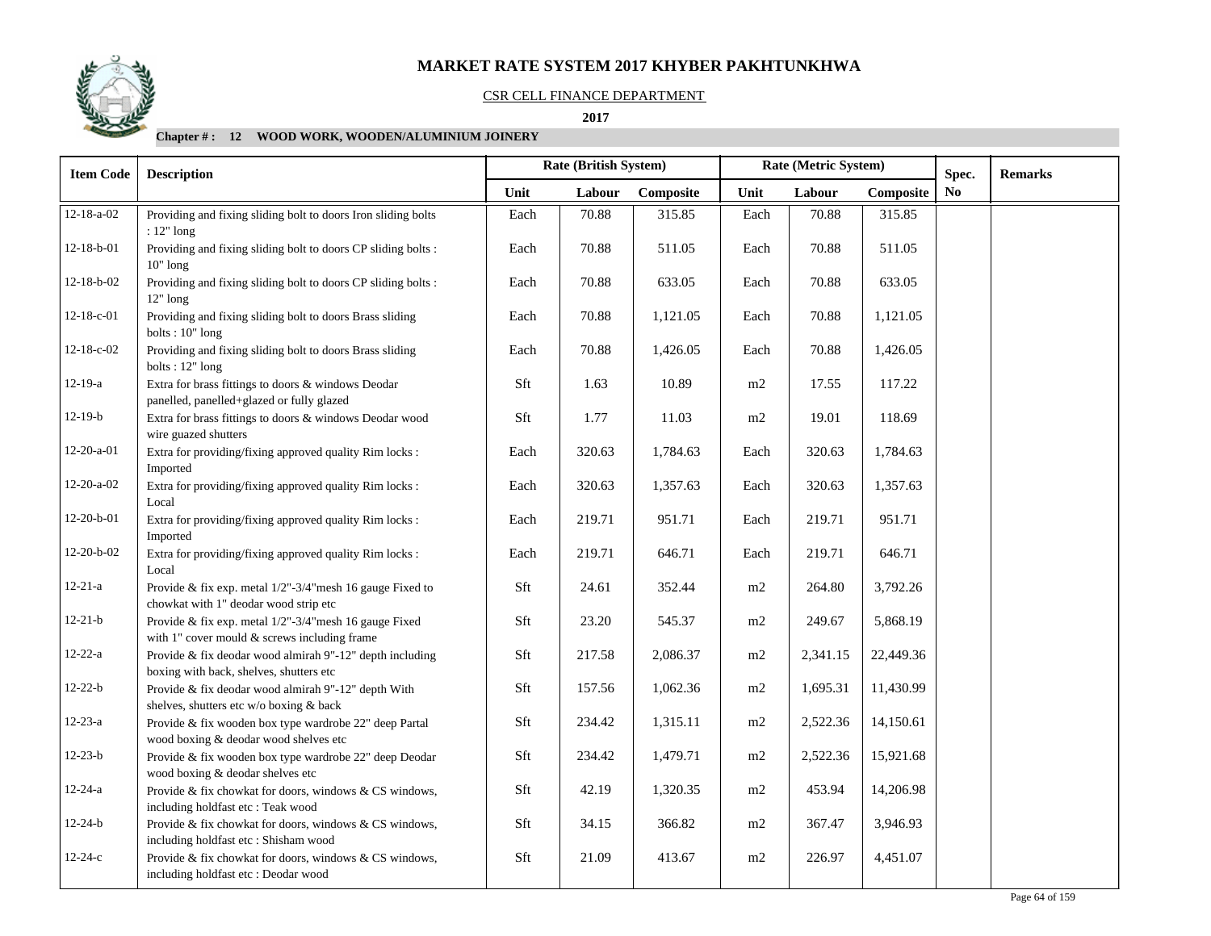# MARKET RATE SYSTEM 2017 KHYBER PAKHTUNKHWA

CSR CELL FINANCE DEPARTMENT

**2017**

**Chapter # : 12 WOOD WORK, WOODEN/ALUMINIUM JOINERY**

| Item Code | Description | Rate (British System) | | | Rate (Metric System) | | | Spec. No | Remarks |
|---|---|---|---|---|---|---|---|---|---|
| | | Unit | Labour | Composite | Unit | Labour | Composite | | |
| 12-18-a-02 | Providing and fixing sliding bolt to doors Iron sliding bolts : 12" long | Each | 70.88 | 315.85 | Each | 70.88 | 315.85 | | |
| 12-18-b-01 | Providing and fixing sliding bolt to doors CP sliding bolts : 10" long | Each | 70.88 | 511.05 | Each | 70.88 | 511.05 | | |
| 12-18-b-02 | Providing and fixing sliding bolt to doors CP sliding bolts : 12" long | Each | 70.88 | 633.05 | Each | 70.88 | 633.05 | | |
| 12-18-c-01 | Providing and fixing sliding bolt to doors Brass sliding bolts : 10" long | Each | 70.88 | 1,121.05 | Each | 70.88 | 1,121.05 | | |
| 12-18-c-02 | Providing and fixing sliding bolt to doors Brass sliding bolts : 12" long | Each | 70.88 | 1,426.05 | Each | 70.88 | 1,426.05 | | |
| 12-19-a | Extra for brass fittings to doors & windows Deodar panelled, panelled+glazed or fully glazed | Sft | 1.63 | 10.89 | m2 | 17.55 | 117.22 | | |
| 12-19-b | Extra for brass fittings to doors & windows Deodar wood wire guazed shutters | Sft | 1.77 | 11.03 | m2 | 19.01 | 118.69 | | |
| 12-20-a-01 | Extra for providing/fixing approved quality Rim locks : Imported | Each | 320.63 | 1,784.63 | Each | 320.63 | 1,784.63 | | |
| 12-20-a-02 | Extra for providing/fixing approved quality Rim locks : Local | Each | 320.63 | 1,357.63 | Each | 320.63 | 1,357.63 | | |
| 12-20-b-01 | Extra for providing/fixing approved quality Rim locks : Imported | Each | 219.71 | 951.71 | Each | 219.71 | 951.71 | | |
| 12-20-b-02 | Extra for providing/fixing approved quality Rim locks : Local | Each | 219.71 | 646.71 | Each | 219.71 | 646.71 | | |
| 12-21-a | Provide & fix exp. metal 1/2"-3/4"mesh 16 gauge Fixed to chowkat with 1" deodar wood strip etc | Sft | 24.61 | 352.44 | m2 | 264.80 | 3,792.26 | | |
| 12-21-b | Provide & fix exp. metal 1/2"-3/4"mesh 16 gauge Fixed with 1" cover mould & screws including frame | Sft | 23.20 | 545.37 | m2 | 249.67 | 5,868.19 | | |
| 12-22-a | Provide & fix deodar wood almirah 9"-12" depth including boxing with back, shelves, shutters etc | Sft | 217.58 | 2,086.37 | m2 | 2,341.15 | 22,449.36 | | |
| 12-22-b | Provide & fix deodar wood almirah 9"-12" depth With shelves, shutters etc w/o boxing & back | Sft | 157.56 | 1,062.36 | m2 | 1,695.31 | 11,430.99 | | |
| 12-23-a | Provide & fix wooden box type wardrobe 22" deep Partal wood boxing & deodar wood shelves etc | Sft | 234.42 | 1,315.11 | m2 | 2,522.36 | 14,150.61 | | |
| 12-23-b | Provide & fix wooden box type wardrobe 22" deep Deodar wood boxing & deodar wood shelves etc | Sft | 234.42 | 1,479.71 | m2 | 2,522.36 | 15,921.68 | | |
| 12-24-a | Provide & fix chowkat for doors, windows & CS windows, including holdfast etc : Teak wood | Sft | 42.19 | 1,320.35 | m2 | 453.94 | 14,206.98 | | |
| 12-24-b | Provide & fix chowkat for doors, windows & CS windows, including holdfast etc : Shisham wood | Sft | 34.15 | 366.82 | m2 | 367.47 | 3,946.93 | | |
| 12-24-c | Provide & fix chowkat for doors, windows & CS windows, including holdfast etc : Deodar wood | Sft | 21.09 | 413.67 | m2 | 226.97 | 4,451.07 | | |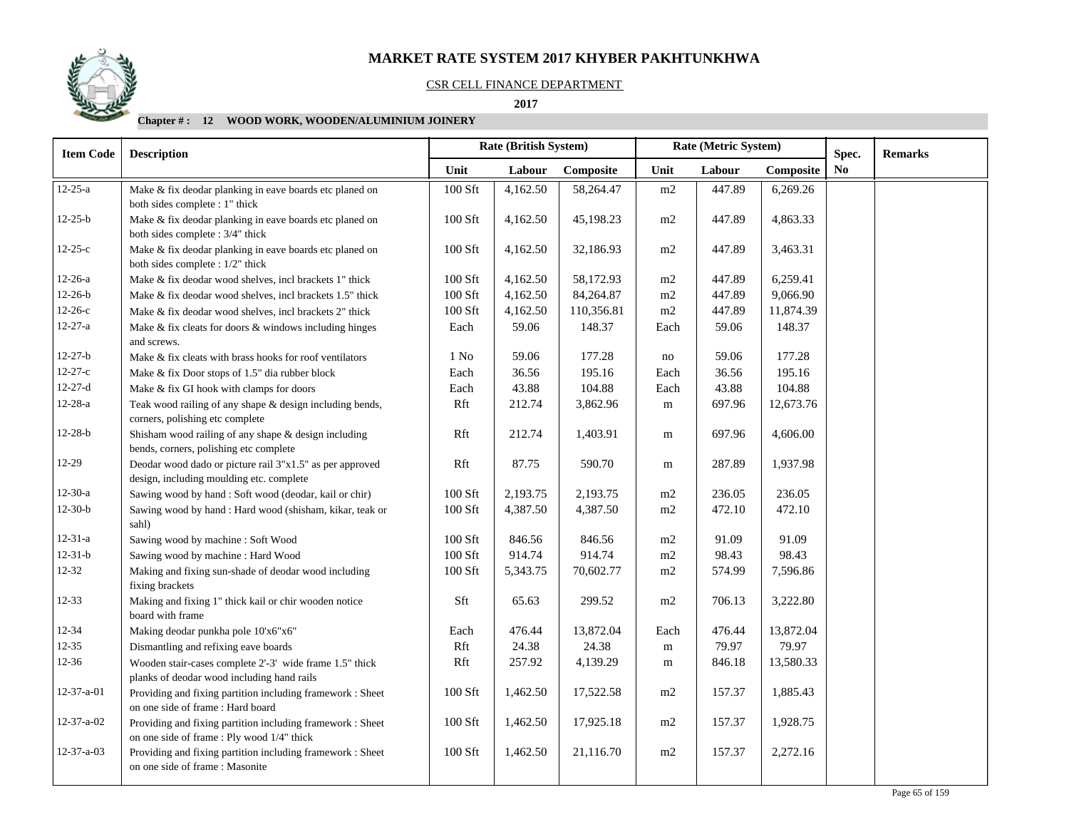# MARKET RATE SYSTEM 2017 KHYBER PAKHTUNKHWA

CSR CELL FINANCE DEPARTMENT

**2017**

**Chapter # : 12 WOOD WORK, WOODEN/ALUMINIUM JOINERY**

| Item Code | Description | Rate (British System) | | | Rate (Metric System) | | | Spec. No | Remarks |
|---|---|---|---|---|---|---|---|---|---|
| | | Unit | Labour | Composite | Unit | Labour | Composite | | |
| 12-25-a | Make & fix deodar planking in eave boards etc planed on both sides complete : 1" thick | 100 Sft | 4,162.50 | 58,264.47 | m2 | 447.89 | 6,269.26 | | |
| 12-25-b | Make & fix deodar planking in eave boards etc planed on both sides complete : 3/4" thick | 100 Sft | 4,162.50 | 45,198.23 | m2 | 447.89 | 4,863.33 | | |
| 12-25-c | Make & fix deodar planking in eave boards etc planed on both sides complete : 1/2" thick | 100 Sft | 4,162.50 | 32,186.93 | m2 | 447.89 | 3,463.31 | | |
| 12-26-a | Make & fix deodar wood shelves, incl brackets 1" thick | 100 Sft | 4,162.50 | 58,172.93 | m2 | 447.89 | 6,259.41 | | |
| 12-26-b | Make & fix deodar wood shelves, incl brackets 1.5" thick | 100 Sft | 4,162.50 | 84,264.87 | m2 | 447.89 | 9,066.90 | | |
| 12-26-c | Make & fix deodar wood shelves, incl brackets 2" thick | 100 Sft | 4,162.50 | 110,356.81 | m2 | 447.89 | 11,874.39 | | |
| 12-27-a | Make & fix cleats for doors & windows including hinges and screws. | Each | 59.06 | 148.37 | Each | 59.06 | 148.37 | | |
| 12-27-b | Make & fix cleats with brass hooks for roof ventilators | 1 No | 59.06 | 177.28 | no | 59.06 | 177.28 | | |
| 12-27-c | Make & fix Door stops of 1.5" dia rubber block | Each | 36.56 | 195.16 | Each | 36.56 | 195.16 | | |
| 12-27-d | Make & fix GI hook with clamps for doors | Each | 43.88 | 104.88 | Each | 43.88 | 104.88 | | |
| 12-28-a | Teak wood railing of any shape & design including bends, corners, polishing etc complete | Rft | 212.74 | 3,862.96 | m | 697.96 | 12,673.76 | | |
| 12-28-b | Shisham wood railing of any shape & design including bends, corners, polishing etc complete | Rft | 212.74 | 1,403.91 | m | 697.96 | 4,606.00 | | |
| 12-29 | Deodar wood dado or picture rail 3"x1.5" as per approved design, including moulding etc. complete | Rft | 87.75 | 590.70 | m | 287.89 | 1,937.98 | | |
| 12-30-a | Sawing wood by hand : Soft wood (deodar, kail or chir) | 100 Sft | 2,193.75 | 2,193.75 | m2 | 236.05 | 236.05 | | |
| 12-30-b | Sawing wood by hand : Hard wood (shisham, kikar, teak or sahl) | 100 Sft | 4,387.50 | 4,387.50 | m2 | 472.10 | 472.10 | | |
| 12-31-a | Sawing wood by machine : Soft Wood | 100 Sft | 846.56 | 846.56 | m2 | 91.09 | 91.09 | | |
| 12-31-b | Sawing wood by machine : Hard Wood | 100 Sft | 914.74 | 914.74 | m2 | 98.43 | 98.43 | | |
| 12-32 | Making and fixing sun-shade of deodar wood including fixing brackets | 100 Sft | 5,343.75 | 70,602.77 | m2 | 574.99 | 7,596.86 | | |
| 12-33 | Making and fixing 1" thick kail or chir wooden notice board with frame | Sft | 65.63 | 299.52 | m2 | 706.13 | 3,222.80 | | |
| 12-34 | Making deodar punkha pole 10'x6"x6" | Each | 476.44 | 13,872.04 | Each | 476.44 | 13,872.04 | | |
| 12-35 | Dismantling and refixing eave boards | Rft | 24.38 | 24.38 | m | 79.97 | 79.97 | | |
| 12-36 | Wooden stair-cases complete 2'-3' wide frame 1.5" thick planks of deodar wood including hand rails | Rft | 257.92 | 4,139.29 | m | 846.18 | 13,580.33 | | |
| 12-37-a-01 | Providing and fixing partition including framework : Sheet on one side of frame : Hard board | 100 Sft | 1,462.50 | 17,522.58 | m2 | 157.37 | 1,885.43 | | |
| 12-37-a-02 | Providing and fixing partition including framework : Sheet on one side of frame : Ply wood 1/4" thick | 100 Sft | 1,462.50 | 17,925.18 | m2 | 157.37 | 1,928.75 | | |
| 12-37-a-03 | Providing and fixing partition including framework : Sheet on one side of frame : Masonite | 100 Sft | 1,462.50 | 21,116.70 | m2 | 157.37 | 2,272.16 | | |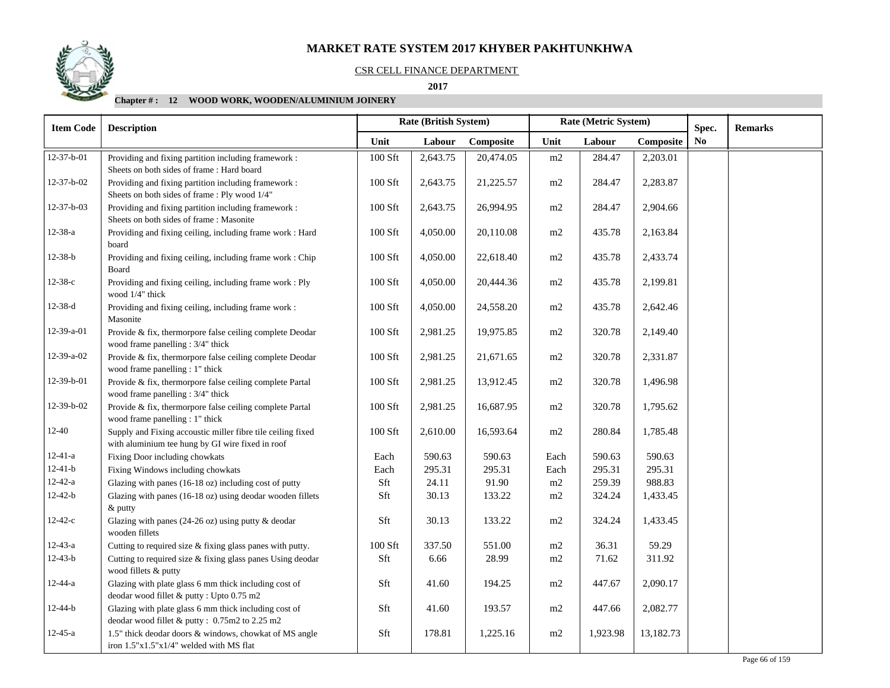# MARKET RATE SYSTEM 2017 KHYBER PAKHTUNKHWA

CSR CELL FINANCE DEPARTMENT

**2017**

**Chapter # : 12 WOOD WORK, WOODEN/ALUMINIUM JOINERY**

| Item Code | Description | Rate (British System) | | | Rate (Metric System) | | | Spec. | Remarks |
|---|---|---|---|---|---|---|---|---|---|
| | | Unit | Labour | Composite | Unit | Labour | Composite | No | |
| 12-37-b-01 | Providing and fixing partition including framework : Sheets on both sides of frame : Hard board | 100 Sft | 2,643.75 | 20,474.05 | m2 | 284.47 | 2,203.01 | | |
| 12-37-b-02 | Providing and fixing partition including framework : Sheets on both sides of frame : Ply wood 1/4" | 100 Sft | 2,643.75 | 21,225.57 | m2 | 284.47 | 2,283.87 | | |
| 12-37-b-03 | Providing and fixing partition including framework : Sheets on both sides of frame : Masonite | 100 Sft | 2,643.75 | 26,994.95 | m2 | 284.47 | 2,904.66 | | |
| 12-38-a | Providing and fixing ceiling, including frame work : Hard board | 100 Sft | 4,050.00 | 20,110.08 | m2 | 435.78 | 2,163.84 | | |
| 12-38-b | Providing and fixing ceiling, including frame work : Chip Board | 100 Sft | 4,050.00 | 22,618.40 | m2 | 435.78 | 2,433.74 | | |
| 12-38-c | Providing and fixing ceiling, including frame work : Ply wood 1/4" thick | 100 Sft | 4,050.00 | 20,444.36 | m2 | 435.78 | 2,199.81 | | |
| 12-38-d | Providing and fixing ceiling, including frame work : Masonite | 100 Sft | 4,050.00 | 24,558.20 | m2 | 435.78 | 2,642.46 | | |
| 12-39-a-01 | Provide & fix, thermorpore false ceiling complete Deodar wood frame panelling : 3/4" thick | 100 Sft | 2,981.25 | 19,975.85 | m2 | 320.78 | 2,149.40 | | |
| 12-39-a-02 | Provide & fix, thermorpore false ceiling complete Deodar wood frame panelling : 1" thick | 100 Sft | 2,981.25 | 21,671.65 | m2 | 320.78 | 2,331.87 | | |
| 12-39-b-01 | Provide & fix, thermorpore false ceiling complete Partal wood frame panelling : 3/4" thick | 100 Sft | 2,981.25 | 13,912.45 | m2 | 320.78 | 1,496.98 | | |
| 12-39-b-02 | Provide & fix, thermorpore false ceiling complete Partal wood frame panelling : 1" thick | 100 Sft | 2,981.25 | 16,687.95 | m2 | 320.78 | 1,795.62 | | |
| 12-40 | Supply and Fixing accoustic miller fibre tile ceiling fixed with aluminium tee hung by GI wire fixed in roof | 100 Sft | 2,610.00 | 16,593.64 | m2 | 280.84 | 1,785.48 | | |
| 12-41-a | Fixing Door including chowkats | Each | 590.63 | 590.63 | Each | 590.63 | 590.63 | | |
| 12-41-b | Fixing Windows including chowkats | Each | 295.31 | 295.31 | Each | 295.31 | 295.31 | | |
| 12-42-a | Glazing with panes (16-18 oz) including cost of putty | Sft | 24.11 | 91.90 | m2 | 259.39 | 988.83 | | |
| 12-42-b | Glazing with panes (16-18 oz) using deodar wooden fillets & putty | Sft | 30.13 | 133.22 | m2 | 324.24 | 1,433.45 | | |
| 12-42-c | Glazing with panes (24-26 oz) using putty & deodar wooden fillets | Sft | 30.13 | 133.22 | m2 | 324.24 | 1,433.45 | | |
| 12-43-a | Cutting to required size & fixing glass panes with putty. | 100 Sft | 337.50 | 551.00 | m2 | 36.31 | 59.29 | | |
| 12-43-b | Cutting to required size & fixing glass panes Using deodar wood fillets & putty | Sft | 6.66 | 28.99 | m2 | 71.62 | 311.92 | | |
| 12-44-a | Glazing with plate glass 6 mm thick including cost of deodar wood fillet & putty : Upto 0.75 m2 | Sft | 41.60 | 194.25 | m2 | 447.67 | 2,090.17 | | |
| 12-44-b | Glazing with plate glass 6 mm thick including cost of deodar wood fillet & putty : 0.75m2 to 2.25 m2 | Sft | 41.60 | 193.57 | m2 | 447.66 | 2,082.77 | | |
| 12-45-a | 1.5" thick deodar doors & windows, chowkat of MS angle iron 1.5"x1.5"x1/4" welded with MS flat | Sft | 178.81 | 1,225.16 | m2 | 1,923.98 | 13,182.73 | | |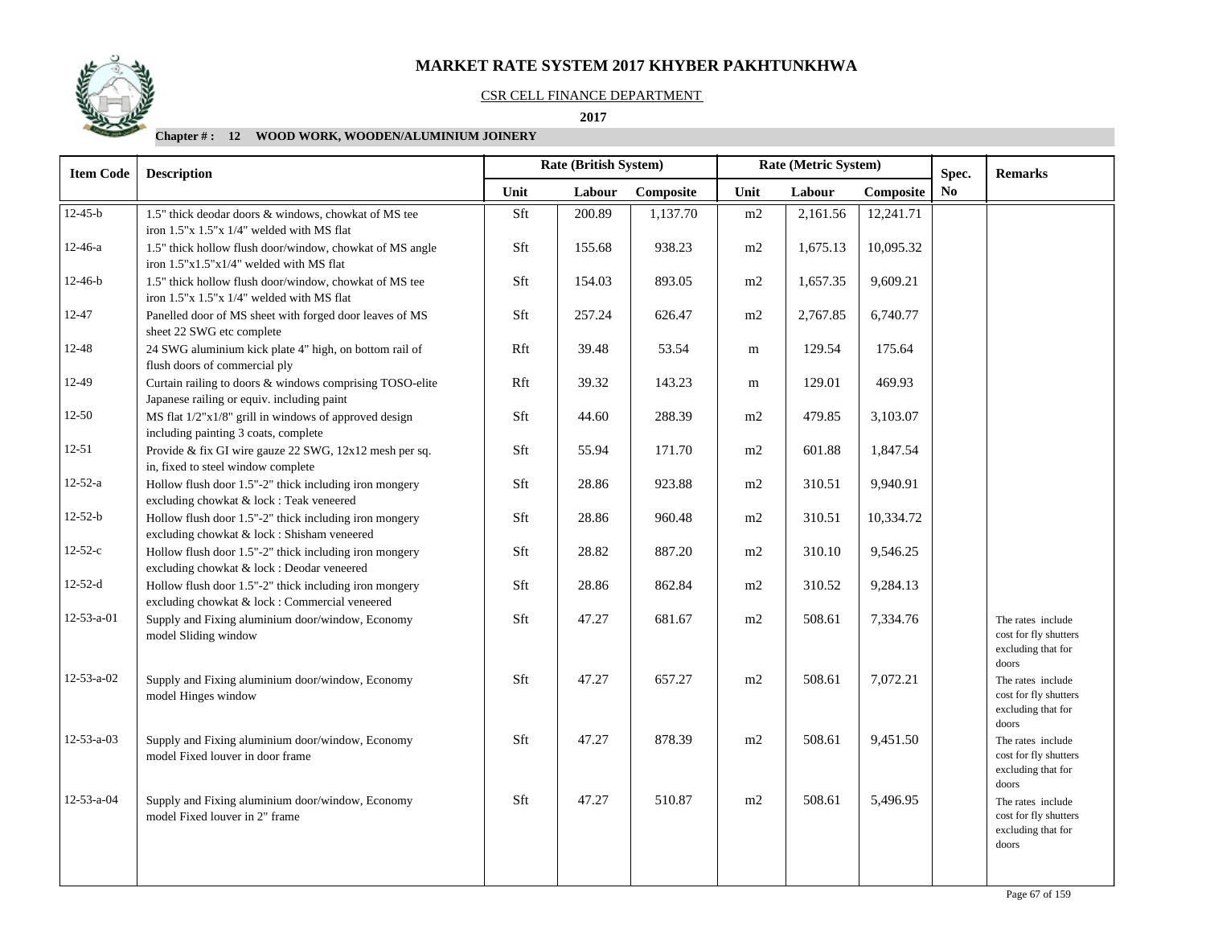# MARKET RATE SYSTEM 2017 KHYBER PAKHTUNKHWA

CSR CELL FINANCE DEPARTMENT

**2017**

**Chapter # : 12 WOOD WORK, WOODEN/ALUMINIUM JOINERY**

| Item Code | Description | Rate (British System) | | | Rate (Metric System) | | | Spec. No | Remarks |
|---|---|---|---|---|---|---|---|---|---|
| | | Unit | Labour | Composite | Unit | Labour | Composite | | |
| 12-45-b | 1.5" thick deodar doors & windows, chowkat of MS tee iron 1.5"x 1.5"x 1/4" welded with MS flat | Sft | 200.89 | 1,137.70 | m2 | 2,161.56 | 12,241.71 | | |
| 12-46-a | 1.5" thick hollow flush door/window, chowkat of MS angle iron 1.5"x1.5"x1/4" welded with MS flat | Sft | 155.68 | 938.23 | m2 | 1,675.13 | 10,095.32 | | |
| 12-46-b | 1.5" thick hollow flush door/window, chowkat of MS tee iron 1.5"x 1.5"x 1/4" welded with MS flat | Sft | 154.03 | 893.05 | m2 | 1,657.35 | 9,609.21 | | |
| 12-47 | Panelled door of MS sheet with forged door leaves of MS sheet 22 SWG etc complete | Sft | 257.24 | 626.47 | m2 | 2,767.85 | 6,740.77 | | |
| 12-48 | 24 SWG aluminium kick plate 4" high, on bottom rail of flush doors of commercial ply | Rft | 39.48 | 53.54 | m | 129.54 | 175.64 | | |
| 12-49 | Curtain railing to doors & windows comprising TOSO-elite Japanese railing or equiv. including paint | Rft | 39.32 | 143.23 | m | 129.01 | 469.93 | | |
| 12-50 | MS flat 1/2"x1/8" grill in windows of approved design including painting 3 coats, complete | Sft | 44.60 | 288.39 | m2 | 479.85 | 3,103.07 | | |
| 12-51 | Provide & fix GI wire gauze 22 SWG, 12x12 mesh per sq. in, fixed to steel window complete | Sft | 55.94 | 171.70 | m2 | 601.88 | 1,847.54 | | |
| 12-52-a | Hollow flush door 1.5"-2" thick including iron mongery excluding chowkat & lock : Teak veneered | Sft | 28.86 | 923.88 | m2 | 310.51 | 9,940.91 | | |
| 12-52-b | Hollow flush door 1.5"-2" thick including iron mongery excluding chowkat & lock : Shisham veneered | Sft | 28.86 | 960.48 | m2 | 310.51 | 10,334.72 | | |
| 12-52-c | Hollow flush door 1.5"-2" thick including iron mongery excluding chowkat & lock : Deodar veneered | Sft | 28.82 | 887.20 | m2 | 310.10 | 9,546.25 | | |
| 12-52-d | Hollow flush door 1.5"-2" thick including iron mongery excluding chowkat & lock : Commercial veneered | Sft | 28.86 | 862.84 | m2 | 310.52 | 9,284.13 | | |
| 12-53-a-01 | Supply and Fixing aluminium door/window, Economy model Sliding window | Sft | 47.27 | 681.67 | m2 | 508.61 | 7,334.76 | | The rates include cost for fly shutters excluding that for doors |
| 12-53-a-02 | Supply and Fixing aluminium door/window, Economy model Hinges window | Sft | 47.27 | 657.27 | m2 | 508.61 | 7,072.21 | | The rates include cost for fly shutters excluding that for doors |
| 12-53-a-03 | Supply and Fixing aluminium door/window, Economy model Fixed louver in door frame | Sft | 47.27 | 878.39 | m2 | 508.61 | 9,451.50 | | The rates include cost for fly shutters excluding that for doors |
| 12-53-a-04 | Supply and Fixing aluminium door/window, Economy model Fixed louver in 2" frame | Sft | 47.27 | 510.87 | m2 | 508.61 | 5,496.95 | | The rates include cost for fly shutters excluding that for doors |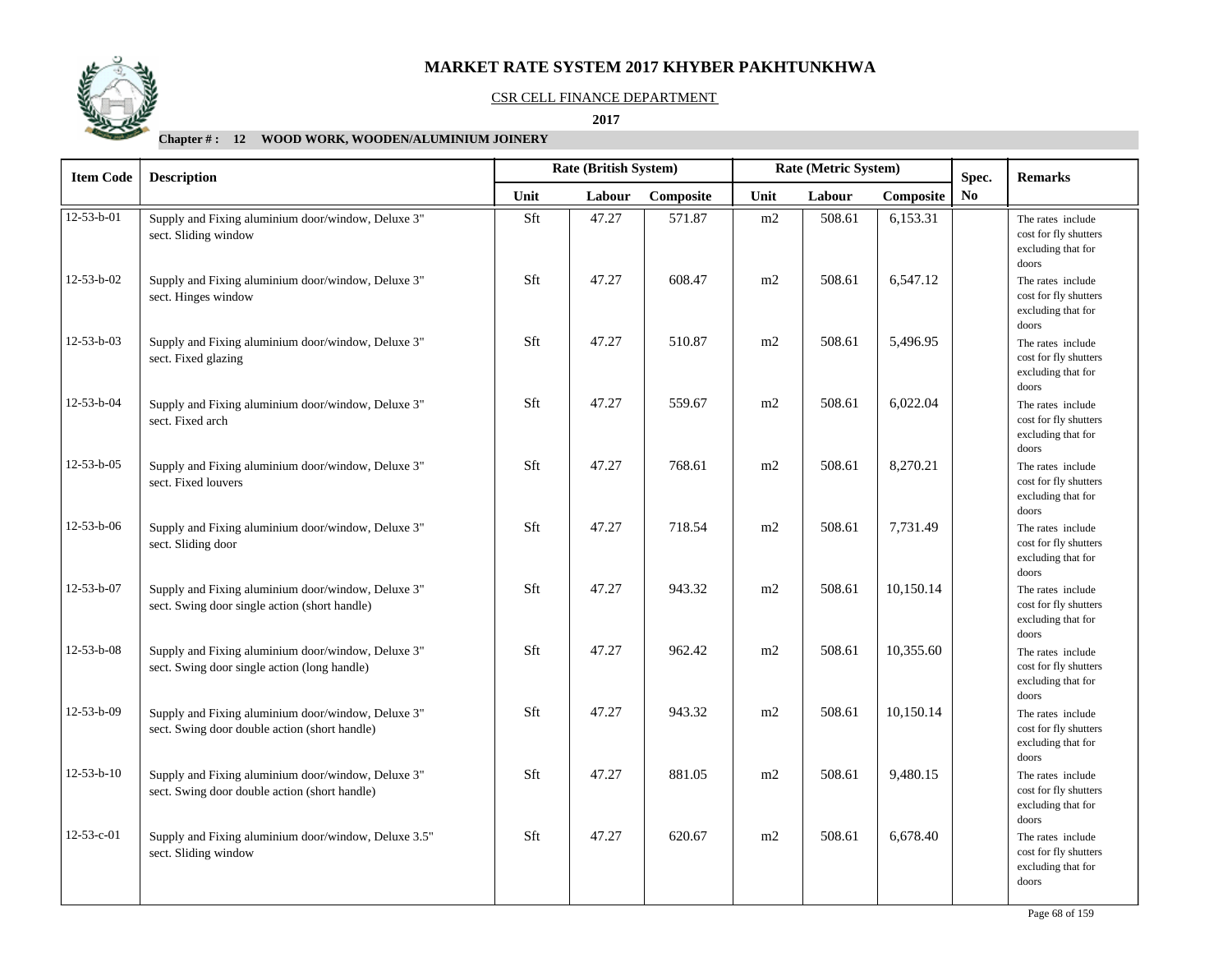# MARKET RATE SYSTEM 2017 KHYBER PAKHTUNKHWA

CSR CELL FINANCE DEPARTMENT

**2017**

**Chapter # : 12 WOOD WORK, WOODEN/ALUMINIUM JOINERY**

| Item Code | Description | Rate (British System) | | | Rate (Metric System) | | | Spec. No | Remarks |
|---|---|---|---|---|---|---|---|---|---|
| | | Unit | Labour | Composite | Unit | Labour | Composite | | |
| 12-53-b-01 | Supply and Fixing aluminium door/window, Deluxe 3" sect. Sliding window | Sft | 47.27 | 571.87 | m2 | 508.61 | 6,153.31 | | The rates include cost for fly shutters excluding that for doors |
| 12-53-b-02 | Supply and Fixing aluminium door/window, Deluxe 3" sect. Hinges window | Sft | 47.27 | 608.47 | m2 | 508.61 | 6,547.12 | | The rates include cost for fly shutters excluding that for doors |
| 12-53-b-03 | Supply and Fixing aluminium door/window, Deluxe 3" sect. Fixed glazing | Sft | 47.27 | 510.87 | m2 | 508.61 | 5,496.95 | | The rates include cost for fly shutters excluding that for doors |
| 12-53-b-04 | Supply and Fixing aluminium door/window, Deluxe 3" sect. Fixed arch | Sft | 47.27 | 559.67 | m2 | 508.61 | 6,022.04 | | The rates include cost for fly shutters excluding that for doors |
| 12-53-b-05 | Supply and Fixing aluminium door/window, Deluxe 3" sect. Fixed louvers | Sft | 47.27 | 768.61 | m2 | 508.61 | 8,270.21 | | The rates include cost for fly shutters excluding that for doors |
| 12-53-b-06 | Supply and Fixing aluminium door/window, Deluxe 3" sect. Sliding door | Sft | 47.27 | 718.54 | m2 | 508.61 | 7,731.49 | | The rates include cost for fly shutters excluding that for doors |
| 12-53-b-07 | Supply and Fixing aluminium door/window, Deluxe 3" sect. Swing door single action (short handle) | Sft | 47.27 | 943.32 | m2 | 508.61 | 10,150.14 | | The rates include cost for fly shutters excluding that for doors |
| 12-53-b-08 | Supply and Fixing aluminium door/window, Deluxe 3" sect. Swing door single action (long handle) | Sft | 47.27 | 962.42 | m2 | 508.61 | 10,355.60 | | The rates include cost for fly shutters excluding that for doors |
| 12-53-b-09 | Supply and Fixing aluminium door/window, Deluxe 3" sect. Swing door double action (short handle) | Sft | 47.27 | 943.32 | m2 | 508.61 | 10,150.14 | | The rates include cost for fly shutters excluding that for doors |
| 12-53-b-10 | Supply and Fixing aluminium door/window, Deluxe 3" sect. Swing door double action (short handle) | Sft | 47.27 | 881.05 | m2 | 508.61 | 9,480.15 | | The rates include cost for fly shutters excluding that for doors |
| 12-53-c-01 | Supply and Fixing aluminium door/window, Deluxe 3.5" sect. Sliding window | Sft | 47.27 | 620.67 | m2 | 508.61 | 6,678.40 | | The rates include cost for fly shutters excluding that for doors |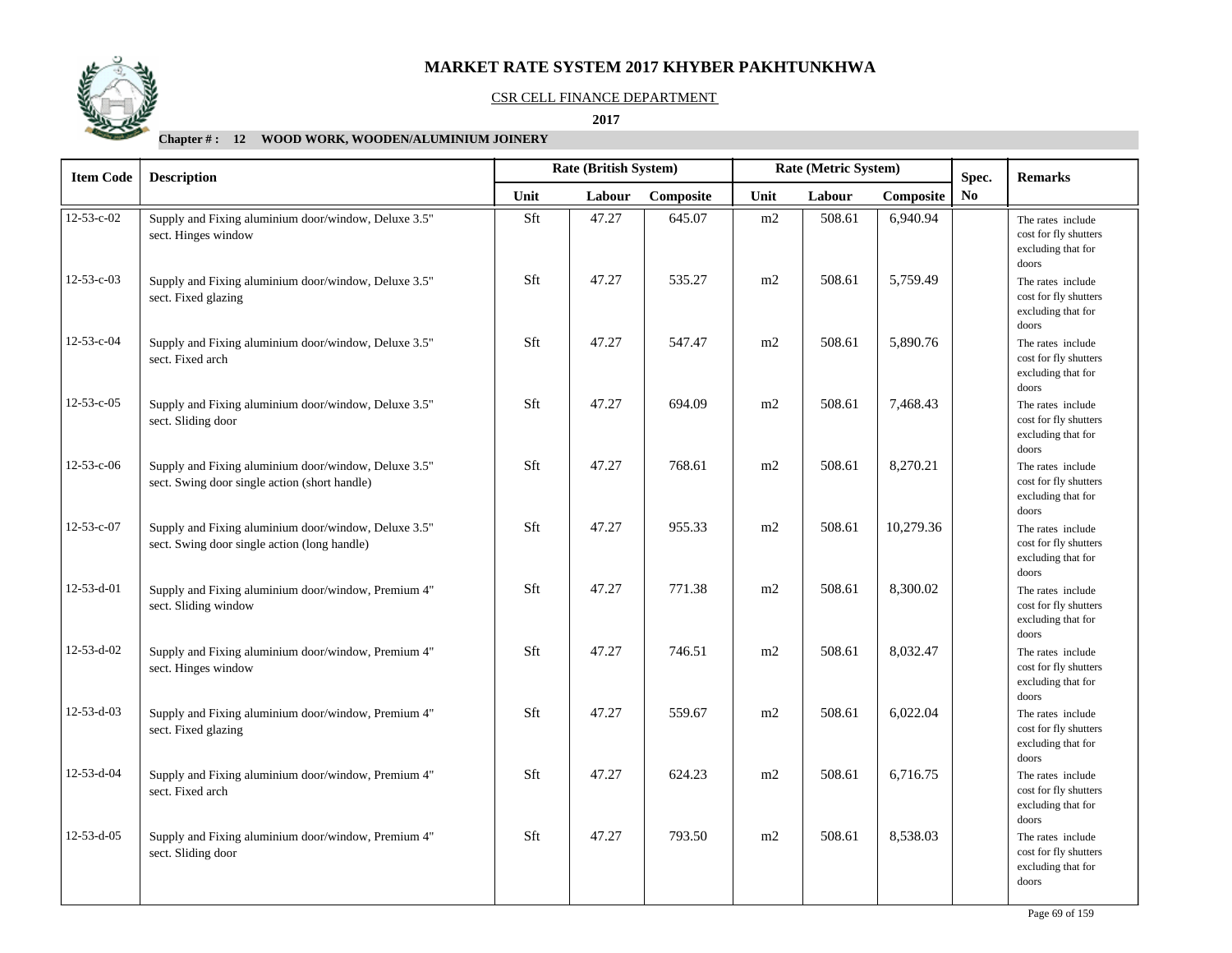# MARKET RATE SYSTEM 2017 KHYBER PAKHTUNKHWA

CSR CELL FINANCE DEPARTMENT

**2017**

**Chapter # : 12 WOOD WORK, WOODEN/ALUMINIUM JOINERY**

| Item Code | Description | Rate (British System) | | | Rate (Metric System) | | | Spec. No | Remarks |
|---|---|---|---|---|---|---|---|---|---|
| | | Unit | Labour | Composite | Unit | Labour | Composite | | |
| 12-53-c-02 | Supply and Fixing aluminium door/window, Deluxe 3.5" sect. Hinges window | Sft | 47.27 | 645.07 | m2 | 508.61 | 6,940.94 | | The rates include cost for fly shutters excluding that for doors |
| 12-53-c-03 | Supply and Fixing aluminium door/window, Deluxe 3.5" sect. Fixed glazing | Sft | 47.27 | 535.27 | m2 | 508.61 | 5,759.49 | | The rates include cost for fly shutters excluding that for doors |
| 12-53-c-04 | Supply and Fixing aluminium door/window, Deluxe 3.5" sect. Fixed arch | Sft | 47.27 | 547.47 | m2 | 508.61 | 5,890.76 | | The rates include cost for fly shutters excluding that for doors |
| 12-53-c-05 | Supply and Fixing aluminium door/window, Deluxe 3.5" sect. Sliding door | Sft | 47.27 | 694.09 | m2 | 508.61 | 7,468.43 | | The rates include cost for fly shutters excluding that for doors |
| 12-53-c-06 | Supply and Fixing aluminium door/window, Deluxe 3.5" sect. Swing door single action (short handle) | Sft | 47.27 | 768.61 | m2 | 508.61 | 8,270.21 | | The rates include cost for fly shutters excluding that for doors |
| 12-53-c-07 | Supply and Fixing aluminium door/window, Deluxe 3.5" sect. Swing door single action (long handle) | Sft | 47.27 | 955.33 | m2 | 508.61 | 10,279.36 | | The rates include cost for fly shutters excluding that for doors |
| 12-53-d-01 | Supply and Fixing aluminium door/window, Premium 4" sect. Sliding window | Sft | 47.27 | 771.38 | m2 | 508.61 | 8,300.02 | | The rates include cost for fly shutters excluding that for doors |
| 12-53-d-02 | Supply and Fixing aluminium door/window, Premium 4" sect. Hinges window | Sft | 47.27 | 746.51 | m2 | 508.61 | 8,032.47 | | The rates include cost for fly shutters excluding that for doors |
| 12-53-d-03 | Supply and Fixing aluminium door/window, Premium 4" sect. Fixed glazing | Sft | 47.27 | 559.67 | m2 | 508.61 | 6,022.04 | | The rates include cost for fly shutters excluding that for doors |
| 12-53-d-04 | Supply and Fixing aluminium door/window, Premium 4" sect. Fixed arch | Sft | 47.27 | 624.23 | m2 | 508.61 | 6,716.75 | | The rates include cost for fly shutters excluding that for doors |
| 12-53-d-05 | Supply and Fixing aluminium door/window, Premium 4" sect. Sliding door | Sft | 47.27 | 793.50 | m2 | 508.61 | 8,538.03 | | The rates include cost for fly shutters excluding that for doors |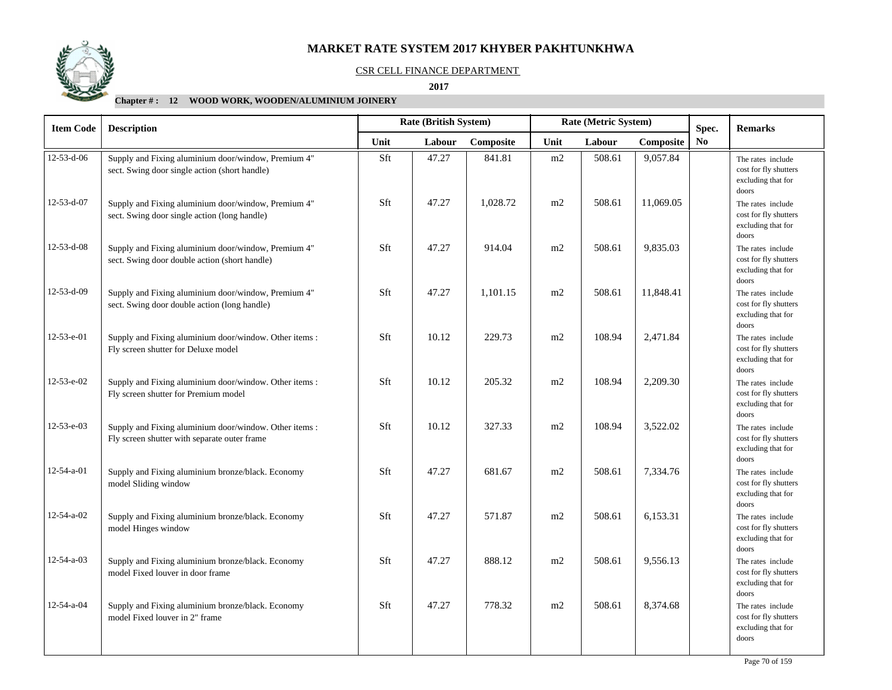# MARKET RATE SYSTEM 2017 KHYBER PAKHTUNKHWA

CSR CELL FINANCE DEPARTMENT

**2017**

**Chapter # : 12 WOOD WORK, WOODEN/ALUMINIUM JOINERY**

| Item Code | Description | Rate (British System) | | | Rate (Metric System) | | | Spec. No | Remarks |
|---|---|---|---|---|---|---|---|---|---|
| | | Unit | Labour | Composite | Unit | Labour | Composite | | |
| 12-53-d-06 | Supply and Fixing aluminium door/window, Premium 4" sect. Swing door single action (short handle) | Sft | 47.27 | 841.81 | m2 | 508.61 | 9,057.84 | | The rates include cost for fly shutters excluding that for doors |
| 12-53-d-07 | Supply and Fixing aluminium door/window, Premium 4" sect. Swing door single action (long handle) | Sft | 47.27 | 1,028.72 | m2 | 508.61 | 11,069.05 | | The rates include cost for fly shutters excluding that for doors |
| 12-53-d-08 | Supply and Fixing aluminium door/window, Premium 4" sect. Swing door double action (short handle) | Sft | 47.27 | 914.04 | m2 | 508.61 | 9,835.03 | | The rates include cost for fly shutters excluding that for doors |
| 12-53-d-09 | Supply and Fixing aluminium door/window, Premium 4" sect. Swing door double action (long handle) | Sft | 47.27 | 1,101.15 | m2 | 508.61 | 11,848.41 | | The rates include cost for fly shutters excluding that for doors |
| 12-53-e-01 | Supply and Fixing aluminium door/window. Other items : Fly screen shutter for Deluxe model | Sft | 10.12 | 229.73 | m2 | 108.94 | 2,471.84 | | The rates include cost for fly shutters excluding that for doors |
| 12-53-e-02 | Supply and Fixing aluminium door/window. Other items : Fly screen shutter for Premium model | Sft | 10.12 | 205.32 | m2 | 108.94 | 2,209.30 | | The rates include cost for fly shutters excluding that for doors |
| 12-53-e-03 | Supply and Fixing aluminium door/window. Other items : Fly screen shutter with separate outer frame | Sft | 10.12 | 327.33 | m2 | 108.94 | 3,522.02 | | The rates include cost for fly shutters excluding that for doors |
| 12-54-a-01 | Supply and Fixing aluminium bronze/black. Economy model Sliding window | Sft | 47.27 | 681.67 | m2 | 508.61 | 7,334.76 | | The rates include cost for fly shutters excluding that for doors |
| 12-54-a-02 | Supply and Fixing aluminium bronze/black. Economy model Hinges window | Sft | 47.27 | 571.87 | m2 | 508.61 | 6,153.31 | | The rates include cost for fly shutters excluding that for doors |
| 12-54-a-03 | Supply and Fixing aluminium bronze/black. Economy model Fixed louver in door frame | Sft | 47.27 | 888.12 | m2 | 508.61 | 9,556.13 | | The rates include cost for fly shutters excluding that for doors |
| 12-54-a-04 | Supply and Fixing aluminium bronze/black. Economy model Fixed louver in 2" frame | Sft | 47.27 | 778.32 | m2 | 508.61 | 8,374.68 | | The rates include cost for fly shutters excluding that for doors |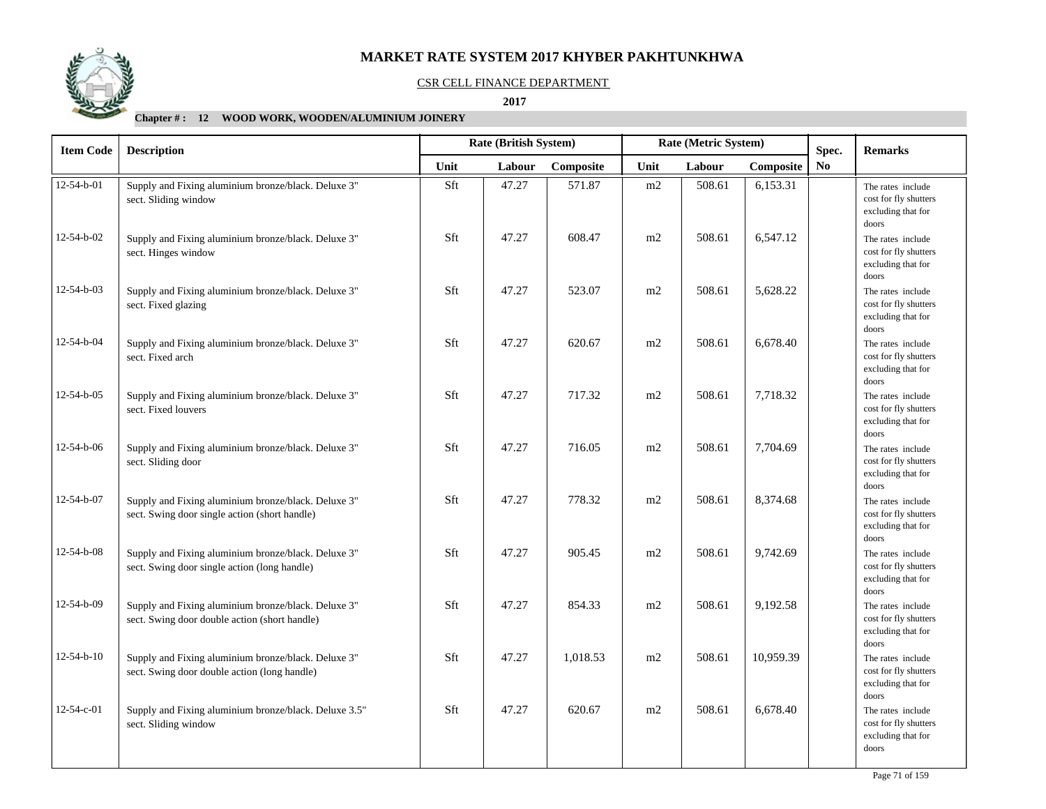# MARKET RATE SYSTEM 2017 KHYBER PAKHTUNKHWA

CSR CELL FINANCE DEPARTMENT

**2017**

**Chapter # : 12 WOOD WORK, WOODEN/ALUMINIUM JOINERY**

| Item Code | Description | Rate (British System) | | | Rate (Metric System) | | | Spec. No | Remarks |
|---|---|---|---|---|---|---|---|---|---|
| | | Unit | Labour | Composite | Unit | Labour | Composite | | |
| 12-54-b-01 | Supply and Fixing aluminium bronze/black. Deluxe 3" sect. Sliding window | Sft | 47.27 | 571.87 | m2 | 508.61 | 6,153.31 | | The rates include cost for fly shutters excluding that for doors |
| 12-54-b-02 | Supply and Fixing aluminium bronze/black. Deluxe 3" sect. Hinges window | Sft | 47.27 | 608.47 | m2 | 508.61 | 6,547.12 | | The rates include cost for fly shutters excluding that for doors |
| 12-54-b-03 | Supply and Fixing aluminium bronze/black. Deluxe 3" sect. Fixed glazing | Sft | 47.27 | 523.07 | m2 | 508.61 | 5,628.22 | | The rates include cost for fly shutters excluding that for doors |
| 12-54-b-04 | Supply and Fixing aluminium bronze/black. Deluxe 3" sect. Fixed arch | Sft | 47.27 | 620.67 | m2 | 508.61 | 6,678.40 | | The rates include cost for fly shutters excluding that for doors |
| 12-54-b-05 | Supply and Fixing aluminium bronze/black. Deluxe 3" sect. Fixed louvers | Sft | 47.27 | 717.32 | m2 | 508.61 | 7,718.32 | | The rates include cost for fly shutters excluding that for doors |
| 12-54-b-06 | Supply and Fixing aluminium bronze/black. Deluxe 3" sect. Sliding door | Sft | 47.27 | 716.05 | m2 | 508.61 | 7,704.69 | | The rates include cost for fly shutters excluding that for doors |
| 12-54-b-07 | Supply and Fixing aluminium bronze/black. Deluxe 3" sect. Swing door single action (short handle) | Sft | 47.27 | 778.32 | m2 | 508.61 | 8,374.68 | | The rates include cost for fly shutters excluding that for doors |
| 12-54-b-08 | Supply and Fixing aluminium bronze/black. Deluxe 3" sect. Swing door single action (long handle) | Sft | 47.27 | 905.45 | m2 | 508.61 | 9,742.69 | | The rates include cost for fly shutters excluding that for doors |
| 12-54-b-09 | Supply and Fixing aluminium bronze/black. Deluxe 3" sect. Swing door double action (short handle) | Sft | 47.27 | 854.33 | m2 | 508.61 | 9,192.58 | | The rates include cost for fly shutters excluding that for doors |
| 12-54-b-10 | Supply and Fixing aluminium bronze/black. Deluxe 3" sect. Swing door double action (long handle) | Sft | 47.27 | 1,018.53 | m2 | 508.61 | 10,959.39 | | The rates include cost for fly shutters excluding that for doors |
| 12-54-c-01 | Supply and Fixing aluminium bronze/black. Deluxe 3.5" sect. Sliding window | Sft | 47.27 | 620.67 | m2 | 508.61 | 6,678.40 | | The rates include cost for fly shutters excluding that for doors |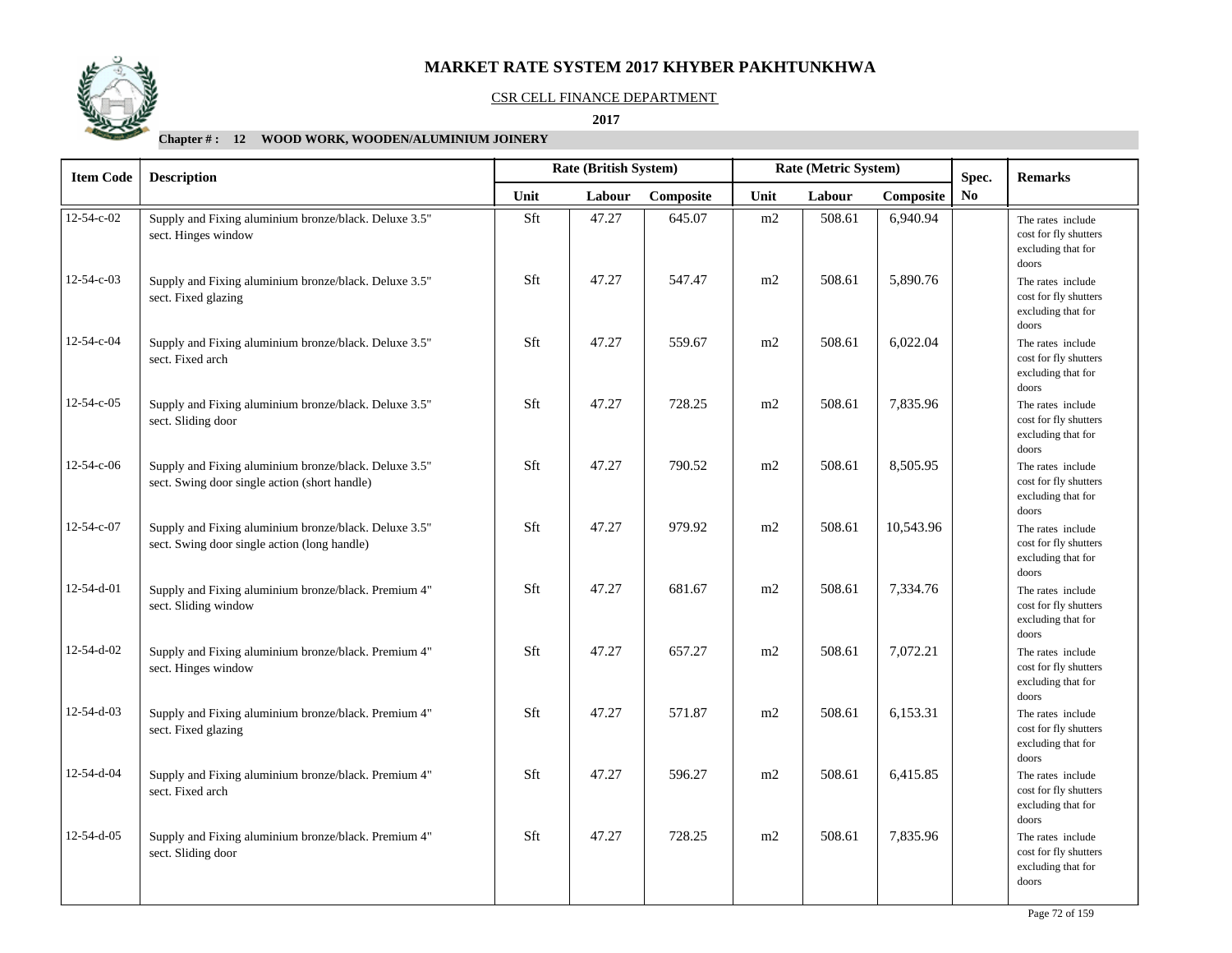# MARKET RATE SYSTEM 2017 KHYBER PAKHTUNKHWA

CSR CELL FINANCE DEPARTMENT

**2017**

**Chapter # : 12 WOOD WORK, WOODEN/ALUMINIUM JOINERY**

| Item Code | Description | Rate (British System) | | | Rate (Metric System) | | | Spec. No | Remarks |
|---|---|---|---|---|---|---|---|---|---|
| | | Unit | Labour | Composite | Unit | Labour | Composite | | |
| 12-54-c-02 | Supply and Fixing aluminium bronze/black. Deluxe 3.5" sect. Hinges window | Sft | 47.27 | 645.07 | m2 | 508.61 | 6,940.94 | | The rates include cost for fly shutters excluding that for doors |
| 12-54-c-03 | Supply and Fixing aluminium bronze/black. Deluxe 3.5" sect. Fixed glazing | Sft | 47.27 | 547.47 | m2 | 508.61 | 5,890.76 | | The rates include cost for fly shutters excluding that for doors |
| 12-54-c-04 | Supply and Fixing aluminium bronze/black. Deluxe 3.5" sect. Fixed arch | Sft | 47.27 | 559.67 | m2 | 508.61 | 6,022.04 | | The rates include cost for fly shutters excluding that for doors |
| 12-54-c-05 | Supply and Fixing aluminium bronze/black. Deluxe 3.5" sect. Sliding door | Sft | 47.27 | 728.25 | m2 | 508.61 | 7,835.96 | | The rates include cost for fly shutters excluding that for doors |
| 12-54-c-06 | Supply and Fixing aluminium bronze/black. Deluxe 3.5" sect. Swing door single action (short handle) | Sft | 47.27 | 790.52 | m2 | 508.61 | 8,505.95 | | The rates include cost for fly shutters excluding that for doors |
| 12-54-c-07 | Supply and Fixing aluminium bronze/black. Deluxe 3.5" sect. Swing door single action (long handle) | Sft | 47.27 | 979.92 | m2 | 508.61 | 10,543.96 | | The rates include cost for fly shutters excluding that for doors |
| 12-54-d-01 | Supply and Fixing aluminium bronze/black. Premium 4" sect. Sliding window | Sft | 47.27 | 681.67 | m2 | 508.61 | 7,334.76 | | The rates include cost for fly shutters excluding that for doors |
| 12-54-d-02 | Supply and Fixing aluminium bronze/black. Premium 4" sect. Hinges window | Sft | 47.27 | 657.27 | m2 | 508.61 | 7,072.21 | | The rates include cost for fly shutters excluding that for doors |
| 12-54-d-03 | Supply and Fixing aluminium bronze/black. Premium 4" sect. Fixed glazing | Sft | 47.27 | 571.87 | m2 | 508.61 | 6,153.31 | | The rates include cost for fly shutters excluding that for doors |
| 12-54-d-04 | Supply and Fixing aluminium bronze/black. Premium 4" sect. Fixed arch | Sft | 47.27 | 596.27 | m2 | 508.61 | 6,415.85 | | The rates include cost for fly shutters excluding that for doors |
| 12-54-d-05 | Supply and Fixing aluminium bronze/black. Premium 4" sect. Sliding door | Sft | 47.27 | 728.25 | m2 | 508.61 | 7,835.96 | | The rates include cost for fly shutters excluding that for doors |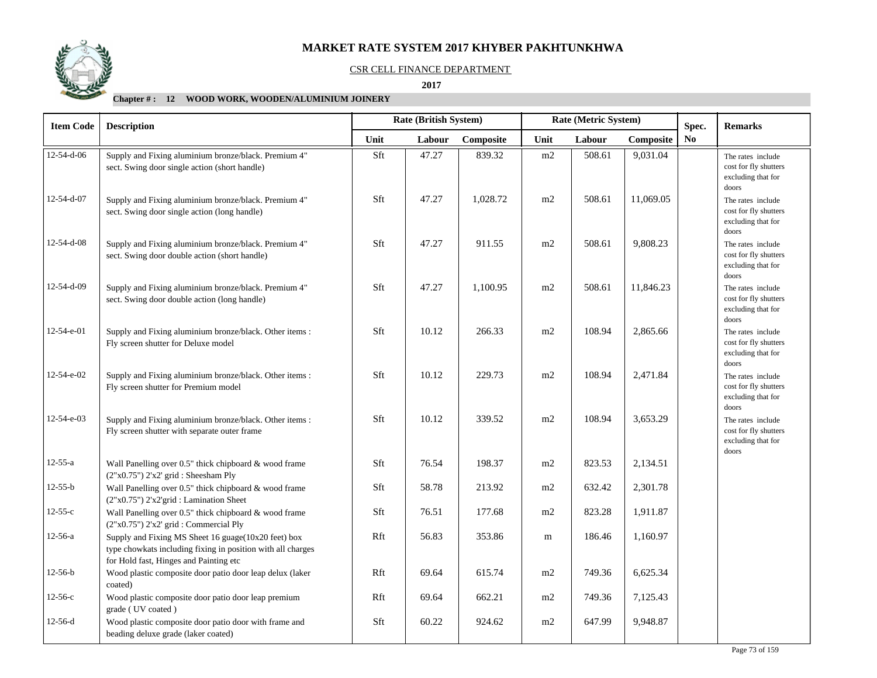# MARKET RATE SYSTEM 2017 KHYBER PAKHTUNKHWA

CSR CELL FINANCE DEPARTMENT

**2017**

**Chapter # : 12 WOOD WORK, WOODEN/ALUMINIUM JOINERY**

| Item Code | Description | Rate (British System) | | | Rate (Metric System) | | | Spec. No | Remarks |
|---|---|---|---|---|---|---|---|---|---|
| | | Unit | Labour | Composite | Unit | Labour | Composite | | |
| 12-54-d-06 | Supply and Fixing aluminium bronze/black. Premium 4" sect. Swing door single action (short handle) | Sft | 47.27 | 839.32 | m2 | 508.61 | 9,031.04 | | The rates include cost for fly shutters excluding that for doors |
| 12-54-d-07 | Supply and Fixing aluminium bronze/black. Premium 4" sect. Swing door single action (long handle) | Sft | 47.27 | 1,028.72 | m2 | 508.61 | 11,069.05 | | The rates include cost for fly shutters excluding that for doors |
| 12-54-d-08 | Supply and Fixing aluminium bronze/black. Premium 4" sect. Swing door double action (short handle) | Sft | 47.27 | 911.55 | m2 | 508.61 | 9,808.23 | | The rates include cost for fly shutters excluding that for doors |
| 12-54-d-09 | Supply and Fixing aluminium bronze/black. Premium 4" sect. Swing door double action (long handle) | Sft | 47.27 | 1,100.95 | m2 | 508.61 | 11,846.23 | | The rates include cost for fly shutters excluding that for doors |
| 12-54-e-01 | Supply and Fixing aluminium bronze/black. Other items : Fly screen shutter for Deluxe model | Sft | 10.12 | 266.33 | m2 | 108.94 | 2,865.66 | | The rates include cost for fly shutters excluding that for doors |
| 12-54-e-02 | Supply and Fixing aluminium bronze/black. Other items : Fly screen shutter for Premium model | Sft | 10.12 | 229.73 | m2 | 108.94 | 2,471.84 | | The rates include cost for fly shutters excluding that for doors |
| 12-54-e-03 | Supply and Fixing aluminium bronze/black. Other items : Fly screen shutter with separate outer frame | Sft | 10.12 | 339.52 | m2 | 108.94 | 3,653.29 | | The rates include cost for fly shutters excluding that for doors |
| 12-55-a | Wall Panelling over 0.5" thick chipboard & wood frame (2"x0.75") 2'x2' grid : Sheesham Ply | Sft | 76.54 | 198.37 | m2 | 823.53 | 2,134.51 | | |
| 12-55-b | Wall Panelling over 0.5" thick chipboard & wood frame (2"x0.75") 2'x2'grid : Lamination Sheet | Sft | 58.78 | 213.92 | m2 | 632.42 | 2,301.78 | | |
| 12-55-c | Wall Panelling over 0.5" thick chipboard & wood frame (2"x0.75") 2'x2' grid : Commercial Ply | Sft | 76.51 | 177.68 | m2 | 823.28 | 1,911.87 | | |
| 12-56-a | Supply and Fixing MS Sheet 16 guage(10x20 feet) box type chowkats including fixing in position with all charges for Hold fast, Hinges and Painting etc | Rft | 56.83 | 353.86 | m | 186.46 | 1,160.97 | | |
| 12-56-b | Wood plastic composite door patio door leap delux (laker coated) | Rft | 69.64 | 615.74 | m2 | 749.36 | 6,625.34 | | |
| 12-56-c | Wood plastic composite door patio door leap premium grade ( UV coated ) | Rft | 69.64 | 662.21 | m2 | 749.36 | 7,125.43 | | |
| 12-56-d | Wood plastic composite door patio door with frame and beading deluxe grade (laker coated) | Sft | 60.22 | 924.62 | m2 | 647.99 | 9,948.87 | | |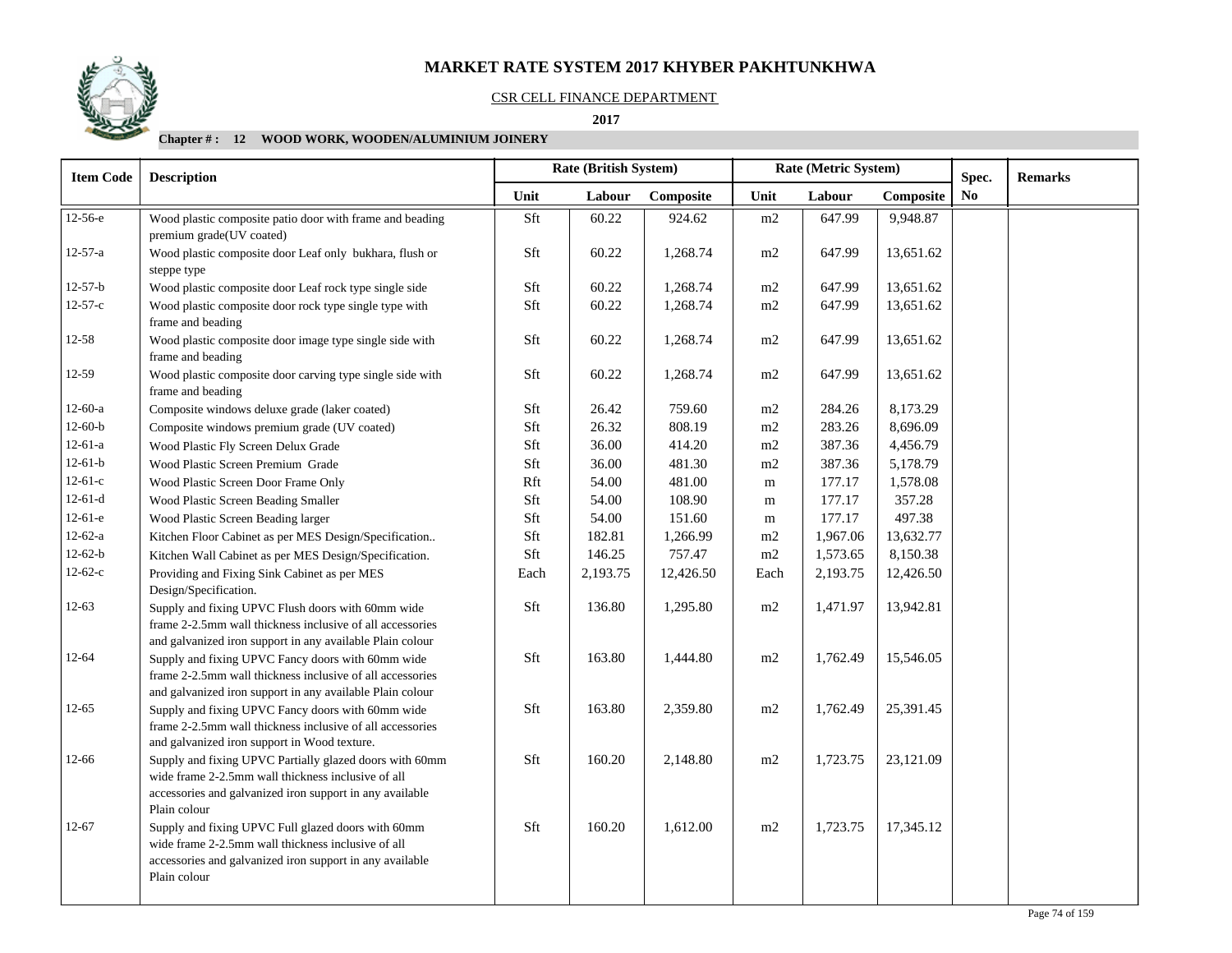# MARKET RATE SYSTEM 2017 KHYBER PAKHTUNKHWA

CSR CELL FINANCE DEPARTMENT

**2017**

**Chapter # : 12 WOOD WORK, WOODEN/ALUMINIUM JOINERY**

| Item Code | Description | Rate (British System) | | | Rate (Metric System) | | | Spec. No | Remarks |
|---|---|---|---|---|---|---|---|---|---|
| | | Unit | Labour | Composite | Unit | Labour | Composite | | |
| 12-56-e | Wood plastic composite patio door with frame and beading premium grade(UV coated) | Sft | 60.22 | 924.62 | m2 | 647.99 | 9,948.87 | | |
| 12-57-a | Wood plastic composite door Leaf only bukhara, flush or steppe type | Sft | 60.22 | 1,268.74 | m2 | 647.99 | 13,651.62 | | |
| 12-57-b | Wood plastic composite door Leaf rock type single side | Sft | 60.22 | 1,268.74 | m2 | 647.99 | 13,651.62 | | |
| 12-57-c | Wood plastic composite door rock type single type with frame and beading | Sft | 60.22 | 1,268.74 | m2 | 647.99 | 13,651.62 | | |
| 12-58 | Wood plastic composite door image type single side with frame and beading | Sft | 60.22 | 1,268.74 | m2 | 647.99 | 13,651.62 | | |
| 12-59 | Wood plastic composite door carving type single side with frame and beading | Sft | 60.22 | 1,268.74 | m2 | 647.99 | 13,651.62 | | |
| 12-60-a | Composite windows deluxe grade (laker coated) | Sft | 26.42 | 759.60 | m2 | 284.26 | 8,173.29 | | |
| 12-60-b | Composite windows premium grade (UV coated) | Sft | 26.32 | 808.19 | m2 | 283.26 | 8,696.09 | | |
| 12-61-a | Wood Plastic Fly Screen Delux Grade | Sft | 36.00 | 414.20 | m2 | 387.36 | 4,456.79 | | |
| 12-61-b | Wood Plastic Screen Premium Grade | Sft | 36.00 | 481.30 | m2 | 387.36 | 5,178.79 | | |
| 12-61-c | Wood Plastic Screen Door Frame Only | Rft | 54.00 | 481.00 | m | 177.17 | 1,578.08 | | |
| 12-61-d | Wood Plastic Screen Beading Smaller | Sft | 54.00 | 108.90 | m | 177.17 | 357.28 | | |
| 12-61-e | Wood Plastic Screen Beading larger | Sft | 54.00 | 151.60 | m | 177.17 | 497.38 | | |
| 12-62-a | Kitchen Floor Cabinet as per MES Design/Specification.. | Sft | 182.81 | 1,266.99 | m2 | 1,967.06 | 13,632.77 | | |
| 12-62-b | Kitchen Wall Cabinet as per MES Design/Specification. | Sft | 146.25 | 757.47 | m2 | 1,573.65 | 8,150.38 | | |
| 12-62-c | Providing and Fixing Sink Cabinet as per MES Design/Specification. | Each | 2,193.75 | 12,426.50 | Each | 2,193.75 | 12,426.50 | | |
| 12-63 | Supply and fixing UPVC Flush doors with 60mm wide frame 2-2.5mm wall thickness inclusive of all accessories and galvanized iron support in any available Plain colour | Sft | 136.80 | 1,295.80 | m2 | 1,471.97 | 13,942.81 | | |
| 12-64 | Supply and fixing UPVC Fancy doors with 60mm wide frame 2-2.5mm wall thickness inclusive of all accessories and galvanized iron support in any available Plain colour | Sft | 163.80 | 1,444.80 | m2 | 1,762.49 | 15,546.05 | | |
| 12-65 | Supply and fixing UPVC Fancy doors with 60mm wide frame 2-2.5mm wall thickness inclusive of all accessories and galvanized iron support in Wood texture. | Sft | 163.80 | 2,359.80 | m2 | 1,762.49 | 25,391.45 | | |
| 12-66 | Supply and fixing UPVC Partially glazed doors with 60mm wide frame 2-2.5mm wall thickness inclusive of all accessories and galvanized iron support in any available Plain colour | Sft | 160.20 | 2,148.80 | m2 | 1,723.75 | 23,121.09 | | |
| 12-67 | Supply and fixing UPVC Full glazed doors with 60mm wide frame 2-2.5mm wall thickness inclusive of all accessories and galvanized iron support in any available Plain colour | Sft | 160.20 | 1,612.00 | m2 | 1,723.75 | 17,345.12 | | |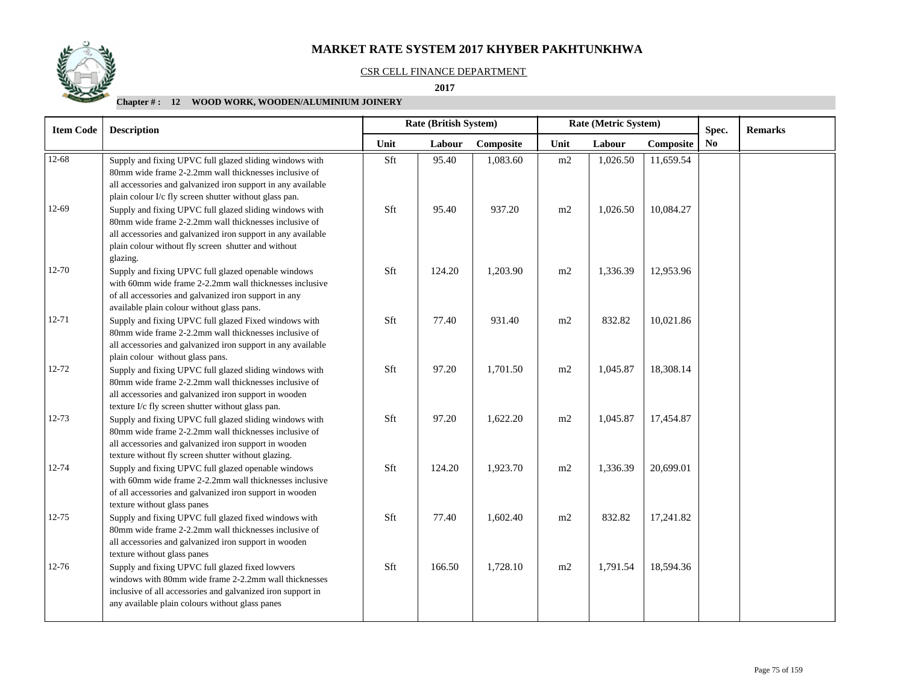# MARKET RATE SYSTEM 2017 KHYBER PAKHTUNKHWA

CSR CELL FINANCE DEPARTMENT

**2017**

**Chapter # : 12 WOOD WORK, WOODEN/ALUMINIUM JOINERY**

| Item Code | Description | Rate (British System) | | | Rate (Metric System) | | | Spec. | Remarks |
|---|---|---|---|---|---|---|---|---|---|
| | | Unit | Labour | Composite | Unit | Labour | Composite | No | |
| 12-68 | Supply and fixing UPVC full glazed sliding windows with 80mm wide frame 2-2.2mm wall thicknesses inclusive of all accessories and galvanized iron support in any available plain colour I/c fly screen shutter without glass pan. | Sft | 95.40 | 1,083.60 | m2 | 1,026.50 | 11,659.54 | | |
| 12-69 | Supply and fixing UPVC full glazed sliding windows with 80mm wide frame 2-2.2mm wall thicknesses inclusive of all accessories and galvanized iron support in any available plain colour without fly screen shutter and without glazing. | Sft | 95.40 | 937.20 | m2 | 1,026.50 | 10,084.27 | | |
| 12-70 | Supply and fixing UPVC full glazed openable windows with 60mm wide frame 2-2.2mm wall thicknesses inclusive of all accessories and galvanized iron support in any available plain colour without glass pans. | Sft | 124.20 | 1,203.90 | m2 | 1,336.39 | 12,953.96 | | |
| 12-71 | Supply and fixing UPVC full glazed Fixed windows with 80mm wide frame 2-2.2mm wall thicknesses inclusive of all accessories and galvanized iron support in any available plain colour without glass pans. | Sft | 77.40 | 931.40 | m2 | 832.82 | 10,021.86 | | |
| 12-72 | Supply and fixing UPVC full glazed sliding windows with 80mm wide frame 2-2.2mm wall thicknesses inclusive of all accessories and galvanized iron support in wooden texture I/c fly screen shutter without glass pan. | Sft | 97.20 | 1,701.50 | m2 | 1,045.87 | 18,308.14 | | |
| 12-73 | Supply and fixing UPVC full glazed sliding windows with 80mm wide frame 2-2.2mm wall thicknesses inclusive of all accessories and galvanized iron support in wooden texture without fly screen shutter without glazing. | Sft | 97.20 | 1,622.20 | m2 | 1,045.87 | 17,454.87 | | |
| 12-74 | Supply and fixing UPVC full glazed openable windows with 60mm wide frame 2-2.2mm wall thicknesses inclusive of all accessories and galvanized iron support in wooden texture without glass panes | Sft | 124.20 | 1,923.70 | m2 | 1,336.39 | 20,699.01 | | |
| 12-75 | Supply and fixing UPVC full glazed fixed windows with 80mm wide frame 2-2.2mm wall thicknesses inclusive of all accessories and galvanized iron support in wooden texture without glass panes | Sft | 77.40 | 1,602.40 | m2 | 832.82 | 17,241.82 | | |
| 12-76 | Supply and fixing UPVC full glazed fixed lowvers windows with 80mm wide frame 2-2.2mm wall thicknesses inclusive of all accessories and galvanized iron support in any available plain colours without glass panes | Sft | 166.50 | 1,728.10 | m2 | 1,791.54 | 18,594.36 | | |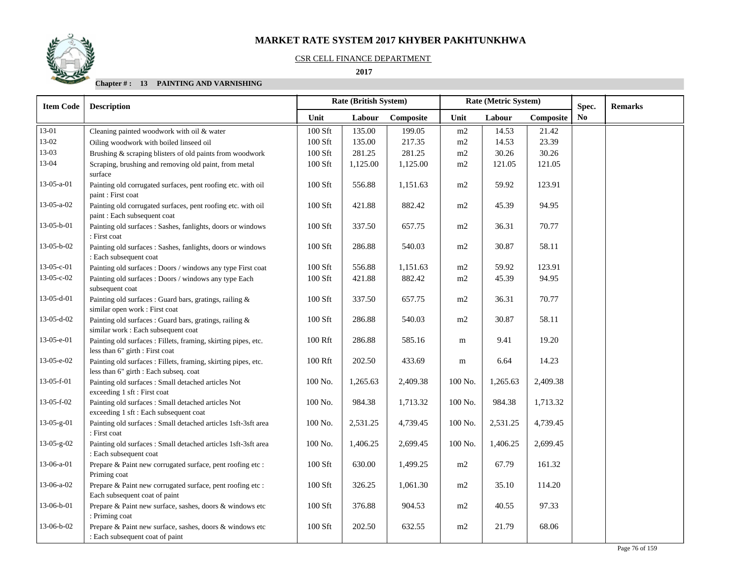# MARKET RATE SYSTEM 2017 KHYBER PAKHTUNKHWA

CSR CELL FINANCE DEPARTMENT

**2017**

**Chapter # : 13 PAINTING AND VARNISHING**

| Item Code | Description | Rate (British System) | | | Rate (Metric System) | | | Spec. No | Remarks |
|---|---|---|---|---|---|---|---|---|---|
| | | Unit | Labour | Composite | Unit | Labour | Composite | | |
| 13-01 | Cleaning painted woodwork with oil & water | 100 Sft | 135.00 | 199.05 | m2 | 14.53 | 21.42 | | |
| 13-02 | Oiling woodwork with boiled linseed oil | 100 Sft | 135.00 | 217.35 | m2 | 14.53 | 23.39 | | |
| 13-03 | Brushing & scraping blisters of old paints from woodwork | 100 Sft | 281.25 | 281.25 | m2 | 30.26 | 30.26 | | |
| 13-04 | Scraping, brushing and removing old paint, from metal surface | 100 Sft | 1,125.00 | 1,125.00 | m2 | 121.05 | 121.05 | | |
| 13-05-a-01 | Painting old corrugated surfaces, pent roofing etc. with oil paint : First coat | 100 Sft | 556.88 | 1,151.63 | m2 | 59.92 | 123.91 | | |
| 13-05-a-02 | Painting old corrugated surfaces, pent roofing etc. with oil paint : Each subsequent coat | 100 Sft | 421.88 | 882.42 | m2 | 45.39 | 94.95 | | |
| 13-05-b-01 | Painting old surfaces : Sashes, fanlights, doors or windows : First coat | 100 Sft | 337.50 | 657.75 | m2 | 36.31 | 70.77 | | |
| 13-05-b-02 | Painting old surfaces : Sashes, fanlights, doors or windows : Each subsequent coat | 100 Sft | 286.88 | 540.03 | m2 | 30.87 | 58.11 | | |
| 13-05-c-01 | Painting old surfaces : Doors / windows any type First coat | 100 Sft | 556.88 | 1,151.63 | m2 | 59.92 | 123.91 | | |
| 13-05-c-02 | Painting old surfaces : Doors / windows any type Each subsequent coat | 100 Sft | 421.88 | 882.42 | m2 | 45.39 | 94.95 | | |
| 13-05-d-01 | Painting old surfaces : Guard bars, gratings, railing & similar open work : First coat | 100 Sft | 337.50 | 657.75 | m2 | 36.31 | 70.77 | | |
| 13-05-d-02 | Painting old surfaces : Guard bars, gratings, railing & similar work : Each subsequent coat | 100 Sft | 286.88 | 540.03 | m2 | 30.87 | 58.11 | | |
| 13-05-e-01 | Painting old surfaces : Fillets, framing, skirting pipes, etc. less than 6" girth : First coat | 100 Rft | 286.88 | 585.16 | m | 9.41 | 19.20 | | |
| 13-05-e-02 | Painting old surfaces : Fillets, framing, skirting pipes, etc. less than 6" girth : Each subseq. coat | 100 Rft | 202.50 | 433.69 | m | 6.64 | 14.23 | | |
| 13-05-f-01 | Painting old surfaces : Small detached articles Not exceeding 1 sft : First coat | 100 No. | 1,265.63 | 2,409.38 | 100 No. | 1,265.63 | 2,409.38 | | |
| 13-05-f-02 | Painting old surfaces : Small detached articles Not exceeding 1 sft : Each subsequent coat | 100 No. | 984.38 | 1,713.32 | 100 No. | 984.38 | 1,713.32 | | |
| 13-05-g-01 | Painting old surfaces : Small detached articles 1sft-3sft area : First coat | 100 No. | 2,531.25 | 4,739.45 | 100 No. | 2,531.25 | 4,739.45 | | |
| 13-05-g-02 | Painting old surfaces : Small detached articles 1sft-3sft area : Each subsequent coat | 100 No. | 1,406.25 | 2,699.45 | 100 No. | 1,406.25 | 2,699.45 | | |
| 13-06-a-01 | Prepare & Paint new corrugated surface, pent roofing etc : Priming coat | 100 Sft | 630.00 | 1,499.25 | m2 | 67.79 | 161.32 | | |
| 13-06-a-02 | Prepare & Paint new corrugated surface, pent roofing etc : Each subsequent coat of paint | 100 Sft | 326.25 | 1,061.30 | m2 | 35.10 | 114.20 | | |
| 13-06-b-01 | Prepare & Paint new surface, sashes, doors & windows etc : Priming coat | 100 Sft | 376.88 | 904.53 | m2 | 40.55 | 97.33 | | |
| 13-06-b-02 | Prepare & Paint new surface, sashes, doors & windows etc : Each subsequent coat of paint | 100 Sft | 202.50 | 632.55 | m2 | 21.79 | 68.06 | | |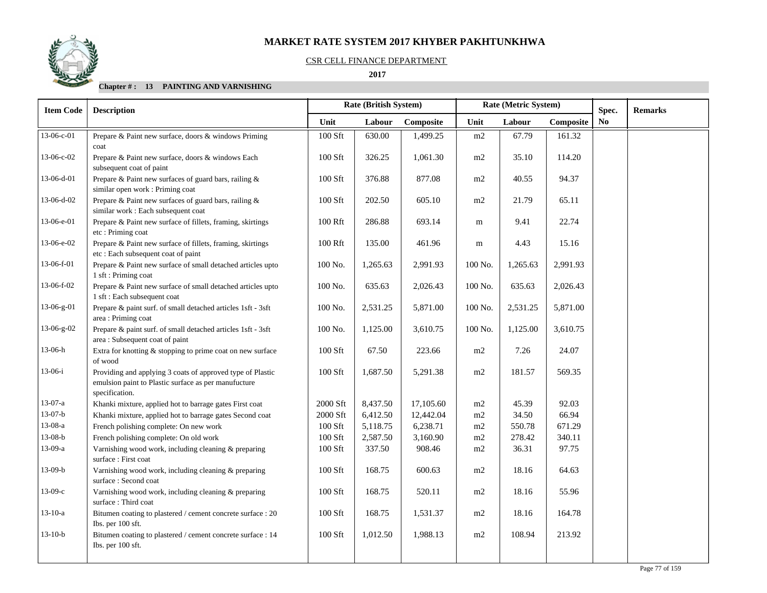# MARKET RATE SYSTEM 2017 KHYBER PAKHTUNKHWA

CSR CELL FINANCE DEPARTMENT

**2017**

**Chapter # : 13 PAINTING AND VARNISHING**

| Item Code | Description | Rate (British System) | | | Rate (Metric System) | | | Spec. | Remarks |
|---|---|---|---|---|---|---|---|---|---|
| | | Unit | Labour | Composite | Unit | Labour | Composite | No | |
| 13-06-c-01 | Prepare & Paint new surface, doors & windows Priming coat | 100 Sft | 630.00 | 1,499.25 | m2 | 67.79 | 161.32 | | |
| 13-06-c-02 | Prepare & Paint new surface, doors & windows Each subsequent coat of paint | 100 Sft | 326.25 | 1,061.30 | m2 | 35.10 | 114.20 | | |
| 13-06-d-01 | Prepare & Paint new surfaces of guard bars, railing & similar open work : Priming coat | 100 Sft | 376.88 | 877.08 | m2 | 40.55 | 94.37 | | |
| 13-06-d-02 | Prepare & Paint new surfaces of guard bars, railing & similar work : Each subsequent coat | 100 Sft | 202.50 | 605.10 | m2 | 21.79 | 65.11 | | |
| 13-06-e-01 | Prepare & Paint new surface of fillets, framing, skirtings etc : Priming coat | 100 Rft | 286.88 | 693.14 | m | 9.41 | 22.74 | | |
| 13-06-e-02 | Prepare & Paint new surface of fillets, framing, skirtings etc : Each subsequent coat of paint | 100 Rft | 135.00 | 461.96 | m | 4.43 | 15.16 | | |
| 13-06-f-01 | Prepare & Paint new surface of small detached articles upto 1 sft : Priming coat | 100 No. | 1,265.63 | 2,991.93 | 100 No. | 1,265.63 | 2,991.93 | | |
| 13-06-f-02 | Prepare & Paint new surface of small detached articles upto 1 sft : Each subsequent coat | 100 No. | 635.63 | 2,026.43 | 100 No. | 635.63 | 2,026.43 | | |
| 13-06-g-01 | Prepare & paint surf. of small detached articles 1sft - 3sft area : Priming coat | 100 No. | 2,531.25 | 5,871.00 | 100 No. | 2,531.25 | 5,871.00 | | |
| 13-06-g-02 | Prepare & paint surf. of small detached articles 1sft - 3sft area : Subsequent coat of paint | 100 No. | 1,125.00 | 3,610.75 | 100 No. | 1,125.00 | 3,610.75 | | |
| 13-06-h | Extra for knotting & stopping to prime coat on new surface of wood | 100 Sft | 67.50 | 223.66 | m2 | 7.26 | 24.07 | | |
| 13-06-i | Providing and applying 3 coats of approved type of Plastic emulsion paint to Plastic surface as per manufucture specification. | 100 Sft | 1,687.50 | 5,291.38 | m2 | 181.57 | 569.35 | | |
| 13-07-a | Khanki mixture, applied hot to barrage gates First coat | 2000 Sft | 8,437.50 | 17,105.60 | m2 | 45.39 | 92.03 | | |
| 13-07-b | Khanki mixture, applied hot to barrage gates Second coat | 2000 Sft | 6,412.50 | 12,442.04 | m2 | 34.50 | 66.94 | | |
| 13-08-a | French polishing complete: On new work | 100 Sft | 5,118.75 | 6,238.71 | m2 | 550.78 | 671.29 | | |
| 13-08-b | French polishing complete: On old work | 100 Sft | 2,587.50 | 3,160.90 | m2 | 278.42 | 340.11 | | |
| 13-09-a | Varnishing wood work, including cleaning & preparing surface : First coat | 100 Sft | 337.50 | 908.46 | m2 | 36.31 | 97.75 | | |
| 13-09-b | Varnishing wood work, including cleaning & preparing surface : Second coat | 100 Sft | 168.75 | 600.63 | m2 | 18.16 | 64.63 | | |
| 13-09-c | Varnishing wood work, including cleaning & preparing surface : Third coat | 100 Sft | 168.75 | 520.11 | m2 | 18.16 | 55.96 | | |
| 13-10-a | Bitumen coating to plastered / cement concrete surface : 20 Ibs. per 100 sft. | 100 Sft | 168.75 | 1,531.37 | m2 | 18.16 | 164.78 | | |
| 13-10-b | Bitumen coating to plastered / cement concrete surface : 14 Ibs. per 100 sft. | 100 Sft | 1,012.50 | 1,988.13 | m2 | 108.94 | 213.92 | | |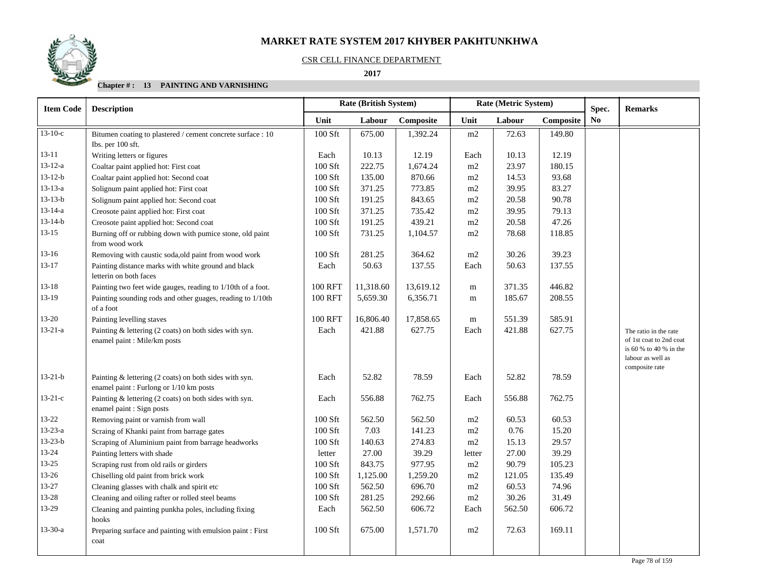# MARKET RATE SYSTEM 2017 KHYBER PAKHTUNKHWA

CSR CELL FINANCE DEPARTMENT

**2017**

**Chapter # : 13 PAINTING AND VARNISHING**

| Item Code | Description | Rate (British System) | | | Rate (Metric System) | | | Spec. | Remarks |
|---|---|---|---|---|---|---|---|---|---|
| | | Unit | Labour | Composite | Unit | Labour | Composite | No | |
| 13-10-c | Bitumen coating to plastered / cement concrete surface : 10 Ibs. per 100 sft. | 100 Sft | 675.00 | 1,392.24 | m2 | 72.63 | 149.80 | | |
| 13-11 | Writing letters or figures | Each | 10.13 | 12.19 | Each | 10.13 | 12.19 | | |
| 13-12-a | Coaltar paint applied hot: First coat | 100 Sft | 222.75 | 1,674.24 | m2 | 23.97 | 180.15 | | |
| 13-12-b | Coaltar paint applied hot: Second coat | 100 Sft | 135.00 | 870.66 | m2 | 14.53 | 93.68 | | |
| 13-13-a | Solignum paint applied hot: First coat | 100 Sft | 371.25 | 773.85 | m2 | 39.95 | 83.27 | | |
| 13-13-b | Solignum paint applied hot: Second coat | 100 Sft | 191.25 | 843.65 | m2 | 20.58 | 90.78 | | |
| 13-14-a | Creosote paint applied hot: First coat | 100 Sft | 371.25 | 735.42 | m2 | 39.95 | 79.13 | | |
| 13-14-b | Creosote paint applied hot: Second coat | 100 Sft | 191.25 | 439.21 | m2 | 20.58 | 47.26 | | |
| 13-15 | Burning off or rubbing down with pumice stone, old paint from wood work | 100 Sft | 731.25 | 1,104.57 | m2 | 78.68 | 118.85 | | |
| 13-16 | Removing with caustic soda,old paint from wood work | 100 Sft | 281.25 | 364.62 | m2 | 30.26 | 39.23 | | |
| 13-17 | Painting distance marks with white ground and black letterin on both faces | Each | 50.63 | 137.55 | Each | 50.63 | 137.55 | | |
| 13-18 | Painting two feet wide gauges, reading to 1/10th of a foot. | 100 RFT | 11,318.60 | 13,619.12 | m | 371.35 | 446.82 | | |
| 13-19 | Painting sounding rods and other guages, reading to 1/10th of a foot | 100 RFT | 5,659.30 | 6,356.71 | m | 185.67 | 208.55 | | |
| 13-20 | Painting levelling staves | 100 RFT | 16,806.40 | 17,858.65 | m | 551.39 | 585.91 | | |
| 13-21-a | Painting & lettering (2 coats) on both sides with syn. enamel paint : Mile/km posts | Each | 421.88 | 627.75 | Each | 421.88 | 627.75 | | The ratio in the rate of 1st coat to 2nd coat is 60 % to 40 % in the labour as well as composite rate |
| 13-21-b | Painting & lettering (2 coats) on both sides with syn. enamel paint : Furlong or 1/10 km posts | Each | 52.82 | 78.59 | Each | 52.82 | 78.59 | | |
| 13-21-c | Painting & lettering (2 coats) on both sides with syn. enamel paint : Sign posts | Each | 556.88 | 762.75 | Each | 556.88 | 762.75 | | |
| 13-22 | Removing paint or varnish from wall | 100 Sft | 562.50 | 562.50 | m2 | 60.53 | 60.53 | | |
| 13-23-a | Scraing of Khanki paint from barrage gates | 100 Sft | 7.03 | 141.23 | m2 | 0.76 | 15.20 | | |
| 13-23-b | Scraping of Aluminium paint from barrage headworks | 100 Sft | 140.63 | 274.83 | m2 | 15.13 | 29.57 | | |
| 13-24 | Painting letters with shade | letter | 27.00 | 39.29 | letter | 27.00 | 39.29 | | |
| 13-25 | Scraping rust from old rails or girders | 100 Sft | 843.75 | 977.95 | m2 | 90.79 | 105.23 | | |
| 13-26 | Chiselling old paint from brick work | 100 Sft | 1,125.00 | 1,259.20 | m2 | 121.05 | 135.49 | | |
| 13-27 | Cleaning glasses with chalk and spirit etc | 100 Sft | 562.50 | 696.70 | m2 | 60.53 | 74.96 | | |
| 13-28 | Cleaning and oiling rafter or rolled steel beams | 100 Sft | 281.25 | 292.66 | m2 | 30.26 | 31.49 | | |
| 13-29 | Cleaning and painting punkha poles, including fixing hooks | Each | 562.50 | 606.72 | Each | 562.50 | 606.72 | | |
| 13-30-a | Preparing surface and painting with emulsion paint : First coat | 100 Sft | 675.00 | 1,571.70 | m2 | 72.63 | 169.11 | | |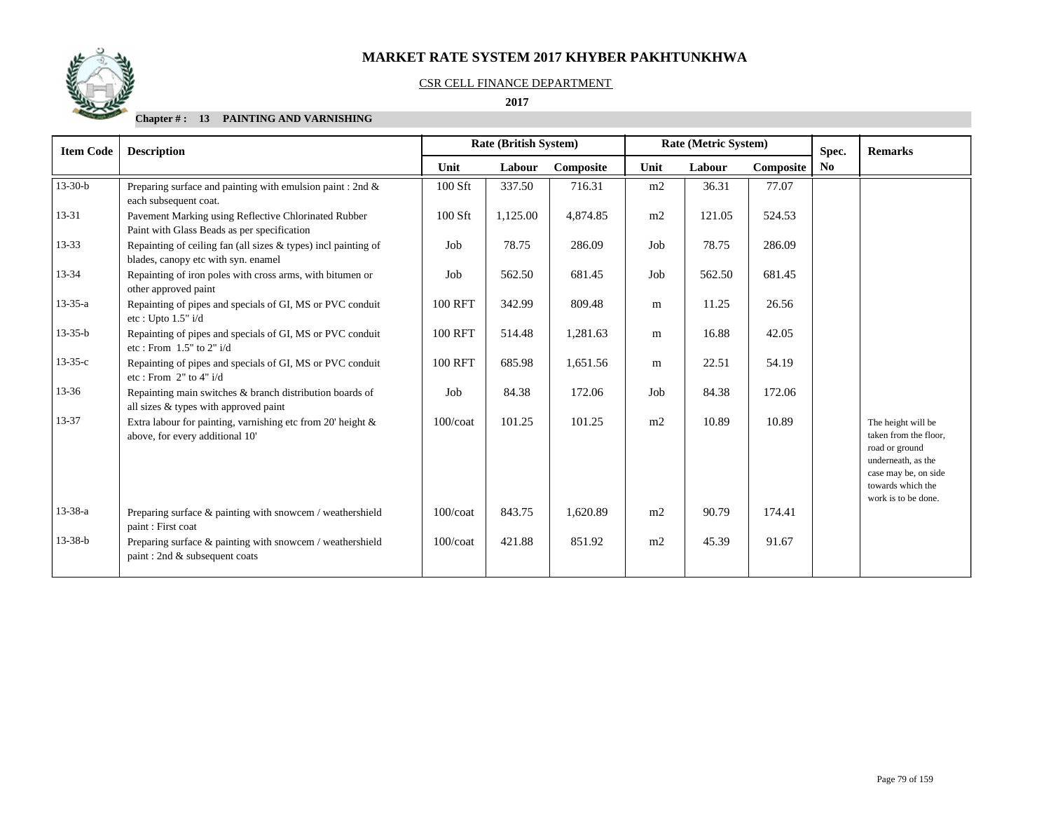# MARKET RATE SYSTEM 2017 KHYBER PAKHTUNKHWA

CSR CELL FINANCE DEPARTMENT

**2017**

**Chapter # : 13 PAINTING AND VARNISHING**

| Item Code | Description | Rate (British System) | | | Rate (Metric System) | | | Spec. No | Remarks |
|---|---|---|---|---|---|---|---|---|---|
| | | Unit | Labour | Composite | Unit | Labour | Composite | | |
| 13-30-b | Preparing surface and painting with emulsion paint : 2nd & each subsequent coat. | 100 Sft | 337.50 | 716.31 | m2 | 36.31 | 77.07 | | |
| 13-31 | Pavement Marking using Reflective Chlorinated Rubber Paint with Glass Beads as per specification | 100 Sft | 1,125.00 | 4,874.85 | m2 | 121.05 | 524.53 | | |
| 13-33 | Repainting of ceiling fan (all sizes & types) incl painting of blades, canopy etc with syn. enamel | Job | 78.75 | 286.09 | Job | 78.75 | 286.09 | | |
| 13-34 | Repainting of iron poles with cross arms, with bitumen or other approved paint | Job | 562.50 | 681.45 | Job | 562.50 | 681.45 | | |
| 13-35-a | Repainting of pipes and specials of GI, MS or PVC conduit etc : Upto 1.5" i/d | 100 RFT | 342.99 | 809.48 | m | 11.25 | 26.56 | | |
| 13-35-b | Repainting of pipes and specials of GI, MS or PVC conduit etc : From 1.5" to 2" i/d | 100 RFT | 514.48 | 1,281.63 | m | 16.88 | 42.05 | | |
| 13-35-c | Repainting of pipes and specials of GI, MS or PVC conduit etc : From 2" to 4" i/d | 100 RFT | 685.98 | 1,651.56 | m | 22.51 | 54.19 | | |
| 13-36 | Repainting main switches & branch distribution boards of all sizes & types with approved paint | Job | 84.38 | 172.06 | Job | 84.38 | 172.06 | | |
| 13-37 | Extra labour for painting, varnishing etc from 20' height & above, for every additional 10' | 100/coat | 101.25 | 101.25 | m2 | 10.89 | 10.89 | | The height will be taken from the floor, road or ground underneath, as the case may be, on side towards which the work is to be done. |
| 13-38-a | Preparing surface & painting with snowcem / weathershield paint : First coat | 100/coat | 843.75 | 1,620.89 | m2 | 90.79 | 174.41 | | |
| 13-38-b | Preparing surface & painting with snowcem / weathershield paint : 2nd & subsequent coats | 100/coat | 421.88 | 851.92 | m2 | 45.39 | 91.67 | | |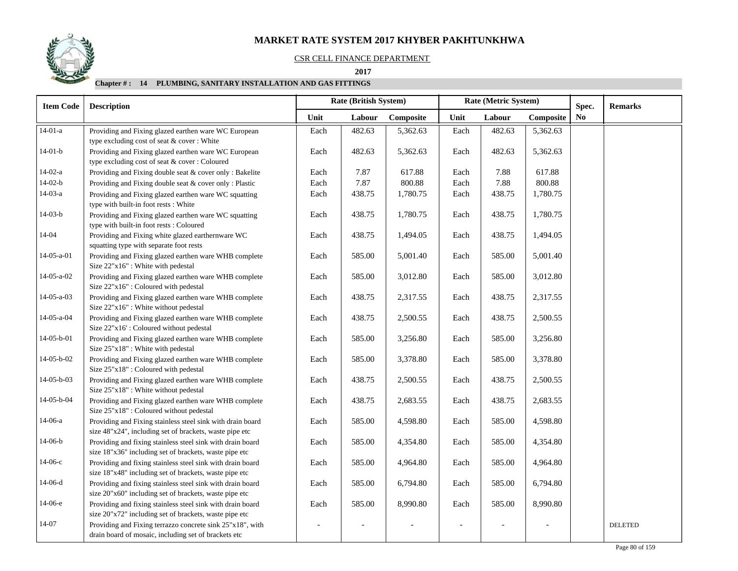# MARKET RATE SYSTEM 2017 KHYBER PAKHTUNKHWA

CSR CELL FINANCE DEPARTMENT

**2017**

**Chapter # : 14 PLUMBING, SANITARY INSTALLATION AND GAS FITTINGS**

| Item Code | Description | Rate (British System) | | | Rate (Metric System) | | | Spec. | Remarks |
|---|---|---|---|---|---|---|---|---|---|
| | | Unit | Labour | Composite | Unit | Labour | Composite | No | |
| 14-01-a | Providing and Fixing glazed earthen ware WC European type excluding cost of seat & cover : White | Each | 482.63 | 5,362.63 | Each | 482.63 | 5,362.63 | | |
| 14-01-b | Providing and Fixing glazed earthen ware WC European type excluding cost of seat & cover : Coloured | Each | 482.63 | 5,362.63 | Each | 482.63 | 5,362.63 | | |
| 14-02-a | Providing and Fixing double seat & cover only : Bakelite | Each | 7.87 | 617.88 | Each | 7.88 | 617.88 | | |
| 14-02-b | Providing and Fixing double seat & cover only : Plastic | Each | 7.87 | 800.88 | Each | 7.88 | 800.88 | | |
| 14-03-a | Providing and Fixing glazed earthen ware WC squatting type with built-in foot rests : White | Each | 438.75 | 1,780.75 | Each | 438.75 | 1,780.75 | | |
| 14-03-b | Providing and Fixing glazed earthen ware WC squatting type with built-in foot rests : Coloured | Each | 438.75 | 1,780.75 | Each | 438.75 | 1,780.75 | | |
| 14-04 | Providing and Fixing white glazed earthernware WC squatting type with separate foot rests | Each | 438.75 | 1,494.05 | Each | 438.75 | 1,494.05 | | |
| 14-05-a-01 | Providing and Fixing glazed earthen ware WHB complete Size 22"x16" : White with pedestal | Each | 585.00 | 5,001.40 | Each | 585.00 | 5,001.40 | | |
| 14-05-a-02 | Providing and Fixing glazed earthen ware WHB complete Size 22"x16" : Coloured with pedestal | Each | 585.00 | 3,012.80 | Each | 585.00 | 3,012.80 | | |
| 14-05-a-03 | Providing and Fixing glazed earthen ware WHB complete Size 22"x16" : White without pedestal | Each | 438.75 | 2,317.55 | Each | 438.75 | 2,317.55 | | |
| 14-05-a-04 | Providing and Fixing glazed earthen ware WHB complete Size 22"x16' : Coloured without pedestal | Each | 438.75 | 2,500.55 | Each | 438.75 | 2,500.55 | | |
| 14-05-b-01 | Providing and Fixing glazed earthen ware WHB complete Size 25"x18" : White with pedestal | Each | 585.00 | 3,256.80 | Each | 585.00 | 3,256.80 | | |
| 14-05-b-02 | Providing and Fixing glazed earthen ware WHB complete Size 25"x18" : Coloured with pedestal | Each | 585.00 | 3,378.80 | Each | 585.00 | 3,378.80 | | |
| 14-05-b-03 | Providing and Fixing glazed earthen ware WHB complete Size 25"x18" : White without pedestal | Each | 438.75 | 2,500.55 | Each | 438.75 | 2,500.55 | | |
| 14-05-b-04 | Providing and Fixing glazed earthen ware WHB complete Size 25"x18" : Coloured without pedestal | Each | 438.75 | 2,683.55 | Each | 438.75 | 2,683.55 | | |
| 14-06-a | Providing and Fixing stainless steel sink with drain board size 48"x24", including set of brackets, waste pipe etc | Each | 585.00 | 4,598.80 | Each | 585.00 | 4,598.80 | | |
| 14-06-b | Providing and fixing stainless steel sink with drain board size 18"x36" including set of brackets, waste pipe etc | Each | 585.00 | 4,354.80 | Each | 585.00 | 4,354.80 | | |
| 14-06-c | Providing and fixing stainless steel sink with drain board size 18"x48" including set of brackets, waste pipe etc | Each | 585.00 | 4,964.80 | Each | 585.00 | 4,964.80 | | |
| 14-06-d | Providing and fixing stainless steel sink with drain board size 20"x60" including set of brackets, waste pipe etc | Each | 585.00 | 6,794.80 | Each | 585.00 | 6,794.80 | | |
| 14-06-e | Providing and fixing stainless steel sink with drain board size 20"x72" including set of brackets, waste pipe etc | Each | 585.00 | 8,990.80 | Each | 585.00 | 8,990.80 | | |
| 14-07 | Providing and Fixing terrazzo concrete sink 25"x18", with drain board of mosaic, including set of brackets etc | - | - | - | - | - | - | | DELETED |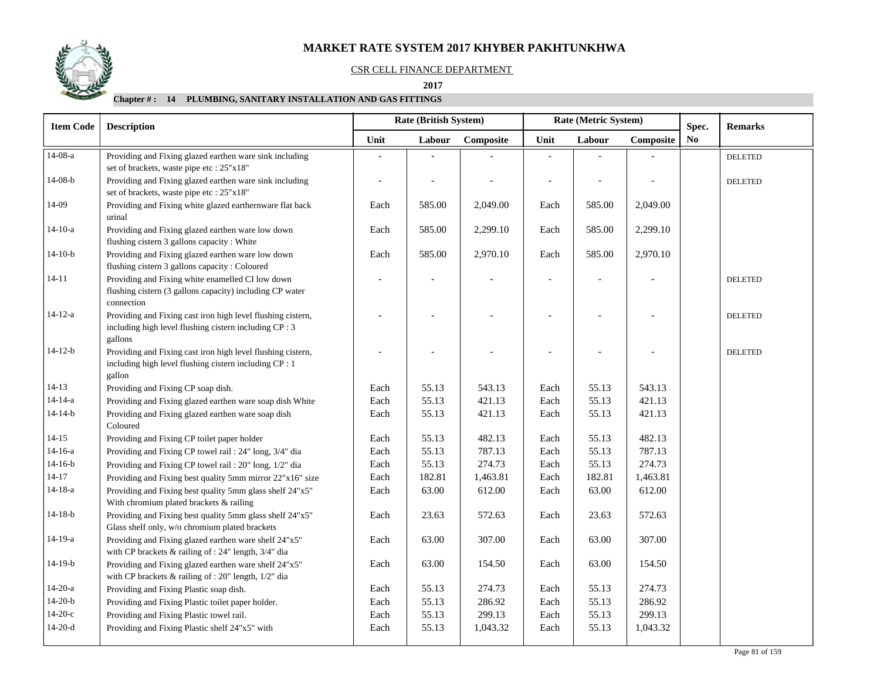# MARKET RATE SYSTEM 2017 KHYBER PAKHTUNKHWA

CSR CELL FINANCE DEPARTMENT

**2017**

**Chapter # : 14 PLUMBING, SANITARY INSTALLATION AND GAS FITTINGS**

| Item Code | Description | Rate (British System) | | | Rate (Metric System) | | | Spec. No | Remarks |
|---|---|---|---|---|---|---|---|---|---|
| | | Unit | Labour | Composite | Unit | Labour | Composite | | |
| 14-08-a | Providing and Fixing glazed earthen ware sink including set of brackets, waste pipe etc : 25"x18" | - | - | - | - | - | - | | DELETED |
| 14-08-b | Providing and Fixing glazed earthen ware sink including set of brackets, waste pipe etc : 25"x18" | - | - | - | - | - | - | | DELETED |
| 14-09 | Providing and Fixing white glazed earthernware flat back urinal | Each | 585.00 | 2,049.00 | Each | 585.00 | 2,049.00 | | |
| 14-10-a | Providing and Fixing glazed earthen ware low down flushing cistern 3 gallons capacity : White | Each | 585.00 | 2,299.10 | Each | 585.00 | 2,299.10 | | |
| 14-10-b | Providing and Fixing glazed earthen ware low down flushing cistern 3 gallons capacity : Coloured | Each | 585.00 | 2,970.10 | Each | 585.00 | 2,970.10 | | |
| 14-11 | Providing and Fixing white enamelled CI low down flushing cistern (3 gallons capacity) including CP water connection | - | - | - | - | - | - | | DELETED |
| 14-12-a | Providing and Fixing cast iron high level flushing cistern, including high level flushing cistern including CP : 3 gallons | - | - | - | - | - | - | | DELETED |
| 14-12-b | Providing and Fixing cast iron high level flushing cistern, including high level flushing cistern including CP : 1 gallon | - | - | - | - | - | - | | DELETED |
| 14-13 | Providing and Fixing CP soap dish. | Each | 55.13 | 543.13 | Each | 55.13 | 543.13 | | |
| 14-14-a | Providing and Fixing glazed earthen ware soap dish White | Each | 55.13 | 421.13 | Each | 55.13 | 421.13 | | |
| 14-14-b | Providing and Fixing glazed earthen ware soap dish Coloured | Each | 55.13 | 421.13 | Each | 55.13 | 421.13 | | |
| 14-15 | Providing and Fixing CP toilet paper holder | Each | 55.13 | 482.13 | Each | 55.13 | 482.13 | | |
| 14-16-a | Providing and Fixing CP towel rail : 24" long, 3/4" dia | Each | 55.13 | 787.13 | Each | 55.13 | 787.13 | | |
| 14-16-b | Providing and Fixing CP towel rail : 20" long, 1/2" dia | Each | 55.13 | 274.73 | Each | 55.13 | 274.73 | | |
| 14-17 | Providing and Fixing best quality 5mm mirror 22"x16" size | Each | 182.81 | 1,463.81 | Each | 182.81 | 1,463.81 | | |
| 14-18-a | Providing and Fixing best quality 5mm glass shelf 24"x5" With chromium plated brackets & railing | Each | 63.00 | 612.00 | Each | 63.00 | 612.00 | | |
| 14-18-b | Providing and Fixing best quality 5mm glass shelf 24"x5" Glass shelf only, w/o chromium plated brackets | Each | 23.63 | 572.63 | Each | 23.63 | 572.63 | | |
| 14-19-a | Providing and Fixing glazed earthen ware shelf 24"x5" with CP brackets & railing of : 24" length, 3/4" dia | Each | 63.00 | 307.00 | Each | 63.00 | 307.00 | | |
| 14-19-b | Providing and Fixing glazed earthen ware shelf 24"x5" with CP brackets & railing of : 20" length, 1/2" dia | Each | 63.00 | 154.50 | Each | 63.00 | 154.50 | | |
| 14-20-a | Providing and Fixing Plastic soap dish. | Each | 55.13 | 274.73 | Each | 55.13 | 274.73 | | |
| 14-20-b | Providing and Fixing Plastic toilet paper holder. | Each | 55.13 | 286.92 | Each | 55.13 | 286.92 | | |
| 14-20-c | Providing and Fixing Plastic towel rail. | Each | 55.13 | 299.13 | Each | 55.13 | 299.13 | | |
| 14-20-d | Providing and Fixing Plastic shelf 24"x5" with | Each | 55.13 | 1,043.32 | Each | 55.13 | 1,043.32 | | |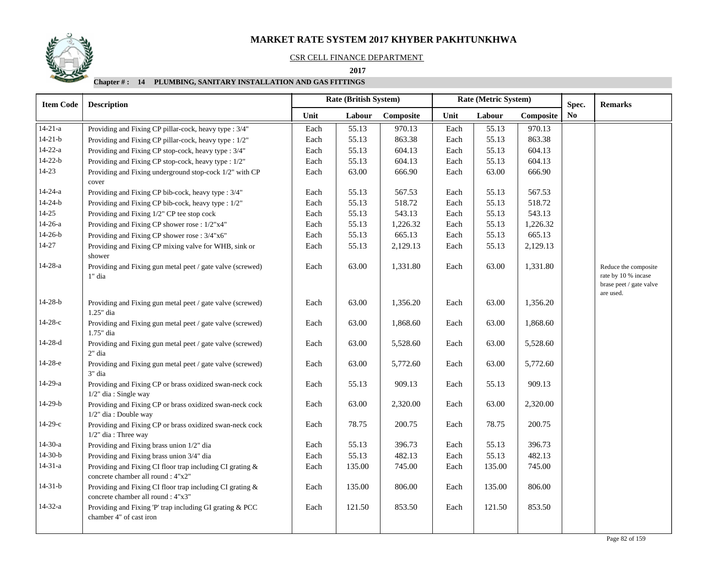# MARKET RATE SYSTEM 2017 KHYBER PAKHTUNKHWA

CSR CELL FINANCE DEPARTMENT

**2017**

**Chapter # : 14 PLUMBING, SANITARY INSTALLATION AND GAS FITTINGS**

| Item Code | Description | Rate (British System) | | | Rate (Metric System) | | | Spec. | Remarks |
|---|---|---|---|---|---|---|---|---|---|
| | | Unit | Labour | Composite | Unit | Labour | Composite | No | |
| 14-21-a | Providing and Fixing CP pillar-cock, heavy type : 3/4" | Each | 55.13 | 970.13 | Each | 55.13 | 970.13 | | |
| 14-21-b | Providing and Fixing CP pillar-cock, heavy type : 1/2" | Each | 55.13 | 863.38 | Each | 55.13 | 863.38 | | |
| 14-22-a | Providing and Fixing CP stop-cock, heavy type : 3/4" | Each | 55.13 | 604.13 | Each | 55.13 | 604.13 | | |
| 14-22-b | Providing and Fixing CP stop-cock, heavy type : 1/2" | Each | 55.13 | 604.13 | Each | 55.13 | 604.13 | | |
| 14-23 | Providing and Fixing underground stop-cock 1/2" with CP cover | Each | 63.00 | 666.90 | Each | 63.00 | 666.90 | | |
| 14-24-a | Providing and Fixing CP bib-cock, heavy type : 3/4" | Each | 55.13 | 567.53 | Each | 55.13 | 567.53 | | |
| 14-24-b | Providing and Fixing CP bib-cock, heavy type : 1/2" | Each | 55.13 | 518.72 | Each | 55.13 | 518.72 | | |
| 14-25 | Providing and Fixing 1/2" CP tee stop cock | Each | 55.13 | 543.13 | Each | 55.13 | 543.13 | | |
| 14-26-a | Providing and Fixing CP shower rose : 1/2"x4" | Each | 55.13 | 1,226.32 | Each | 55.13 | 1,226.32 | | |
| 14-26-b | Providing and Fixing CP shower rose : 3/4"x6" | Each | 55.13 | 665.13 | Each | 55.13 | 665.13 | | |
| 14-27 | Providing and Fixing CP mixing valve for WHB, sink or shower | Each | 55.13 | 2,129.13 | Each | 55.13 | 2,129.13 | | |
| 14-28-a | Providing and Fixing gun metal peet / gate valve (screwed) 1" dia | Each | 63.00 | 1,331.80 | Each | 63.00 | 1,331.80 | | Reduce the composite rate by 10 % incase brase peet / gate valve are used. |
| 14-28-b | Providing and Fixing gun metal peet / gate valve (screwed) 1.25" dia | Each | 63.00 | 1,356.20 | Each | 63.00 | 1,356.20 | | |
| 14-28-c | Providing and Fixing gun metal peet / gate valve (screwed) 1.75" dia | Each | 63.00 | 1,868.60 | Each | 63.00 | 1,868.60 | | |
| 14-28-d | Providing and Fixing gun metal peet / gate valve (screwed) 2" dia | Each | 63.00 | 5,528.60 | Each | 63.00 | 5,528.60 | | |
| 14-28-e | Providing and Fixing gun metal peet / gate valve (screwed) 3" dia | Each | 63.00 | 5,772.60 | Each | 63.00 | 5,772.60 | | |
| 14-29-a | Providing and Fixing CP or brass oxidized swan-neck cock 1/2" dia : Single way | Each | 55.13 | 909.13 | Each | 55.13 | 909.13 | | |
| 14-29-b | Providing and Fixing CP or brass oxidized swan-neck cock 1/2" dia : Double way | Each | 63.00 | 2,320.00 | Each | 63.00 | 2,320.00 | | |
| 14-29-c | Providing and Fixing CP or brass oxidized swan-neck cock 1/2" dia : Three way | Each | 78.75 | 200.75 | Each | 78.75 | 200.75 | | |
| 14-30-a | Providing and Fixing brass union 1/2" dia | Each | 55.13 | 396.73 | Each | 55.13 | 396.73 | | |
| 14-30-b | Providing and Fixing brass union 3/4" dia | Each | 55.13 | 482.13 | Each | 55.13 | 482.13 | | |
| 14-31-a | Providing and Fixing CI floor trap including CI grating & concrete chamber all round : 4"x2" | Each | 135.00 | 745.00 | Each | 135.00 | 745.00 | | |
| 14-31-b | Providing and Fixing CI floor trap including CI grating & concrete chamber all round : 4"x3" | Each | 135.00 | 806.00 | Each | 135.00 | 806.00 | | |
| 14-32-a | Providing and Fixing 'P' trap including GI grating & PCC chamber 4" of cast iron | Each | 121.50 | 853.50 | Each | 121.50 | 853.50 | | |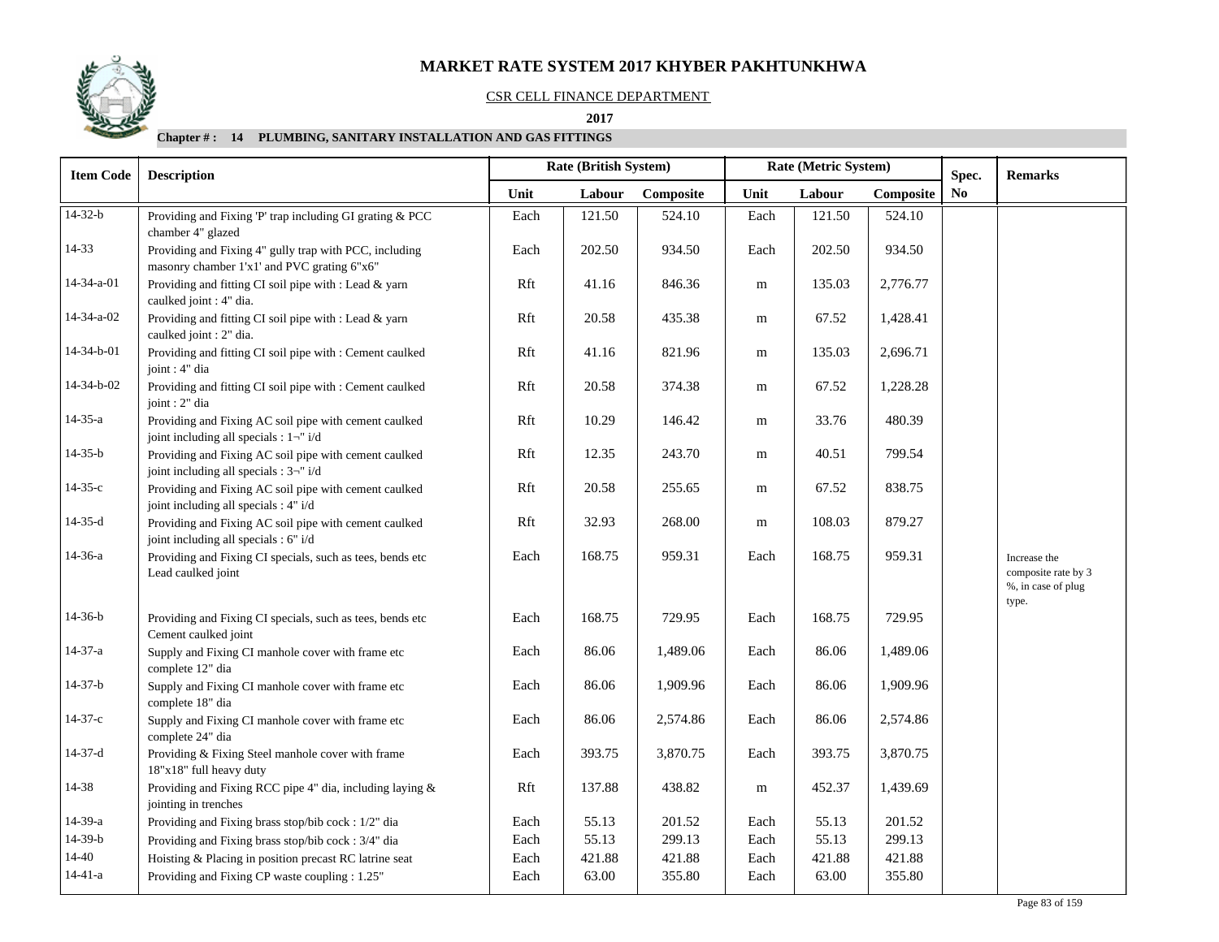# MARKET RATE SYSTEM 2017 KHYBER PAKHTUNKHWA

CSR CELL FINANCE DEPARTMENT

**2017**

**Chapter # : 14 PLUMBING, SANITARY INSTALLATION AND GAS FITTINGS**

| Item Code | Description | Rate (British System) | | | Rate (Metric System) | | | Spec. | Remarks |
|---|---|---|---|---|---|---|---|---|---|
| | | Unit | Labour | Composite | Unit | Labour | Composite | No | |
| 14-32-b | Providing and Fixing 'P' trap including GI grating & PCC chamber 4" glazed | Each | 121.50 | 524.10 | Each | 121.50 | 524.10 | | |
| 14-33 | Providing and Fixing 4" gully trap with PCC, including masonry chamber 1'x1' and PVC grating 6"x6" | Each | 202.50 | 934.50 | Each | 202.50 | 934.50 | | |
| 14-34-a-01 | Providing and fitting CI soil pipe with : Lead & yarn caulked joint : 4" dia. | Rft | 41.16 | 846.36 | m | 135.03 | 2,776.77 | | |
| 14-34-a-02 | Providing and fitting CI soil pipe with : Lead & yarn caulked joint : 2" dia. | Rft | 20.58 | 435.38 | m | 67.52 | 1,428.41 | | |
| 14-34-b-01 | Providing and fitting CI soil pipe with : Cement caulked joint : 4" dia | Rft | 41.16 | 821.96 | m | 135.03 | 2,696.71 | | |
| 14-34-b-02 | Providing and fitting CI soil pipe with : Cement caulked joint : 2" dia | Rft | 20.58 | 374.38 | m | 67.52 | 1,228.28 | | |
| 14-35-a | Providing and Fixing AC soil pipe with cement caulked joint including all specials : 1¬" i/d | Rft | 10.29 | 146.42 | m | 33.76 | 480.39 | | |
| 14-35-b | Providing and Fixing AC soil pipe with cement caulked joint including all specials : 3¬" i/d | Rft | 12.35 | 243.70 | m | 40.51 | 799.54 | | |
| 14-35-c | Providing and Fixing AC soil pipe with cement caulked joint including all specials : 4" i/d | Rft | 20.58 | 255.65 | m | 67.52 | 838.75 | | |
| 14-35-d | Providing and Fixing AC soil pipe with cement caulked joint including all specials : 6" i/d | Rft | 32.93 | 268.00 | m | 108.03 | 879.27 | | |
| 14-36-a | Providing and Fixing CI specials, such as tees, bends etc Lead caulked joint | Each | 168.75 | 959.31 | Each | 168.75 | 959.31 | | Increase the composite rate by 3 %, in case of plug type. |
| 14-36-b | Providing and Fixing CI specials, such as tees, bends etc Cement caulked joint | Each | 168.75 | 729.95 | Each | 168.75 | 729.95 | | |
| 14-37-a | Supply and Fixing CI manhole cover with frame etc complete 12" dia | Each | 86.06 | 1,489.06 | Each | 86.06 | 1,489.06 | | |
| 14-37-b | Supply and Fixing CI manhole cover with frame etc complete 18" dia | Each | 86.06 | 1,909.96 | Each | 86.06 | 1,909.96 | | |
| 14-37-c | Supply and Fixing CI manhole cover with frame etc complete 24" dia | Each | 86.06 | 2,574.86 | Each | 86.06 | 2,574.86 | | |
| 14-37-d | Providing & Fixing Steel manhole cover with frame 18"x18" full heavy duty | Each | 393.75 | 3,870.75 | Each | 393.75 | 3,870.75 | | |
| 14-38 | Providing and Fixing RCC pipe 4" dia, including laying & jointing in trenches | Rft | 137.88 | 438.82 | m | 452.37 | 1,439.69 | | |
| 14-39-a | Providing and Fixing brass stop/bib cock : 1/2" dia | Each | 55.13 | 201.52 | Each | 55.13 | 201.52 | | |
| 14-39-b | Providing and Fixing brass stop/bib cock : 3/4" dia | Each | 55.13 | 299.13 | Each | 55.13 | 299.13 | | |
| 14-40 | Hoisting & Placing in position precast RC latrine seat | Each | 421.88 | 421.88 | Each | 421.88 | 421.88 | | |
| 14-41-a | Providing and Fixing CP waste coupling : 1.25" | Each | 63.00 | 355.80 | Each | 63.00 | 355.80 | | |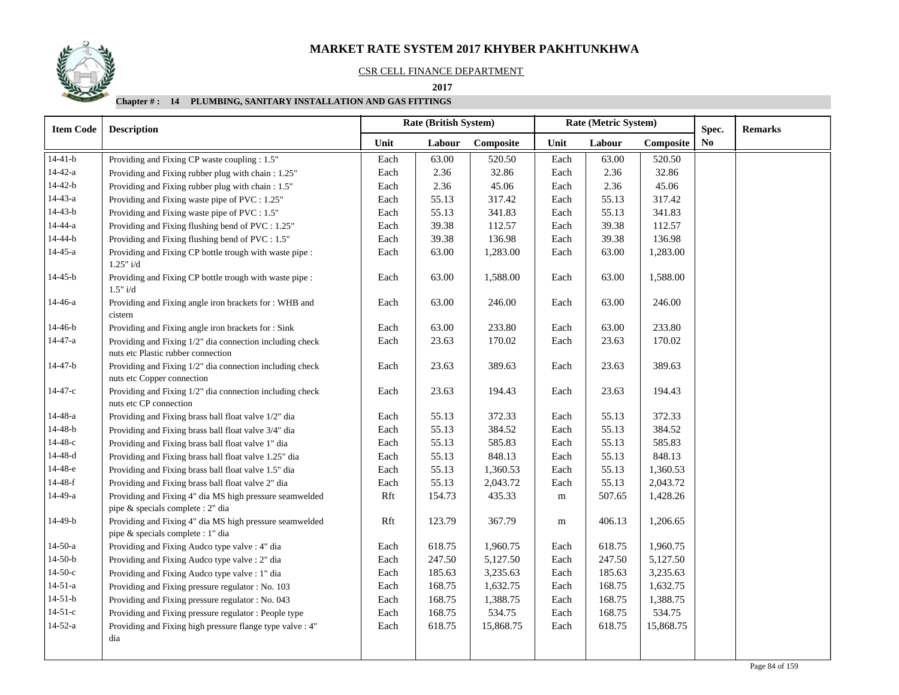# MARKET RATE SYSTEM 2017 KHYBER PAKHTUNKHWA

CSR CELL FINANCE DEPARTMENT

**2017**

**Chapter # : 14 PLUMBING, SANITARY INSTALLATION AND GAS FITTINGS**

| Item Code | Description | Rate (British System) | | | Rate (Metric System) | | | Spec. No | Remarks |
|---|---|---|---|---|---|---|---|---|---|
| | | Unit | Labour | Composite | Unit | Labour | Composite | | |
| 14-41-b | Providing and Fixing CP waste coupling : 1.5" | Each | 63.00 | 520.50 | Each | 63.00 | 520.50 | | |
| 14-42-a | Providing and Fixing rubber plug with chain : 1.25" | Each | 2.36 | 32.86 | Each | 2.36 | 32.86 | | |
| 14-42-b | Providing and Fixing rubber plug with chain : 1.5" | Each | 2.36 | 45.06 | Each | 2.36 | 45.06 | | |
| 14-43-a | Providing and Fixing waste pipe of PVC : 1.25" | Each | 55.13 | 317.42 | Each | 55.13 | 317.42 | | |
| 14-43-b | Providing and Fixing waste pipe of PVC : 1.5" | Each | 55.13 | 341.83 | Each | 55.13 | 341.83 | | |
| 14-44-a | Providing and Fixing flushing bend of PVC : 1.25" | Each | 39.38 | 112.57 | Each | 39.38 | 112.57 | | |
| 14-44-b | Providing and Fixing flushing bend of PVC : 1.5" | Each | 39.38 | 136.98 | Each | 39.38 | 136.98 | | |
| 14-45-a | Providing and Fixing CP bottle trough with waste pipe : 1.25" i/d | Each | 63.00 | 1,283.00 | Each | 63.00 | 1,283.00 | | |
| 14-45-b | Providing and Fixing CP bottle trough with waste pipe : 1.5" i/d | Each | 63.00 | 1,588.00 | Each | 63.00 | 1,588.00 | | |
| 14-46-a | Providing and Fixing angle iron brackets for : WHB and cistern | Each | 63.00 | 246.00 | Each | 63.00 | 246.00 | | |
| 14-46-b | Providing and Fixing angle iron brackets for : Sink | Each | 63.00 | 233.80 | Each | 63.00 | 233.80 | | |
| 14-47-a | Providing and Fixing 1/2" dia connection including check nuts etc Plastic rubber connection | Each | 23.63 | 170.02 | Each | 23.63 | 170.02 | | |
| 14-47-b | Providing and Fixing 1/2" dia connection including check nuts etc Copper connection | Each | 23.63 | 389.63 | Each | 23.63 | 389.63 | | |
| 14-47-c | Providing and Fixing 1/2" dia connection including check nuts etc CP connection | Each | 23.63 | 194.43 | Each | 23.63 | 194.43 | | |
| 14-48-a | Providing and Fixing brass ball float valve 1/2" dia | Each | 55.13 | 372.33 | Each | 55.13 | 372.33 | | |
| 14-48-b | Providing and Fixing brass ball float valve 3/4" dia | Each | 55.13 | 384.52 | Each | 55.13 | 384.52 | | |
| 14-48-c | Providing and Fixing brass ball float valve 1" dia | Each | 55.13 | 585.83 | Each | 55.13 | 585.83 | | |
| 14-48-d | Providing and Fixing brass ball float valve 1.25" dia | Each | 55.13 | 848.13 | Each | 55.13 | 848.13 | | |
| 14-48-e | Providing and Fixing brass ball float valve 1.5" dia | Each | 55.13 | 1,360.53 | Each | 55.13 | 1,360.53 | | |
| 14-48-f | Providing and Fixing brass ball float valve 2" dia | Each | 55.13 | 2,043.72 | Each | 55.13 | 2,043.72 | | |
| 14-49-a | Providing and Fixing 4" dia MS high pressure seamwelded pipe & specials complete : 2" dia | Rft | 154.73 | 435.33 | m | 507.65 | 1,428.26 | | |
| 14-49-b | Providing and Fixing 4" dia MS high pressure seamwelded pipe & specials complete : 1" dia | Rft | 123.79 | 367.79 | m | 406.13 | 1,206.65 | | |
| 14-50-a | Providing and Fixing Audco type valve : 4" dia | Each | 618.75 | 1,960.75 | Each | 618.75 | 1,960.75 | | |
| 14-50-b | Providing and Fixing Audco type valve : 2" dia | Each | 247.50 | 5,127.50 | Each | 247.50 | 5,127.50 | | |
| 14-50-c | Providing and Fixing Audco type valve : 1" dia | Each | 185.63 | 3,235.63 | Each | 185.63 | 3,235.63 | | |
| 14-51-a | Providing and Fixing pressure regulator : No. 103 | Each | 168.75 | 1,632.75 | Each | 168.75 | 1,632.75 | | |
| 14-51-b | Providing and Fixing pressure regulator : No. 043 | Each | 168.75 | 1,388.75 | Each | 168.75 | 1,388.75 | | |
| 14-51-c | Providing and Fixing pressure regulator : People type | Each | 168.75 | 534.75 | Each | 168.75 | 534.75 | | |
| 14-52-a | Providing and Fixing high pressure flange type valve : 4" dia | Each | 618.75 | 15,868.75 | Each | 618.75 | 15,868.75 | | |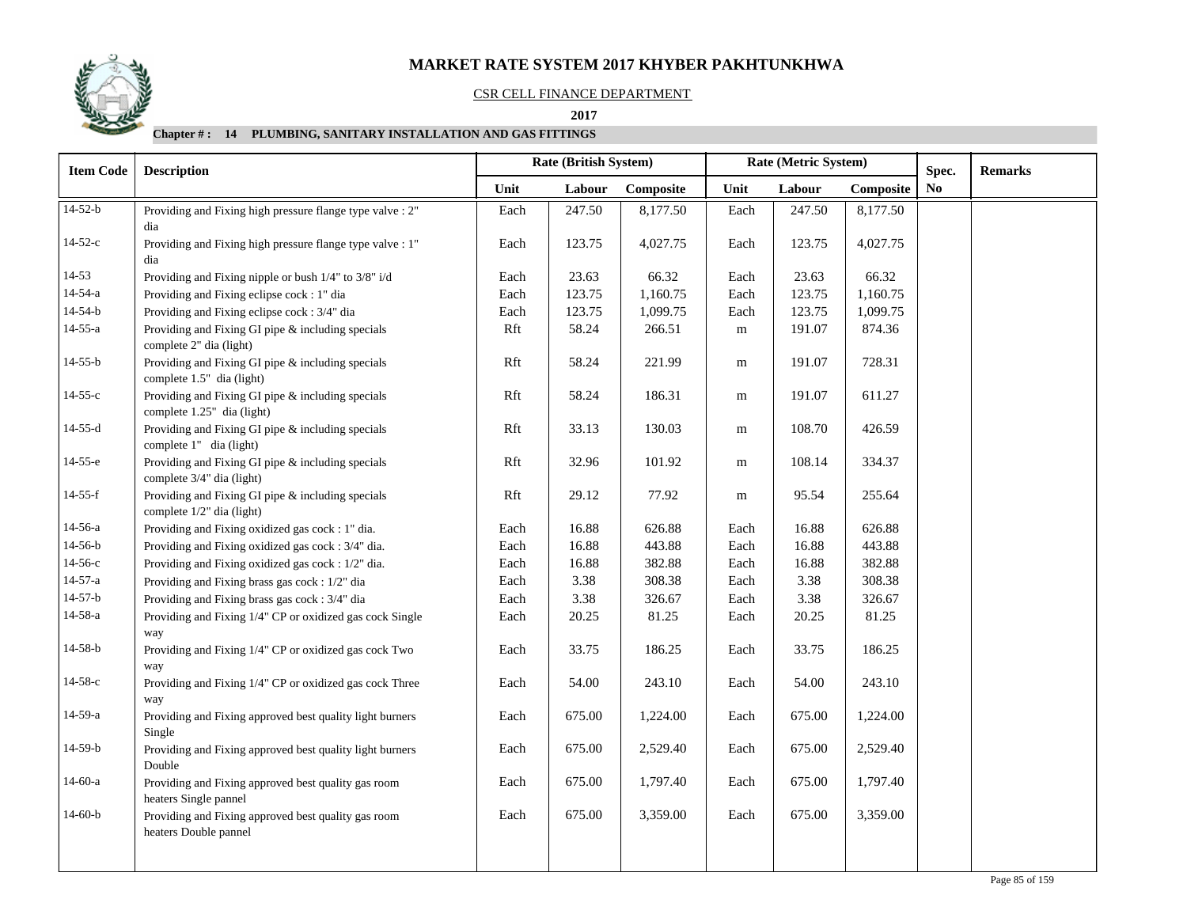# MARKET RATE SYSTEM 2017 KHYBER PAKHTUNKHWA

CSR CELL FINANCE DEPARTMENT

**2017**

**Chapter # : 14 PLUMBING, SANITARY INSTALLATION AND GAS FITTINGS**

| Item Code | Description | Rate (British System) | | | Rate (Metric System) | | | Spec. No | Remarks |
|---|---|---|---|---|---|---|---|---|---|
| | | Unit | Labour | Composite | Unit | Labour | Composite | | |
| 14-52-b | Providing and Fixing high pressure flange type valve : 2" dia | Each | 247.50 | 8,177.50 | Each | 247.50 | 8,177.50 | | |
| 14-52-c | Providing and Fixing high pressure flange type valve : 1" dia | Each | 123.75 | 4,027.75 | Each | 123.75 | 4,027.75 | | |
| 14-53 | Providing and Fixing nipple or bush 1/4" to 3/8" i/d | Each | 23.63 | 66.32 | Each | 23.63 | 66.32 | | |
| 14-54-a | Providing and Fixing eclipse cock : 1" dia | Each | 123.75 | 1,160.75 | Each | 123.75 | 1,160.75 | | |
| 14-54-b | Providing and Fixing eclipse cock : 3/4" dia | Each | 123.75 | 1,099.75 | Each | 123.75 | 1,099.75 | | |
| 14-55-a | Providing and Fixing GI pipe & including specials complete 2" dia (light) | Rft | 58.24 | 266.51 | m | 191.07 | 874.36 | | |
| 14-55-b | Providing and Fixing GI pipe & including specials complete 1.5" dia (light) | Rft | 58.24 | 221.99 | m | 191.07 | 728.31 | | |
| 14-55-c | Providing and Fixing GI pipe & including specials complete 1.25" dia (light) | Rft | 58.24 | 186.31 | m | 191.07 | 611.27 | | |
| 14-55-d | Providing and Fixing GI pipe & including specials complete 1" dia (light) | Rft | 33.13 | 130.03 | m | 108.70 | 426.59 | | |
| 14-55-e | Providing and Fixing GI pipe & including specials complete 3/4" dia (light) | Rft | 32.96 | 101.92 | m | 108.14 | 334.37 | | |
| 14-55-f | Providing and Fixing GI pipe & including specials complete 1/2" dia (light) | Rft | 29.12 | 77.92 | m | 95.54 | 255.64 | | |
| 14-56-a | Providing and Fixing oxidized gas cock : 1" dia. | Each | 16.88 | 626.88 | Each | 16.88 | 626.88 | | |
| 14-56-b | Providing and Fixing oxidized gas cock : 3/4" dia. | Each | 16.88 | 443.88 | Each | 16.88 | 443.88 | | |
| 14-56-c | Providing and Fixing oxidized gas cock : 1/2" dia. | Each | 16.88 | 382.88 | Each | 16.88 | 382.88 | | |
| 14-57-a | Providing and Fixing brass gas cock : 1/2" dia | Each | 3.38 | 308.38 | Each | 3.38 | 308.38 | | |
| 14-57-b | Providing and Fixing brass gas cock : 3/4" dia | Each | 3.38 | 326.67 | Each | 3.38 | 326.67 | | |
| 14-58-a | Providing and Fixing 1/4" CP or oxidized gas cock Single way | Each | 20.25 | 81.25 | Each | 20.25 | 81.25 | | |
| 14-58-b | Providing and Fixing 1/4" CP or oxidized gas cock Two way | Each | 33.75 | 186.25 | Each | 33.75 | 186.25 | | |
| 14-58-c | Providing and Fixing 1/4" CP or oxidized gas cock Three way | Each | 54.00 | 243.10 | Each | 54.00 | 243.10 | | |
| 14-59-a | Providing and Fixing approved best quality light burners Single | Each | 675.00 | 1,224.00 | Each | 675.00 | 1,224.00 | | |
| 14-59-b | Providing and Fixing approved best quality light burners Double | Each | 675.00 | 2,529.40 | Each | 675.00 | 2,529.40 | | |
| 14-60-a | Providing and Fixing approved best quality gas room heaters Single pannel | Each | 675.00 | 1,797.40 | Each | 675.00 | 1,797.40 | | |
| 14-60-b | Providing and Fixing approved best quality gas room heaters Double pannel | Each | 675.00 | 3,359.00 | Each | 675.00 | 3,359.00 | | |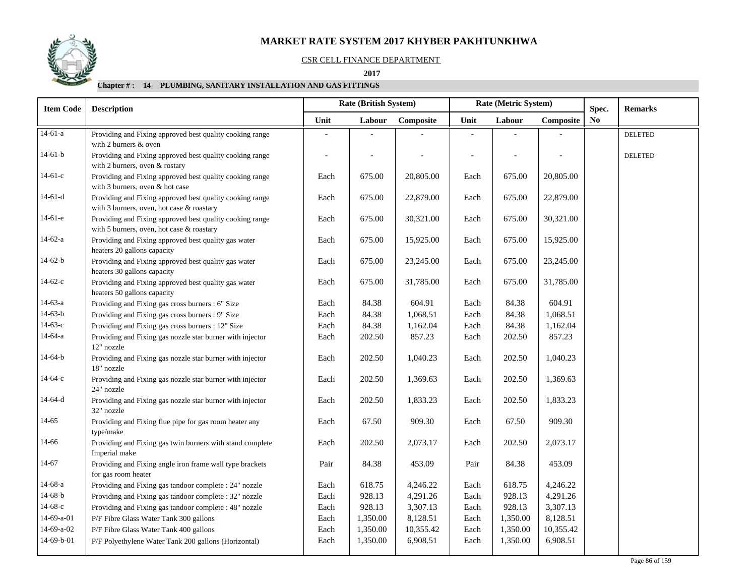# MARKET RATE SYSTEM 2017 KHYBER PAKHTUNKHWA

CSR CELL FINANCE DEPARTMENT

**2017**

**Chapter # : 14 PLUMBING, SANITARY INSTALLATION AND GAS FITTINGS**

| Item Code | Description | Rate (British System) | | | Rate (Metric System) | | | Spec. No | Remarks |
|---|---|---|---|---|---|---|---|---|---|
| | | Unit | Labour | Composite | Unit | Labour | Composite | | |
| 14-61-a | Providing and Fixing approved best quality cooking range with 2 burners & oven | - | - | - | - | - | - | | DELETED |
| 14-61-b | Providing and Fixing approved best quality cooking range with 2 burners, oven & rostary | - | - | - | - | - | - | | DELETED |
| 14-61-c | Providing and Fixing approved best quality cooking range with 3 burners, oven & hot case | Each | 675.00 | 20,805.00 | Each | 675.00 | 20,805.00 | | |
| 14-61-d | Providing and Fixing approved best quality cooking range with 3 burners, oven, hot case & roastary | Each | 675.00 | 22,879.00 | Each | 675.00 | 22,879.00 | | |
| 14-61-e | Providing and Fixing approved best quality cooking range with 5 burners, oven, hot case & roastary | Each | 675.00 | 30,321.00 | Each | 675.00 | 30,321.00 | | |
| 14-62-a | Providing and Fixing approved best quality gas water heaters 20 gallons capacity | Each | 675.00 | 15,925.00 | Each | 675.00 | 15,925.00 | | |
| 14-62-b | Providing and Fixing approved best quality gas water heaters 30 gallons capacity | Each | 675.00 | 23,245.00 | Each | 675.00 | 23,245.00 | | |
| 14-62-c | Providing and Fixing approved best quality gas water heaters 50 gallons capacity | Each | 675.00 | 31,785.00 | Each | 675.00 | 31,785.00 | | |
| 14-63-a | Providing and Fixing gas cross burners : 6" Size | Each | 84.38 | 604.91 | Each | 84.38 | 604.91 | | |
| 14-63-b | Providing and Fixing gas cross burners : 9" Size | Each | 84.38 | 1,068.51 | Each | 84.38 | 1,068.51 | | |
| 14-63-c | Providing and Fixing gas cross burners : 12" Size | Each | 84.38 | 1,162.04 | Each | 84.38 | 1,162.04 | | |
| 14-64-a | Providing and Fixing gas nozzle star burner with injector 12" nozzle | Each | 202.50 | 857.23 | Each | 202.50 | 857.23 | | |
| 14-64-b | Providing and Fixing gas nozzle star burner with injector 18" nozzle | Each | 202.50 | 1,040.23 | Each | 202.50 | 1,040.23 | | |
| 14-64-c | Providing and Fixing gas nozzle star burner with injector 24" nozzle | Each | 202.50 | 1,369.63 | Each | 202.50 | 1,369.63 | | |
| 14-64-d | Providing and Fixing gas nozzle star burner with injector 32" nozzle | Each | 202.50 | 1,833.23 | Each | 202.50 | 1,833.23 | | |
| 14-65 | Providing and Fixing flue pipe for gas room heater any type/make | Each | 67.50 | 909.30 | Each | 67.50 | 909.30 | | |
| 14-66 | Providing and Fixing gas twin burners with stand complete Imperial make | Each | 202.50 | 2,073.17 | Each | 202.50 | 2,073.17 | | |
| 14-67 | Providing and Fixing angle iron frame wall type brackets for gas room heater | Pair | 84.38 | 453.09 | Pair | 84.38 | 453.09 | | |
| 14-68-a | Providing and Fixing gas tandoor complete : 24" nozzle | Each | 618.75 | 4,246.22 | Each | 618.75 | 4,246.22 | | |
| 14-68-b | Providing and Fixing gas tandoor complete : 32" nozzle | Each | 928.13 | 4,291.26 | Each | 928.13 | 4,291.26 | | |
| 14-68-c | Providing and Fixing gas tandoor complete : 48" nozzle | Each | 928.13 | 3,307.13 | Each | 928.13 | 3,307.13 | | |
| 14-69-a-01 | P/F Fibre Glass Water Tank 300 gallons | Each | 1,350.00 | 8,128.51 | Each | 1,350.00 | 8,128.51 | | |
| 14-69-a-02 | P/F Fibre Glass Water Tank 400 gallons | Each | 1,350.00 | 10,355.42 | Each | 1,350.00 | 10,355.42 | | |
| 14-69-b-01 | P/F Polyethylene Water Tank 200 gallons (Horizontal) | Each | 1,350.00 | 6,908.51 | Each | 1,350.00 | 6,908.51 | | |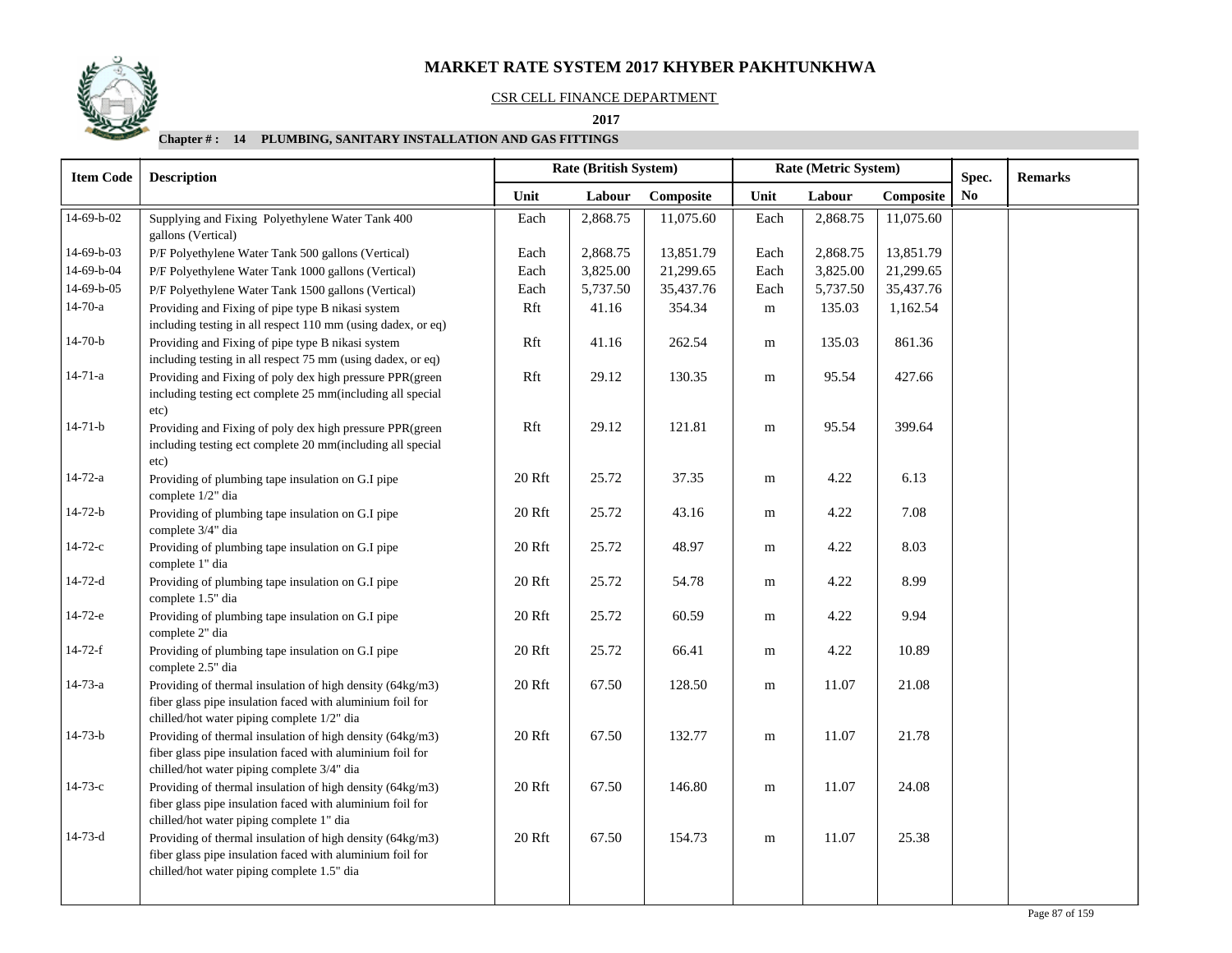# MARKET RATE SYSTEM 2017 KHYBER PAKHTUNKHWA

CSR CELL FINANCE DEPARTMENT

**2017**

**Chapter # : 14 PLUMBING, SANITARY INSTALLATION AND GAS FITTINGS**

| Item Code | Description | Rate (British System) | | | Rate (Metric System) | | | Spec. No | Remarks |
|---|---|---|---|---|---|---|---|---|---|
| | | Unit | Labour | Composite | Unit | Labour | Composite | | |
| 14-69-b-02 | Supplying and Fixing Polyethylene Water Tank 400 gallons (Vertical) | Each | 2,868.75 | 11,075.60 | Each | 2,868.75 | 11,075.60 | | |
| 14-69-b-03 | P/F Polyethylene Water Tank 500 gallons (Vertical) | Each | 2,868.75 | 13,851.79 | Each | 2,868.75 | 13,851.79 | | |
| 14-69-b-04 | P/F Polyethylene Water Tank 1000 gallons (Vertical) | Each | 3,825.00 | 21,299.65 | Each | 3,825.00 | 21,299.65 | | |
| 14-69-b-05 | P/F Polyethylene Water Tank 1500 gallons (Vertical) | Each | 5,737.50 | 35,437.76 | Each | 5,737.50 | 35,437.76 | | |
| 14-70-a | Providing and Fixing of pipe type B nikasi system including testing in all respect 110 mm (using dadex, or eq) | Rft | 41.16 | 354.34 | m | 135.03 | 1,162.54 | | |
| 14-70-b | Providing and Fixing of pipe type B nikasi system including testing in all respect 75 mm (using dadex, or eq) | Rft | 41.16 | 262.54 | m | 135.03 | 861.36 | | |
| 14-71-a | Providing and Fixing of poly dex high pressure PPR(green including testing ect complete 25 mm(including all special etc) | Rft | 29.12 | 130.35 | m | 95.54 | 427.66 | | |
| 14-71-b | Providing and Fixing of poly dex high pressure PPR(green including testing ect complete 20 mm(including all special etc) | Rft | 29.12 | 121.81 | m | 95.54 | 399.64 | | |
| 14-72-a | Providing of plumbing tape insulation on G.I pipe complete 1/2" dia | 20 Rft | 25.72 | 37.35 | m | 4.22 | 6.13 | | |
| 14-72-b | Providing of plumbing tape insulation on G.I pipe complete 3/4" dia | 20 Rft | 25.72 | 43.16 | m | 4.22 | 7.08 | | |
| 14-72-c | Providing of plumbing tape insulation on G.I pipe complete 1" dia | 20 Rft | 25.72 | 48.97 | m | 4.22 | 8.03 | | |
| 14-72-d | Providing of plumbing tape insulation on G.I pipe complete 1.5" dia | 20 Rft | 25.72 | 54.78 | m | 4.22 | 8.99 | | |
| 14-72-e | Providing of plumbing tape insulation on G.I pipe complete 2" dia | 20 Rft | 25.72 | 60.59 | m | 4.22 | 9.94 | | |
| 14-72-f | Providing of plumbing tape insulation on G.I pipe complete 2.5" dia | 20 Rft | 25.72 | 66.41 | m | 4.22 | 10.89 | | |
| 14-73-a | Providing of thermal insulation of high density (64kg/m3) fiber glass pipe insulation faced with aluminium foil for chilled/hot water piping complete 1/2" dia | 20 Rft | 67.50 | 128.50 | m | 11.07 | 21.08 | | |
| 14-73-b | Providing of thermal insulation of high density (64kg/m3) fiber glass pipe insulation faced with aluminium foil for chilled/hot water piping complete 3/4" dia | 20 Rft | 67.50 | 132.77 | m | 11.07 | 21.78 | | |
| 14-73-c | Providing of thermal insulation of high density (64kg/m3) fiber glass pipe insulation faced with aluminium foil for chilled/hot water piping complete 1" dia | 20 Rft | 67.50 | 146.80 | m | 11.07 | 24.08 | | |
| 14-73-d | Providing of thermal insulation of high density (64kg/m3) fiber glass pipe insulation faced with aluminium foil for chilled/hot water piping complete 1.5" dia | 20 Rft | 67.50 | 154.73 | m | 11.07 | 25.38 | | |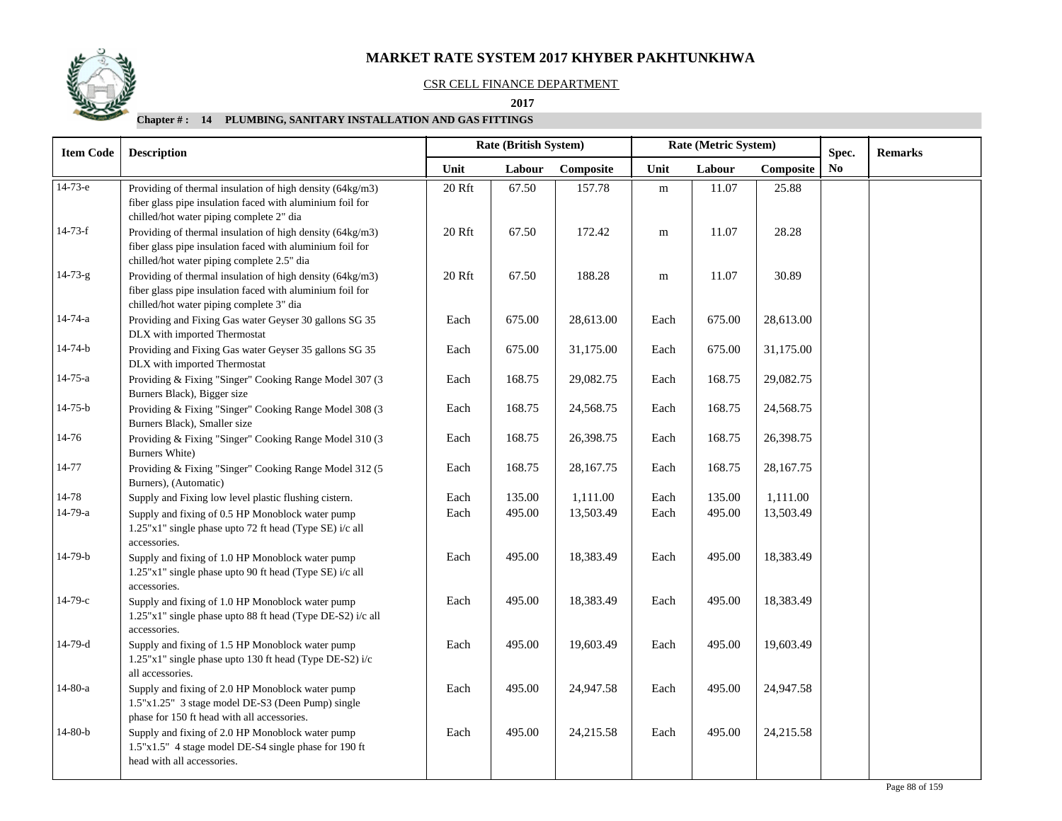# MARKET RATE SYSTEM 2017 KHYBER PAKHTUNKHWA

CSR CELL FINANCE DEPARTMENT

**2017**

**Chapter # : 14 PLUMBING, SANITARY INSTALLATION AND GAS FITTINGS**

| Item Code | Description | Rate (British System) | | | Rate (Metric System) | | | Spec. No | Remarks |
|---|---|---|---|---|---|---|---|---|---|
| | | Unit | Labour | Composite | Unit | Labour | Composite | | |
| 14-73-e | Providing of thermal insulation of high density (64kg/m3) fiber glass pipe insulation faced with aluminium foil for chilled/hot water piping complete 2" dia | 20 Rft | 67.50 | 157.78 | m | 11.07 | 25.88 | | |
| 14-73-f | Providing of thermal insulation of high density (64kg/m3) fiber glass pipe insulation faced with aluminium foil for chilled/hot water piping complete 2.5" dia | 20 Rft | 67.50 | 172.42 | m | 11.07 | 28.28 | | |
| 14-73-g | Providing of thermal insulation of high density (64kg/m3) fiber glass pipe insulation faced with aluminium foil for chilled/hot water piping complete 3" dia | 20 Rft | 67.50 | 188.28 | m | 11.07 | 30.89 | | |
| 14-74-a | Providing and Fixing Gas water Geyser 30 gallons SG 35 DLX with imported Thermostat | Each | 675.00 | 28,613.00 | Each | 675.00 | 28,613.00 | | |
| 14-74-b | Providing and Fixing Gas water Geyser 35 gallons SG 35 DLX with imported Thermostat | Each | 675.00 | 31,175.00 | Each | 675.00 | 31,175.00 | | |
| 14-75-a | Providing & Fixing "Singer" Cooking Range Model 307 (3 Burners Black), Bigger size | Each | 168.75 | 29,082.75 | Each | 168.75 | 29,082.75 | | |
| 14-75-b | Providing & Fixing "Singer" Cooking Range Model 308 (3 Burners Black), Smaller size | Each | 168.75 | 24,568.75 | Each | 168.75 | 24,568.75 | | |
| 14-76 | Providing & Fixing "Singer" Cooking Range Model 310 (3 Burners White) | Each | 168.75 | 26,398.75 | Each | 168.75 | 26,398.75 | | |
| 14-77 | Providing & Fixing "Singer" Cooking Range Model 312 (5 Burners), (Automatic) | Each | 168.75 | 28,167.75 | Each | 168.75 | 28,167.75 | | |
| 14-78 | Supply and Fixing low level plastic flushing cistern. | Each | 135.00 | 1,111.00 | Each | 135.00 | 1,111.00 | | |
| 14-79-a | Supply and fixing of 0.5 HP Monoblock water pump 1.25"x1" single phase upto 72 ft head (Type SE) i/c all accessories. | Each | 495.00 | 13,503.49 | Each | 495.00 | 13,503.49 | | |
| 14-79-b | Supply and fixing of 1.0 HP Monoblock water pump 1.25"x1" single phase upto 90 ft head (Type SE) i/c all accessories. | Each | 495.00 | 18,383.49 | Each | 495.00 | 18,383.49 | | |
| 14-79-c | Supply and fixing of 1.0 HP Monoblock water pump 1.25"x1" single phase upto 88 ft head (Type DE-S2) i/c all accessories. | Each | 495.00 | 18,383.49 | Each | 495.00 | 18,383.49 | | |
| 14-79-d | Supply and fixing of 1.5 HP Monoblock water pump 1.25"x1" single phase upto 130 ft head (Type DE-S2) i/c all accessories. | Each | 495.00 | 19,603.49 | Each | 495.00 | 19,603.49 | | |
| 14-80-a | Supply and fixing of 2.0 HP Monoblock water pump 1.5"x1.25" 3 stage model DE-S3 (Deen Pump) single phase for 150 ft head with all accessories. | Each | 495.00 | 24,947.58 | Each | 495.00 | 24,947.58 | | |
| 14-80-b | Supply and fixing of 2.0 HP Monoblock water pump 1.5"x1.5" 4 stage model DE-S4 single phase for 190 ft head with all accessories. | Each | 495.00 | 24,215.58 | Each | 495.00 | 24,215.58 | | |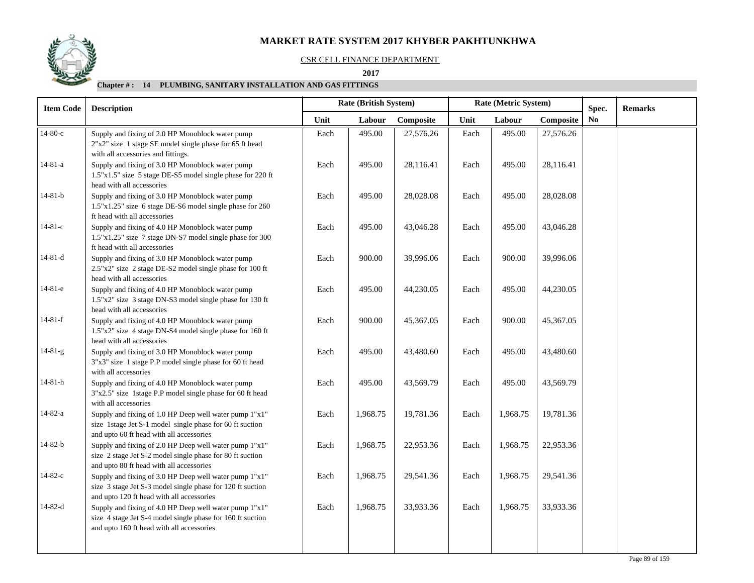# MARKET RATE SYSTEM 2017 KHYBER PAKHTUNKHWA

CSR CELL FINANCE DEPARTMENT

**2017**

**Chapter # : 14 PLUMBING, SANITARY INSTALLATION AND GAS FITTINGS**

| Item Code | Description | Rate (British System) | | | Rate (Metric System) | | | Spec. | Remarks |
|---|---|---|---|---|---|---|---|---|---|
| | | Unit | Labour | Composite | Unit | Labour | Composite | No | |
| 14-80-c | Supply and fixing of 2.0 HP Monoblock water pump 2"x2" size 1 stage SE model single phase for 65 ft head with all accessories and fittings. | Each | 495.00 | 27,576.26 | Each | 495.00 | 27,576.26 | | |
| 14-81-a | Supply and fixing of 3.0 HP Monoblock water pump 1.5"x1.5" size 5 stage DE-S5 model single phase for 220 ft head with all accessories | Each | 495.00 | 28,116.41 | Each | 495.00 | 28,116.41 | | |
| 14-81-b | Supply and fixing of 3.0 HP Monoblock water pump 1.5"x1.25" size 6 stage DE-S6 model single phase for 260 ft head with all accessories | Each | 495.00 | 28,028.08 | Each | 495.00 | 28,028.08 | | |
| 14-81-c | Supply and fixing of 4.0 HP Monoblock water pump 1.5"x1.25" size 7 stage DN-S7 model single phase for 300 ft head with all accessories | Each | 495.00 | 43,046.28 | Each | 495.00 | 43,046.28 | | |
| 14-81-d | Supply and fixing of 3.0 HP Monoblock water pump 2.5"x2" size 2 stage DE-S2 model single phase for 100 ft head with all accessories | Each | 900.00 | 39,996.06 | Each | 900.00 | 39,996.06 | | |
| 14-81-e | Supply and fixing of 4.0 HP Monoblock water pump 1.5"x2" size 3 stage DN-S3 model single phase for 130 ft head with all accessories | Each | 495.00 | 44,230.05 | Each | 495.00 | 44,230.05 | | |
| 14-81-f | Supply and fixing of 4.0 HP Monoblock water pump 1.5"x2" size 4 stage DN-S4 model single phase for 160 ft head with all accessories | Each | 900.00 | 45,367.05 | Each | 900.00 | 45,367.05 | | |
| 14-81-g | Supply and fixing of 3.0 HP Monoblock water pump 3"x3" size 1 stage P.P model single phase for 60 ft head with all accessories | Each | 495.00 | 43,480.60 | Each | 495.00 | 43,480.60 | | |
| 14-81-h | Supply and fixing of 4.0 HP Monoblock water pump 3"x2.5" size 1stage P.P model single phase for 60 ft head with all accessories | Each | 495.00 | 43,569.79 | Each | 495.00 | 43,569.79 | | |
| 14-82-a | Supply and fixing of 1.0 HP Deep well water pump 1"x1" size 1stage Jet S-1 model single phase for 60 ft suction and upto 60 ft head with all accessories | Each | 1,968.75 | 19,781.36 | Each | 1,968.75 | 19,781.36 | | |
| 14-82-b | Supply and fixing of 2.0 HP Deep well water pump 1"x1" size 2 stage Jet S-2 model single phase for 80 ft suction and upto 80 ft head with all accessories | Each | 1,968.75 | 22,953.36 | Each | 1,968.75 | 22,953.36 | | |
| 14-82-c | Supply and fixing of 3.0 HP Deep well water pump 1"x1" size 3 stage Jet S-3 model single phase for 120 ft suction and upto 120 ft head with all accessories | Each | 1,968.75 | 29,541.36 | Each | 1,968.75 | 29,541.36 | | |
| 14-82-d | Supply and fixing of 4.0 HP Deep well water pump 1"x1" size 4 stage Jet S-4 model single phase for 160 ft suction and upto 160 ft head with all accessories | Each | 1,968.75 | 33,933.36 | Each | 1,968.75 | 33,933.36 | | |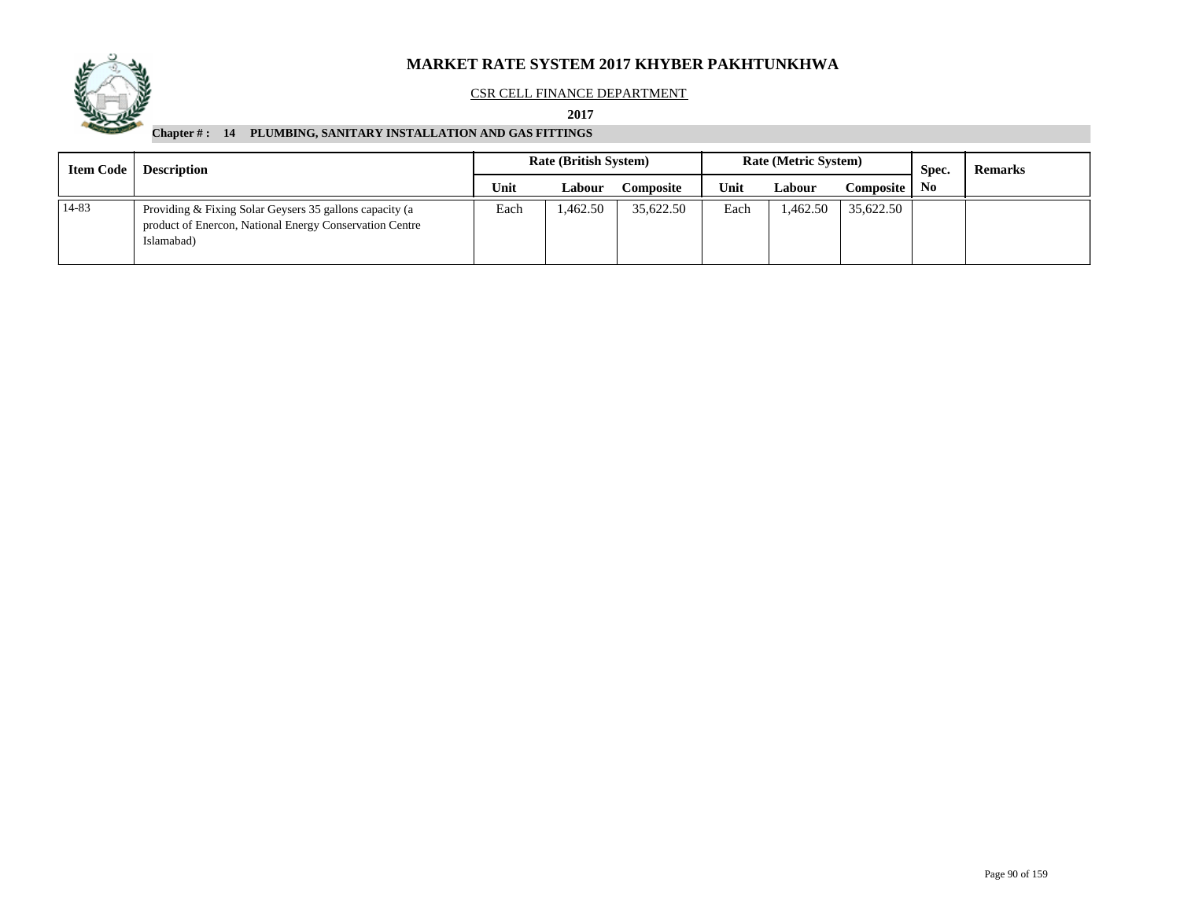# MARKET RATE SYSTEM 2017 KHYBER PAKHTUNKHWA

CSR CELL FINANCE DEPARTMENT

**2017**

**Chapter # : 14 PLUMBING, SANITARY INSTALLATION AND GAS FITTINGS**

| Item Code | Description | Rate (British System) | | | Rate (Metric System) | | | Spec. No | Remarks |
|---|---|---|---|---|---|---|---|---|---|
| | | Unit | Labour | Composite | Unit | Labour | Composite | | |
| 14-83 | Providing & Fixing Solar Geysers 35 gallons capacity (a product of Enercon, National Energy Conservation Centre Islamabad) | Each | 1,462.50 | 35,622.50 | Each | 1,462.50 | 35,622.50 | | |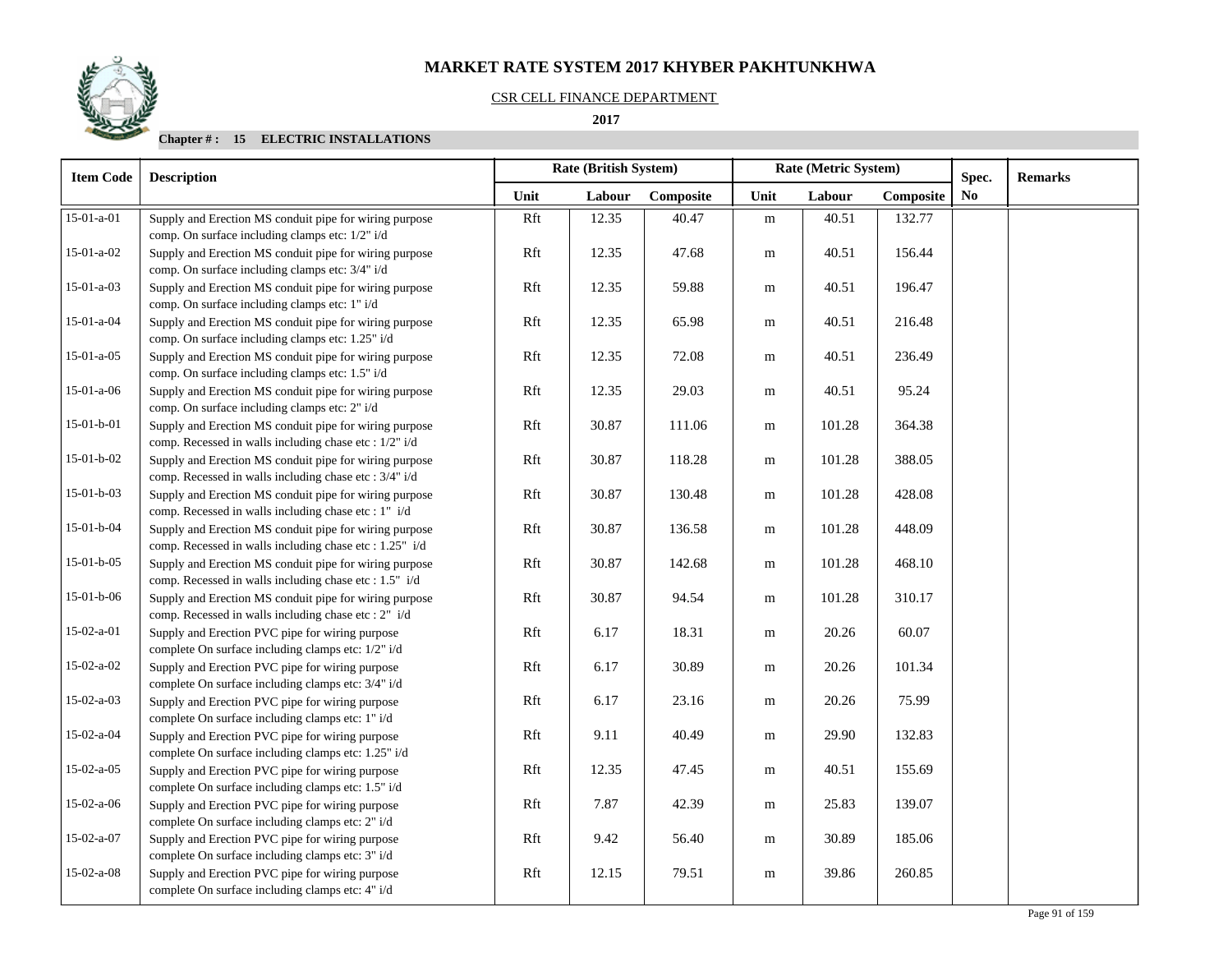# MARKET RATE SYSTEM 2017 KHYBER PAKHTUNKHWA

CSR CELL FINANCE DEPARTMENT

**2017**

**Chapter # : 15 ELECTRIC INSTALLATIONS**

| Item Code | Description | Rate (British System) | | | Rate (Metric System) | | | Spec. | Remarks |
|---|---|---|---|---|---|---|---|---|---|
| | | Unit | Labour | Composite | Unit | Labour | Composite | No | |
| 15-01-a-01 | Supply and Erection MS conduit pipe for wiring purpose comp. On surface including clamps etc: 1/2" i/d | Rft | 12.35 | 40.47 | m | 40.51 | 132.77 | | |
| 15-01-a-02 | Supply and Erection MS conduit pipe for wiring purpose comp. On surface including clamps etc: 3/4" i/d | Rft | 12.35 | 47.68 | m | 40.51 | 156.44 | | |
| 15-01-a-03 | Supply and Erection MS conduit pipe for wiring purpose comp. On surface including clamps etc: 1" i/d | Rft | 12.35 | 59.88 | m | 40.51 | 196.47 | | |
| 15-01-a-04 | Supply and Erection MS conduit pipe for wiring purpose comp. On surface including clamps etc: 1.25" i/d | Rft | 12.35 | 65.98 | m | 40.51 | 216.48 | | |
| 15-01-a-05 | Supply and Erection MS conduit pipe for wiring purpose comp. On surface including clamps etc: 1.5" i/d | Rft | 12.35 | 72.08 | m | 40.51 | 236.49 | | |
| 15-01-a-06 | Supply and Erection MS conduit pipe for wiring purpose comp. On surface including clamps etc: 2" i/d | Rft | 12.35 | 29.03 | m | 40.51 | 95.24 | | |
| 15-01-b-01 | Supply and Erection MS conduit pipe for wiring purpose comp. Recessed in walls including chase etc : 1/2" i/d | Rft | 30.87 | 111.06 | m | 101.28 | 364.38 | | |
| 15-01-b-02 | Supply and Erection MS conduit pipe for wiring purpose comp. Recessed in walls including chase etc : 3/4" i/d | Rft | 30.87 | 118.28 | m | 101.28 | 388.05 | | |
| 15-01-b-03 | Supply and Erection MS conduit pipe for wiring purpose comp. Recessed in walls including chase etc : 1" i/d | Rft | 30.87 | 130.48 | m | 101.28 | 428.08 | | |
| 15-01-b-04 | Supply and Erection MS conduit pipe for wiring purpose comp. Recessed in walls including chase etc : 1.25" i/d | Rft | 30.87 | 136.58 | m | 101.28 | 448.09 | | |
| 15-01-b-05 | Supply and Erection MS conduit pipe for wiring purpose comp. Recessed in walls including chase etc : 1.5" i/d | Rft | 30.87 | 142.68 | m | 101.28 | 468.10 | | |
| 15-01-b-06 | Supply and Erection MS conduit pipe for wiring purpose comp. Recessed in walls including chase etc : 2" i/d | Rft | 30.87 | 94.54 | m | 101.28 | 310.17 | | |
| 15-02-a-01 | Supply and Erection PVC pipe for wiring purpose complete On surface including clamps etc: 1/2" i/d | Rft | 6.17 | 18.31 | m | 20.26 | 60.07 | | |
| 15-02-a-02 | Supply and Erection PVC pipe for wiring purpose complete On surface including clamps etc: 3/4" i/d | Rft | 6.17 | 30.89 | m | 20.26 | 101.34 | | |
| 15-02-a-03 | Supply and Erection PVC pipe for wiring purpose complete On surface including clamps etc: 1" i/d | Rft | 6.17 | 23.16 | m | 20.26 | 75.99 | | |
| 15-02-a-04 | Supply and Erection PVC pipe for wiring purpose complete On surface including clamps etc: 1.25" i/d | Rft | 9.11 | 40.49 | m | 29.90 | 132.83 | | |
| 15-02-a-05 | Supply and Erection PVC pipe for wiring purpose complete On surface including clamps etc: 1.5" i/d | Rft | 12.35 | 47.45 | m | 40.51 | 155.69 | | |
| 15-02-a-06 | Supply and Erection PVC pipe for wiring purpose complete On surface including clamps etc: 2" i/d | Rft | 7.87 | 42.39 | m | 25.83 | 139.07 | | |
| 15-02-a-07 | Supply and Erection PVC pipe for wiring purpose complete On surface including clamps etc: 3" i/d | Rft | 9.42 | 56.40 | m | 30.89 | 185.06 | | |
| 15-02-a-08 | Supply and Erection PVC pipe for wiring purpose complete On surface including clamps etc: 4" i/d | Rft | 12.15 | 79.51 | m | 39.86 | 260.85 | | |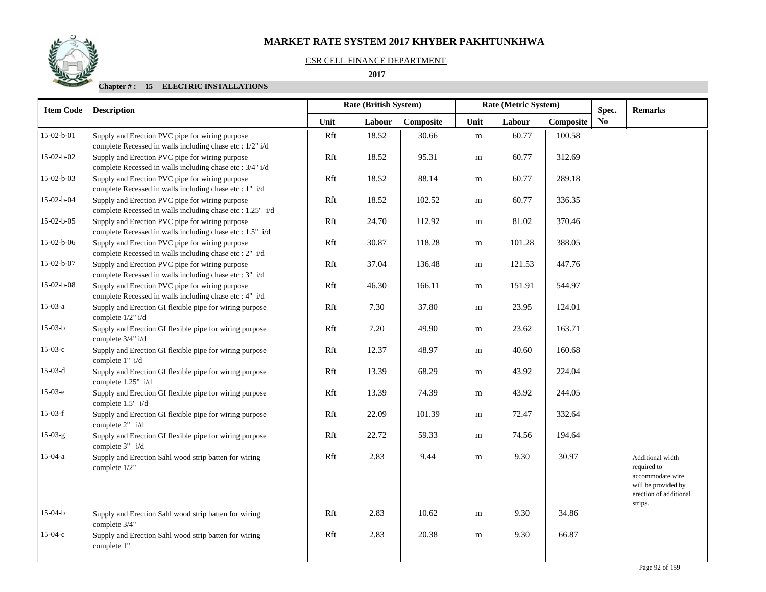# MARKET RATE SYSTEM 2017 KHYBER PAKHTUNKHWA

CSR CELL FINANCE DEPARTMENT

**2017**

**Chapter # : 15 ELECTRIC INSTALLATIONS**

| Item Code | Description | Rate (British System) | | | Rate (Metric System) | | | Spec. No | Remarks |
|---|---|---|---|---|---|---|---|---|---|
| | | Unit | Labour | Composite | Unit | Labour | Composite | | |
| 15-02-b-01 | Supply and Erection PVC pipe for wiring purpose complete Recessed in walls including chase etc : 1/2" i/d | Rft | 18.52 | 30.66 | m | 60.77 | 100.58 | | |
| 15-02-b-02 | Supply and Erection PVC pipe for wiring purpose complete Recessed in walls including chase etc : 3/4" i/d | Rft | 18.52 | 95.31 | m | 60.77 | 312.69 | | |
| 15-02-b-03 | Supply and Erection PVC pipe for wiring purpose complete Recessed in walls including chase etc : 1" i/d | Rft | 18.52 | 88.14 | m | 60.77 | 289.18 | | |
| 15-02-b-04 | Supply and Erection PVC pipe for wiring purpose complete Recessed in walls including chase etc : 1.25" i/d | Rft | 18.52 | 102.52 | m | 60.77 | 336.35 | | |
| 15-02-b-05 | Supply and Erection PVC pipe for wiring purpose complete Recessed in walls including chase etc : 1.5" i/d | Rft | 24.70 | 112.92 | m | 81.02 | 370.46 | | |
| 15-02-b-06 | Supply and Erection PVC pipe for wiring purpose complete Recessed in walls including chase etc : 2" i/d | Rft | 30.87 | 118.28 | m | 101.28 | 388.05 | | |
| 15-02-b-07 | Supply and Erection PVC pipe for wiring purpose complete Recessed in walls including chase etc : 3" i/d | Rft | 37.04 | 136.48 | m | 121.53 | 447.76 | | |
| 15-02-b-08 | Supply and Erection PVC pipe for wiring purpose complete Recessed in walls including chase etc : 4" i/d | Rft | 46.30 | 166.11 | m | 151.91 | 544.97 | | |
| 15-03-a | Supply and Erection GI flexible pipe for wiring purpose complete 1/2" i/d | Rft | 7.30 | 37.80 | m | 23.95 | 124.01 | | |
| 15-03-b | Supply and Erection GI flexible pipe for wiring purpose complete 3/4" i/d | Rft | 7.20 | 49.90 | m | 23.62 | 163.71 | | |
| 15-03-c | Supply and Erection GI flexible pipe for wiring purpose complete 1" i/d | Rft | 12.37 | 48.97 | m | 40.60 | 160.68 | | |
| 15-03-d | Supply and Erection GI flexible pipe for wiring purpose complete 1.25" i/d | Rft | 13.39 | 68.29 | m | 43.92 | 224.04 | | |
| 15-03-e | Supply and Erection GI flexible pipe for wiring purpose complete 1.5" i/d | Rft | 13.39 | 74.39 | m | 43.92 | 244.05 | | |
| 15-03-f | Supply and Erection GI flexible pipe for wiring purpose complete 2" i/d | Rft | 22.09 | 101.39 | m | 72.47 | 332.64 | | |
| 15-03-g | Supply and Erection GI flexible pipe for wiring purpose complete 3" i/d | Rft | 22.72 | 59.33 | m | 74.56 | 194.64 | | |
| 15-04-a | Supply and Erection Sahl wood strip batten for wiring complete 1/2" | Rft | 2.83 | 9.44 | m | 9.30 | 30.97 | | Additional width required to accommodate wire will be provided by erection of additional strips. |
| 15-04-b | Supply and Erection Sahl wood strip batten for wiring complete 3/4" | Rft | 2.83 | 10.62 | m | 9.30 | 34.86 | | |
| 15-04-c | Supply and Erection Sahl wood strip batten for wiring complete 1" | Rft | 2.83 | 20.38 | m | 9.30 | 66.87 | | |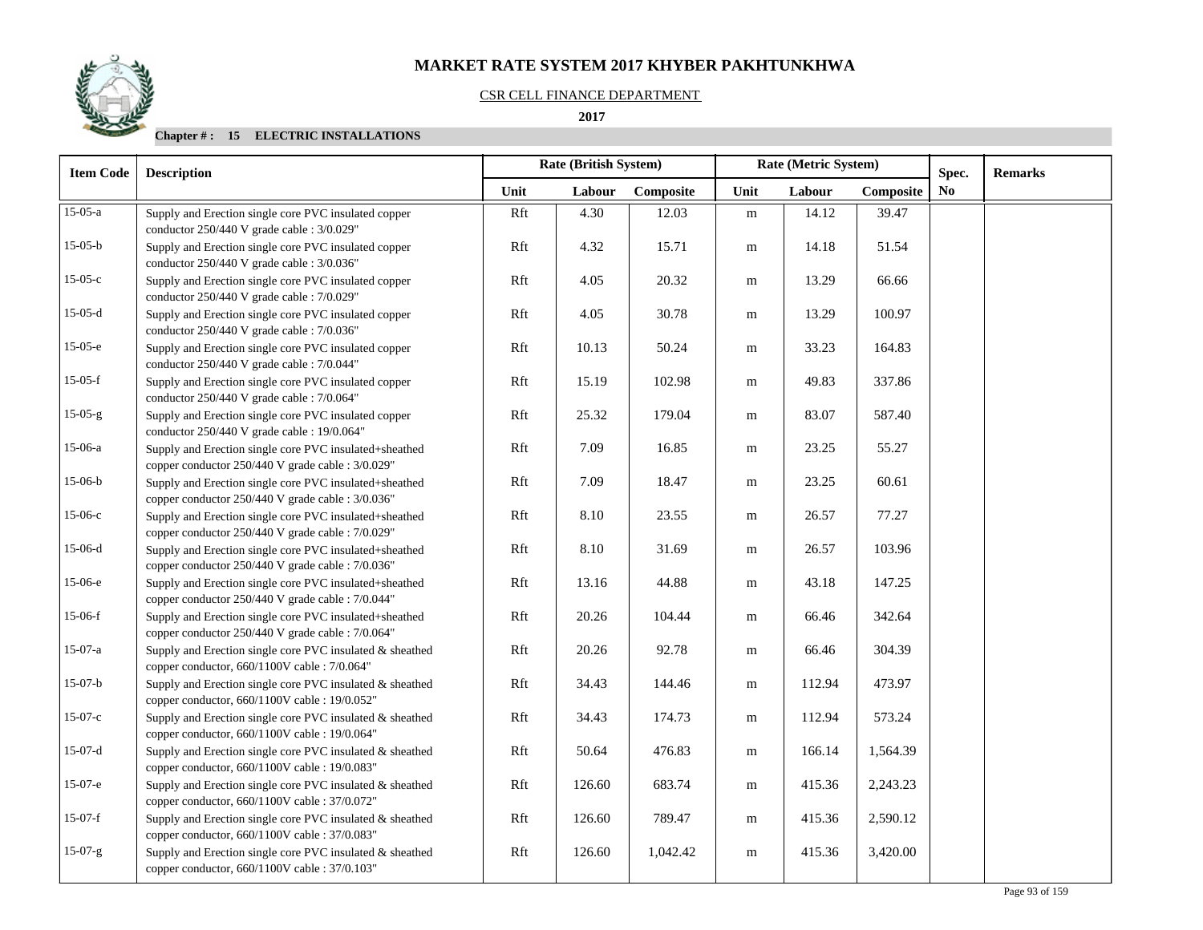# MARKET RATE SYSTEM 2017 KHYBER PAKHTUNKHWA

CSR CELL FINANCE DEPARTMENT

**2017**

**Chapter # : 15 ELECTRIC INSTALLATIONS**

| Item Code | Description | Rate (British System) | | | Rate (Metric System) | | | Spec. | Remarks |
|---|---|---|---|---|---|---|---|---|---|
| | | Unit | Labour | Composite | Unit | Labour | Composite | No | |
| 15-05-a | Supply and Erection single core PVC insulated copper conductor 250/440 V grade cable : 3/0.029" | Rft | 4.30 | 12.03 | m | 14.12 | 39.47 | | |
| 15-05-b | Supply and Erection single core PVC insulated copper conductor 250/440 V grade cable : 3/0.036" | Rft | 4.32 | 15.71 | m | 14.18 | 51.54 | | |
| 15-05-c | Supply and Erection single core PVC insulated copper conductor 250/440 V grade cable : 7/0.029" | Rft | 4.05 | 20.32 | m | 13.29 | 66.66 | | |
| 15-05-d | Supply and Erection single core PVC insulated copper conductor 250/440 V grade cable : 7/0.036" | Rft | 4.05 | 30.78 | m | 13.29 | 100.97 | | |
| 15-05-e | Supply and Erection single core PVC insulated copper conductor 250/440 V grade cable : 7/0.044" | Rft | 10.13 | 50.24 | m | 33.23 | 164.83 | | |
| 15-05-f | Supply and Erection single core PVC insulated copper conductor 250/440 V grade cable : 7/0.064" | Rft | 15.19 | 102.98 | m | 49.83 | 337.86 | | |
| 15-05-g | Supply and Erection single core PVC insulated copper conductor 250/440 V grade cable : 19/0.064" | Rft | 25.32 | 179.04 | m | 83.07 | 587.40 | | |
| 15-06-a | Supply and Erection single core PVC insulated+sheathed copper conductor 250/440 V grade cable : 3/0.029" | Rft | 7.09 | 16.85 | m | 23.25 | 55.27 | | |
| 15-06-b | Supply and Erection single core PVC insulated+sheathed copper conductor 250/440 V grade cable : 3/0.036" | Rft | 7.09 | 18.47 | m | 23.25 | 60.61 | | |
| 15-06-c | Supply and Erection single core PVC insulated+sheathed copper conductor 250/440 V grade cable : 7/0.029" | Rft | 8.10 | 23.55 | m | 26.57 | 77.27 | | |
| 15-06-d | Supply and Erection single core PVC insulated+sheathed copper conductor 250/440 V grade cable : 7/0.036" | Rft | 8.10 | 31.69 | m | 26.57 | 103.96 | | |
| 15-06-e | Supply and Erection single core PVC insulated+sheathed copper conductor 250/440 V grade cable : 7/0.044" | Rft | 13.16 | 44.88 | m | 43.18 | 147.25 | | |
| 15-06-f | Supply and Erection single core PVC insulated+sheathed copper conductor 250/440 V grade cable : 7/0.064" | Rft | 20.26 | 104.44 | m | 66.46 | 342.64 | | |
| 15-07-a | Supply and Erection single core PVC insulated & sheathed copper conductor, 660/1100V cable : 7/0.064" | Rft | 20.26 | 92.78 | m | 66.46 | 304.39 | | |
| 15-07-b | Supply and Erection single core PVC insulated & sheathed copper conductor, 660/1100V cable : 19/0.052" | Rft | 34.43 | 144.46 | m | 112.94 | 473.97 | | |
| 15-07-c | Supply and Erection single core PVC insulated & sheathed copper conductor, 660/1100V cable : 19/0.064" | Rft | 34.43 | 174.73 | m | 112.94 | 573.24 | | |
| 15-07-d | Supply and Erection single core PVC insulated & sheathed copper conductor, 660/1100V cable : 19/0.083" | Rft | 50.64 | 476.83 | m | 166.14 | 1,564.39 | | |
| 15-07-e | Supply and Erection single core PVC insulated & sheathed copper conductor, 660/1100V cable : 37/0.072" | Rft | 126.60 | 683.74 | m | 415.36 | 2,243.23 | | |
| 15-07-f | Supply and Erection single core PVC insulated & sheathed copper conductor, 660/1100V cable : 37/0.083" | Rft | 126.60 | 789.47 | m | 415.36 | 2,590.12 | | |
| 15-07-g | Supply and Erection single core PVC insulated & sheathed copper conductor, 660/1100V cable : 37/0.103" | Rft | 126.60 | 1,042.42 | m | 415.36 | 3,420.00 | | |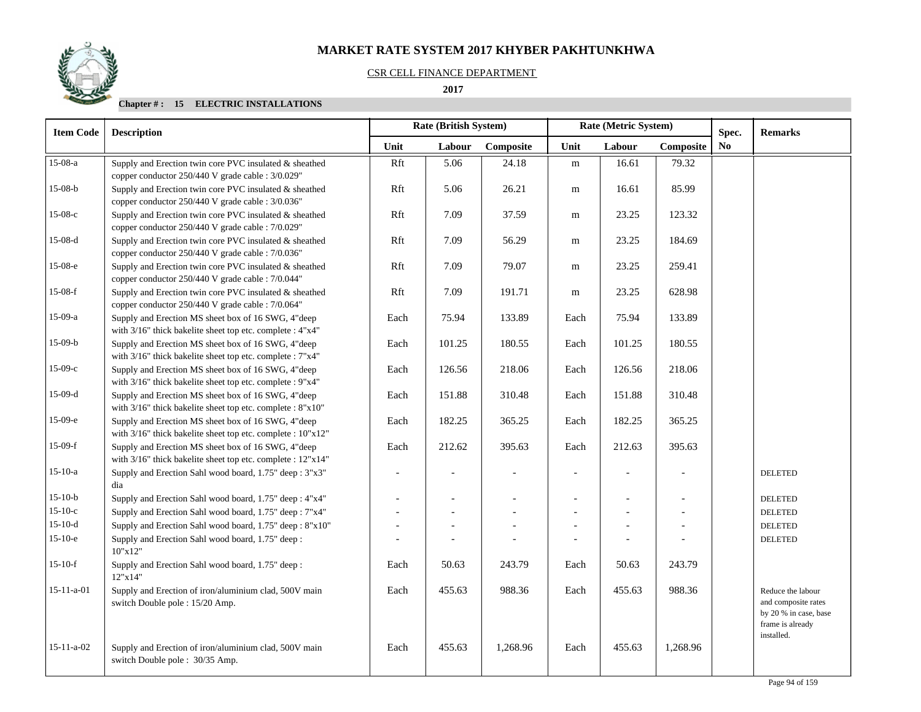# MARKET RATE SYSTEM 2017 KHYBER PAKHTUNKHWA

CSR CELL FINANCE DEPARTMENT

**2017**

**Chapter # : 15 ELECTRIC INSTALLATIONS**

| Item Code | Description | Rate (British System) | | | Rate (Metric System) | | | Spec. | Remarks |
|---|---|---|---|---|---|---|---|---|---|
| | | Unit | Labour | Composite | Unit | Labour | Composite | No | |
| 15-08-a | Supply and Erection twin core PVC insulated & sheathed copper conductor 250/440 V grade cable : 3/0.029" | Rft | 5.06 | 24.18 | m | 16.61 | 79.32 | | |
| 15-08-b | Supply and Erection twin core PVC insulated & sheathed copper conductor 250/440 V grade cable : 3/0.036" | Rft | 5.06 | 26.21 | m | 16.61 | 85.99 | | |
| 15-08-c | Supply and Erection twin core PVC insulated & sheathed copper conductor 250/440 V grade cable : 7/0.029" | Rft | 7.09 | 37.59 | m | 23.25 | 123.32 | | |
| 15-08-d | Supply and Erection twin core PVC insulated & sheathed copper conductor 250/440 V grade cable : 7/0.036" | Rft | 7.09 | 56.29 | m | 23.25 | 184.69 | | |
| 15-08-e | Supply and Erection twin core PVC insulated & sheathed copper conductor 250/440 V grade cable : 7/0.044" | Rft | 7.09 | 79.07 | m | 23.25 | 259.41 | | |
| 15-08-f | Supply and Erection twin core PVC insulated & sheathed copper conductor 250/440 V grade cable : 7/0.064" | Rft | 7.09 | 191.71 | m | 23.25 | 628.98 | | |
| 15-09-a | Supply and Erection MS sheet box of 16 SWG, 4"deep with 3/16" thick bakelite sheet top etc. complete : 4"x4" | Each | 75.94 | 133.89 | Each | 75.94 | 133.89 | | |
| 15-09-b | Supply and Erection MS sheet box of 16 SWG, 4"deep with 3/16" thick bakelite sheet top etc. complete : 7"x4" | Each | 101.25 | 180.55 | Each | 101.25 | 180.55 | | |
| 15-09-c | Supply and Erection MS sheet box of 16 SWG, 4"deep with 3/16" thick bakelite sheet top etc. complete : 9"x4" | Each | 126.56 | 218.06 | Each | 126.56 | 218.06 | | |
| 15-09-d | Supply and Erection MS sheet box of 16 SWG, 4"deep with 3/16" thick bakelite sheet top etc. complete : 8"x10" | Each | 151.88 | 310.48 | Each | 151.88 | 310.48 | | |
| 15-09-e | Supply and Erection MS sheet box of 16 SWG, 4"deep with 3/16" thick bakelite sheet top etc. complete : 10"x12" | Each | 182.25 | 365.25 | Each | 182.25 | 365.25 | | |
| 15-09-f | Supply and Erection MS sheet box of 16 SWG, 4"deep with 3/16" thick bakelite sheet top etc. complete : 12"x14" | Each | 212.62 | 395.63 | Each | 212.63 | 395.63 | | |
| 15-10-a | Supply and Erection Sahl wood board, 1.75" deep : 3"x3" dia | - | - | - | - | - | - | | DELETED |
| 15-10-b | Supply and Erection Sahl wood board, 1.75" deep : 4"x4" | - | - | - | - | - | - | | DELETED |
| 15-10-c | Supply and Erection Sahl wood board, 1.75" deep : 7"x4" | - | - | - | - | - | - | | DELETED |
| 15-10-d | Supply and Erection Sahl wood board, 1.75" deep : 8"x10" | - | - | - | - | - | - | | DELETED |
| 15-10-e | Supply and Erection Sahl wood board, 1.75" deep : 10"x12" | - | - | - | - | - | - | | DELETED |
| 15-10-f | Supply and Erection Sahl wood board, 1.75" deep : 12"x14" | Each | 50.63 | 243.79 | Each | 50.63 | 243.79 | | |
| 15-11-a-01 | Supply and Erection of iron/aluminium clad, 500V main switch Double pole : 15/20 Amp. | Each | 455.63 | 988.36 | Each | 455.63 | 988.36 | | Reduce the labour and composite rates by 20 % in case, base frame is already installed. |
| 15-11-a-02 | Supply and Erection of iron/aluminium clad, 500V main switch Double pole : 30/35 Amp. | Each | 455.63 | 1,268.96 | Each | 455.63 | 1,268.96 | | |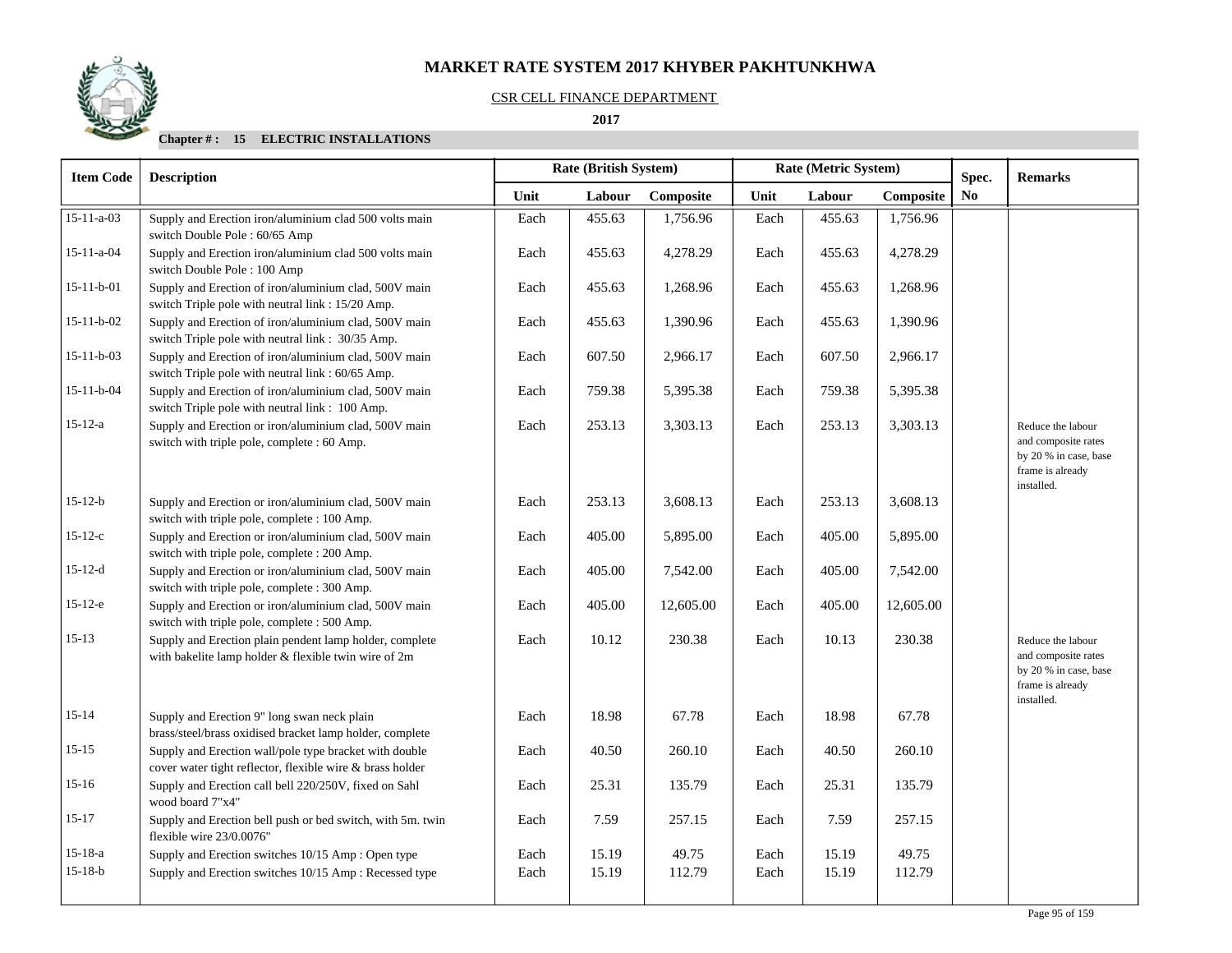# MARKET RATE SYSTEM 2017 KHYBER PAKHTUNKHWA

CSR CELL FINANCE DEPARTMENT

**2017**

**Chapter # : 15 ELECTRIC INSTALLATIONS**

| Item Code | Description | Rate (British System) | | | Rate (Metric System) | | | Spec. No | Remarks |
|---|---|---|---|---|---|---|---|---|---|
| | | Unit | Labour | Composite | Unit | Labour | Composite | | |
| 15-11-a-03 | Supply and Erection iron/aluminium clad 500 volts main switch Double Pole : 60/65 Amp | Each | 455.63 | 1,756.96 | Each | 455.63 | 1,756.96 | | |
| 15-11-a-04 | Supply and Erection iron/aluminium clad 500 volts main switch Double Pole : 100 Amp | Each | 455.63 | 4,278.29 | Each | 455.63 | 4,278.29 | | |
| 15-11-b-01 | Supply and Erection of iron/aluminium clad, 500V main switch Triple pole with neutral link : 15/20 Amp. | Each | 455.63 | 1,268.96 | Each | 455.63 | 1,268.96 | | |
| 15-11-b-02 | Supply and Erection of iron/aluminium clad, 500V main switch Triple pole with neutral link : 30/35 Amp. | Each | 455.63 | 1,390.96 | Each | 455.63 | 1,390.96 | | |
| 15-11-b-03 | Supply and Erection of iron/aluminium clad, 500V main switch Triple pole with neutral link : 60/65 Amp. | Each | 607.50 | 2,966.17 | Each | 607.50 | 2,966.17 | | |
| 15-11-b-04 | Supply and Erection of iron/aluminium clad, 500V main switch Triple pole with neutral link : 100 Amp. | Each | 759.38 | 5,395.38 | Each | 759.38 | 5,395.38 | | |
| 15-12-a | Supply and Erection or iron/aluminium clad, 500V main switch with triple pole, complete : 60 Amp. | Each | 253.13 | 3,303.13 | Each | 253.13 | 3,303.13 | | Reduce the labour and composite rates by 20 % in case, base frame is already installed. |
| 15-12-b | Supply and Erection or iron/aluminium clad, 500V main switch with triple pole, complete : 100 Amp. | Each | 253.13 | 3,608.13 | Each | 253.13 | 3,608.13 | | |
| 15-12-c | Supply and Erection or iron/aluminium clad, 500V main switch with triple pole, complete : 200 Amp. | Each | 405.00 | 5,895.00 | Each | 405.00 | 5,895.00 | | |
| 15-12-d | Supply and Erection or iron/aluminium clad, 500V main switch with triple pole, complete : 300 Amp. | Each | 405.00 | 7,542.00 | Each | 405.00 | 7,542.00 | | |
| 15-12-e | Supply and Erection or iron/aluminium clad, 500V main switch with triple pole, complete : 500 Amp. | Each | 405.00 | 12,605.00 | Each | 405.00 | 12,605.00 | | |
| 15-13 | Supply and Erection plain pendent lamp holder, complete with bakelite lamp holder & flexible twin wire of 2m | Each | 10.12 | 230.38 | Each | 10.13 | 230.38 | | Reduce the labour and composite rates by 20 % in case, base frame is already installed. |
| 15-14 | Supply and Erection 9" long swan neck plain brass/steel/brass oxidised bracket lamp holder, complete | Each | 18.98 | 67.78 | Each | 18.98 | 67.78 | | |
| 15-15 | Supply and Erection wall/pole type bracket with double cover water tight reflector, flexible wire & brass holder | Each | 40.50 | 260.10 | Each | 40.50 | 260.10 | | |
| 15-16 | Supply and Erection call bell 220/250V, fixed on Sahl wood board 7"x4" | Each | 25.31 | 135.79 | Each | 25.31 | 135.79 | | |
| 15-17 | Supply and Erection bell push or bed switch, with 5m. twin flexible wire 23/0.0076" | Each | 7.59 | 257.15 | Each | 7.59 | 257.15 | | |
| 15-18-a | Supply and Erection switches 10/15 Amp : Open type | Each | 15.19 | 49.75 | Each | 15.19 | 49.75 | | |
| 15-18-b | Supply and Erection switches 10/15 Amp : Recessed type | Each | 15.19 | 112.79 | Each | 15.19 | 112.79 | | |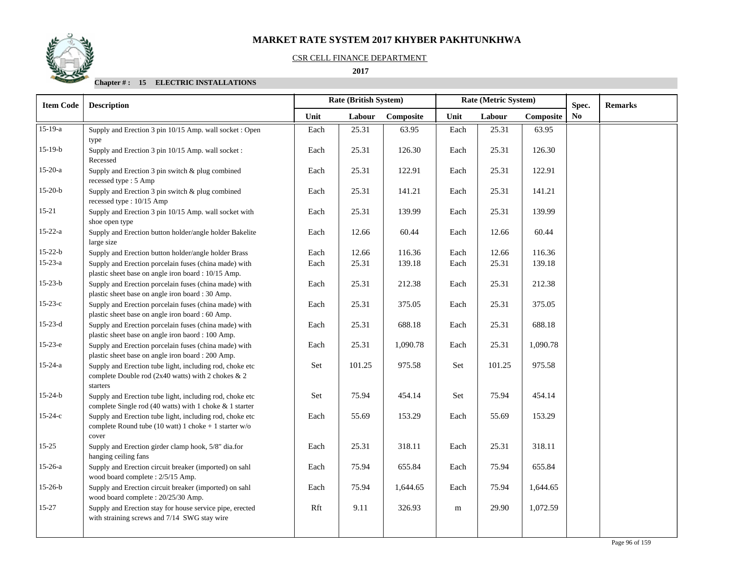# MARKET RATE SYSTEM 2017 KHYBER PAKHTUNKHWA

CSR CELL FINANCE DEPARTMENT

**2017**

**Chapter # : 15 ELECTRIC INSTALLATIONS**

| Item Code | Description | Rate (British System) | | | Rate (Metric System) | | | Spec. No | Remarks |
|---|---|---|---|---|---|---|---|---|---|
| | | Unit | Labour | Composite | Unit | Labour | Composite | | |
| 15-19-a | Supply and Erection 3 pin 10/15 Amp. wall socket : Open type | Each | 25.31 | 63.95 | Each | 25.31 | 63.95 | | |
| 15-19-b | Supply and Erection 3 pin 10/15 Amp. wall socket : Recessed | Each | 25.31 | 126.30 | Each | 25.31 | 126.30 | | |
| 15-20-a | Supply and Erection 3 pin switch & plug combined recessed type : 5 Amp | Each | 25.31 | 122.91 | Each | 25.31 | 122.91 | | |
| 15-20-b | Supply and Erection 3 pin switch & plug combined recessed type : 10/15 Amp | Each | 25.31 | 141.21 | Each | 25.31 | 141.21 | | |
| 15-21 | Supply and Erection 3 pin 10/15 Amp. wall socket with shoe open type | Each | 25.31 | 139.99 | Each | 25.31 | 139.99 | | |
| 15-22-a | Supply and Erection button holder/angle holder Bakelite large size | Each | 12.66 | 60.44 | Each | 12.66 | 60.44 | | |
| 15-22-b | Supply and Erection button holder/angle holder Brass | Each | 12.66 | 116.36 | Each | 12.66 | 116.36 | | |
| 15-23-a | Supply and Erection porcelain fuses (china made) with plastic sheet base on angle iron board : 10/15 Amp. | Each | 25.31 | 139.18 | Each | 25.31 | 139.18 | | |
| 15-23-b | Supply and Erection porcelain fuses (china made) with plastic sheet base on angle iron board : 30 Amp. | Each | 25.31 | 212.38 | Each | 25.31 | 212.38 | | |
| 15-23-c | Supply and Erection porcelain fuses (china made) with plastic sheet base on angle iron board : 60 Amp. | Each | 25.31 | 375.05 | Each | 25.31 | 375.05 | | |
| 15-23-d | Supply and Erection porcelain fuses (china made) with plastic sheet base on angle iron baord : 100 Amp. | Each | 25.31 | 688.18 | Each | 25.31 | 688.18 | | |
| 15-23-e | Supply and Erection porcelain fuses (china made) with plastic sheet base on angle iron board : 200 Amp. | Each | 25.31 | 1,090.78 | Each | 25.31 | 1,090.78 | | |
| 15-24-a | Supply and Erection tube light, including rod, choke etc complete Double rod (2x40 watts) with 2 chokes & 2 starters | Set | 101.25 | 975.58 | Set | 101.25 | 975.58 | | |
| 15-24-b | Supply and Erection tube light, including rod, choke etc complete Single rod (40 watts) with 1 choke & 1 starter | Set | 75.94 | 454.14 | Set | 75.94 | 454.14 | | |
| 15-24-c | Supply and Erection tube light, including rod, choke etc complete Round tube (10 watt) 1 choke + 1 starter w/o cover | Each | 55.69 | 153.29 | Each | 55.69 | 153.29 | | |
| 15-25 | Supply and Erection girder clamp hook, 5/8" dia.for hanging ceiling fans | Each | 25.31 | 318.11 | Each | 25.31 | 318.11 | | |
| 15-26-a | Supply and Erection circuit breaker (imported) on sahl wood board complete : 2/5/15 Amp. | Each | 75.94 | 655.84 | Each | 75.94 | 655.84 | | |
| 15-26-b | Supply and Erection circuit breaker (imported) on sahl wood board complete : 20/25/30 Amp. | Each | 75.94 | 1,644.65 | Each | 75.94 | 1,644.65 | | |
| 15-27 | Supply and Erection stay for house service pipe, erected with straining screws and 7/14 SWG stay wire | Rft | 9.11 | 326.93 | m | 29.90 | 1,072.59 | | |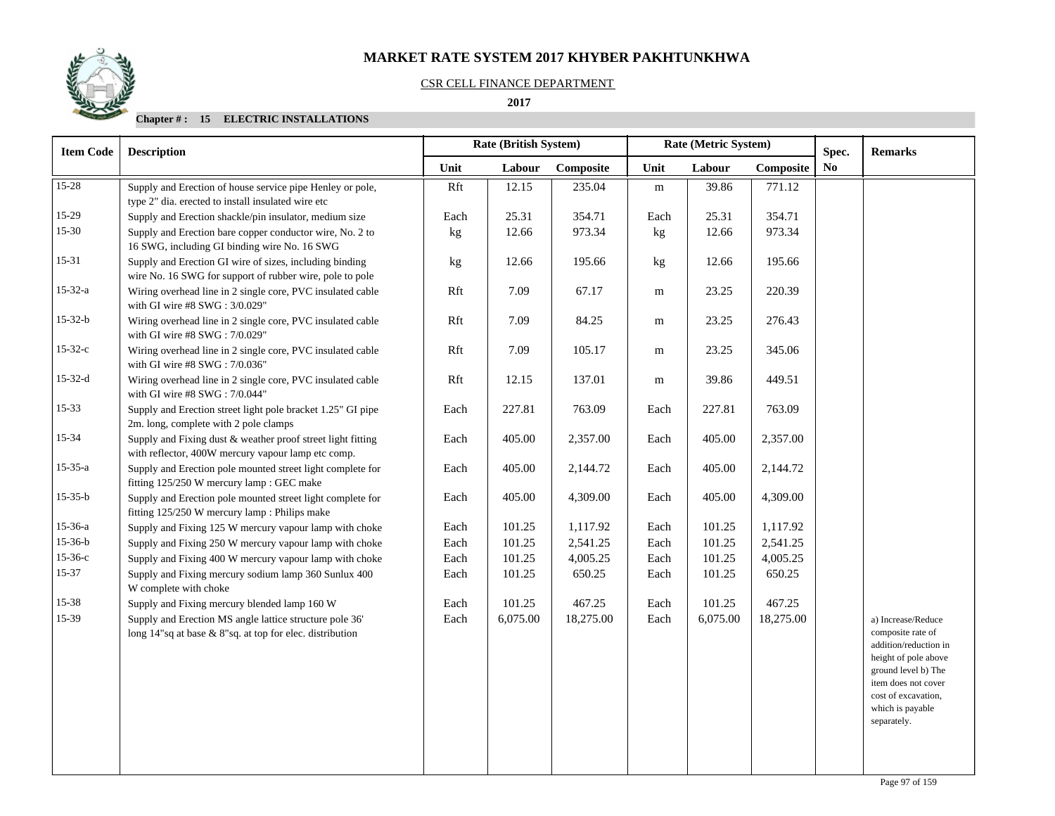# MARKET RATE SYSTEM 2017 KHYBER PAKHTUNKHWA

CSR CELL FINANCE DEPARTMENT

**2017**

**Chapter # : 15 ELECTRIC INSTALLATIONS**

| Item Code | Description | Rate (British System) | | | Rate (Metric System) | | | Spec. No | Remarks |
|---|---|---|---|---|---|---|---|---|---|
| | | Unit | Labour | Composite | Unit | Labour | Composite | | |
| 15-28 | Supply and Erection of house service pipe Henley or pole, type 2" dia. erected to install insulated wire etc | Rft | 12.15 | 235.04 | m | 39.86 | 771.12 | | |
| 15-29 | Supply and Erection shackle/pin insulator, medium size | Each | 25.31 | 354.71 | Each | 25.31 | 354.71 | | |
| 15-30 | Supply and Erection bare copper conductor wire, No. 2 to 16 SWG, including GI binding wire No. 16 SWG | kg | 12.66 | 973.34 | kg | 12.66 | 973.34 | | |
| 15-31 | Supply and Erection GI wire of sizes, including binding wire No. 16 SWG for support of rubber wire, pole to pole | kg | 12.66 | 195.66 | kg | 12.66 | 195.66 | | |
| 15-32-a | Wiring overhead line in 2 single core, PVC insulated cable with GI wire #8 SWG : 3/0.029" | Rft | 7.09 | 67.17 | m | 23.25 | 220.39 | | |
| 15-32-b | Wiring overhead line in 2 single core, PVC insulated cable with GI wire #8 SWG : 7/0.029" | Rft | 7.09 | 84.25 | m | 23.25 | 276.43 | | |
| 15-32-c | Wiring overhead line in 2 single core, PVC insulated cable with GI wire #8 SWG : 7/0.036" | Rft | 7.09 | 105.17 | m | 23.25 | 345.06 | | |
| 15-32-d | Wiring overhead line in 2 single core, PVC insulated cable with GI wire #8 SWG : 7/0.044" | Rft | 12.15 | 137.01 | m | 39.86 | 449.51 | | |
| 15-33 | Supply and Erection street light pole bracket 1.25" GI pipe 2m. long, complete with 2 pole clamps | Each | 227.81 | 763.09 | Each | 227.81 | 763.09 | | |
| 15-34 | Supply and Fixing dust & weather proof street light fitting with reflector, 400W mercury vapour lamp etc comp. | Each | 405.00 | 2,357.00 | Each | 405.00 | 2,357.00 | | |
| 15-35-a | Supply and Erection pole mounted street light complete for fitting 125/250 W mercury lamp : GEC make | Each | 405.00 | 2,144.72 | Each | 405.00 | 2,144.72 | | |
| 15-35-b | Supply and Erection pole mounted street light complete for fitting 125/250 W mercury lamp : Philips make | Each | 405.00 | 4,309.00 | Each | 405.00 | 4,309.00 | | |
| 15-36-a | Supply and Fixing 125 W mercury vapour lamp with choke | Each | 101.25 | 1,117.92 | Each | 101.25 | 1,117.92 | | |
| 15-36-b | Supply and Fixing 250 W mercury vapour lamp with choke | Each | 101.25 | 2,541.25 | Each | 101.25 | 2,541.25 | | |
| 15-36-c | Supply and Fixing 400 W mercury vapour lamp with choke | Each | 101.25 | 4,005.25 | Each | 101.25 | 4,005.25 | | |
| 15-37 | Supply and Fixing mercury sodium lamp 360 Sunlux 400 W complete with choke | Each | 101.25 | 650.25 | Each | 101.25 | 650.25 | | |
| 15-38 | Supply and Fixing mercury blended lamp 160 W | Each | 101.25 | 467.25 | Each | 101.25 | 467.25 | | |
| 15-39 | Supply and Erection MS angle lattice structure pole 36' long 14"sq at base & 8"sq. at top for elec. distribution | Each | 6,075.00 | 18,275.00 | Each | 6,075.00 | 18,275.00 | | a) Increase/Reduce composite rate of addition/reduction in height of pole above ground level b) The item does not cover cost of excavation, which is payable separately. |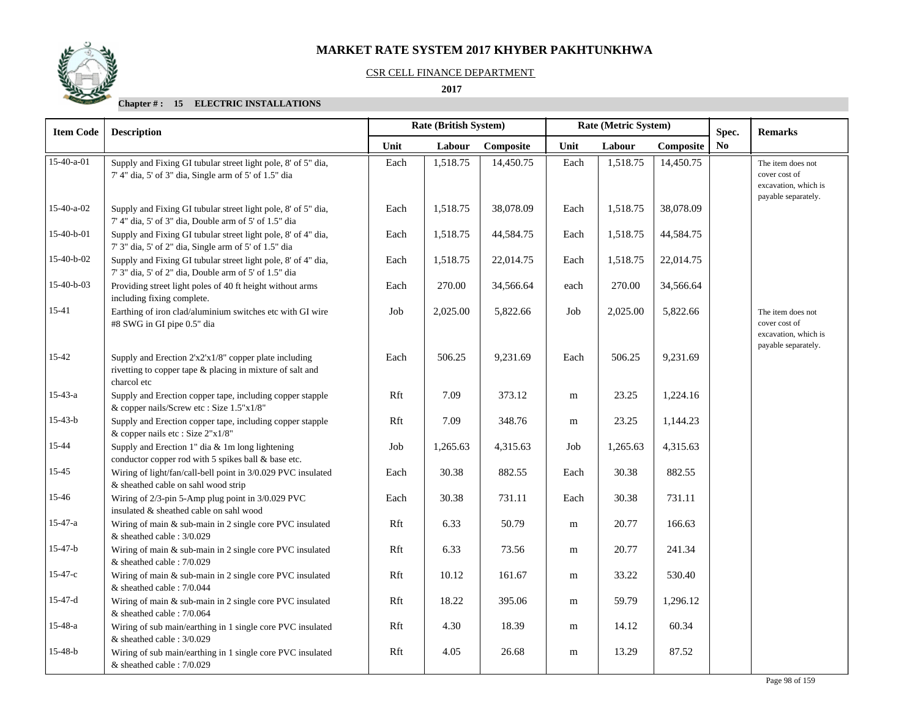# MARKET RATE SYSTEM 2017 KHYBER PAKHTUNKHWA

CSR CELL FINANCE DEPARTMENT

**2017**

**Chapter # : 15 ELECTRIC INSTALLATIONS**

| Item Code | Description | Rate (British System) | | | Rate (Metric System) | | | Spec. No | Remarks |
|---|---|---|---|---|---|---|---|---|---|
| | | Unit | Labour | Composite | Unit | Labour | Composite | | |
| 15-40-a-01 | Supply and Fixing GI tubular street light pole, 8' of 5" dia, 7' 4" dia, 5' of 3" dia, Single arm of 5' of 1.5" dia | Each | 1,518.75 | 14,450.75 | Each | 1,518.75 | 14,450.75 | | The item does not cover cost of excavation, which is payable separately. |
| 15-40-a-02 | Supply and Fixing GI tubular street light pole, 8' of 5" dia, 7' 4" dia, 5' of 3" dia, Double arm of 5' of 1.5" dia | Each | 1,518.75 | 38,078.09 | Each | 1,518.75 | 38,078.09 | | |
| 15-40-b-01 | Supply and Fixing GI tubular street light pole, 8' of 4" dia, 7' 3" dia, 5' of 2" dia, Single arm of 5' of 1.5" dia | Each | 1,518.75 | 44,584.75 | Each | 1,518.75 | 44,584.75 | | |
| 15-40-b-02 | Supply and Fixing GI tubular street light pole, 8' of 4" dia, 7' 3" dia, 5' of 2" dia, Double arm of 5' of 1.5" dia | Each | 1,518.75 | 22,014.75 | Each | 1,518.75 | 22,014.75 | | |
| 15-40-b-03 | Providing street light poles of 40 ft height without arms including fixing complete. | Each | 270.00 | 34,566.64 | each | 270.00 | 34,566.64 | | |
| 15-41 | Earthing of iron clad/aluminium switches etc with GI wire #8 SWG in GI pipe 0.5" dia | Job | 2,025.00 | 5,822.66 | Job | 2,025.00 | 5,822.66 | | The item does not cover cost of excavation, which is payable separately. |
| 15-42 | Supply and Erection 2'x2'x1/8" copper plate including rivetting to copper tape & placing in mixture of salt and charcol etc | Each | 506.25 | 9,231.69 | Each | 506.25 | 9,231.69 | | |
| 15-43-a | Supply and Erection copper tape, including copper stapple & copper nails/Screw etc : Size 1.5"x1/8" | Rft | 7.09 | 373.12 | m | 23.25 | 1,224.16 | | |
| 15-43-b | Supply and Erection copper tape, including copper stapple & copper nails etc : Size 2"x1/8" | Rft | 7.09 | 348.76 | m | 23.25 | 1,144.23 | | |
| 15-44 | Supply and Erection 1" dia & 1m long lightening conductor copper rod with 5 spikes ball & base etc. | Job | 1,265.63 | 4,315.63 | Job | 1,265.63 | 4,315.63 | | |
| 15-45 | Wiring of light/fan/call-bell point in 3/0.029 PVC insulated & sheathed cable on sahl wood strip | Each | 30.38 | 882.55 | Each | 30.38 | 882.55 | | |
| 15-46 | Wiring of 2/3-pin 5-Amp plug point in 3/0.029 PVC insulated & sheathed cable on sahl wood | Each | 30.38 | 731.11 | Each | 30.38 | 731.11 | | |
| 15-47-a | Wiring of main & sub-main in 2 single core PVC insulated & sheathed cable : 3/0.029 | Rft | 6.33 | 50.79 | m | 20.77 | 166.63 | | |
| 15-47-b | Wiring of main & sub-main in 2 single core PVC insulated & sheathed cable : 7/0.029 | Rft | 6.33 | 73.56 | m | 20.77 | 241.34 | | |
| 15-47-c | Wiring of main & sub-main in 2 single core PVC insulated & sheathed cable : 7/0.044 | Rft | 10.12 | 161.67 | m | 33.22 | 530.40 | | |
| 15-47-d | Wiring of main & sub-main in 2 single core PVC insulated & sheathed cable : 7/0.064 | Rft | 18.22 | 395.06 | m | 59.79 | 1,296.12 | | |
| 15-48-a | Wiring of sub main/earthing in 1 single core PVC insulated & sheathed cable : 3/0.029 | Rft | 4.30 | 18.39 | m | 14.12 | 60.34 | | |
| 15-48-b | Wiring of sub main/earthing in 1 single core PVC insulated & sheathed cable : 7/0.029 | Rft | 4.05 | 26.68 | m | 13.29 | 87.52 | | |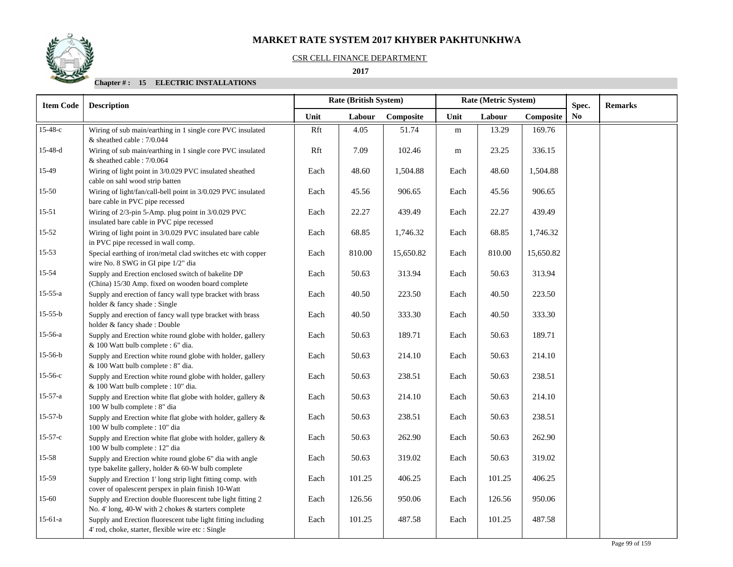# MARKET RATE SYSTEM 2017 KHYBER PAKHTUNKHWA

CSR CELL FINANCE DEPARTMENT

**2017**

**Chapter # : 15 ELECTRIC INSTALLATIONS**

| Item Code | Description | Rate (British System) | | | Rate (Metric System) | | | Spec. No | Remarks |
|---|---|---|---|---|---|---|---|---|---|
| | | Unit | Labour | Composite | Unit | Labour | Composite | | |
| 15-48-c | Wiring of sub main/earthing in 1 single core PVC insulated & sheathed cable : 7/0.044 | Rft | 4.05 | 51.74 | m | 13.29 | 169.76 | | |
| 15-48-d | Wiring of sub main/earthing in 1 single core PVC insulated & sheathed cable : 7/0.064 | Rft | 7.09 | 102.46 | m | 23.25 | 336.15 | | |
| 15-49 | Wiring of light point in 3/0.029 PVC insulated sheathed cable on sahl wood strip batten | Each | 48.60 | 1,504.88 | Each | 48.60 | 1,504.88 | | |
| 15-50 | Wiring of light/fan/call-bell point in 3/0.029 PVC insulated bare cable in PVC pipe recessed | Each | 45.56 | 906.65 | Each | 45.56 | 906.65 | | |
| 15-51 | Wiring of 2/3-pin 5-Amp. plug point in 3/0.029 PVC insulated bare cable in PVC pipe recessed | Each | 22.27 | 439.49 | Each | 22.27 | 439.49 | | |
| 15-52 | Wiring of light point in 3/0.029 PVC insulated bare cable in PVC pipe recessed in wall comp. | Each | 68.85 | 1,746.32 | Each | 68.85 | 1,746.32 | | |
| 15-53 | Special earthing of iron/metal clad switches etc with copper wire No. 8 SWG in GI pipe 1/2" dia | Each | 810.00 | 15,650.82 | Each | 810.00 | 15,650.82 | | |
| 15-54 | Supply and Erection enclosed switch of bakelite DP (China) 15/30 Amp. fixed on wooden board complete | Each | 50.63 | 313.94 | Each | 50.63 | 313.94 | | |
| 15-55-a | Supply and erection of fancy wall type bracket with brass holder & fancy shade : Single | Each | 40.50 | 223.50 | Each | 40.50 | 223.50 | | |
| 15-55-b | Supply and erection of fancy wall type bracket with brass holder & fancy shade : Double | Each | 40.50 | 333.30 | Each | 40.50 | 333.30 | | |
| 15-56-a | Supply and Erection white round globe with holder, gallery & 100 Watt bulb complete : 6" dia. | Each | 50.63 | 189.71 | Each | 50.63 | 189.71 | | |
| 15-56-b | Supply and Erection white round globe with holder, gallery & 100 Watt bulb complete : 8" dia. | Each | 50.63 | 214.10 | Each | 50.63 | 214.10 | | |
| 15-56-c | Supply and Erection white round globe with holder, gallery & 100 Watt bulb complete : 10" dia. | Each | 50.63 | 238.51 | Each | 50.63 | 238.51 | | |
| 15-57-a | Supply and Erection white flat globe with holder, gallery & 100 W bulb complete : 8" dia | Each | 50.63 | 214.10 | Each | 50.63 | 214.10 | | |
| 15-57-b | Supply and Erection white flat globe with holder, gallery & 100 W bulb complete : 10" dia | Each | 50.63 | 238.51 | Each | 50.63 | 238.51 | | |
| 15-57-c | Supply and Erection white flat globe with holder, gallery & 100 W bulb complete : 12" dia | Each | 50.63 | 262.90 | Each | 50.63 | 262.90 | | |
| 15-58 | Supply and Erection white round globe 6" dia with angle type bakelite gallery, holder & 60-W bulb complete | Each | 50.63 | 319.02 | Each | 50.63 | 319.02 | | |
| 15-59 | Supply and Erection 1' long strip light fitting comp. with cover of opalescent perspex in plain finish 10-Watt | Each | 101.25 | 406.25 | Each | 101.25 | 406.25 | | |
| 15-60 | Supply and Erection double fluorescent tube light fitting 2 No. 4' long, 40-W with 2 chokes & starters complete | Each | 126.56 | 950.06 | Each | 126.56 | 950.06 | | |
| 15-61-a | Supply and Erection fluorescent tube light fitting including 4' rod, choke, starter, flexible wire etc : Single | Each | 101.25 | 487.58 | Each | 101.25 | 487.58 | | |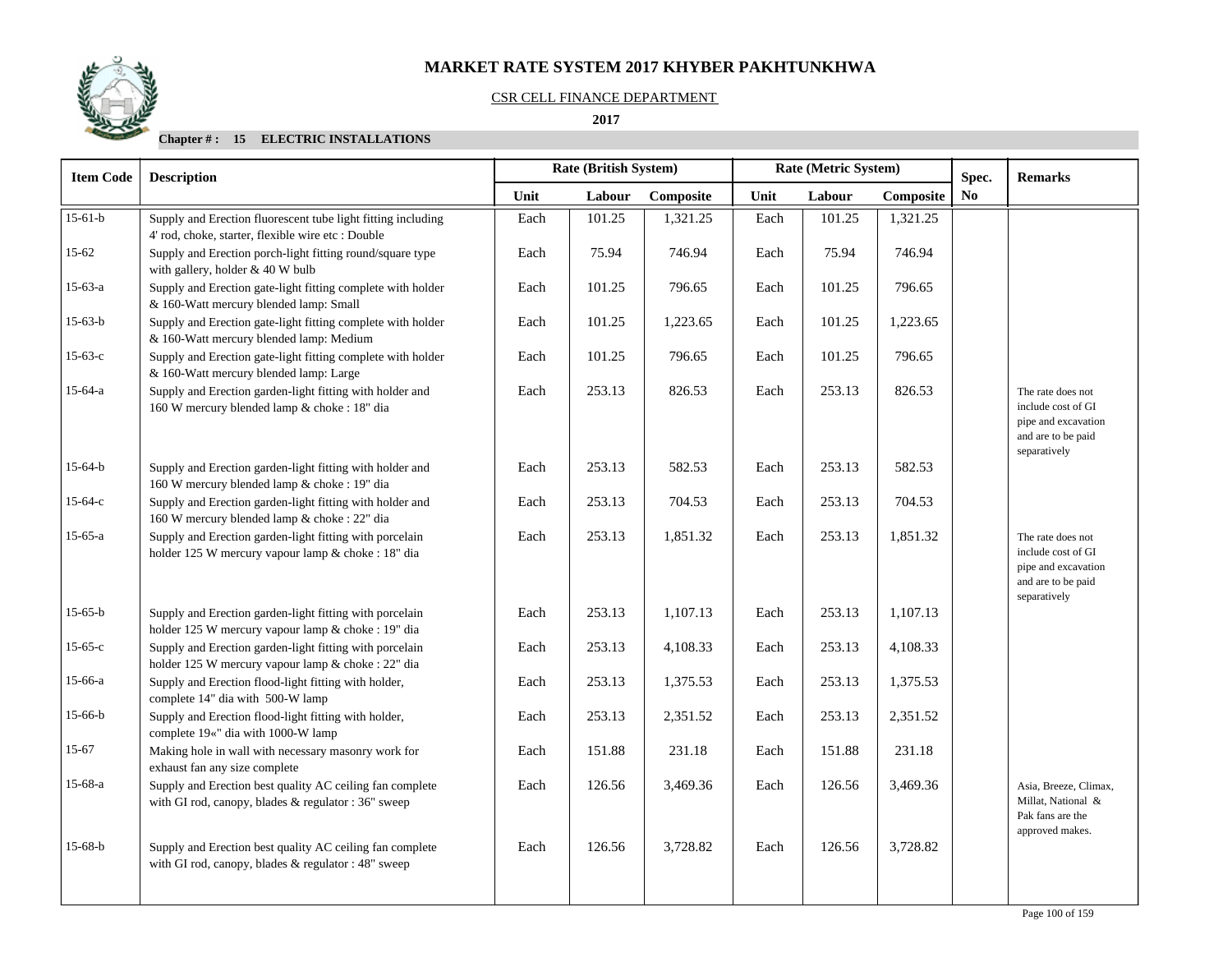# MARKET RATE SYSTEM 2017 KHYBER PAKHTUNKHWA

CSR CELL FINANCE DEPARTMENT

**2017**

**Chapter # : 15 ELECTRIC INSTALLATIONS**

| Item Code | Description | Rate (British System) | | | Rate (Metric System) | | | Spec. | Remarks |
|---|---|---|---|---|---|---|---|---|---|
| | | Unit | Labour | Composite | Unit | Labour | Composite | No | |
| 15-61-b | Supply and Erection fluorescent tube light fitting including 4' rod, choke, starter, flexible wire etc : Double | Each | 101.25 | 1,321.25 | Each | 101.25 | 1,321.25 | | |
| 15-62 | Supply and Erection porch-light fitting round/square type with gallery, holder & 40 W bulb | Each | 75.94 | 746.94 | Each | 75.94 | 746.94 | | |
| 15-63-a | Supply and Erection gate-light fitting complete with holder & 160-Watt mercury blended lamp: Small | Each | 101.25 | 796.65 | Each | 101.25 | 796.65 | | |
| 15-63-b | Supply and Erection gate-light fitting complete with holder & 160-Watt mercury blended lamp: Medium | Each | 101.25 | 1,223.65 | Each | 101.25 | 1,223.65 | | |
| 15-63-c | Supply and Erection gate-light fitting complete with holder & 160-Watt mercury blended lamp: Large | Each | 101.25 | 796.65 | Each | 101.25 | 796.65 | | |
| 15-64-a | Supply and Erection garden-light fitting with holder and 160 W mercury blended lamp & choke : 18" dia | Each | 253.13 | 826.53 | Each | 253.13 | 826.53 | | The rate does not include cost of GI pipe and excavation and are to be paid separatively |
| 15-64-b | Supply and Erection garden-light fitting with holder and 160 W mercury blended lamp & choke : 19" dia | Each | 253.13 | 582.53 | Each | 253.13 | 582.53 | | |
| 15-64-c | Supply and Erection garden-light fitting with holder and 160 W mercury blended lamp & choke : 22" dia | Each | 253.13 | 704.53 | Each | 253.13 | 704.53 | | |
| 15-65-a | Supply and Erection garden-light fitting with porcelain holder 125 W mercury vapour lamp & choke : 18" dia | Each | 253.13 | 1,851.32 | Each | 253.13 | 1,851.32 | | The rate does not include cost of GI pipe and excavation and are to be paid separatively |
| 15-65-b | Supply and Erection garden-light fitting with porcelain holder 125 W mercury vapour lamp & choke : 19" dia | Each | 253.13 | 1,107.13 | Each | 253.13 | 1,107.13 | | |
| 15-65-c | Supply and Erection garden-light fitting with porcelain holder 125 W mercury vapour lamp & choke : 22" dia | Each | 253.13 | 4,108.33 | Each | 253.13 | 4,108.33 | | |
| 15-66-a | Supply and Erection flood-light fitting with holder, complete 14" dia with 500-W lamp | Each | 253.13 | 1,375.53 | Each | 253.13 | 1,375.53 | | |
| 15-66-b | Supply and Erection flood-light fitting with holder, complete 19«" dia with 1000-W lamp | Each | 253.13 | 2,351.52 | Each | 253.13 | 2,351.52 | | |
| 15-67 | Making hole in wall with necessary masonry work for exhaust fan any size complete | Each | 151.88 | 231.18 | Each | 151.88 | 231.18 | | |
| 15-68-a | Supply and Erection best quality AC ceiling fan complete with GI rod, canopy, blades & regulator : 36" sweep | Each | 126.56 | 3,469.36 | Each | 126.56 | 3,469.36 | | Asia, Breeze, Climax, Millat, National & Pak fans are the approved makes. |
| 15-68-b | Supply and Erection best quality AC ceiling fan complete with GI rod, canopy, blades & regulator : 48" sweep | Each | 126.56 | 3,728.82 | Each | 126.56 | 3,728.82 | | |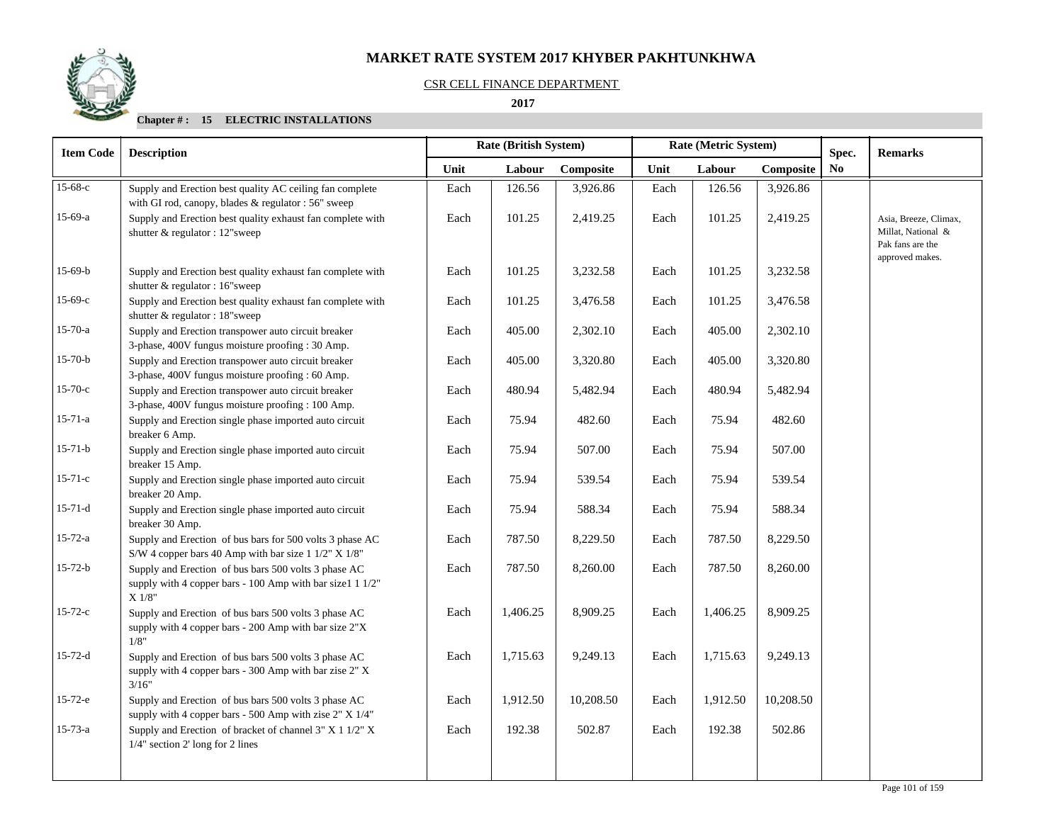# MARKET RATE SYSTEM 2017 KHYBER PAKHTUNKHWA

CSR CELL FINANCE DEPARTMENT

**2017**

**Chapter # : 15 ELECTRIC INSTALLATIONS**

| Item Code | Description | Rate (British System) | | | Rate (Metric System) | | | Spec. No | Remarks |
|---|---|---|---|---|---|---|---|---|---|
| | | Unit | Labour | Composite | Unit | Labour | Composite | | |
| 15-68-c | Supply and Erection best quality AC ceiling fan complete with GI rod, canopy, blades & regulator : 56" sweep | Each | 126.56 | 3,926.86 | Each | 126.56 | 3,926.86 | | |
| 15-69-a | Supply and Erection best quality exhaust fan complete with shutter & regulator : 12"sweep | Each | 101.25 | 2,419.25 | Each | 101.25 | 2,419.25 | | Asia, Breeze, Climax, Millat, National & Pak fans are the approved makes. |
| 15-69-b | Supply and Erection best quality exhaust fan complete with shutter & regulator : 16"sweep | Each | 101.25 | 3,232.58 | Each | 101.25 | 3,232.58 | | |
| 15-69-c | Supply and Erection best quality exhaust fan complete with shutter & regulator : 18"sweep | Each | 101.25 | 3,476.58 | Each | 101.25 | 3,476.58 | | |
| 15-70-a | Supply and Erection transpower auto circuit breaker 3-phase, 400V fungus moisture proofing : 30 Amp. | Each | 405.00 | 2,302.10 | Each | 405.00 | 2,302.10 | | |
| 15-70-b | Supply and Erection transpower auto circuit breaker 3-phase, 400V fungus moisture proofing : 60 Amp. | Each | 405.00 | 3,320.80 | Each | 405.00 | 3,320.80 | | |
| 15-70-c | Supply and Erection transpower auto circuit breaker 3-phase, 400V fungus moisture proofing : 100 Amp. | Each | 480.94 | 5,482.94 | Each | 480.94 | 5,482.94 | | |
| 15-71-a | Supply and Erection single phase imported auto circuit breaker 6 Amp. | Each | 75.94 | 482.60 | Each | 75.94 | 482.60 | | |
| 15-71-b | Supply and Erection single phase imported auto circuit breaker 15 Amp. | Each | 75.94 | 507.00 | Each | 75.94 | 507.00 | | |
| 15-71-c | Supply and Erection single phase imported auto circuit breaker 20 Amp. | Each | 75.94 | 539.54 | Each | 75.94 | 539.54 | | |
| 15-71-d | Supply and Erection single phase imported auto circuit breaker 30 Amp. | Each | 75.94 | 588.34 | Each | 75.94 | 588.34 | | |
| 15-72-a | Supply and Erection of bus bars for 500 volts 3 phase AC S/W 4 copper bars 40 Amp with bar size 1 1/2" X 1/8" | Each | 787.50 | 8,229.50 | Each | 787.50 | 8,229.50 | | |
| 15-72-b | Supply and Erection of bus bars 500 volts 3 phase AC supply with 4 copper bars - 100 Amp with bar size1 1 1/2" X 1/8" | Each | 787.50 | 8,260.00 | Each | 787.50 | 8,260.00 | | |
| 15-72-c | Supply and Erection of bus bars 500 volts 3 phase AC supply with 4 copper bars - 200 Amp with bar size 2"X 1/8" | Each | 1,406.25 | 8,909.25 | Each | 1,406.25 | 8,909.25 | | |
| 15-72-d | Supply and Erection of bus bars 500 volts 3 phase AC supply with 4 copper bars - 300 Amp with bar zise 2" X 3/16" | Each | 1,715.63 | 9,249.13 | Each | 1,715.63 | 9,249.13 | | |
| 15-72-e | Supply and Erection of bus bars 500 volts 3 phase AC supply with 4 copper bars - 500 Amp with zise 2" X 1/4" | Each | 1,912.50 | 10,208.50 | Each | 1,912.50 | 10,208.50 | | |
| 15-73-a | Supply and Erection of bracket of channel 3" X 1 1/2" X 1/4" section 2' long for 2 lines | Each | 192.38 | 502.87 | Each | 192.38 | 502.86 | | |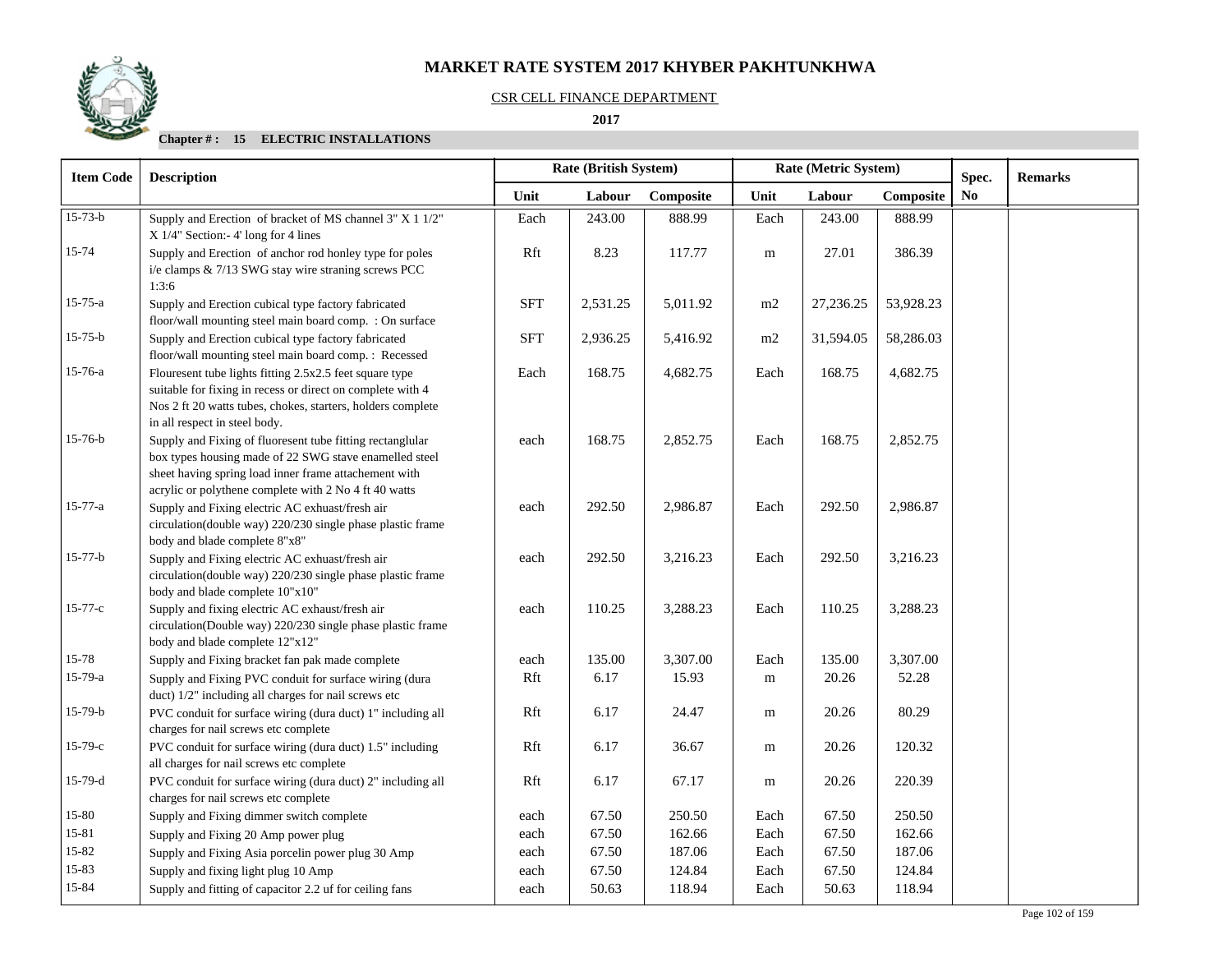# MARKET RATE SYSTEM 2017 KHYBER PAKHTUNKHWA

CSR CELL FINANCE DEPARTMENT

**2017**

**Chapter # : 15 ELECTRIC INSTALLATIONS**

| Item Code | Description | Rate (British System) | | | Rate (Metric System) | | | Spec. No | Remarks |
|---|---|---|---|---|---|---|---|---|---|
| | | Unit | Labour | Composite | Unit | Labour | Composite | | |
| 15-73-b | Supply and Erection of bracket of MS channel 3" X 1 1/2" X 1/4" Section:- 4' long for 4 lines | Each | 243.00 | 888.99 | Each | 243.00 | 888.99 | | |
| 15-74 | Supply and Erection of anchor rod honley type for poles i/e clamps & 7/13 SWG stay wire straning screws PCC 1:3:6 | Rft | 8.23 | 117.77 | m | 27.01 | 386.39 | | |
| 15-75-a | Supply and Erection cubical type factory fabricated floor/wall mounting steel main board comp. : On surface | SFT | 2,531.25 | 5,011.92 | m2 | 27,236.25 | 53,928.23 | | |
| 15-75-b | Supply and Erection cubical type factory fabricated floor/wall mounting steel main board comp. : Recessed | SFT | 2,936.25 | 5,416.92 | m2 | 31,594.05 | 58,286.03 | | |
| 15-76-a | Flouresent tube lights fitting 2.5x2.5 feet square type suitable for fixing in recess or direct on complete with 4 Nos 2 ft 20 watts tubes, chokes, starters, holders complete in all respect in steel body. | Each | 168.75 | 4,682.75 | Each | 168.75 | 4,682.75 | | |
| 15-76-b | Supply and Fixing of fluoresent tube fitting rectanglular box types housing made of 22 SWG stave enamelled steel sheet having spring load inner frame attachement with acrylic or polythene complete with 2 No 4 ft 40 watts | each | 168.75 | 2,852.75 | Each | 168.75 | 2,852.75 | | |
| 15-77-a | Supply and Fixing electric AC exhuast/fresh air circulation(double way) 220/230 single phase plastic frame body and blade complete 8"x8" | each | 292.50 | 2,986.87 | Each | 292.50 | 2,986.87 | | |
| 15-77-b | Supply and Fixing electric AC exhuast/fresh air circulation(double way) 220/230 single phase plastic frame body and blade complete 10"x10" | each | 292.50 | 3,216.23 | Each | 292.50 | 3,216.23 | | |
| 15-77-c | Supply and fixing electric AC exhaust/fresh air circulation(Double way) 220/230 single phase plastic frame body and blade complete 12"x12" | each | 110.25 | 3,288.23 | Each | 110.25 | 3,288.23 | | |
| 15-78 | Supply and Fixing bracket fan pak made complete | each | 135.00 | 3,307.00 | Each | 135.00 | 3,307.00 | | |
| 15-79-a | Supply and Fixing PVC conduit for surface wiring (dura duct) 1/2" including all charges for nail screws etc | Rft | 6.17 | 15.93 | m | 20.26 | 52.28 | | |
| 15-79-b | PVC conduit for surface wiring (dura duct) 1" including all charges for nail screws etc complete | Rft | 6.17 | 24.47 | m | 20.26 | 80.29 | | |
| 15-79-c | PVC conduit for surface wiring (dura duct) 1.5" including all charges for nail screws etc complete | Rft | 6.17 | 36.67 | m | 20.26 | 120.32 | | |
| 15-79-d | PVC conduit for surface wiring (dura duct) 2" including all charges for nail screws etc complete | Rft | 6.17 | 67.17 | m | 20.26 | 220.39 | | |
| 15-80 | Supply and Fixing dimmer switch complete | each | 67.50 | 250.50 | Each | 67.50 | 250.50 | | |
| 15-81 | Supply and Fixing 20 Amp power plug | each | 67.50 | 162.66 | Each | 67.50 | 162.66 | | |
| 15-82 | Supply and Fixing Asia porcelin power plug 30 Amp | each | 67.50 | 187.06 | Each | 67.50 | 187.06 | | |
| 15-83 | Supply and fixing light plug 10 Amp | each | 67.50 | 124.84 | Each | 67.50 | 124.84 | | |
| 15-84 | Supply and fitting of capacitor 2.2 uf for ceiling fans | each | 50.63 | 118.94 | Each | 50.63 | 118.94 | | |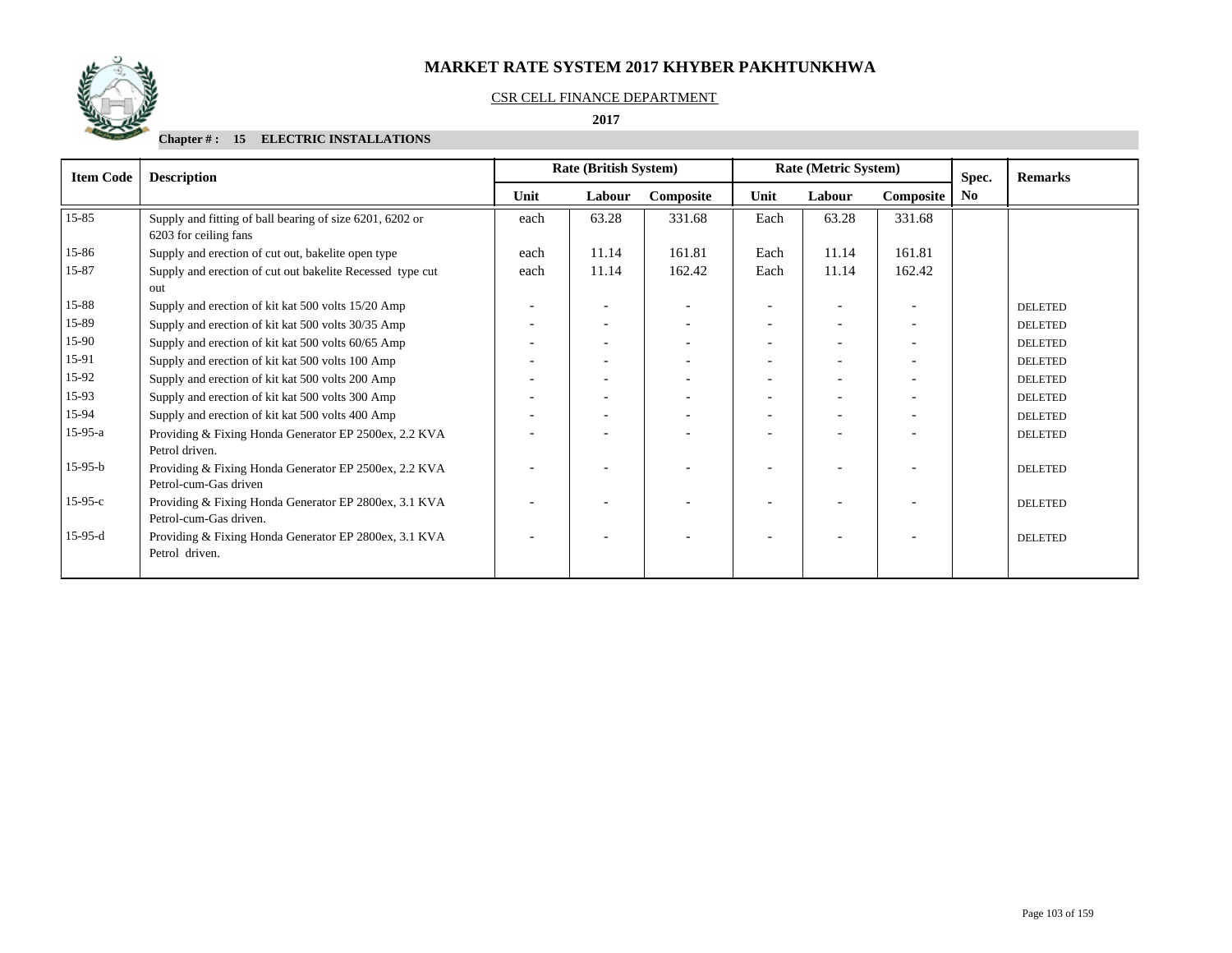# MARKET RATE SYSTEM 2017 KHYBER PAKHTUNKHWA

CSR CELL FINANCE DEPARTMENT

**2017**

**Chapter # : 15 ELECTRIC INSTALLATIONS**

| Item Code | Description | Rate (British System) | | | Rate (Metric System) | | | Spec. | Remarks |
|---|---|---|---|---|---|---|---|---|---|
| | | Unit | Labour | Composite | Unit | Labour | Composite | No | |
| 15-85 | Supply and fitting of ball bearing of size 6201, 6202 or 6203 for ceiling fans | each | 63.28 | 331.68 | Each | 63.28 | 331.68 | | |
| 15-86 | Supply and erection of cut out, bakelite open type | each | 11.14 | 161.81 | Each | 11.14 | 161.81 | | |
| 15-87 | Supply and erection of cut out bakelite Recessed type cut out | each | 11.14 | 162.42 | Each | 11.14 | 162.42 | | |
| 15-88 | Supply and erection of kit kat 500 volts 15/20 Amp | - | - | - | - | - | - | | DELETED |
| 15-89 | Supply and erection of kit kat 500 volts 30/35 Amp | - | - | - | - | - | - | | DELETED |
| 15-90 | Supply and erection of kit kat 500 volts 60/65 Amp | - | - | - | - | - | - | | DELETED |
| 15-91 | Supply and erection of kit kat 500 volts 100 Amp | - | - | - | - | - | - | | DELETED |
| 15-92 | Supply and erection of kit kat 500 volts 200 Amp | - | - | - | - | - | - | | DELETED |
| 15-93 | Supply and erection of kit kat 500 volts 300 Amp | - | - | - | - | - | - | | DELETED |
| 15-94 | Supply and erection of kit kat 500 volts 400 Amp | - | - | - | - | - | - | | DELETED |
| 15-95-a | Providing & Fixing Honda Generator EP 2500ex, 2.2 KVA Petrol driven. | - | - | - | - | - | - | | DELETED |
| 15-95-b | Providing & Fixing Honda Generator EP 2500ex, 2.2 KVA Petrol-cum-Gas driven | - | - | - | - | - | - | | DELETED |
| 15-95-c | Providing & Fixing Honda Generator EP 2800ex, 3.1 KVA Petrol-cum-Gas driven. | - | - | - | - | - | - | | DELETED |
| 15-95-d | Providing & Fixing Honda Generator EP 2800ex, 3.1 KVA Petrol driven. | - | - | - | - | - | - | | DELETED |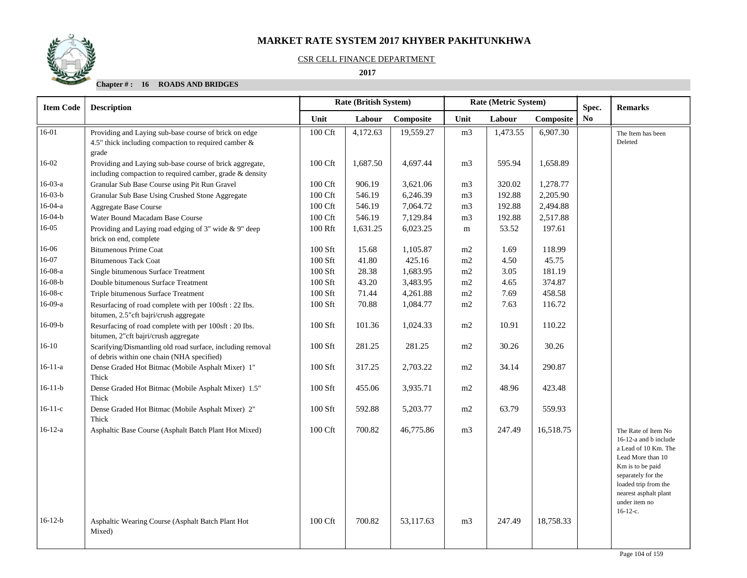# MARKET RATE SYSTEM 2017 KHYBER PAKHTUNKHWA

CSR CELL FINANCE DEPARTMENT

**2017**

**Chapter # : 16 ROADS AND BRIDGES**

| Item Code | Description | Rate (British System) | | | Rate (Metric System) | | | Spec. | Remarks |
|---|---|---|---|---|---|---|---|---|---|
| | | Unit | Labour | Composite | Unit | Labour | Composite | No | |
| 16-01 | Providing and Laying sub-base course of brick on edge 4.5" thick including compaction to required camber & grade | 100 Cft | 4,172.63 | 19,559.27 | m3 | 1,473.55 | 6,907.30 | | The Item has been Deleted |
| 16-02 | Providing and Laying sub-base course of brick aggregate, including compaction to required camber, grade & density | 100 Cft | 1,687.50 | 4,697.44 | m3 | 595.94 | 1,658.89 | | |
| 16-03-a | Granular Sub Base Course using Pit Run Gravel | 100 Cft | 906.19 | 3,621.06 | m3 | 320.02 | 1,278.77 | | |
| 16-03-b | Granular Sub Base Using Crushed Stone Aggregate | 100 Cft | 546.19 | 6,246.39 | m3 | 192.88 | 2,205.90 | | |
| 16-04-a | Aggregate Base Course | 100 Cft | 546.19 | 7,064.72 | m3 | 192.88 | 2,494.88 | | |
| 16-04-b | Water Bound Macadam Base Course | 100 Cft | 546.19 | 7,129.84 | m3 | 192.88 | 2,517.88 | | |
| 16-05 | Providing and Laying road edging of 3" wide & 9" deep brick on end, complete | 100 Rft | 1,631.25 | 6,023.25 | m | 53.52 | 197.61 | | |
| 16-06 | Bitumenous Prime Coat | 100 Sft | 15.68 | 1,105.87 | m2 | 1.69 | 118.99 | | |
| 16-07 | Bitumenous Tack Coat | 100 Sft | 41.80 | 425.16 | m2 | 4.50 | 45.75 | | |
| 16-08-a | Single bitumenous Surface Treatment | 100 Sft | 28.38 | 1,683.95 | m2 | 3.05 | 181.19 | | |
| 16-08-b | Double bitumenous Surface Treatment | 100 Sft | 43.20 | 3,483.95 | m2 | 4.65 | 374.87 | | |
| 16-08-c | Triple bitumenous Surface Treatment | 100 Sft | 71.44 | 4,261.88 | m2 | 7.69 | 458.58 | | |
| 16-09-a | Resurfacing of road complete with per 100sft : 22 Ibs. bitumen, 2.5"cft bajri/crush aggregate | 100 Sft | 70.88 | 1,084.77 | m2 | 7.63 | 116.72 | | |
| 16-09-b | Resurfacing of road complete with per 100sft : 20 Ibs. bitumen, 2"cft bajri/crush aggregate | 100 Sft | 101.36 | 1,024.33 | m2 | 10.91 | 110.22 | | |
| 16-10 | Scarifying/Dismantling old road surface, including removal of debris within one chain (NHA specified) | 100 Sft | 281.25 | 281.25 | m2 | 30.26 | 30.26 | | |
| 16-11-a | Dense Graded Hot Bitmac (Mobile Asphalt Mixer) 1" Thick | 100 Sft | 317.25 | 2,703.22 | m2 | 34.14 | 290.87 | | |
| 16-11-b | Dense Graded Hot Bitmac (Mobile Asphalt Mixer) 1.5" Thick | 100 Sft | 455.06 | 3,935.71 | m2 | 48.96 | 423.48 | | |
| 16-11-c | Dense Graded Hot Bitmac (Mobile Asphalt Mixer) 2" Thick | 100 Sft | 592.88 | 5,203.77 | m2 | 63.79 | 559.93 | | |
| 16-12-a | Asphaltic Base Course (Asphalt Batch Plant Hot Mixed) | 100 Cft | 700.82 | 46,775.86 | m3 | 247.49 | 16,518.75 | | The Rate of Item No 16-12-a and b include a Lead of 10 Km. The Lead More than 10 Km is to be paid separately for the loaded trip from the nearest asphalt plant under item no 16-12-c. |
| 16-12-b | Asphaltic Wearing Course (Asphalt Batch Plant Hot Mixed) | 100 Cft | 700.82 | 53,117.63 | m3 | 247.49 | 18,758.33 | | |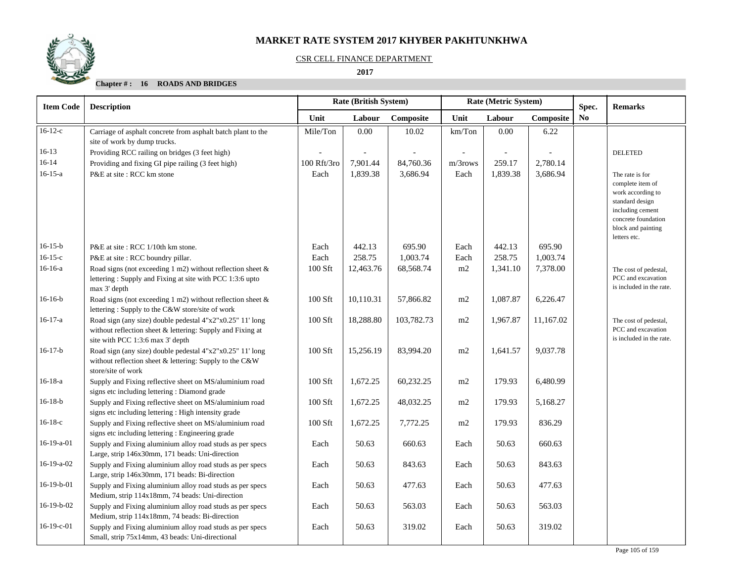# MARKET RATE SYSTEM 2017 KHYBER PAKHTUNKHWA

CSR CELL FINANCE DEPARTMENT

**2017**

**Chapter # : 16 ROADS AND BRIDGES**

| Item Code | Description | Rate (British System) | | | Rate (Metric System) | | | Spec. | Remarks |
|---|---|---|---|---|---|---|---|---|---|
| | | Unit | Labour | Composite | Unit | Labour | Composite | No | |
| 16-12-c | Carriage of asphalt concrete from asphalt batch plant to the site of work by dump trucks. | Mile/Ton | 0.00 | 10.02 | km/Ton | 0.00 | 6.22 | | |
| 16-13 | Providing RCC railing on bridges (3 feet high) | - | - | - | - | - | - | | DELETED |
| 16-14 | Providing and fixing GI pipe railing (3 feet high) | 100 Rft/3ro | 7,901.44 | 84,760.36 | m/3rows | 259.17 | 2,780.14 | | |
| 16-15-a | P&E at site : RCC km stone | Each | 1,839.38 | 3,686.94 | Each | 1,839.38 | 3,686.94 | | The rate is for complete item of work according to standard design including cement concrete foundation block and painting letters etc. |
| 16-15-b | P&E at site : RCC 1/10th km stone. | Each | 442.13 | 695.90 | Each | 442.13 | 695.90 | | |
| 16-15-c | P&E at site : RCC boundry pillar. | Each | 258.75 | 1,003.74 | Each | 258.75 | 1,003.74 | | |
| 16-16-a | Road signs (not exceeding 1 m2) without reflection sheet & lettering : Supply and Fixing at site with PCC 1:3:6 upto max 3' depth | 100 Sft | 12,463.76 | 68,568.74 | m2 | 1,341.10 | 7,378.00 | | The cost of pedestal, PCC and excavation is included in the rate. |
| 16-16-b | Road signs (not exceeding 1 m2) without reflection sheet & lettering : Supply to the C&W store/site of work | 100 Sft | 10,110.31 | 57,866.82 | m2 | 1,087.87 | 6,226.47 | | |
| 16-17-a | Road sign (any size) double pedestal 4"x2"x0.25" 11' long without reflection sheet & lettering: Supply and Fixing at site with PCC 1:3:6 max 3' depth | 100 Sft | 18,288.80 | 103,782.73 | m2 | 1,967.87 | 11,167.02 | | The cost of pedestal, PCC and excavation is included in the rate. |
| 16-17-b | Road sign (any size) double pedestal 4"x2"x0.25" 11' long without reflection sheet & lettering: Supply to the C&W store/site of work | 100 Sft | 15,256.19 | 83,994.20 | m2 | 1,641.57 | 9,037.78 | | |
| 16-18-a | Supply and Fixing reflective sheet on MS/aluminium road signs etc including lettering : Diamond grade | 100 Sft | 1,672.25 | 60,232.25 | m2 | 179.93 | 6,480.99 | | |
| 16-18-b | Supply and Fixing reflective sheet on MS/aluminium road signs etc including lettering : High intensity grade | 100 Sft | 1,672.25 | 48,032.25 | m2 | 179.93 | 5,168.27 | | |
| 16-18-c | Supply and Fixing reflective sheet on MS/aluminium road signs etc including lettering : Engineering grade | 100 Sft | 1,672.25 | 7,772.25 | m2 | 179.93 | 836.29 | | |
| 16-19-a-01 | Supply and Fixing aluminium alloy road studs as per specs Large, strip 146x30mm, 171 beads: Uni-direction | Each | 50.63 | 660.63 | Each | 50.63 | 660.63 | | |
| 16-19-a-02 | Supply and Fixing aluminium alloy road studs as per specs Large, strip 146x30mm, 171 beads: Bi-direction | Each | 50.63 | 843.63 | Each | 50.63 | 843.63 | | |
| 16-19-b-01 | Supply and Fixing aluminium alloy road studs as per specs Medium, strip 114x18mm, 74 beads: Uni-direction | Each | 50.63 | 477.63 | Each | 50.63 | 477.63 | | |
| 16-19-b-02 | Supply and Fixing aluminium alloy road studs as per specs Medium, strip 114x18mm, 74 beads: Bi-direction | Each | 50.63 | 563.03 | Each | 50.63 | 563.03 | | |
| 16-19-c-01 | Supply and Fixing aluminium alloy road studs as per specs Small, strip 75x14mm, 43 beads: Uni-directional | Each | 50.63 | 319.02 | Each | 50.63 | 319.02 | | |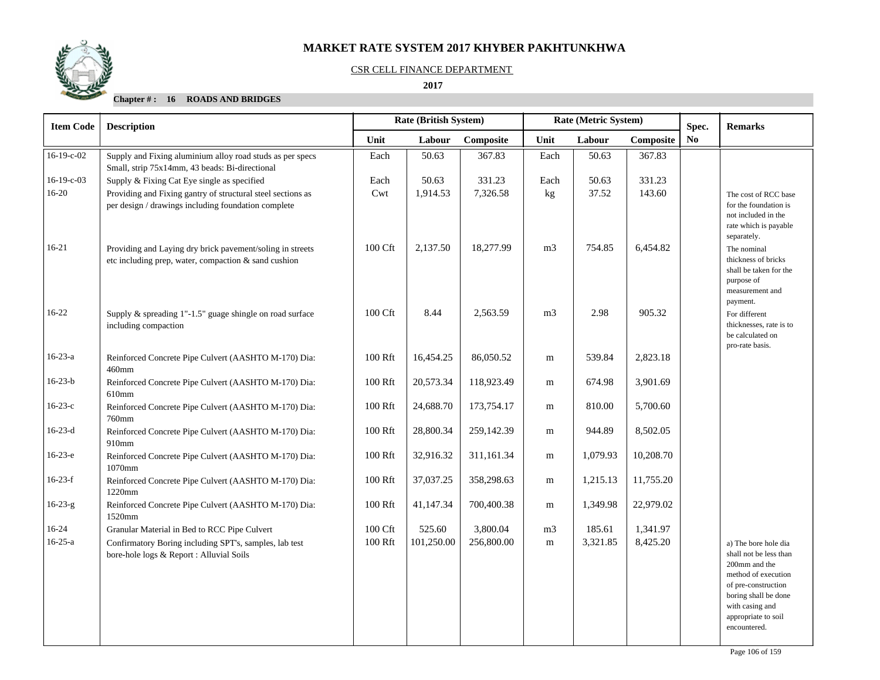# MARKET RATE SYSTEM 2017 KHYBER PAKHTUNKHWA

CSR CELL FINANCE DEPARTMENT

**2017**

**Chapter # : 16 ROADS AND BRIDGES**

| Item Code | Description | Rate (British System) | | | Rate (Metric System) | | | Spec. No | Remarks |
|---|---|---|---|---|---|---|---|---|---|
| | | Unit | Labour | Composite | Unit | Labour | Composite | | |
| 16-19-c-02 | Supply and Fixing aluminium alloy road studs as per specs Small, strip 75x14mm, 43 beads: Bi-directional | Each | 50.63 | 367.83 | Each | 50.63 | 367.83 | | |
| 16-19-c-03 | Supply & Fixing Cat Eye single as specified | Each | 50.63 | 331.23 | Each | 50.63 | 331.23 | | |
| 16-20 | Providing and Fixing gantry of structural steel sections as per design / drawings including foundation complete | Cwt | 1,914.53 | 7,326.58 | kg | 37.52 | 143.60 | | The cost of RCC base for the foundation is not included in the rate which is payable separately. |
| 16-21 | Providing and Laying dry brick pavement/soling in streets etc including prep, water, compaction & sand cushion | 100 Cft | 2,137.50 | 18,277.99 | m3 | 754.85 | 6,454.82 | | The nominal thickness of bricks shall be taken for the purpose of measurement and payment. |
| 16-22 | Supply & spreading 1"-1.5" guage shingle on road surface including compaction | 100 Cft | 8.44 | 2,563.59 | m3 | 2.98 | 905.32 | | For different thicknesses, rate is to be calculated on pro-rate basis. |
| 16-23-a | Reinforced Concrete Pipe Culvert (AASHTO M-170) Dia: 460mm | 100 Rft | 16,454.25 | 86,050.52 | m | 539.84 | 2,823.18 | | |
| 16-23-b | Reinforced Concrete Pipe Culvert (AASHTO M-170) Dia: 610mm | 100 Rft | 20,573.34 | 118,923.49 | m | 674.98 | 3,901.69 | | |
| 16-23-c | Reinforced Concrete Pipe Culvert (AASHTO M-170) Dia: 760mm | 100 Rft | 24,688.70 | 173,754.17 | m | 810.00 | 5,700.60 | | |
| 16-23-d | Reinforced Concrete Pipe Culvert (AASHTO M-170) Dia: 910mm | 100 Rft | 28,800.34 | 259,142.39 | m | 944.89 | 8,502.05 | | |
| 16-23-e | Reinforced Concrete Pipe Culvert (AASHTO M-170) Dia: 1070mm | 100 Rft | 32,916.32 | 311,161.34 | m | 1,079.93 | 10,208.70 | | |
| 16-23-f | Reinforced Concrete Pipe Culvert (AASHTO M-170) Dia: 1220mm | 100 Rft | 37,037.25 | 358,298.63 | m | 1,215.13 | 11,755.20 | | |
| 16-23-g | Reinforced Concrete Pipe Culvert (AASHTO M-170) Dia: 1520mm | 100 Rft | 41,147.34 | 700,400.38 | m | 1,349.98 | 22,979.02 | | |
| 16-24 | Granular Material in Bed to RCC Pipe Culvert | 100 Cft | 525.60 | 3,800.04 | m3 | 185.61 | 1,341.97 | | |
| 16-25-a | Confirmatory Boring including SPT's, samples, lab test bore-hole logs & Report : Alluvial Soils | 100 Rft | 101,250.00 | 256,800.00 | m | 3,321.85 | 8,425.20 | | a) The bore hole dia shall not be less than 200mm and the method of execution of pre-construction boring shall be done with casing and appropriate to soil encountered. |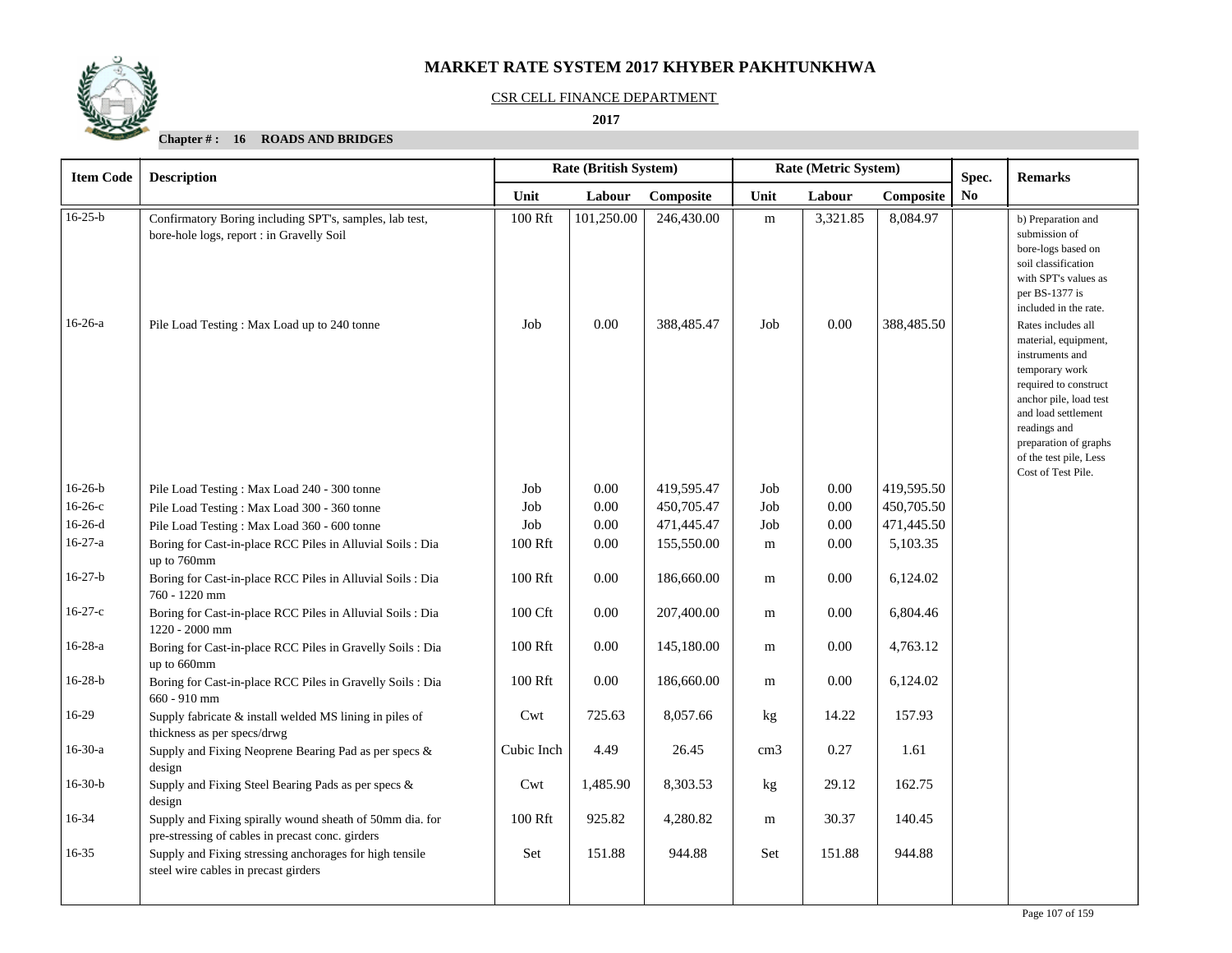# MARKET RATE SYSTEM 2017 KHYBER PAKHTUNKHWA

CSR CELL FINANCE DEPARTMENT

**2017**

**Chapter # : 16 ROADS AND BRIDGES**

| Item Code | Description | Rate (British System) | | | Rate (Metric System) | | | Spec. No | Remarks |
|---|---|---|---|---|---|---|---|---|---|
| | | Unit | Labour | Composite | Unit | Labour | Composite | | |
| 16-25-b | Confirmatory Boring including SPT's, samples, lab test, bore-hole logs, report : in Gravelly Soil | 100 Rft | 101,250.00 | 246,430.00 | m | 3,321.85 | 8,084.97 | | b) Preparation and submission of bore-logs based on soil classification with SPT's values as per BS-1377 is included in the rate. |
| 16-26-a | Pile Load Testing : Max Load up to 240 tonne | Job | 0.00 | 388,485.47 | Job | 0.00 | 388,485.50 | | Rates includes all material, equipment, instruments and temporary work required to construct anchor pile, load test and load settlement readings and preparation of graphs of the test pile, Less Cost of Test Pile. |
| 16-26-b | Pile Load Testing : Max Load 240 - 300 tonne | Job | 0.00 | 419,595.47 | Job | 0.00 | 419,595.50 | | |
| 16-26-c | Pile Load Testing : Max Load 300 - 360 tonne | Job | 0.00 | 450,705.47 | Job | 0.00 | 450,705.50 | | |
| 16-26-d | Pile Load Testing : Max Load 360 - 600 tonne | Job | 0.00 | 471,445.47 | Job | 0.00 | 471,445.50 | | |
| 16-27-a | Boring for Cast-in-place RCC Piles in Alluvial Soils : Dia up to 760mm | 100 Rft | 0.00 | 155,550.00 | m | 0.00 | 5,103.35 | | |
| 16-27-b | Boring for Cast-in-place RCC Piles in Alluvial Soils : Dia 760 - 1220 mm | 100 Rft | 0.00 | 186,660.00 | m | 0.00 | 6,124.02 | | |
| 16-27-c | Boring for Cast-in-place RCC Piles in Alluvial Soils : Dia 1220 - 2000 mm | 100 Cft | 0.00 | 207,400.00 | m | 0.00 | 6,804.46 | | |
| 16-28-a | Boring for Cast-in-place RCC Piles in Gravelly Soils : Dia up to 660mm | 100 Rft | 0.00 | 145,180.00 | m | 0.00 | 4,763.12 | | |
| 16-28-b | Boring for Cast-in-place RCC Piles in Gravelly Soils : Dia 660 - 910 mm | 100 Rft | 0.00 | 186,660.00 | m | 0.00 | 6,124.02 | | |
| 16-29 | Supply fabricate & install welded MS lining in piles of thickness as per specs/drwg | Cwt | 725.63 | 8,057.66 | kg | 14.22 | 157.93 | | |
| 16-30-a | Supply and Fixing Neoprene Bearing Pad as per specs & design | Cubic Inch | 4.49 | 26.45 | cm3 | 0.27 | 1.61 | | |
| 16-30-b | Supply and Fixing Steel Bearing Pads as per specs & design | Cwt | 1,485.90 | 8,303.53 | kg | 29.12 | 162.75 | | |
| 16-34 | Supply and Fixing spirally wound sheath of 50mm dia. for pre-stressing of cables in precast conc. girders | 100 Rft | 925.82 | 4,280.82 | m | 30.37 | 140.45 | | |
| 16-35 | Supply and Fixing stressing anchorages for high tensile steel wire cables in precast girders | Set | 151.88 | 944.88 | Set | 151.88 | 944.88 | | |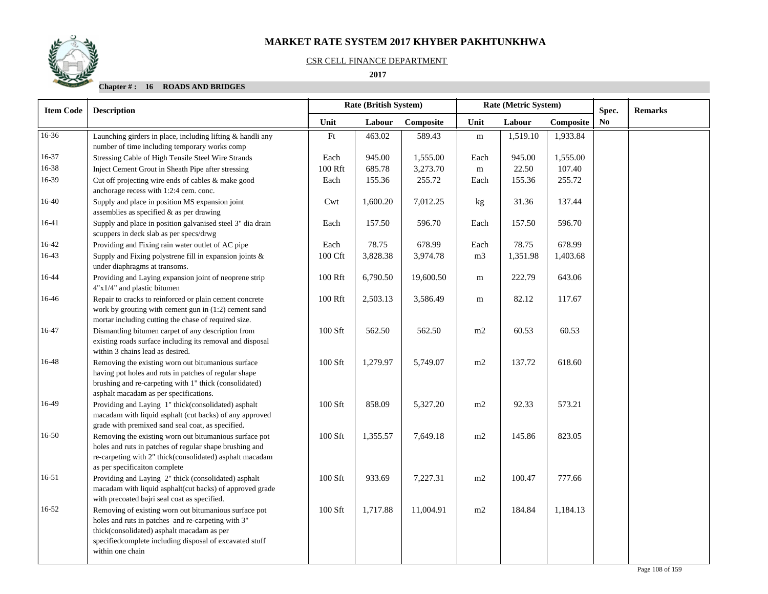# MARKET RATE SYSTEM 2017 KHYBER PAKHTUNKHWA

CSR CELL FINANCE DEPARTMENT

**2017**

**Chapter # : 16 ROADS AND BRIDGES**

| Item Code | Description | Rate (British System) | | | Rate (Metric System) | | | Spec. | Remarks |
|---|---|---|---|---|---|---|---|---|---|
| | | Unit | Labour | Composite | Unit | Labour | Composite | No | |
| 16-36 | Launching girders in place, including lifting & handli any number of time including temporary works comp | Ft | 463.02 | 589.43 | m | 1,519.10 | 1,933.84 | | |
| 16-37 | Stressing Cable of High Tensile Steel Wire Strands | Each | 945.00 | 1,555.00 | Each | 945.00 | 1,555.00 | | |
| 16-38 | Inject Cement Grout in Sheath Pipe after stressing | 100 Rft | 685.78 | 3,273.70 | m | 22.50 | 107.40 | | |
| 16-39 | Cut off projecting wire ends of cables & make good anchorage recess with 1:2:4 cem. conc. | Each | 155.36 | 255.72 | Each | 155.36 | 255.72 | | |
| 16-40 | Supply and place in position MS expansion joint assemblies as specified & as per drawing | Cwt | 1,600.20 | 7,012.25 | kg | 31.36 | 137.44 | | |
| 16-41 | Supply and place in position galvanised steel 3" dia drain scuppers in deck slab as per specs/drwg | Each | 157.50 | 596.70 | Each | 157.50 | 596.70 | | |
| 16-42 | Providing and Fixing rain water outlet of AC pipe | Each | 78.75 | 678.99 | Each | 78.75 | 678.99 | | |
| 16-43 | Supply and Fixing polystrene fill in expansion joints & under diaphragms at transoms. | 100 Cft | 3,828.38 | 3,974.78 | m3 | 1,351.98 | 1,403.68 | | |
| 16-44 | Providing and Laying expansion joint of neoprene strip 4"x1/4" and plastic bitumen | 100 Rft | 6,790.50 | 19,600.50 | m | 222.79 | 643.06 | | |
| 16-46 | Repair to cracks to reinforced or plain cement concrete work by grouting with cement gun in (1:2) cement sand mortar including cutting the chase of required size. | 100 Rft | 2,503.13 | 3,586.49 | m | 82.12 | 117.67 | | |
| 16-47 | Dismantling bitumen carpet of any description from existing roads surface including its removal and disposal within 3 chains lead as desired. | 100 Sft | 562.50 | 562.50 | m2 | 60.53 | 60.53 | | |
| 16-48 | Removing the existing worn out bitumanious surface having pot holes and ruts in patches of regular shape brushing and re-carpeting with 1" thick (consolidated) asphalt macadam as per specifications. | 100 Sft | 1,279.97 | 5,749.07 | m2 | 137.72 | 618.60 | | |
| 16-49 | Providing and Laying 1" thick(consolidated) asphalt macadam with liquid asphalt (cut backs) of any approved grade with premixed sand seal coat, as specified. | 100 Sft | 858.09 | 5,327.20 | m2 | 92.33 | 573.21 | | |
| 16-50 | Removing the existing worn out bitumanious surface pot holes and ruts in patches of regular shape brushing and re-carpeting with 2" thick(consolidated) asphalt macadam as per specificaiton complete | 100 Sft | 1,355.57 | 7,649.18 | m2 | 145.86 | 823.05 | | |
| 16-51 | Providing and Laying 2" thick (consolidated) asphalt macadam with liquid asphalt(cut backs) of approved grade with precoated bajri seal coat as specified. | 100 Sft | 933.69 | 7,227.31 | m2 | 100.47 | 777.66 | | |
| 16-52 | Removing of existing worn out bitumanious surface pot holes and ruts in patches and re-carpeting with 3" thick(consolidated) asphalt macadam as per specifiedcomplete including disposal of excavated stuff within one chain | 100 Sft | 1,717.88 | 11,004.91 | m2 | 184.84 | 1,184.13 | | |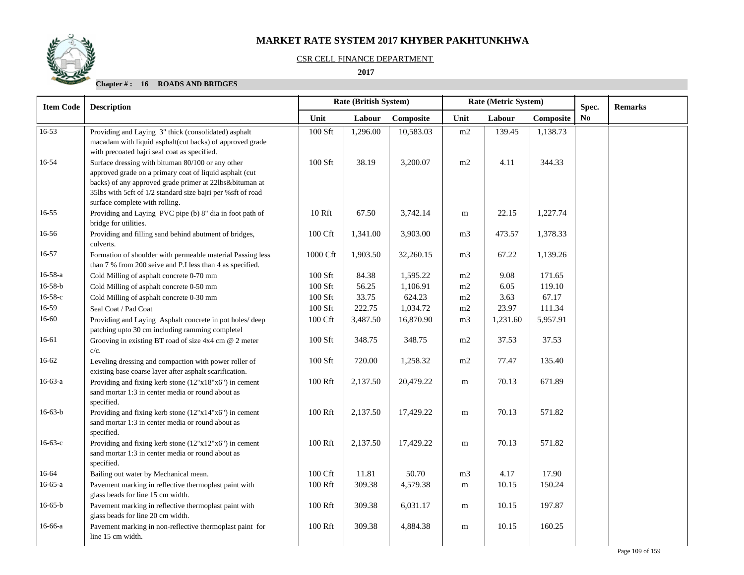# MARKET RATE SYSTEM 2017 KHYBER PAKHTUNKHWA

CSR CELL FINANCE DEPARTMENT

**2017**

**Chapter # : 16 ROADS AND BRIDGES**

| Item Code | Description | Rate (British System) | | | Rate (Metric System) | | | Spec. No | Remarks |
|---|---|---|---|---|---|---|---|---|---|
| | | Unit | Labour | Composite | Unit | Labour | Composite | | |
| 16-53 | Providing and Laying 3" thick (consolidated) asphalt macadam with liquid asphalt(cut backs) of approved grade with precoated bajri seal coat as specified. | 100 Sft | 1,296.00 | 10,583.03 | m2 | 139.45 | 1,138.73 | | |
| 16-54 | Surface dressing with bituman 80/100 or any other approved grade on a primary coat of liquid asphalt (cut backs) of any approved grade primer at 22lbs&bituman at 35lbs with 5cft of 1/2 standard size bajri per %sft of road surface complete with rolling. | 100 Sft | 38.19 | 3,200.07 | m2 | 4.11 | 344.33 | | |
| 16-55 | Providing and Laying PVC pipe (b) 8" dia in foot path of bridge for utilities. | 10 Rft | 67.50 | 3,742.14 | m | 22.15 | 1,227.74 | | |
| 16-56 | Providing and filling sand behind abutment of bridges, culverts. | 100 Cft | 1,341.00 | 3,903.00 | m3 | 473.57 | 1,378.33 | | |
| 16-57 | Formation of shoulder with permeable material Passing less than 7 % from 200 seive and P.I less than 4 as specified. | 1000 Cft | 1,903.50 | 32,260.15 | m3 | 67.22 | 1,139.26 | | |
| 16-58-a | Cold Milling of asphalt concrete 0-70 mm | 100 Sft | 84.38 | 1,595.22 | m2 | 9.08 | 171.65 | | |
| 16-58-b | Cold Milling of asphalt concrete 0-50 mm | 100 Sft | 56.25 | 1,106.91 | m2 | 6.05 | 119.10 | | |
| 16-58-c | Cold Milling of asphalt concrete 0-30 mm | 100 Sft | 33.75 | 624.23 | m2 | 3.63 | 67.17 | | |
| 16-59 | Seal Coat / Pad Coat | 100 Sft | 222.75 | 1,034.72 | m2 | 23.97 | 111.34 | | |
| 16-60 | Providing and Laying Asphalt concrete in pot holes/ deep patching upto 30 cm including ramming completel | 100 Cft | 3,487.50 | 16,870.90 | m3 | 1,231.60 | 5,957.91 | | |
| 16-61 | Grooving in existing BT road of size 4x4 cm @ 2 meter c/c. | 100 Sft | 348.75 | 348.75 | m2 | 37.53 | 37.53 | | |
| 16-62 | Leveling dressing and compaction with power roller of existing base coarse layer after asphalt scarification. | 100 Sft | 720.00 | 1,258.32 | m2 | 77.47 | 135.40 | | |
| 16-63-a | Providing and fixing kerb stone (12"x18"x6") in cement sand mortar 1:3 in center media or round about as specified. | 100 Rft | 2,137.50 | 20,479.22 | m | 70.13 | 671.89 | | |
| 16-63-b | Providing and fixing kerb stone (12"x14"x6") in cement sand mortar 1:3 in center media or round about as specified. | 100 Rft | 2,137.50 | 17,429.22 | m | 70.13 | 571.82 | | |
| 16-63-c | Providing and fixing kerb stone (12"x12"x6") in cement sand mortar 1:3 in center media or round about as specified. | 100 Rft | 2,137.50 | 17,429.22 | m | 70.13 | 571.82 | | |
| 16-64 | Bailing out water by Mechanical mean. | 100 Cft | 11.81 | 50.70 | m3 | 4.17 | 17.90 | | |
| 16-65-a | Pavement marking in reflective thermoplast paint with glass beads for line 15 cm width. | 100 Rft | 309.38 | 4,579.38 | m | 10.15 | 150.24 | | |
| 16-65-b | Pavement marking in reflective thermoplast paint with glass beads for line 20 cm width. | 100 Rft | 309.38 | 6,031.17 | m | 10.15 | 197.87 | | |
| 16-66-a | Pavement marking in non-reflective thermoplast paint for line 15 cm width. | 100 Rft | 309.38 | 4,884.38 | m | 10.15 | 160.25 | | |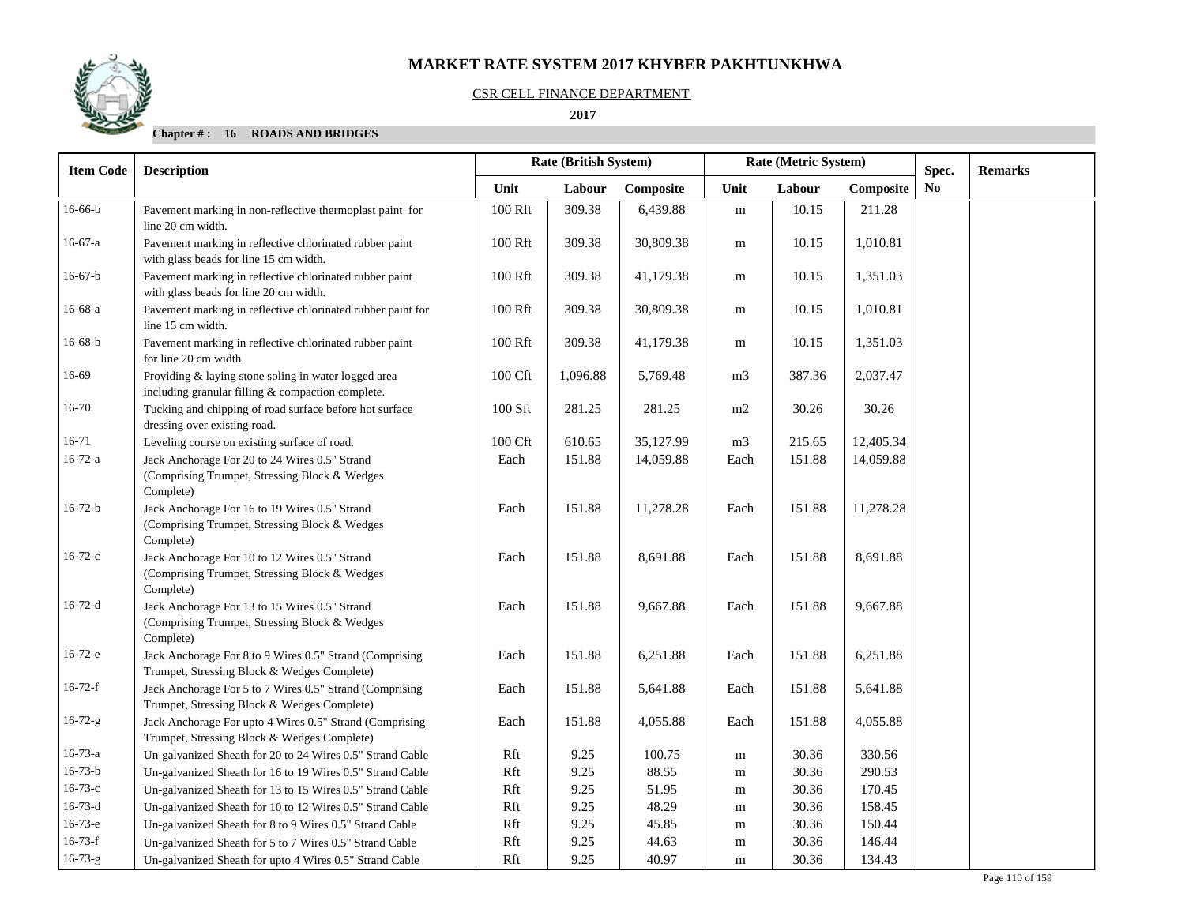# MARKET RATE SYSTEM 2017 KHYBER PAKHTUNKHWA

CSR CELL FINANCE DEPARTMENT

**2017**

**Chapter # : 16 ROADS AND BRIDGES**

| Item Code | Description | Rate (British System) | | | Rate (Metric System) | | | Spec. No | Remarks |
|---|---|---|---|---|---|---|---|---|---|
| | | Unit | Labour | Composite | Unit | Labour | Composite | | |
| 16-66-b | Pavement marking in non-reflective thermoplast paint for line 20 cm width. | 100 Rft | 309.38 | 6,439.88 | m | 10.15 | 211.28 | | |
| 16-67-a | Pavement marking in reflective chlorinated rubber paint with glass beads for line 15 cm width. | 100 Rft | 309.38 | 30,809.38 | m | 10.15 | 1,010.81 | | |
| 16-67-b | Pavement marking in reflective chlorinated rubber paint with glass beads for line 20 cm width. | 100 Rft | 309.38 | 41,179.38 | m | 10.15 | 1,351.03 | | |
| 16-68-a | Pavement marking in reflective chlorinated rubber paint for line 15 cm width. | 100 Rft | 309.38 | 30,809.38 | m | 10.15 | 1,010.81 | | |
| 16-68-b | Pavement marking in reflective chlorinated rubber paint for line 20 cm width. | 100 Rft | 309.38 | 41,179.38 | m | 10.15 | 1,351.03 | | |
| 16-69 | Providing & laying stone soling in water logged area including granular filling & compaction complete. | 100 Cft | 1,096.88 | 5,769.48 | m3 | 387.36 | 2,037.47 | | |
| 16-70 | Tucking and chipping of road surface before hot surface dressing over existing road. | 100 Sft | 281.25 | 281.25 | m2 | 30.26 | 30.26 | | |
| 16-71 | Leveling course on existing surface of road. | 100 Cft | 610.65 | 35,127.99 | m3 | 215.65 | 12,405.34 | | |
| 16-72-a | Jack Anchorage For 20 to 24 Wires 0.5" Strand (Comprising Trumpet, Stressing Block & Wedges Complete) | Each | 151.88 | 14,059.88 | Each | 151.88 | 14,059.88 | | |
| 16-72-b | Jack Anchorage For 16 to 19 Wires 0.5" Strand (Comprising Trumpet, Stressing Block & Wedges Complete) | Each | 151.88 | 11,278.28 | Each | 151.88 | 11,278.28 | | |
| 16-72-c | Jack Anchorage For 10 to 12 Wires 0.5" Strand (Comprising Trumpet, Stressing Block & Wedges Complete) | Each | 151.88 | 8,691.88 | Each | 151.88 | 8,691.88 | | |
| 16-72-d | Jack Anchorage For 13 to 15 Wires 0.5" Strand (Comprising Trumpet, Stressing Block & Wedges Complete) | Each | 151.88 | 9,667.88 | Each | 151.88 | 9,667.88 | | |
| 16-72-e | Jack Anchorage For 8 to 9 Wires 0.5" Strand (Comprising Trumpet, Stressing Block & Wedges Complete) | Each | 151.88 | 6,251.88 | Each | 151.88 | 6,251.88 | | |
| 16-72-f | Jack Anchorage For 5 to 7 Wires 0.5" Strand (Comprising Trumpet, Stressing Block & Wedges Complete) | Each | 151.88 | 5,641.88 | Each | 151.88 | 5,641.88 | | |
| 16-72-g | Jack Anchorage For upto 4 Wires 0.5" Strand (Comprising Trumpet, Stressing Block & Wedges Complete) | Each | 151.88 | 4,055.88 | Each | 151.88 | 4,055.88 | | |
| 16-73-a | Un-galvanized Sheath for 20 to 24 Wires 0.5" Strand Cable | Rft | 9.25 | 100.75 | m | 30.36 | 330.56 | | |
| 16-73-b | Un-galvanized Sheath for 16 to 19 Wires 0.5" Strand Cable | Rft | 9.25 | 88.55 | m | 30.36 | 290.53 | | |
| 16-73-c | Un-galvanized Sheath for 13 to 15 Wires 0.5" Strand Cable | Rft | 9.25 | 51.95 | m | 30.36 | 170.45 | | |
| 16-73-d | Un-galvanized Sheath for 10 to 12 Wires 0.5" Strand Cable | Rft | 9.25 | 48.29 | m | 30.36 | 158.45 | | |
| 16-73-e | Un-galvanized Sheath for 8 to 9 Wires 0.5" Strand Cable | Rft | 9.25 | 45.85 | m | 30.36 | 150.44 | | |
| 16-73-f | Un-galvanized Sheath for 5 to 7 Wires 0.5" Strand Cable | Rft | 9.25 | 44.63 | m | 30.36 | 146.44 | | |
| 16-73-g | Un-galvanized Sheath for upto 4 Wires 0.5" Strand Cable | Rft | 9.25 | 40.97 | m | 30.36 | 134.43 | | |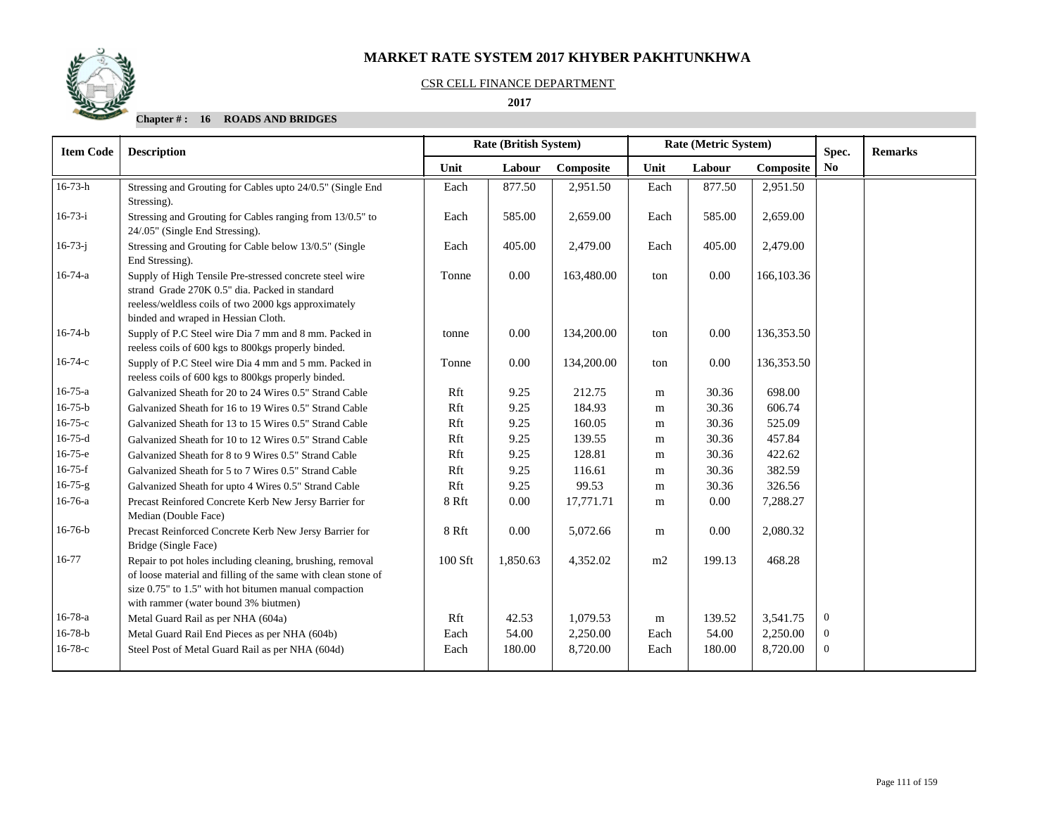# MARKET RATE SYSTEM 2017 KHYBER PAKHTUNKHWA

CSR CELL FINANCE DEPARTMENT

**2017**

**Chapter # : 16 ROADS AND BRIDGES**

| Item Code | Description | Rate (British System) | | | Rate (Metric System) | | | Spec. | Remarks |
|---|---|---|---|---|---|---|---|---|---|
| | | Unit | Labour | Composite | Unit | Labour | Composite | No | |
| 16-73-h | Stressing and Grouting for Cables upto 24/0.5" (Single End Stressing). | Each | 877.50 | 2,951.50 | Each | 877.50 | 2,951.50 | | |
| 16-73-i | Stressing and Grouting for Cables ranging from 13/0.5" to 24/.05" (Single End Stressing). | Each | 585.00 | 2,659.00 | Each | 585.00 | 2,659.00 | | |
| 16-73-j | Stressing and Grouting for Cable below 13/0.5" (Single End Stressing). | Each | 405.00 | 2,479.00 | Each | 405.00 | 2,479.00 | | |
| 16-74-a | Supply of High Tensile Pre-stressed concrete steel wire strand Grade 270K 0.5" dia. Packed in standard reeless/weldless coils of two 2000 kgs approximately binded and wraped in Hessian Cloth. | Tonne | 0.00 | 163,480.00 | ton | 0.00 | 166,103.36 | | |
| 16-74-b | Supply of P.C Steel wire Dia 7 mm and 8 mm. Packed in reeless coils of 600 kgs to 800kgs properly binded. | tonne | 0.00 | 134,200.00 | ton | 0.00 | 136,353.50 | | |
| 16-74-c | Supply of P.C Steel wire Dia 4 mm and 5 mm. Packed in reeless coils of 600 kgs to 800kgs properly binded. | Tonne | 0.00 | 134,200.00 | ton | 0.00 | 136,353.50 | | |
| 16-75-a | Galvanized Sheath for 20 to 24 Wires 0.5" Strand Cable | Rft | 9.25 | 212.75 | m | 30.36 | 698.00 | | |
| 16-75-b | Galvanized Sheath for 16 to 19 Wires 0.5" Strand Cable | Rft | 9.25 | 184.93 | m | 30.36 | 606.74 | | |
| 16-75-c | Galvanized Sheath for 13 to 15 Wires 0.5" Strand Cable | Rft | 9.25 | 160.05 | m | 30.36 | 525.09 | | |
| 16-75-d | Galvanized Sheath for 10 to 12 Wires 0.5" Strand Cable | Rft | 9.25 | 139.55 | m | 30.36 | 457.84 | | |
| 16-75-e | Galvanized Sheath for 8 to 9 Wires 0.5" Strand Cable | Rft | 9.25 | 128.81 | m | 30.36 | 422.62 | | |
| 16-75-f | Galvanized Sheath for 5 to 7 Wires 0.5" Strand Cable | Rft | 9.25 | 116.61 | m | 30.36 | 382.59 | | |
| 16-75-g | Galvanized Sheath for upto 4 Wires 0.5" Strand Cable | Rft | 9.25 | 99.53 | m | 30.36 | 326.56 | | |
| 16-76-a | Precast Reinfored Concrete Kerb New Jersy Barrier for Median (Double Face) | 8 Rft | 0.00 | 17,771.71 | m | 0.00 | 7,288.27 | | |
| 16-76-b | Precast Reinforced Concrete Kerb New Jersy Barrier for Bridge (Single Face) | 8 Rft | 0.00 | 5,072.66 | m | 0.00 | 2,080.32 | | |
| 16-77 | Repair to pot holes including cleaning, brushing, removal of loose material and filling of the same with clean stone of size 0.75" to 1.5" with hot bitumen manual compaction with rammer (water bound 3% biutmen) | 100 Sft | 1,850.63 | 4,352.02 | m2 | 199.13 | 468.28 | | |
| 16-78-a | Metal Guard Rail as per NHA (604a) | Rft | 42.53 | 1,079.53 | m | 139.52 | 3,541.75 | 0 | |
| 16-78-b | Metal Guard Rail End Pieces as per NHA (604b) | Each | 54.00 | 2,250.00 | Each | 54.00 | 2,250.00 | 0 | |
| 16-78-c | Steel Post of Metal Guard Rail as per NHA (604d) | Each | 180.00 | 8,720.00 | Each | 180.00 | 8,720.00 | 0 | |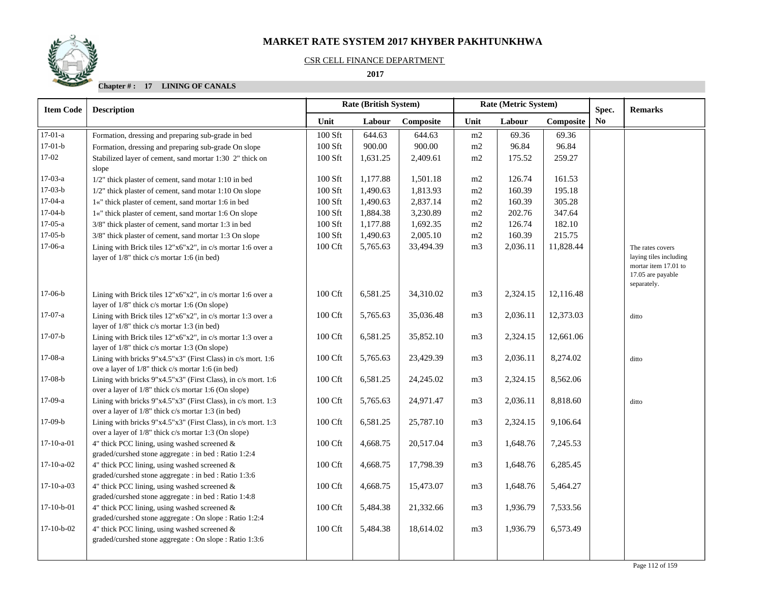# MARKET RATE SYSTEM 2017 KHYBER PAKHTUNKHWA

CSR CELL FINANCE DEPARTMENT

**2017**

**Chapter # : 17 LINING OF CANALS**

| Item Code | Description | Rate (British System) | | | Rate (Metric System) | | | Spec. | Remarks |
|---|---|---|---|---|---|---|---|---|---|
| | | Unit | Labour | Composite | Unit | Labour | Composite | No | |
| 17-01-a | Formation, dressing and preparing sub-grade in bed | 100 Sft | 644.63 | 644.63 | m2 | 69.36 | 69.36 | | |
| 17-01-b | Formation, dressing and preparing sub-grade On slope | 100 Sft | 900.00 | 900.00 | m2 | 96.84 | 96.84 | | |
| 17-02 | Stabilized layer of cement, sand mortar 1:30 2" thick on slope | 100 Sft | 1,631.25 | 2,409.61 | m2 | 175.52 | 259.27 | | |
| 17-03-a | 1/2" thick plaster of cement, sand motar 1:10 in bed | 100 Sft | 1,177.88 | 1,501.18 | m2 | 126.74 | 161.53 | | |
| 17-03-b | 1/2" thick plaster of cement, sand motar 1:10 On slope | 100 Sft | 1,490.63 | 1,813.93 | m2 | 160.39 | 195.18 | | |
| 17-04-a | 1«" thick plaster of cement, sand mortar 1:6 in bed | 100 Sft | 1,490.63 | 2,837.14 | m2 | 160.39 | 305.28 | | |
| 17-04-b | 1«" thick plaster of cement, sand mortar 1:6 On slope | 100 Sft | 1,884.38 | 3,230.89 | m2 | 202.76 | 347.64 | | |
| 17-05-a | 3/8" thick plaster of cement, sand mortar 1:3 in bed | 100 Sft | 1,177.88 | 1,692.35 | m2 | 126.74 | 182.10 | | |
| 17-05-b | 3/8" thick plaster of cement, sand mortar 1:3 On slope | 100 Sft | 1,490.63 | 2,005.10 | m2 | 160.39 | 215.75 | | |
| 17-06-a | Lining with Brick tiles 12"x6"x2", in c/s mortar 1:6 over a layer of 1/8" thick c/s mortar 1:6 (in bed) | 100 Cft | 5,765.63 | 33,494.39 | m3 | 2,036.11 | 11,828.44 | | The rates covers laying tiles including mortar item 17.01 to 17.05 are payable separately. |
| 17-06-b | Lining with Brick tiles 12"x6"x2", in c/s mortar 1:6 over a layer of 1/8" thick c/s mortar 1:6 (On slope) | 100 Cft | 6,581.25 | 34,310.02 | m3 | 2,324.15 | 12,116.48 | | |
| 17-07-a | Lining with Brick tiles 12"x6"x2", in c/s mortar 1:3 over a layer of 1/8" thick c/s mortar 1:3 (in bed) | 100 Cft | 5,765.63 | 35,036.48 | m3 | 2,036.11 | 12,373.03 | | ditto |
| 17-07-b | Lining with Brick tiles 12"x6"x2", in c/s mortar 1:3 over a layer of 1/8" thick c/s mortar 1:3 (On slope) | 100 Cft | 6,581.25 | 35,852.10 | m3 | 2,324.15 | 12,661.06 | | |
| 17-08-a | Lining with bricks 9"x4.5"x3" (First Class) in c/s mort. 1:6 ove a layer of 1/8" thick c/s mortar 1:6 (in bed) | 100 Cft | 5,765.63 | 23,429.39 | m3 | 2,036.11 | 8,274.02 | | ditto |
| 17-08-b | Lining with bricks 9"x4.5"x3" (First Class), in c/s mort. 1:6 over a layer of 1/8" thick c/s mortar 1:6 (On slope) | 100 Cft | 6,581.25 | 24,245.02 | m3 | 2,324.15 | 8,562.06 | | |
| 17-09-a | Lining with bricks 9"x4.5"x3" (First Class), in c/s mort. 1:3 over a layer of 1/8" thick c/s mortar 1:3 (in bed) | 100 Cft | 5,765.63 | 24,971.47 | m3 | 2,036.11 | 8,818.60 | | ditto |
| 17-09-b | Lining with bricks 9"x4.5"x3" (First Class), in c/s mort. 1:3 over a layer of 1/8" thick c/s mortar 1:3 (On slope) | 100 Cft | 6,581.25 | 25,787.10 | m3 | 2,324.15 | 9,106.64 | | |
| 17-10-a-01 | 4" thick PCC lining, using washed screened & graded/curshed stone aggregate : in bed : Ratio 1:2:4 | 100 Cft | 4,668.75 | 20,517.04 | m3 | 1,648.76 | 7,245.53 | | |
| 17-10-a-02 | 4" thick PCC lining, using washed screened & graded/curshed stone aggregate : in bed : Ratio 1:3:6 | 100 Cft | 4,668.75 | 17,798.39 | m3 | 1,648.76 | 6,285.45 | | |
| 17-10-a-03 | 4" thick PCC lining, using washed screened & graded/curshed stone aggregate : in bed : Ratio 1:4:8 | 100 Cft | 4,668.75 | 15,473.07 | m3 | 1,648.76 | 5,464.27 | | |
| 17-10-b-01 | 4" thick PCC lining, using washed screened & graded/curshed stone aggregate : On slope : Ratio 1:2:4 | 100 Cft | 5,484.38 | 21,332.66 | m3 | 1,936.79 | 7,533.56 | | |
| 17-10-b-02 | 4" thick PCC lining, using washed screened & graded/curshed stone aggregate : On slope : Ratio 1:3:6 | 100 Cft | 5,484.38 | 18,614.02 | m3 | 1,936.79 | 6,573.49 | | |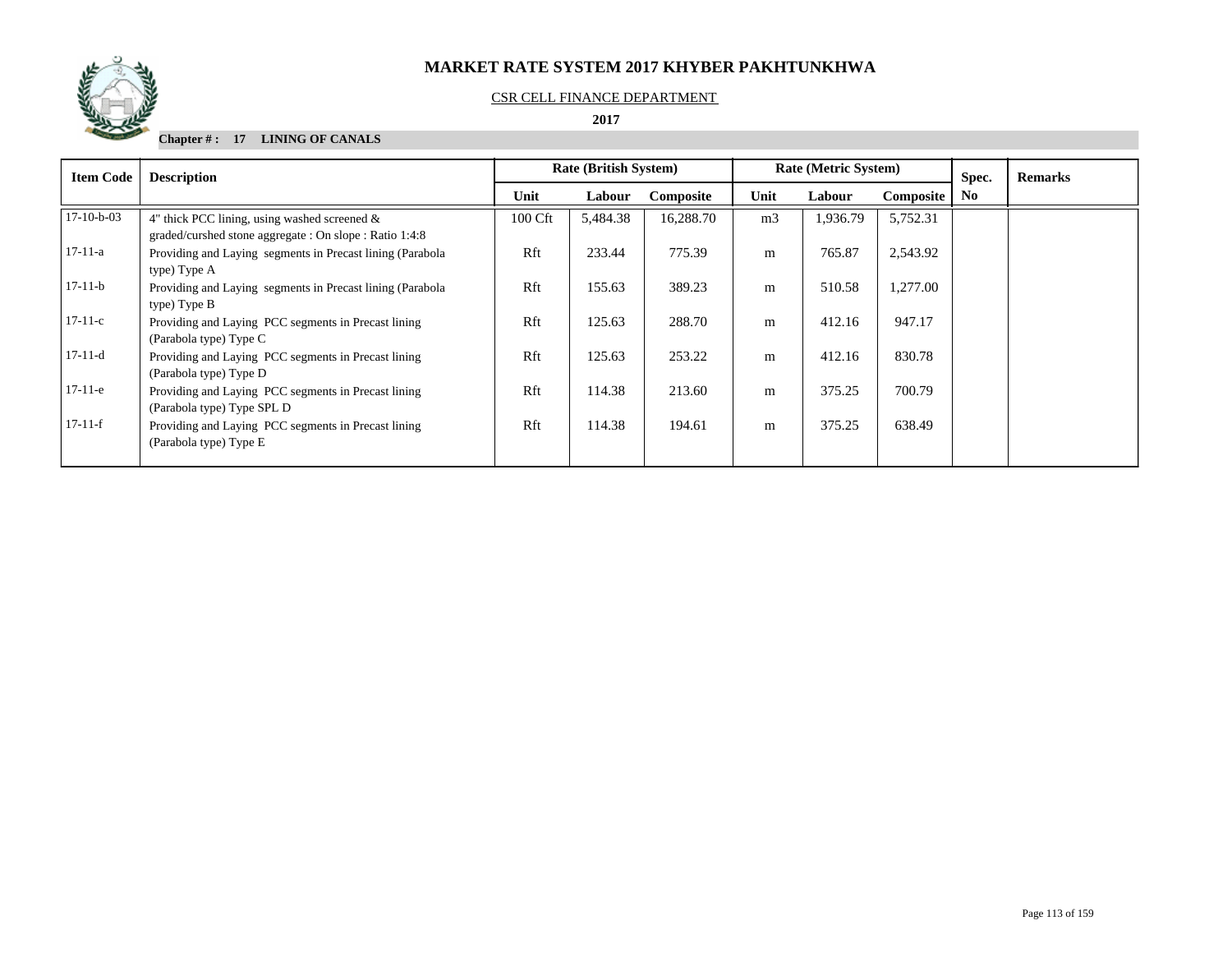# MARKET RATE SYSTEM 2017 KHYBER PAKHTUNKHWA

CSR CELL FINANCE DEPARTMENT

**2017**

**Chapter # : 17 LINING OF CANALS**

| Item Code | Description | Rate (British System) | | | Rate (Metric System) | | | Spec. | Remarks |
|---|---|---|---|---|---|---|---|---|---|
| | | Unit | Labour | Composite | Unit | Labour | Composite | No | |
| 17-10-b-03 | 4" thick PCC lining, using washed screened & graded/curshed stone aggregate : On slope : Ratio 1:4:8 | 100 Cft | 5,484.38 | 16,288.70 | m3 | 1,936.79 | 5,752.31 | | |
| 17-11-a | Providing and Laying segments in Precast lining (Parabola type) Type A | Rft | 233.44 | 775.39 | m | 765.87 | 2,543.92 | | |
| 17-11-b | Providing and Laying segments in Precast lining (Parabola type) Type B | Rft | 155.63 | 389.23 | m | 510.58 | 1,277.00 | | |
| 17-11-c | Providing and Laying PCC segments in Precast lining (Parabola type) Type C | Rft | 125.63 | 288.70 | m | 412.16 | 947.17 | | |
| 17-11-d | Providing and Laying PCC segments in Precast lining (Parabola type) Type D | Rft | 125.63 | 253.22 | m | 412.16 | 830.78 | | |
| 17-11-e | Providing and Laying PCC segments in Precast lining (Parabola type) Type SPL D | Rft | 114.38 | 213.60 | m | 375.25 | 700.79 | | |
| 17-11-f | Providing and Laying PCC segments in Precast lining (Parabola type) Type E | Rft | 114.38 | 194.61 | m | 375.25 | 638.49 | | |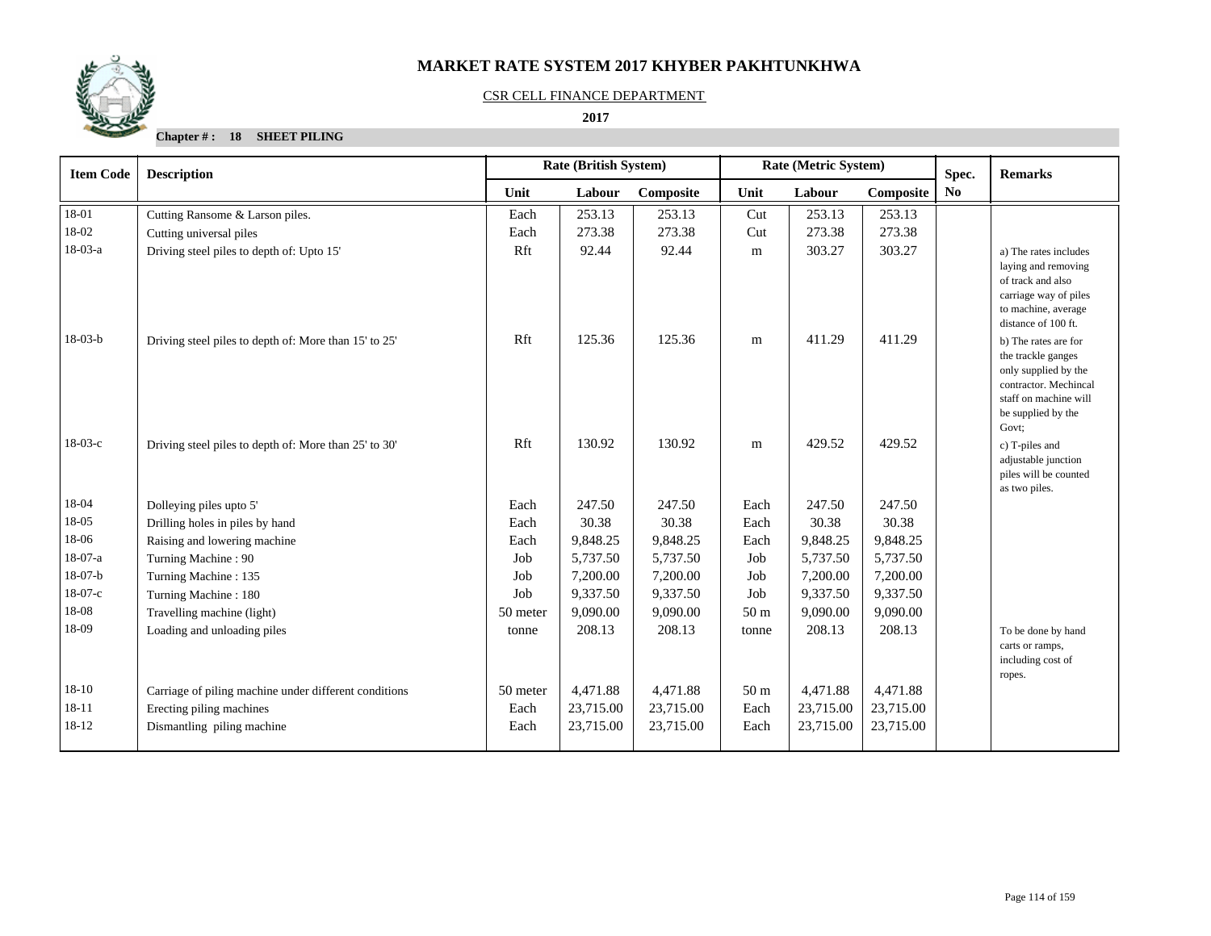# MARKET RATE SYSTEM 2017 KHYBER PAKHTUNKHWA

CSR CELL FINANCE DEPARTMENT

**2017**

**Chapter # : 18 SHEET PILING**

| Item Code | Description | Rate (British System) | | | Rate (Metric System) | | | Spec. | Remarks |
|---|---|---|---|---|---|---|---|---|---|
| | | Unit | Labour | Composite | Unit | Labour | Composite | No | |
| 18-01 | Cutting Ransome & Larson piles. | Each | 253.13 | 253.13 | Cut | 253.13 | 253.13 | | |
| 18-02 | Cutting universal piles | Each | 273.38 | 273.38 | Cut | 273.38 | 273.38 | | |
| 18-03-a | Driving steel piles to depth of: Upto 15' | Rft | 92.44 | 92.44 | m | 303.27 | 303.27 | | a) The rates includes laying and removing of track and also carriage way of piles to machine, average distance of 100 ft. |
| 18-03-b | Driving steel piles to depth of: More than 15' to 25' | Rft | 125.36 | 125.36 | m | 411.29 | 411.29 | | b) The rates are for the trackle ganges only supplied by the contractor. Mechincal staff on machine will be supplied by the Govt; |
| 18-03-c | Driving steel piles to depth of: More than 25' to 30' | Rft | 130.92 | 130.92 | m | 429.52 | 429.52 | | c) T-piles and adjustable junction piles will be counted as two piles. |
| 18-04 | Dolleying piles upto 5' | Each | 247.50 | 247.50 | Each | 247.50 | 247.50 | | |
| 18-05 | Drilling holes in piles by hand | Each | 30.38 | 30.38 | Each | 30.38 | 30.38 | | |
| 18-06 | Raising and lowering machine | Each | 9,848.25 | 9,848.25 | Each | 9,848.25 | 9,848.25 | | |
| 18-07-a | Turning Machine : 90 | Job | 5,737.50 | 5,737.50 | Job | 5,737.50 | 5,737.50 | | |
| 18-07-b | Turning Machine : 135 | Job | 7,200.00 | 7,200.00 | Job | 7,200.00 | 7,200.00 | | |
| 18-07-c | Turning Machine : 180 | Job | 9,337.50 | 9,337.50 | Job | 9,337.50 | 9,337.50 | | |
| 18-08 | Travelling machine (light) | 50 meter | 9,090.00 | 9,090.00 | 50 m | 9,090.00 | 9,090.00 | | |
| 18-09 | Loading and unloading piles | tonne | 208.13 | 208.13 | tonne | 208.13 | 208.13 | | To be done by hand carts or ramps, including cost of ropes. |
| 18-10 | Carriage of piling machine under different conditions | 50 meter | 4,471.88 | 4,471.88 | 50 m | 4,471.88 | 4,471.88 | | |
| 18-11 | Erecting piling machines | Each | 23,715.00 | 23,715.00 | Each | 23,715.00 | 23,715.00 | | |
| 18-12 | Dismantling piling machine | Each | 23,715.00 | 23,715.00 | Each | 23,715.00 | 23,715.00 | | |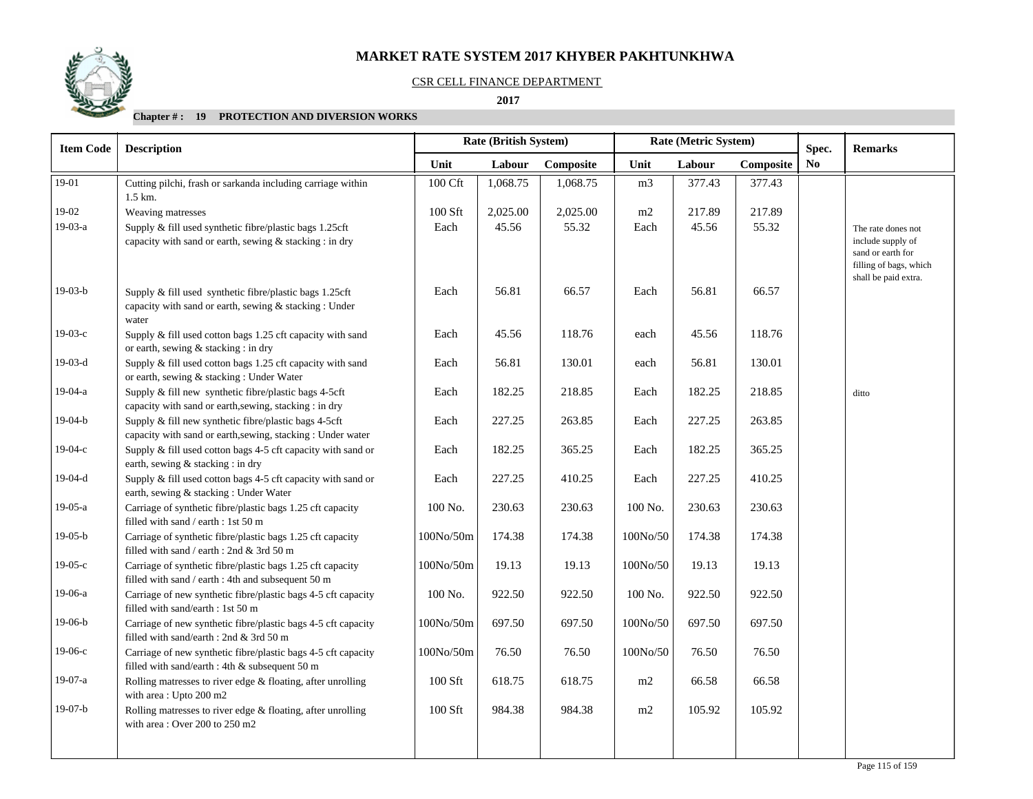# MARKET RATE SYSTEM 2017 KHYBER PAKHTUNKHWA

CSR CELL FINANCE DEPARTMENT

**2017**

**Chapter # : 19 PROTECTION AND DIVERSION WORKS**

| Item Code | Description | Rate (British System) | | | Rate (Metric System) | | | Spec. No | Remarks |
|---|---|---|---|---|---|---|---|---|---|
| | | Unit | Labour | Composite | Unit | Labour | Composite | | |
| 19-01 | Cutting pilchi, frash or sarkanda including carriage within 1.5 km. | 100 Cft | 1,068.75 | 1,068.75 | m3 | 377.43 | 377.43 | | |
| 19-02 | Weaving matresses | 100 Sft | 2,025.00 | 2,025.00 | m2 | 217.89 | 217.89 | | |
| 19-03-a | Supply & fill used synthetic fibre/plastic bags 1.25cft capacity with sand or earth, sewing & stacking : in dry | Each | 45.56 | 55.32 | Each | 45.56 | 55.32 | | The rate dones not include supply of sand or earth for filling of bags, which shall be paid extra. |
| 19-03-b | Supply & fill used synthetic fibre/plastic bags 1.25cft capacity with sand or earth, sewing & stacking : Under water | Each | 56.81 | 66.57 | Each | 56.81 | 66.57 | | |
| 19-03-c | Supply & fill used cotton bags 1.25 cft capacity with sand or earth, sewing & stacking : in dry | Each | 45.56 | 118.76 | each | 45.56 | 118.76 | | |
| 19-03-d | Supply & fill used cotton bags 1.25 cft capacity with sand or earth, sewing & stacking : Under Water | Each | 56.81 | 130.01 | each | 56.81 | 130.01 | | |
| 19-04-a | Supply & fill new synthetic fibre/plastic bags 4-5cft capacity with sand or earth,sewing, stacking : in dry | Each | 182.25 | 218.85 | Each | 182.25 | 218.85 | | ditto |
| 19-04-b | Supply & fill new synthetic fibre/plastic bags 4-5cft capacity with sand or earth,sewing, stacking : Under water | Each | 227.25 | 263.85 | Each | 227.25 | 263.85 | | |
| 19-04-c | Supply & fill used cotton bags 4-5 cft capacity with sand or earth, sewing & stacking : in dry | Each | 182.25 | 365.25 | Each | 182.25 | 365.25 | | |
| 19-04-d | Supply & fill used cotton bags 4-5 cft capacity with sand or earth, sewing & stacking : Under Water | Each | 227.25 | 410.25 | Each | 227.25 | 410.25 | | |
| 19-05-a | Carriage of synthetic fibre/plastic bags 1.25 cft capacity filled with sand / earth : 1st 50 m | 100 No. | 230.63 | 230.63 | 100 No. | 230.63 | 230.63 | | |
| 19-05-b | Carriage of synthetic fibre/plastic bags 1.25 cft capacity filled with sand / earth : 2nd & 3rd 50 m | 100No/50m | 174.38 | 174.38 | 100No/50 | 174.38 | 174.38 | | |
| 19-05-c | Carriage of synthetic fibre/plastic bags 1.25 cft capacity filled with sand / earth : 4th and subsequent 50 m | 100No/50m | 19.13 | 19.13 | 100No/50 | 19.13 | 19.13 | | |
| 19-06-a | Carriage of new synthetic fibre/plastic bags 4-5 cft capacity filled with sand/earth : 1st 50 m | 100 No. | 922.50 | 922.50 | 100 No. | 922.50 | 922.50 | | |
| 19-06-b | Carriage of new synthetic fibre/plastic bags 4-5 cft capacity filled with sand/earth : 2nd & 3rd 50 m | 100No/50m | 697.50 | 697.50 | 100No/50 | 697.50 | 697.50 | | |
| 19-06-c | Carriage of new synthetic fibre/plastic bags 4-5 cft capacity filled with sand/earth : 4th & subsequent 50 m | 100No/50m | 76.50 | 76.50 | 100No/50 | 76.50 | 76.50 | | |
| 19-07-a | Rolling matresses to river edge & floating, after unrolling with area : Upto 200 m2 | 100 Sft | 618.75 | 618.75 | m2 | 66.58 | 66.58 | | |
| 19-07-b | Rolling matresses to river edge & floating, after unrolling with area : Over 200 to 250 m2 | 100 Sft | 984.38 | 984.38 | m2 | 105.92 | 105.92 | | |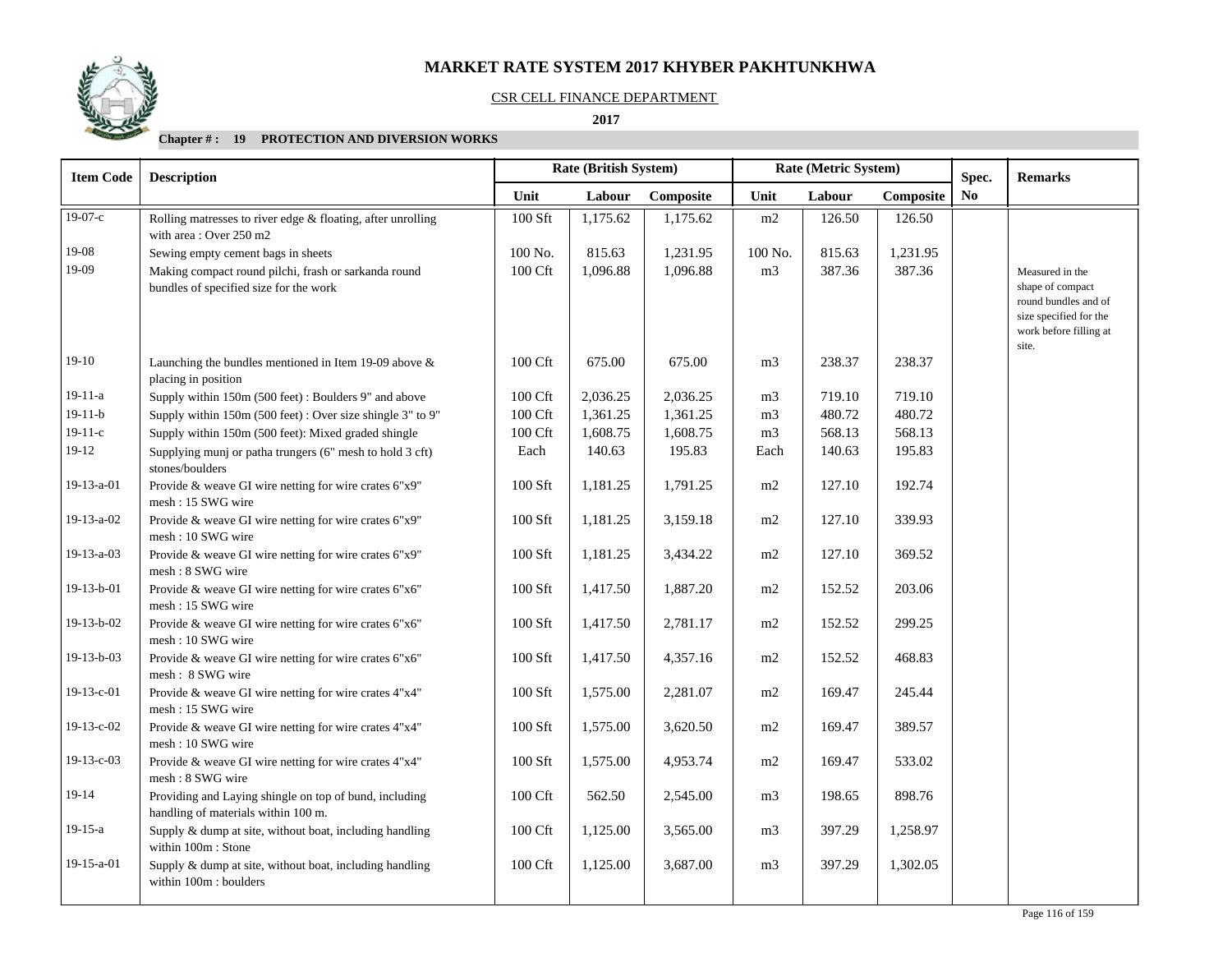# MARKET RATE SYSTEM 2017 KHYBER PAKHTUNKHWA

CSR CELL FINANCE DEPARTMENT

**2017**

**Chapter # : 19 PROTECTION AND DIVERSION WORKS**

| Item Code | Description | Rate (British System) | | | Rate (Metric System) | | | Spec. No | Remarks |
|---|---|---|---|---|---|---|---|---|---|
| | | Unit | Labour | Composite | Unit | Labour | Composite | | |
| 19-07-c | Rolling matresses to river edge & floating, after unrolling with area : Over 250 m2 | 100 Sft | 1,175.62 | 1,175.62 | m2 | 126.50 | 126.50 | | |
| 19-08 | Sewing empty cement bags in sheets | 100 No. | 815.63 | 1,231.95 | 100 No. | 815.63 | 1,231.95 | | |
| 19-09 | Making compact round pilchi, frash or sarkanda round bundles of specified size for the work | 100 Cft | 1,096.88 | 1,096.88 | m3 | 387.36 | 387.36 | | Measured in the shape of compact round bundles and of size specified for the work before filling at site. |
| 19-10 | Launching the bundles mentioned in Item 19-09 above & placing in position | 100 Cft | 675.00 | 675.00 | m3 | 238.37 | 238.37 | | |
| 19-11-a | Supply within 150m (500 feet) : Boulders 9" and above | 100 Cft | 2,036.25 | 2,036.25 | m3 | 719.10 | 719.10 | | |
| 19-11-b | Supply within 150m (500 feet) : Over size shingle 3" to 9" | 100 Cft | 1,361.25 | 1,361.25 | m3 | 480.72 | 480.72 | | |
| 19-11-c | Supply within 150m (500 feet): Mixed graded shingle | 100 Cft | 1,608.75 | 1,608.75 | m3 | 568.13 | 568.13 | | |
| 19-12 | Supplying munj or patha trungers (6" mesh to hold 3 cft) stones/boulders | Each | 140.63 | 195.83 | Each | 140.63 | 195.83 | | |
| 19-13-a-01 | Provide & weave GI wire netting for wire crates 6"x9" mesh : 15 SWG wire | 100 Sft | 1,181.25 | 1,791.25 | m2 | 127.10 | 192.74 | | |
| 19-13-a-02 | Provide & weave GI wire netting for wire crates 6"x9" mesh : 10 SWG wire | 100 Sft | 1,181.25 | 3,159.18 | m2 | 127.10 | 339.93 | | |
| 19-13-a-03 | Provide & weave GI wire netting for wire crates 6"x9" mesh : 8 SWG wire | 100 Sft | 1,181.25 | 3,434.22 | m2 | 127.10 | 369.52 | | |
| 19-13-b-01 | Provide & weave GI wire netting for wire crates 6"x6" mesh : 15 SWG wire | 100 Sft | 1,417.50 | 1,887.20 | m2 | 152.52 | 203.06 | | |
| 19-13-b-02 | Provide & weave GI wire netting for wire crates 6"x6" mesh : 10 SWG wire | 100 Sft | 1,417.50 | 2,781.17 | m2 | 152.52 | 299.25 | | |
| 19-13-b-03 | Provide & weave GI wire netting for wire crates 6"x6" mesh : 8 SWG wire | 100 Sft | 1,417.50 | 4,357.16 | m2 | 152.52 | 468.83 | | |
| 19-13-c-01 | Provide & weave GI wire netting for wire crates 4"x4" mesh : 15 SWG wire | 100 Sft | 1,575.00 | 2,281.07 | m2 | 169.47 | 245.44 | | |
| 19-13-c-02 | Provide & weave GI wire netting for wire crates 4"x4" mesh : 10 SWG wire | 100 Sft | 1,575.00 | 3,620.50 | m2 | 169.47 | 389.57 | | |
| 19-13-c-03 | Provide & weave GI wire netting for wire crates 4"x4" mesh : 8 SWG wire | 100 Sft | 1,575.00 | 4,953.74 | m2 | 169.47 | 533.02 | | |
| 19-14 | Providing and Laying shingle on top of bund, including handling of materials within 100 m. | 100 Cft | 562.50 | 2,545.00 | m3 | 198.65 | 898.76 | | |
| 19-15-a | Supply & dump at site, without boat, including handling within 100m : Stone | 100 Cft | 1,125.00 | 3,565.00 | m3 | 397.29 | 1,258.97 | | |
| 19-15-a-01 | Supply & dump at site, without boat, including handling within 100m : boulders | 100 Cft | 1,125.00 | 3,687.00 | m3 | 397.29 | 1,302.05 | | |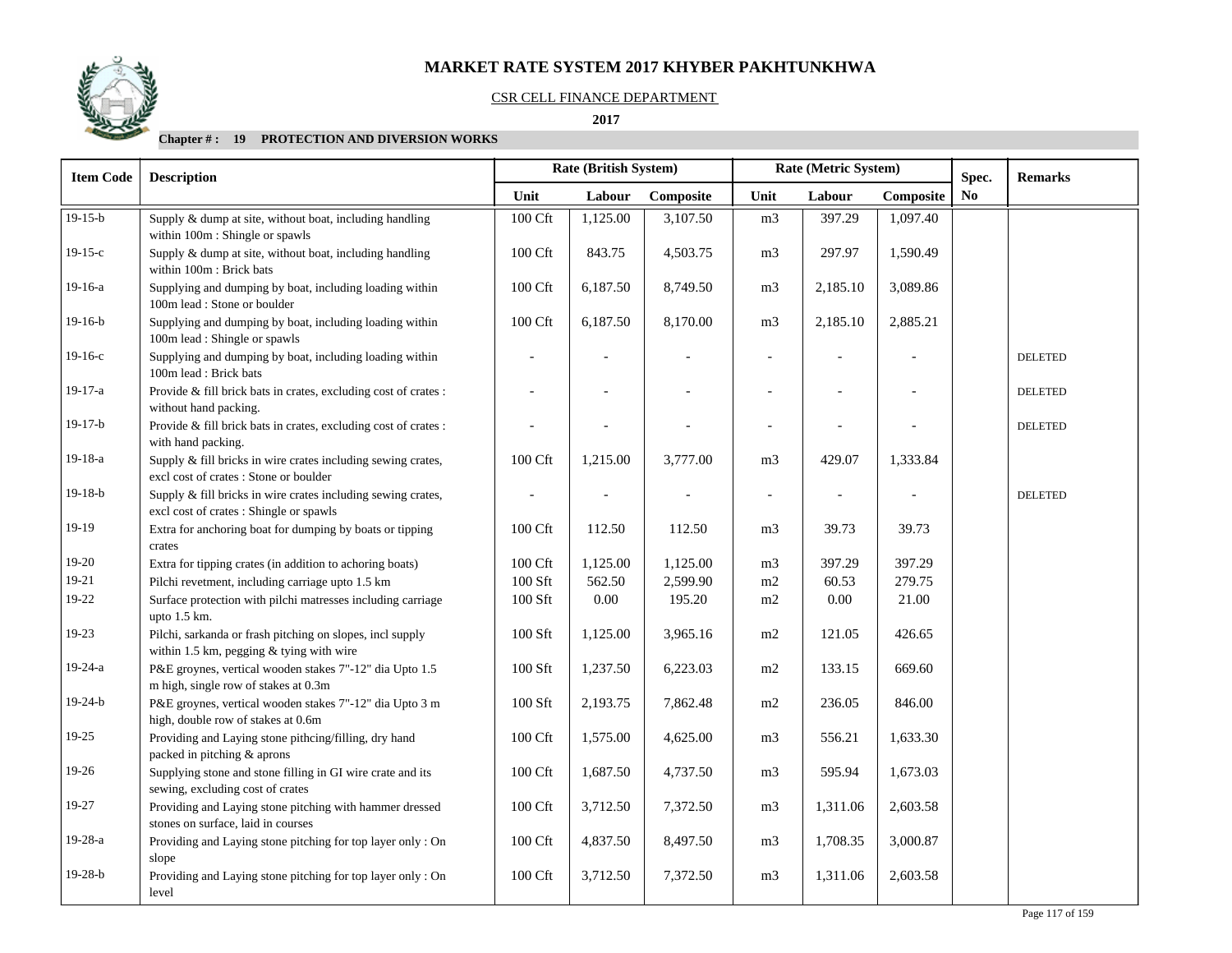# MARKET RATE SYSTEM 2017 KHYBER PAKHTUNKHWA

CSR CELL FINANCE DEPARTMENT

**2017**

**Chapter # : 19 PROTECTION AND DIVERSION WORKS**

| Item Code | Description | Rate (British System) | | | Rate (Metric System) | | | Spec. No | Remarks |
|---|---|---|---|---|---|---|---|---|---|
| | | Unit | Labour | Composite | Unit | Labour | Composite | | |
| 19-15-b | Supply & dump at site, without boat, including handling within 100m : Shingle or spawls | 100 Cft | 1,125.00 | 3,107.50 | m3 | 397.29 | 1,097.40 | | |
| 19-15-c | Supply & dump at site, without boat, including handling within 100m : Brick bats | 100 Cft | 843.75 | 4,503.75 | m3 | 297.97 | 1,590.49 | | |
| 19-16-a | Supplying and dumping by boat, including loading within 100m lead : Stone or boulder | 100 Cft | 6,187.50 | 8,749.50 | m3 | 2,185.10 | 3,089.86 | | |
| 19-16-b | Supplying and dumping by boat, including loading within 100m lead : Shingle or spawls | 100 Cft | 6,187.50 | 8,170.00 | m3 | 2,185.10 | 2,885.21 | | |
| 19-16-c | Supplying and dumping by boat, including loading within 100m lead : Brick bats | - | - | - | - | - | - | | DELETED |
| 19-17-a | Provide & fill brick bats in crates, excluding cost of crates : without hand packing. | - | - | - | - | - | - | | DELETED |
| 19-17-b | Provide & fill brick bats in crates, excluding cost of crates : with hand packing. | - | - | - | - | - | - | | DELETED |
| 19-18-a | Supply & fill bricks in wire crates including sewing crates, excl cost of crates : Stone or boulder | 100 Cft | 1,215.00 | 3,777.00 | m3 | 429.07 | 1,333.84 | | |
| 19-18-b | Supply & fill bricks in wire crates including sewing crates, excl cost of crates : Shingle or spawls | - | - | - | - | - | - | | DELETED |
| 19-19 | Extra for anchoring boat for dumping by boats or tipping crates | 100 Cft | 112.50 | 112.50 | m3 | 39.73 | 39.73 | | |
| 19-20 | Extra for tipping crates (in addition to achoring boats) | 100 Cft | 1,125.00 | 1,125.00 | m3 | 397.29 | 397.29 | | |
| 19-21 | Pilchi revetment, including carriage upto 1.5 km | 100 Sft | 562.50 | 2,599.90 | m2 | 60.53 | 279.75 | | |
| 19-22 | Surface protection with pilchi matresses including carriage upto 1.5 km. | 100 Sft | 0.00 | 195.20 | m2 | 0.00 | 21.00 | | |
| 19-23 | Pilchi, sarkanda or frash pitching on slopes, incl supply within 1.5 km, pegging & tying with wire | 100 Sft | 1,125.00 | 3,965.16 | m2 | 121.05 | 426.65 | | |
| 19-24-a | P&E groynes, vertical wooden stakes 7"-12" dia Upto 1.5 m high, single row of stakes at 0.3m | 100 Sft | 1,237.50 | 6,223.03 | m2 | 133.15 | 669.60 | | |
| 19-24-b | P&E groynes, vertical wooden stakes 7"-12" dia Upto 3 m high, double row of stakes at 0.6m | 100 Sft | 2,193.75 | 7,862.48 | m2 | 236.05 | 846.00 | | |
| 19-25 | Providing and Laying stone pithcing/filling, dry hand packed in pitching & aprons | 100 Cft | 1,575.00 | 4,625.00 | m3 | 556.21 | 1,633.30 | | |
| 19-26 | Supplying stone and stone filling in GI wire crate and its sewing, excluding cost of crates | 100 Cft | 1,687.50 | 4,737.50 | m3 | 595.94 | 1,673.03 | | |
| 19-27 | Providing and Laying stone pitching with hammer dressed stones on surface, laid in courses | 100 Cft | 3,712.50 | 7,372.50 | m3 | 1,311.06 | 2,603.58 | | |
| 19-28-a | Providing and Laying stone pitching for top layer only : On slope | 100 Cft | 4,837.50 | 8,497.50 | m3 | 1,708.35 | 3,000.87 | | |
| 19-28-b | Providing and Laying stone pitching for top layer only : On level | 100 Cft | 3,712.50 | 7,372.50 | m3 | 1,311.06 | 2,603.58 | | |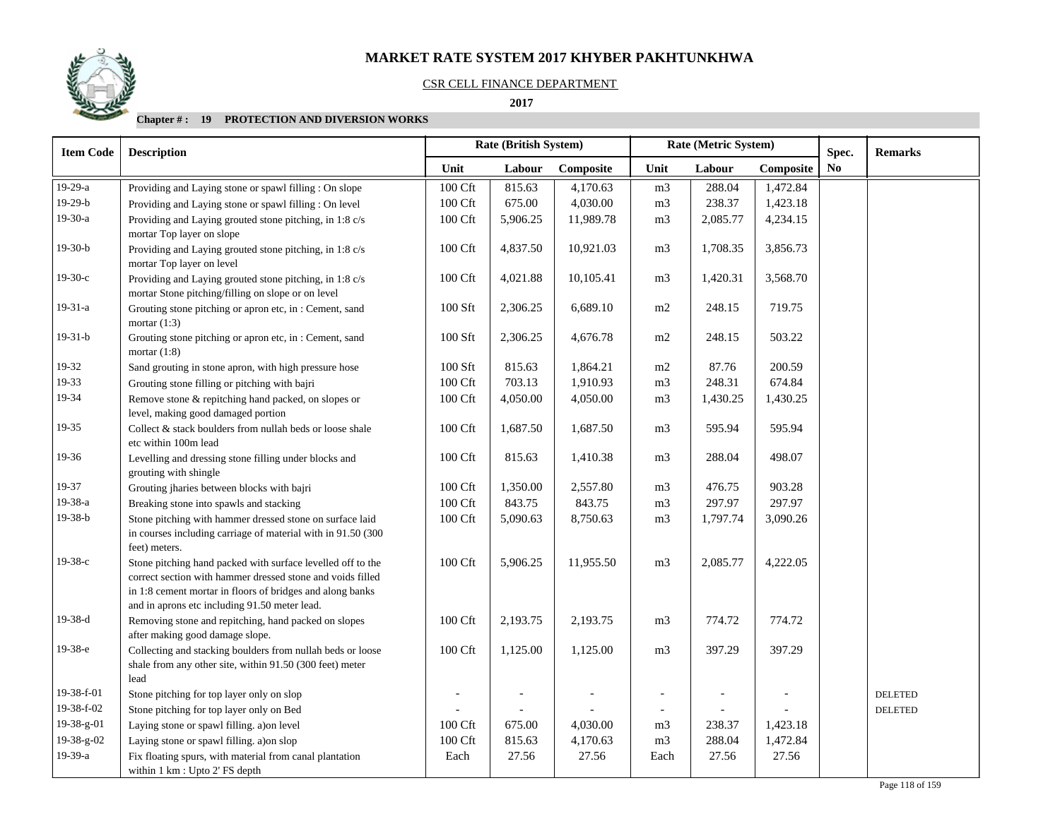# MARKET RATE SYSTEM 2017 KHYBER PAKHTUNKHWA

CSR CELL FINANCE DEPARTMENT

**2017**

**Chapter # : 19 PROTECTION AND DIVERSION WORKS**

| Item Code | Description | Rate (British System) | | | Rate (Metric System) | | | Spec. | Remarks |
|---|---|---|---|---|---|---|---|---|---|
| | | Unit | Labour | Composite | Unit | Labour | Composite | No | |
| 19-29-a | Providing and Laying stone or spawl filling : On slope | 100 Cft | 815.63 | 4,170.63 | m3 | 288.04 | 1,472.84 | | |
| 19-29-b | Providing and Laying stone or spawl filling : On level | 100 Cft | 675.00 | 4,030.00 | m3 | 238.37 | 1,423.18 | | |
| 19-30-a | Providing and Laying grouted stone pitching, in 1:8 c/s mortar Top layer on slope | 100 Cft | 5,906.25 | 11,989.78 | m3 | 2,085.77 | 4,234.15 | | |
| 19-30-b | Providing and Laying grouted stone pitching, in 1:8 c/s mortar Top layer on level | 100 Cft | 4,837.50 | 10,921.03 | m3 | 1,708.35 | 3,856.73 | | |
| 19-30-c | Providing and Laying grouted stone pitching, in 1:8 c/s mortar Stone pitching/filling on slope or on level | 100 Cft | 4,021.88 | 10,105.41 | m3 | 1,420.31 | 3,568.70 | | |
| 19-31-a | Grouting stone pitching or apron etc, in : Cement, sand mortar (1:3) | 100 Sft | 2,306.25 | 6,689.10 | m2 | 248.15 | 719.75 | | |
| 19-31-b | Grouting stone pitching or apron etc, in : Cement, sand mortar (1:8) | 100 Sft | 2,306.25 | 4,676.78 | m2 | 248.15 | 503.22 | | |
| 19-32 | Sand grouting in stone apron, with high pressure hose | 100 Sft | 815.63 | 1,864.21 | m2 | 87.76 | 200.59 | | |
| 19-33 | Grouting stone filling or pitching with bajri | 100 Cft | 703.13 | 1,910.93 | m3 | 248.31 | 674.84 | | |
| 19-34 | Remove stone & repitching hand packed, on slopes or level, making good damaged portion | 100 Cft | 4,050.00 | 4,050.00 | m3 | 1,430.25 | 1,430.25 | | |
| 19-35 | Collect & stack boulders from nullah beds or loose shale etc within 100m lead | 100 Cft | 1,687.50 | 1,687.50 | m3 | 595.94 | 595.94 | | |
| 19-36 | Levelling and dressing stone filling under blocks and grouting with shingle | 100 Cft | 815.63 | 1,410.38 | m3 | 288.04 | 498.07 | | |
| 19-37 | Grouting jharies between blocks with bajri | 100 Cft | 1,350.00 | 2,557.80 | m3 | 476.75 | 903.28 | | |
| 19-38-a | Breaking stone into spawls and stacking | 100 Cft | 843.75 | 843.75 | m3 | 297.97 | 297.97 | | |
| 19-38-b | Stone pitching with hammer dressed stone on surface laid in courses including carriage of material with in 91.50 (300 feet) meters. | 100 Cft | 5,090.63 | 8,750.63 | m3 | 1,797.74 | 3,090.26 | | |
| 19-38-c | Stone pitching hand packed with surface levelled off to the correct section with hammer dressed stone and voids filled in 1:8 cement mortar in floors of bridges and along banks and in aprons etc including 91.50 meter lead. | 100 Cft | 5,906.25 | 11,955.50 | m3 | 2,085.77 | 4,222.05 | | |
| 19-38-d | Removing stone and repitching, hand packed on slopes after making good damage slope. | 100 Cft | 2,193.75 | 2,193.75 | m3 | 774.72 | 774.72 | | |
| 19-38-e | Collecting and stacking boulders from nullah beds or loose shale from any other site, within 91.50 (300 feet) meter lead | 100 Cft | 1,125.00 | 1,125.00 | m3 | 397.29 | 397.29 | | |
| 19-38-f-01 | Stone pitching for top layer only on slop | - | - | - | - | - | - | | DELETED |
| 19-38-f-02 | Stone pitching for top layer only on Bed | - | - | - | - | - | - | | DELETED |
| 19-38-g-01 | Laying stone or spawl filling. a)on level | 100 Cft | 675.00 | 4,030.00 | m3 | 238.37 | 1,423.18 | | |
| 19-38-g-02 | Laying stone or spawl filling. a)on slop | 100 Cft | 815.63 | 4,170.63 | m3 | 288.04 | 1,472.84 | | |
| 19-39-a | Fix floating spurs, with material from canal plantation within 1 km : Upto 2' FS depth | Each | 27.56 | 27.56 | Each | 27.56 | 27.56 | | |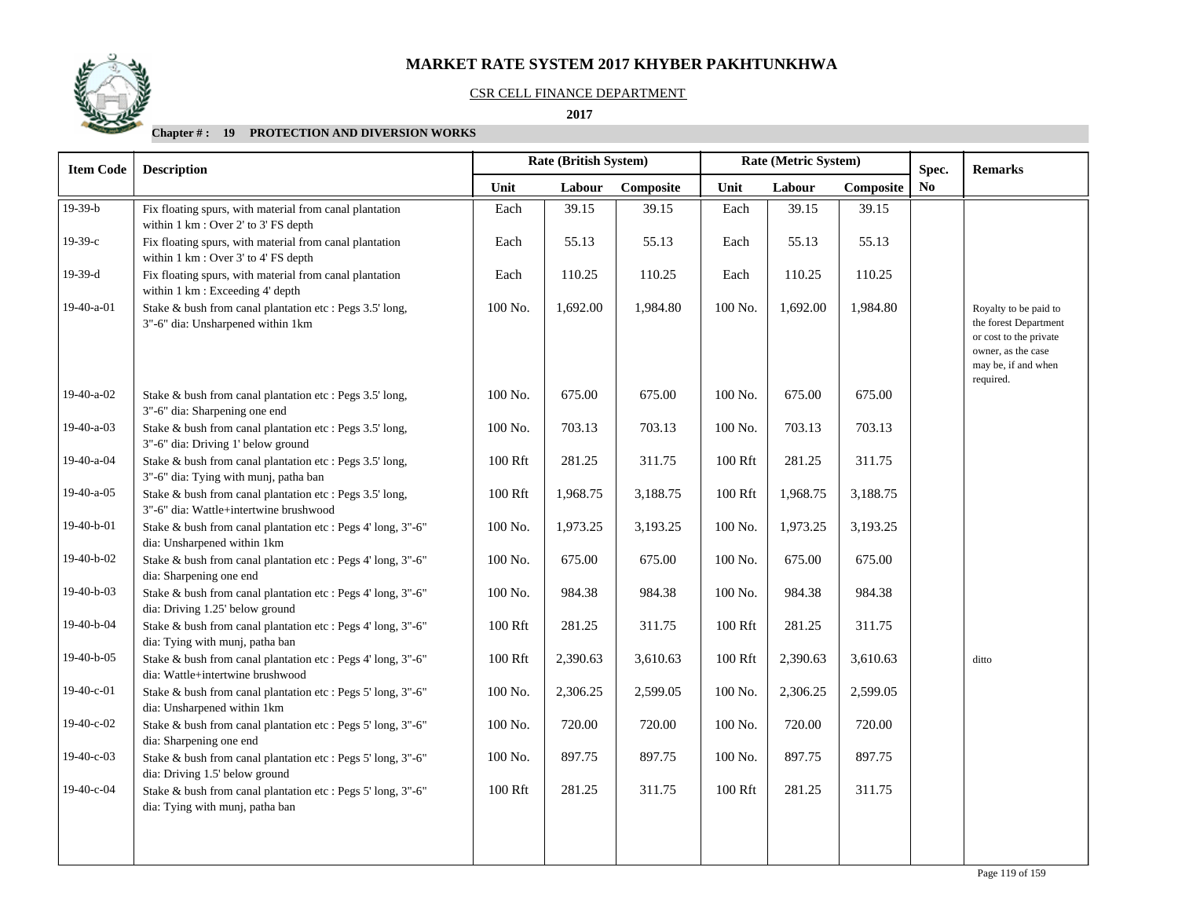# MARKET RATE SYSTEM 2017 KHYBER PAKHTUNKHWA

CSR CELL FINANCE DEPARTMENT

**2017**

**Chapter # : 19 PROTECTION AND DIVERSION WORKS**

| Item Code | Description | Rate (British System) | | | Rate (Metric System) | | | Spec. No | Remarks |
|---|---|---|---|---|---|---|---|---|---|
| | | Unit | Labour | Composite | Unit | Labour | Composite | | |
| 19-39-b | Fix floating spurs, with material from canal plantation within 1 km : Over 2' to 3' FS depth | Each | 39.15 | 39.15 | Each | 39.15 | 39.15 | | |
| 19-39-c | Fix floating spurs, with material from canal plantation within 1 km : Over 3' to 4' FS depth | Each | 55.13 | 55.13 | Each | 55.13 | 55.13 | | |
| 19-39-d | Fix floating spurs, with material from canal plantation within 1 km : Exceeding 4' depth | Each | 110.25 | 110.25 | Each | 110.25 | 110.25 | | |
| 19-40-a-01 | Stake & bush from canal plantation etc : Pegs 3.5' long, 3"-6" dia: Unsharpened within 1km | 100 No. | 1,692.00 | 1,984.80 | 100 No. | 1,692.00 | 1,984.80 | | Royalty to be paid to the forest Department or cost to the private owner, as the case may be, if and when required. |
| 19-40-a-02 | Stake & bush from canal plantation etc : Pegs 3.5' long, 3"-6" dia: Sharpening one end | 100 No. | 675.00 | 675.00 | 100 No. | 675.00 | 675.00 | | |
| 19-40-a-03 | Stake & bush from canal plantation etc : Pegs 3.5' long, 3"-6" dia: Driving 1' below ground | 100 No. | 703.13 | 703.13 | 100 No. | 703.13 | 703.13 | | |
| 19-40-a-04 | Stake & bush from canal plantation etc : Pegs 3.5' long, 3"-6" dia: Tying with munj, patha ban | 100 Rft | 281.25 | 311.75 | 100 Rft | 281.25 | 311.75 | | |
| 19-40-a-05 | Stake & bush from canal plantation etc : Pegs 3.5' long, 3"-6" dia: Wattle+intertwine brushwood | 100 Rft | 1,968.75 | 3,188.75 | 100 Rft | 1,968.75 | 3,188.75 | | |
| 19-40-b-01 | Stake & bush from canal plantation etc : Pegs 4' long, 3"-6" dia: Unsharpened within 1km | 100 No. | 1,973.25 | 3,193.25 | 100 No. | 1,973.25 | 3,193.25 | | |
| 19-40-b-02 | Stake & bush from canal plantation etc : Pegs 4' long, 3"-6" dia: Sharpening one end | 100 No. | 675.00 | 675.00 | 100 No. | 675.00 | 675.00 | | |
| 19-40-b-03 | Stake & bush from canal plantation etc : Pegs 4' long, 3"-6" dia: Driving 1.25' below ground | 100 No. | 984.38 | 984.38 | 100 No. | 984.38 | 984.38 | | |
| 19-40-b-04 | Stake & bush from canal plantation etc : Pegs 4' long, 3"-6" dia: Tying with munj, patha ban | 100 Rft | 281.25 | 311.75 | 100 Rft | 281.25 | 311.75 | | |
| 19-40-b-05 | Stake & bush from canal plantation etc : Pegs 4' long, 3"-6" dia: Wattle+intertwine brushwood | 100 Rft | 2,390.63 | 3,610.63 | 100 Rft | 2,390.63 | 3,610.63 | | ditto |
| 19-40-c-01 | Stake & bush from canal plantation etc : Pegs 5' long, 3"-6" dia: Unsharpened within 1km | 100 No. | 2,306.25 | 2,599.05 | 100 No. | 2,306.25 | 2,599.05 | | |
| 19-40-c-02 | Stake & bush from canal plantation etc : Pegs 5' long, 3"-6" dia: Sharpening one end | 100 No. | 720.00 | 720.00 | 100 No. | 720.00 | 720.00 | | |
| 19-40-c-03 | Stake & bush from canal plantation etc : Pegs 5' long, 3"-6" dia: Driving 1.5' below ground | 100 No. | 897.75 | 897.75 | 100 No. | 897.75 | 897.75 | | |
| 19-40-c-04 | Stake & bush from canal plantation etc : Pegs 5' long, 3"-6" dia: Tying with munj, patha ban | 100 Rft | 281.25 | 311.75 | 100 Rft | 281.25 | 311.75 | | |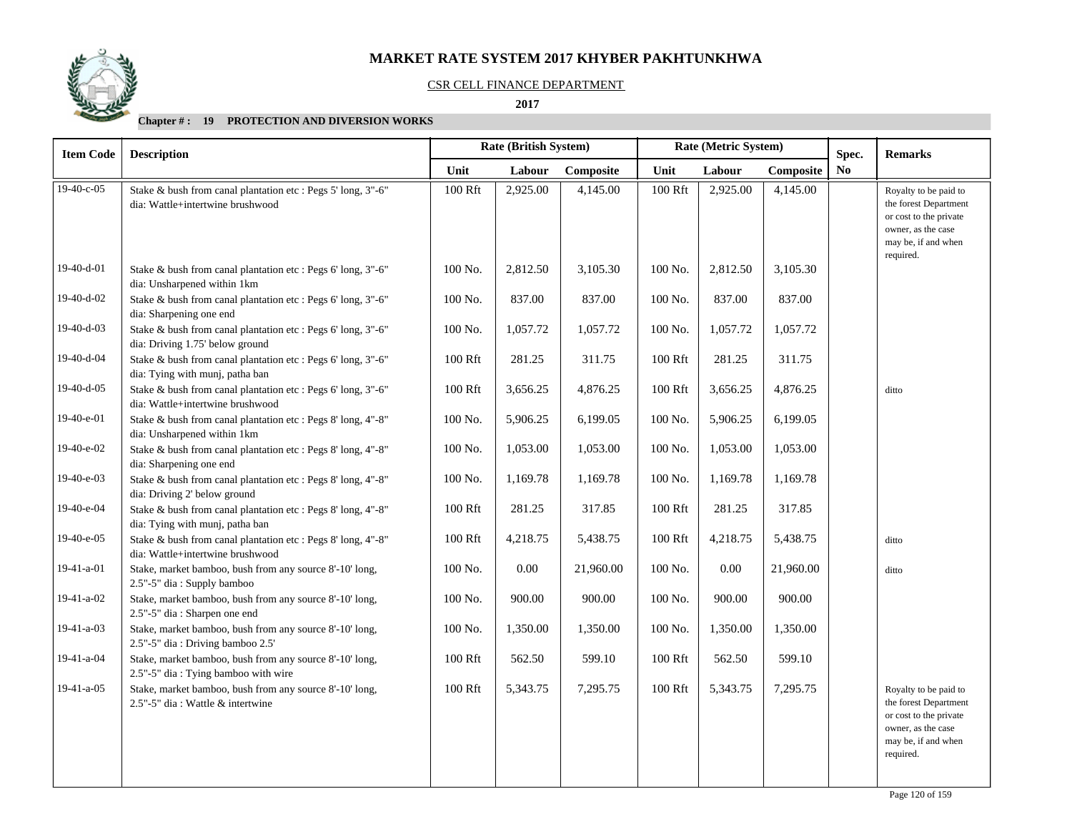# MARKET RATE SYSTEM 2017 KHYBER PAKHTUNKHWA

CSR CELL FINANCE DEPARTMENT

**2017**

**Chapter # : 19 PROTECTION AND DIVERSION WORKS**

| Item Code | Description | Rate (British System) | | | Rate (Metric System) | | | Spec. No | Remarks |
|---|---|---|---|---|---|---|---|---|---|
| | | Unit | Labour | Composite | Unit | Labour | Composite | | |
| 19-40-c-05 | Stake & bush from canal plantation etc : Pegs 5' long, 3"-6" dia: Wattle+intertwine brushwood | 100 Rft | 2,925.00 | 4,145.00 | 100 Rft | 2,925.00 | 4,145.00 | | Royalty to be paid to the forest Department or cost to the private owner, as the case may be, if and when required. |
| 19-40-d-01 | Stake & bush from canal plantation etc : Pegs 6' long, 3"-6" dia: Unsharpened within 1km | 100 No. | 2,812.50 | 3,105.30 | 100 No. | 2,812.50 | 3,105.30 | | |
| 19-40-d-02 | Stake & bush from canal plantation etc : Pegs 6' long, 3"-6" dia: Sharpening one end | 100 No. | 837.00 | 837.00 | 100 No. | 837.00 | 837.00 | | |
| 19-40-d-03 | Stake & bush from canal plantation etc : Pegs 6' long, 3"-6" dia: Driving 1.75' below ground | 100 No. | 1,057.72 | 1,057.72 | 100 No. | 1,057.72 | 1,057.72 | | |
| 19-40-d-04 | Stake & bush from canal plantation etc : Pegs 6' long, 3"-6" dia: Tying with munj, patha ban | 100 Rft | 281.25 | 311.75 | 100 Rft | 281.25 | 311.75 | | |
| 19-40-d-05 | Stake & bush from canal plantation etc : Pegs 6' long, 3"-6" dia: Wattle+intertwine brushwood | 100 Rft | 3,656.25 | 4,876.25 | 100 Rft | 3,656.25 | 4,876.25 | | ditto |
| 19-40-e-01 | Stake & bush from canal plantation etc : Pegs 8' long, 4"-8" dia: Unsharpened within 1km | 100 No. | 5,906.25 | 6,199.05 | 100 No. | 5,906.25 | 6,199.05 | | |
| 19-40-e-02 | Stake & bush from canal plantation etc : Pegs 8' long, 4"-8" dia: Sharpening one end | 100 No. | 1,053.00 | 1,053.00 | 100 No. | 1,053.00 | 1,053.00 | | |
| 19-40-e-03 | Stake & bush from canal plantation etc : Pegs 8' long, 4"-8" dia: Driving 2' below ground | 100 No. | 1,169.78 | 1,169.78 | 100 No. | 1,169.78 | 1,169.78 | | |
| 19-40-e-04 | Stake & bush from canal plantation etc : Pegs 8' long, 4"-8" dia: Tying with munj, patha ban | 100 Rft | 281.25 | 317.85 | 100 Rft | 281.25 | 317.85 | | |
| 19-40-e-05 | Stake & bush from canal plantation etc : Pegs 8' long, 4"-8" dia: Wattle+intertwine brushwood | 100 Rft | 4,218.75 | 5,438.75 | 100 Rft | 4,218.75 | 5,438.75 | | ditto |
| 19-41-a-01 | Stake, market bamboo, bush from any source 8'-10' long, 2.5"-5" dia : Supply bamboo | 100 No. | 0.00 | 21,960.00 | 100 No. | 0.00 | 21,960.00 | | ditto |
| 19-41-a-02 | Stake, market bamboo, bush from any source 8'-10' long, 2.5"-5" dia : Sharpen one end | 100 No. | 900.00 | 900.00 | 100 No. | 900.00 | 900.00 | | |
| 19-41-a-03 | Stake, market bamboo, bush from any source 8'-10' long, 2.5"-5" dia : Driving bamboo 2.5' | 100 No. | 1,350.00 | 1,350.00 | 100 No. | 1,350.00 | 1,350.00 | | |
| 19-41-a-04 | Stake, market bamboo, bush from any source 8'-10' long, 2.5"-5" dia : Tying bamboo with wire | 100 Rft | 562.50 | 599.10 | 100 Rft | 562.50 | 599.10 | | |
| 19-41-a-05 | Stake, market bamboo, bush from any source 8'-10' long, 2.5"-5" dia : Wattle & intertwine | 100 Rft | 5,343.75 | 7,295.75 | 100 Rft | 5,343.75 | 7,295.75 | | Royalty to be paid to the forest Department or cost to the private owner, as the case may be, if and when required. |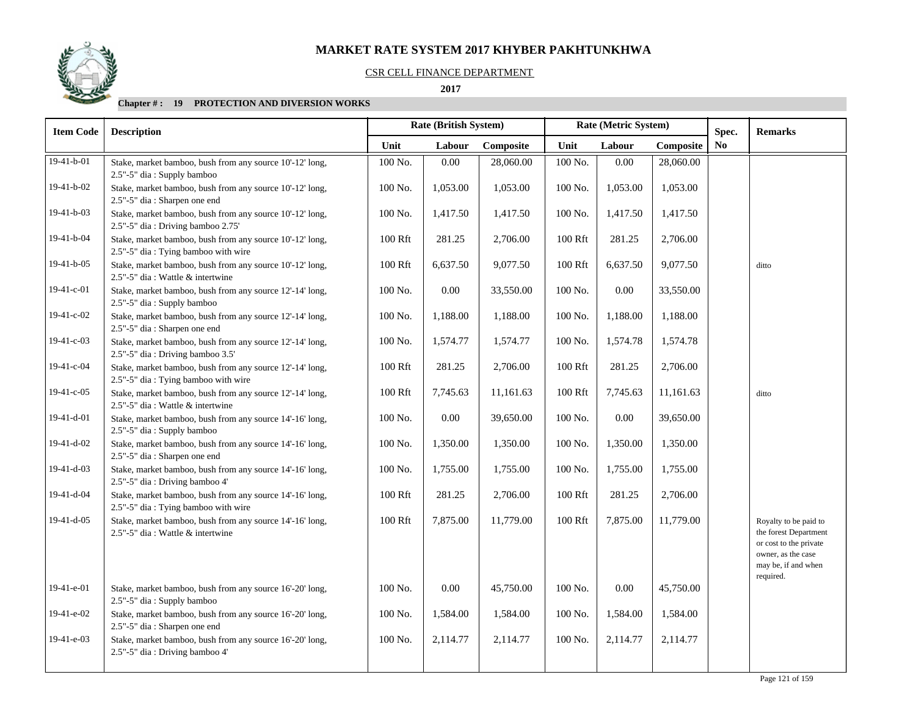# MARKET RATE SYSTEM 2017 KHYBER PAKHTUNKHWA

CSR CELL FINANCE DEPARTMENT

**2017**

**Chapter # : 19 PROTECTION AND DIVERSION WORKS**

| Item Code | Description | Rate (British System) | | | Rate (Metric System) | | | Spec. No | Remarks |
|---|---|---|---|---|---|---|---|---|---|
| | | Unit | Labour | Composite | Unit | Labour | Composite | | |
| 19-41-b-01 | Stake, market bamboo, bush from any source 10'-12' long, 2.5"-5" dia : Supply bamboo | 100 No. | 0.00 | 28,060.00 | 100 No. | 0.00 | 28,060.00 | | |
| 19-41-b-02 | Stake, market bamboo, bush from any source 10'-12' long, 2.5"-5" dia : Sharpen one end | 100 No. | 1,053.00 | 1,053.00 | 100 No. | 1,053.00 | 1,053.00 | | |
| 19-41-b-03 | Stake, market bamboo, bush from any source 10'-12' long, 2.5"-5" dia : Driving bamboo 2.75' | 100 No. | 1,417.50 | 1,417.50 | 100 No. | 1,417.50 | 1,417.50 | | |
| 19-41-b-04 | Stake, market bamboo, bush from any source 10'-12' long, 2.5"-5" dia : Tying bamboo with wire | 100 Rft | 281.25 | 2,706.00 | 100 Rft | 281.25 | 2,706.00 | | |
| 19-41-b-05 | Stake, market bamboo, bush from any source 10'-12' long, 2.5"-5" dia : Wattle & intertwine | 100 Rft | 6,637.50 | 9,077.50 | 100 Rft | 6,637.50 | 9,077.50 | | ditto |
| 19-41-c-01 | Stake, market bamboo, bush from any source 12'-14' long, 2.5"-5" dia : Supply bamboo | 100 No. | 0.00 | 33,550.00 | 100 No. | 0.00 | 33,550.00 | | |
| 19-41-c-02 | Stake, market bamboo, bush from any source 12'-14' long, 2.5"-5" dia : Sharpen one end | 100 No. | 1,188.00 | 1,188.00 | 100 No. | 1,188.00 | 1,188.00 | | |
| 19-41-c-03 | Stake, market bamboo, bush from any source 12'-14' long, 2.5"-5" dia : Driving bamboo 3.5' | 100 No. | 1,574.77 | 1,574.77 | 100 No. | 1,574.78 | 1,574.78 | | |
| 19-41-c-04 | Stake, market bamboo, bush from any source 12'-14' long, 2.5"-5" dia : Tying bamboo with wire | 100 Rft | 281.25 | 2,706.00 | 100 Rft | 281.25 | 2,706.00 | | |
| 19-41-c-05 | Stake, market bamboo, bush from any source 12'-14' long, 2.5"-5" dia : Wattle & intertwine | 100 Rft | 7,745.63 | 11,161.63 | 100 Rft | 7,745.63 | 11,161.63 | | ditto |
| 19-41-d-01 | Stake, market bamboo, bush from any source 14'-16' long, 2.5"-5" dia : Supply bamboo | 100 No. | 0.00 | 39,650.00 | 100 No. | 0.00 | 39,650.00 | | |
| 19-41-d-02 | Stake, market bamboo, bush from any source 14'-16' long, 2.5"-5" dia : Sharpen one end | 100 No. | 1,350.00 | 1,350.00 | 100 No. | 1,350.00 | 1,350.00 | | |
| 19-41-d-03 | Stake, market bamboo, bush from any source 14'-16' long, 2.5"-5" dia : Driving bamboo 4' | 100 No. | 1,755.00 | 1,755.00 | 100 No. | 1,755.00 | 1,755.00 | | |
| 19-41-d-04 | Stake, market bamboo, bush from any source 14'-16' long, 2.5"-5" dia : Tying bamboo with wire | 100 Rft | 281.25 | 2,706.00 | 100 Rft | 281.25 | 2,706.00 | | |
| 19-41-d-05 | Stake, market bamboo, bush from any source 14'-16' long, 2.5"-5" dia : Wattle & intertwine | 100 Rft | 7,875.00 | 11,779.00 | 100 Rft | 7,875.00 | 11,779.00 | | Royalty to be paid to the forest Department or cost to the private owner, as the case may be, if and when required. |
| 19-41-e-01 | Stake, market bamboo, bush from any source 16'-20' long, 2.5"-5" dia : Supply bamboo | 100 No. | 0.00 | 45,750.00 | 100 No. | 0.00 | 45,750.00 | | |
| 19-41-e-02 | Stake, market bamboo, bush from any source 16'-20' long, 2.5"-5" dia : Sharpen one end | 100 No. | 1,584.00 | 1,584.00 | 100 No. | 1,584.00 | 1,584.00 | | |
| 19-41-e-03 | Stake, market bamboo, bush from any source 16'-20' long, 2.5"-5" dia : Driving bamboo 4' | 100 No. | 2,114.77 | 2,114.77 | 100 No. | 2,114.77 | 2,114.77 | | |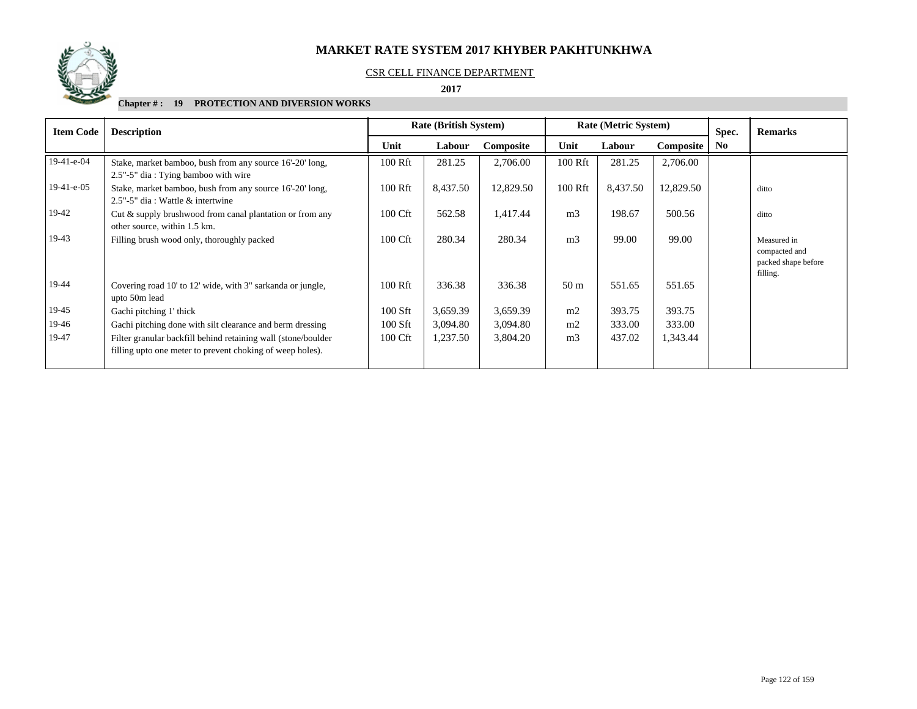# MARKET RATE SYSTEM 2017 KHYBER PAKHTUNKHWA

CSR CELL FINANCE DEPARTMENT

**2017**

**Chapter # : 19 PROTECTION AND DIVERSION WORKS**

| Item Code | Description | Rate (British System) | | | Rate (Metric System) | | | Spec. No | Remarks |
|---|---|---|---|---|---|---|---|---|---|
| | | Unit | Labour | Composite | Unit | Labour | Composite | | |
| 19-41-e-04 | Stake, market bamboo, bush from any source 16'-20' long, 2.5"-5" dia : Tying bamboo with wire | 100 Rft | 281.25 | 2,706.00 | 100 Rft | 281.25 | 2,706.00 | | |
| 19-41-e-05 | Stake, market bamboo, bush from any source 16'-20' long, 2.5"-5" dia : Wattle & intertwine | 100 Rft | 8,437.50 | 12,829.50 | 100 Rft | 8,437.50 | 12,829.50 | | ditto |
| 19-42 | Cut & supply brushwood from canal plantation or from any other source, within 1.5 km. | 100 Cft | 562.58 | 1,417.44 | m3 | 198.67 | 500.56 | | ditto |
| 19-43 | Filling brush wood only, thoroughly packed | 100 Cft | 280.34 | 280.34 | m3 | 99.00 | 99.00 | | Measured in compacted and packed shape before filling. |
| 19-44 | Covering road 10' to 12' wide, with 3" sarkanda or jungle, upto 50m lead | 100 Rft | 336.38 | 336.38 | 50 m | 551.65 | 551.65 | | |
| 19-45 | Gachi pitching 1' thick | 100 Sft | 3,659.39 | 3,659.39 | m2 | 393.75 | 393.75 | | |
| 19-46 | Gachi pitching done with silt clearance and berm dressing | 100 Sft | 3,094.80 | 3,094.80 | m2 | 333.00 | 333.00 | | |
| 19-47 | Filter granular backfill behind retaining wall (stone/boulder filling upto one meter to prevent choking of weep holes). | 100 Cft | 1,237.50 | 3,804.20 | m3 | 437.02 | 1,343.44 | | |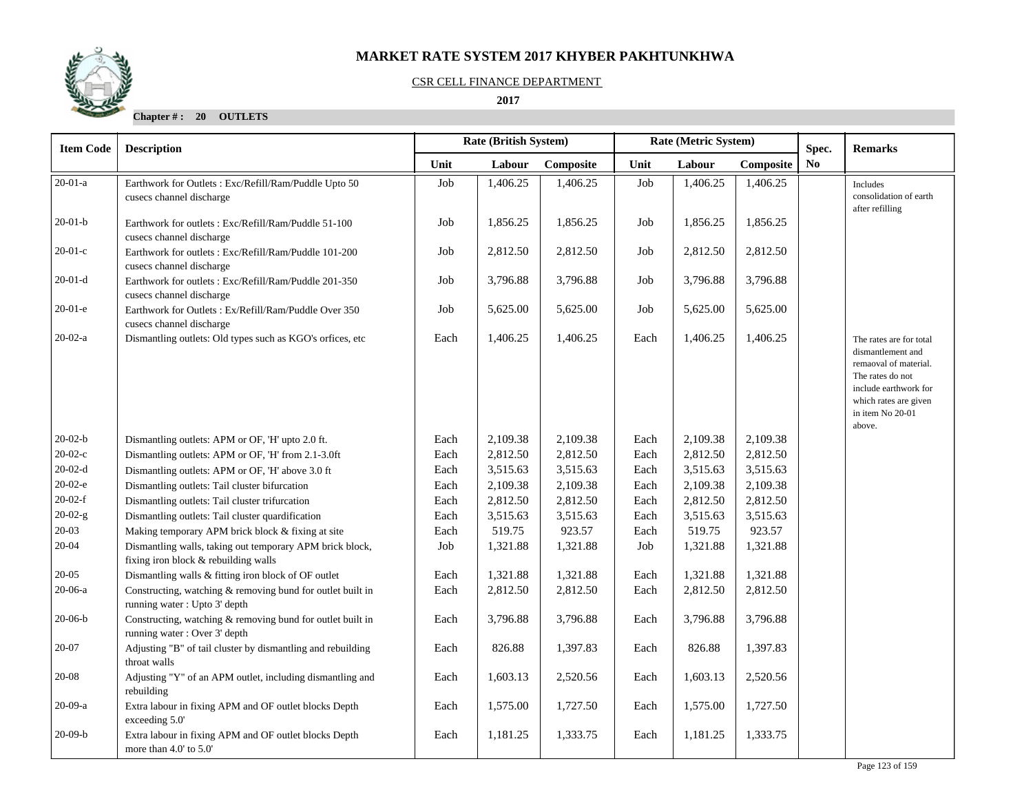# MARKET RATE SYSTEM 2017 KHYBER PAKHTUNKHWA

CSR CELL FINANCE DEPARTMENT

**2017**

**Chapter # : 20 OUTLETS**

| Item Code | Description | Rate (British System) | | | Rate (Metric System) | | | Spec. | Remarks |
|---|---|---|---|---|---|---|---|---|---|
| | | Unit | Labour | Composite | Unit | Labour | Composite | No | |
| 20-01-a | Earthwork for Outlets : Exc/Refill/Ram/Puddle Upto 50 cusecs channel discharge | Job | 1,406.25 | 1,406.25 | Job | 1,406.25 | 1,406.25 | | Includes consolidation of earth after refilling |
| 20-01-b | Earthwork for outlets : Exc/Refill/Ram/Puddle 51-100 cusecs channel discharge | Job | 1,856.25 | 1,856.25 | Job | 1,856.25 | 1,856.25 | | |
| 20-01-c | Earthwork for outlets : Exc/Refill/Ram/Puddle 101-200 cusecs channel discharge | Job | 2,812.50 | 2,812.50 | Job | 2,812.50 | 2,812.50 | | |
| 20-01-d | Earthwork for outlets : Exc/Refill/Ram/Puddle 201-350 cusecs channel discharge | Job | 3,796.88 | 3,796.88 | Job | 3,796.88 | 3,796.88 | | |
| 20-01-e | Earthwork for Outlets : Ex/Refill/Ram/Puddle Over 350 cusecs channel discharge | Job | 5,625.00 | 5,625.00 | Job | 5,625.00 | 5,625.00 | | |
| 20-02-a | Dismantling outlets: Old types such as KGO's orfices, etc | Each | 1,406.25 | 1,406.25 | Each | 1,406.25 | 1,406.25 | | The rates are for total dismantlement and remaoval of material. The rates do not include earthwork for which rates are given in item No 20-01 above. |
| 20-02-b | Dismantling outlets: APM or OF, 'H' upto 2.0 ft. | Each | 2,109.38 | 2,109.38 | Each | 2,109.38 | 2,109.38 | | |
| 20-02-c | Dismantling outlets: APM or OF, 'H' from 2.1-3.0ft | Each | 2,812.50 | 2,812.50 | Each | 2,812.50 | 2,812.50 | | |
| 20-02-d | Dismantling outlets: APM or OF, 'H' above 3.0 ft | Each | 3,515.63 | 3,515.63 | Each | 3,515.63 | 3,515.63 | | |
| 20-02-e | Dismantling outlets: Tail cluster bifurcation | Each | 2,109.38 | 2,109.38 | Each | 2,109.38 | 2,109.38 | | |
| 20-02-f | Dismantling outlets: Tail cluster trifurcation | Each | 2,812.50 | 2,812.50 | Each | 2,812.50 | 2,812.50 | | |
| 20-02-g | Dismantling outlets: Tail cluster quardification | Each | 3,515.63 | 3,515.63 | Each | 3,515.63 | 3,515.63 | | |
| 20-03 | Making temporary APM brick block & fixing at site | Each | 519.75 | 923.57 | Each | 519.75 | 923.57 | | |
| 20-04 | Dismantling walls, taking out temporary APM brick block, fixing iron block & rebuilding walls | Job | 1,321.88 | 1,321.88 | Job | 1,321.88 | 1,321.88 | | |
| 20-05 | Dismantling walls & fitting iron block of OF outlet | Each | 1,321.88 | 1,321.88 | Each | 1,321.88 | 1,321.88 | | |
| 20-06-a | Constructing, watching & removing bund for outlet built in running water : Upto 3' depth | Each | 2,812.50 | 2,812.50 | Each | 2,812.50 | 2,812.50 | | |
| 20-06-b | Constructing, watching & removing bund for outlet built in running water : Over 3' depth | Each | 3,796.88 | 3,796.88 | Each | 3,796.88 | 3,796.88 | | |
| 20-07 | Adjusting "B" of tail cluster by dismantling and rebuilding throat walls | Each | 826.88 | 1,397.83 | Each | 826.88 | 1,397.83 | | |
| 20-08 | Adjusting "Y" of an APM outlet, including dismantling and rebuilding | Each | 1,603.13 | 2,520.56 | Each | 1,603.13 | 2,520.56 | | |
| 20-09-a | Extra labour in fixing APM and OF outlet blocks Depth exceeding 5.0' | Each | 1,575.00 | 1,727.50 | Each | 1,575.00 | 1,727.50 | | |
| 20-09-b | Extra labour in fixing APM and OF outlet blocks Depth more than 4.0' to 5.0' | Each | 1,181.25 | 1,333.75 | Each | 1,181.25 | 1,333.75 | | |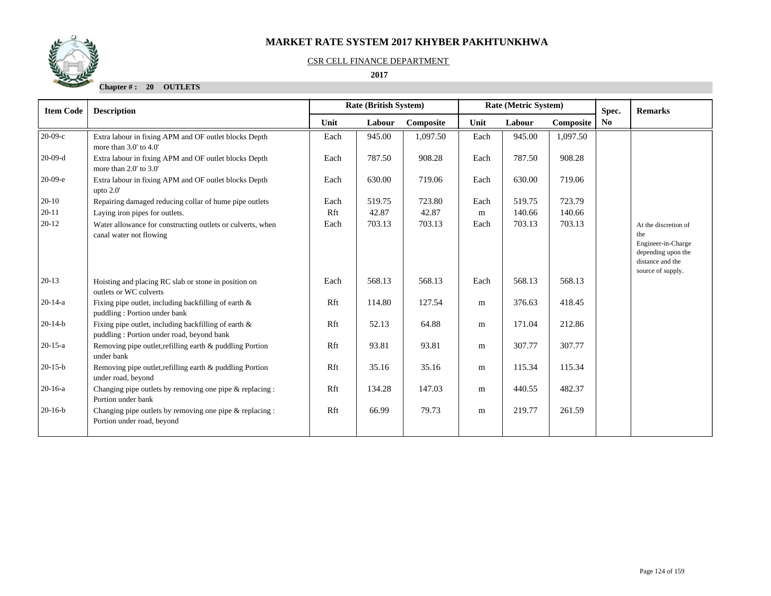# MARKET RATE SYSTEM 2017 KHYBER PAKHTUNKHWA

CSR CELL FINANCE DEPARTMENT

**2017**

**Chapter # : 20 OUTLETS**

| Item Code | Description | Rate (British System) | | | Rate (Metric System) | | | Spec. | Remarks |
|---|---|---|---|---|---|---|---|---|---|
| | | Unit | Labour | Composite | Unit | Labour | Composite | No | |
| 20-09-c | Extra labour in fixing APM and OF outlet blocks Depth more than 3.0' to 4.0' | Each | 945.00 | 1,097.50 | Each | 945.00 | 1,097.50 | | |
| 20-09-d | Extra labour in fixing APM and OF outlet blocks Depth more than 2.0' to 3.0' | Each | 787.50 | 908.28 | Each | 787.50 | 908.28 | | |
| 20-09-e | Extra labour in fixing APM and OF outlet blocks Depth upto 2.0' | Each | 630.00 | 719.06 | Each | 630.00 | 719.06 | | |
| 20-10 | Repairing damaged reducing collar of hume pipe outlets | Each | 519.75 | 723.80 | Each | 519.75 | 723.79 | | |
| 20-11 | Laying iron pipes for outlets. | Rft | 42.87 | 42.87 | m | 140.66 | 140.66 | | |
| 20-12 | Water allowance for constructing outlets or culverts, when canal water not flowing | Each | 703.13 | 703.13 | Each | 703.13 | 703.13 | | At the discretion of the Engineer-in-Charge depending upon the distance and the source of supply. |
| 20-13 | Hoisting and placing RC slab or stone in position on outlets or WC culverts | Each | 568.13 | 568.13 | Each | 568.13 | 568.13 | | |
| 20-14-a | Fixing pipe outlet, including backfilling of earth & puddling : Portion under bank | Rft | 114.80 | 127.54 | m | 376.63 | 418.45 | | |
| 20-14-b | Fixing pipe outlet, including backfilling of earth & puddling : Portion under road, beyond bank | Rft | 52.13 | 64.88 | m | 171.04 | 212.86 | | |
| 20-15-a | Removing pipe outlet,refilling earth & puddling Portion under bank | Rft | 93.81 | 93.81 | m | 307.77 | 307.77 | | |
| 20-15-b | Removing pipe outlet,refilling earth & puddling Portion under road, beyond | Rft | 35.16 | 35.16 | m | 115.34 | 115.34 | | |
| 20-16-a | Changing pipe outlets by removing one pipe & replacing : Portion under bank | Rft | 134.28 | 147.03 | m | 440.55 | 482.37 | | |
| 20-16-b | Changing pipe outlets by removing one pipe & replacing : Portion under road, beyond | Rft | 66.99 | 79.73 | m | 219.77 | 261.59 | | |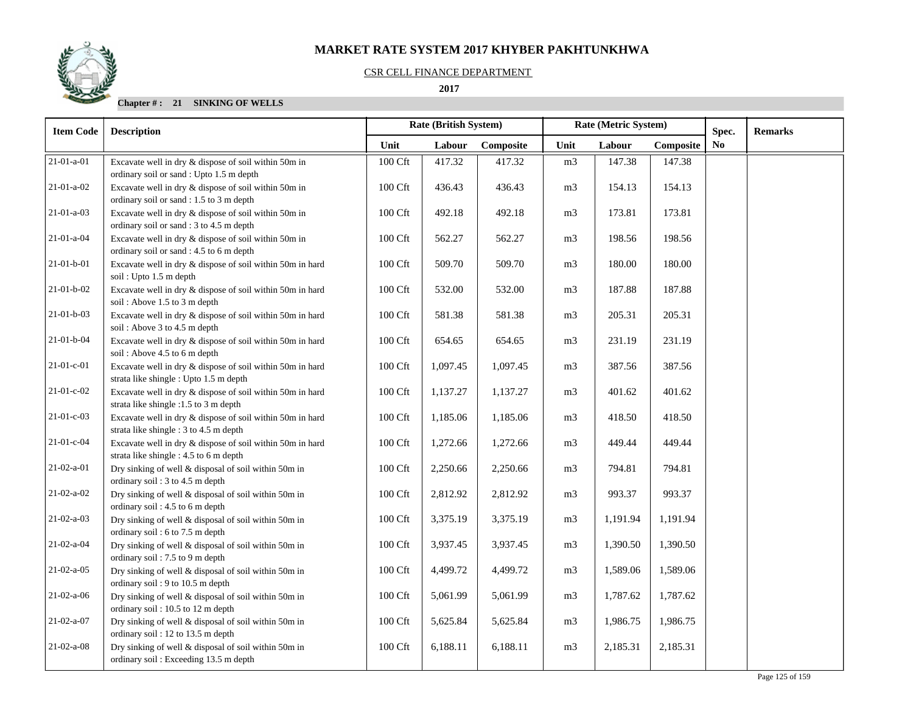# MARKET RATE SYSTEM 2017 KHYBER PAKHTUNKHWA

CSR CELL FINANCE DEPARTMENT

**2017**

**Chapter # : 21 SINKING OF WELLS**

| Item Code | Description | Rate (British System) | | | Rate (Metric System) | | | Spec. No | Remarks |
|---|---|---|---|---|---|---|---|---|---|
| | | Unit | Labour | Composite | Unit | Labour | Composite | | |
| 21-01-a-01 | Excavate well in dry & dispose of soil within 50m in ordinary soil or sand : Upto 1.5 m depth | 100 Cft | 417.32 | 417.32 | m3 | 147.38 | 147.38 | | |
| 21-01-a-02 | Excavate well in dry & dispose of soil within 50m in ordinary soil or sand : 1.5 to 3 m depth | 100 Cft | 436.43 | 436.43 | m3 | 154.13 | 154.13 | | |
| 21-01-a-03 | Excavate well in dry & dispose of soil within 50m in ordinary soil or sand : 3 to 4.5 m depth | 100 Cft | 492.18 | 492.18 | m3 | 173.81 | 173.81 | | |
| 21-01-a-04 | Excavate well in dry & dispose of soil within 50m in ordinary soil or sand : 4.5 to 6 m depth | 100 Cft | 562.27 | 562.27 | m3 | 198.56 | 198.56 | | |
| 21-01-b-01 | Excavate well in dry & dispose of soil within 50m in hard soil : Upto 1.5 m depth | 100 Cft | 509.70 | 509.70 | m3 | 180.00 | 180.00 | | |
| 21-01-b-02 | Excavate well in dry & dispose of soil within 50m in hard soil : Above 1.5 to 3 m depth | 100 Cft | 532.00 | 532.00 | m3 | 187.88 | 187.88 | | |
| 21-01-b-03 | Excavate well in dry & dispose of soil within 50m in hard soil : Above 3 to 4.5 m depth | 100 Cft | 581.38 | 581.38 | m3 | 205.31 | 205.31 | | |
| 21-01-b-04 | Excavate well in dry & dispose of soil within 50m in hard soil : Above 4.5 to 6 m depth | 100 Cft | 654.65 | 654.65 | m3 | 231.19 | 231.19 | | |
| 21-01-c-01 | Excavate well in dry & dispose of soil within 50m in hard strata like shingle : Upto 1.5 m depth | 100 Cft | 1,097.45 | 1,097.45 | m3 | 387.56 | 387.56 | | |
| 21-01-c-02 | Excavate well in dry & dispose of soil within 50m in hard strata like shingle :1.5 to 3 m depth | 100 Cft | 1,137.27 | 1,137.27 | m3 | 401.62 | 401.62 | | |
| 21-01-c-03 | Excavate well in dry & dispose of soil within 50m in hard strata like shingle : 3 to 4.5 m depth | 100 Cft | 1,185.06 | 1,185.06 | m3 | 418.50 | 418.50 | | |
| 21-01-c-04 | Excavate well in dry & dispose of soil within 50m in hard strata like shingle : 4.5 to 6 m depth | 100 Cft | 1,272.66 | 1,272.66 | m3 | 449.44 | 449.44 | | |
| 21-02-a-01 | Dry sinking of well & disposal of soil within 50m in ordinary soil : 3 to 4.5 m depth | 100 Cft | 2,250.66 | 2,250.66 | m3 | 794.81 | 794.81 | | |
| 21-02-a-02 | Dry sinking of well & disposal of soil within 50m in ordinary soil : 4.5 to 6 m depth | 100 Cft | 2,812.92 | 2,812.92 | m3 | 993.37 | 993.37 | | |
| 21-02-a-03 | Dry sinking of well & disposal of soil within 50m in ordinary soil : 6 to 7.5 m depth | 100 Cft | 3,375.19 | 3,375.19 | m3 | 1,191.94 | 1,191.94 | | |
| 21-02-a-04 | Dry sinking of well & disposal of soil within 50m in ordinary soil : 7.5 to 9 m depth | 100 Cft | 3,937.45 | 3,937.45 | m3 | 1,390.50 | 1,390.50 | | |
| 21-02-a-05 | Dry sinking of well & disposal of soil within 50m in ordinary soil : 9 to 10.5 m depth | 100 Cft | 4,499.72 | 4,499.72 | m3 | 1,589.06 | 1,589.06 | | |
| 21-02-a-06 | Dry sinking of well & disposal of soil within 50m in ordinary soil : 10.5 to 12 m depth | 100 Cft | 5,061.99 | 5,061.99 | m3 | 1,787.62 | 1,787.62 | | |
| 21-02-a-07 | Dry sinking of well & disposal of soil within 50m in ordinary soil : 12 to 13.5 m depth | 100 Cft | 5,625.84 | 5,625.84 | m3 | 1,986.75 | 1,986.75 | | |
| 21-02-a-08 | Dry sinking of well & disposal of soil within 50m in ordinary soil : Exceeding 13.5 m depth | 100 Cft | 6,188.11 | 6,188.11 | m3 | 2,185.31 | 2,185.31 | | |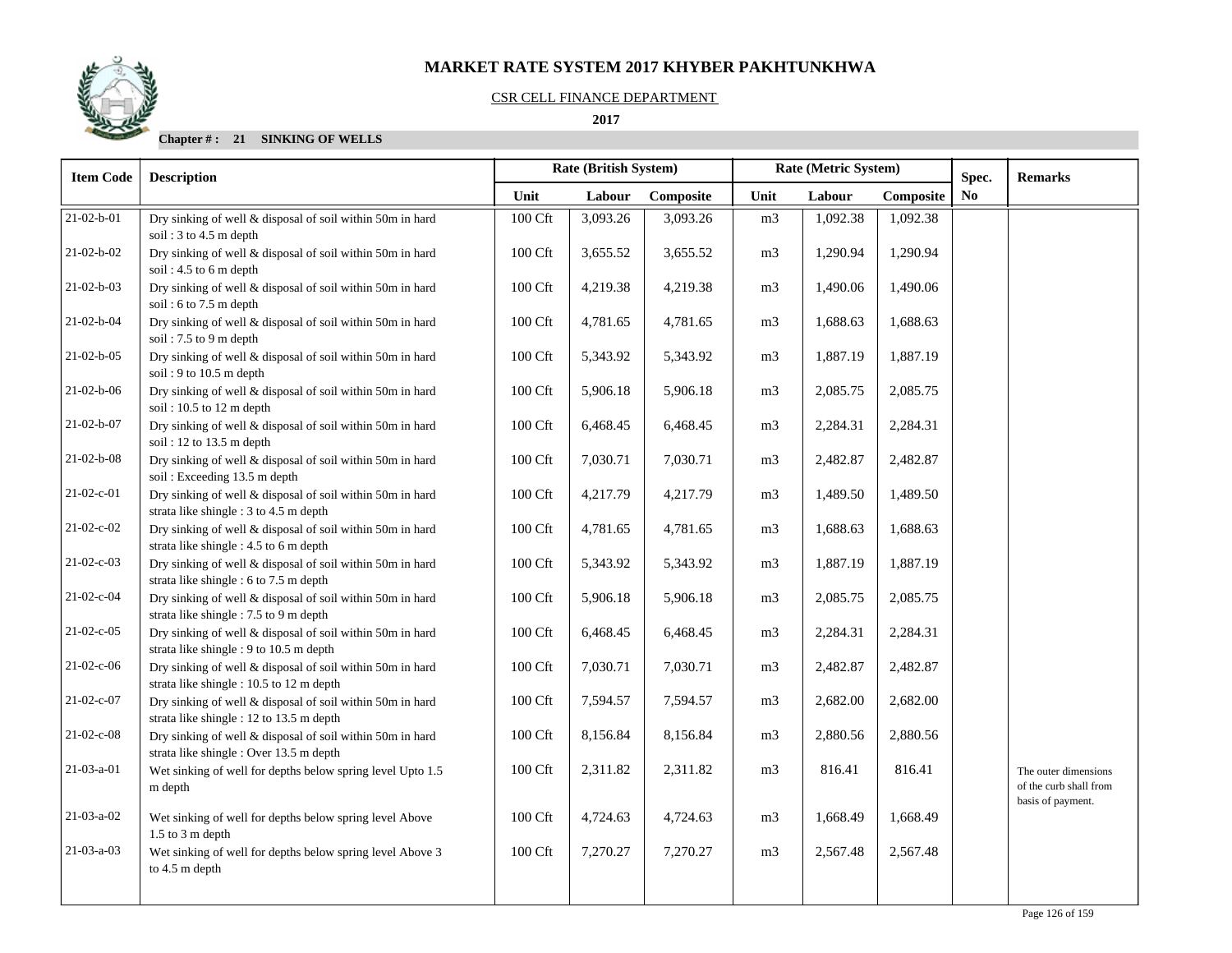# MARKET RATE SYSTEM 2017 KHYBER PAKHTUNKHWA

CSR CELL FINANCE DEPARTMENT

**2017**

**Chapter # : 21 SINKING OF WELLS**

| Item Code | Description | Rate (British System) | | | Rate (Metric System) | | | Spec. | Remarks |
|---|---|---|---|---|---|---|---|---|---|
| | | Unit | Labour | Composite | Unit | Labour | Composite | No | |
| 21-02-b-01 | Dry sinking of well & disposal of soil within 50m in hard soil : 3 to 4.5 m depth | 100 Cft | 3,093.26 | 3,093.26 | m3 | 1,092.38 | 1,092.38 | | |
| 21-02-b-02 | Dry sinking of well & disposal of soil within 50m in hard soil : 4.5 to 6 m depth | 100 Cft | 3,655.52 | 3,655.52 | m3 | 1,290.94 | 1,290.94 | | |
| 21-02-b-03 | Dry sinking of well & disposal of soil within 50m in hard soil : 6 to 7.5 m depth | 100 Cft | 4,219.38 | 4,219.38 | m3 | 1,490.06 | 1,490.06 | | |
| 21-02-b-04 | Dry sinking of well & disposal of soil within 50m in hard soil : 7.5 to 9 m depth | 100 Cft | 4,781.65 | 4,781.65 | m3 | 1,688.63 | 1,688.63 | | |
| 21-02-b-05 | Dry sinking of well & disposal of soil within 50m in hard soil : 9 to 10.5 m depth | 100 Cft | 5,343.92 | 5,343.92 | m3 | 1,887.19 | 1,887.19 | | |
| 21-02-b-06 | Dry sinking of well & disposal of soil within 50m in hard soil : 10.5 to 12 m depth | 100 Cft | 5,906.18 | 5,906.18 | m3 | 2,085.75 | 2,085.75 | | |
| 21-02-b-07 | Dry sinking of well & disposal of soil within 50m in hard soil : 12 to 13.5 m depth | 100 Cft | 6,468.45 | 6,468.45 | m3 | 2,284.31 | 2,284.31 | | |
| 21-02-b-08 | Dry sinking of well & disposal of soil within 50m in hard soil : Exceeding 13.5 m depth | 100 Cft | 7,030.71 | 7,030.71 | m3 | 2,482.87 | 2,482.87 | | |
| 21-02-c-01 | Dry sinking of well & disposal of soil within 50m in hard strata like shingle : 3 to 4.5 m depth | 100 Cft | 4,217.79 | 4,217.79 | m3 | 1,489.50 | 1,489.50 | | |
| 21-02-c-02 | Dry sinking of well & disposal of soil within 50m in hard strata like shingle : 4.5 to 6 m depth | 100 Cft | 4,781.65 | 4,781.65 | m3 | 1,688.63 | 1,688.63 | | |
| 21-02-c-03 | Dry sinking of well & disposal of soil within 50m in hard strata like shingle : 6 to 7.5 m depth | 100 Cft | 5,343.92 | 5,343.92 | m3 | 1,887.19 | 1,887.19 | | |
| 21-02-c-04 | Dry sinking of well & disposal of soil within 50m in hard strata like shingle : 7.5 to 9 m depth | 100 Cft | 5,906.18 | 5,906.18 | m3 | 2,085.75 | 2,085.75 | | |
| 21-02-c-05 | Dry sinking of well & disposal of soil within 50m in hard strata like shingle : 9 to 10.5 m depth | 100 Cft | 6,468.45 | 6,468.45 | m3 | 2,284.31 | 2,284.31 | | |
| 21-02-c-06 | Dry sinking of well & disposal of soil within 50m in hard strata like shingle : 10.5 to 12 m depth | 100 Cft | 7,030.71 | 7,030.71 | m3 | 2,482.87 | 2,482.87 | | |
| 21-02-c-07 | Dry sinking of well & disposal of soil within 50m in hard strata like shingle : 12 to 13.5 m depth | 100 Cft | 7,594.57 | 7,594.57 | m3 | 2,682.00 | 2,682.00 | | |
| 21-02-c-08 | Dry sinking of well & disposal of soil within 50m in hard strata like shingle : Over 13.5 m depth | 100 Cft | 8,156.84 | 8,156.84 | m3 | 2,880.56 | 2,880.56 | | |
| 21-03-a-01 | Wet sinking of well for depths below spring level Upto 1.5 m depth | 100 Cft | 2,311.82 | 2,311.82 | m3 | 816.41 | 816.41 | | The outer dimensions of the curb shall from basis of payment. |
| 21-03-a-02 | Wet sinking of well for depths below spring level Above 1.5 to 3 m depth | 100 Cft | 4,724.63 | 4,724.63 | m3 | 1,668.49 | 1,668.49 | | |
| 21-03-a-03 | Wet sinking of well for depths below spring level Above 3 to 4.5 m depth | 100 Cft | 7,270.27 | 7,270.27 | m3 | 2,567.48 | 2,567.48 | | |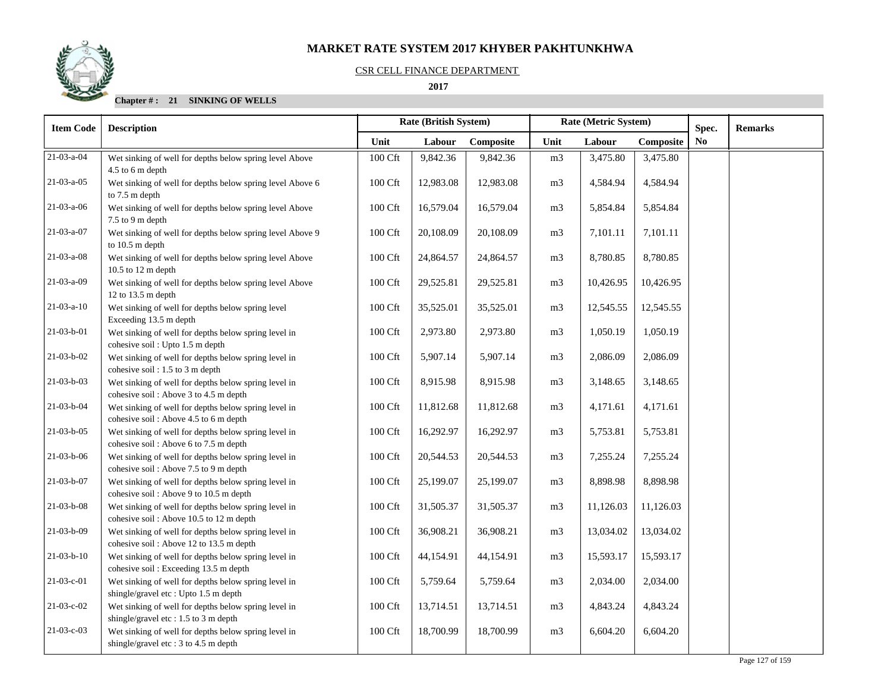# MARKET RATE SYSTEM 2017 KHYBER PAKHTUNKHWA

CSR CELL FINANCE DEPARTMENT

**2017**

**Chapter # : 21 SINKING OF WELLS**

| Item Code | Description | Rate (British System) | | | Rate (Metric System) | | | Spec. No | Remarks |
|---|---|---|---|---|---|---|---|---|---|
| | | Unit | Labour | Composite | Unit | Labour | Composite | | |
| 21-03-a-04 | Wet sinking of well for depths below spring level Above 4.5 to 6 m depth | 100 Cft | 9,842.36 | 9,842.36 | m3 | 3,475.80 | 3,475.80 | | |
| 21-03-a-05 | Wet sinking of well for depths below spring level Above 6 to 7.5 m depth | 100 Cft | 12,983.08 | 12,983.08 | m3 | 4,584.94 | 4,584.94 | | |
| 21-03-a-06 | Wet sinking of well for depths below spring level Above 7.5 to 9 m depth | 100 Cft | 16,579.04 | 16,579.04 | m3 | 5,854.84 | 5,854.84 | | |
| 21-03-a-07 | Wet sinking of well for depths below spring level Above 9 to 10.5 m depth | 100 Cft | 20,108.09 | 20,108.09 | m3 | 7,101.11 | 7,101.11 | | |
| 21-03-a-08 | Wet sinking of well for depths below spring level Above 10.5 to 12 m depth | 100 Cft | 24,864.57 | 24,864.57 | m3 | 8,780.85 | 8,780.85 | | |
| 21-03-a-09 | Wet sinking of well for depths below spring level Above 12 to 13.5 m depth | 100 Cft | 29,525.81 | 29,525.81 | m3 | 10,426.95 | 10,426.95 | | |
| 21-03-a-10 | Wet sinking of well for depths below spring level Exceeding 13.5 m depth | 100 Cft | 35,525.01 | 35,525.01 | m3 | 12,545.55 | 12,545.55 | | |
| 21-03-b-01 | Wet sinking of well for depths below spring level in cohesive soil : Upto 1.5 m depth | 100 Cft | 2,973.80 | 2,973.80 | m3 | 1,050.19 | 1,050.19 | | |
| 21-03-b-02 | Wet sinking of well for depths below spring level in cohesive soil : 1.5 to 3 m depth | 100 Cft | 5,907.14 | 5,907.14 | m3 | 2,086.09 | 2,086.09 | | |
| 21-03-b-03 | Wet sinking of well for depths below spring level in cohesive soil : Above 3 to 4.5 m depth | 100 Cft | 8,915.98 | 8,915.98 | m3 | 3,148.65 | 3,148.65 | | |
| 21-03-b-04 | Wet sinking of well for depths below spring level in cohesive soil : Above 4.5 to 6 m depth | 100 Cft | 11,812.68 | 11,812.68 | m3 | 4,171.61 | 4,171.61 | | |
| 21-03-b-05 | Wet sinking of well for depths below spring level in cohesive soil : Above 6 to 7.5 m depth | 100 Cft | 16,292.97 | 16,292.97 | m3 | 5,753.81 | 5,753.81 | | |
| 21-03-b-06 | Wet sinking of well for depths below spring level in cohesive soil : Above 7.5 to 9 m depth | 100 Cft | 20,544.53 | 20,544.53 | m3 | 7,255.24 | 7,255.24 | | |
| 21-03-b-07 | Wet sinking of well for depths below spring level in cohesive soil : Above 9 to 10.5 m depth | 100 Cft | 25,199.07 | 25,199.07 | m3 | 8,898.98 | 8,898.98 | | |
| 21-03-b-08 | Wet sinking of well for depths below spring level in cohesive soil : Above 10.5 to 12 m depth | 100 Cft | 31,505.37 | 31,505.37 | m3 | 11,126.03 | 11,126.03 | | |
| 21-03-b-09 | Wet sinking of well for depths below spring level in cohesive soil : Above 12 to 13.5 m depth | 100 Cft | 36,908.21 | 36,908.21 | m3 | 13,034.02 | 13,034.02 | | |
| 21-03-b-10 | Wet sinking of well for depths below spring level in cohesive soil : Exceeding 13.5 m depth | 100 Cft | 44,154.91 | 44,154.91 | m3 | 15,593.17 | 15,593.17 | | |
| 21-03-c-01 | Wet sinking of well for depths below spring level in shingle/gravel etc : Upto 1.5 m depth | 100 Cft | 5,759.64 | 5,759.64 | m3 | 2,034.00 | 2,034.00 | | |
| 21-03-c-02 | Wet sinking of well for depths below spring level in shingle/gravel etc : 1.5 to 3 m depth | 100 Cft | 13,714.51 | 13,714.51 | m3 | 4,843.24 | 4,843.24 | | |
| 21-03-c-03 | Wet sinking of well for depths below spring level in shingle/gravel etc : 3 to 4.5 m depth | 100 Cft | 18,700.99 | 18,700.99 | m3 | 6,604.20 | 6,604.20 | | |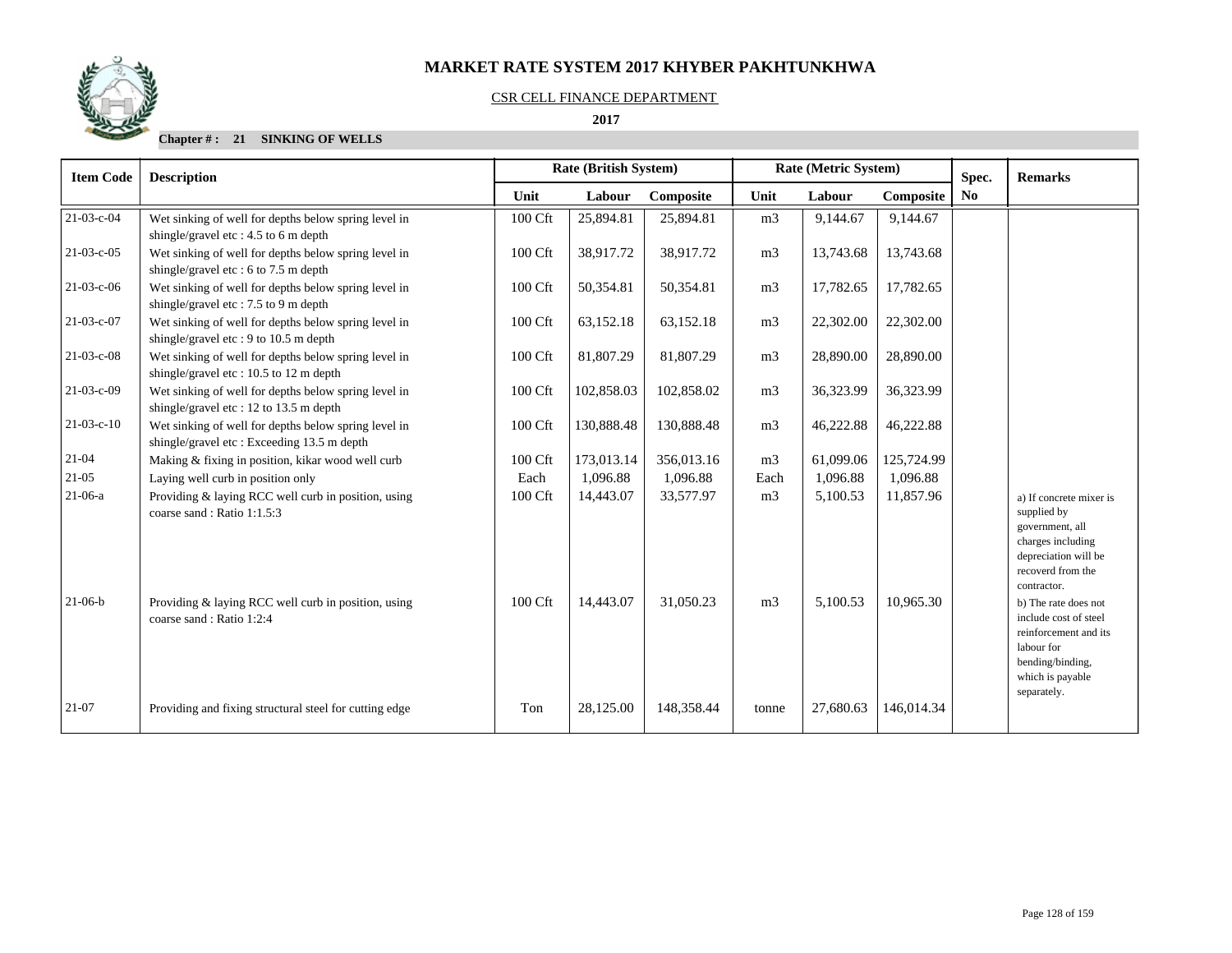# MARKET RATE SYSTEM 2017 KHYBER PAKHTUNKHWA

CSR CELL FINANCE DEPARTMENT

**2017**

**Chapter # : 21 SINKING OF WELLS**

| Item Code | Description | Rate (British System) | | | Rate (Metric System) | | | Spec. No | Remarks |
|---|---|---|---|---|---|---|---|---|---|
| | | Unit | Labour | Composite | Unit | Labour | Composite | | |
| 21-03-c-04 | Wet sinking of well for depths below spring level in shingle/gravel etc : 4.5 to 6 m depth | 100 Cft | 25,894.81 | 25,894.81 | m3 | 9,144.67 | 9,144.67 | | |
| 21-03-c-05 | Wet sinking of well for depths below spring level in shingle/gravel etc : 6 to 7.5 m depth | 100 Cft | 38,917.72 | 38,917.72 | m3 | 13,743.68 | 13,743.68 | | |
| 21-03-c-06 | Wet sinking of well for depths below spring level in shingle/gravel etc : 7.5 to 9 m depth | 100 Cft | 50,354.81 | 50,354.81 | m3 | 17,782.65 | 17,782.65 | | |
| 21-03-c-07 | Wet sinking of well for depths below spring level in shingle/gravel etc : 9 to 10.5 m depth | 100 Cft | 63,152.18 | 63,152.18 | m3 | 22,302.00 | 22,302.00 | | |
| 21-03-c-08 | Wet sinking of well for depths below spring level in shingle/gravel etc : 10.5 to 12 m depth | 100 Cft | 81,807.29 | 81,807.29 | m3 | 28,890.00 | 28,890.00 | | |
| 21-03-c-09 | Wet sinking of well for depths below spring level in shingle/gravel etc : 12 to 13.5 m depth | 100 Cft | 102,858.03 | 102,858.02 | m3 | 36,323.99 | 36,323.99 | | |
| 21-03-c-10 | Wet sinking of well for depths below spring level in shingle/gravel etc : Exceeding 13.5 m depth | 100 Cft | 130,888.48 | 130,888.48 | m3 | 46,222.88 | 46,222.88 | | |
| 21-04 | Making & fixing in position, kikar wood well curb | 100 Cft | 173,013.14 | 356,013.16 | m3 | 61,099.06 | 125,724.99 | | |
| 21-05 | Laying well curb in position only | Each | 1,096.88 | 1,096.88 | Each | 1,096.88 | 1,096.88 | | |
| 21-06-a | Providing & laying RCC well curb in position, using coarse sand : Ratio 1:1.5:3 | 100 Cft | 14,443.07 | 33,577.97 | m3 | 5,100.53 | 11,857.96 | | a) If concrete mixer is supplied by government, all charges including depreciation will be recoverd from the contractor. |
| 21-06-b | Providing & laying RCC well curb in position, using coarse sand : Ratio 1:2:4 | 100 Cft | 14,443.07 | 31,050.23 | m3 | 5,100.53 | 10,965.30 | | b) The rate does not include cost of steel reinforcement and its labour for bending/binding, which is payable separately. |
| 21-07 | Providing and fixing structural steel for cutting edge | Ton | 28,125.00 | 148,358.44 | tonne | 27,680.63 | 146,014.34 | | |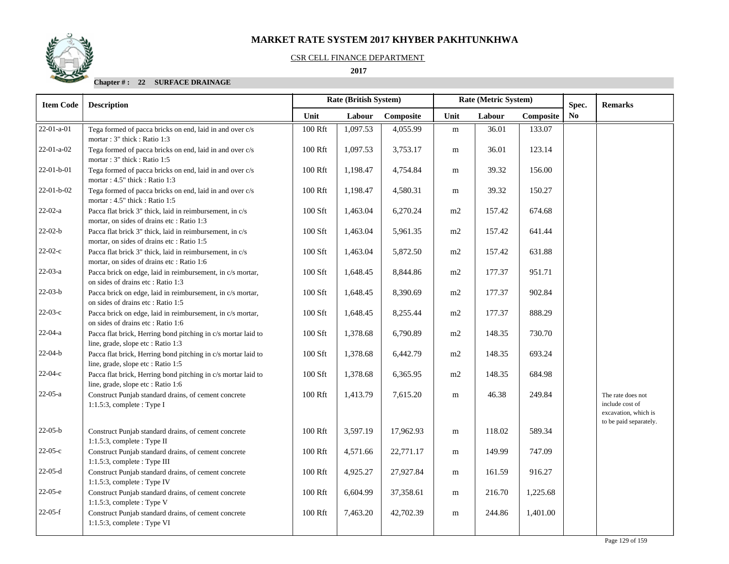# MARKET RATE SYSTEM 2017 KHYBER PAKHTUNKHWA

CSR CELL FINANCE DEPARTMENT

**2017**

**Chapter # : 22 SURFACE DRAINAGE**

| Item Code | Description | Rate (British System) | | | Rate (Metric System) | | | Spec. No | Remarks |
|---|---|---|---|---|---|---|---|---|---|
| | | Unit | Labour | Composite | Unit | Labour | Composite | | |
| 22-01-a-01 | Tega formed of pacca bricks on end, laid in and over c/s mortar : 3" thick : Ratio 1:3 | 100 Rft | 1,097.53 | 4,055.99 | m | 36.01 | 133.07 | | |
| 22-01-a-02 | Tega formed of pacca bricks on end, laid in and over c/s mortar : 3" thick : Ratio 1:5 | 100 Rft | 1,097.53 | 3,753.17 | m | 36.01 | 123.14 | | |
| 22-01-b-01 | Tega formed of pacca bricks on end, laid in and over c/s mortar : 4.5" thick : Ratio 1:3 | 100 Rft | 1,198.47 | 4,754.84 | m | 39.32 | 156.00 | | |
| 22-01-b-02 | Tega formed of pacca bricks on end, laid in and over c/s mortar : 4.5" thick : Ratio 1:5 | 100 Rft | 1,198.47 | 4,580.31 | m | 39.32 | 150.27 | | |
| 22-02-a | Pacca flat brick 3" thick, laid in reimbursement, in c/s mortar, on sides of drains etc : Ratio 1:3 | 100 Sft | 1,463.04 | 6,270.24 | m2 | 157.42 | 674.68 | | |
| 22-02-b | Pacca flat brick 3" thick, laid in reimbursement, in c/s mortar, on sides of drains etc : Ratio 1:5 | 100 Sft | 1,463.04 | 5,961.35 | m2 | 157.42 | 641.44 | | |
| 22-02-c | Pacca flat brick 3" thick, laid in reimbursement, in c/s mortar, on sides of drains etc : Ratio 1:6 | 100 Sft | 1,463.04 | 5,872.50 | m2 | 157.42 | 631.88 | | |
| 22-03-a | Pacca brick on edge, laid in reimbursement, in c/s mortar, on sides of drains etc : Ratio 1:3 | 100 Sft | 1,648.45 | 8,844.86 | m2 | 177.37 | 951.71 | | |
| 22-03-b | Pacca brick on edge, laid in reimbursement, in c/s mortar, on sides of drains etc : Ratio 1:5 | 100 Sft | 1,648.45 | 8,390.69 | m2 | 177.37 | 902.84 | | |
| 22-03-c | Pacca brick on edge, laid in reimbursement, in c/s mortar, on sides of drains etc : Ratio 1:6 | 100 Sft | 1,648.45 | 8,255.44 | m2 | 177.37 | 888.29 | | |
| 22-04-a | Pacca flat brick, Herring bond pitching in c/s mortar laid to line, grade, slope etc : Ratio 1:3 | 100 Sft | 1,378.68 | 6,790.89 | m2 | 148.35 | 730.70 | | |
| 22-04-b | Pacca flat brick, Herring bond pitching in c/s mortar laid to line, grade, slope etc : Ratio 1:5 | 100 Sft | 1,378.68 | 6,442.79 | m2 | 148.35 | 693.24 | | |
| 22-04-c | Pacca flat brick, Herring bond pitching in c/s mortar laid to line, grade, slope etc : Ratio 1:6 | 100 Sft | 1,378.68 | 6,365.95 | m2 | 148.35 | 684.98 | | |
| 22-05-a | Construct Punjab standard drains, of cement concrete 1:1.5:3, complete : Type I | 100 Rft | 1,413.79 | 7,615.20 | m | 46.38 | 249.84 | | The rate does not include cost of excavation, which is to be paid separately. |
| 22-05-b | Construct Punjab standard drains, of cement concrete 1:1.5:3, complete : Type II | 100 Rft | 3,597.19 | 17,962.93 | m | 118.02 | 589.34 | | |
| 22-05-c | Construct Punjab standard drains, of cement concrete 1:1.5:3, complete : Type III | 100 Rft | 4,571.66 | 22,771.17 | m | 149.99 | 747.09 | | |
| 22-05-d | Construct Punjab standard drains, of cement concrete 1:1.5:3, complete : Type IV | 100 Rft | 4,925.27 | 27,927.84 | m | 161.59 | 916.27 | | |
| 22-05-e | Construct Punjab standard drains, of cement concrete 1:1.5:3, complete : Type V | 100 Rft | 6,604.99 | 37,358.61 | m | 216.70 | 1,225.68 | | |
| 22-05-f | Construct Punjab standard drains, of cement concrete 1:1.5:3, complete : Type VI | 100 Rft | 7,463.20 | 42,702.39 | m | 244.86 | 1,401.00 | | |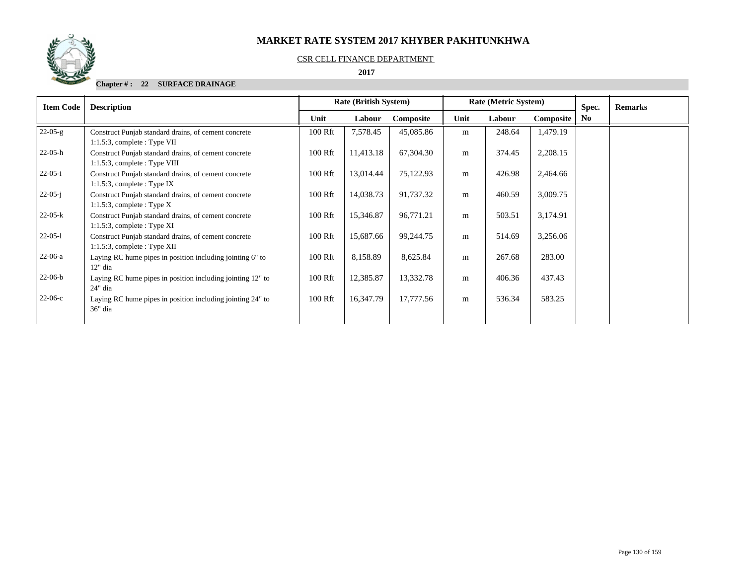# MARKET RATE SYSTEM 2017 KHYBER PAKHTUNKHWA

CSR CELL FINANCE DEPARTMENT

**2017**

**Chapter # : 22 SURFACE DRAINAGE**

| Item Code | Description | Rate (British System) | | | Rate (Metric System) | | | Spec. | Remarks |
|---|---|---|---|---|---|---|---|---|---|
| | | Unit | Labour | Composite | Unit | Labour | Composite | No | |
| 22-05-g | Construct Punjab standard drains, of cement concrete 1:1.5:3, complete : Type VII | 100 Rft | 7,578.45 | 45,085.86 | m | 248.64 | 1,479.19 | | |
| 22-05-h | Construct Punjab standard drains, of cement concrete 1:1.5:3, complete : Type VIII | 100 Rft | 11,413.18 | 67,304.30 | m | 374.45 | 2,208.15 | | |
| 22-05-i | Construct Punjab standard drains, of cement concrete 1:1.5:3, complete : Type IX | 100 Rft | 13,014.44 | 75,122.93 | m | 426.98 | 2,464.66 | | |
| 22-05-j | Construct Punjab standard drains, of cement concrete 1:1.5:3, complete : Type X | 100 Rft | 14,038.73 | 91,737.32 | m | 460.59 | 3,009.75 | | |
| 22-05-k | Construct Punjab standard drains, of cement concrete 1:1.5:3, complete : Type XI | 100 Rft | 15,346.87 | 96,771.21 | m | 503.51 | 3,174.91 | | |
| 22-05-l | Construct Punjab standard drains, of cement concrete 1:1.5:3, complete : Type XII | 100 Rft | 15,687.66 | 99,244.75 | m | 514.69 | 3,256.06 | | |
| 22-06-a | Laying RC hume pipes in position including jointing 6" to 12" dia | 100 Rft | 8,158.89 | 8,625.84 | m | 267.68 | 283.00 | | |
| 22-06-b | Laying RC hume pipes in position including jointing 12" to 24" dia | 100 Rft | 12,385.87 | 13,332.78 | m | 406.36 | 437.43 | | |
| 22-06-c | Laying RC hume pipes in position including jointing 24" to 36" dia | 100 Rft | 16,347.79 | 17,777.56 | m | 536.34 | 583.25 | | |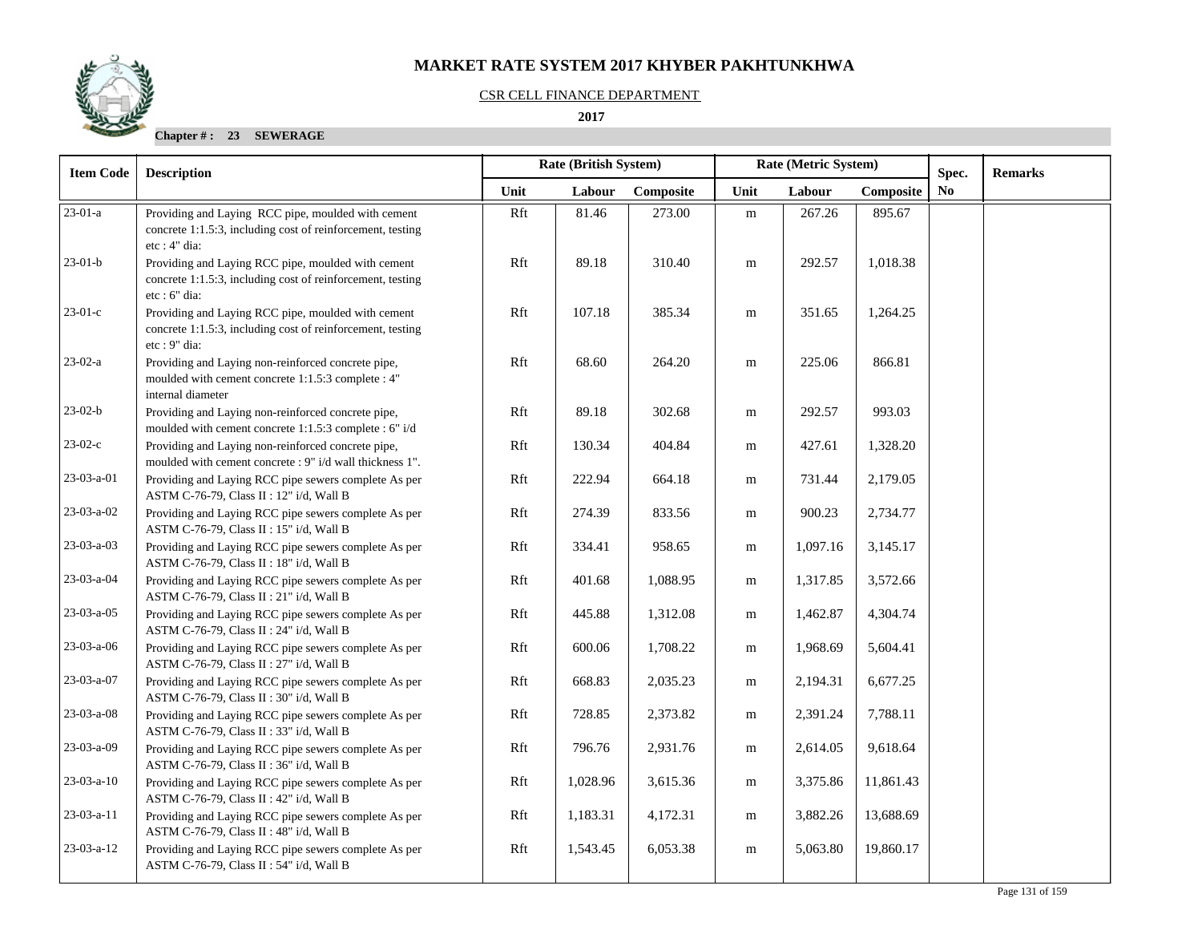# MARKET RATE SYSTEM 2017 KHYBER PAKHTUNKHWA

CSR CELL FINANCE DEPARTMENT

**2017**

**Chapter # : 23 SEWERAGE**

| Item Code | Description | Rate (British System) | | | Rate (Metric System) | | | Spec. | Remarks |
|---|---|---|---|---|---|---|---|---|---|
| | | Unit | Labour | Composite | Unit | Labour | Composite | No | |
| 23-01-a | Providing and Laying RCC pipe, moulded with cement concrete 1:1.5:3, including cost of reinforcement, testing etc : 4" dia: | Rft | 81.46 | 273.00 | m | 267.26 | 895.67 | | |
| 23-01-b | Providing and Laying RCC pipe, moulded with cement concrete 1:1.5:3, including cost of reinforcement, testing etc : 6" dia: | Rft | 89.18 | 310.40 | m | 292.57 | 1,018.38 | | |
| 23-01-c | Providing and Laying RCC pipe, moulded with cement concrete 1:1.5:3, including cost of reinforcement, testing etc : 9" dia: | Rft | 107.18 | 385.34 | m | 351.65 | 1,264.25 | | |
| 23-02-a | Providing and Laying non-reinforced concrete pipe, moulded with cement concrete 1:1.5:3 complete : 4" internal diameter | Rft | 68.60 | 264.20 | m | 225.06 | 866.81 | | |
| 23-02-b | Providing and Laying non-reinforced concrete pipe, moulded with cement concrete 1:1.5:3 complete : 6" i/d | Rft | 89.18 | 302.68 | m | 292.57 | 993.03 | | |
| 23-02-c | Providing and Laying non-reinforced concrete pipe, moulded with cement concrete : 9" i/d wall thickness 1". | Rft | 130.34 | 404.84 | m | 427.61 | 1,328.20 | | |
| 23-03-a-01 | Providing and Laying RCC pipe sewers complete As per ASTM C-76-79, Class II : 12" i/d, Wall B | Rft | 222.94 | 664.18 | m | 731.44 | 2,179.05 | | |
| 23-03-a-02 | Providing and Laying RCC pipe sewers complete As per ASTM C-76-79, Class II : 15" i/d, Wall B | Rft | 274.39 | 833.56 | m | 900.23 | 2,734.77 | | |
| 23-03-a-03 | Providing and Laying RCC pipe sewers complete As per ASTM C-76-79, Class II : 18" i/d, Wall B | Rft | 334.41 | 958.65 | m | 1,097.16 | 3,145.17 | | |
| 23-03-a-04 | Providing and Laying RCC pipe sewers complete As per ASTM C-76-79, Class II : 21" i/d, Wall B | Rft | 401.68 | 1,088.95 | m | 1,317.85 | 3,572.66 | | |
| 23-03-a-05 | Providing and Laying RCC pipe sewers complete As per ASTM C-76-79, Class II : 24" i/d, Wall B | Rft | 445.88 | 1,312.08 | m | 1,462.87 | 4,304.74 | | |
| 23-03-a-06 | Providing and Laying RCC pipe sewers complete As per ASTM C-76-79, Class II : 27" i/d, Wall B | Rft | 600.06 | 1,708.22 | m | 1,968.69 | 5,604.41 | | |
| 23-03-a-07 | Providing and Laying RCC pipe sewers complete As per ASTM C-76-79, Class II : 30" i/d, Wall B | Rft | 668.83 | 2,035.23 | m | 2,194.31 | 6,677.25 | | |
| 23-03-a-08 | Providing and Laying RCC pipe sewers complete As per ASTM C-76-79, Class II : 33" i/d, Wall B | Rft | 728.85 | 2,373.82 | m | 2,391.24 | 7,788.11 | | |
| 23-03-a-09 | Providing and Laying RCC pipe sewers complete As per ASTM C-76-79, Class II : 36" i/d, Wall B | Rft | 796.76 | 2,931.76 | m | 2,614.05 | 9,618.64 | | |
| 23-03-a-10 | Providing and Laying RCC pipe sewers complete As per ASTM C-76-79, Class II : 42" i/d, Wall B | Rft | 1,028.96 | 3,615.36 | m | 3,375.86 | 11,861.43 | | |
| 23-03-a-11 | Providing and Laying RCC pipe sewers complete As per ASTM C-76-79, Class II : 48" i/d, Wall B | Rft | 1,183.31 | 4,172.31 | m | 3,882.26 | 13,688.69 | | |
| 23-03-a-12 | Providing and Laying RCC pipe sewers complete As per ASTM C-76-79, Class II : 54" i/d, Wall B | Rft | 1,543.45 | 6,053.38 | m | 5,063.80 | 19,860.17 | | |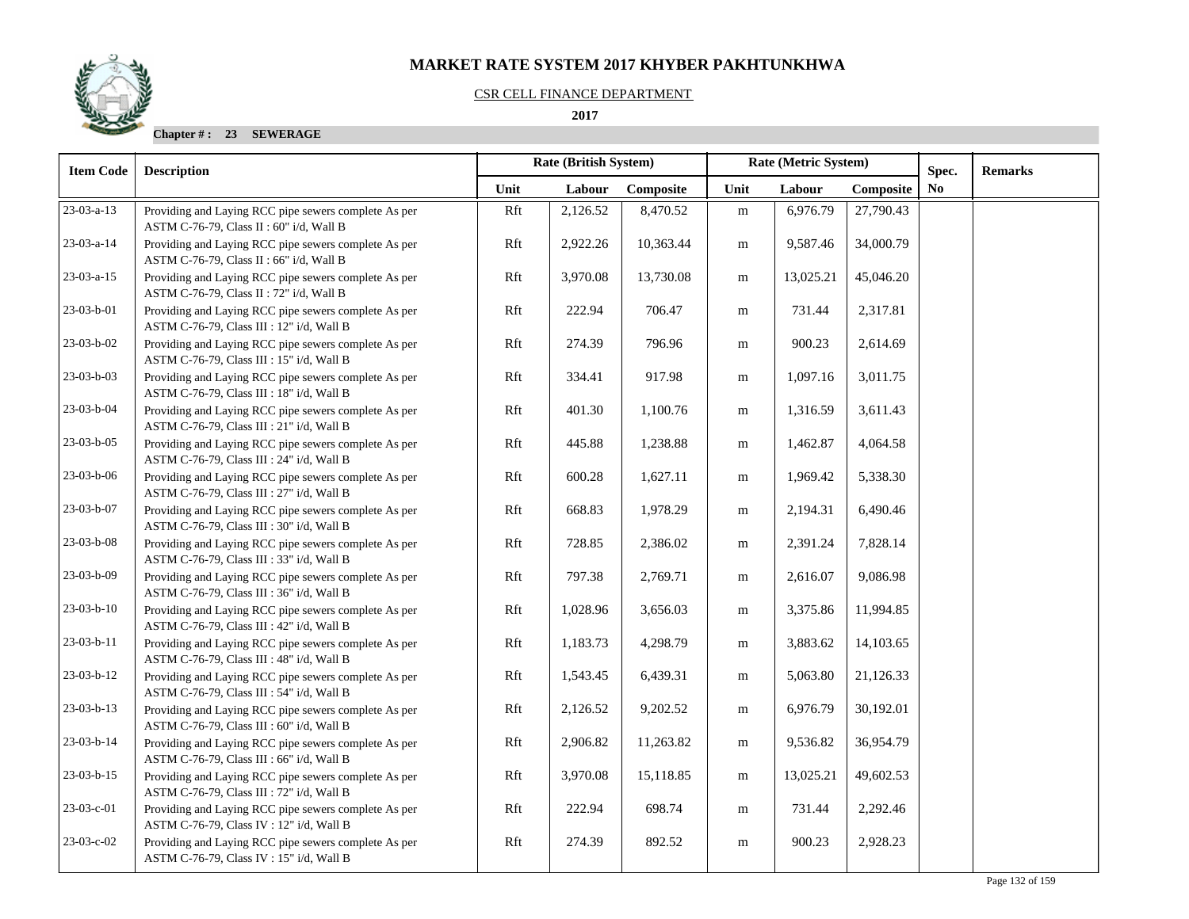# MARKET RATE SYSTEM 2017 KHYBER PAKHTUNKHWA

CSR CELL FINANCE DEPARTMENT

**2017**

**Chapter # : 23 SEWERAGE**

| Item Code | Description | Rate (British System) | | | Rate (Metric System) | | | Spec. No | Remarks |
|---|---|---|---|---|---|---|---|---|---|
| | | Unit | Labour | Composite | Unit | Labour | Composite | | |
| 23-03-a-13 | Providing and Laying RCC pipe sewers complete As per ASTM C-76-79, Class II : 60" i/d, Wall B | Rft | 2,126.52 | 8,470.52 | m | 6,976.79 | 27,790.43 | | |
| 23-03-a-14 | Providing and Laying RCC pipe sewers complete As per ASTM C-76-79, Class II : 66" i/d, Wall B | Rft | 2,922.26 | 10,363.44 | m | 9,587.46 | 34,000.79 | | |
| 23-03-a-15 | Providing and Laying RCC pipe sewers complete As per ASTM C-76-79, Class II : 72" i/d, Wall B | Rft | 3,970.08 | 13,730.08 | m | 13,025.21 | 45,046.20 | | |
| 23-03-b-01 | Providing and Laying RCC pipe sewers complete As per ASTM C-76-79, Class III : 12" i/d, Wall B | Rft | 222.94 | 706.47 | m | 731.44 | 2,317.81 | | |
| 23-03-b-02 | Providing and Laying RCC pipe sewers complete As per ASTM C-76-79, Class III : 15" i/d, Wall B | Rft | 274.39 | 796.96 | m | 900.23 | 2,614.69 | | |
| 23-03-b-03 | Providing and Laying RCC pipe sewers complete As per ASTM C-76-79, Class III : 18" i/d, Wall B | Rft | 334.41 | 917.98 | m | 1,097.16 | 3,011.75 | | |
| 23-03-b-04 | Providing and Laying RCC pipe sewers complete As per ASTM C-76-79, Class III : 21" i/d, Wall B | Rft | 401.30 | 1,100.76 | m | 1,316.59 | 3,611.43 | | |
| 23-03-b-05 | Providing and Laying RCC pipe sewers complete As per ASTM C-76-79, Class III : 24" i/d, Wall B | Rft | 445.88 | 1,238.88 | m | 1,462.87 | 4,064.58 | | |
| 23-03-b-06 | Providing and Laying RCC pipe sewers complete As per ASTM C-76-79, Class III : 27" i/d, Wall B | Rft | 600.28 | 1,627.11 | m | 1,969.42 | 5,338.30 | | |
| 23-03-b-07 | Providing and Laying RCC pipe sewers complete As per ASTM C-76-79, Class III : 30" i/d, Wall B | Rft | 668.83 | 1,978.29 | m | 2,194.31 | 6,490.46 | | |
| 23-03-b-08 | Providing and Laying RCC pipe sewers complete As per ASTM C-76-79, Class III : 33" i/d, Wall B | Rft | 728.85 | 2,386.02 | m | 2,391.24 | 7,828.14 | | |
| 23-03-b-09 | Providing and Laying RCC pipe sewers complete As per ASTM C-76-79, Class III : 36" i/d, Wall B | Rft | 797.38 | 2,769.71 | m | 2,616.07 | 9,086.98 | | |
| 23-03-b-10 | Providing and Laying RCC pipe sewers complete As per ASTM C-76-79, Class III : 42" i/d, Wall B | Rft | 1,028.96 | 3,656.03 | m | 3,375.86 | 11,994.85 | | |
| 23-03-b-11 | Providing and Laying RCC pipe sewers complete As per ASTM C-76-79, Class III : 48" i/d, Wall B | Rft | 1,183.73 | 4,298.79 | m | 3,883.62 | 14,103.65 | | |
| 23-03-b-12 | Providing and Laying RCC pipe sewers complete As per ASTM C-76-79, Class III : 54" i/d, Wall B | Rft | 1,543.45 | 6,439.31 | m | 5,063.80 | 21,126.33 | | |
| 23-03-b-13 | Providing and Laying RCC pipe sewers complete As per ASTM C-76-79, Class III : 60" i/d, Wall B | Rft | 2,126.52 | 9,202.52 | m | 6,976.79 | 30,192.01 | | |
| 23-03-b-14 | Providing and Laying RCC pipe sewers complete As per ASTM C-76-79, Class III : 66" i/d, Wall B | Rft | 2,906.82 | 11,263.82 | m | 9,536.82 | 36,954.79 | | |
| 23-03-b-15 | Providing and Laying RCC pipe sewers complete As per ASTM C-76-79, Class III : 72" i/d, Wall B | Rft | 3,970.08 | 15,118.85 | m | 13,025.21 | 49,602.53 | | |
| 23-03-c-01 | Providing and Laying RCC pipe sewers complete As per ASTM C-76-79, Class IV : 12" i/d, Wall B | Rft | 222.94 | 698.74 | m | 731.44 | 2,292.46 | | |
| 23-03-c-02 | Providing and Laying RCC pipe sewers complete As per ASTM C-76-79, Class IV : 15" i/d, Wall B | Rft | 274.39 | 892.52 | m | 900.23 | 2,928.23 | | |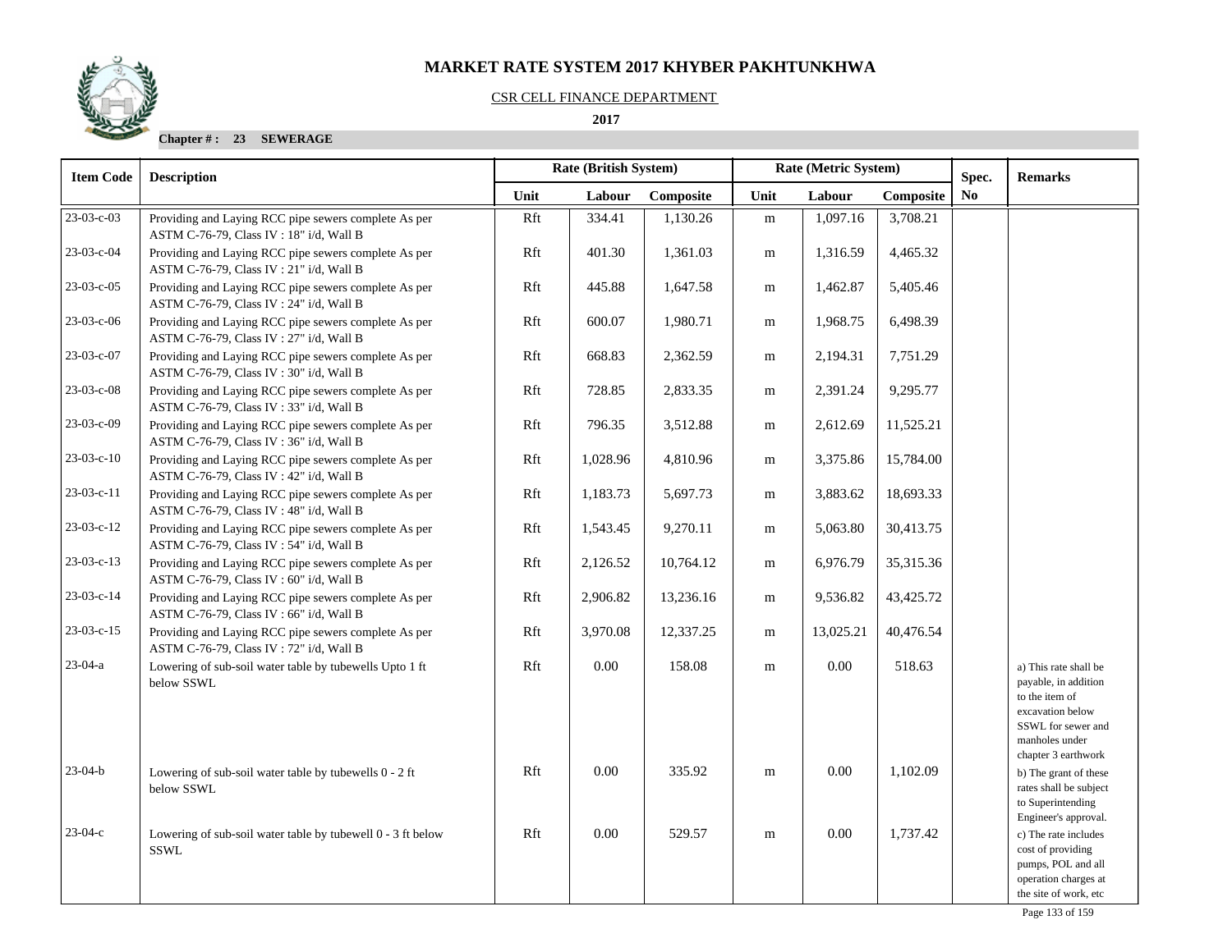# MARKET RATE SYSTEM 2017 KHYBER PAKHTUNKHWA

CSR CELL FINANCE DEPARTMENT

**2017**

**Chapter # : 23 SEWERAGE**

| Item Code | Description | Rate (British System) | | | Rate (Metric System) | | | Spec. | Remarks |
|---|---|---|---|---|---|---|---|---|---|
| | | Unit | Labour | Composite | Unit | Labour | Composite | No | |
| 23-03-c-03 | Providing and Laying RCC pipe sewers complete As per ASTM C-76-79, Class IV : 18" i/d, Wall B | Rft | 334.41 | 1,130.26 | m | 1,097.16 | 3,708.21 | | |
| 23-03-c-04 | Providing and Laying RCC pipe sewers complete As per ASTM C-76-79, Class IV : 21" i/d, Wall B | Rft | 401.30 | 1,361.03 | m | 1,316.59 | 4,465.32 | | |
| 23-03-c-05 | Providing and Laying RCC pipe sewers complete As per ASTM C-76-79, Class IV : 24" i/d, Wall B | Rft | 445.88 | 1,647.58 | m | 1,462.87 | 5,405.46 | | |
| 23-03-c-06 | Providing and Laying RCC pipe sewers complete As per ASTM C-76-79, Class IV : 27" i/d, Wall B | Rft | 600.07 | 1,980.71 | m | 1,968.75 | 6,498.39 | | |
| 23-03-c-07 | Providing and Laying RCC pipe sewers complete As per ASTM C-76-79, Class IV : 30" i/d, Wall B | Rft | 668.83 | 2,362.59 | m | 2,194.31 | 7,751.29 | | |
| 23-03-c-08 | Providing and Laying RCC pipe sewers complete As per ASTM C-76-79, Class IV : 33" i/d, Wall B | Rft | 728.85 | 2,833.35 | m | 2,391.24 | 9,295.77 | | |
| 23-03-c-09 | Providing and Laying RCC pipe sewers complete As per ASTM C-76-79, Class IV : 36" i/d, Wall B | Rft | 796.35 | 3,512.88 | m | 2,612.69 | 11,525.21 | | |
| 23-03-c-10 | Providing and Laying RCC pipe sewers complete As per ASTM C-76-79, Class IV : 42" i/d, Wall B | Rft | 1,028.96 | 4,810.96 | m | 3,375.86 | 15,784.00 | | |
| 23-03-c-11 | Providing and Laying RCC pipe sewers complete As per ASTM C-76-79, Class IV : 48" i/d, Wall B | Rft | 1,183.73 | 5,697.73 | m | 3,883.62 | 18,693.33 | | |
| 23-03-c-12 | Providing and Laying RCC pipe sewers complete As per ASTM C-76-79, Class IV : 54" i/d, Wall B | Rft | 1,543.45 | 9,270.11 | m | 5,063.80 | 30,413.75 | | |
| 23-03-c-13 | Providing and Laying RCC pipe sewers complete As per ASTM C-76-79, Class IV : 60" i/d, Wall B | Rft | 2,126.52 | 10,764.12 | m | 6,976.79 | 35,315.36 | | |
| 23-03-c-14 | Providing and Laying RCC pipe sewers complete As per ASTM C-76-79, Class IV : 66" i/d, Wall B | Rft | 2,906.82 | 13,236.16 | m | 9,536.82 | 43,425.72 | | |
| 23-03-c-15 | Providing and Laying RCC pipe sewers complete As per ASTM C-76-79, Class IV : 72" i/d, Wall B | Rft | 3,970.08 | 12,337.25 | m | 13,025.21 | 40,476.54 | | |
| 23-04-a | Lowering of sub-soil water table by tubewells Upto 1 ft below SSWL | Rft | 0.00 | 158.08 | m | 0.00 | 518.63 | | a) This rate shall be payable, in addition to the item of excavation below SSWL for sewer and manholes under chapter 3 earthwork |
| 23-04-b | Lowering of sub-soil water table by tubewells 0 - 2 ft below SSWL | Rft | 0.00 | 335.92 | m | 0.00 | 1,102.09 | | b) The grant of these rates shall be subject to Superintending Engineer's approval. |
| 23-04-c | Lowering of sub-soil water table by tubewell 0 - 3 ft below SSWL | Rft | 0.00 | 529.57 | m | 0.00 | 1,737.42 | | c) The rate includes cost of providing pumps, POL and all operation charges at the site of work, etc |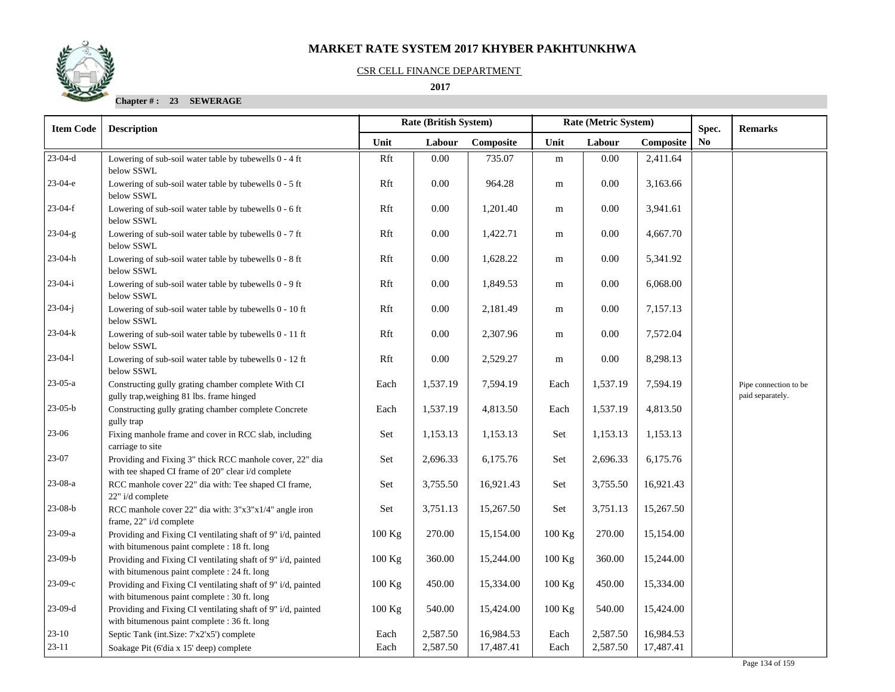# MARKET RATE SYSTEM 2017 KHYBER PAKHTUNKHWA

CSR CELL FINANCE DEPARTMENT

**2017**

**Chapter # : 23 SEWERAGE**

| Item Code | Description | Rate (British System) | | | Rate (Metric System) | | | Spec. | Remarks |
|---|---|---|---|---|---|---|---|---|---|
| | | Unit | Labour | Composite | Unit | Labour | Composite | No | |
| 23-04-d | Lowering of sub-soil water table by tubewells 0 - 4 ft below SSWL | Rft | 0.00 | 735.07 | m | 0.00 | 2,411.64 | | |
| 23-04-e | Lowering of sub-soil water table by tubewells 0 - 5 ft below SSWL | Rft | 0.00 | 964.28 | m | 0.00 | 3,163.66 | | |
| 23-04-f | Lowering of sub-soil water table by tubewells 0 - 6 ft below SSWL | Rft | 0.00 | 1,201.40 | m | 0.00 | 3,941.61 | | |
| 23-04-g | Lowering of sub-soil water table by tubewells 0 - 7 ft below SSWL | Rft | 0.00 | 1,422.71 | m | 0.00 | 4,667.70 | | |
| 23-04-h | Lowering of sub-soil water table by tubewells 0 - 8 ft below SSWL | Rft | 0.00 | 1,628.22 | m | 0.00 | 5,341.92 | | |
| 23-04-i | Lowering of sub-soil water table by tubewells 0 - 9 ft below SSWL | Rft | 0.00 | 1,849.53 | m | 0.00 | 6,068.00 | | |
| 23-04-j | Lowering of sub-soil water table by tubewells 0 - 10 ft below SSWL | Rft | 0.00 | 2,181.49 | m | 0.00 | 7,157.13 | | |
| 23-04-k | Lowering of sub-soil water table by tubewells 0 - 11 ft below SSWL | Rft | 0.00 | 2,307.96 | m | 0.00 | 7,572.04 | | |
| 23-04-l | Lowering of sub-soil water table by tubewells 0 - 12 ft below SSWL | Rft | 0.00 | 2,529.27 | m | 0.00 | 8,298.13 | | |
| 23-05-a | Constructing gully grating chamber complete With CI gully trap,weighing 81 lbs. frame hinged | Each | 1,537.19 | 7,594.19 | Each | 1,537.19 | 7,594.19 | | Pipe connection to be paid separately. |
| 23-05-b | Constructing gully grating chamber complete Concrete gully trap | Each | 1,537.19 | 4,813.50 | Each | 1,537.19 | 4,813.50 | | |
| 23-06 | Fixing manhole frame and cover in RCC slab, including carriage to site | Set | 1,153.13 | 1,153.13 | Set | 1,153.13 | 1,153.13 | | |
| 23-07 | Providing and Fixing 3" thick RCC manhole cover, 22" dia with tee shaped CI frame of 20" clear i/d complete | Set | 2,696.33 | 6,175.76 | Set | 2,696.33 | 6,175.76 | | |
| 23-08-a | RCC manhole cover 22" dia with: Tee shaped CI frame, 22" i/d complete | Set | 3,755.50 | 16,921.43 | Set | 3,755.50 | 16,921.43 | | |
| 23-08-b | RCC manhole cover 22" dia with: 3"x3"x1/4" angle iron frame, 22" i/d complete | Set | 3,751.13 | 15,267.50 | Set | 3,751.13 | 15,267.50 | | |
| 23-09-a | Providing and Fixing CI ventilating shaft of 9" i/d, painted with bitumenous paint complete : 18 ft. long | 100 Kg | 270.00 | 15,154.00 | 100 Kg | 270.00 | 15,154.00 | | |
| 23-09-b | Providing and Fixing CI ventilating shaft of 9" i/d, painted with bitumenous paint complete : 24 ft. long | 100 Kg | 360.00 | 15,244.00 | 100 Kg | 360.00 | 15,244.00 | | |
| 23-09-c | Providing and Fixing CI ventilating shaft of 9" i/d, painted with bitumenous paint complete : 30 ft. long | 100 Kg | 450.00 | 15,334.00 | 100 Kg | 450.00 | 15,334.00 | | |
| 23-09-d | Providing and Fixing CI ventilating shaft of 9" i/d, painted with bitumenous paint complete : 36 ft. long | 100 Kg | 540.00 | 15,424.00 | 100 Kg | 540.00 | 15,424.00 | | |
| 23-10 | Septic Tank (int.Size: 7'x2'x5') complete | Each | 2,587.50 | 16,984.53 | Each | 2,587.50 | 16,984.53 | | |
| 23-11 | Soakage Pit (6'dia x 15' deep) complete | Each | 2,587.50 | 17,487.41 | Each | 2,587.50 | 17,487.41 | | |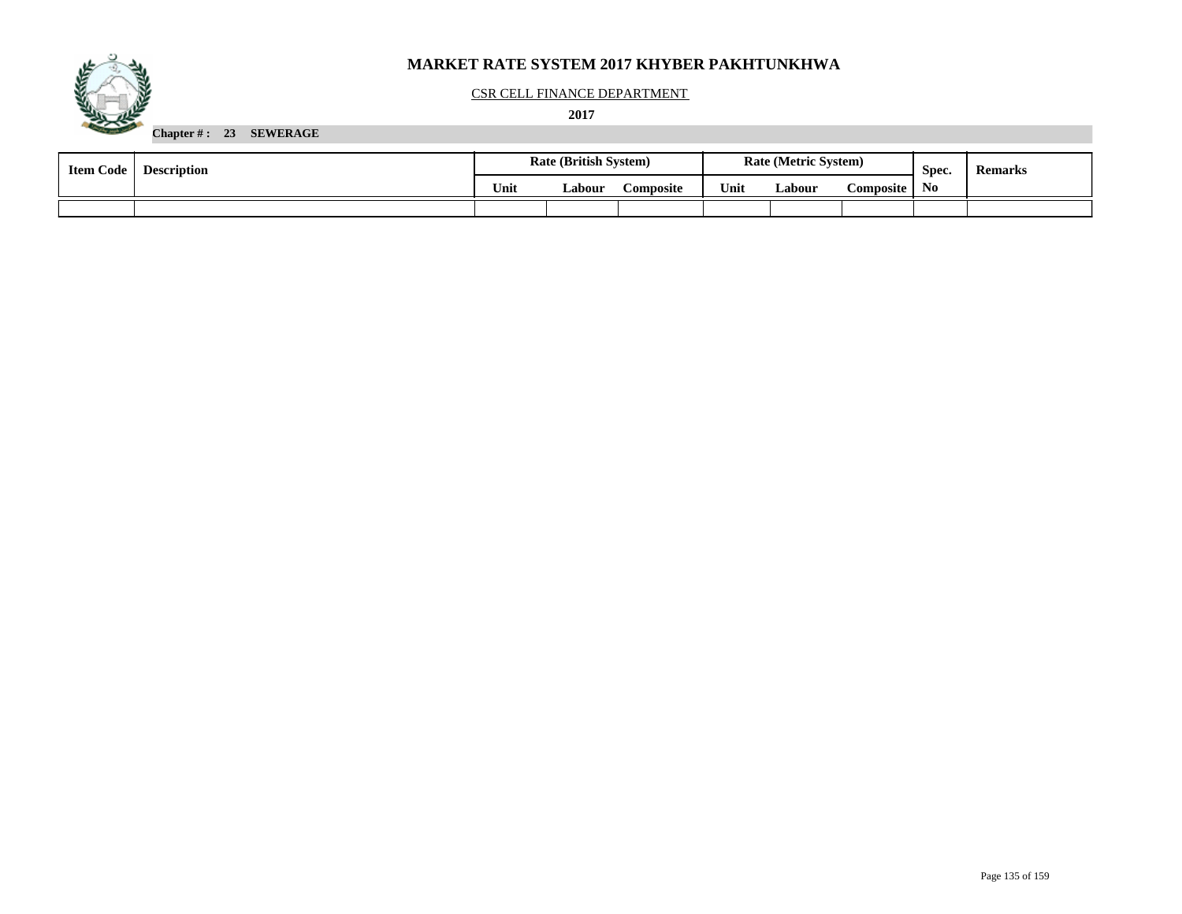# MARKET RATE SYSTEM 2017 KHYBER PAKHTUNKHWA

CSR CELL FINANCE DEPARTMENT

**2017**

**Chapter # : 23 SEWERAGE**

| Item Code | Description | Rate (British System) | | | Rate (Metric System) | | | Spec. No | Remarks |
|---|---|---|---|---|---|---|---|---|---|
| | | Unit | Labour | Composite | Unit | Labour | Composite | | |
| | | | | | | | | | |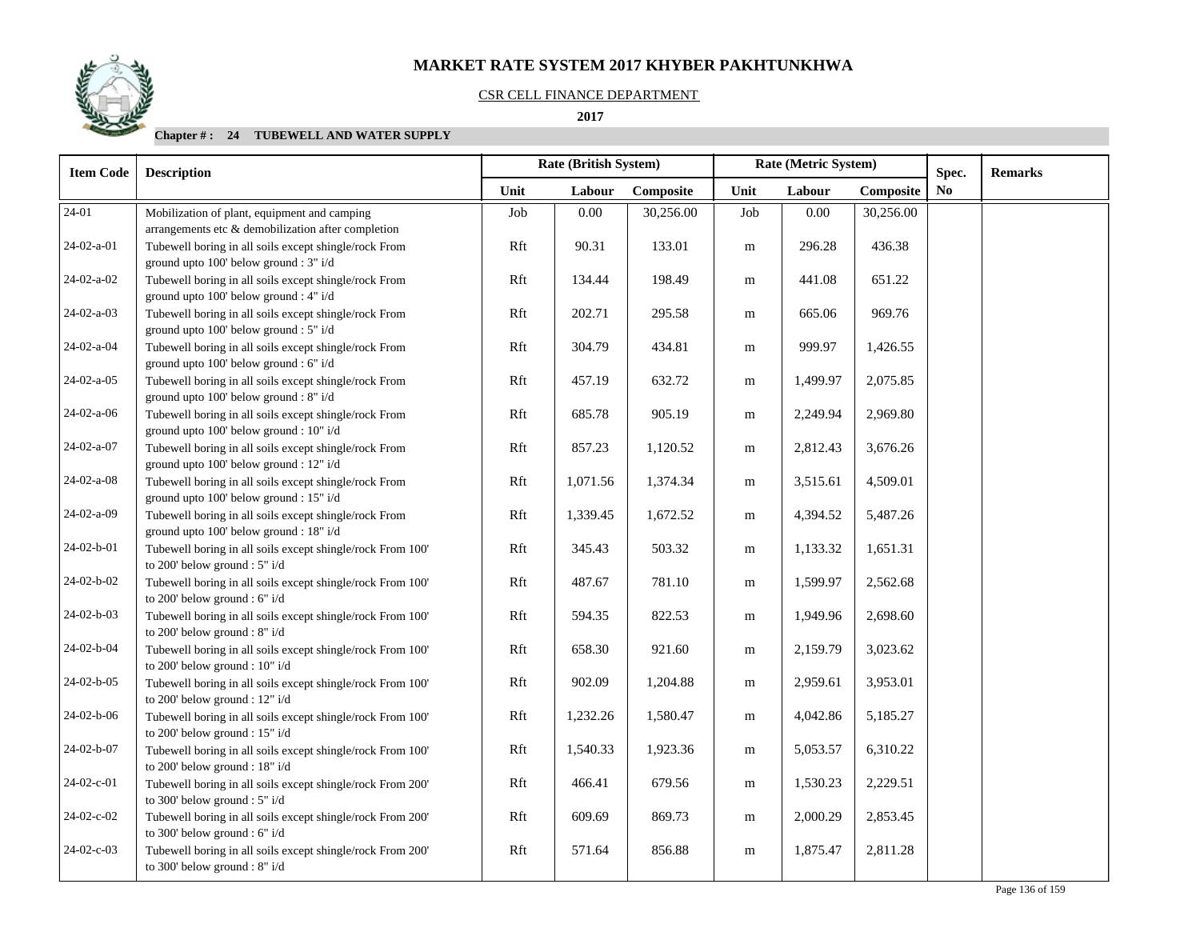# MARKET RATE SYSTEM 2017 KHYBER PAKHTUNKHWA

CSR CELL FINANCE DEPARTMENT

**2017**

**Chapter # : 24 TUBEWELL AND WATER SUPPLY**

| Item Code | Description | Rate (British System) | | | Rate (Metric System) | | | Spec. | Remarks |
|---|---|---|---|---|---|---|---|---|---|
| | | Unit | Labour | Composite | Unit | Labour | Composite | No | |
| 24-01 | Mobilization of plant, equipment and camping arrangements etc & demobilization after completion | Job | 0.00 | 30,256.00 | Job | 0.00 | 30,256.00 | | |
| 24-02-a-01 | Tubewell boring in all soils except shingle/rock From ground upto 100' below ground : 3" i/d | Rft | 90.31 | 133.01 | m | 296.28 | 436.38 | | |
| 24-02-a-02 | Tubewell boring in all soils except shingle/rock From ground upto 100' below ground : 4" i/d | Rft | 134.44 | 198.49 | m | 441.08 | 651.22 | | |
| 24-02-a-03 | Tubewell boring in all soils except shingle/rock From ground upto 100' below ground : 5" i/d | Rft | 202.71 | 295.58 | m | 665.06 | 969.76 | | |
| 24-02-a-04 | Tubewell boring in all soils except shingle/rock From ground upto 100' below ground : 6" i/d | Rft | 304.79 | 434.81 | m | 999.97 | 1,426.55 | | |
| 24-02-a-05 | Tubewell boring in all soils except shingle/rock From ground upto 100' below ground : 8" i/d | Rft | 457.19 | 632.72 | m | 1,499.97 | 2,075.85 | | |
| 24-02-a-06 | Tubewell boring in all soils except shingle/rock From ground upto 100' below ground : 10" i/d | Rft | 685.78 | 905.19 | m | 2,249.94 | 2,969.80 | | |
| 24-02-a-07 | Tubewell boring in all soils except shingle/rock From ground upto 100' below ground : 12" i/d | Rft | 857.23 | 1,120.52 | m | 2,812.43 | 3,676.26 | | |
| 24-02-a-08 | Tubewell boring in all soils except shingle/rock From ground upto 100' below ground : 15" i/d | Rft | 1,071.56 | 1,374.34 | m | 3,515.61 | 4,509.01 | | |
| 24-02-a-09 | Tubewell boring in all soils except shingle/rock From ground upto 100' below ground : 18" i/d | Rft | 1,339.45 | 1,672.52 | m | 4,394.52 | 5,487.26 | | |
| 24-02-b-01 | Tubewell boring in all soils except shingle/rock From 100' to 200' below ground : 5" i/d | Rft | 345.43 | 503.32 | m | 1,133.32 | 1,651.31 | | |
| 24-02-b-02 | Tubewell boring in all soils except shingle/rock From 100' to 200' below ground : 6" i/d | Rft | 487.67 | 781.10 | m | 1,599.97 | 2,562.68 | | |
| 24-02-b-03 | Tubewell boring in all soils except shingle/rock From 100' to 200' below ground : 8" i/d | Rft | 594.35 | 822.53 | m | 1,949.96 | 2,698.60 | | |
| 24-02-b-04 | Tubewell boring in all soils except shingle/rock From 100' to 200' below ground : 10" i/d | Rft | 658.30 | 921.60 | m | 2,159.79 | 3,023.62 | | |
| 24-02-b-05 | Tubewell boring in all soils except shingle/rock From 100' to 200' below ground : 12" i/d | Rft | 902.09 | 1,204.88 | m | 2,959.61 | 3,953.01 | | |
| 24-02-b-06 | Tubewell boring in all soils except shingle/rock From 100' to 200' below ground : 15" i/d | Rft | 1,232.26 | 1,580.47 | m | 4,042.86 | 5,185.27 | | |
| 24-02-b-07 | Tubewell boring in all soils except shingle/rock From 100' to 200' below ground : 18" i/d | Rft | 1,540.33 | 1,923.36 | m | 5,053.57 | 6,310.22 | | |
| 24-02-c-01 | Tubewell boring in all soils except shingle/rock From 200' to 300' below ground : 5" i/d | Rft | 466.41 | 679.56 | m | 1,530.23 | 2,229.51 | | |
| 24-02-c-02 | Tubewell boring in all soils except shingle/rock From 200' to 300' below ground : 6" i/d | Rft | 609.69 | 869.73 | m | 2,000.29 | 2,853.45 | | |
| 24-02-c-03 | Tubewell boring in all soils except shingle/rock From 200' to 300' below ground : 8" i/d | Rft | 571.64 | 856.88 | m | 1,875.47 | 2,811.28 | | |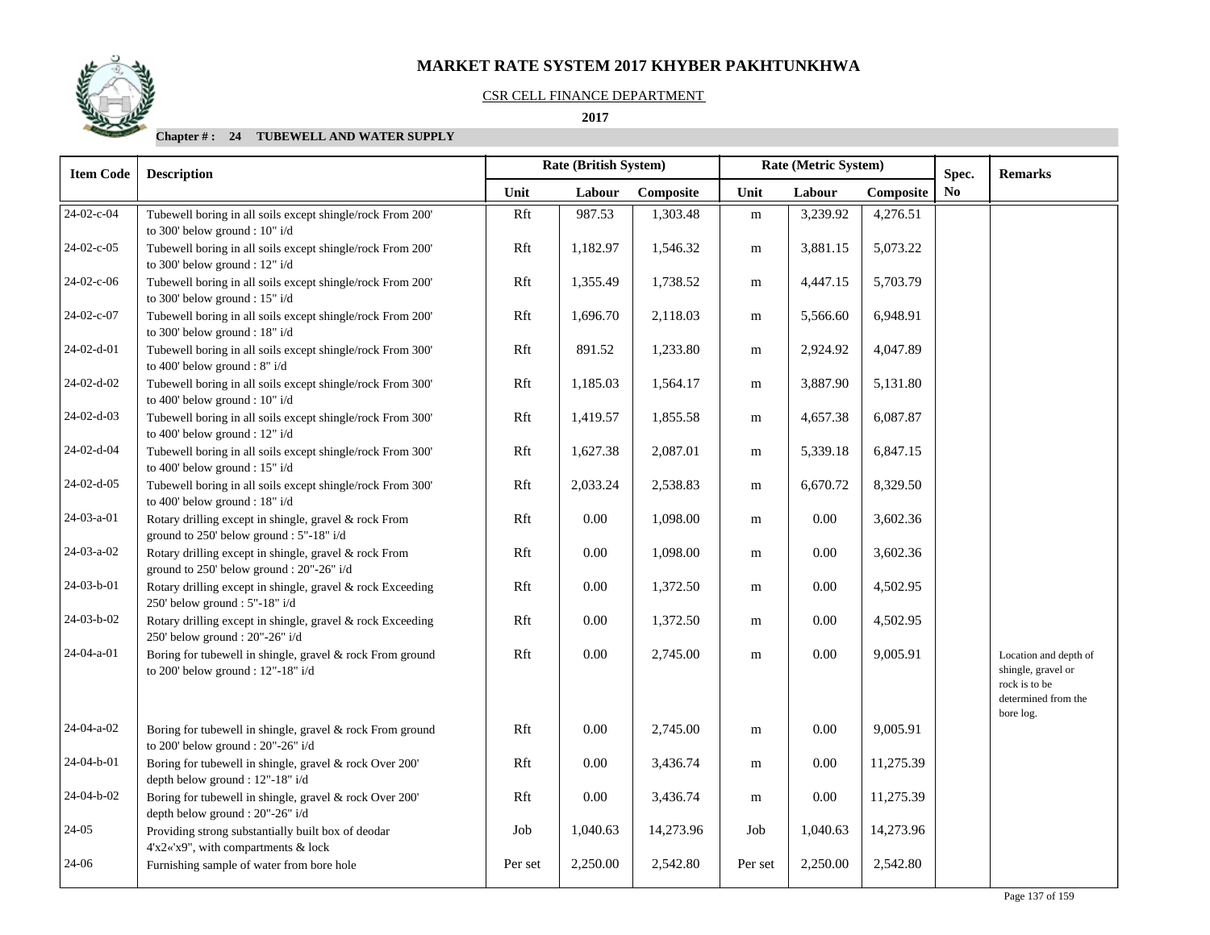# MARKET RATE SYSTEM 2017 KHYBER PAKHTUNKHWA

CSR CELL FINANCE DEPARTMENT

**2017**

**Chapter # : 24 TUBEWELL AND WATER SUPPLY**

| Item Code | Description | Rate (British System) | | | Rate (Metric System) | | | Spec. No | Remarks |
|---|---|---|---|---|---|---|---|---|---|
| | | Unit | Labour | Composite | Unit | Labour | Composite | | |
| 24-02-c-04 | Tubewell boring in all soils except shingle/rock From 200' to 300' below ground : 10" i/d | Rft | 987.53 | 1,303.48 | m | 3,239.92 | 4,276.51 | | |
| 24-02-c-05 | Tubewell boring in all soils except shingle/rock From 200' to 300' below ground : 12" i/d | Rft | 1,182.97 | 1,546.32 | m | 3,881.15 | 5,073.22 | | |
| 24-02-c-06 | Tubewell boring in all soils except shingle/rock From 200' to 300' below ground : 15" i/d | Rft | 1,355.49 | 1,738.52 | m | 4,447.15 | 5,703.79 | | |
| 24-02-c-07 | Tubewell boring in all soils except shingle/rock From 200' to 300' below ground : 18" i/d | Rft | 1,696.70 | 2,118.03 | m | 5,566.60 | 6,948.91 | | |
| 24-02-d-01 | Tubewell boring in all soils except shingle/rock From 300' to 400' below ground : 8" i/d | Rft | 891.52 | 1,233.80 | m | 2,924.92 | 4,047.89 | | |
| 24-02-d-02 | Tubewell boring in all soils except shingle/rock From 300' to 400' below ground : 10" i/d | Rft | 1,185.03 | 1,564.17 | m | 3,887.90 | 5,131.80 | | |
| 24-02-d-03 | Tubewell boring in all soils except shingle/rock From 300' to 400' below ground : 12" i/d | Rft | 1,419.57 | 1,855.58 | m | 4,657.38 | 6,087.87 | | |
| 24-02-d-04 | Tubewell boring in all soils except shingle/rock From 300' to 400' below ground : 15" i/d | Rft | 1,627.38 | 2,087.01 | m | 5,339.18 | 6,847.15 | | |
| 24-02-d-05 | Tubewell boring in all soils except shingle/rock From 300' to 400' below ground : 18" i/d | Rft | 2,033.24 | 2,538.83 | m | 6,670.72 | 8,329.50 | | |
| 24-03-a-01 | Rotary drilling except in shingle, gravel & rock From ground to 250' below ground : 5"-18" i/d | Rft | 0.00 | 1,098.00 | m | 0.00 | 3,602.36 | | |
| 24-03-a-02 | Rotary drilling except in shingle, gravel & rock From ground to 250' below ground : 20"-26" i/d | Rft | 0.00 | 1,098.00 | m | 0.00 | 3,602.36 | | |
| 24-03-b-01 | Rotary drilling except in shingle, gravel & rock Exceeding 250' below ground : 5"-18" i/d | Rft | 0.00 | 1,372.50 | m | 0.00 | 4,502.95 | | |
| 24-03-b-02 | Rotary drilling except in shingle, gravel & rock Exceeding 250' below ground : 20"-26" i/d | Rft | 0.00 | 1,372.50 | m | 0.00 | 4,502.95 | | |
| 24-04-a-01 | Boring for tubewell in shingle, gravel & rock From ground to 200' below ground : 12"-18" i/d | Rft | 0.00 | 2,745.00 | m | 0.00 | 9,005.91 | | Location and depth of shingle, gravel or rock is to be determined from the bore log. |
| 24-04-a-02 | Boring for tubewell in shingle, gravel & rock From ground to 200' below ground : 20"-26" i/d | Rft | 0.00 | 2,745.00 | m | 0.00 | 9,005.91 | | |
| 24-04-b-01 | Boring for tubewell in shingle, gravel & rock Over 200' depth below ground : 12"-18" i/d | Rft | 0.00 | 3,436.74 | m | 0.00 | 11,275.39 | | |
| 24-04-b-02 | Boring for tubewell in shingle, gravel & rock Over 200' depth below ground : 20"-26" i/d | Rft | 0.00 | 3,436.74 | m | 0.00 | 11,275.39 | | |
| 24-05 | Providing strong substantially built box of deodar 4'x2«'x9", with compartments & lock | Job | 1,040.63 | 14,273.96 | Job | 1,040.63 | 14,273.96 | | |
| 24-06 | Furnishing sample of water from bore hole | Per set | 2,250.00 | 2,542.80 | Per set | 2,250.00 | 2,542.80 | | |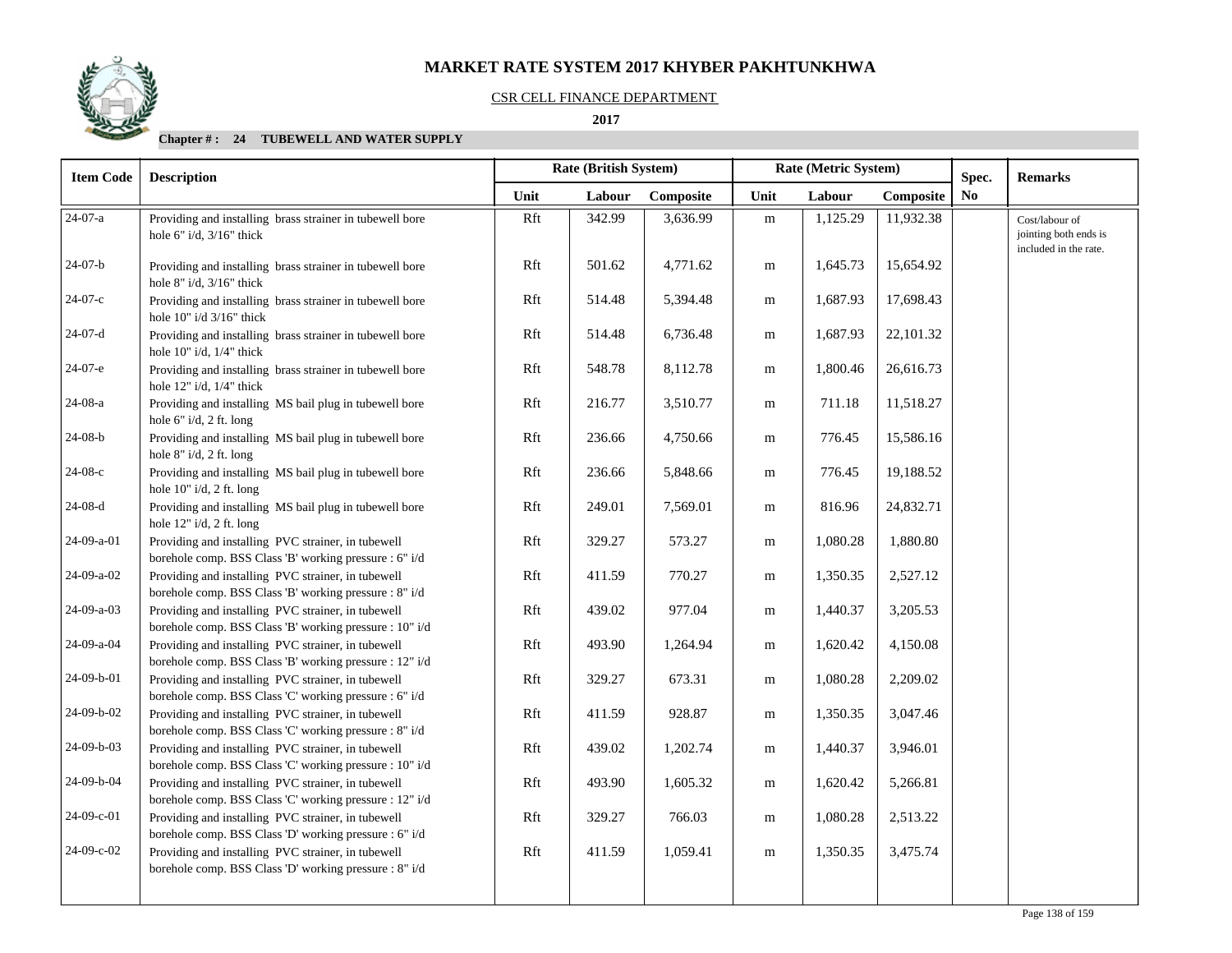# MARKET RATE SYSTEM 2017 KHYBER PAKHTUNKHWA

CSR CELL FINANCE DEPARTMENT

**2017**

**Chapter # : 24 TUBEWELL AND WATER SUPPLY**

| Item Code | Description | Rate (British System) | | | Rate (Metric System) | | | Spec. | Remarks |
|---|---|---|---|---|---|---|---|---|---|
| | | Unit | Labour | Composite | Unit | Labour | Composite | No | |
| 24-07-a | Providing and installing brass strainer in tubewell bore hole 6" i/d, 3/16" thick | Rft | 342.99 | 3,636.99 | m | 1,125.29 | 11,932.38 | | Cost/labour of jointing both ends is included in the rate. |
| 24-07-b | Providing and installing brass strainer in tubewell bore hole 8" i/d, 3/16" thick | Rft | 501.62 | 4,771.62 | m | 1,645.73 | 15,654.92 | | |
| 24-07-c | Providing and installing brass strainer in tubewell bore hole 10" i/d 3/16" thick | Rft | 514.48 | 5,394.48 | m | 1,687.93 | 17,698.43 | | |
| 24-07-d | Providing and installing brass strainer in tubewell bore hole 10" i/d, 1/4" thick | Rft | 514.48 | 6,736.48 | m | 1,687.93 | 22,101.32 | | |
| 24-07-e | Providing and installing brass strainer in tubewell bore hole 12" i/d, 1/4" thick | Rft | 548.78 | 8,112.78 | m | 1,800.46 | 26,616.73 | | |
| 24-08-a | Providing and installing MS bail plug in tubewell bore hole 6" i/d, 2 ft. long | Rft | 216.77 | 3,510.77 | m | 711.18 | 11,518.27 | | |
| 24-08-b | Providing and installing MS bail plug in tubewell bore hole 8" i/d, 2 ft. long | Rft | 236.66 | 4,750.66 | m | 776.45 | 15,586.16 | | |
| 24-08-c | Providing and installing MS bail plug in tubewell bore hole 10" i/d, 2 ft. long | Rft | 236.66 | 5,848.66 | m | 776.45 | 19,188.52 | | |
| 24-08-d | Providing and installing MS bail plug in tubewell bore hole 12" i/d, 2 ft. long | Rft | 249.01 | 7,569.01 | m | 816.96 | 24,832.71 | | |
| 24-09-a-01 | Providing and installing PVC strainer, in tubewell borehole comp. BSS Class 'B' working pressure : 6" i/d | Rft | 329.27 | 573.27 | m | 1,080.28 | 1,880.80 | | |
| 24-09-a-02 | Providing and installing PVC strainer, in tubewell borehole comp. BSS Class 'B' working pressure : 8" i/d | Rft | 411.59 | 770.27 | m | 1,350.35 | 2,527.12 | | |
| 24-09-a-03 | Providing and installing PVC strainer, in tubewell borehole comp. BSS Class 'B' working pressure : 10" i/d | Rft | 439.02 | 977.04 | m | 1,440.37 | 3,205.53 | | |
| 24-09-a-04 | Providing and installing PVC strainer, in tubewell borehole comp. BSS Class 'B' working pressure : 12" i/d | Rft | 493.90 | 1,264.94 | m | 1,620.42 | 4,150.08 | | |
| 24-09-b-01 | Providing and installing PVC strainer, in tubewell borehole comp. BSS Class 'C' working pressure : 6" i/d | Rft | 329.27 | 673.31 | m | 1,080.28 | 2,209.02 | | |
| 24-09-b-02 | Providing and installing PVC strainer, in tubewell borehole comp. BSS Class 'C' working pressure : 8" i/d | Rft | 411.59 | 928.87 | m | 1,350.35 | 3,047.46 | | |
| 24-09-b-03 | Providing and installing PVC strainer, in tubewell borehole comp. BSS Class 'C' working pressure : 10" i/d | Rft | 439.02 | 1,202.74 | m | 1,440.37 | 3,946.01 | | |
| 24-09-b-04 | Providing and installing PVC strainer, in tubewell borehole comp. BSS Class 'C' working pressure : 12" i/d | Rft | 493.90 | 1,605.32 | m | 1,620.42 | 5,266.81 | | |
| 24-09-c-01 | Providing and installing PVC strainer, in tubewell borehole comp. BSS Class 'D' working pressure : 6" i/d | Rft | 329.27 | 766.03 | m | 1,080.28 | 2,513.22 | | |
| 24-09-c-02 | Providing and installing PVC strainer, in tubewell borehole comp. BSS Class 'D' working pressure : 8" i/d | Rft | 411.59 | 1,059.41 | m | 1,350.35 | 3,475.74 | | |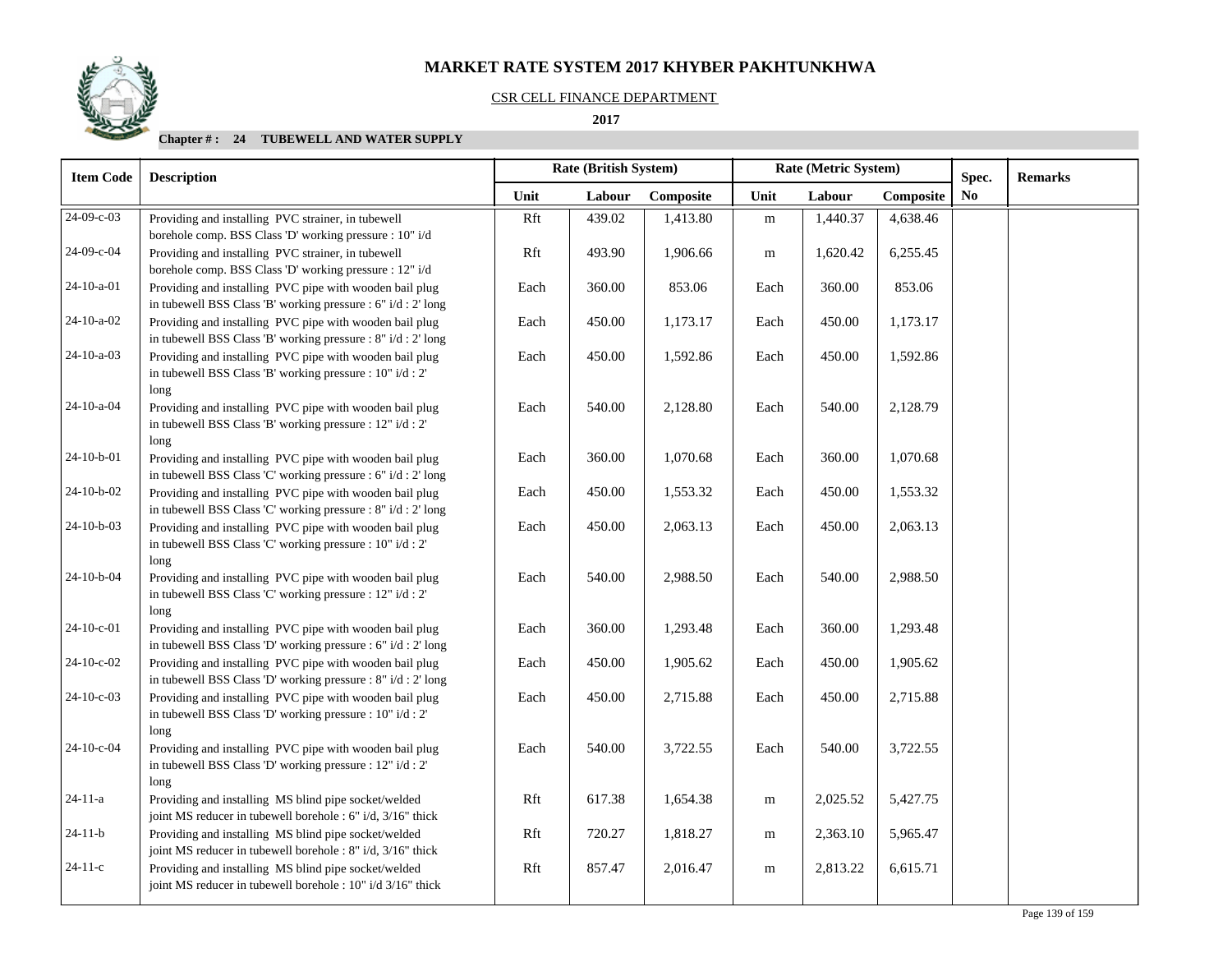# MARKET RATE SYSTEM 2017 KHYBER PAKHTUNKHWA

CSR CELL FINANCE DEPARTMENT

**2017**

**Chapter # : 24 TUBEWELL AND WATER SUPPLY**

| Item Code | Description | Rate (British System) | | | Rate (Metric System) | | | Spec. No | Remarks |
|---|---|---|---|---|---|---|---|---|---|
| | | Unit | Labour | Composite | Unit | Labour | Composite | | |
| 24-09-c-03 | Providing and installing PVC strainer, in tubewell borehole comp. BSS Class 'D' working pressure : 10" i/d | Rft | 439.02 | 1,413.80 | m | 1,440.37 | 4,638.46 | | |
| 24-09-c-04 | Providing and installing PVC strainer, in tubewell borehole comp. BSS Class 'D' working pressure : 12" i/d | Rft | 493.90 | 1,906.66 | m | 1,620.42 | 6,255.45 | | |
| 24-10-a-01 | Providing and installing PVC pipe with wooden bail plug in tubewell BSS Class 'B' working pressure : 6" i/d : 2' long | Each | 360.00 | 853.06 | Each | 360.00 | 853.06 | | |
| 24-10-a-02 | Providing and installing PVC pipe with wooden bail plug in tubewell BSS Class 'B' working pressure : 8" i/d : 2' long | Each | 450.00 | 1,173.17 | Each | 450.00 | 1,173.17 | | |
| 24-10-a-03 | Providing and installing PVC pipe with wooden bail plug in tubewell BSS Class 'B' working pressure : 10" i/d : 2' long | Each | 450.00 | 1,592.86 | Each | 450.00 | 1,592.86 | | |
| 24-10-a-04 | Providing and installing PVC pipe with wooden bail plug in tubewell BSS Class 'B' working pressure : 12" i/d : 2' long | Each | 540.00 | 2,128.80 | Each | 540.00 | 2,128.79 | | |
| 24-10-b-01 | Providing and installing PVC pipe with wooden bail plug in tubewell BSS Class 'C' working pressure : 6" i/d : 2' long | Each | 360.00 | 1,070.68 | Each | 360.00 | 1,070.68 | | |
| 24-10-b-02 | Providing and installing PVC pipe with wooden bail plug in tubewell BSS Class 'C' working pressure : 8" i/d : 2' long | Each | 450.00 | 1,553.32 | Each | 450.00 | 1,553.32 | | |
| 24-10-b-03 | Providing and installing PVC pipe with wooden bail plug in tubewell BSS Class 'C' working pressure : 10" i/d : 2' long | Each | 450.00 | 2,063.13 | Each | 450.00 | 2,063.13 | | |
| 24-10-b-04 | Providing and installing PVC pipe with wooden bail plug in tubewell BSS Class 'C' working pressure : 12" i/d : 2' long | Each | 540.00 | 2,988.50 | Each | 540.00 | 2,988.50 | | |
| 24-10-c-01 | Providing and installing PVC pipe with wooden bail plug in tubewell BSS Class 'D' working pressure : 6" i/d : 2' long | Each | 360.00 | 1,293.48 | Each | 360.00 | 1,293.48 | | |
| 24-10-c-02 | Providing and installing PVC pipe with wooden bail plug in tubewell BSS Class 'D' working pressure : 8" i/d : 2' long | Each | 450.00 | 1,905.62 | Each | 450.00 | 1,905.62 | | |
| 24-10-c-03 | Providing and installing PVC pipe with wooden bail plug in tubewell BSS Class 'D' working pressure : 10" i/d : 2' long | Each | 450.00 | 2,715.88 | Each | 450.00 | 2,715.88 | | |
| 24-10-c-04 | Providing and installing PVC pipe with wooden bail plug in tubewell BSS Class 'D' working pressure : 12" i/d : 2' long | Each | 540.00 | 3,722.55 | Each | 540.00 | 3,722.55 | | |
| 24-11-a | Providing and installing MS blind pipe socket/welded joint MS reducer in tubewell borehole : 6" i/d, 3/16" thick | Rft | 617.38 | 1,654.38 | m | 2,025.52 | 5,427.75 | | |
| 24-11-b | Providing and installing MS blind pipe socket/welded joint MS reducer in tubewell borehole : 8" i/d, 3/16" thick | Rft | 720.27 | 1,818.27 | m | 2,363.10 | 5,965.47 | | |
| 24-11-c | Providing and installing MS blind pipe socket/welded joint MS reducer in tubewell borehole : 10" i/d 3/16" thick | Rft | 857.47 | 2,016.47 | m | 2,813.22 | 6,615.71 | | |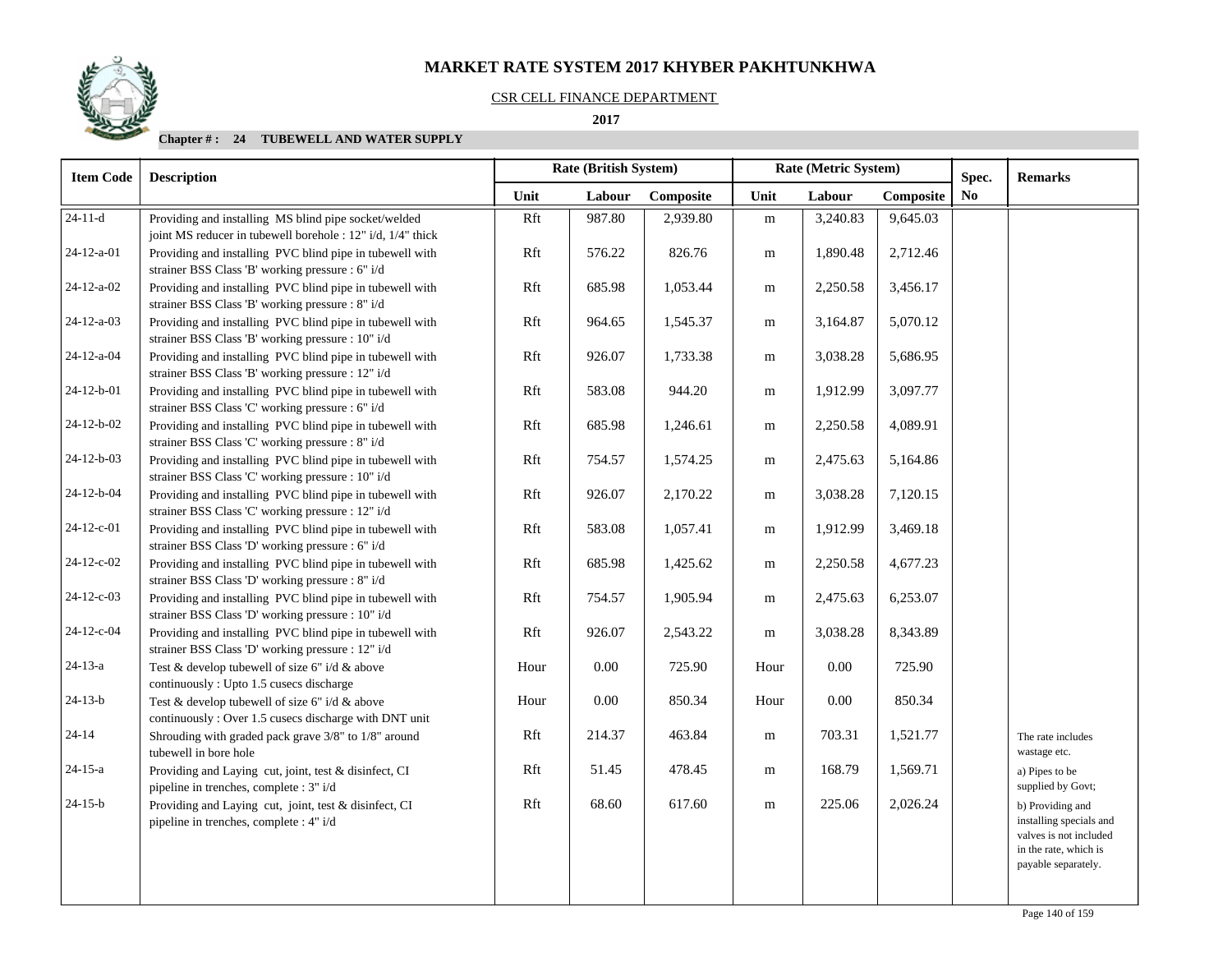# MARKET RATE SYSTEM 2017 KHYBER PAKHTUNKHWA

CSR CELL FINANCE DEPARTMENT

**2017**

**Chapter # : 24 TUBEWELL AND WATER SUPPLY**

| Item Code | Description | Rate (British System) | | | Rate (Metric System) | | | Spec. No | Remarks |
|---|---|---|---|---|---|---|---|---|---|
| | | Unit | Labour | Composite | Unit | Labour | Composite | | |
| 24-11-d | Providing and installing MS blind pipe socket/welded joint MS reducer in tubewell borehole : 12" i/d, 1/4" thick | Rft | 987.80 | 2,939.80 | m | 3,240.83 | 9,645.03 | | |
| 24-12-a-01 | Providing and installing PVC blind pipe in tubewell with strainer BSS Class 'B' working pressure : 6" i/d | Rft | 576.22 | 826.76 | m | 1,890.48 | 2,712.46 | | |
| 24-12-a-02 | Providing and installing PVC blind pipe in tubewell with strainer BSS Class 'B' working pressure : 8" i/d | Rft | 685.98 | 1,053.44 | m | 2,250.58 | 3,456.17 | | |
| 24-12-a-03 | Providing and installing PVC blind pipe in tubewell with strainer BSS Class 'B' working pressure : 10" i/d | Rft | 964.65 | 1,545.37 | m | 3,164.87 | 5,070.12 | | |
| 24-12-a-04 | Providing and installing PVC blind pipe in tubewell with strainer BSS Class 'B' working pressure : 12" i/d | Rft | 926.07 | 1,733.38 | m | 3,038.28 | 5,686.95 | | |
| 24-12-b-01 | Providing and installing PVC blind pipe in tubewell with strainer BSS Class 'C' working pressure : 6" i/d | Rft | 583.08 | 944.20 | m | 1,912.99 | 3,097.77 | | |
| 24-12-b-02 | Providing and installing PVC blind pipe in tubewell with strainer BSS Class 'C' working pressure : 8" i/d | Rft | 685.98 | 1,246.61 | m | 2,250.58 | 4,089.91 | | |
| 24-12-b-03 | Providing and installing PVC blind pipe in tubewell with strainer BSS Class 'C' working pressure : 10" i/d | Rft | 754.57 | 1,574.25 | m | 2,475.63 | 5,164.86 | | |
| 24-12-b-04 | Providing and installing PVC blind pipe in tubewell with strainer BSS Class 'C' working pressure : 12" i/d | Rft | 926.07 | 2,170.22 | m | 3,038.28 | 7,120.15 | | |
| 24-12-c-01 | Providing and installing PVC blind pipe in tubewell with strainer BSS Class 'D' working pressure : 6" i/d | Rft | 583.08 | 1,057.41 | m | 1,912.99 | 3,469.18 | | |
| 24-12-c-02 | Providing and installing PVC blind pipe in tubewell with strainer BSS Class 'D' working pressure : 8" i/d | Rft | 685.98 | 1,425.62 | m | 2,250.58 | 4,677.23 | | |
| 24-12-c-03 | Providing and installing PVC blind pipe in tubewell with strainer BSS Class 'D' working pressure : 10" i/d | Rft | 754.57 | 1,905.94 | m | 2,475.63 | 6,253.07 | | |
| 24-12-c-04 | Providing and installing PVC blind pipe in tubewell with strainer BSS Class 'D' working pressure : 12" i/d | Rft | 926.07 | 2,543.22 | m | 3,038.28 | 8,343.89 | | |
| 24-13-a | Test & develop tubewell of size 6" i/d & above continuously : Upto 1.5 cusecs discharge | Hour | 0.00 | 725.90 | Hour | 0.00 | 725.90 | | |
| 24-13-b | Test & develop tubewell of size 6" i/d & above continuously : Over 1.5 cusecs discharge with DNT unit | Hour | 0.00 | 850.34 | Hour | 0.00 | 850.34 | | |
| 24-14 | Shrouding with graded pack grave 3/8" to 1/8" around tubewell in bore hole | Rft | 214.37 | 463.84 | m | 703.31 | 1,521.77 | | The rate includes wastage etc. |
| 24-15-a | Providing and Laying cut, joint, test & disinfect, CI pipeline in trenches, complete : 3" i/d | Rft | 51.45 | 478.45 | m | 168.79 | 1,569.71 | | a) Pipes to be supplied by Govt; |
| 24-15-b | Providing and Laying cut, joint, test & disinfect, CI pipeline in trenches, complete : 4" i/d | Rft | 68.60 | 617.60 | m | 225.06 | 2,026.24 | | b) Providing and installing specials and valves is not included in the rate, which is payable separately. |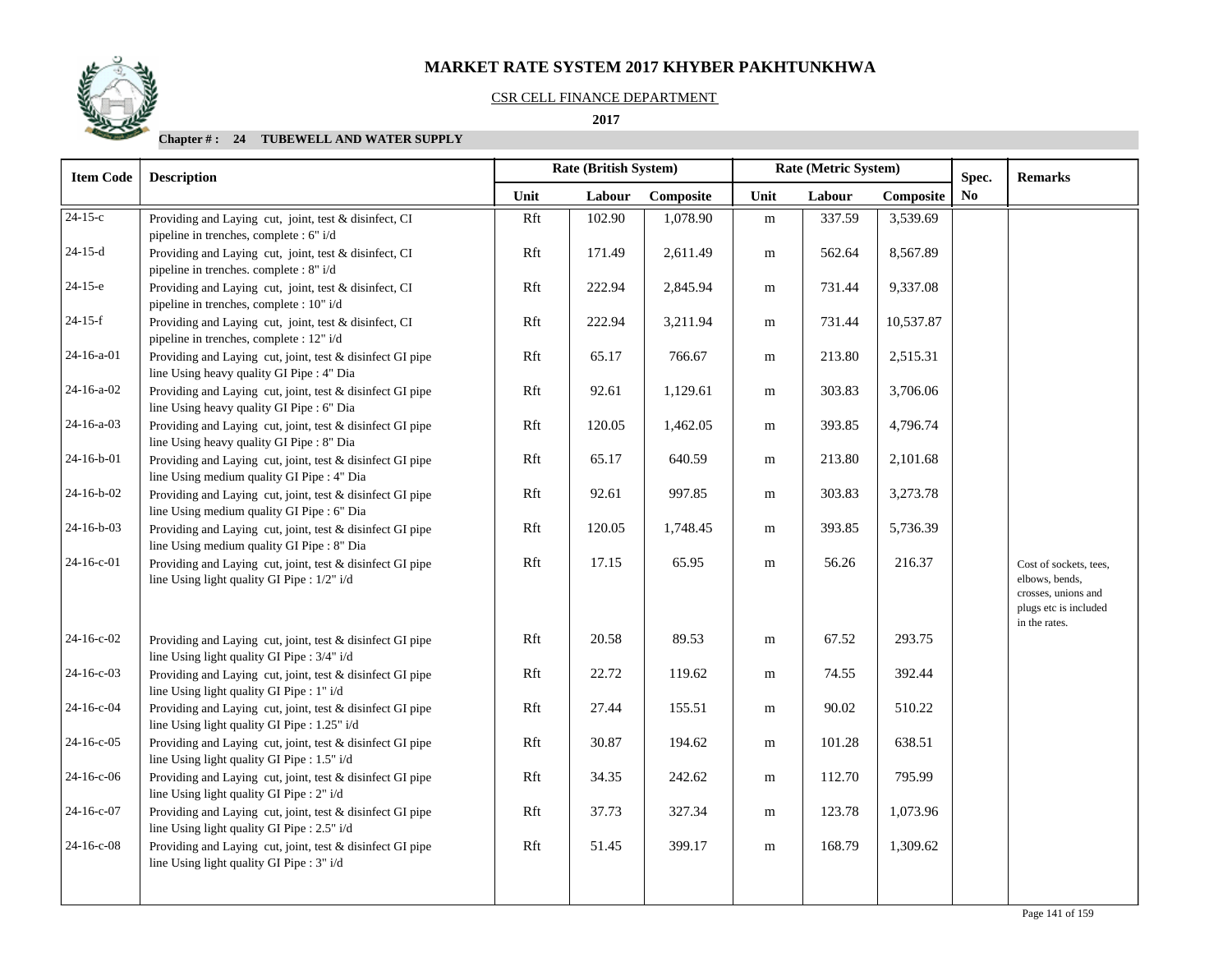# MARKET RATE SYSTEM 2017 KHYBER PAKHTUNKHWA

CSR CELL FINANCE DEPARTMENT

**2017**

**Chapter # : 24 TUBEWELL AND WATER SUPPLY**

| Item Code | Description | Rate (British System) | | | Rate (Metric System) | | | Spec. | Remarks |
|---|---|---|---|---|---|---|---|---|---|
| | | Unit | Labour | Composite | Unit | Labour | Composite | No | |
| 24-15-c | Providing and Laying cut, joint, test & disinfect, CI pipeline in trenches, complete : 6" i/d | Rft | 102.90 | 1,078.90 | m | 337.59 | 3,539.69 | | |
| 24-15-d | Providing and Laying cut, joint, test & disinfect, CI pipeline in trenches. complete : 8" i/d | Rft | 171.49 | 2,611.49 | m | 562.64 | 8,567.89 | | |
| 24-15-e | Providing and Laying cut, joint, test & disinfect, CI pipeline in trenches, complete : 10" i/d | Rft | 222.94 | 2,845.94 | m | 731.44 | 9,337.08 | | |
| 24-15-f | Providing and Laying cut, joint, test & disinfect, CI pipeline in trenches, complete : 12" i/d | Rft | 222.94 | 3,211.94 | m | 731.44 | 10,537.87 | | |
| 24-16-a-01 | Providing and Laying cut, joint, test & disinfect GI pipe line Using heavy quality GI Pipe : 4" Dia | Rft | 65.17 | 766.67 | m | 213.80 | 2,515.31 | | |
| 24-16-a-02 | Providing and Laying cut, joint, test & disinfect GI pipe line Using heavy quality GI Pipe : 6" Dia | Rft | 92.61 | 1,129.61 | m | 303.83 | 3,706.06 | | |
| 24-16-a-03 | Providing and Laying cut, joint, test & disinfect GI pipe line Using heavy quality GI Pipe : 8" Dia | Rft | 120.05 | 1,462.05 | m | 393.85 | 4,796.74 | | |
| 24-16-b-01 | Providing and Laying cut, joint, test & disinfect GI pipe line Using medium quality GI Pipe : 4" Dia | Rft | 65.17 | 640.59 | m | 213.80 | 2,101.68 | | |
| 24-16-b-02 | Providing and Laying cut, joint, test & disinfect GI pipe line Using medium quality GI Pipe : 6" Dia | Rft | 92.61 | 997.85 | m | 303.83 | 3,273.78 | | |
| 24-16-b-03 | Providing and Laying cut, joint, test & disinfect GI pipe line Using medium quality GI Pipe : 8" Dia | Rft | 120.05 | 1,748.45 | m | 393.85 | 5,736.39 | | |
| 24-16-c-01 | Providing and Laying cut, joint, test & disinfect GI pipe line Using light quality GI Pipe : 1/2" i/d | Rft | 17.15 | 65.95 | m | 56.26 | 216.37 | | Cost of sockets, tees, elbows, bends, crosses, unions and plugs etc is included in the rates. |
| 24-16-c-02 | Providing and Laying cut, joint, test & disinfect GI pipe line Using light quality GI Pipe : 3/4" i/d | Rft | 20.58 | 89.53 | m | 67.52 | 293.75 | | |
| 24-16-c-03 | Providing and Laying cut, joint, test & disinfect GI pipe line Using light quality GI Pipe : 1" i/d | Rft | 22.72 | 119.62 | m | 74.55 | 392.44 | | |
| 24-16-c-04 | Providing and Laying cut, joint, test & disinfect GI pipe line Using light quality GI Pipe : 1.25" i/d | Rft | 27.44 | 155.51 | m | 90.02 | 510.22 | | |
| 24-16-c-05 | Providing and Laying cut, joint, test & disinfect GI pipe line Using light quality GI Pipe : 1.5" i/d | Rft | 30.87 | 194.62 | m | 101.28 | 638.51 | | |
| 24-16-c-06 | Providing and Laying cut, joint, test & disinfect GI pipe line Using light quality GI Pipe : 2" i/d | Rft | 34.35 | 242.62 | m | 112.70 | 795.99 | | |
| 24-16-c-07 | Providing and Laying cut, joint, test & disinfect GI pipe line Using light quality GI Pipe : 2.5" i/d | Rft | 37.73 | 327.34 | m | 123.78 | 1,073.96 | | |
| 24-16-c-08 | Providing and Laying cut, joint, test & disinfect GI pipe line Using light quality GI Pipe : 3" i/d | Rft | 51.45 | 399.17 | m | 168.79 | 1,309.62 | | |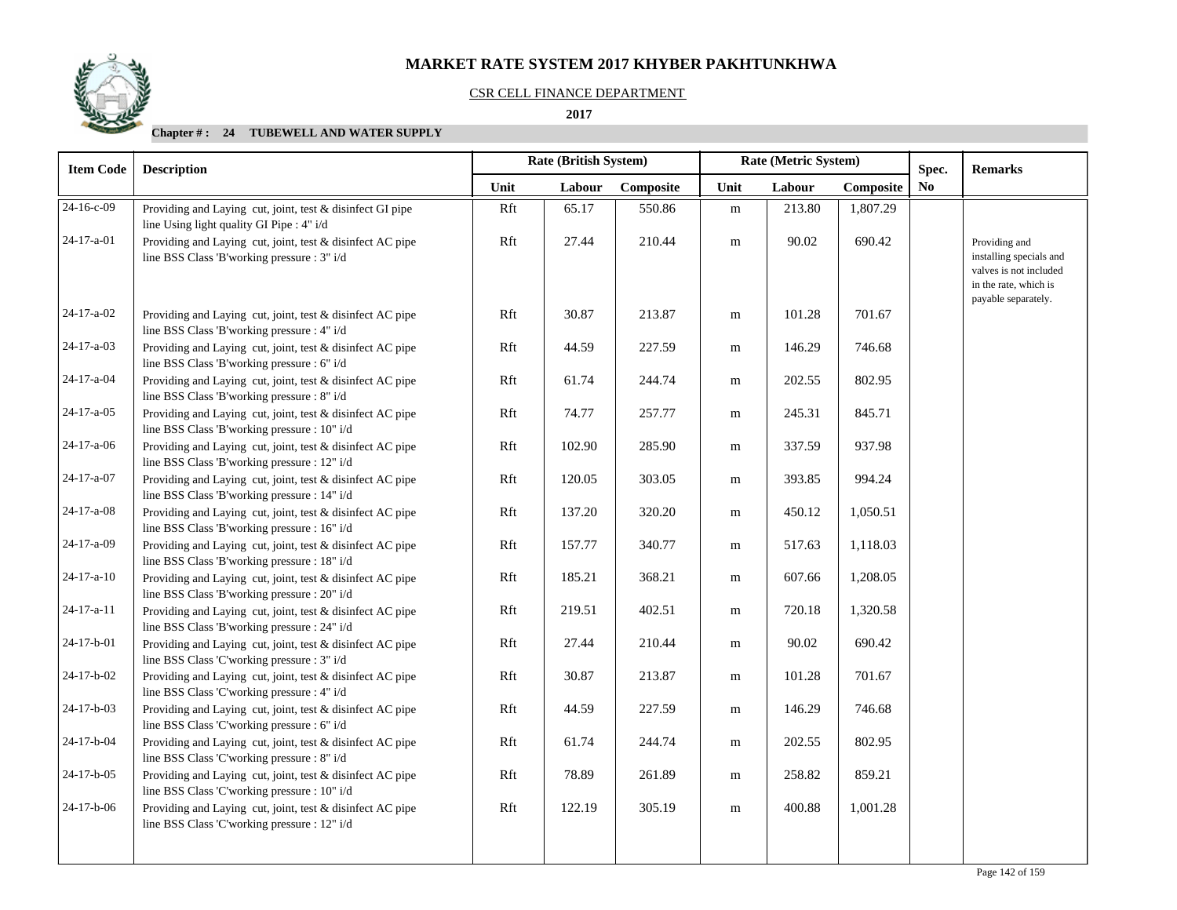# MARKET RATE SYSTEM 2017 KHYBER PAKHTUNKHWA

CSR CELL FINANCE DEPARTMENT

**2017**

**Chapter # : 24 TUBEWELL AND WATER SUPPLY**

| Item Code | Description | Rate (British System) | | | Rate (Metric System) | | | Spec. No | Remarks |
|---|---|---|---|---|---|---|---|---|---|
| | | Unit | Labour | Composite | Unit | Labour | Composite | | |
| 24-16-c-09 | Providing and Laying cut, joint, test & disinfect GI pipe line Using light quality GI Pipe : 4" i/d | Rft | 65.17 | 550.86 | m | 213.80 | 1,807.29 | | |
| 24-17-a-01 | Providing and Laying cut, joint, test & disinfect AC pipe line BSS Class 'B'working pressure : 3" i/d | Rft | 27.44 | 210.44 | m | 90.02 | 690.42 | | Providing and installing specials and valves is not included in the rate, which is payable separately. |
| 24-17-a-02 | Providing and Laying cut, joint, test & disinfect AC pipe line BSS Class 'B'working pressure : 4" i/d | Rft | 30.87 | 213.87 | m | 101.28 | 701.67 | | |
| 24-17-a-03 | Providing and Laying cut, joint, test & disinfect AC pipe line BSS Class 'B'working pressure : 6" i/d | Rft | 44.59 | 227.59 | m | 146.29 | 746.68 | | |
| 24-17-a-04 | Providing and Laying cut, joint, test & disinfect AC pipe line BSS Class 'B'working pressure : 8" i/d | Rft | 61.74 | 244.74 | m | 202.55 | 802.95 | | |
| 24-17-a-05 | Providing and Laying cut, joint, test & disinfect AC pipe line BSS Class 'B'working pressure : 10" i/d | Rft | 74.77 | 257.77 | m | 245.31 | 845.71 | | |
| 24-17-a-06 | Providing and Laying cut, joint, test & disinfect AC pipe line BSS Class 'B'working pressure : 12" i/d | Rft | 102.90 | 285.90 | m | 337.59 | 937.98 | | |
| 24-17-a-07 | Providing and Laying cut, joint, test & disinfect AC pipe line BSS Class 'B'working pressure : 14" i/d | Rft | 120.05 | 303.05 | m | 393.85 | 994.24 | | |
| 24-17-a-08 | Providing and Laying cut, joint, test & disinfect AC pipe line BSS Class 'B'working pressure : 16" i/d | Rft | 137.20 | 320.20 | m | 450.12 | 1,050.51 | | |
| 24-17-a-09 | Providing and Laying cut, joint, test & disinfect AC pipe line BSS Class 'B'working pressure : 18" i/d | Rft | 157.77 | 340.77 | m | 517.63 | 1,118.03 | | |
| 24-17-a-10 | Providing and Laying cut, joint, test & disinfect AC pipe line BSS Class 'B'working pressure : 20" i/d | Rft | 185.21 | 368.21 | m | 607.66 | 1,208.05 | | |
| 24-17-a-11 | Providing and Laying cut, joint, test & disinfect AC pipe line BSS Class 'B'working pressure : 24" i/d | Rft | 219.51 | 402.51 | m | 720.18 | 1,320.58 | | |
| 24-17-b-01 | Providing and Laying cut, joint, test & disinfect AC pipe line BSS Class 'C'working pressure : 3" i/d | Rft | 27.44 | 210.44 | m | 90.02 | 690.42 | | |
| 24-17-b-02 | Providing and Laying cut, joint, test & disinfect AC pipe line BSS Class 'C'working pressure : 4" i/d | Rft | 30.87 | 213.87 | m | 101.28 | 701.67 | | |
| 24-17-b-03 | Providing and Laying cut, joint, test & disinfect AC pipe line BSS Class 'C'working pressure : 6" i/d | Rft | 44.59 | 227.59 | m | 146.29 | 746.68 | | |
| 24-17-b-04 | Providing and Laying cut, joint, test & disinfect AC pipe line BSS Class 'C'working pressure : 8" i/d | Rft | 61.74 | 244.74 | m | 202.55 | 802.95 | | |
| 24-17-b-05 | Providing and Laying cut, joint, test & disinfect AC pipe line BSS Class 'C'working pressure : 10" i/d | Rft | 78.89 | 261.89 | m | 258.82 | 859.21 | | |
| 24-17-b-06 | Providing and Laying cut, joint, test & disinfect AC pipe line BSS Class 'C'working pressure : 12" i/d | Rft | 122.19 | 305.19 | m | 400.88 | 1,001.28 | | |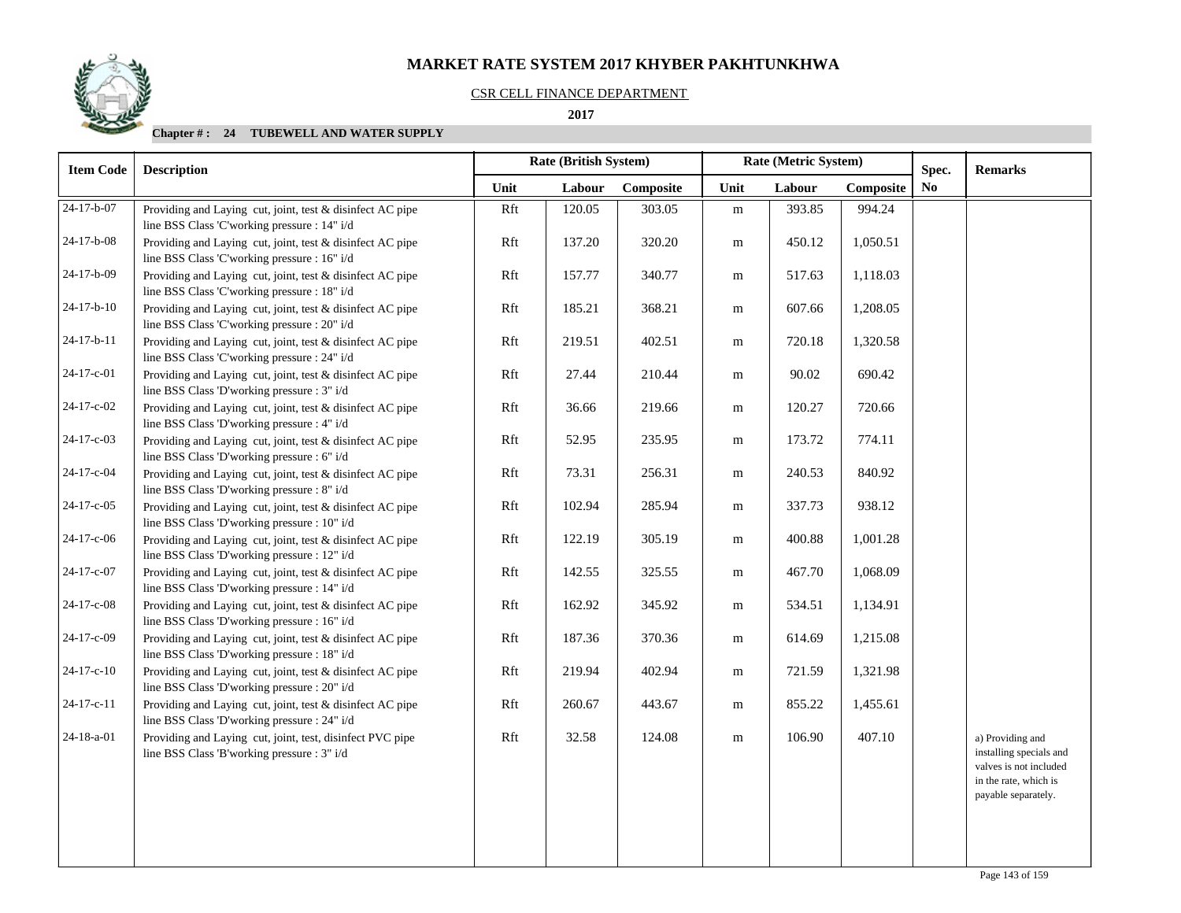# MARKET RATE SYSTEM 2017 KHYBER PAKHTUNKHWA

CSR CELL FINANCE DEPARTMENT

**2017**

**Chapter # : 24 TUBEWELL AND WATER SUPPLY**

| Item Code | Description | Rate (British System) | | | Rate (Metric System) | | | Spec. | Remarks |
|---|---|---|---|---|---|---|---|---|---|
| | | Unit | Labour | Composite | Unit | Labour | Composite | No | |
| 24-17-b-07 | Providing and Laying cut, joint, test & disinfect AC pipe line BSS Class 'C'working pressure : 14" i/d | Rft | 120.05 | 303.05 | m | 393.85 | 994.24 | | |
| 24-17-b-08 | Providing and Laying cut, joint, test & disinfect AC pipe line BSS Class 'C'working pressure : 16" i/d | Rft | 137.20 | 320.20 | m | 450.12 | 1,050.51 | | |
| 24-17-b-09 | Providing and Laying cut, joint, test & disinfect AC pipe line BSS Class 'C'working pressure : 18" i/d | Rft | 157.77 | 340.77 | m | 517.63 | 1,118.03 | | |
| 24-17-b-10 | Providing and Laying cut, joint, test & disinfect AC pipe line BSS Class 'C'working pressure : 20" i/d | Rft | 185.21 | 368.21 | m | 607.66 | 1,208.05 | | |
| 24-17-b-11 | Providing and Laying cut, joint, test & disinfect AC pipe line BSS Class 'C'working pressure : 24" i/d | Rft | 219.51 | 402.51 | m | 720.18 | 1,320.58 | | |
| 24-17-c-01 | Providing and Laying cut, joint, test & disinfect AC pipe line BSS Class 'D'working pressure : 3" i/d | Rft | 27.44 | 210.44 | m | 90.02 | 690.42 | | |
| 24-17-c-02 | Providing and Laying cut, joint, test & disinfect AC pipe line BSS Class 'D'working pressure : 4" i/d | Rft | 36.66 | 219.66 | m | 120.27 | 720.66 | | |
| 24-17-c-03 | Providing and Laying cut, joint, test & disinfect AC pipe line BSS Class 'D'working pressure : 6" i/d | Rft | 52.95 | 235.95 | m | 173.72 | 774.11 | | |
| 24-17-c-04 | Providing and Laying cut, joint, test & disinfect AC pipe line BSS Class 'D'working pressure : 8" i/d | Rft | 73.31 | 256.31 | m | 240.53 | 840.92 | | |
| 24-17-c-05 | Providing and Laying cut, joint, test & disinfect AC pipe line BSS Class 'D'working pressure : 10" i/d | Rft | 102.94 | 285.94 | m | 337.73 | 938.12 | | |
| 24-17-c-06 | Providing and Laying cut, joint, test & disinfect AC pipe line BSS Class 'D'working pressure : 12" i/d | Rft | 122.19 | 305.19 | m | 400.88 | 1,001.28 | | |
| 24-17-c-07 | Providing and Laying cut, joint, test & disinfect AC pipe line BSS Class 'D'working pressure : 14" i/d | Rft | 142.55 | 325.55 | m | 467.70 | 1,068.09 | | |
| 24-17-c-08 | Providing and Laying cut, joint, test & disinfect AC pipe line BSS Class 'D'working pressure : 16" i/d | Rft | 162.92 | 345.92 | m | 534.51 | 1,134.91 | | |
| 24-17-c-09 | Providing and Laying cut, joint, test & disinfect AC pipe line BSS Class 'D'working pressure : 18" i/d | Rft | 187.36 | 370.36 | m | 614.69 | 1,215.08 | | |
| 24-17-c-10 | Providing and Laying cut, joint, test & disinfect AC pipe line BSS Class 'D'working pressure : 20" i/d | Rft | 219.94 | 402.94 | m | 721.59 | 1,321.98 | | |
| 24-17-c-11 | Providing and Laying cut, joint, test & disinfect AC pipe line BSS Class 'D'working pressure : 24" i/d | Rft | 260.67 | 443.67 | m | 855.22 | 1,455.61 | | |
| 24-18-a-01 | Providing and Laying cut, joint, test, disinfect PVC pipe line BSS Class 'B'working pressure : 3" i/d | Rft | 32.58 | 124.08 | m | 106.90 | 407.10 | | a) Providing and installing specials and valves is not included in the rate, which is payable separately. |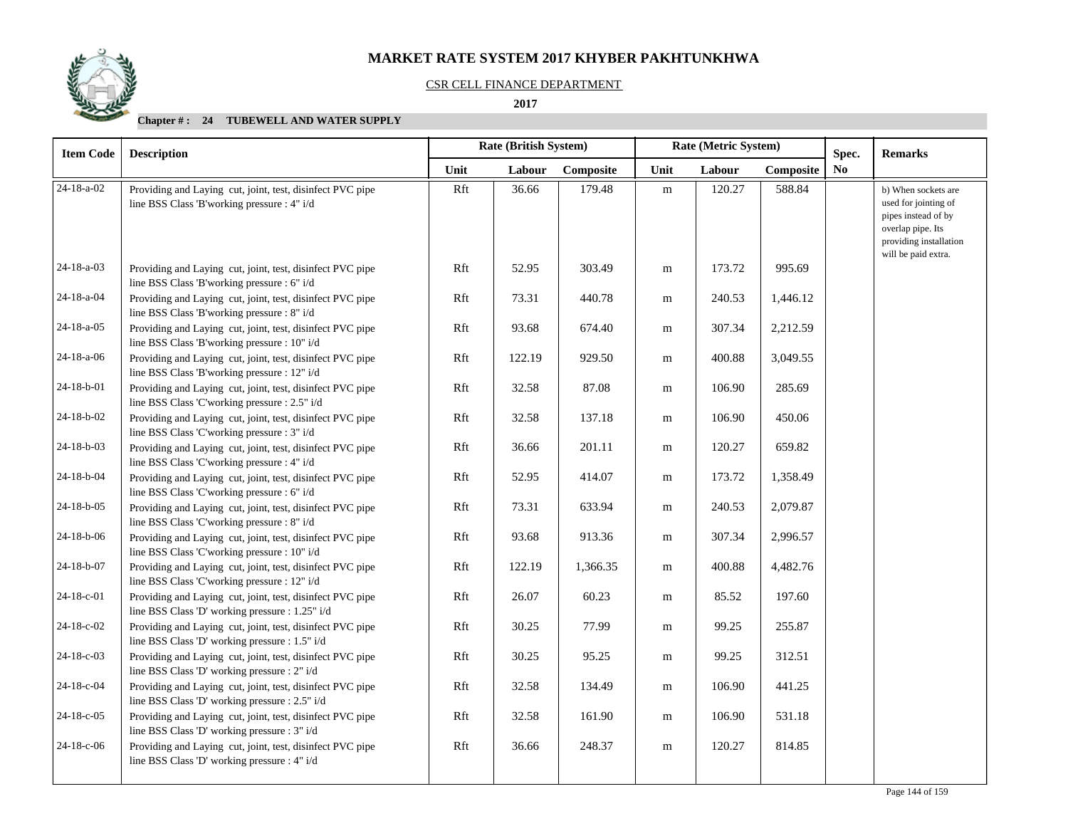# MARKET RATE SYSTEM 2017 KHYBER PAKHTUNKHWA

CSR CELL FINANCE DEPARTMENT

**2017**

**Chapter # : 24 TUBEWELL AND WATER SUPPLY**

| Item Code | Description | Rate (British System) | | | Rate (Metric System) | | | Spec. | Remarks |
|---|---|---|---|---|---|---|---|---|---|
| | | Unit | Labour | Composite | Unit | Labour | Composite | No | |
| 24-18-a-02 | Providing and Laying cut, joint, test, disinfect PVC pipe line BSS Class 'B'working pressure : 4" i/d | Rft | 36.66 | 179.48 | m | 120.27 | 588.84 | | b) When sockets are used for jointing of pipes instead of by overlap pipe. Its providing installation will be paid extra. |
| 24-18-a-03 | Providing and Laying cut, joint, test, disinfect PVC pipe line BSS Class 'B'working pressure : 6" i/d | Rft | 52.95 | 303.49 | m | 173.72 | 995.69 | | |
| 24-18-a-04 | Providing and Laying cut, joint, test, disinfect PVC pipe line BSS Class 'B'working pressure : 8" i/d | Rft | 73.31 | 440.78 | m | 240.53 | 1,446.12 | | |
| 24-18-a-05 | Providing and Laying cut, joint, test, disinfect PVC pipe line BSS Class 'B'working pressure : 10" i/d | Rft | 93.68 | 674.40 | m | 307.34 | 2,212.59 | | |
| 24-18-a-06 | Providing and Laying cut, joint, test, disinfect PVC pipe line BSS Class 'B'working pressure : 12" i/d | Rft | 122.19 | 929.50 | m | 400.88 | 3,049.55 | | |
| 24-18-b-01 | Providing and Laying cut, joint, test, disinfect PVC pipe line BSS Class 'C'working pressure : 2.5" i/d | Rft | 32.58 | 87.08 | m | 106.90 | 285.69 | | |
| 24-18-b-02 | Providing and Laying cut, joint, test, disinfect PVC pipe line BSS Class 'C'working pressure : 3" i/d | Rft | 32.58 | 137.18 | m | 106.90 | 450.06 | | |
| 24-18-b-03 | Providing and Laying cut, joint, test, disinfect PVC pipe line BSS Class 'C'working pressure : 4" i/d | Rft | 36.66 | 201.11 | m | 120.27 | 659.82 | | |
| 24-18-b-04 | Providing and Laying cut, joint, test, disinfect PVC pipe line BSS Class 'C'working pressure : 6" i/d | Rft | 52.95 | 414.07 | m | 173.72 | 1,358.49 | | |
| 24-18-b-05 | Providing and Laying cut, joint, test, disinfect PVC pipe line BSS Class 'C'working pressure : 8" i/d | Rft | 73.31 | 633.94 | m | 240.53 | 2,079.87 | | |
| 24-18-b-06 | Providing and Laying cut, joint, test, disinfect PVC pipe line BSS Class 'C'working pressure : 10" i/d | Rft | 93.68 | 913.36 | m | 307.34 | 2,996.57 | | |
| 24-18-b-07 | Providing and Laying cut, joint, test, disinfect PVC pipe line BSS Class 'C'working pressure : 12" i/d | Rft | 122.19 | 1,366.35 | m | 400.88 | 4,482.76 | | |
| 24-18-c-01 | Providing and Laying cut, joint, test, disinfect PVC pipe line BSS Class 'D' working pressure : 1.25" i/d | Rft | 26.07 | 60.23 | m | 85.52 | 197.60 | | |
| 24-18-c-02 | Providing and Laying cut, joint, test, disinfect PVC pipe line BSS Class 'D' working pressure : 1.5" i/d | Rft | 30.25 | 77.99 | m | 99.25 | 255.87 | | |
| 24-18-c-03 | Providing and Laying cut, joint, test, disinfect PVC pipe line BSS Class 'D' working pressure : 2" i/d | Rft | 30.25 | 95.25 | m | 99.25 | 312.51 | | |
| 24-18-c-04 | Providing and Laying cut, joint, test, disinfect PVC pipe line BSS Class 'D' working pressure : 2.5" i/d | Rft | 32.58 | 134.49 | m | 106.90 | 441.25 | | |
| 24-18-c-05 | Providing and Laying cut, joint, test, disinfect PVC pipe line BSS Class 'D' working pressure : 3" i/d | Rft | 32.58 | 161.90 | m | 106.90 | 531.18 | | |
| 24-18-c-06 | Providing and Laying cut, joint, test, disinfect PVC pipe line BSS Class 'D' working pressure : 4" i/d | Rft | 36.66 | 248.37 | m | 120.27 | 814.85 | | |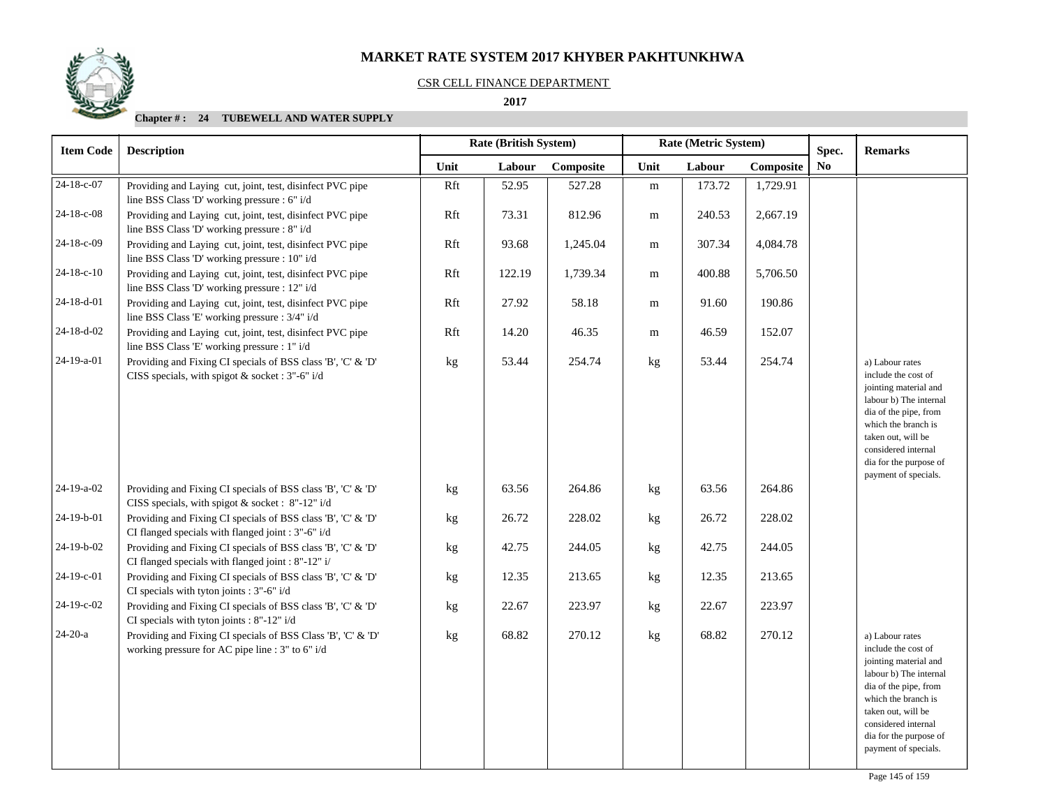# MARKET RATE SYSTEM 2017 KHYBER PAKHTUNKHWA

CSR CELL FINANCE DEPARTMENT

**2017**

**Chapter # : 24 TUBEWELL AND WATER SUPPLY**

| Item Code | Description | Rate (British System) | | | Rate (Metric System) | | | Spec. | Remarks |
|---|---|---|---|---|---|---|---|---|---|
| | | Unit | Labour | Composite | Unit | Labour | Composite | No | |
| 24-18-c-07 | Providing and Laying cut, joint, test, disinfect PVC pipe line BSS Class 'D' working pressure : 6" i/d | Rft | 52.95 | 527.28 | m | 173.72 | 1,729.91 | | |
| 24-18-c-08 | Providing and Laying cut, joint, test, disinfect PVC pipe line BSS Class 'D' working pressure : 8" i/d | Rft | 73.31 | 812.96 | m | 240.53 | 2,667.19 | | |
| 24-18-c-09 | Providing and Laying cut, joint, test, disinfect PVC pipe line BSS Class 'D' working pressure : 10" i/d | Rft | 93.68 | 1,245.04 | m | 307.34 | 4,084.78 | | |
| 24-18-c-10 | Providing and Laying cut, joint, test, disinfect PVC pipe line BSS Class 'D' working pressure : 12" i/d | Rft | 122.19 | 1,739.34 | m | 400.88 | 5,706.50 | | |
| 24-18-d-01 | Providing and Laying cut, joint, test, disinfect PVC pipe line BSS Class 'E' working pressure : 3/4" i/d | Rft | 27.92 | 58.18 | m | 91.60 | 190.86 | | |
| 24-18-d-02 | Providing and Laying cut, joint, test, disinfect PVC pipe line BSS Class 'E' working pressure : 1" i/d | Rft | 14.20 | 46.35 | m | 46.59 | 152.07 | | |
| 24-19-a-01 | Providing and Fixing CI specials of BSS class 'B', 'C' & 'D' CISS specials, with spigot & socket : 3"-6" i/d | kg | 53.44 | 254.74 | kg | 53.44 | 254.74 | | a) Labour rates include the cost of jointing material and labour b) The internal dia of the pipe, from which the branch is taken out, will be considered internal dia for the purpose of payment of specials. |
| 24-19-a-02 | Providing and Fixing CI specials of BSS class 'B', 'C' & 'D' CISS specials, with spigot & socket : 8"-12" i/d | kg | 63.56 | 264.86 | kg | 63.56 | 264.86 | | |
| 24-19-b-01 | Providing and Fixing CI specials of BSS class 'B', 'C' & 'D' CI flanged specials with flanged joint : 3"-6" i/d | kg | 26.72 | 228.02 | kg | 26.72 | 228.02 | | |
| 24-19-b-02 | Providing and Fixing CI specials of BSS class 'B', 'C' & 'D' CI flanged specials with flanged joint : 8"-12" i/ | kg | 42.75 | 244.05 | kg | 42.75 | 244.05 | | |
| 24-19-c-01 | Providing and Fixing CI specials of BSS class 'B', 'C' & 'D' CI specials with tyton joints : 3"-6" i/d | kg | 12.35 | 213.65 | kg | 12.35 | 213.65 | | |
| 24-19-c-02 | Providing and Fixing CI specials of BSS class 'B', 'C' & 'D' CI specials with tyton joints : 8"-12" i/d | kg | 22.67 | 223.97 | kg | 22.67 | 223.97 | | |
| 24-20-a | Providing and Fixing CI specials of BSS Class 'B', 'C' & 'D' working pressure for AC pipe line : 3" to 6" i/d | kg | 68.82 | 270.12 | kg | 68.82 | 270.12 | | a) Labour rates include the cost of jointing material and labour b) The internal dia of the pipe, from which the branch is taken out, will be considered internal dia for the purpose of payment of specials. |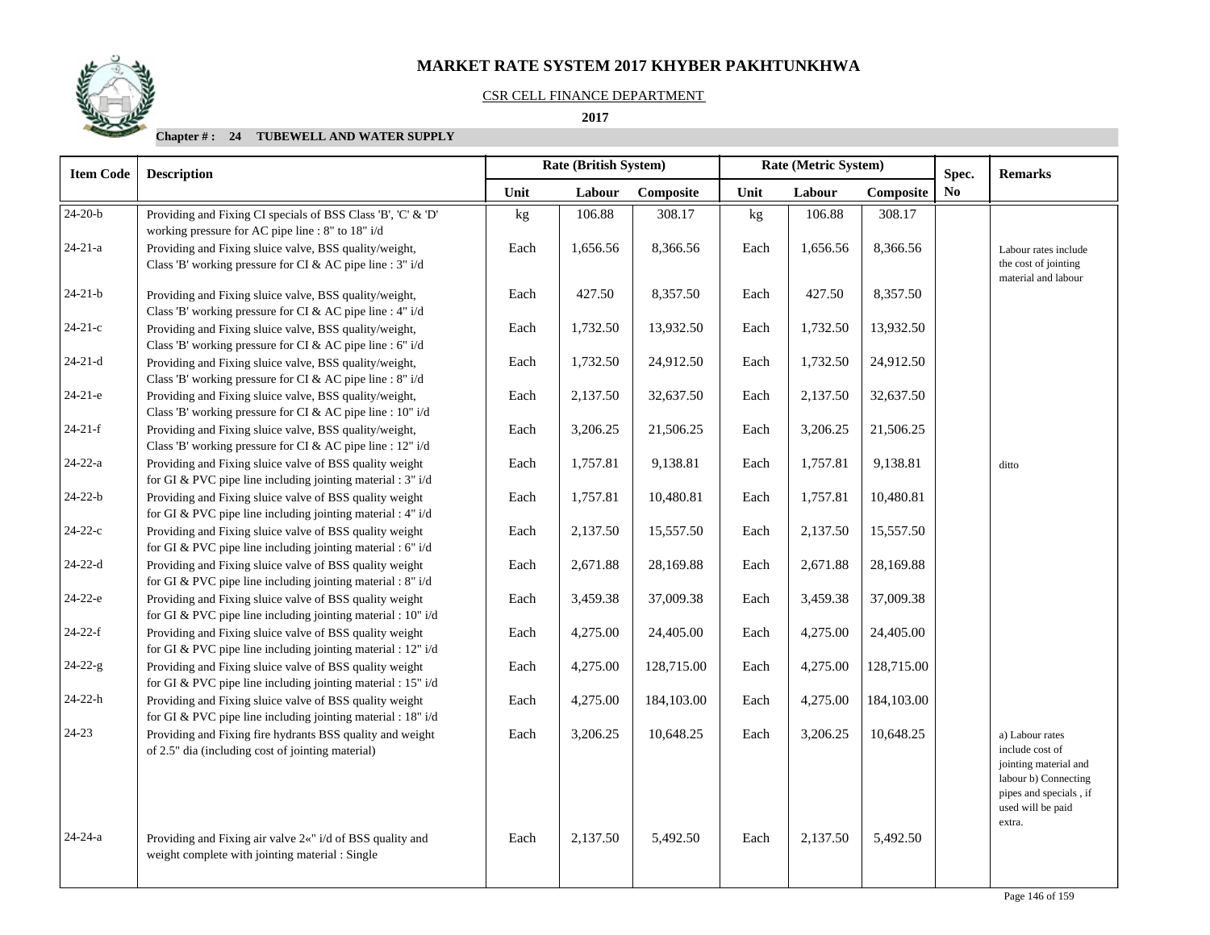# MARKET RATE SYSTEM 2017 KHYBER PAKHTUNKHWA

CSR CELL FINANCE DEPARTMENT

**2017**

**Chapter # : 24 TUBEWELL AND WATER SUPPLY**

| Item Code | Description | Rate (British System) | | | Rate (Metric System) | | | Spec. No | Remarks |
|---|---|---|---|---|---|---|---|---|---|
| | | Unit | Labour | Composite | Unit | Labour | Composite | | |
| 24-20-b | Providing and Fixing CI specials of BSS Class 'B', 'C' & 'D' working pressure for AC pipe line : 8" to 18" i/d | kg | 106.88 | 308.17 | kg | 106.88 | 308.17 | | |
| 24-21-a | Providing and Fixing sluice valve, BSS quality/weight, Class 'B' working pressure for CI & AC pipe line : 3" i/d | Each | 1,656.56 | 8,366.56 | Each | 1,656.56 | 8,366.56 | | Labour rates include the cost of jointing material and labour |
| 24-21-b | Providing and Fixing sluice valve, BSS quality/weight, Class 'B' working pressure for CI & AC pipe line : 4" i/d | Each | 427.50 | 8,357.50 | Each | 427.50 | 8,357.50 | | |
| 24-21-c | Providing and Fixing sluice valve, BSS quality/weight, Class 'B' working pressure for CI & AC pipe line : 6" i/d | Each | 1,732.50 | 13,932.50 | Each | 1,732.50 | 13,932.50 | | |
| 24-21-d | Providing and Fixing sluice valve, BSS quality/weight, Class 'B' working pressure for CI & AC pipe line : 8" i/d | Each | 1,732.50 | 24,912.50 | Each | 1,732.50 | 24,912.50 | | |
| 24-21-e | Providing and Fixing sluice valve, BSS quality/weight, Class 'B' working pressure for CI & AC pipe line : 10" i/d | Each | 2,137.50 | 32,637.50 | Each | 2,137.50 | 32,637.50 | | |
| 24-21-f | Providing and Fixing sluice valve, BSS quality/weight, Class 'B' working pressure for CI & AC pipe line : 12" i/d | Each | 3,206.25 | 21,506.25 | Each | 3,206.25 | 21,506.25 | | |
| 24-22-a | Providing and Fixing sluice valve of BSS quality weight for GI & PVC pipe line including jointing material : 3" i/d | Each | 1,757.81 | 9,138.81 | Each | 1,757.81 | 9,138.81 | | ditto |
| 24-22-b | Providing and Fixing sluice valve of BSS quality weight for GI & PVC pipe line including jointing material : 4" i/d | Each | 1,757.81 | 10,480.81 | Each | 1,757.81 | 10,480.81 | | |
| 24-22-c | Providing and Fixing sluice valve of BSS quality weight for GI & PVC pipe line including jointing material : 6" i/d | Each | 2,137.50 | 15,557.50 | Each | 2,137.50 | 15,557.50 | | |
| 24-22-d | Providing and Fixing sluice valve of BSS quality weight for GI & PVC pipe line including jointing material : 8" i/d | Each | 2,671.88 | 28,169.88 | Each | 2,671.88 | 28,169.88 | | |
| 24-22-e | Providing and Fixing sluice valve of BSS quality weight for GI & PVC pipe line including jointing material : 10" i/d | Each | 3,459.38 | 37,009.38 | Each | 3,459.38 | 37,009.38 | | |
| 24-22-f | Providing and Fixing sluice valve of BSS quality weight for GI & PVC pipe line including jointing material : 12" i/d | Each | 4,275.00 | 24,405.00 | Each | 4,275.00 | 24,405.00 | | |
| 24-22-g | Providing and Fixing sluice valve of BSS quality weight for GI & PVC pipe line including jointing material : 15" i/d | Each | 4,275.00 | 128,715.00 | Each | 4,275.00 | 128,715.00 | | |
| 24-22-h | Providing and Fixing sluice valve of BSS quality weight for GI & PVC pipe line including jointing material : 18" i/d | Each | 4,275.00 | 184,103.00 | Each | 4,275.00 | 184,103.00 | | |
| 24-23 | Providing and Fixing fire hydrants BSS quality and weight of 2.5" dia (including cost of jointing material) | Each | 3,206.25 | 10,648.25 | Each | 3,206.25 | 10,648.25 | | a) Labour rates include cost of jointing material and labour b) Connecting pipes and specials , if used will be paid extra. |
| 24-24-a | Providing and Fixing air valve 2«" i/d of BSS quality and weight complete with jointing material : Single | Each | 2,137.50 | 5,492.50 | Each | 2,137.50 | 5,492.50 | | |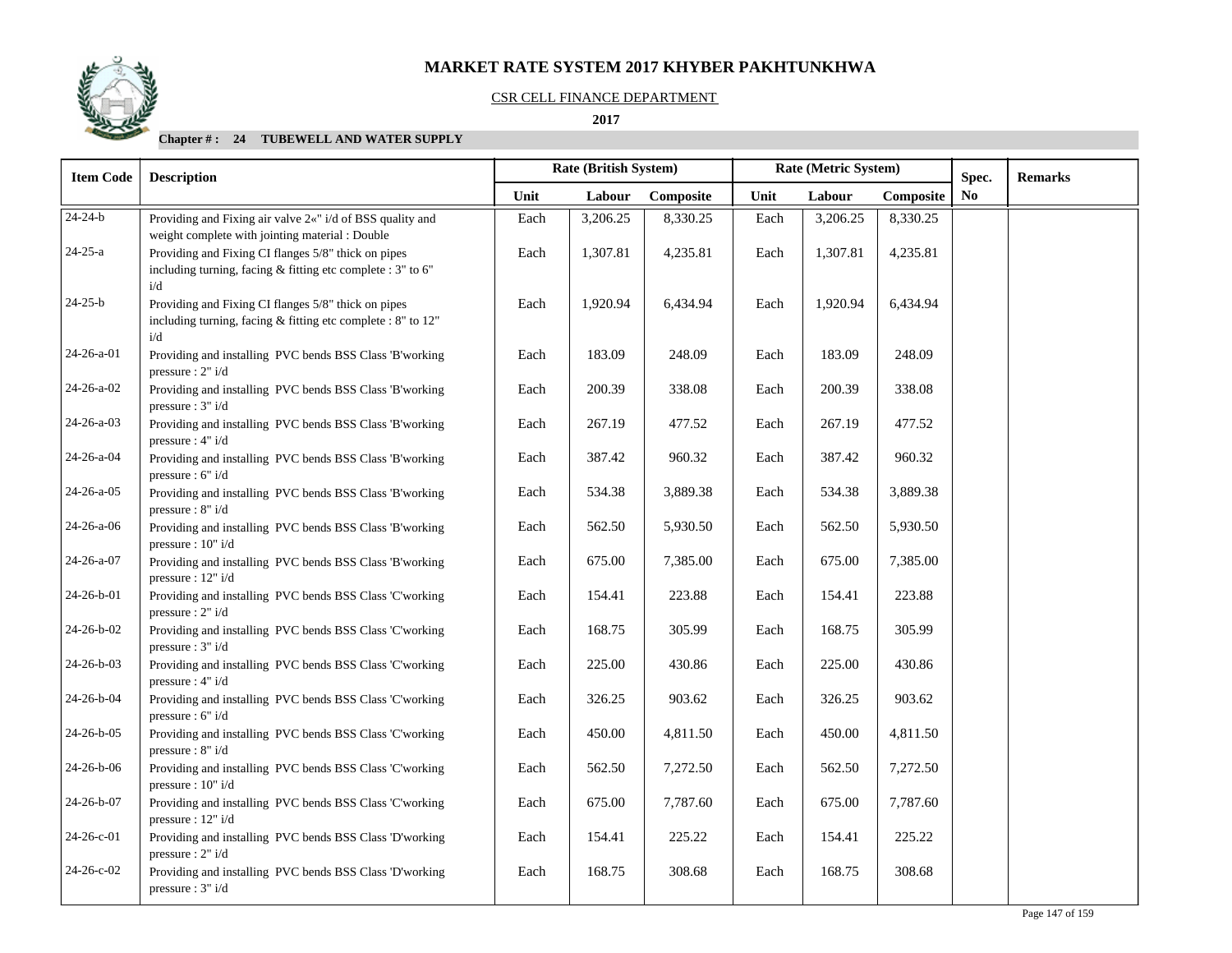# MARKET RATE SYSTEM 2017 KHYBER PAKHTUNKHWA

CSR CELL FINANCE DEPARTMENT

**2017**

**Chapter # : 24 TUBEWELL AND WATER SUPPLY**

| Item Code | Description | Rate (British System) | | | Rate (Metric System) | | | Spec. No | Remarks |
|---|---|---|---|---|---|---|---|---|---|
| | | Unit | Labour | Composite | Unit | Labour | Composite | | |
| 24-24-b | Providing and Fixing air valve 2«" i/d of BSS quality and weight complete with jointing material : Double | Each | 3,206.25 | 8,330.25 | Each | 3,206.25 | 8,330.25 | | |
| 24-25-a | Providing and Fixing CI flanges 5/8" thick on pipes including turning, facing & fitting etc complete : 3" to 6" i/d | Each | 1,307.81 | 4,235.81 | Each | 1,307.81 | 4,235.81 | | |
| 24-25-b | Providing and Fixing CI flanges 5/8" thick on pipes including turning, facing & fitting etc complete : 8" to 12" i/d | Each | 1,920.94 | 6,434.94 | Each | 1,920.94 | 6,434.94 | | |
| 24-26-a-01 | Providing and installing PVC bends BSS Class 'B'working pressure : 2" i/d | Each | 183.09 | 248.09 | Each | 183.09 | 248.09 | | |
| 24-26-a-02 | Providing and installing PVC bends BSS Class 'B'working pressure : 3" i/d | Each | 200.39 | 338.08 | Each | 200.39 | 338.08 | | |
| 24-26-a-03 | Providing and installing PVC bends BSS Class 'B'working pressure : 4" i/d | Each | 267.19 | 477.52 | Each | 267.19 | 477.52 | | |
| 24-26-a-04 | Providing and installing PVC bends BSS Class 'B'working pressure : 6" i/d | Each | 387.42 | 960.32 | Each | 387.42 | 960.32 | | |
| 24-26-a-05 | Providing and installing PVC bends BSS Class 'B'working pressure : 8" i/d | Each | 534.38 | 3,889.38 | Each | 534.38 | 3,889.38 | | |
| 24-26-a-06 | Providing and installing PVC bends BSS Class 'B'working pressure : 10" i/d | Each | 562.50 | 5,930.50 | Each | 562.50 | 5,930.50 | | |
| 24-26-a-07 | Providing and installing PVC bends BSS Class 'B'working pressure : 12" i/d | Each | 675.00 | 7,385.00 | Each | 675.00 | 7,385.00 | | |
| 24-26-b-01 | Providing and installing PVC bends BSS Class 'C'working pressure : 2" i/d | Each | 154.41 | 223.88 | Each | 154.41 | 223.88 | | |
| 24-26-b-02 | Providing and installing PVC bends BSS Class 'C'working pressure : 3" i/d | Each | 168.75 | 305.99 | Each | 168.75 | 305.99 | | |
| 24-26-b-03 | Providing and installing PVC bends BSS Class 'C'working pressure : 4" i/d | Each | 225.00 | 430.86 | Each | 225.00 | 430.86 | | |
| 24-26-b-04 | Providing and installing PVC bends BSS Class 'C'working pressure : 6" i/d | Each | 326.25 | 903.62 | Each | 326.25 | 903.62 | | |
| 24-26-b-05 | Providing and installing PVC bends BSS Class 'C'working pressure : 8" i/d | Each | 450.00 | 4,811.50 | Each | 450.00 | 4,811.50 | | |
| 24-26-b-06 | Providing and installing PVC bends BSS Class 'C'working pressure : 10" i/d | Each | 562.50 | 7,272.50 | Each | 562.50 | 7,272.50 | | |
| 24-26-b-07 | Providing and installing PVC bends BSS Class 'C'working pressure : 12" i/d | Each | 675.00 | 7,787.60 | Each | 675.00 | 7,787.60 | | |
| 24-26-c-01 | Providing and installing PVC bends BSS Class 'D'working pressure : 2" i/d | Each | 154.41 | 225.22 | Each | 154.41 | 225.22 | | |
| 24-26-c-02 | Providing and installing PVC bends BSS Class 'D'working pressure : 3" i/d | Each | 168.75 | 308.68 | Each | 168.75 | 308.68 | | |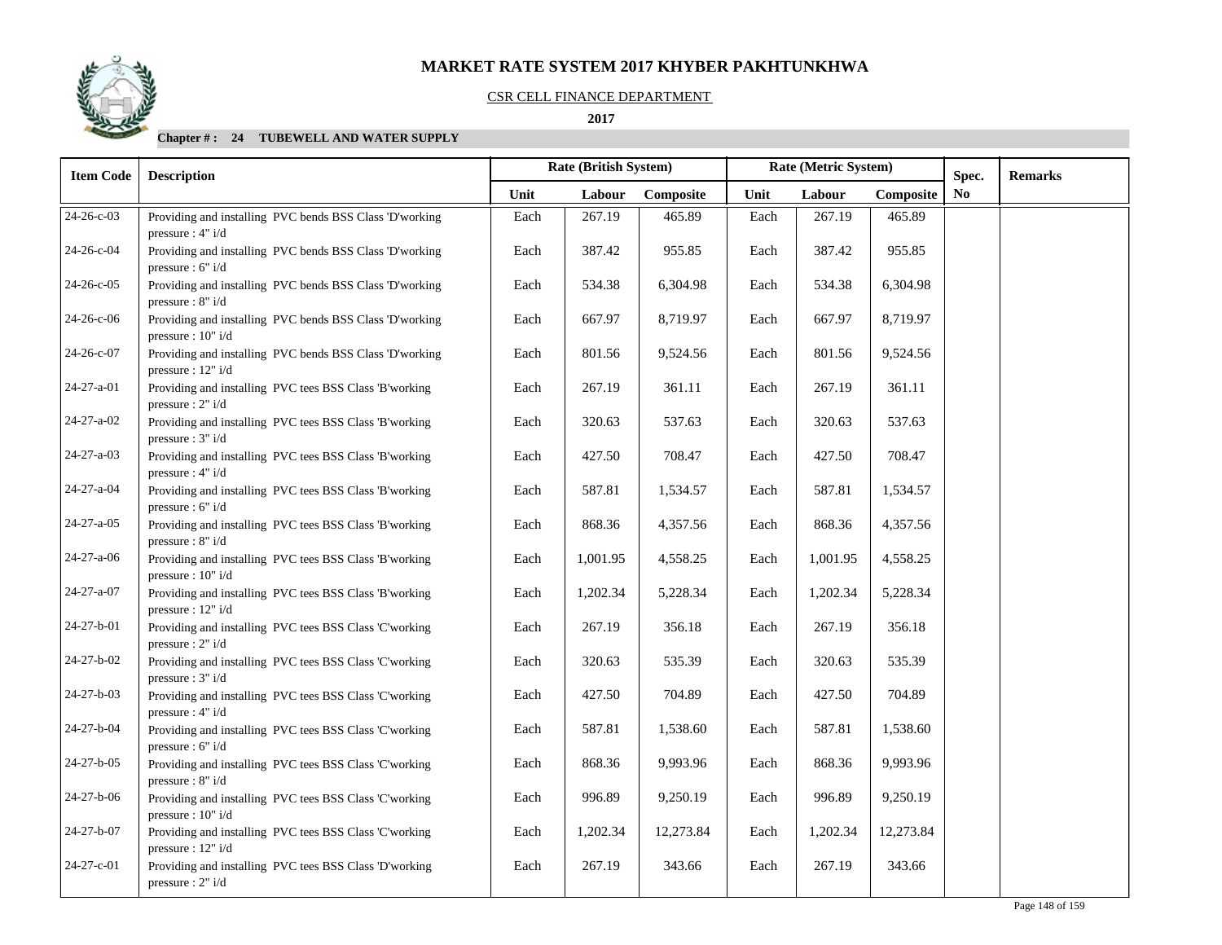# MARKET RATE SYSTEM 2017 KHYBER PAKHTUNKHWA

CSR CELL FINANCE DEPARTMENT

**2017**

**Chapter # : 24 TUBEWELL AND WATER SUPPLY**

| Item Code | Description | Rate (British System) | | | Rate (Metric System) | | | Spec. No | Remarks |
|---|---|---|---|---|---|---|---|---|---|
| | | Unit | Labour | Composite | Unit | Labour | Composite | | |
| 24-26-c-03 | Providing and installing PVC bends BSS Class 'D'working pressure : 4" i/d | Each | 267.19 | 465.89 | Each | 267.19 | 465.89 | | |
| 24-26-c-04 | Providing and installing PVC bends BSS Class 'D'working pressure : 6" i/d | Each | 387.42 | 955.85 | Each | 387.42 | 955.85 | | |
| 24-26-c-05 | Providing and installing PVC bends BSS Class 'D'working pressure : 8" i/d | Each | 534.38 | 6,304.98 | Each | 534.38 | 6,304.98 | | |
| 24-26-c-06 | Providing and installing PVC bends BSS Class 'D'working pressure : 10" i/d | Each | 667.97 | 8,719.97 | Each | 667.97 | 8,719.97 | | |
| 24-26-c-07 | Providing and installing PVC bends BSS Class 'D'working pressure : 12" i/d | Each | 801.56 | 9,524.56 | Each | 801.56 | 9,524.56 | | |
| 24-27-a-01 | Providing and installing PVC tees BSS Class 'B'working pressure : 2" i/d | Each | 267.19 | 361.11 | Each | 267.19 | 361.11 | | |
| 24-27-a-02 | Providing and installing PVC tees BSS Class 'B'working pressure : 3" i/d | Each | 320.63 | 537.63 | Each | 320.63 | 537.63 | | |
| 24-27-a-03 | Providing and installing PVC tees BSS Class 'B'working pressure : 4" i/d | Each | 427.50 | 708.47 | Each | 427.50 | 708.47 | | |
| 24-27-a-04 | Providing and installing PVC tees BSS Class 'B'working pressure : 6" i/d | Each | 587.81 | 1,534.57 | Each | 587.81 | 1,534.57 | | |
| 24-27-a-05 | Providing and installing PVC tees BSS Class 'B'working pressure : 8" i/d | Each | 868.36 | 4,357.56 | Each | 868.36 | 4,357.56 | | |
| 24-27-a-06 | Providing and installing PVC tees BSS Class 'B'working pressure : 10" i/d | Each | 1,001.95 | 4,558.25 | Each | 1,001.95 | 4,558.25 | | |
| 24-27-a-07 | Providing and installing PVC tees BSS Class 'B'working pressure : 12" i/d | Each | 1,202.34 | 5,228.34 | Each | 1,202.34 | 5,228.34 | | |
| 24-27-b-01 | Providing and installing PVC tees BSS Class 'C'working pressure : 2" i/d | Each | 267.19 | 356.18 | Each | 267.19 | 356.18 | | |
| 24-27-b-02 | Providing and installing PVC tees BSS Class 'C'working pressure : 3" i/d | Each | 320.63 | 535.39 | Each | 320.63 | 535.39 | | |
| 24-27-b-03 | Providing and installing PVC tees BSS Class 'C'working pressure : 4" i/d | Each | 427.50 | 704.89 | Each | 427.50 | 704.89 | | |
| 24-27-b-04 | Providing and installing PVC tees BSS Class 'C'working pressure : 6" i/d | Each | 587.81 | 1,538.60 | Each | 587.81 | 1,538.60 | | |
| 24-27-b-05 | Providing and installing PVC tees BSS Class 'C'working pressure : 8" i/d | Each | 868.36 | 9,993.96 | Each | 868.36 | 9,993.96 | | |
| 24-27-b-06 | Providing and installing PVC tees BSS Class 'C'working pressure : 10" i/d | Each | 996.89 | 9,250.19 | Each | 996.89 | 9,250.19 | | |
| 24-27-b-07 | Providing and installing PVC tees BSS Class 'C'working pressure : 12" i/d | Each | 1,202.34 | 12,273.84 | Each | 1,202.34 | 12,273.84 | | |
| 24-27-c-01 | Providing and installing PVC tees BSS Class 'D'working pressure : 2" i/d | Each | 267.19 | 343.66 | Each | 267.19 | 343.66 | | |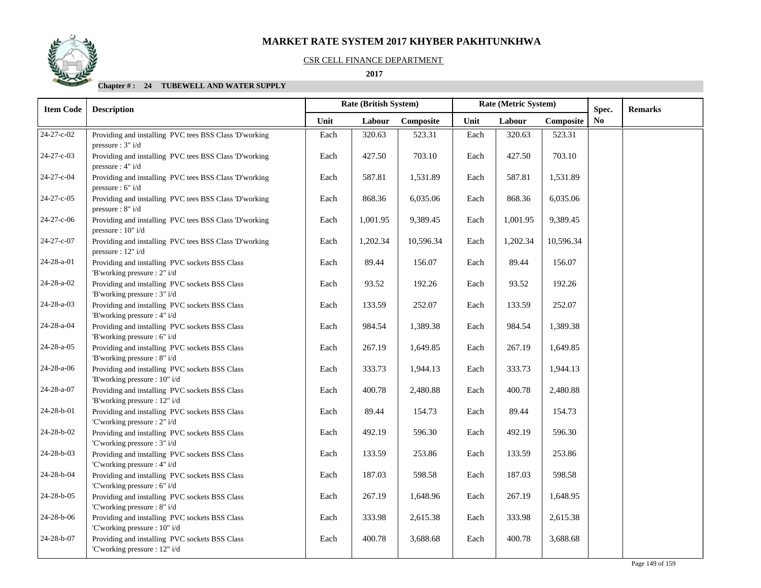# MARKET RATE SYSTEM 2017 KHYBER PAKHTUNKHWA

CSR CELL FINANCE DEPARTMENT

**2017**

**Chapter # : 24 TUBEWELL AND WATER SUPPLY**

| Item Code | Description | Rate (British System) | | | Rate (Metric System) | | | Spec. No | Remarks |
|---|---|---|---|---|---|---|---|---|---|
| | | Unit | Labour | Composite | Unit | Labour | Composite | | |
| 24-27-c-02 | Providing and installing PVC tees BSS Class 'D'working pressure : 3" i/d | Each | 320.63 | 523.31 | Each | 320.63 | 523.31 | | |
| 24-27-c-03 | Providing and installing PVC tees BSS Class 'D'working pressure : 4" i/d | Each | 427.50 | 703.10 | Each | 427.50 | 703.10 | | |
| 24-27-c-04 | Providing and installing PVC tees BSS Class 'D'working pressure : 6" i/d | Each | 587.81 | 1,531.89 | Each | 587.81 | 1,531.89 | | |
| 24-27-c-05 | Providing and installing PVC tees BSS Class 'D'working pressure : 8" i/d | Each | 868.36 | 6,035.06 | Each | 868.36 | 6,035.06 | | |
| 24-27-c-06 | Providing and installing PVC tees BSS Class 'D'working pressure : 10" i/d | Each | 1,001.95 | 9,389.45 | Each | 1,001.95 | 9,389.45 | | |
| 24-27-c-07 | Providing and installing PVC tees BSS Class 'D'working pressure : 12" i/d | Each | 1,202.34 | 10,596.34 | Each | 1,202.34 | 10,596.34 | | |
| 24-28-a-01 | Providing and installing PVC sockets BSS Class 'B'working pressure : 2" i/d | Each | 89.44 | 156.07 | Each | 89.44 | 156.07 | | |
| 24-28-a-02 | Providing and installing PVC sockets BSS Class 'B'working pressure : 3" i/d | Each | 93.52 | 192.26 | Each | 93.52 | 192.26 | | |
| 24-28-a-03 | Providing and installing PVC sockets BSS Class 'B'working pressure : 4" i/d | Each | 133.59 | 252.07 | Each | 133.59 | 252.07 | | |
| 24-28-a-04 | Providing and installing PVC sockets BSS Class 'B'working pressure : 6" i/d | Each | 984.54 | 1,389.38 | Each | 984.54 | 1,389.38 | | |
| 24-28-a-05 | Providing and installing PVC sockets BSS Class 'B'working pressure : 8" i/d | Each | 267.19 | 1,649.85 | Each | 267.19 | 1,649.85 | | |
| 24-28-a-06 | Providing and installing PVC sockets BSS Class 'B'working pressure : 10" i/d | Each | 333.73 | 1,944.13 | Each | 333.73 | 1,944.13 | | |
| 24-28-a-07 | Providing and installing PVC sockets BSS Class 'B'working pressure : 12" i/d | Each | 400.78 | 2,480.88 | Each | 400.78 | 2,480.88 | | |
| 24-28-b-01 | Providing and installing PVC sockets BSS Class 'C'working pressure : 2" i/d | Each | 89.44 | 154.73 | Each | 89.44 | 154.73 | | |
| 24-28-b-02 | Providing and installing PVC sockets BSS Class 'C'working pressure : 3" i/d | Each | 492.19 | 596.30 | Each | 492.19 | 596.30 | | |
| 24-28-b-03 | Providing and installing PVC sockets BSS Class 'C'working pressure : 4" i/d | Each | 133.59 | 253.86 | Each | 133.59 | 253.86 | | |
| 24-28-b-04 | Providing and installing PVC sockets BSS Class 'C'working pressure : 6" i/d | Each | 187.03 | 598.58 | Each | 187.03 | 598.58 | | |
| 24-28-b-05 | Providing and installing PVC sockets BSS Class 'C'working pressure : 8" i/d | Each | 267.19 | 1,648.96 | Each | 267.19 | 1,648.95 | | |
| 24-28-b-06 | Providing and installing PVC sockets BSS Class 'C'working pressure : 10" i/d | Each | 333.98 | 2,615.38 | Each | 333.98 | 2,615.38 | | |
| 24-28-b-07 | Providing and installing PVC sockets BSS Class 'C'working pressure : 12" i/d | Each | 400.78 | 3,688.68 | Each | 400.78 | 3,688.68 | | |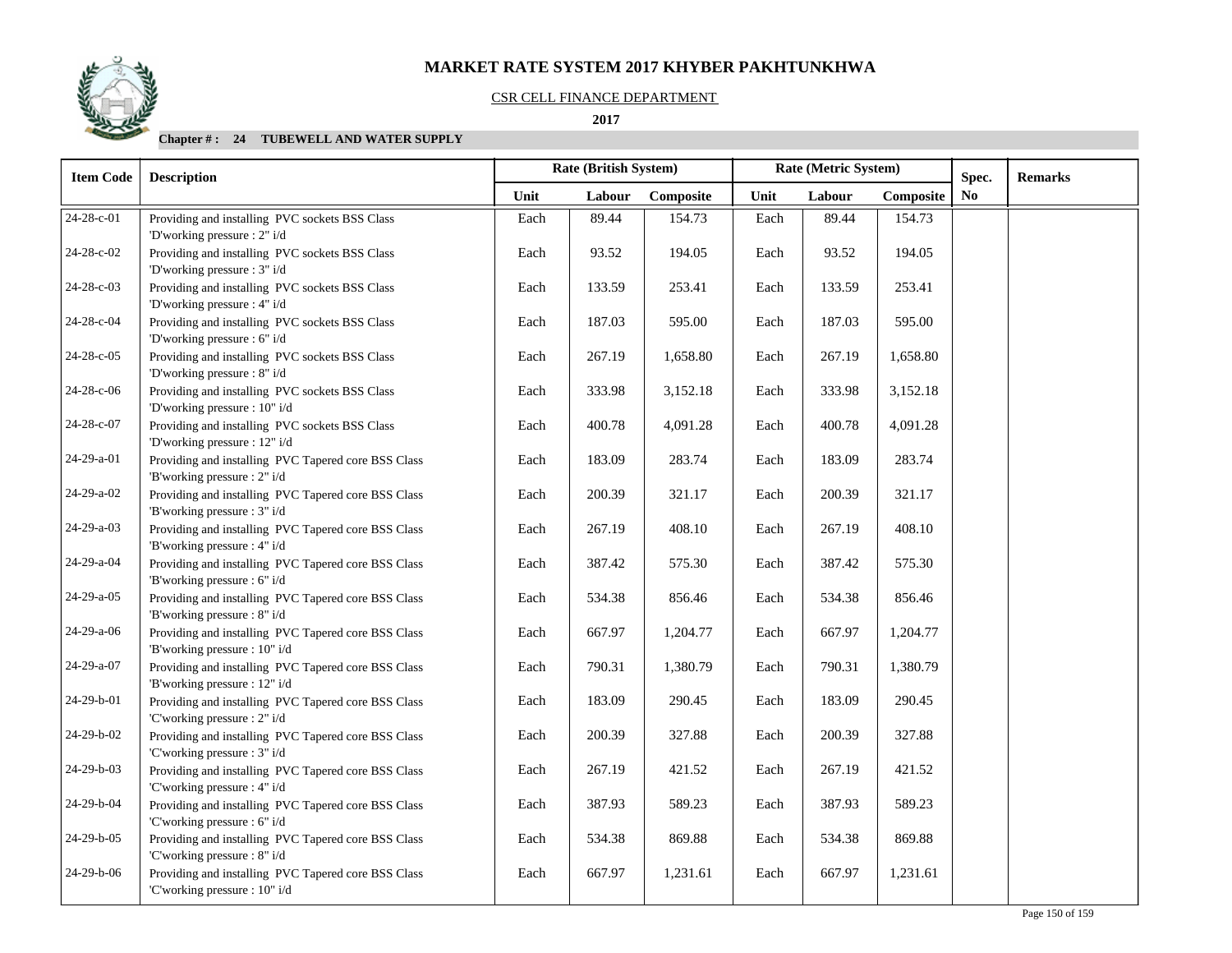# MARKET RATE SYSTEM 2017 KHYBER PAKHTUNKHWA

CSR CELL FINANCE DEPARTMENT

**2017**

**Chapter # : 24 TUBEWELL AND WATER SUPPLY**

| Item Code | Description | Rate (British System) | | | Rate (Metric System) | | | Spec. No | Remarks |
|---|---|---|---|---|---|---|---|---|---|
| | | Unit | Labour | Composite | Unit | Labour | Composite | | |
| 24-28-c-01 | Providing and installing PVC sockets BSS Class 'D'working pressure : 2" i/d | Each | 89.44 | 154.73 | Each | 89.44 | 154.73 | | |
| 24-28-c-02 | Providing and installing PVC sockets BSS Class 'D'working pressure : 3" i/d | Each | 93.52 | 194.05 | Each | 93.52 | 194.05 | | |
| 24-28-c-03 | Providing and installing PVC sockets BSS Class 'D'working pressure : 4" i/d | Each | 133.59 | 253.41 | Each | 133.59 | 253.41 | | |
| 24-28-c-04 | Providing and installing PVC sockets BSS Class 'D'working pressure : 6" i/d | Each | 187.03 | 595.00 | Each | 187.03 | 595.00 | | |
| 24-28-c-05 | Providing and installing PVC sockets BSS Class 'D'working pressure : 8" i/d | Each | 267.19 | 1,658.80 | Each | 267.19 | 1,658.80 | | |
| 24-28-c-06 | Providing and installing PVC sockets BSS Class 'D'working pressure : 10" i/d | Each | 333.98 | 3,152.18 | Each | 333.98 | 3,152.18 | | |
| 24-28-c-07 | Providing and installing PVC sockets BSS Class 'D'working pressure : 12" i/d | Each | 400.78 | 4,091.28 | Each | 400.78 | 4,091.28 | | |
| 24-29-a-01 | Providing and installing PVC Tapered core BSS Class 'B'working pressure : 2" i/d | Each | 183.09 | 283.74 | Each | 183.09 | 283.74 | | |
| 24-29-a-02 | Providing and installing PVC Tapered core BSS Class 'B'working pressure : 3" i/d | Each | 200.39 | 321.17 | Each | 200.39 | 321.17 | | |
| 24-29-a-03 | Providing and installing PVC Tapered core BSS Class 'B'working pressure : 4" i/d | Each | 267.19 | 408.10 | Each | 267.19 | 408.10 | | |
| 24-29-a-04 | Providing and installing PVC Tapered core BSS Class 'B'working pressure : 6" i/d | Each | 387.42 | 575.30 | Each | 387.42 | 575.30 | | |
| 24-29-a-05 | Providing and installing PVC Tapered core BSS Class 'B'working pressure : 8" i/d | Each | 534.38 | 856.46 | Each | 534.38 | 856.46 | | |
| 24-29-a-06 | Providing and installing PVC Tapered core BSS Class 'B'working pressure : 10" i/d | Each | 667.97 | 1,204.77 | Each | 667.97 | 1,204.77 | | |
| 24-29-a-07 | Providing and installing PVC Tapered core BSS Class 'B'working pressure : 12" i/d | Each | 790.31 | 1,380.79 | Each | 790.31 | 1,380.79 | | |
| 24-29-b-01 | Providing and installing PVC Tapered core BSS Class 'C'working pressure : 2" i/d | Each | 183.09 | 290.45 | Each | 183.09 | 290.45 | | |
| 24-29-b-02 | Providing and installing PVC Tapered core BSS Class 'C'working pressure : 3" i/d | Each | 200.39 | 327.88 | Each | 200.39 | 327.88 | | |
| 24-29-b-03 | Providing and installing PVC Tapered core BSS Class 'C'working pressure : 4" i/d | Each | 267.19 | 421.52 | Each | 267.19 | 421.52 | | |
| 24-29-b-04 | Providing and installing PVC Tapered core BSS Class 'C'working pressure : 6" i/d | Each | 387.93 | 589.23 | Each | 387.93 | 589.23 | | |
| 24-29-b-05 | Providing and installing PVC Tapered core BSS Class 'C'working pressure : 8" i/d | Each | 534.38 | 869.88 | Each | 534.38 | 869.88 | | |
| 24-29-b-06 | Providing and installing PVC Tapered core BSS Class 'C'working pressure : 10" i/d | Each | 667.97 | 1,231.61 | Each | 667.97 | 1,231.61 | | |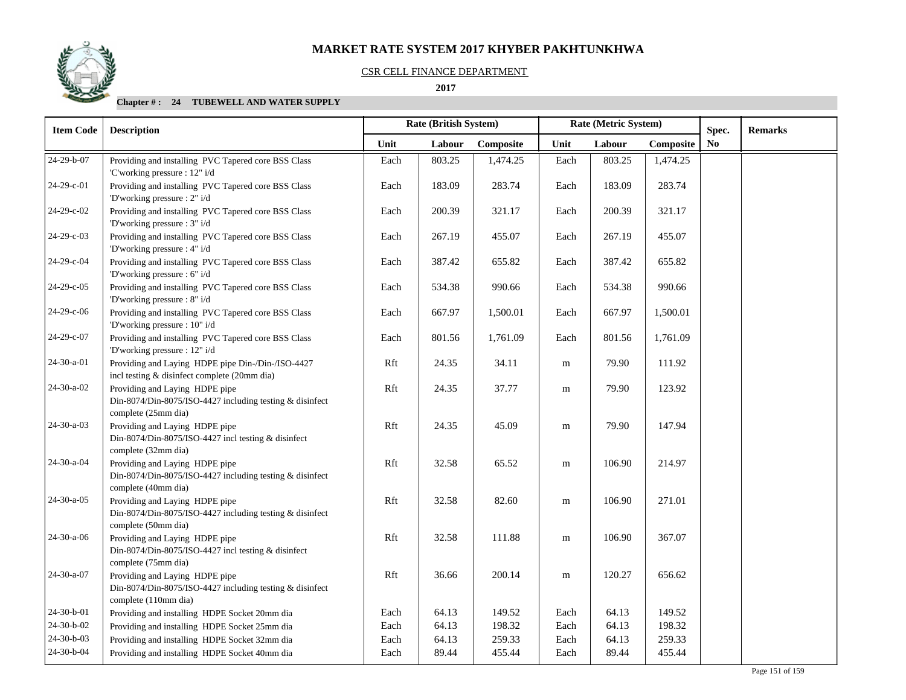# MARKET RATE SYSTEM 2017 KHYBER PAKHTUNKHWA

CSR CELL FINANCE DEPARTMENT

**2017**

**Chapter # : 24 TUBEWELL AND WATER SUPPLY**

| Item Code | Description | Rate (British System) | | | Rate (Metric System) | | | Spec. No | Remarks |
|---|---|---|---|---|---|---|---|---|---|
| | | Unit | Labour | Composite | Unit | Labour | Composite | | |
| 24-29-b-07 | Providing and installing PVC Tapered core BSS Class 'C'working pressure : 12" i/d | Each | 803.25 | 1,474.25 | Each | 803.25 | 1,474.25 | | |
| 24-29-c-01 | Providing and installing PVC Tapered core BSS Class 'D'working pressure : 2" i/d | Each | 183.09 | 283.74 | Each | 183.09 | 283.74 | | |
| 24-29-c-02 | Providing and installing PVC Tapered core BSS Class 'D'working pressure : 3" i/d | Each | 200.39 | 321.17 | Each | 200.39 | 321.17 | | |
| 24-29-c-03 | Providing and installing PVC Tapered core BSS Class 'D'working pressure : 4" i/d | Each | 267.19 | 455.07 | Each | 267.19 | 455.07 | | |
| 24-29-c-04 | Providing and installing PVC Tapered core BSS Class 'D'working pressure : 6" i/d | Each | 387.42 | 655.82 | Each | 387.42 | 655.82 | | |
| 24-29-c-05 | Providing and installing PVC Tapered core BSS Class 'D'working pressure : 8" i/d | Each | 534.38 | 990.66 | Each | 534.38 | 990.66 | | |
| 24-29-c-06 | Providing and installing PVC Tapered core BSS Class 'D'working pressure : 10" i/d | Each | 667.97 | 1,500.01 | Each | 667.97 | 1,500.01 | | |
| 24-29-c-07 | Providing and installing PVC Tapered core BSS Class 'D'working pressure : 12" i/d | Each | 801.56 | 1,761.09 | Each | 801.56 | 1,761.09 | | |
| 24-30-a-01 | Providing and Laying HDPE pipe Din-/Din-/ISO-4427 incl testing & disinfect complete (20mm dia) | Rft | 24.35 | 34.11 | m | 79.90 | 111.92 | | |
| 24-30-a-02 | Providing and Laying HDPE pipe Din-8074/Din-8075/ISO-4427 including testing & disinfect complete (25mm dia) | Rft | 24.35 | 37.77 | m | 79.90 | 123.92 | | |
| 24-30-a-03 | Providing and Laying HDPE pipe Din-8074/Din-8075/ISO-4427 incl testing & disinfect complete (32mm dia) | Rft | 24.35 | 45.09 | m | 79.90 | 147.94 | | |
| 24-30-a-04 | Providing and Laying HDPE pipe Din-8074/Din-8075/ISO-4427 including testing & disinfect complete (40mm dia) | Rft | 32.58 | 65.52 | m | 106.90 | 214.97 | | |
| 24-30-a-05 | Providing and Laying HDPE pipe Din-8074/Din-8075/ISO-4427 including testing & disinfect complete (50mm dia) | Rft | 32.58 | 82.60 | m | 106.90 | 271.01 | | |
| 24-30-a-06 | Providing and Laying HDPE pipe Din-8074/Din-8075/ISO-4427 incl testing & disinfect complete (75mm dia) | Rft | 32.58 | 111.88 | m | 106.90 | 367.07 | | |
| 24-30-a-07 | Providing and Laying HDPE pipe Din-8074/Din-8075/ISO-4427 including testing & disinfect complete (110mm dia) | Rft | 36.66 | 200.14 | m | 120.27 | 656.62 | | |
| 24-30-b-01 | Providing and installing HDPE Socket 20mm dia | Each | 64.13 | 149.52 | Each | 64.13 | 149.52 | | |
| 24-30-b-02 | Providing and installing HDPE Socket 25mm dia | Each | 64.13 | 198.32 | Each | 64.13 | 198.32 | | |
| 24-30-b-03 | Providing and installing HDPE Socket 32mm dia | Each | 64.13 | 259.33 | Each | 64.13 | 259.33 | | |
| 24-30-b-04 | Providing and installing HDPE Socket 40mm dia | Each | 89.44 | 455.44 | Each | 89.44 | 455.44 | | |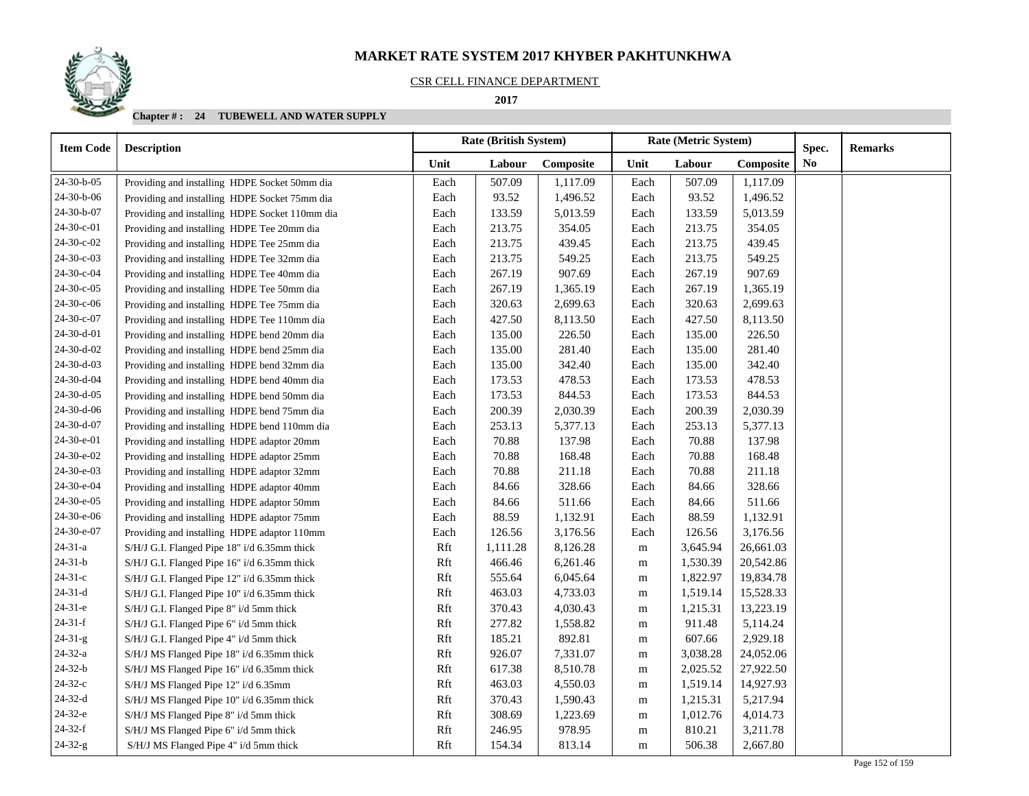# MARKET RATE SYSTEM 2017 KHYBER PAKHTUNKHWA

CSR CELL FINANCE DEPARTMENT

**2017**

**Chapter # : 24 TUBEWELL AND WATER SUPPLY**

| Item Code | Description | Rate (British System) | | | Rate (Metric System) | | | Spec. | Remarks |
|---|---|---|---|---|---|---|---|---|---|
| | | Unit | Labour | Composite | Unit | Labour | Composite | No | |
| 24-30-b-05 | Providing and installing HDPE Socket 50mm dia | Each | 507.09 | 1,117.09 | Each | 507.09 | 1,117.09 | | |
| 24-30-b-06 | Providing and installing HDPE Socket 75mm dia | Each | 93.52 | 1,496.52 | Each | 93.52 | 1,496.52 | | |
| 24-30-b-07 | Providing and installing HDPE Socket 110mm dia | Each | 133.59 | 5,013.59 | Each | 133.59 | 5,013.59 | | |
| 24-30-c-01 | Providing and installing HDPE Tee 20mm dia | Each | 213.75 | 354.05 | Each | 213.75 | 354.05 | | |
| 24-30-c-02 | Providing and installing HDPE Tee 25mm dia | Each | 213.75 | 439.45 | Each | 213.75 | 439.45 | | |
| 24-30-c-03 | Providing and installing HDPE Tee 32mm dia | Each | 213.75 | 549.25 | Each | 213.75 | 549.25 | | |
| 24-30-c-04 | Providing and installing HDPE Tee 40mm dia | Each | 267.19 | 907.69 | Each | 267.19 | 907.69 | | |
| 24-30-c-05 | Providing and installing HDPE Tee 50mm dia | Each | 267.19 | 1,365.19 | Each | 267.19 | 1,365.19 | | |
| 24-30-c-06 | Providing and installing HDPE Tee 75mm dia | Each | 320.63 | 2,699.63 | Each | 320.63 | 2,699.63 | | |
| 24-30-c-07 | Providing and installing HDPE Tee 110mm dia | Each | 427.50 | 8,113.50 | Each | 427.50 | 8,113.50 | | |
| 24-30-d-01 | Providing and installing HDPE bend 20mm dia | Each | 135.00 | 226.50 | Each | 135.00 | 226.50 | | |
| 24-30-d-02 | Providing and installing HDPE bend 25mm dia | Each | 135.00 | 281.40 | Each | 135.00 | 281.40 | | |
| 24-30-d-03 | Providing and installing HDPE bend 32mm dia | Each | 135.00 | 342.40 | Each | 135.00 | 342.40 | | |
| 24-30-d-04 | Providing and installing HDPE bend 40mm dia | Each | 173.53 | 478.53 | Each | 173.53 | 478.53 | | |
| 24-30-d-05 | Providing and installing HDPE bend 50mm dia | Each | 173.53 | 844.53 | Each | 173.53 | 844.53 | | |
| 24-30-d-06 | Providing and installing HDPE bend 75mm dia | Each | 200.39 | 2,030.39 | Each | 200.39 | 2,030.39 | | |
| 24-30-d-07 | Providing and installing HDPE bend 110mm dia | Each | 253.13 | 5,377.13 | Each | 253.13 | 5,377.13 | | |
| 24-30-e-01 | Providing and installing HDPE adaptor 20mm | Each | 70.88 | 137.98 | Each | 70.88 | 137.98 | | |
| 24-30-e-02 | Providing and installing HDPE adaptor 25mm | Each | 70.88 | 168.48 | Each | 70.88 | 168.48 | | |
| 24-30-e-03 | Providing and installing HDPE adaptor 32mm | Each | 70.88 | 211.18 | Each | 70.88 | 211.18 | | |
| 24-30-e-04 | Providing and installing HDPE adaptor 40mm | Each | 84.66 | 328.66 | Each | 84.66 | 328.66 | | |
| 24-30-e-05 | Providing and installing HDPE adaptor 50mm | Each | 84.66 | 511.66 | Each | 84.66 | 511.66 | | |
| 24-30-e-06 | Providing and installing HDPE adaptor 75mm | Each | 88.59 | 1,132.91 | Each | 88.59 | 1,132.91 | | |
| 24-30-e-07 | Providing and installing HDPE adaptor 110mm | Each | 126.56 | 3,176.56 | Each | 126.56 | 3,176.56 | | |
| 24-31-a | S/H/J G.I. Flanged Pipe 18" i/d 6.35mm thick | Rft | 1,111.28 | 8,126.28 | m | 3,645.94 | 26,661.03 | | |
| 24-31-b | S/H/J G.I. Flanged Pipe 16" i/d 6.35mm thick | Rft | 466.46 | 6,261.46 | m | 1,530.39 | 20,542.86 | | |
| 24-31-c | S/H/J G.I. Flanged Pipe 12" i/d 6.35mm thick | Rft | 555.64 | 6,045.64 | m | 1,822.97 | 19,834.78 | | |
| 24-31-d | S/H/J G.I. Flanged Pipe 10" i/d 6.35mm thick | Rft | 463.03 | 4,733.03 | m | 1,519.14 | 15,528.33 | | |
| 24-31-e | S/H/J G.I. Flanged Pipe 8" i/d 5mm thick | Rft | 370.43 | 4,030.43 | m | 1,215.31 | 13,223.19 | | |
| 24-31-f | S/H/J G.I. Flanged Pipe 6" i/d 5mm thick | Rft | 277.82 | 1,558.82 | m | 911.48 | 5,114.24 | | |
| 24-31-g | S/H/J G.I. Flanged Pipe 4" i/d 5mm thick | Rft | 185.21 | 892.81 | m | 607.66 | 2,929.18 | | |
| 24-32-a | S/H/J MS Flanged Pipe 18" i/d 6.35mm thick | Rft | 926.07 | 7,331.07 | m | 3,038.28 | 24,052.06 | | |
| 24-32-b | S/H/J MS Flanged Pipe 16" i/d 6.35mm thick | Rft | 617.38 | 8,510.78 | m | 2,025.52 | 27,922.50 | | |
| 24-32-c | S/H/J MS Flanged Pipe 12" i/d 6.35mm | Rft | 463.03 | 4,550.03 | m | 1,519.14 | 14,927.93 | | |
| 24-32-d | S/H/J MS Flanged Pipe 10" i/d 6.35mm thick | Rft | 370.43 | 1,590.43 | m | 1,215.31 | 5,217.94 | | |
| 24-32-e | S/H/J MS Flanged Pipe 8" i/d 5mm thick | Rft | 308.69 | 1,223.69 | m | 1,012.76 | 4,014.73 | | |
| 24-32-f | S/H/J MS Flanged Pipe 6" i/d 5mm thick | Rft | 246.95 | 978.95 | m | 810.21 | 3,211.78 | | |
| 24-32-g | S/H/J MS Flanged Pipe 4" i/d 5mm thick | Rft | 154.34 | 813.14 | m | 506.38 | 2,667.80 | | |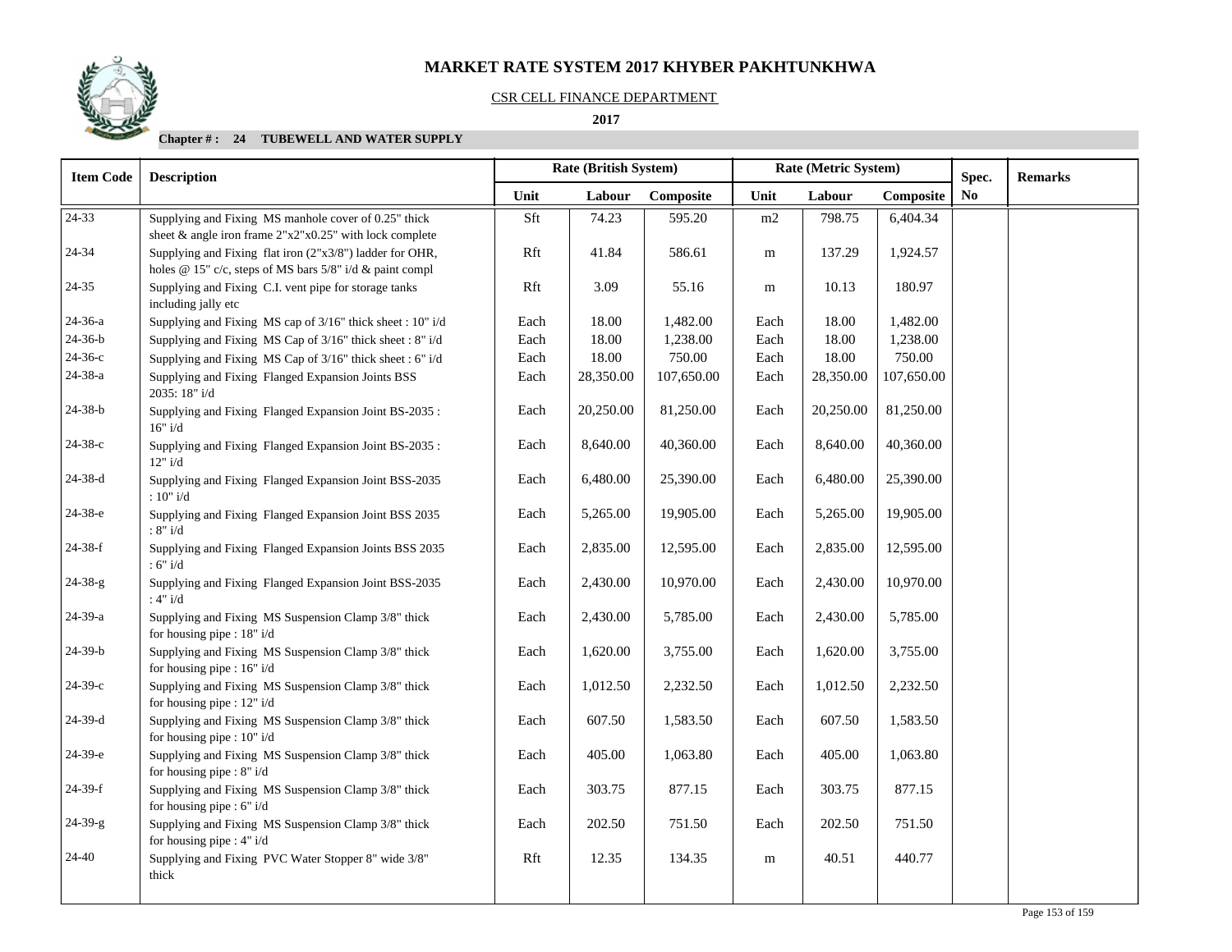# MARKET RATE SYSTEM 2017 KHYBER PAKHTUNKHWA

CSR CELL FINANCE DEPARTMENT

**2017**

**Chapter # : 24 TUBEWELL AND WATER SUPPLY**

| Item Code | Description | Rate (British System) | | | Rate (Metric System) | | | Spec. | Remarks |
|---|---|---|---|---|---|---|---|---|---|
| | | Unit | Labour | Composite | Unit | Labour | Composite | No | |
| 24-33 | Supplying and Fixing MS manhole cover of 0.25" thick sheet & angle iron frame 2"x2"x0.25" with lock complete | Sft | 74.23 | 595.20 | m2 | 798.75 | 6,404.34 | | |
| 24-34 | Supplying and Fixing flat iron (2"x3/8") ladder for OHR, holes @ 15" c/c, steps of MS bars 5/8" i/d & paint compl | Rft | 41.84 | 586.61 | m | 137.29 | 1,924.57 | | |
| 24-35 | Supplying and Fixing C.I. vent pipe for storage tanks including jally etc | Rft | 3.09 | 55.16 | m | 10.13 | 180.97 | | |
| 24-36-a | Supplying and Fixing MS cap of 3/16" thick sheet : 10" i/d | Each | 18.00 | 1,482.00 | Each | 18.00 | 1,482.00 | | |
| 24-36-b | Supplying and Fixing MS Cap of 3/16" thick sheet : 8" i/d | Each | 18.00 | 1,238.00 | Each | 18.00 | 1,238.00 | | |
| 24-36-c | Supplying and Fixing MS Cap of 3/16" thick sheet : 6" i/d | Each | 18.00 | 750.00 | Each | 18.00 | 750.00 | | |
| 24-38-a | Supplying and Fixing Flanged Expansion Joints BSS 2035: 18" i/d | Each | 28,350.00 | 107,650.00 | Each | 28,350.00 | 107,650.00 | | |
| 24-38-b | Supplying and Fixing Flanged Expansion Joint BS-2035 : 16" i/d | Each | 20,250.00 | 81,250.00 | Each | 20,250.00 | 81,250.00 | | |
| 24-38-c | Supplying and Fixing Flanged Expansion Joint BS-2035 : 12" i/d | Each | 8,640.00 | 40,360.00 | Each | 8,640.00 | 40,360.00 | | |
| 24-38-d | Supplying and Fixing Flanged Expansion Joint BSS-2035 : 10" i/d | Each | 6,480.00 | 25,390.00 | Each | 6,480.00 | 25,390.00 | | |
| 24-38-e | Supplying and Fixing Flanged Expansion Joint BSS 2035 : 8" i/d | Each | 5,265.00 | 19,905.00 | Each | 5,265.00 | 19,905.00 | | |
| 24-38-f | Supplying and Fixing Flanged Expansion Joints BSS 2035 : 6" i/d | Each | 2,835.00 | 12,595.00 | Each | 2,835.00 | 12,595.00 | | |
| 24-38-g | Supplying and Fixing Flanged Expansion Joint BSS-2035 : 4" i/d | Each | 2,430.00 | 10,970.00 | Each | 2,430.00 | 10,970.00 | | |
| 24-39-a | Supplying and Fixing MS Suspension Clamp 3/8" thick for housing pipe : 18" i/d | Each | 2,430.00 | 5,785.00 | Each | 2,430.00 | 5,785.00 | | |
| 24-39-b | Supplying and Fixing MS Suspension Clamp 3/8" thick for housing pipe : 16" i/d | Each | 1,620.00 | 3,755.00 | Each | 1,620.00 | 3,755.00 | | |
| 24-39-c | Supplying and Fixing MS Suspension Clamp 3/8" thick for housing pipe : 12" i/d | Each | 1,012.50 | 2,232.50 | Each | 1,012.50 | 2,232.50 | | |
| 24-39-d | Supplying and Fixing MS Suspension Clamp 3/8" thick for housing pipe : 10" i/d | Each | 607.50 | 1,583.50 | Each | 607.50 | 1,583.50 | | |
| 24-39-e | Supplying and Fixing MS Suspension Clamp 3/8" thick for housing pipe : 8" i/d | Each | 405.00 | 1,063.80 | Each | 405.00 | 1,063.80 | | |
| 24-39-f | Supplying and Fixing MS Suspension Clamp 3/8" thick for housing pipe : 6" i/d | Each | 303.75 | 877.15 | Each | 303.75 | 877.15 | | |
| 24-39-g | Supplying and Fixing MS Suspension Clamp 3/8" thick for housing pipe : 4" i/d | Each | 202.50 | 751.50 | Each | 202.50 | 751.50 | | |
| 24-40 | Supplying and Fixing PVC Water Stopper 8" wide 3/8" thick | Rft | 12.35 | 134.35 | m | 40.51 | 440.77 | | |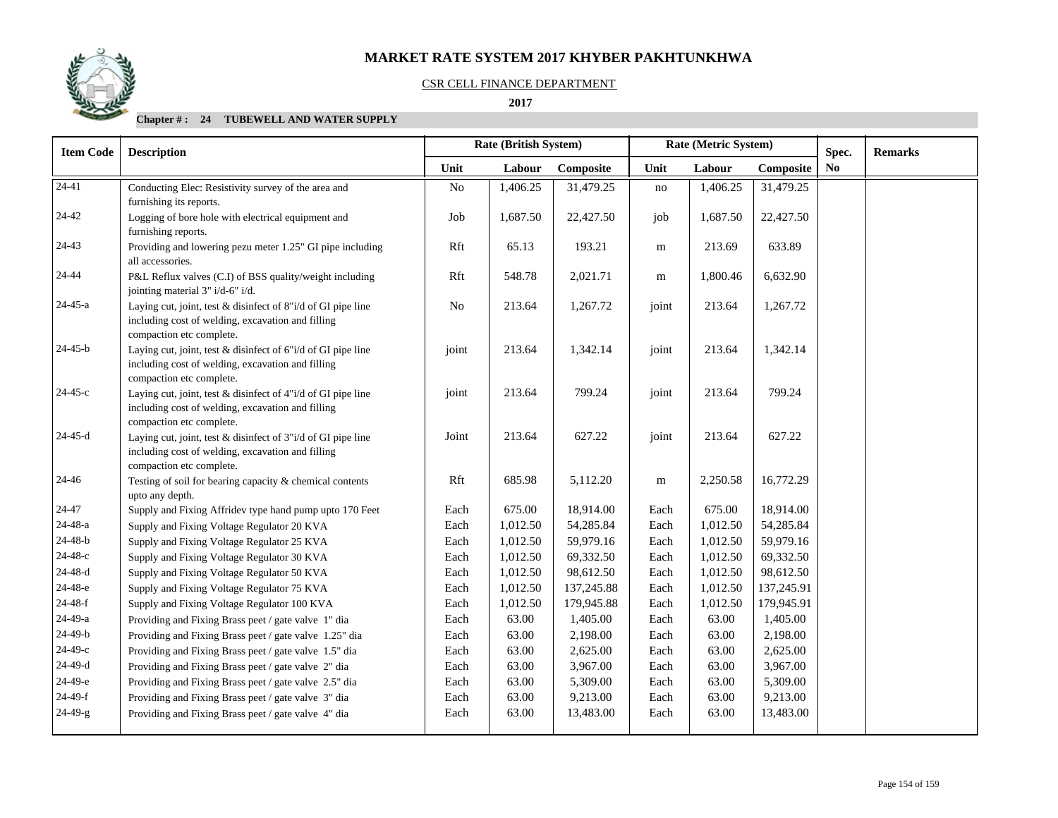# MARKET RATE SYSTEM 2017 KHYBER PAKHTUNKHWA

CSR CELL FINANCE DEPARTMENT

**2017**

**Chapter # : 24 TUBEWELL AND WATER SUPPLY**

| Item Code | Description | Rate (British System) | | | Rate (Metric System) | | | Spec. No | Remarks |
|---|---|---|---|---|---|---|---|---|---|
| | | Unit | Labour | Composite | Unit | Labour | Composite | | |
| 24-41 | Conducting Elec: Resistivity survey of the area and furnishing its reports. | No | 1,406.25 | 31,479.25 | no | 1,406.25 | 31,479.25 | | |
| 24-42 | Logging of bore hole with electrical equipment and furnishing reports. | Job | 1,687.50 | 22,427.50 | job | 1,687.50 | 22,427.50 | | |
| 24-43 | Providing and lowering pezu meter 1.25" GI pipe including all accessories. | Rft | 65.13 | 193.21 | m | 213.69 | 633.89 | | |
| 24-44 | P&L Reflux valves (C.I) of BSS quality/weight including jointing material 3" i/d-6" i/d. | Rft | 548.78 | 2,021.71 | m | 1,800.46 | 6,632.90 | | |
| 24-45-a | Laying cut, joint, test & disinfect of 8"i/d of GI pipe line including cost of welding, excavation and filling compaction etc complete. | No | 213.64 | 1,267.72 | joint | 213.64 | 1,267.72 | | |
| 24-45-b | Laying cut, joint, test & disinfect of 6"i/d of GI pipe line including cost of welding, excavation and filling compaction etc complete. | joint | 213.64 | 1,342.14 | joint | 213.64 | 1,342.14 | | |
| 24-45-c | Laying cut, joint, test & disinfect of 4"i/d of GI pipe line including cost of welding, excavation and filling compaction etc complete. | joint | 213.64 | 799.24 | joint | 213.64 | 799.24 | | |
| 24-45-d | Laying cut, joint, test & disinfect of 3"i/d of GI pipe line including cost of welding, excavation and filling compaction etc complete. | Joint | 213.64 | 627.22 | joint | 213.64 | 627.22 | | |
| 24-46 | Testing of soil for bearing capacity & chemical contents upto any depth. | Rft | 685.98 | 5,112.20 | m | 2,250.58 | 16,772.29 | | |
| 24-47 | Supply and Fixing Affridev type hand pump upto 170 Feet | Each | 675.00 | 18,914.00 | Each | 675.00 | 18,914.00 | | |
| 24-48-a | Supply and Fixing Voltage Regulator 20 KVA | Each | 1,012.50 | 54,285.84 | Each | 1,012.50 | 54,285.84 | | |
| 24-48-b | Supply and Fixing Voltage Regulator 25 KVA | Each | 1,012.50 | 59,979.16 | Each | 1,012.50 | 59,979.16 | | |
| 24-48-c | Supply and Fixing Voltage Regulator 30 KVA | Each | 1,012.50 | 69,332.50 | Each | 1,012.50 | 69,332.50 | | |
| 24-48-d | Supply and Fixing Voltage Regulator 50 KVA | Each | 1,012.50 | 98,612.50 | Each | 1,012.50 | 98,612.50 | | |
| 24-48-e | Supply and Fixing Voltage Regulator 75 KVA | Each | 1,012.50 | 137,245.88 | Each | 1,012.50 | 137,245.91 | | |
| 24-48-f | Supply and Fixing Voltage Regulator 100 KVA | Each | 1,012.50 | 179,945.88 | Each | 1,012.50 | 179,945.91 | | |
| 24-49-a | Providing and Fixing Brass peet / gate valve 1" dia | Each | 63.00 | 1,405.00 | Each | 63.00 | 1,405.00 | | |
| 24-49-b | Providing and Fixing Brass peet / gate valve 1.25" dia | Each | 63.00 | 2,198.00 | Each | 63.00 | 2,198.00 | | |
| 24-49-c | Providing and Fixing Brass peet / gate valve 1.5" dia | Each | 63.00 | 2,625.00 | Each | 63.00 | 2,625.00 | | |
| 24-49-d | Providing and Fixing Brass peet / gate valve 2" dia | Each | 63.00 | 3,967.00 | Each | 63.00 | 3,967.00 | | |
| 24-49-e | Providing and Fixing Brass peet / gate valve 2.5" dia | Each | 63.00 | 5,309.00 | Each | 63.00 | 5,309.00 | | |
| 24-49-f | Providing and Fixing Brass peet / gate valve 3" dia | Each | 63.00 | 9,213.00 | Each | 63.00 | 9,213.00 | | |
| 24-49-g | Providing and Fixing Brass peet / gate valve 4" dia | Each | 63.00 | 13,483.00 | Each | 63.00 | 13,483.00 | | |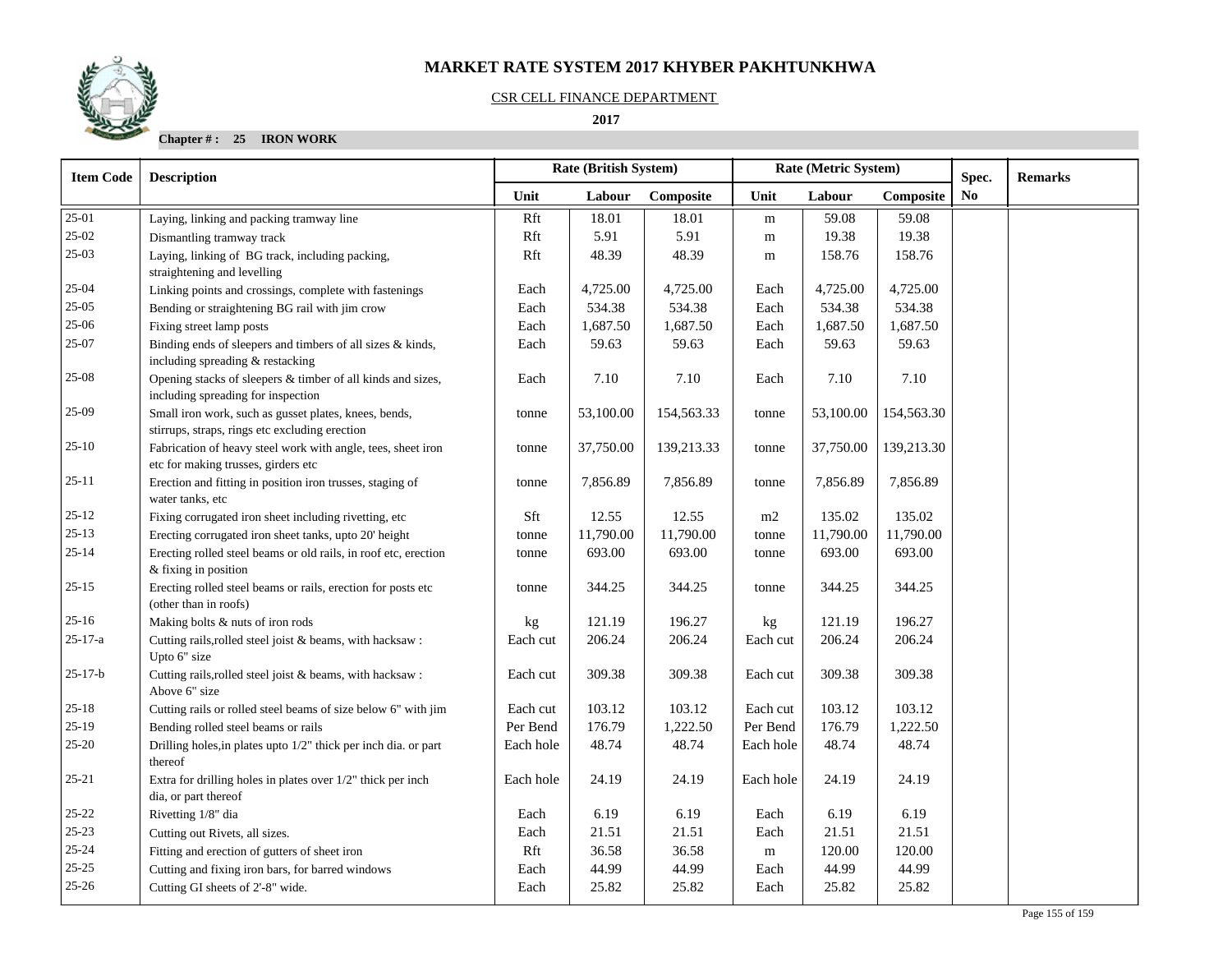# MARKET RATE SYSTEM 2017 KHYBER PAKHTUNKHWA

CSR CELL FINANCE DEPARTMENT

**2017**

**Chapter # : 25 IRON WORK**

| Item Code | Description | Rate (British System) | | | Rate (Metric System) | | | Spec. No | Remarks |
|---|---|---|---|---|---|---|---|---|---|
| | | Unit | Labour | Composite | Unit | Labour | Composite | | |
| 25-01 | Laying, linking and packing tramway line | Rft | 18.01 | 18.01 | m | 59.08 | 59.08 | | |
| 25-02 | Dismantling tramway track | Rft | 5.91 | 5.91 | m | 19.38 | 19.38 | | |
| 25-03 | Laying, linking of BG track, including packing, straightening and levelling | Rft | 48.39 | 48.39 | m | 158.76 | 158.76 | | |
| 25-04 | Linking points and crossings, complete with fastenings | Each | 4,725.00 | 4,725.00 | Each | 4,725.00 | 4,725.00 | | |
| 25-05 | Bending or straightening BG rail with jim crow | Each | 534.38 | 534.38 | Each | 534.38 | 534.38 | | |
| 25-06 | Fixing street lamp posts | Each | 1,687.50 | 1,687.50 | Each | 1,687.50 | 1,687.50 | | |
| 25-07 | Binding ends of sleepers and timbers of all sizes & kinds, including spreading & restacking | Each | 59.63 | 59.63 | Each | 59.63 | 59.63 | | |
| 25-08 | Opening stacks of sleepers & timber of all kinds and sizes, including spreading for inspection | Each | 7.10 | 7.10 | Each | 7.10 | 7.10 | | |
| 25-09 | Small iron work, such as gusset plates, knees, bends, stirrups, straps, rings etc excluding erection | tonne | 53,100.00 | 154,563.33 | tonne | 53,100.00 | 154,563.30 | | |
| 25-10 | Fabrication of heavy steel work with angle, tees, sheet iron etc for making trusses, girders etc | tonne | 37,750.00 | 139,213.33 | tonne | 37,750.00 | 139,213.30 | | |
| 25-11 | Erection and fitting in position iron trusses, staging of water tanks, etc | tonne | 7,856.89 | 7,856.89 | tonne | 7,856.89 | 7,856.89 | | |
| 25-12 | Fixing corrugated iron sheet including rivetting, etc | Sft | 12.55 | 12.55 | m2 | 135.02 | 135.02 | | |
| 25-13 | Erecting corrugated iron sheet tanks, upto 20' height | tonne | 11,790.00 | 11,790.00 | tonne | 11,790.00 | 11,790.00 | | |
| 25-14 | Erecting rolled steel beams or old rails, in roof etc, erection & fixing in position | tonne | 693.00 | 693.00 | tonne | 693.00 | 693.00 | | |
| 25-15 | Erecting rolled steel beams or rails, erection for posts etc (other than in roofs) | tonne | 344.25 | 344.25 | tonne | 344.25 | 344.25 | | |
| 25-16 | Making bolts & nuts of iron rods | kg | 121.19 | 196.27 | kg | 121.19 | 196.27 | | |
| 25-17-a | Cutting rails,rolled steel joist & beams, with hacksaw : Upto 6" size | Each cut | 206.24 | 206.24 | Each cut | 206.24 | 206.24 | | |
| 25-17-b | Cutting rails,rolled steel joist & beams, with hacksaw : Above 6" size | Each cut | 309.38 | 309.38 | Each cut | 309.38 | 309.38 | | |
| 25-18 | Cutting rails or rolled steel beams of size below 6" with jim | Each cut | 103.12 | 103.12 | Each cut | 103.12 | 103.12 | | |
| 25-19 | Bending rolled steel beams or rails | Per Bend | 176.79 | 1,222.50 | Per Bend | 176.79 | 1,222.50 | | |
| 25-20 | Drilling holes,in plates upto 1/2" thick per inch dia. or part thereof | Each hole | 48.74 | 48.74 | Each hole | 48.74 | 48.74 | | |
| 25-21 | Extra for drilling holes in plates over 1/2" thick per inch dia, or part thereof | Each hole | 24.19 | 24.19 | Each hole | 24.19 | 24.19 | | |
| 25-22 | Rivetting 1/8" dia | Each | 6.19 | 6.19 | Each | 6.19 | 6.19 | | |
| 25-23 | Cutting out Rivets, all sizes. | Each | 21.51 | 21.51 | Each | 21.51 | 21.51 | | |
| 25-24 | Fitting and erection of gutters of sheet iron | Rft | 36.58 | 36.58 | m | 120.00 | 120.00 | | |
| 25-25 | Cutting and fixing iron bars, for barred windows | Each | 44.99 | 44.99 | Each | 44.99 | 44.99 | | |
| 25-26 | Cutting GI sheets of 2'-8" wide. | Each | 25.82 | 25.82 | Each | 25.82 | 25.82 | | |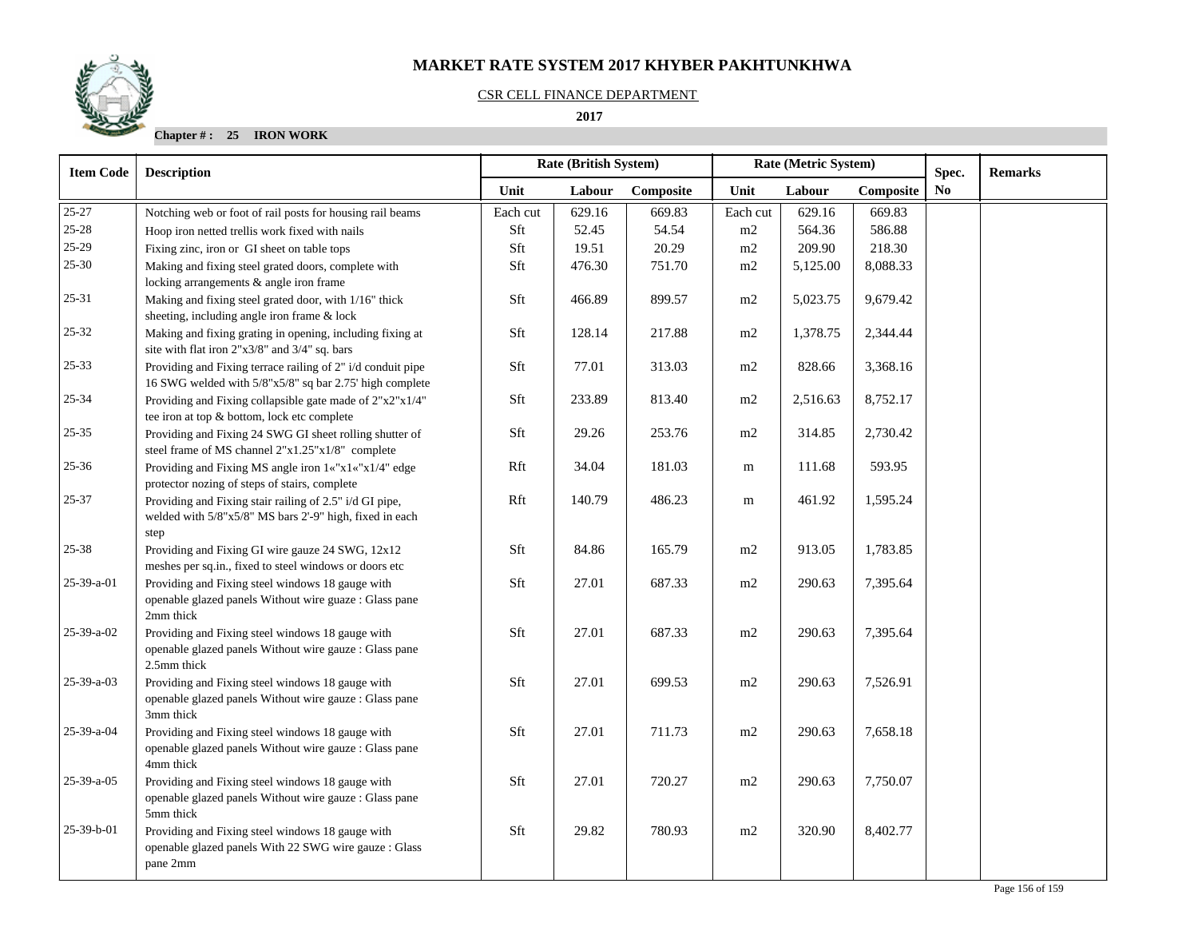# MARKET RATE SYSTEM 2017 KHYBER PAKHTUNKHWA

CSR CELL FINANCE DEPARTMENT

**2017**

**Chapter # : 25 IRON WORK**

| Item Code | Description | Rate (British System) | | | Rate (Metric System) | | | Spec. | Remarks |
|---|---|---|---|---|---|---|---|---|---|
| | | Unit | Labour | Composite | Unit | Labour | Composite | No | |
| 25-27 | Notching web or foot of rail posts for housing rail beams | Each cut | 629.16 | 669.83 | Each cut | 629.16 | 669.83 | | |
| 25-28 | Hoop iron netted trellis work fixed with nails | Sft | 52.45 | 54.54 | m2 | 564.36 | 586.88 | | |
| 25-29 | Fixing zinc, iron or GI sheet on table tops | Sft | 19.51 | 20.29 | m2 | 209.90 | 218.30 | | |
| 25-30 | Making and fixing steel grated doors, complete with locking arrangements & angle iron frame | Sft | 476.30 | 751.70 | m2 | 5,125.00 | 8,088.33 | | |
| 25-31 | Making and fixing steel grated door, with 1/16" thick sheeting, including angle iron frame & lock | Sft | 466.89 | 899.57 | m2 | 5,023.75 | 9,679.42 | | |
| 25-32 | Making and fixing grating in opening, including fixing at site with flat iron 2"x3/8" and 3/4" sq. bars | Sft | 128.14 | 217.88 | m2 | 1,378.75 | 2,344.44 | | |
| 25-33 | Providing and Fixing terrace railing of 2" i/d conduit pipe 16 SWG welded with 5/8"x5/8" sq bar 2.75' high complete | Sft | 77.01 | 313.03 | m2 | 828.66 | 3,368.16 | | |
| 25-34 | Providing and Fixing collapsible gate made of 2"x2"x1/4" tee iron at top & bottom, lock etc complete | Sft | 233.89 | 813.40 | m2 | 2,516.63 | 8,752.17 | | |
| 25-35 | Providing and Fixing 24 SWG GI sheet rolling shutter of steel frame of MS channel 2"x1.25"x1/8" complete | Sft | 29.26 | 253.76 | m2 | 314.85 | 2,730.42 | | |
| 25-36 | Providing and Fixing MS angle iron 1«"x1«"x1/4" edge protector nozing of steps of stairs, complete | Rft | 34.04 | 181.03 | m | 111.68 | 593.95 | | |
| 25-37 | Providing and Fixing stair railing of 2.5" i/d GI pipe, welded with 5/8"x5/8" MS bars 2'-9" high, fixed in each step | Rft | 140.79 | 486.23 | m | 461.92 | 1,595.24 | | |
| 25-38 | Providing and Fixing GI wire gauze 24 SWG, 12x12 meshes per sq.in., fixed to steel windows or doors etc | Sft | 84.86 | 165.79 | m2 | 913.05 | 1,783.85 | | |
| 25-39-a-01 | Providing and Fixing steel windows 18 gauge with openable glazed panels Without wire guaze : Glass pane 2mm thick | Sft | 27.01 | 687.33 | m2 | 290.63 | 7,395.64 | | |
| 25-39-a-02 | Providing and Fixing steel windows 18 gauge with openable glazed panels Without wire gauze : Glass pane 2.5mm thick | Sft | 27.01 | 687.33 | m2 | 290.63 | 7,395.64 | | |
| 25-39-a-03 | Providing and Fixing steel windows 18 gauge with openable glazed panels Without wire gauze : Glass pane 3mm thick | Sft | 27.01 | 699.53 | m2 | 290.63 | 7,526.91 | | |
| 25-39-a-04 | Providing and Fixing steel windows 18 gauge with openable glazed panels Without wire gauze : Glass pane 4mm thick | Sft | 27.01 | 711.73 | m2 | 290.63 | 7,658.18 | | |
| 25-39-a-05 | Providing and Fixing steel windows 18 gauge with openable glazed panels Without wire gauze : Glass pane 5mm thick | Sft | 27.01 | 720.27 | m2 | 290.63 | 7,750.07 | | |
| 25-39-b-01 | Providing and Fixing steel windows 18 gauge with openable glazed panels With 22 SWG wire gauze : Glass pane 2mm | Sft | 29.82 | 780.93 | m2 | 320.90 | 8,402.77 | | |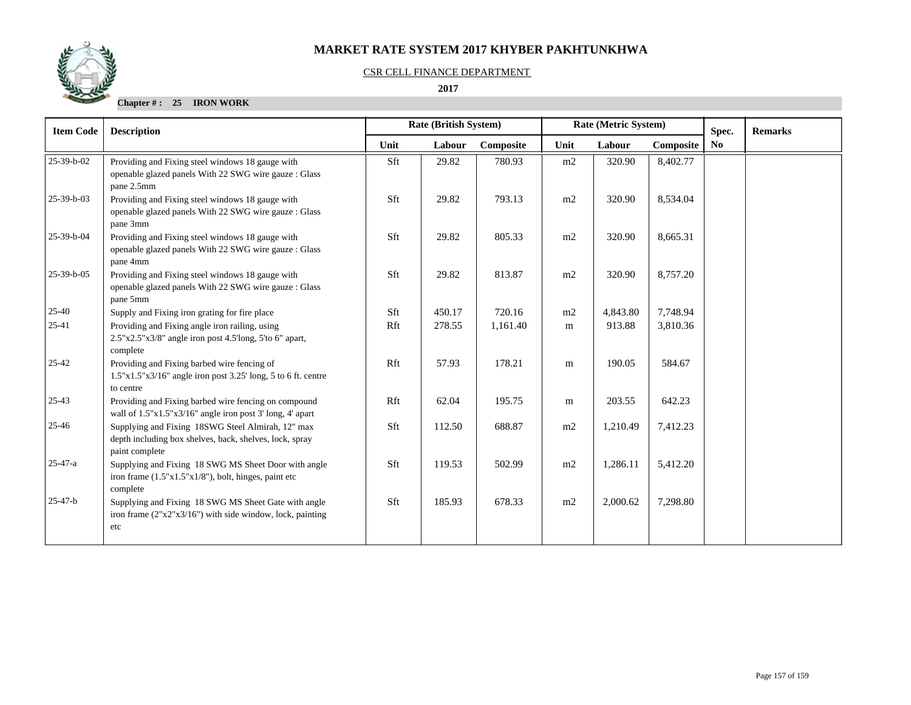# MARKET RATE SYSTEM 2017 KHYBER PAKHTUNKHWA

CSR CELL FINANCE DEPARTMENT

**2017**

**Chapter # : 25 IRON WORK**

| Item Code | Description | Rate (British System) | | | Rate (Metric System) | | | Spec. No | Remarks |
|---|---|---|---|---|---|---|---|---|---|
| | | Unit | Labour | Composite | Unit | Labour | Composite | | |
| 25-39-b-02 | Providing and Fixing steel windows 18 gauge with openable glazed panels With 22 SWG wire gauze : Glass pane 2.5mm | Sft | 29.82 | 780.93 | m2 | 320.90 | 8,402.77 | | |
| 25-39-b-03 | Providing and Fixing steel windows 18 gauge with openable glazed panels With 22 SWG wire gauze : Glass pane 3mm | Sft | 29.82 | 793.13 | m2 | 320.90 | 8,534.04 | | |
| 25-39-b-04 | Providing and Fixing steel windows 18 gauge with openable glazed panels With 22 SWG wire gauze : Glass pane 4mm | Sft | 29.82 | 805.33 | m2 | 320.90 | 8,665.31 | | |
| 25-39-b-05 | Providing and Fixing steel windows 18 gauge with openable glazed panels With 22 SWG wire gauze : Glass pane 5mm | Sft | 29.82 | 813.87 | m2 | 320.90 | 8,757.20 | | |
| 25-40 | Supply and Fixing iron grating for fire place | Sft | 450.17 | 720.16 | m2 | 4,843.80 | 7,748.94 | | |
| 25-41 | Providing and Fixing angle iron railing, using 2.5"x2.5"x3/8" angle iron post 4.5'long, 5'to 6" apart, complete | Rft | 278.55 | 1,161.40 | m | 913.88 | 3,810.36 | | |
| 25-42 | Providing and Fixing barbed wire fencing of 1.5"x1.5"x3/16" angle iron post 3.25' long, 5 to 6 ft. centre to centre | Rft | 57.93 | 178.21 | m | 190.05 | 584.67 | | |
| 25-43 | Providing and Fixing barbed wire fencing on compound wall of 1.5"x1.5"x3/16" angle iron post 3' long, 4' apart | Rft | 62.04 | 195.75 | m | 203.55 | 642.23 | | |
| 25-46 | Supplying and Fixing 18SWG Steel Almirah, 12" max depth including box shelves, back, shelves, lock, spray paint complete | Sft | 112.50 | 688.87 | m2 | 1,210.49 | 7,412.23 | | |
| 25-47-a | Supplying and Fixing 18 SWG MS Sheet Door with angle iron frame (1.5"x1.5"x1/8"), bolt, hinges, paint etc complete | Sft | 119.53 | 502.99 | m2 | 1,286.11 | 5,412.20 | | |
| 25-47-b | Supplying and Fixing 18 SWG MS Sheet Gate with angle iron frame (2"x2"x3/16") with side window, lock, painting etc | Sft | 185.93 | 678.33 | m2 | 2,000.62 | 7,298.80 | | |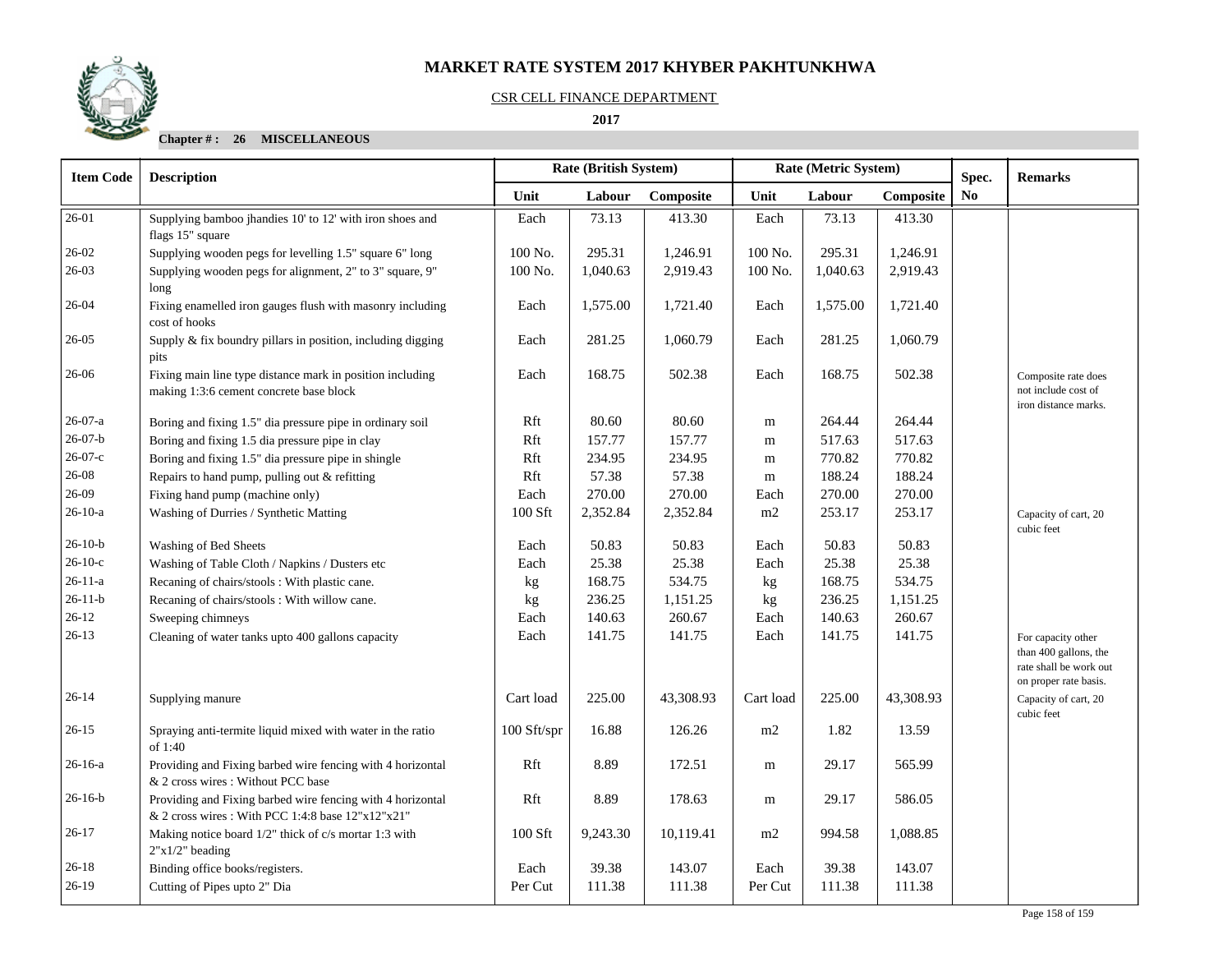# MARKET RATE SYSTEM 2017 KHYBER PAKHTUNKHWA

CSR CELL FINANCE DEPARTMENT

**2017**

**Chapter # : 26 MISCELLANEOUS**

| Item Code | Description | Rate (British System) | | | Rate (Metric System) | | | Spec. No | Remarks |
|---|---|---|---|---|---|---|---|---|---|
| | | Unit | Labour | Composite | Unit | Labour | Composite | | |
| 26-01 | Supplying bamboo jhandies 10' to 12' with iron shoes and flags 15" square | Each | 73.13 | 413.30 | Each | 73.13 | 413.30 | | |
| 26-02 | Supplying wooden pegs for levelling 1.5" square 6" long | 100 No. | 295.31 | 1,246.91 | 100 No. | 295.31 | 1,246.91 | | |
| 26-03 | Supplying wooden pegs for alignment, 2" to 3" square, 9" long | 100 No. | 1,040.63 | 2,919.43 | 100 No. | 1,040.63 | 2,919.43 | | |
| 26-04 | Fixing enamelled iron gauges flush with masonry including cost of hooks | Each | 1,575.00 | 1,721.40 | Each | 1,575.00 | 1,721.40 | | |
| 26-05 | Supply & fix boundry pillars in position, including digging pits | Each | 281.25 | 1,060.79 | Each | 281.25 | 1,060.79 | | |
| 26-06 | Fixing main line type distance mark in position including making 1:3:6 cement concrete base block | Each | 168.75 | 502.38 | Each | 168.75 | 502.38 | | Composite rate does not include cost of iron distance marks. |
| 26-07-a | Boring and fixing 1.5" dia pressure pipe in ordinary soil | Rft | 80.60 | 80.60 | m | 264.44 | 264.44 | | |
| 26-07-b | Boring and fixing 1.5 dia pressure pipe in clay | Rft | 157.77 | 157.77 | m | 517.63 | 517.63 | | |
| 26-07-c | Boring and fixing 1.5" dia pressure pipe in shingle | Rft | 234.95 | 234.95 | m | 770.82 | 770.82 | | |
| 26-08 | Repairs to hand pump, pulling out & refitting | Rft | 57.38 | 57.38 | m | 188.24 | 188.24 | | |
| 26-09 | Fixing hand pump (machine only) | Each | 270.00 | 270.00 | Each | 270.00 | 270.00 | | |
| 26-10-a | Washing of Durries / Synthetic Matting | 100 Sft | 2,352.84 | 2,352.84 | m2 | 253.17 | 253.17 | | Capacity of cart, 20 cubic feet |
| 26-10-b | Washing of Bed Sheets | Each | 50.83 | 50.83 | Each | 50.83 | 50.83 | | |
| 26-10-c | Washing of Table Cloth / Napkins / Dusters etc | Each | 25.38 | 25.38 | Each | 25.38 | 25.38 | | |
| 26-11-a | Recaning of chairs/stools : With plastic cane. | kg | 168.75 | 534.75 | kg | 168.75 | 534.75 | | |
| 26-11-b | Recaning of chairs/stools : With willow cane. | kg | 236.25 | 1,151.25 | kg | 236.25 | 1,151.25 | | |
| 26-12 | Sweeping chimneys | Each | 140.63 | 260.67 | Each | 140.63 | 260.67 | | |
| 26-13 | Cleaning of water tanks upto 400 gallons capacity | Each | 141.75 | 141.75 | Each | 141.75 | 141.75 | | For capacity other than 400 gallons, the rate shall be work out on proper rate basis. |
| 26-14 | Supplying manure | Cart load | 225.00 | 43,308.93 | Cart load | 225.00 | 43,308.93 | | Capacity of cart, 20 cubic feet |
| 26-15 | Spraying anti-termite liquid mixed with water in the ratio of 1:40 | 100 Sft/spr | 16.88 | 126.26 | m2 | 1.82 | 13.59 | | |
| 26-16-a | Providing and Fixing barbed wire fencing with 4 horizontal & 2 cross wires : Without PCC base | Rft | 8.89 | 172.51 | m | 29.17 | 565.99 | | |
| 26-16-b | Providing and Fixing barbed wire fencing with 4 horizontal & 2 cross wires : With PCC 1:4:8 base 12"x12"x21" | Rft | 8.89 | 178.63 | m | 29.17 | 586.05 | | |
| 26-17 | Making notice board 1/2" thick of c/s mortar 1:3 with 2"x1/2" beading | 100 Sft | 9,243.30 | 10,119.41 | m2 | 994.58 | 1,088.85 | | |
| 26-18 | Binding office books/registers. | Each | 39.38 | 143.07 | Each | 39.38 | 143.07 | | |
| 26-19 | Cutting of Pipes upto 2" Dia | Per Cut | 111.38 | 111.38 | Per Cut | 111.38 | 111.38 | | |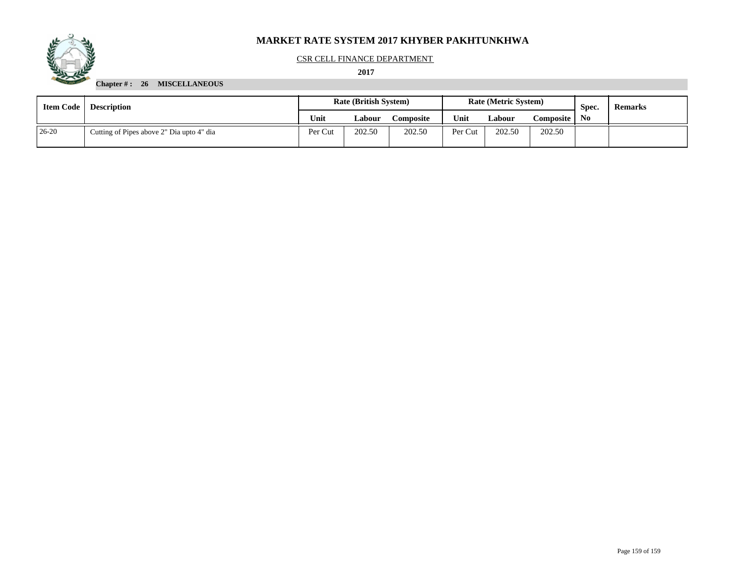# MARKET RATE SYSTEM 2017 KHYBER PAKHTUNKHWA

CSR CELL FINANCE DEPARTMENT

**2017**

**Chapter # : 26 MISCELLANEOUS**

| Item Code | Description | Rate (British System) | | | Rate (Metric System) | | | Spec. | Remarks |
|---|---|---|---|---|---|---|---|---|---|
| | | Unit | Labour | Composite | Unit | Labour | Composite | No | |
| 26-20 | Cutting of Pipes above 2" Dia upto 4" dia | Per Cut | 202.50 | 202.50 | Per Cut | 202.50 | 202.50 | | |